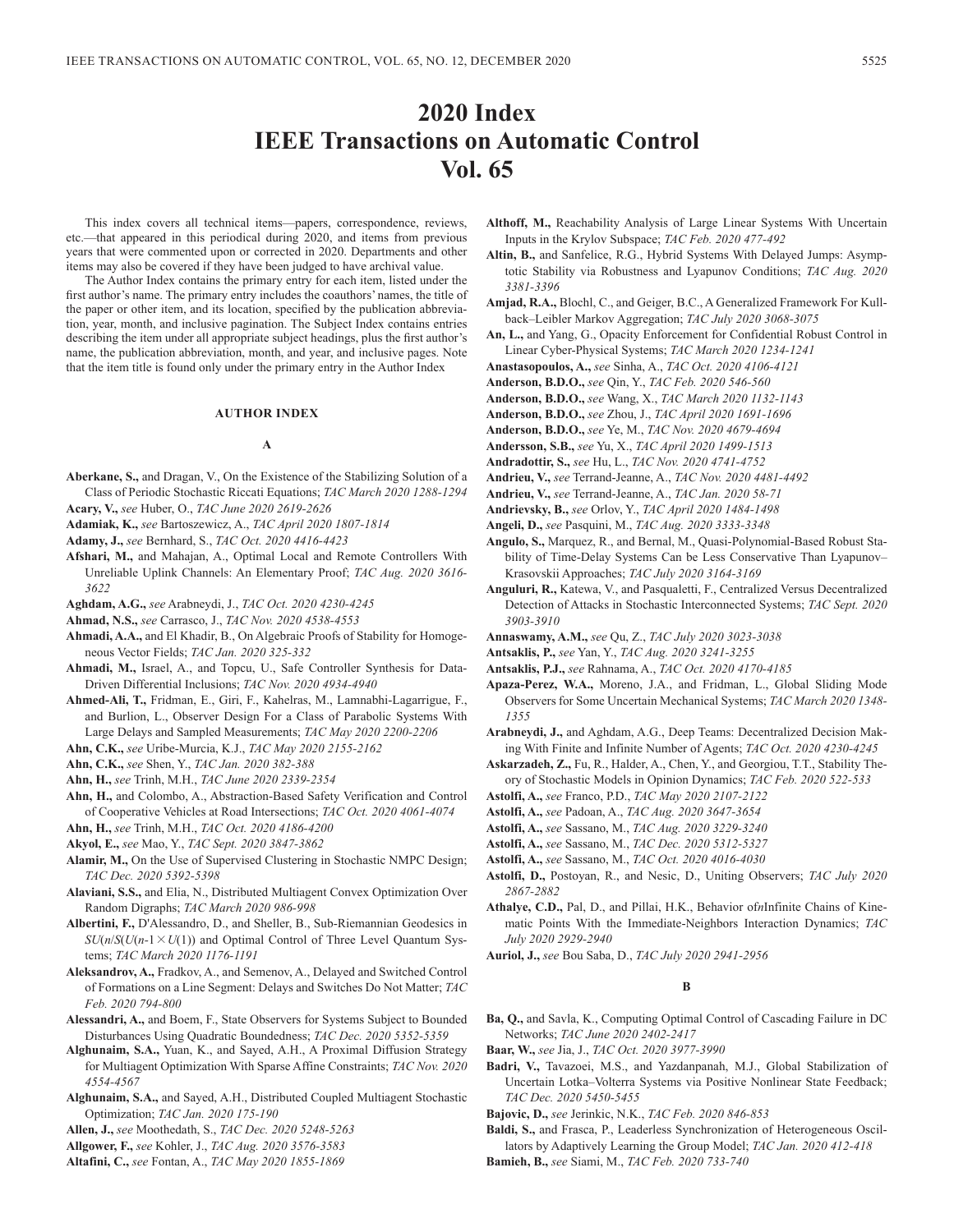# 2020 Index
# IEEE Transactions on Automatic Control
# Vol. 65

This index covers all technical items—papers, correspondence, reviews, etc.—that appeared in this periodical during 2020, and items from previous years that were commented upon or corrected in 2020. Departments and other items may also be covered if they have been judged to have archival value.

The Author Index contains the primary entry for each item, listed under the first author's name. The primary entry includes the coauthors' names, the title of the paper or other item, and its location, specified by the publication abbreviation, year, month, and inclusive pagination. The Subject Index contains entries describing the item under all appropriate subject headings, plus the first author's name, the publication abbreviation, month, and year, and inclusive pages. Note that the item title is found only under the primary entry in the Author Index

## AUTHOR INDEX

### A

**Aberkane, S.,** and Dragan, V., On the Existence of the Stabilizing Solution of a Class of Periodic Stochastic Riccati Equations; *TAC March 2020 1288-1294*

**Acary, V.,** *see* Huber, O., *TAC June 2020 2619-2626*

**Adamiak, K.,** *see* Bartoszewicz, A., *TAC April 2020 1807-1814*

**Adamy, J.,** *see* Bernhard, S., *TAC Oct. 2020 4416-4423*

**Afshari, M.,** and Mahajan, A., Optimal Local and Remote Controllers With Unreliable Uplink Channels: An Elementary Proof; *TAC Aug. 2020 3616-3622*

**Aghdam, A.G.,** *see* Arabneydi, J., *TAC Oct. 2020 4230-4245*

**Ahmad, N.S.,** *see* Carrasco, J., *TAC Nov. 2020 4538-4553*

**Ahmadi, A.A.,** and El Khadir, B., On Algebraic Proofs of Stability for Homogeneous Vector Fields; *TAC Jan. 2020 325-332*

**Ahmadi, M.,** Israel, A., and Topcu, U., Safe Controller Synthesis for Data-Driven Differential Inclusions; *TAC Nov. 2020 4934-4940*

**Ahmed-Ali, T.,** Fridman, E., Giri, F., Kahelras, M., Lamnabhi-Lagarrigue, F., and Burlion, L., Observer Design For a Class of Parabolic Systems With Large Delays and Sampled Measurements; *TAC May 2020 2200-2206*

**Ahn, C.K.,** *see* Uribe-Murcia, K.J., *TAC May 2020 2155-2162*

**Ahn, C.K.,** *see* Shen, Y., *TAC Jan. 2020 382-388*

**Ahn, H.,** *see* Trinh, M.H., *TAC June 2020 2339-2354*

**Ahn, H.,** and Colombo, A., Abstraction-Based Safety Verification and Control of Cooperative Vehicles at Road Intersections; *TAC Oct. 2020 4061-4074*

**Ahn, H.,** *see* Trinh, M.H., *TAC Oct. 2020 4186-4200*

**Akyol, E.,** *see* Mao, Y., *TAC Sept. 2020 3847-3862*

**Alamir, M.,** On the Use of Supervised Clustering in Stochastic NMPC Design; *TAC Dec. 2020 5392-5398*

**Alaviani, S.S.,** and Elia, N., Distributed Multiagent Convex Optimization Over Random Digraphs; *TAC March 2020 986-998*

**Albertini, F.,** D'Alessandro, D., and Sheller, B., Sub-Riemannian Geodesics in $SU(n/S(U(n\text{-}1 \times U(1))$ and Optimal Control of Three Level Quantum Systems; *TAC March 2020 1176-1191*

**Aleksandrov, A.,** Fradkov, A., and Semenov, A., Delayed and Switched Control of Formations on a Line Segment: Delays and Switches Do Not Matter; *TAC Feb. 2020 794-800*

**Alessandri, A.,** and Boem, F., State Observers for Systems Subject to Bounded Disturbances Using Quadratic Boundedness; *TAC Dec. 2020 5352-5359*

**Alghunaim, S.A.,** Yuan, K., and Sayed, A.H., A Proximal Diffusion Strategy for Multiagent Optimization With Sparse Affine Constraints; *TAC Nov. 2020 4554-4567*

**Alghunaim, S.A.,** and Sayed, A.H., Distributed Coupled Multiagent Stochastic Optimization; *TAC Jan. 2020 175-190*

**Allen, J.,** *see* Moothedath, S., *TAC Dec. 2020 5248-5263*

**Allgower, F.,** *see* Kohler, J., *TAC Aug. 2020 3576-3583*

**Altafini, C.,** *see* Fontan, A., *TAC May 2020 1855-1869*

**Althoff, M.,** Reachability Analysis of Large Linear Systems With Uncertain Inputs in the Krylov Subspace; *TAC Feb. 2020 477-492*

**Altin, B.,** and Sanfelice, R.G., Hybrid Systems With Delayed Jumps: Asymptotic Stability via Robustness and Lyapunov Conditions; *TAC Aug. 2020 3381-3396*

**Amjad, R.A.,** Blochl, C., and Geiger, B.C., A Generalized Framework For Kullback–Leibler Markov Aggregation; *TAC July 2020 3068-3075*

**An, L.,** and Yang, G., Opacity Enforcement for Confidential Robust Control in Linear Cyber-Physical Systems; *TAC March 2020 1234-1241*

**Anastasopoulos, A.,** *see* Sinha, A., *TAC Oct. 2020 4106-4121*

**Anderson, B.D.O.,** *see* Qin, Y., *TAC Feb. 2020 546-560*

**Anderson, B.D.O.,** *see* Wang, X., *TAC March 2020 1132-1143*

**Anderson, B.D.O.,** *see* Zhou, J., *TAC April 2020 1691-1696*

**Anderson, B.D.O.,** *see* Ye, M., *TAC Nov. 2020 4679-4694*

**Andersson, S.B.,** *see* Yu, X., *TAC April 2020 1499-1513*

**Andradottir, S.,** *see* Hu, L., *TAC Nov. 2020 4741-4752*

**Andrieu, V.,** *see* Terrand-Jeanne, A., *TAC Nov. 2020 4481-4492*

**Andrieu, V.,** *see* Terrand-Jeanne, A., *TAC Jan. 2020 58-71*

**Andrievsky, B.,** *see* Orlov, Y., *TAC April 2020 1484-1498*

**Angeli, D.,** *see* Pasquini, M., *TAC Aug. 2020 3333-3348*

**Angulo, S.,** Marquez, R., and Bernal, M., Quasi-Polynomial-Based Robust Stability of Time-Delay Systems Can be Less Conservative Than Lyapunov–Krasovskii Approaches; *TAC July 2020 3164-3169*

**Anguluri, R.,** Katewa, V., and Pasqualetti, F., Centralized Versus Decentralized Detection of Attacks in Stochastic Interconnected Systems; *TAC Sept. 2020 3903-3910*

**Annaswamy, A.M.,** *see* Qu, Z., *TAC July 2020 3023-3038*

**Antsaklis, P.,** *see* Yan, Y., *TAC Aug. 2020 3241-3255*

**Antsaklis, P.J.,** *see* Rahnama, A., *TAC Oct. 2020 4170-4185*

**Apaza-Perez, W.A.,** Moreno, J.A., and Fridman, L., Global Sliding Mode Observers for Some Uncertain Mechanical Systems; *TAC March 2020 1348-1355*

**Arabneydi, J.,** and Aghdam, A.G., Deep Teams: Decentralized Decision Making With Finite and Infinite Number of Agents; *TAC Oct. 2020 4230-4245*

**Askarzadeh, Z.,** Fu, R., Halder, A., Chen, Y., and Georgiou, T.T., Stability Theory of Stochastic Models in Opinion Dynamics; *TAC Feb. 2020 522-533*

**Astolfi, A.,** *see* Franco, P.D., *TAC May 2020 2107-2122*

**Astolfi, A.,** *see* Padoan, A., *TAC Aug. 2020 3647-3654*

**Astolfi, A.,** *see* Sassano, M., *TAC Aug. 2020 3229-3240*

**Astolfi, A.,** *see* Sassano, M., *TAC Dec. 2020 5312-5327*

**Astolfi, A.,** *see* Sassano, M., *TAC Oct. 2020 4016-4030*

**Astolfi, D.,** Postoyan, R., and Nesic, D., Uniting Observers; *TAC July 2020 2867-2882*

**Athalye, C.D.,** Pal, D., and Pillai, H.K., Behavior of $n$ Infinite Chains of Kinematic Points With the Immediate-Neighbors Interaction Dynamics; *TAC July 2020 2929-2940*

**Auriol, J.,** *see* Bou Saba, D., *TAC July 2020 2941-2956*

### B

**Ba, Q.,** and Savla, K., Computing Optimal Control of Cascading Failure in DC Networks; *TAC June 2020 2402-2417*

**Baar, W.,** *see* Jia, J., *TAC Oct. 2020 3977-3990*

**Badri, V.,** Tavazoei, M.S., and Yazdanpanah, M.J., Global Stabilization of Uncertain Lotka–Volterra Systems via Positive Nonlinear State Feedback; *TAC Dec. 2020 5450-5455*

**Bajovic, D.,** *see* Jerinkic, N.K., *TAC Feb. 2020 846-853*

**Baldi, S.,** and Frasca, P., Leaderless Synchronization of Heterogeneous Oscillators by Adaptively Learning the Group Model; *TAC Jan. 2020 412-418*

**Bamieh, B.,** *see* Siami, M., *TAC Feb. 2020 733-740*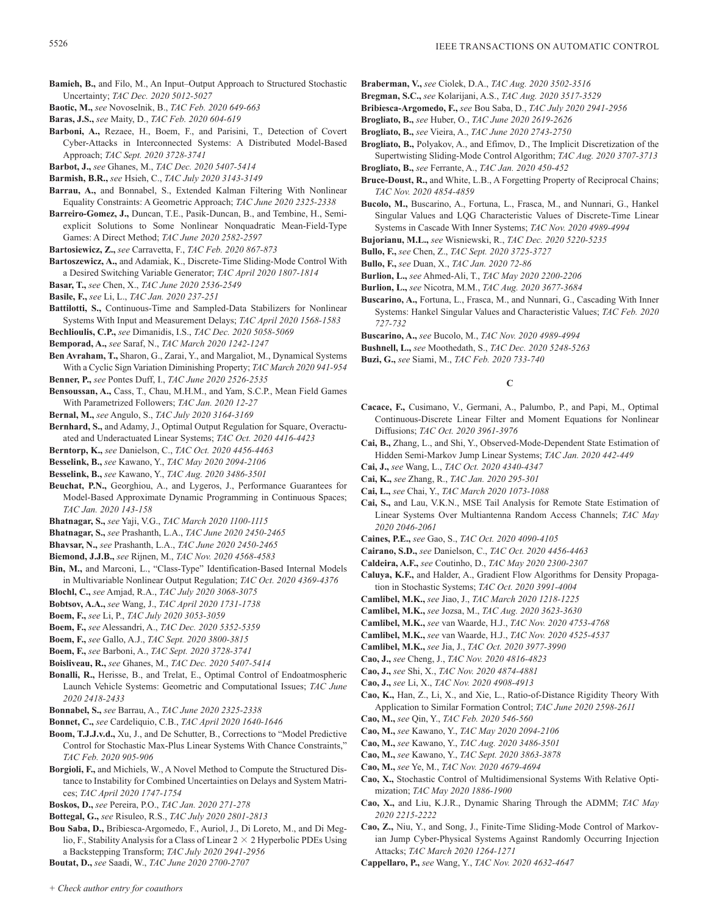**Bamieh, B.,** and Filo, M., An Input–Output Approach to Structured Stochastic Uncertainty; *TAC Dec. 2020 5012-5027*

**Baotic, M.,** *see* Novoselnik, B., *TAC Feb. 2020 649-663*

**Baras, J.S.,** *see* Maity, D., *TAC Feb. 2020 604-619*

**Barboni, A.,** Rezaee, H., Boem, F., and Parisini, T., Detection of Covert Cyber-Attacks in Interconnected Systems: A Distributed Model-Based Approach; *TAC Sept. 2020 3728-3741*

**Barbot, J.,** *see* Ghanes, M., *TAC Dec. 2020 5407-5414*

**Barmish, B.R.,** *see* Hsieh, C., *TAC July 2020 3143-3149*

**Barrau, A.,** and Bonnabel, S., Extended Kalman Filtering With Nonlinear Equality Constraints: A Geometric Approach; *TAC June 2020 2325-2338*

**Barreiro-Gomez, J.,** Duncan, T.E., Pasik-Duncan, B., and Tembine, H., Semi-explicit Solutions to Some Nonlinear Nonquadratic Mean-Field-Type Games: A Direct Method; *TAC June 2020 2582-2597*

**Bartosiewicz, Z.,** *see* Carravetta, F., *TAC Feb. 2020 867-873*

**Bartoszewicz, A.,** and Adamiak, K., Discrete-Time Sliding-Mode Control With a Desired Switching Variable Generator; *TAC April 2020 1807-1814*

**Basar, T.,** *see* Chen, X., *TAC June 2020 2536-2549*

**Basile, F.,** *see* Li, L., *TAC Jan. 2020 237-251*

**Battilotti, S.,** Continuous-Time and Sampled-Data Stabilizers for Nonlinear Systems With Input and Measurement Delays; *TAC April 2020 1568-1583*

**Bechlioulis, C.P.,** *see* Dimanidis, I.S., *TAC Dec. 2020 5058-5069*

**Bemporad, A.,** *see* Saraf, N., *TAC March 2020 1242-1247*

**Ben Avraham, T.,** Sharon, G., Zarai, Y., and Margaliot, M., Dynamical Systems With a Cyclic Sign Variation Diminishing Property; *TAC March 2020 941-954*

**Benner, P.,** *see* Pontes Duff, I., *TAC June 2020 2526-2535*

**Bensoussan, A.,** Cass, T., Chau, M.H.M., and Yam, S.C.P., Mean Field Games With Parametrized Followers; *TAC Jan. 2020 12-27*

**Bernal, M.,** *see* Angulo, S., *TAC July 2020 3164-3169*

**Bernhard, S.,** and Adamy, J., Optimal Output Regulation for Square, Overactuated and Underactuated Linear Systems; *TAC Oct. 2020 4416-4423*

**Berntorp, K.,** *see* Danielson, C., *TAC Oct. 2020 4456-4463*

**Besselink, B.,** *see* Kawano, Y., *TAC May 2020 2094-2106*

**Besselink, B.,** *see* Kawano, Y., *TAC Aug. 2020 3486-3501*

**Beuchat, P.N.,** Georghiou, A., and Lygeros, J., Performance Guarantees for Model-Based Approximate Dynamic Programming in Continuous Spaces; *TAC Jan. 2020 143-158*

**Bhatnagar, S.,** *see* Yaji, V.G., *TAC March 2020 1100-1115*

**Bhatnagar, S.,** *see* Prashanth, L.A., *TAC June 2020 2450-2465*

**Bhavsar, N.,** *see* Prashanth, L.A., *TAC June 2020 2450-2465*

**Biemond, J.J.B.,** *see* Rijnen, M., *TAC Nov. 2020 4568-4583*

**Bin, M.,** and Marconi, L., "Class-Type" Identification-Based Internal Models in Multivariable Nonlinear Output Regulation; *TAC Oct. 2020 4369-4376*

**Blochl, C.,** *see* Amjad, R.A., *TAC July 2020 3068-3075*

**Bobtsov, A.A.,** *see* Wang, J., *TAC April 2020 1731-1738*

**Boem, F.,** *see* Li, P., *TAC July 2020 3053-3059*

**Boem, F.,** *see* Alessandri, A., *TAC Dec. 2020 5352-5359*

**Boem, F.,** *see* Gallo, A.J., *TAC Sept. 2020 3800-3815*

**Boem, F.,** *see* Barboni, A., *TAC Sept. 2020 3728-3741*

**Boisliveau, R.,** *see* Ghanes, M., *TAC Dec. 2020 5407-5414*

**Bonalli, R.,** Herisse, B., and Trelat, E., Optimal Control of Endoatmospheric Launch Vehicle Systems: Geometric and Computational Issues; *TAC June 2020 2418-2433*

**Bonnabel, S.,** *see* Barrau, A., *TAC June 2020 2325-2338*

**Bonnet, C.,** *see* Cardeliquio, C.B., *TAC April 2020 1640-1646*

**Boom, T.J.J.v.d.,** Xu, J., and De Schutter, B., Corrections to "Model Predictive Control for Stochastic Max-Plus Linear Systems With Chance Constraints," *TAC Feb. 2020 905-906*

**Borgioli, F.,** and Michiels, W., A Novel Method to Compute the Structured Distance to Instability for Combined Uncertainties on Delays and System Matrices; *TAC April 2020 1747-1754*

**Boskos, D.,** *see* Pereira, P.O., *TAC Jan. 2020 271-278*

**Bottegal, G.,** *see* Risuleo, R.S., *TAC July 2020 2801-2813*

**Bou Saba, D.,** Bribiesca-Argomedo, F., Auriol, J., Di Loreto, M., and Di Meglio, F., Stability Analysis for a Class of Linear $2 \times 2$ Hyperbolic PDEs Using a Backstepping Transform; *TAC July 2020 2941-2956*

**Boutat, D.,** *see* Saadi, W., *TAC June 2020 2700-2707*

**Braberman, V.,** *see* Ciolek, D.A., *TAC Aug. 2020 3502-3516*

**Bregman, S.C.,** *see* Kolarijani, A.S., *TAC Aug. 2020 3517-3529*

**Bribiesca-Argomedo, F.,** *see* Bou Saba, D., *TAC July 2020 2941-2956*

**Brogliato, B.,** *see* Huber, O., *TAC June 2020 2619-2626*

**Brogliato, B.,** *see* Vieira, A., *TAC June 2020 2743-2750*

**Brogliato, B.,** Polyakov, A., and Efimov, D., The Implicit Discretization of the Supertwisting Sliding-Mode Control Algorithm; *TAC Aug. 2020 3707-3713*

**Brogliato, B.,** *see* Ferrante, A., *TAC Jan. 2020 450-452*

**Bruce-Doust, R.,** and White, L.B., A Forgetting Property of Reciprocal Chains; *TAC Nov. 2020 4854-4859*

**Bucolo, M.,** Buscarino, A., Fortuna, L., Frasca, M., and Nunnari, G., Hankel Singular Values and LQG Characteristic Values of Discrete-Time Linear Systems in Cascade With Inner Systems; *TAC Nov. 2020 4989-4994*

**Bujorianu, M.L.,** *see* Wisniewski, R., *TAC Dec. 2020 5220-5235*

**Bullo, F.,** *see* Chen, Z., *TAC Sept. 2020 3725-3727*

**Bullo, F.,** *see* Duan, X., *TAC Jan. 2020 72-86*

**Burlion, L.,** *see* Ahmed-Ali, T., *TAC May 2020 2200-2206*

**Burlion, L.,** *see* Nicotra, M.M., *TAC Aug. 2020 3677-3684*

**Buscarino, A.,** Fortuna, L., Frasca, M., and Nunnari, G., Cascading With Inner Systems: Hankel Singular Values and Characteristic Values; *TAC Feb. 2020 727-732*

**Buscarino, A.,** *see* Bucolo, M., *TAC Nov. 2020 4989-4994*

**Bushnell, L.,** *see* Moothedath, S., *TAC Dec. 2020 5248-5263*

**Buzi, G.,** *see* Siami, M., *TAC Feb. 2020 733-740*

## C

**Cacace, F.,** Cusimano, V., Germani, A., Palumbo, P., and Papi, M., Optimal Continuous-Discrete Linear Filter and Moment Equations for Nonlinear Diffusions; *TAC Oct. 2020 3961-3976*

**Cai, B.,** Zhang, L., and Shi, Y., Observed-Mode-Dependent State Estimation of Hidden Semi-Markov Jump Linear Systems; *TAC Jan. 2020 442-449*

**Cai, J.,** *see* Wang, L., *TAC Oct. 2020 4340-4347*

**Cai, K.,** *see* Zhang, R., *TAC Jan. 2020 295-301*

**Cai, L.,** *see* Chai, Y., *TAC March 2020 1073-1088*

**Cai, S.,** and Lau, V.K.N., MSE Tail Analysis for Remote State Estimation of Linear Systems Over Multiantenna Random Access Channels; *TAC May 2020 2046-2061*

**Caines, P.E.,** *see* Gao, S., *TAC Oct. 2020 4090-4105*

**Cairano, S.D.,** *see* Danielson, C., *TAC Oct. 2020 4456-4463*

**Caldeira, A.F.,** *see* Coutinho, D., *TAC May 2020 2300-2307*

**Caluya, K.F.,** and Halder, A., Gradient Flow Algorithms for Density Propagation in Stochastic Systems; *TAC Oct. 2020 3991-4004*

**Camlibel, M.K.,** *see* Jiao, J., *TAC March 2020 1218-1225*

**Camlibel, M.K.,** *see* Jozsa, M., *TAC Aug. 2020 3623-3630*

**Camlibel, M.K.,** *see* van Waarde, H.J., *TAC Nov. 2020 4753-4768*

**Camlibel, M.K.,** *see* van Waarde, H.J., *TAC Nov. 2020 4525-4537*

**Camlibel, M.K.,** *see* Jia, J., *TAC Oct. 2020 3977-3990*

**Cao, J.,** *see* Cheng, J., *TAC Nov. 2020 4816-4823*

**Cao, J.,** *see* Shi, X., *TAC Nov. 2020 4874-4881*

**Cao, J.,** *see* Li, X., *TAC Nov. 2020 4908-4913*

**Cao, K.,** Han, Z., Li, X., and Xie, L., Ratio-of-Distance Rigidity Theory With Application to Similar Formation Control; *TAC June 2020 2598-2611*

**Cao, M.,** *see* Qin, Y., *TAC Feb. 2020 546-560*

**Cao, M.,** *see* Kawano, Y., *TAC May 2020 2094-2106*

**Cao, M.,** *see* Kawano, Y., *TAC Aug. 2020 3486-3501*

**Cao, M.,** *see* Kawano, Y., *TAC Sept. 2020 3863-3878*

**Cao, M.,** *see* Ye, M., *TAC Nov. 2020 4679-4694*

**Cao, X.,** Stochastic Control of Multidimensional Systems With Relative Optimization; *TAC May 2020 1886-1900*

**Cao, X.,** and Liu, K.J.R., Dynamic Sharing Through the ADMM; *TAC May 2020 2215-2222*

**Cao, Z.,** Niu, Y., and Song, J., Finite-Time Sliding-Mode Control of Markovian Jump Cyber-Physical Systems Against Randomly Occurring Injection Attacks; *TAC March 2020 1264-1271*

**Cappellaro, P.,** *see* Wang, Y., *TAC Nov. 2020 4632-4647*

*+ Check author entry for coauthors*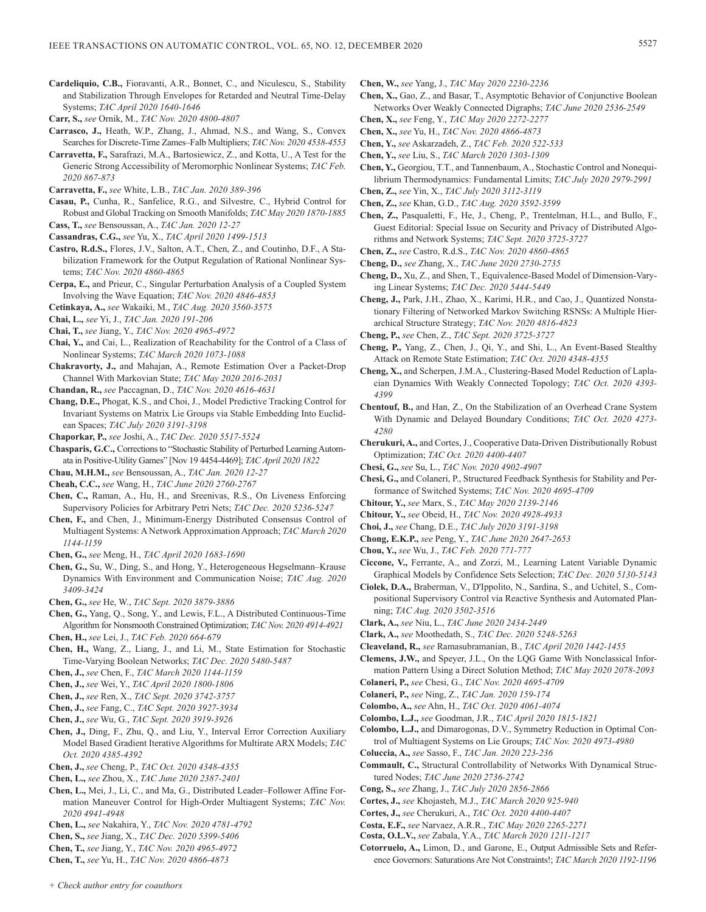**Cardeliquio, C.B.,** Fioravanti, A.R., Bonnet, C., and Niculescu, S., Stability and Stabilization Through Envelopes for Retarded and Neutral Time-Delay Systems; *TAC April 2020 1640-1646*

**Carr, S.,** *see* Ornik, M., *TAC Nov. 2020 4800-4807*

**Carrasco, J.,** Heath, W.P., Zhang, J., Ahmad, N.S., and Wang, S., Convex Searches for Discrete-Time Zames–Falb Multipliers; *TAC Nov. 2020 4538-4553*

**Carravetta, F.,** Sarafrazi, M.A., Bartosiewicz, Z., and Kotta, U., A Test for the Generic Strong Accessibility of Meromorphic Nonlinear Systems; *TAC Feb. 2020 867-873*

**Carravetta, F.,** *see* White, L.B., *TAC Jan. 2020 389-396*

**Casau, P.,** Cunha, R., Sanfelice, R.G., and Silvestre, C., Hybrid Control for Robust and Global Tracking on Smooth Manifolds; *TAC May 2020 1870-1885*

**Cass, T.,** *see* Bensoussan, A., *TAC Jan. 2020 12-27*

**Cassandras, C.G.,** *see* Yu, X., *TAC April 2020 1499-1513*

**Castro, R.d.S.,** Flores, J.V., Salton, A.T., Chen, Z., and Coutinho, D.F., A Stabilization Framework for the Output Regulation of Rational Nonlinear Systems; *TAC Nov. 2020 4860-4865*

**Cerpa, E.,** and Prieur, C., Singular Perturbation Analysis of a Coupled System Involving the Wave Equation; *TAC Nov. 2020 4846-4853*

**Cetinkaya, A.,** *see* Wakaiki, M., *TAC Aug. 2020 3560-3575*

**Chai, L.,** *see* Yi, J., *TAC Jan. 2020 191-206*

**Chai, T.,** *see* Jiang, Y., *TAC Nov. 2020 4965-4972*

**Chai, Y.,** and Cai, L., Realization of Reachability for the Control of a Class of Nonlinear Systems; *TAC March 2020 1073-1088*

**Chakravorty, J.,** and Mahajan, A., Remote Estimation Over a Packet-Drop Channel With Markovian State; *TAC May 2020 2016-2031*

**Chandan, R.,** *see* Paccagnan, D., *TAC Nov. 2020 4616-4631*

**Chang, D.E.,** Phogat, K.S., and Choi, J., Model Predictive Tracking Control for Invariant Systems on Matrix Lie Groups via Stable Embedding Into Euclidean Spaces; *TAC July 2020 3191-3198*

**Chaporkar, P.,** *see* Joshi, A., *TAC Dec. 2020 5517-5524*

**Chasparis, G.C.,** Corrections to "Stochastic Stability of Perturbed Learning Automata in Positive-Utility Games" [Nov 19 4454-4469]; *TAC April 2020 1822*

**Chau, M.H.M.,** *see* Bensoussan, A., *TAC Jan. 2020 12-27*

**Cheah, C.C.,** *see* Wang, H., *TAC June 2020 2760-2767*

**Chen, C.,** Raman, A., Hu, H., and Sreenivas, R.S., On Liveness Enforcing Supervisory Policies for Arbitrary Petri Nets; *TAC Dec. 2020 5236-5247*

**Chen, F.,** and Chen, J., Minimum-Energy Distributed Consensus Control of Multiagent Systems: A Network Approximation Approach; *TAC March 2020 1144-1159*

**Chen, G.,** *see* Meng, H., *TAC April 2020 1683-1690*

**Chen, G.,** Su, W., Ding, S., and Hong, Y., Heterogeneous Hegselmann–Krause Dynamics With Environment and Communication Noise; *TAC Aug. 2020 3409-3424*

**Chen, G.,** *see* He, W., *TAC Sept. 2020 3879-3886*

**Chen, G.,** Yang, Q., Song, Y., and Lewis, F.L., A Distributed Continuous-Time Algorithm for Nonsmooth Constrained Optimization; *TAC Nov. 2020 4914-4921*

**Chen, H.,** *see* Lei, J., *TAC Feb. 2020 664-679*

**Chen, H.,** Wang, Z., Liang, J., and Li, M., State Estimation for Stochastic Time-Varying Boolean Networks; *TAC Dec. 2020 5480-5487*

**Chen, J.,** *see* Chen, F., *TAC March 2020 1144-1159*

**Chen, J.,** *see* Wei, Y., *TAC April 2020 1800-1806*

**Chen, J.,** *see* Ren, X., *TAC Sept. 2020 3742-3757*

**Chen, J.,** *see* Fang, C., *TAC Sept. 2020 3927-3934*

**Chen, J.,** *see* Wu, G., *TAC Sept. 2020 3919-3926*

**Chen, J.,** Ding, F., Zhu, Q., and Liu, Y., Interval Error Correction Auxiliary Model Based Gradient Iterative Algorithms for Multirate ARX Models; *TAC Oct. 2020 4385-4392*

**Chen, J.,** *see* Cheng, P., *TAC Oct. 2020 4348-4355*

**Chen, L.,** *see* Zhou, X., *TAC June 2020 2387-2401*

**Chen, L.,** Mei, J., Li, C., and Ma, G., Distributed Leader–Follower Affine Formation Maneuver Control for High-Order Multiagent Systems; *TAC Nov. 2020 4941-4948*

**Chen, L.,** *see* Nakahira, Y., *TAC Nov. 2020 4781-4792*

**Chen, S.,** *see* Jiang, X., *TAC Dec. 2020 5399-5406*

**Chen, T.,** *see* Jiang, Y., *TAC Nov. 2020 4965-4972*

**Chen, T.,** *see* Yu, H., *TAC Nov. 2020 4866-4873*

**Chen, W.,** *see* Yang, J., *TAC May 2020 2230-2236*

**Chen, X.,** Gao, Z., and Basar, T., Asymptotic Behavior of Conjunctive Boolean Networks Over Weakly Connected Digraphs; *TAC June 2020 2536-2549*

**Chen, X.,** *see* Feng, Y., *TAC May 2020 2272-2277*

**Chen, X.,** *see* Yu, H., *TAC Nov. 2020 4866-4873*

**Chen, Y.,** *see* Askarzadeh, Z., *TAC Feb. 2020 522-533*

**Chen, Y.,** *see* Liu, S., *TAC March 2020 1303-1309*

**Chen, Y.,** Georgiou, T.T., and Tannenbaum, A., Stochastic Control and Nonequilibrium Thermodynamics: Fundamental Limits; *TAC July 2020 2979-2991*

**Chen, Z.,** *see* Yin, X., *TAC July 2020 3112-3119*

**Chen, Z.,** *see* Khan, G.D., *TAC Aug. 2020 3592-3599*

**Chen, Z.,** Pasqualetti, F., He, J., Cheng, P., Trentelman, H.L., and Bullo, F., Guest Editorial: Special Issue on Security and Privacy of Distributed Algorithms and Network Systems; *TAC Sept. 2020 3725-3727*

**Chen, Z.,** *see* Castro, R.d.S., *TAC Nov. 2020 4860-4865*

**Cheng, D.,** *see* Zhang, X., *TAC June 2020 2730-2735*

**Cheng, D.,** Xu, Z., and Shen, T., Equivalence-Based Model of Dimension-Varying Linear Systems; *TAC Dec. 2020 5444-5449*

**Cheng, J.,** Park, J.H., Zhao, X., Karimi, H.R., and Cao, J., Quantized Nonstationary Filtering of Networked Markov Switching RSNSs: A Multiple Hierarchical Structure Strategy; *TAC Nov. 2020 4816-4823*

**Cheng, P.,** *see* Chen, Z., *TAC Sept. 2020 3725-3727*

**Cheng, P.,** Yang, Z., Chen, J., Qi, Y., and Shi, L., An Event-Based Stealthy Attack on Remote State Estimation; *TAC Oct. 2020 4348-4355*

**Cheng, X.,** and Scherpen, J.M.A., Clustering-Based Model Reduction of Laplacian Dynamics With Weakly Connected Topology; *TAC Oct. 2020 4393-4399*

**Chentouf, B.,** and Han, Z., On the Stabilization of an Overhead Crane System With Dynamic and Delayed Boundary Conditions; *TAC Oct. 2020 4273-4280*

**Cherukuri, A.,** and Cortes, J., Cooperative Data-Driven Distributionally Robust Optimization; *TAC Oct. 2020 4400-4407*

**Chesi, G.,** *see* Su, L., *TAC Nov. 2020 4902-4907*

**Chesi, G.,** and Colaneri, P., Structured Feedback Synthesis for Stability and Performance of Switched Systems; *TAC Nov. 2020 4695-4709*

**Chitour, Y.,** *see* Marx, S., *TAC May 2020 2139-2146*

**Chitour, Y.,** *see* Obeid, H., *TAC Nov. 2020 4928-4933*

**Choi, J.,** *see* Chang, D.E., *TAC July 2020 3191-3198*

**Chong, E.K.P.,** *see* Peng, Y., *TAC June 2020 2647-2653*

**Chou, Y.,** *see* Wu, J., *TAC Feb. 2020 771-777*

**Ciccone, V.,** Ferrante, A., and Zorzi, M., Learning Latent Variable Dynamic Graphical Models by Confidence Sets Selection; *TAC Dec. 2020 5130-5143*

**Ciolek, D.A.,** Braberman, V., D'Ippolito, N., Sardina, S., and Uchitel, S., Compositional Supervisory Control via Reactive Synthesis and Automated Planning; *TAC Aug. 2020 3502-3516*

**Clark, A.,** *see* Niu, L., *TAC June 2020 2434-2449*

**Clark, A.,** *see* Moothedath, S., *TAC Dec. 2020 5248-5263*

**Cleaveland, R.,** *see* Ramasubramanian, B., *TAC April 2020 1442-1455*

**Clemens, J.W.,** and Speyer, J.L., On the LQG Game With Nonclassical Information Pattern Using a Direct Solution Method; *TAC May 2020 2078-2093*

**Colaneri, P.,** *see* Chesi, G., *TAC Nov. 2020 4695-4709*

**Colaneri, P.,** *see* Ning, Z., *TAC Jan. 2020 159-174*

**Colombo, A.,** *see* Ahn, H., *TAC Oct. 2020 4061-4074*

**Colombo, L.J.,** *see* Goodman, J.R., *TAC April 2020 1815-1821*

**Colombo, L.J.,** and Dimarogonas, D.V., Symmetry Reduction in Optimal Control of Multiagent Systems on Lie Groups; *TAC Nov. 2020 4973-4980*

**Coluccia, A.,** *see* Sasso, F., *TAC Jan. 2020 223-236*

**Commault, C.,** Structural Controllability of Networks With Dynamical Structured Nodes; *TAC June 2020 2736-2742*

**Cong, S.,** *see* Zhang, J., *TAC July 2020 2856-2866*

**Cortes, J.,** *see* Khojasteh, M.J., *TAC March 2020 925-940*

**Cortes, J.,** *see* Cherukuri, A., *TAC Oct. 2020 4400-4407*

**Costa, E.F.,** *see* Narvaez, A.R.R., *TAC May 2020 2265-2271*

**Costa, O.L.V.,** *see* Zabala, Y.A., *TAC March 2020 1211-1217*

**Cotorruelo, A.,** Limon, D., and Garone, E., Output Admissible Sets and Reference Governors: Saturations Are Not Constraints!; *TAC March 2020 1192-1196*

*+ Check author entry for coauthors*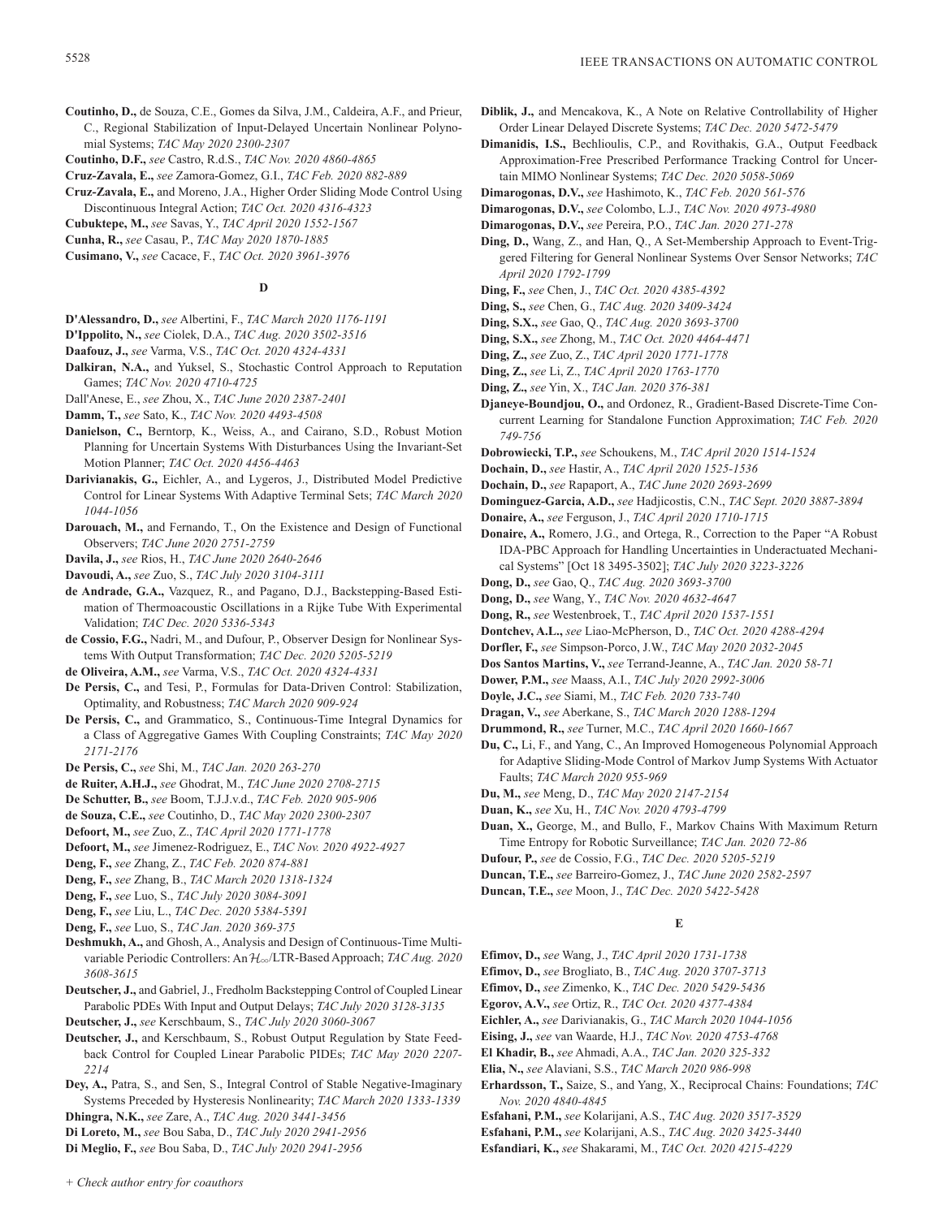**Coutinho, D.,** de Souza, C.E., Gomes da Silva, J.M., Caldeira, A.F., and Prieur, C., Regional Stabilization of Input-Delayed Uncertain Nonlinear Polynomial Systems; *TAC May 2020 2300-2307*

**Coutinho, D.F.,** *see* Castro, R.d.S., *TAC Nov. 2020 4860-4865*

**Cruz-Zavala, E.,** *see* Zamora-Gomez, G.I., *TAC Feb. 2020 882-889*

**Cruz-Zavala, E.,** and Moreno, J.A., Higher Order Sliding Mode Control Using Discontinuous Integral Action; *TAC Oct. 2020 4316-4323*

**Cubuktepe, M.,** *see* Savas, Y., *TAC April 2020 1552-1567*

**Cunha, R.,** *see* Casau, P., *TAC May 2020 1870-1885*

**Cusimano, V.,** *see* Cacace, F., *TAC Oct. 2020 3961-3976*

## D

**D'Alessandro, D.,** *see* Albertini, F., *TAC March 2020 1176-1191*

**D'Ippolito, N.,** *see* Ciolek, D.A., *TAC Aug. 2020 3502-3516*

**Daafouz, J.,** *see* Varma, V.S., *TAC Oct. 2020 4324-4331*

**Dalkiran, N.A.,** and Yuksel, S., Stochastic Control Approach to Reputation Games; *TAC Nov. 2020 4710-4725*

Dall'Anese, E., *see* Zhou, X., *TAC June 2020 2387-2401*

**Damm, T.,** *see* Sato, K., *TAC Nov. 2020 4493-4508*

**Danielson, C.,** Berntorp, K., Weiss, A., and Cairano, S.D., Robust Motion Planning for Uncertain Systems With Disturbances Using the Invariant-Set Motion Planner; *TAC Oct. 2020 4456-4463*

**Darivianakis, G.,** Eichler, A., and Lygeros, J., Distributed Model Predictive Control for Linear Systems With Adaptive Terminal Sets; *TAC March 2020 1044-1056*

**Darouach, M.,** and Fernando, T., On the Existence and Design of Functional Observers; *TAC June 2020 2751-2759*

**Davila, J.,** *see* Rios, H., *TAC June 2020 2640-2646*

**Davoudi, A.,** *see* Zuo, S., *TAC July 2020 3104-3111*

**de Andrade, G.A.,** Vazquez, R., and Pagano, D.J., Backstepping-Based Estimation of Thermoacoustic Oscillations in a Rijke Tube With Experimental Validation; *TAC Dec. 2020 5336-5343*

**de Cossio, F.G.,** Nadri, M., and Dufour, P., Observer Design for Nonlinear Systems With Output Transformation; *TAC Dec. 2020 5205-5219*

**de Oliveira, A.M.,** *see* Varma, V.S., *TAC Oct. 2020 4324-4331*

**De Persis, C.,** and Tesi, P., Formulas for Data-Driven Control: Stabilization, Optimality, and Robustness; *TAC March 2020 909-924*

**De Persis, C.,** and Grammatico, S., Continuous-Time Integral Dynamics for a Class of Aggregative Games With Coupling Constraints; *TAC May 2020 2171-2176*

**De Persis, C.,** *see* Shi, M., *TAC Jan. 2020 263-270*

**de Ruiter, A.H.J.,** *see* Ghodrat, M., *TAC June 2020 2708-2715*

**De Schutter, B.,** *see* Boom, T.J.J.v.d., *TAC Feb. 2020 905-906*

**de Souza, C.E.,** *see* Coutinho, D., *TAC May 2020 2300-2307*

**Defoort, M.,** *see* Zuo, Z., *TAC April 2020 1771-1778*

**Defoort, M.,** *see* Jimenez-Rodriguez, E., *TAC Nov. 2020 4922-4927*

**Deng, F.,** *see* Zhang, Z., *TAC Feb. 2020 874-881*

**Deng, F.,** *see* Zhang, B., *TAC March 2020 1318-1324*

**Deng, F.,** *see* Luo, S., *TAC July 2020 3084-3091*

**Deng, F.,** *see* Liu, L., *TAC Dec. 2020 5384-5391*

**Deng, F.,** *see* Luo, S., *TAC Jan. 2020 369-375*

**Deshmukh, A.,** and Ghosh, A., Analysis and Design of Continuous-Time Multivariable Periodic Controllers: An $\mathcal{H}_\infty$/LTR-Based Approach; *TAC Aug. 2020 3608-3615*

**Deutscher, J.,** and Gabriel, J., Fredholm Backstepping Control of Coupled Linear Parabolic PDEs With Input and Output Delays; *TAC July 2020 3128-3135*

**Deutscher, J.,** *see* Kerschbaum, S., *TAC July 2020 3060-3067*

**Deutscher, J.,** and Kerschbaum, S., Robust Output Regulation by State Feedback Control for Coupled Linear Parabolic PIDEs; *TAC May 2020 2207-2214*

**Dey, A.,** Patra, S., and Sen, S., Integral Control of Stable Negative-Imaginary Systems Preceded by Hysteresis Nonlinearity; *TAC March 2020 1333-1339*

**Dhingra, N.K.,** *see* Zare, A., *TAC Aug. 2020 3441-3456*

**Di Loreto, M.,** *see* Bou Saba, D., *TAC July 2020 2941-2956*

**Di Meglio, F.,** *see* Bou Saba, D., *TAC July 2020 2941-2956*

**Diblik, J.,** and Mencakova, K., A Note on Relative Controllability of Higher Order Linear Delayed Discrete Systems; *TAC Dec. 2020 5472-5479*

**Dimanidis, I.S.,** Bechlioulis, C.P., and Rovithakis, G.A., Output Feedback Approximation-Free Prescribed Performance Tracking Control for Uncertain MIMO Nonlinear Systems; *TAC Dec. 2020 5058-5069*

**Dimarogonas, D.V.,** *see* Hashimoto, K., *TAC Feb. 2020 561-576*

**Dimarogonas, D.V.,** *see* Colombo, L.J., *TAC Nov. 2020 4973-4980*

**Dimarogonas, D.V.,** *see* Pereira, P.O., *TAC Jan. 2020 271-278*

**Ding, D.,** Wang, Z., and Han, Q., A Set-Membership Approach to Event-Triggered Filtering for General Nonlinear Systems Over Sensor Networks; *TAC April 2020 1792-1799*

**Ding, F.,** *see* Chen, J., *TAC Oct. 2020 4385-4392*

**Ding, S.,** *see* Chen, G., *TAC Aug. 2020 3409-3424*

**Ding, S.X.,** *see* Gao, Q., *TAC Aug. 2020 3693-3700*

**Ding, S.X.,** *see* Zhong, M., *TAC Oct. 2020 4464-4471*

**Ding, Z.,** *see* Zuo, Z., *TAC April 2020 1771-1778*

**Ding, Z.,** *see* Li, Z., *TAC April 2020 1763-1770*

**Ding, Z.,** *see* Yin, X., *TAC Jan. 2020 376-381*

**Djaneye-Boundjou, O.,** and Ordonez, R., Gradient-Based Discrete-Time Concurrent Learning for Standalone Function Approximation; *TAC Feb. 2020 749-756*

**Dobrowiecki, T.P.,** *see* Schoukens, M., *TAC April 2020 1514-1524*

**Dochain, D.,** *see* Hastir, A., *TAC April 2020 1525-1536*

**Dochain, D.,** *see* Rapaport, A., *TAC June 2020 2693-2699*

**Dominguez-Garcia, A.D.,** *see* Hadjicostis, C.N., *TAC Sept. 2020 3887-3894*

**Donaire, A.,** *see* Ferguson, J., *TAC April 2020 1710-1715*

**Donaire, A.,** Romero, J.G., and Ortega, R., Correction to the Paper "A Robust IDA-PBC Approach for Handling Uncertainties in Underactuated Mechanical Systems" [Oct 18 3495-3502]; *TAC July 2020 3223-3226*

**Dong, D.,** *see* Gao, Q., *TAC Aug. 2020 3693-3700*

**Dong, D.,** *see* Wang, Y., *TAC Nov. 2020 4632-4647*

**Dong, R.,** *see* Westenbroek, T., *TAC April 2020 1537-1551*

**Dontchev, A.L.,** *see* Liao-McPherson, D., *TAC Oct. 2020 4288-4294*

**Dorfler, F.,** *see* Simpson-Porco, J.W., *TAC May 2020 2032-2045*

**Dos Santos Martins, V.,** *see* Terrand-Jeanne, A., *TAC Jan. 2020 58-71*

**Dower, P.M.,** *see* Maass, A.I., *TAC July 2020 2992-3006*

**Doyle, J.C.,** *see* Siami, M., *TAC Feb. 2020 733-740*

**Dragan, V.,** *see* Aberkane, S., *TAC March 2020 1288-1294*

**Drummond, R.,** *see* Turner, M.C., *TAC April 2020 1660-1667*

**Du, C.,** Li, F., and Yang, C., An Improved Homogeneous Polynomial Approach for Adaptive Sliding-Mode Control of Markov Jump Systems With Actuator Faults; *TAC March 2020 955-969*

**Du, M.,** *see* Meng, D., *TAC May 2020 2147-2154*

**Duan, K.,** *see* Xu, H., *TAC Nov. 2020 4793-4799*

**Duan, X.,** George, M., and Bullo, F., Markov Chains With Maximum Return Time Entropy for Robotic Surveillance; *TAC Jan. 2020 72-86*

**Dufour, P.,** *see* de Cossio, F.G., *TAC Dec. 2020 5205-5219*

**Duncan, T.E.,** *see* Barreiro-Gomez, J., *TAC June 2020 2582-2597*

**Duncan, T.E.,** *see* Moon, J., *TAC Dec. 2020 5422-5428*

## E

**Efimov, D.,** *see* Wang, J., *TAC April 2020 1731-1738*

**Efimov, D.,** *see* Brogliato, B., *TAC Aug. 2020 3707-3713*

**Efimov, D.,** *see* Zimenko, K., *TAC Dec. 2020 5429-5436*

**Egorov, A.V.,** *see* Ortiz, R., *TAC Oct. 2020 4377-4384*

**Eichler, A.,** *see* Darivianakis, G., *TAC March 2020 1044-1056*

**Eising, J.,** *see* van Waarde, H.J., *TAC Nov. 2020 4753-4768*

**El Khadir, B.,** *see* Ahmadi, A.A., *TAC Jan. 2020 325-332*

**Elia, N.,** *see* Alaviani, S.S., *TAC March 2020 986-998*

**Erhardsson, T.,** Saize, S., and Yang, X., Reciprocal Chains: Foundations; *TAC Nov. 2020 4840-4845*

**Esfahani, P.M.,** *see* Kolarijani, A.S., *TAC Aug. 2020 3517-3529*

**Esfahani, P.M.,** *see* Kolarijani, A.S., *TAC Aug. 2020 3425-3440*

**Esfandiari, K.,** *see* Shakarami, M., *TAC Oct. 2020 4215-4229*

*+ Check author entry for coauthors*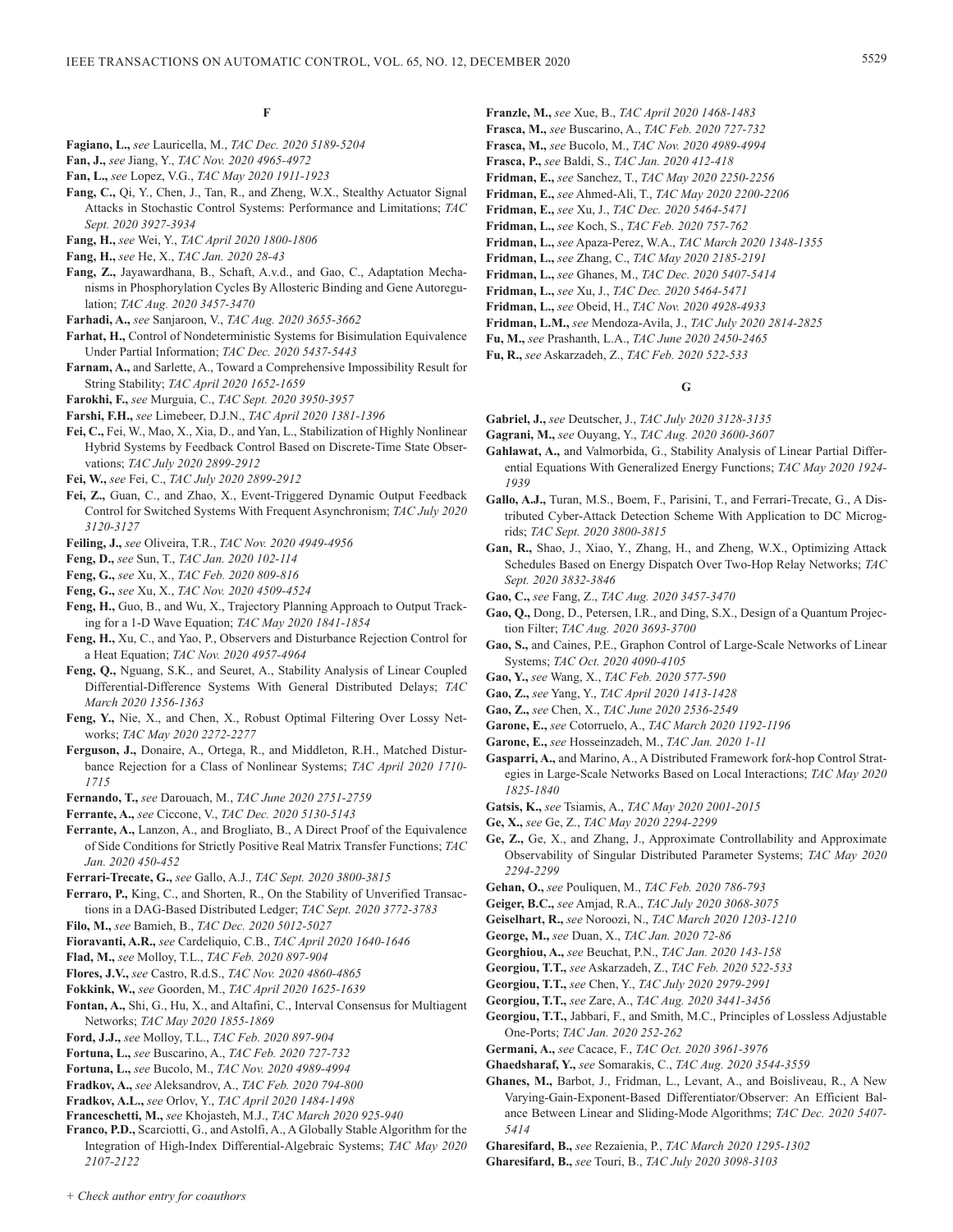## F

**Fagiano, L.,** *see* Lauricella, M., *TAC Dec. 2020 5189-5204*

**Fan, J.,** *see* Jiang, Y., *TAC Nov. 2020 4965-4972*

**Fan, L.,** *see* Lopez, V.G., *TAC May 2020 1911-1923*

**Fang, C.,** Qi, Y., Chen, J., Tan, R., and Zheng, W.X., Stealthy Actuator Signal Attacks in Stochastic Control Systems: Performance and Limitations; *TAC Sept. 2020 3927-3934*

**Fang, H.,** *see* Wei, Y., *TAC April 2020 1800-1806*

**Fang, H.,** *see* He, X., *TAC Jan. 2020 28-43*

**Fang, Z.,** Jayawardhana, B., Schaft, A.v.d., and Gao, C., Adaptation Mechanisms in Phosphorylation Cycles By Allosteric Binding and Gene Autoregulation; *TAC Aug. 2020 3457-3470*

**Farhadi, A.,** *see* Sanjaroon, V., *TAC Aug. 2020 3655-3662*

**Farhat, H.,** Control of Nondeterministic Systems for Bisimulation Equivalence Under Partial Information; *TAC Dec. 2020 5437-5443*

**Farnam, A.,** and Sarlette, A., Toward a Comprehensive Impossibility Result for String Stability; *TAC April 2020 1652-1659*

**Farokhi, F.,** *see* Murguia, C., *TAC Sept. 2020 3950-3957*

**Farshi, F.H.,** *see* Limebeer, D.J.N., *TAC April 2020 1381-1396*

**Fei, C.,** Fei, W., Mao, X., Xia, D., and Yan, L., Stabilization of Highly Nonlinear Hybrid Systems by Feedback Control Based on Discrete-Time State Observations; *TAC July 2020 2899-2912*

**Fei, W.,** *see* Fei, C., *TAC July 2020 2899-2912*

**Fei, Z.,** Guan, C., and Zhao, X., Event-Triggered Dynamic Output Feedback Control for Switched Systems With Frequent Asynchronism; *TAC July 2020 3120-3127*

**Feiling, J.,** *see* Oliveira, T.R., *TAC Nov. 2020 4949-4956*

**Feng, D.,** *see* Sun, T., *TAC Jan. 2020 102-114*

**Feng, G.,** *see* Xu, X., *TAC Feb. 2020 809-816*

**Feng, G.,** *see* Xu, X., *TAC Nov. 2020 4509-4524*

**Feng, H.,** Guo, B., and Wu, X., Trajectory Planning Approach to Output Tracking for a 1-D Wave Equation; *TAC May 2020 1841-1854*

**Feng, H.,** Xu, C., and Yao, P., Observers and Disturbance Rejection Control for a Heat Equation; *TAC Nov. 2020 4957-4964*

**Feng, Q.,** Nguang, S.K., and Seuret, A., Stability Analysis of Linear Coupled Differential-Difference Systems With General Distributed Delays; *TAC March 2020 1356-1363*

**Feng, Y.,** Nie, X., and Chen, X., Robust Optimal Filtering Over Lossy Networks; *TAC May 2020 2272-2277*

**Ferguson, J.,** Donaire, A., Ortega, R., and Middleton, R.H., Matched Disturbance Rejection for a Class of Nonlinear Systems; *TAC April 2020 1710-1715*

**Fernando, T.,** *see* Darouach, M., *TAC June 2020 2751-2759*

**Ferrante, A.,** *see* Ciccone, V., *TAC Dec. 2020 5130-5143*

**Ferrante, A.,** Lanzon, A., and Brogliato, B., A Direct Proof of the Equivalence of Side Conditions for Strictly Positive Real Matrix Transfer Functions; *TAC Jan. 2020 450-452*

**Ferrari-Trecate, G.,** *see* Gallo, A.J., *TAC Sept. 2020 3800-3815*

**Ferraro, P.,** King, C., and Shorten, R., On the Stability of Unverified Transactions in a DAG-Based Distributed Ledger; *TAC Sept. 2020 3772-3783*

**Filo, M.,** *see* Bamieh, B., *TAC Dec. 2020 5012-5027*

**Fioravanti, A.R.,** *see* Cardeliquio, C.B., *TAC April 2020 1640-1646*

**Flad, M.,** *see* Molloy, T.L., *TAC Feb. 2020 897-904*

**Flores, J.V.,** *see* Castro, R.d.S., *TAC Nov. 2020 4860-4865*

**Fokkink, W.,** *see* Goorden, M., *TAC April 2020 1625-1639*

**Fontan, A.,** Shi, G., Hu, X., and Altafini, C., Interval Consensus for Multiagent Networks; *TAC May 2020 1855-1869*

**Ford, J.J.,** *see* Molloy, T.L., *TAC Feb. 2020 897-904*

**Fortuna, L.,** *see* Buscarino, A., *TAC Feb. 2020 727-732*

**Fortuna, L.,** *see* Bucolo, M., *TAC Nov. 2020 4989-4994*

**Fradkov, A.,** *see* Aleksandrov, A., *TAC Feb. 2020 794-800*

**Fradkov, A.L.,** *see* Orlov, Y., *TAC April 2020 1484-1498*

**Franceschetti, M.,** *see* Khojasteh, M.J., *TAC March 2020 925-940*

**Franco, P.D.,** Scarciotti, G., and Astolfi, A., A Globally Stable Algorithm for the Integration of High-Index Differential-Algebraic Systems; *TAC May 2020 2107-2122*

**Franzle, M.,** *see* Xue, B., *TAC April 2020 1468-1483*

**Frasca, M.,** *see* Buscarino, A., *TAC Feb. 2020 727-732*

**Frasca, M.,** *see* Bucolo, M., *TAC Nov. 2020 4989-4994*

**Frasca, P.,** *see* Baldi, S., *TAC Jan. 2020 412-418*

**Fridman, E.,** *see* Sanchez, T., *TAC May 2020 2250-2256*

**Fridman, E.,** *see* Ahmed-Ali, T., *TAC May 2020 2200-2206*

**Fridman, E.,** *see* Xu, J., *TAC Dec. 2020 5464-5471*

**Fridman, L.,** *see* Koch, S., *TAC Feb. 2020 757-762*

**Fridman, L.,** *see* Apaza-Perez, W.A., *TAC March 2020 1348-1355*

**Fridman, L.,** *see* Zhang, C., *TAC May 2020 2185-2191*

**Fridman, L.,** *see* Ghanes, M., *TAC Dec. 2020 5407-5414*

**Fridman, L.,** *see* Xu, J., *TAC Dec. 2020 5464-5471*

**Fridman, L.,** *see* Obeid, H., *TAC Nov. 2020 4928-4933*

**Fridman, L.M.,** *see* Mendoza-Avila, J., *TAC July 2020 2814-2825*

**Fu, M.,** *see* Prashanth, L.A., *TAC June 2020 2450-2465*

**Fu, R.,** *see* Askarzadeh, Z., *TAC Feb. 2020 522-533*

## G

**Gabriel, J.,** *see* Deutscher, J., *TAC July 2020 3128-3135*

**Gagrani, M.,** *see* Ouyang, Y., *TAC Aug. 2020 3600-3607*

**Gahlawat, A.,** and Valmorbida, G., Stability Analysis of Linear Partial Differential Equations With Generalized Energy Functions; *TAC May 2020 1924-1939*

**Gallo, A.J.,** Turan, M.S., Boem, F., Parisini, T., and Ferrari-Trecate, G., A Distributed Cyber-Attack Detection Scheme With Application to DC Microgrids; *TAC Sept. 2020 3800-3815*

**Gan, R.,** Shao, J., Xiao, Y., Zhang, H., and Zheng, W.X., Optimizing Attack Schedules Based on Energy Dispatch Over Two-Hop Relay Networks; *TAC Sept. 2020 3832-3846*

**Gao, C.,** *see* Fang, Z., *TAC Aug. 2020 3457-3470*

**Gao, Q.,** Dong, D., Petersen, I.R., and Ding, S.X., Design of a Quantum Projection Filter; *TAC Aug. 2020 3693-3700*

**Gao, S.,** and Caines, P.E., Graphon Control of Large-Scale Networks of Linear Systems; *TAC Oct. 2020 4090-4105*

**Gao, Y.,** *see* Wang, X., *TAC Feb. 2020 577-590*

**Gao, Z.,** *see* Yang, Y., *TAC April 2020 1413-1428*

**Gao, Z.,** *see* Chen, X., *TAC June 2020 2536-2549*

**Garone, E.,** *see* Cotorruelo, A., *TAC March 2020 1192-1196*

**Garone, E.,** *see* Hosseinzadeh, M., *TAC Jan. 2020 1-11*

**Gasparri, A.,** and Marino, A., A Distributed Framework for$k$-hop Control Strategies in Large-Scale Networks Based on Local Interactions; *TAC May 2020 1825-1840*

**Gatsis, K.,** *see* Tsiamis, A., *TAC May 2020 2001-2015*

**Ge, X.,** *see* Ge, Z., *TAC May 2020 2294-2299*

**Ge, Z.,** Ge, X., and Zhang, J., Approximate Controllability and Approximate Observability of Singular Distributed Parameter Systems; *TAC May 2020 2294-2299*

**Gehan, O.,** *see* Pouliquen, M., *TAC Feb. 2020 786-793*

**Geiger, B.C.,** *see* Amjad, R.A., *TAC July 2020 3068-3075*

**Geiselhart, R.,** *see* Noroozi, N., *TAC March 2020 1203-1210*

**George, M.,** *see* Duan, X., *TAC Jan. 2020 72-86*

**Georghiou, A.,** *see* Beuchat, P.N., *TAC Jan. 2020 143-158*

**Georgiou, T.T.,** *see* Askarzadeh, Z., *TAC Feb. 2020 522-533*

**Georgiou, T.T.,** *see* Chen, Y., *TAC July 2020 2979-2991*

**Georgiou, T.T.,** *see* Zare, A., *TAC Aug. 2020 3441-3456*

**Georgiou, T.T.,** Jabbari, F., and Smith, M.C., Principles of Lossless Adjustable One-Ports; *TAC Jan. 2020 252-262*

**Germani, A.,** *see* Cacace, F., *TAC Oct. 2020 3961-3976*

**Ghaedsharaf, Y.,** *see* Somarakis, C., *TAC Aug. 2020 3544-3559*

**Ghanes, M.,** Barbot, J., Fridman, L., Levant, A., and Boisliveau, R., A New Varying-Gain-Exponent-Based Differentiator/Observer: An Efficient Balance Between Linear and Sliding-Mode Algorithms; *TAC Dec. 2020 5407-5414*

**Gharesifard, B.,** *see* Rezaienia, P., *TAC March 2020 1295-1302*

**Gharesifard, B.,** *see* Touri, B., *TAC July 2020 3098-3103*

*+ Check author entry for coauthors*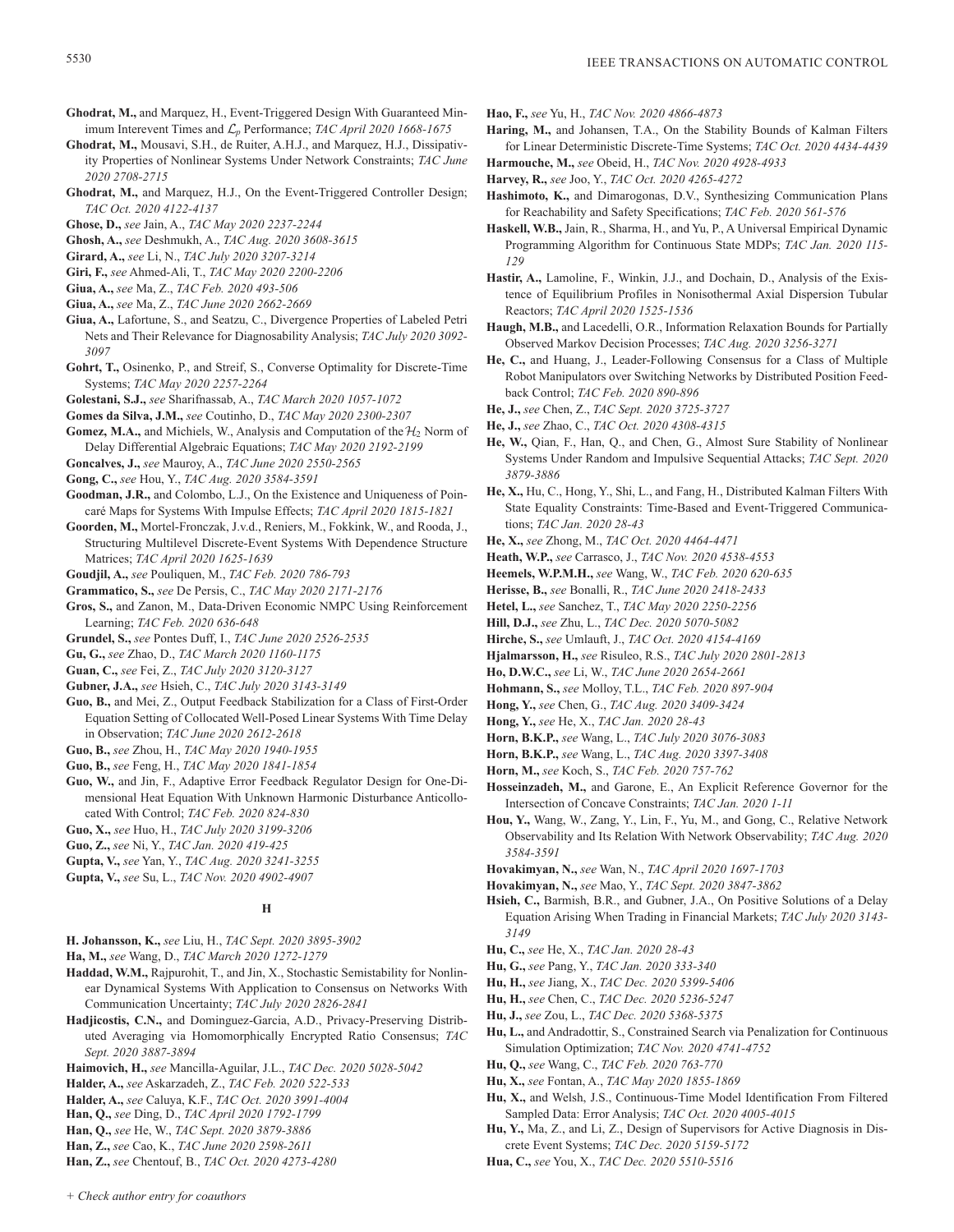**Ghodrat, M.,** and Marquez, H., Event-Triggered Design With Guaranteed Minimum Interevent Times and $\mathcal{L}_p$ Performance; *TAC April 2020 1668-1675*

**Ghodrat, M.,** Mousavi, S.H., de Ruiter, A.H.J., and Marquez, H.J., Dissipativity Properties of Nonlinear Systems Under Network Constraints; *TAC June 2020 2708-2715*

**Ghodrat, M.,** and Marquez, H.J., On the Event-Triggered Controller Design; *TAC Oct. 2020 4122-4137*

**Ghose, D.,** *see* Jain, A., *TAC May 2020 2237-2244*

**Ghosh, A.,** *see* Deshmukh, A., *TAC Aug. 2020 3608-3615*

**Girard, A.,** *see* Li, N., *TAC July 2020 3207-3214*

**Giri, F.,** *see* Ahmed-Ali, T., *TAC May 2020 2200-2206*

**Giua, A.,** *see* Ma, Z., *TAC Feb. 2020 493-506*

**Giua, A.,** *see* Ma, Z., *TAC June 2020 2662-2669*

**Giua, A.,** Lafortune, S., and Seatzu, C., Divergence Properties of Labeled Petri Nets and Their Relevance for Diagnosability Analysis; *TAC July 2020 3092-3097*

**Gohrt, T.,** Osinenko, P., and Streif, S., Converse Optimality for Discrete-Time Systems; *TAC May 2020 2257-2264*

**Golestani, S.J.,** *see* Sharifnassab, A., *TAC March 2020 1057-1072*

**Gomes da Silva, J.M.,** *see* Coutinho, D., *TAC May 2020 2300-2307*

**Gomez, M.A.,** and Michiels, W., Analysis and Computation of the $\mathcal{H}_2$ Norm of Delay Differential Algebraic Equations; *TAC May 2020 2192-2199*

**Goncalves, J.,** *see* Mauroy, A., *TAC June 2020 2550-2565*

**Gong, C.,** *see* Hou, Y., *TAC Aug. 2020 3584-3591*

**Goodman, J.R.,** and Colombo, L.J., On the Existence and Uniqueness of Poincaré Maps for Systems With Impulse Effects; *TAC April 2020 1815-1821*

**Goorden, M.,** Mortel-Fronczak, J.v.d., Reniers, M., Fokkink, W., and Rooda, J., Structuring Multilevel Discrete-Event Systems With Dependence Structure Matrices; *TAC April 2020 1625-1639*

**Goudjil, A.,** *see* Pouliquen, M., *TAC Feb. 2020 786-793*

**Grammatico, S.,** *see* De Persis, C., *TAC May 2020 2171-2176*

**Gros, S.,** and Zanon, M., Data-Driven Economic NMPC Using Reinforcement Learning; *TAC Feb. 2020 636-648*

**Grundel, S.,** *see* Pontes Duff, I., *TAC June 2020 2526-2535*

**Gu, G.,** *see* Zhao, D., *TAC March 2020 1160-1175*

**Guan, C.,** *see* Fei, Z., *TAC July 2020 3120-3127*

**Gubner, J.A.,** *see* Hsieh, C., *TAC July 2020 3143-3149*

**Guo, B.,** and Mei, Z., Output Feedback Stabilization for a Class of First-Order Equation Setting of Collocated Well-Posed Linear Systems With Time Delay in Observation; *TAC June 2020 2612-2618*

**Guo, B.,** *see* Zhou, H., *TAC May 2020 1940-1955*

**Guo, B.,** *see* Feng, H., *TAC May 2020 1841-1854*

**Guo, W.,** and Jin, F., Adaptive Error Feedback Regulator Design for One-Dimensional Heat Equation With Unknown Harmonic Disturbance Anticollocated With Control; *TAC Feb. 2020 824-830*

**Guo, X.,** *see* Huo, H., *TAC July 2020 3199-3206*

**Guo, Z.,** *see* Ni, Y., *TAC Jan. 2020 419-425*

**Gupta, V.,** *see* Yan, Y., *TAC Aug. 2020 3241-3255*

**Gupta, V.,** *see* Su, L., *TAC Nov. 2020 4902-4907*

## H

**H. Johansson, K.,** *see* Liu, H., *TAC Sept. 2020 3895-3902*

**Ha, M.,** *see* Wang, D., *TAC March 2020 1272-1279*

**Haddad, W.M.,** Rajpurohit, T., and Jin, X., Stochastic Semistability for Nonlinear Dynamical Systems With Application to Consensus on Networks With Communication Uncertainty; *TAC July 2020 2826-2841*

**Hadjicostis, C.N.,** and Dominguez-Garcia, A.D., Privacy-Preserving Distributed Averaging via Homomorphically Encrypted Ratio Consensus; *TAC Sept. 2020 3887-3894*

**Haimovich, H.,** *see* Mancilla-Aguilar, J.L., *TAC Dec. 2020 5028-5042*

**Halder, A.,** *see* Askarzadeh, Z., *TAC Feb. 2020 522-533*

**Halder, A.,** *see* Caluya, K.F., *TAC Oct. 2020 3991-4004*

**Han, Q.,** *see* Ding, D., *TAC April 2020 1792-1799*

**Han, Q.,** *see* He, W., *TAC Sept. 2020 3879-3886*

**Han, Z.,** *see* Cao, K., *TAC June 2020 2598-2611*

**Han, Z.,** *see* Chentouf, B., *TAC Oct. 2020 4273-4280*

**Hao, F.,** *see* Yu, H., *TAC Nov. 2020 4866-4873*

**Haring, M.,** and Johansen, T.A., On the Stability Bounds of Kalman Filters for Linear Deterministic Discrete-Time Systems; *TAC Oct. 2020 4434-4439*

**Harmouche, M.,** *see* Obeid, H., *TAC Nov. 2020 4928-4933*

**Harvey, R.,** *see* Joo, Y., *TAC Oct. 2020 4265-4272*

**Hashimoto, K.,** and Dimarogonas, D.V., Synthesizing Communication Plans for Reachability and Safety Specifications; *TAC Feb. 2020 561-576*

**Haskell, W.B.,** Jain, R., Sharma, H., and Yu, P., A Universal Empirical Dynamic Programming Algorithm for Continuous State MDPs; *TAC Jan. 2020 115-129*

**Hastir, A.,** Lamoline, F., Winkin, J.J., and Dochain, D., Analysis of the Existence of Equilibrium Profiles in Nonisothermal Axial Dispersion Tubular Reactors; *TAC April 2020 1525-1536*

**Haugh, M.B.,** and Lacedelli, O.R., Information Relaxation Bounds for Partially Observed Markov Decision Processes; *TAC Aug. 2020 3256-3271*

**He, C.,** and Huang, J., Leader-Following Consensus for a Class of Multiple Robot Manipulators over Switching Networks by Distributed Position Feedback Control; *TAC Feb. 2020 890-896*

**He, J.,** *see* Chen, Z., *TAC Sept. 2020 3725-3727*

**He, J.,** *see* Zhao, C., *TAC Oct. 2020 4308-4315*

**He, W.,** Qian, F., Han, Q., and Chen, G., Almost Sure Stability of Nonlinear Systems Under Random and Impulsive Sequential Attacks; *TAC Sept. 2020 3879-3886*

**He, X.,** Hu, C., Hong, Y., Shi, L., and Fang, H., Distributed Kalman Filters With State Equality Constraints: Time-Based and Event-Triggered Communications; *TAC Jan. 2020 28-43*

**He, X.,** *see* Zhong, M., *TAC Oct. 2020 4464-4471*

**Heath, W.P.,** *see* Carrasco, J., *TAC Nov. 2020 4538-4553*

**Heemels, W.P.M.H.,** *see* Wang, W., *TAC Feb. 2020 620-635*

**Herisse, B.,** *see* Bonalli, R., *TAC June 2020 2418-2433*

**Hetel, L.,** *see* Sanchez, T., *TAC May 2020 2250-2256*

**Hill, D.J.,** *see* Zhu, L., *TAC Dec. 2020 5070-5082*

**Hirche, S.,** *see* Umlauft, J., *TAC Oct. 2020 4154-4169*

**Hjalmarsson, H.,** *see* Risuleo, R.S., *TAC July 2020 2801-2813*

**Ho, D.W.C.,** *see* Li, W., *TAC June 2020 2654-2661*

**Hohmann, S.,** *see* Molloy, T.L., *TAC Feb. 2020 897-904*

**Hong, Y.,** *see* Chen, G., *TAC Aug. 2020 3409-3424*

**Hong, Y.,** *see* He, X., *TAC Jan. 2020 28-43*

**Horn, B.K.P.,** *see* Wang, L., *TAC July 2020 3076-3083*

**Horn, B.K.P.,** *see* Wang, L., *TAC Aug. 2020 3397-3408*

**Horn, M.,** *see* Koch, S., *TAC Feb. 2020 757-762*

**Hosseinzadeh, M.,** and Garone, E., An Explicit Reference Governor for the Intersection of Concave Constraints; *TAC Jan. 2020 1-11*

**Hou, Y.,** Wang, W., Zang, Y., Lin, F., Yu, M., and Gong, C., Relative Network Observability and Its Relation With Network Observability; *TAC Aug. 2020 3584-3591*

**Hovakimyan, N.,** *see* Wan, N., *TAC April 2020 1697-1703*

**Hovakimyan, N.,** *see* Mao, Y., *TAC Sept. 2020 3847-3862*

**Hsieh, C.,** Barmish, B.R., and Gubner, J.A., On Positive Solutions of a Delay Equation Arising When Trading in Financial Markets; *TAC July 2020 3143-3149*

**Hu, C.,** *see* He, X., *TAC Jan. 2020 28-43*

**Hu, G.,** *see* Pang, Y., *TAC Jan. 2020 333-340*

**Hu, H.,** *see* Jiang, X., *TAC Dec. 2020 5399-5406*

**Hu, H.,** *see* Chen, C., *TAC Dec. 2020 5236-5247*

**Hu, J.,** *see* Zou, L., *TAC Dec. 2020 5368-5375*

**Hu, L.,** and Andradottir, S., Constrained Search via Penalization for Continuous Simulation Optimization; *TAC Nov. 2020 4741-4752*

**Hu, Q.,** *see* Wang, C., *TAC Feb. 2020 763-770*

**Hu, X.,** *see* Fontan, A., *TAC May 2020 1855-1869*

**Hu, X.,** and Welsh, J.S., Continuous-Time Model Identification From Filtered Sampled Data: Error Analysis; *TAC Oct. 2020 4005-4015*

**Hu, Y.,** Ma, Z., and Li, Z., Design of Supervisors for Active Diagnosis in Discrete Event Systems; *TAC Dec. 2020 5159-5172*

**Hua, C.,** *see* You, X., *TAC Dec. 2020 5510-5516*

+ Check author entry for coauthors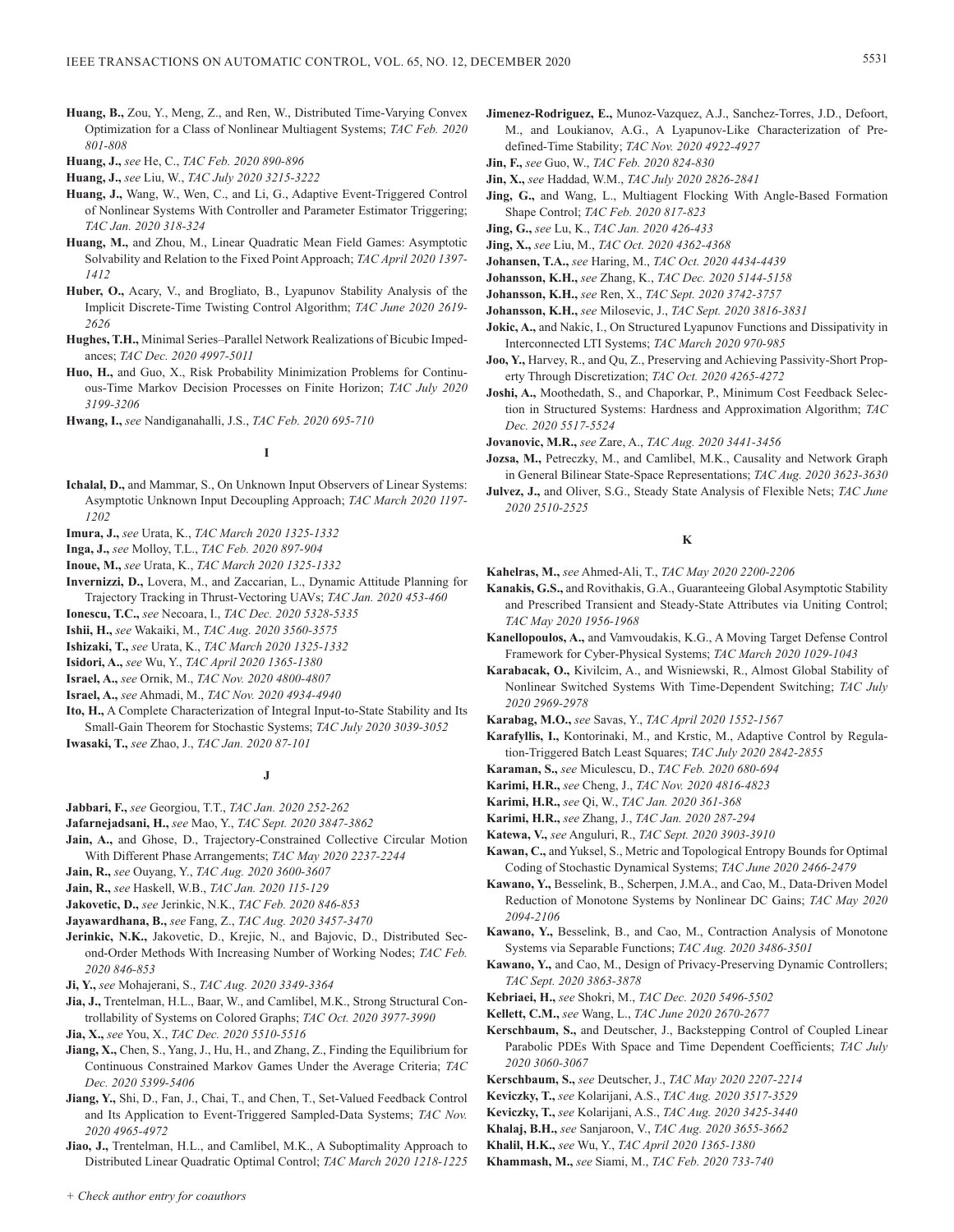**Huang, B.,** Zou, Y., Meng, Z., and Ren, W., Distributed Time-Varying Convex Optimization for a Class of Nonlinear Multiagent Systems; *TAC Feb. 2020 801-808*

**Huang, J.,** *see* He, C., *TAC Feb. 2020 890-896*

**Huang, J.,** *see* Liu, W., *TAC July 2020 3215-3222*

**Huang, J.,** Wang, W., Wen, C., and Li, G., Adaptive Event-Triggered Control of Nonlinear Systems With Controller and Parameter Estimator Triggering; *TAC Jan. 2020 318-324*

**Huang, M.,** and Zhou, M., Linear Quadratic Mean Field Games: Asymptotic Solvability and Relation to the Fixed Point Approach; *TAC April 2020 1397-1412*

**Huber, O.,** Acary, V., and Brogliato, B., Lyapunov Stability Analysis of the Implicit Discrete-Time Twisting Control Algorithm; *TAC June 2020 2619-2626*

**Hughes, T.H.,** Minimal Series–Parallel Network Realizations of Bicubic Impedances; *TAC Dec. 2020 4997-5011*

**Huo, H.,** and Guo, X., Risk Probability Minimization Problems for Continuous-Time Markov Decision Processes on Finite Horizon; *TAC July 2020 3199-3206*

**Hwang, I.,** *see* Nandiganahalli, J.S., *TAC Feb. 2020 695-710*

## I

**Ichalal, D.,** and Mammar, S., On Unknown Input Observers of Linear Systems: Asymptotic Unknown Input Decoupling Approach; *TAC March 2020 1197-1202*

**Imura, J.,** *see* Urata, K., *TAC March 2020 1325-1332*

**Inga, J.,** *see* Molloy, T.L., *TAC Feb. 2020 897-904*

**Inoue, M.,** *see* Urata, K., *TAC March 2020 1325-1332*

**Invernizzi, D.,** Lovera, M., and Zaccarian, L., Dynamic Attitude Planning for Trajectory Tracking in Thrust-Vectoring UAVs; *TAC Jan. 2020 453-460*

**Ionescu, T.C.,** *see* Necoara, I., *TAC Dec. 2020 5328-5335*

**Ishii, H.,** *see* Wakaiki, M., *TAC Aug. 2020 3560-3575*

**Ishizaki, T.,** *see* Urata, K., *TAC March 2020 1325-1332*

**Isidori, A.,** *see* Wu, Y., *TAC April 2020 1365-1380*

**Israel, A.,** *see* Ornik, M., *TAC Nov. 2020 4800-4807*

**Israel, A.,** *see* Ahmadi, M., *TAC Nov. 2020 4934-4940*

**Ito, H.,** A Complete Characterization of Integral Input-to-State Stability and Its Small-Gain Theorem for Stochastic Systems; *TAC July 2020 3039-3052*

**Iwasaki, T.,** *see* Zhao, J., *TAC Jan. 2020 87-101*

## J

**Jabbari, F.,** *see* Georgiou, T.T., *TAC Jan. 2020 252-262*

**Jafarnejadsani, H.,** *see* Mao, Y., *TAC Sept. 2020 3847-3862*

**Jain, A.,** and Ghose, D., Trajectory-Constrained Collective Circular Motion With Different Phase Arrangements; *TAC May 2020 2237-2244*

**Jain, R.,** *see* Ouyang, Y., *TAC Aug. 2020 3600-3607*

**Jain, R.,** *see* Haskell, W.B., *TAC Jan. 2020 115-129*

**Jakovetic, D.,** *see* Jerinkic, N.K., *TAC Feb. 2020 846-853*

**Jayawardhana, B.,** *see* Fang, Z., *TAC Aug. 2020 3457-3470*

**Jerinkic, N.K.,** Jakovetic, D., Krejic, N., and Bajovic, D., Distributed Second-Order Methods With Increasing Number of Working Nodes; *TAC Feb. 2020 846-853*

**Ji, Y.,** *see* Mohajerani, S., *TAC Aug. 2020 3349-3364*

**Jia, J.,** Trentelman, H.L., Baar, W., and Camlibel, M.K., Strong Structural Controllability of Systems on Colored Graphs; *TAC Oct. 2020 3977-3990*

**Jia, X.,** *see* You, X., *TAC Dec. 2020 5510-5516*

**Jiang, X.,** Chen, S., Yang, J., Hu, H., and Zhang, Z., Finding the Equilibrium for Continuous Constrained Markov Games Under the Average Criteria; *TAC Dec. 2020 5399-5406*

**Jiang, Y.,** Shi, D., Fan, J., Chai, T., and Chen, T., Set-Valued Feedback Control and Its Application to Event-Triggered Sampled-Data Systems; *TAC Nov. 2020 4965-4972*

**Jiao, J.,** Trentelman, H.L., and Camlibel, M.K., A Suboptimality Approach to Distributed Linear Quadratic Optimal Control; *TAC March 2020 1218-1225*

**Jimenez-Rodriguez, E.,** Munoz-Vazquez, A.J., Sanchez-Torres, J.D., Defoort, M., and Loukianov, A.G., A Lyapunov-Like Characterization of Predefined-Time Stability; *TAC Nov. 2020 4922-4927*

**Jin, F.,** *see* Guo, W., *TAC Feb. 2020 824-830*

**Jin, X.,** *see* Haddad, W.M., *TAC July 2020 2826-2841*

**Jing, G.,** and Wang, L., Multiagent Flocking With Angle-Based Formation Shape Control; *TAC Feb. 2020 817-823*

**Jing, G.,** *see* Lu, K., *TAC Jan. 2020 426-433*

**Jing, X.,** *see* Liu, M., *TAC Oct. 2020 4362-4368*

**Johansen, T.A.,** *see* Haring, M., *TAC Oct. 2020 4434-4439*

**Johansson, K.H.,** *see* Zhang, K., *TAC Dec. 2020 5144-5158*

**Johansson, K.H.,** *see* Ren, X., *TAC Sept. 2020 3742-3757*

**Johansson, K.H.,** *see* Milosevic, J., *TAC Sept. 2020 3816-3831*

**Jokic, A.,** and Nakic, I., On Structured Lyapunov Functions and Dissipativity in Interconnected LTI Systems; *TAC March 2020 970-985*

**Joo, Y.,** Harvey, R., and Qu, Z., Preserving and Achieving Passivity-Short Property Through Discretization; *TAC Oct. 2020 4265-4272*

**Joshi, A.,** Moothedath, S., and Chaporkar, P., Minimum Cost Feedback Selection in Structured Systems: Hardness and Approximation Algorithm; *TAC Dec. 2020 5517-5524*

**Jovanovic, M.R.,** *see* Zare, A., *TAC Aug. 2020 3441-3456*

**Jozsa, M.,** Petreczky, M., and Camlibel, M.K., Causality and Network Graph in General Bilinear State-Space Representations; *TAC Aug. 2020 3623-3630*

**Julvez, J.,** and Oliver, S.G., Steady State Analysis of Flexible Nets; *TAC June 2020 2510-2525*

## K

**Kahelras, M.,** *see* Ahmed-Ali, T., *TAC May 2020 2200-2206*

**Kanakis, G.S.,** and Rovithakis, G.A., Guaranteeing Global Asymptotic Stability and Prescribed Transient and Steady-State Attributes via Uniting Control; *TAC May 2020 1956-1968*

**Kanellopoulos, A.,** and Vamvoudakis, K.G., A Moving Target Defense Control Framework for Cyber-Physical Systems; *TAC March 2020 1029-1043*

**Karabacak, O.,** Kivilcim, A., and Wisniewski, R., Almost Global Stability of Nonlinear Switched Systems With Time-Dependent Switching; *TAC July 2020 2969-2978*

**Karabag, M.O.,** *see* Savas, Y., *TAC April 2020 1552-1567*

**Karafyllis, I.,** Kontorinaki, M., and Krstic, M., Adaptive Control by Regulation-Triggered Batch Least Squares; *TAC July 2020 2842-2855*

**Karaman, S.,** *see* Miculescu, D., *TAC Feb. 2020 680-694*

**Karimi, H.R.,** *see* Cheng, J., *TAC Nov. 2020 4816-4823*

**Karimi, H.R.,** *see* Qi, W., *TAC Jan. 2020 361-368*

**Karimi, H.R.,** *see* Zhang, J., *TAC Jan. 2020 287-294*

**Katewa, V.,** *see* Anguluri, R., *TAC Sept. 2020 3903-3910*

**Kawan, C.,** and Yuksel, S., Metric and Topological Entropy Bounds for Optimal Coding of Stochastic Dynamical Systems; *TAC June 2020 2466-2479*

**Kawano, Y.,** Besselink, B., Scherpen, J.M.A., and Cao, M., Data-Driven Model Reduction of Monotone Systems by Nonlinear DC Gains; *TAC May 2020 2094-2106*

**Kawano, Y.,** Besselink, B., and Cao, M., Contraction Analysis of Monotone Systems via Separable Functions; *TAC Aug. 2020 3486-3501*

**Kawano, Y.,** and Cao, M., Design of Privacy-Preserving Dynamic Controllers; *TAC Sept. 2020 3863-3878*

**Kebriaei, H.,** *see* Shokri, M., *TAC Dec. 2020 5496-5502*

**Kellett, C.M.,** *see* Wang, L., *TAC June 2020 2670-2677*

**Kerschbaum, S.,** and Deutscher, J., Backstepping Control of Coupled Linear Parabolic PDEs With Space and Time Dependent Coefficients; *TAC July 2020 3060-3067*

**Kerschbaum, S.,** *see* Deutscher, J., *TAC May 2020 2207-2214*

**Keviczky, T.,** *see* Kolarijani, A.S., *TAC Aug. 2020 3517-3529*

**Keviczky, T.,** *see* Kolarijani, A.S., *TAC Aug. 2020 3425-3440*

**Khalaj, B.H.,** *see* Sanjaroon, V., *TAC Aug. 2020 3655-3662*

**Khalil, H.K.,** *see* Wu, Y., *TAC April 2020 1365-1380*

**Khammash, M.,** *see* Siami, M., *TAC Feb. 2020 733-740*

+ Check author entry for coauthors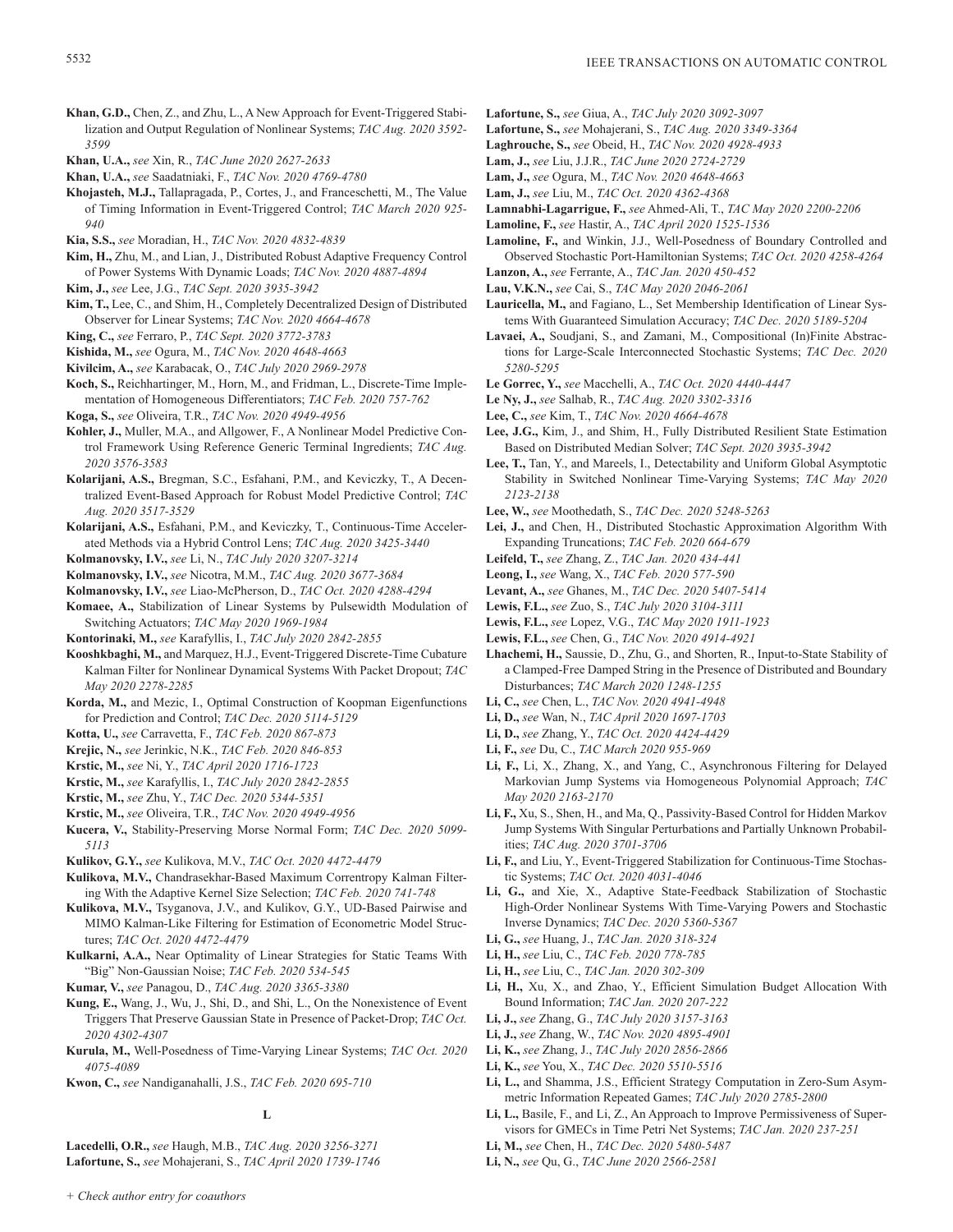**Khan, G.D.,** Chen, Z., and Zhu, L., A New Approach for Event-Triggered Stabilization and Output Regulation of Nonlinear Systems; *TAC Aug. 2020 3592-3599*

**Khan, U.A.,** *see* Xin, R., *TAC June 2020 2627-2633*

**Khan, U.A.,** *see* Saadatniaki, F., *TAC Nov. 2020 4769-4780*

**Khojasteh, M.J.,** Tallapragada, P., Cortes, J., and Franceschetti, M., The Value of Timing Information in Event-Triggered Control; *TAC March 2020 925-940*

**Kia, S.S.,** *see* Moradian, H., *TAC Nov. 2020 4832-4839*

**Kim, H.,** Zhu, M., and Lian, J., Distributed Robust Adaptive Frequency Control of Power Systems With Dynamic Loads; *TAC Nov. 2020 4887-4894*

**Kim, J.,** *see* Lee, J.G., *TAC Sept. 2020 3935-3942*

**Kim, T.,** Lee, C., and Shim, H., Completely Decentralized Design of Distributed Observer for Linear Systems; *TAC Nov. 2020 4664-4678*

**King, C.,** *see* Ferraro, P., *TAC Sept. 2020 3772-3783*

**Kishida, M.,** *see* Ogura, M., *TAC Nov. 2020 4648-4663*

**Kivilcim, A.,** *see* Karabacak, O., *TAC July 2020 2969-2978*

**Koch, S.,** Reichhartinger, M., Horn, M., and Fridman, L., Discrete-Time Implementation of Homogeneous Differentiators; *TAC Feb. 2020 757-762*

**Koga, S.,** *see* Oliveira, T.R., *TAC Nov. 2020 4949-4956*

**Kohler, J.,** Muller, M.A., and Allgower, F., A Nonlinear Model Predictive Control Framework Using Reference Generic Terminal Ingredients; *TAC Aug. 2020 3576-3583*

**Kolarijani, A.S.,** Bregman, S.C., Esfahani, P.M., and Keviczky, T., A Decentralized Event-Based Approach for Robust Model Predictive Control; *TAC Aug. 2020 3517-3529*

**Kolarijani, A.S.,** Esfahani, P.M., and Keviczky, T., Continuous-Time Accelerated Methods via a Hybrid Control Lens; *TAC Aug. 2020 3425-3440*

**Kolmanovsky, I.V.,** *see* Li, N., *TAC July 2020 3207-3214*

**Kolmanovsky, I.V.,** *see* Nicotra, M.M., *TAC Aug. 2020 3677-3684*

**Kolmanovsky, I.V.,** *see* Liao-McPherson, D., *TAC Oct. 2020 4288-4294*

**Komaee, A.,** Stabilization of Linear Systems by Pulsewidth Modulation of Switching Actuators; *TAC May 2020 1969-1984*

**Kontorinaki, M.,** *see* Karafyllis, I., *TAC July 2020 2842-2855*

**Kooshkbaghi, M.,** and Marquez, H.J., Event-Triggered Discrete-Time Cubature Kalman Filter for Nonlinear Dynamical Systems With Packet Dropout; *TAC May 2020 2278-2285*

**Korda, M.,** and Mezic, I., Optimal Construction of Koopman Eigenfunctions for Prediction and Control; *TAC Dec. 2020 5114-5129*

**Kotta, U.,** *see* Carravetta, F., *TAC Feb. 2020 867-873*

**Krejic, N.,** *see* Jerinkic, N.K., *TAC Feb. 2020 846-853*

**Krstic, M.,** *see* Ni, Y., *TAC April 2020 1716-1723*

**Krstic, M.,** *see* Karafyllis, I., *TAC July 2020 2842-2855*

**Krstic, M.,** *see* Zhu, Y., *TAC Dec. 2020 5344-5351*

**Krstic, M.,** *see* Oliveira, T.R., *TAC Nov. 2020 4949-4956*

**Kucera, V.,** Stability-Preserving Morse Normal Form; *TAC Dec. 2020 5099-5113*

**Kulikov, G.Y.,** *see* Kulikova, M.V., *TAC Oct. 2020 4472-4479*

**Kulikova, M.V.,** Chandrasekhar-Based Maximum Correntropy Kalman Filtering With the Adaptive Kernel Size Selection; *TAC Feb. 2020 741-748*

**Kulikova, M.V.,** Tsyganova, J.V., and Kulikov, G.Y., UD-Based Pairwise and MIMO Kalman-Like Filtering for Estimation of Econometric Model Structures; *TAC Oct. 2020 4472-4479*

**Kulkarni, A.A.,** Near Optimality of Linear Strategies for Static Teams With "Big" Non-Gaussian Noise; *TAC Feb. 2020 534-545*

**Kumar, V.,** *see* Panagou, D., *TAC Aug. 2020 3365-3380*

**Kung, E.,** Wang, J., Wu, J., Shi, D., and Shi, L., On the Nonexistence of Event Triggers That Preserve Gaussian State in Presence of Packet-Drop; *TAC Oct. 2020 4302-4307*

**Kurula, M.,** Well-Posedness of Time-Varying Linear Systems; *TAC Oct. 2020 4075-4089*

**Kwon, C.,** *see* Nandiganahalli, J.S., *TAC Feb. 2020 695-710*

## L

**Lacedelli, O.R.,** *see* Haugh, M.B., *TAC Aug. 2020 3256-3271*

**Lafortune, S.,** *see* Mohajerani, S., *TAC April 2020 1739-1746*

**Lafortune, S.,** *see* Giua, A., *TAC July 2020 3092-3097*

**Lafortune, S.,** *see* Mohajerani, S., *TAC Aug. 2020 3349-3364*

**Laghrouche, S.,** *see* Obeid, H., *TAC Nov. 2020 4928-4933*

**Lam, J.,** *see* Liu, J.J.R., *TAC June 2020 2724-2729*

**Lam, J.,** *see* Ogura, M., *TAC Nov. 2020 4648-4663*

**Lam, J.,** *see* Liu, M., *TAC Oct. 2020 4362-4368*

**Lamnabhi-Lagarrigue, F.,** *see* Ahmed-Ali, T., *TAC May 2020 2200-2206*

**Lamoline, F.,** *see* Hastir, A., *TAC April 2020 1525-1536*

**Lamoline, F.,** and Winkin, J.J., Well-Posedness of Boundary Controlled and Observed Stochastic Port-Hamiltonian Systems; *TAC Oct. 2020 4258-4264*

**Lanzon, A.,** *see* Ferrante, A., *TAC Jan. 2020 450-452*

**Lau, V.K.N.,** *see* Cai, S., *TAC May 2020 2046-2061*

**Lauricella, M.,** and Fagiano, L., Set Membership Identification of Linear Systems With Guaranteed Simulation Accuracy; *TAC Dec. 2020 5189-5204*

**Lavaei, A.,** Soudjani, S., and Zamani, M., Compositional (In)Finite Abstractions for Large-Scale Interconnected Stochastic Systems; *TAC Dec. 2020 5280-5295*

**Le Gorrec, Y.,** *see* Macchelli, A., *TAC Oct. 2020 4440-4447*

**Le Ny, J.,** *see* Salhab, R., *TAC Aug. 2020 3302-3316*

**Lee, C.,** *see* Kim, T., *TAC Nov. 2020 4664-4678*

**Lee, J.G.,** Kim, J., and Shim, H., Fully Distributed Resilient State Estimation Based on Distributed Median Solver; *TAC Sept. 2020 3935-3942*

**Lee, T.,** Tan, Y., and Mareels, I., Detectability and Uniform Global Asymptotic Stability in Switched Nonlinear Time-Varying Systems; *TAC May 2020 2123-2138*

**Lee, W.,** *see* Moothedath, S., *TAC Dec. 2020 5248-5263*

**Lei, J.,** and Chen, H., Distributed Stochastic Approximation Algorithm With Expanding Truncations; *TAC Feb. 2020 664-679*

**Leifeld, T.,** *see* Zhang, Z., *TAC Jan. 2020 434-441*

**Leong, I.,** *see* Wang, X., *TAC Feb. 2020 577-590*

**Levant, A.,** *see* Ghanes, M., *TAC Dec. 2020 5407-5414*

**Lewis, F.L.,** *see* Zuo, S., *TAC July 2020 3104-3111*

**Lewis, F.L.,** *see* Lopez, V.G., *TAC May 2020 1911-1923*

**Lewis, F.L.,** *see* Chen, G., *TAC Nov. 2020 4914-4921*

**Lhachemi, H.,** Saussie, D., Zhu, G., and Shorten, R., Input-to-State Stability of a Clamped-Free Damped String in the Presence of Distributed and Boundary Disturbances; *TAC March 2020 1248-1255*

**Li, C.,** *see* Chen, L., *TAC Nov. 2020 4941-4948*

**Li, D.,** *see* Wan, N., *TAC April 2020 1697-1703*

**Li, D.,** *see* Zhang, Y., *TAC Oct. 2020 4424-4429*

**Li, F.,** *see* Du, C., *TAC March 2020 955-969*

**Li, F.,** Li, X., Zhang, X., and Yang, C., Asynchronous Filtering for Delayed Markovian Jump Systems via Homogeneous Polynomial Approach; *TAC May 2020 2163-2170*

**Li, F.,** Xu, S., Shen, H., and Ma, Q., Passivity-Based Control for Hidden Markov Jump Systems With Singular Perturbations and Partially Unknown Probabilities; *TAC Aug. 2020 3701-3706*

**Li, F.,** and Liu, Y., Event-Triggered Stabilization for Continuous-Time Stochastic Systems; *TAC Oct. 2020 4031-4046*

**Li, G.,** and Xie, X., Adaptive State-Feedback Stabilization of Stochastic High-Order Nonlinear Systems With Time-Varying Powers and Stochastic Inverse Dynamics; *TAC Dec. 2020 5360-5367*

**Li, G.,** *see* Huang, J., *TAC Jan. 2020 318-324*

**Li, H.,** *see* Liu, C., *TAC Feb. 2020 778-785*

**Li, H.,** *see* Liu, C., *TAC Jan. 2020 302-309*

**Li, H.,** Xu, X., and Zhao, Y., Efficient Simulation Budget Allocation With Bound Information; *TAC Jan. 2020 207-222*

**Li, J.,** *see* Zhang, G., *TAC July 2020 3157-3163*

**Li, J.,** *see* Zhang, W., *TAC Nov. 2020 4895-4901*

**Li, K.,** *see* Zhang, J., *TAC July 2020 2856-2866*

**Li, K.,** *see* You, X., *TAC Dec. 2020 5510-5516*

**Li, L.,** and Shamma, J.S., Efficient Strategy Computation in Zero-Sum Asymmetric Information Repeated Games; *TAC July 2020 2785-2800*

**Li, L.,** Basile, F., and Li, Z., An Approach to Improve Permissiveness of Supervisors for GMECs in Time Petri Net Systems; *TAC Jan. 2020 237-251*

**Li, M.,** *see* Chen, H., *TAC Dec. 2020 5480-5487*

**Li, N.,** *see* Qu, G., *TAC June 2020 2566-2581*

*+ Check author entry for coauthors*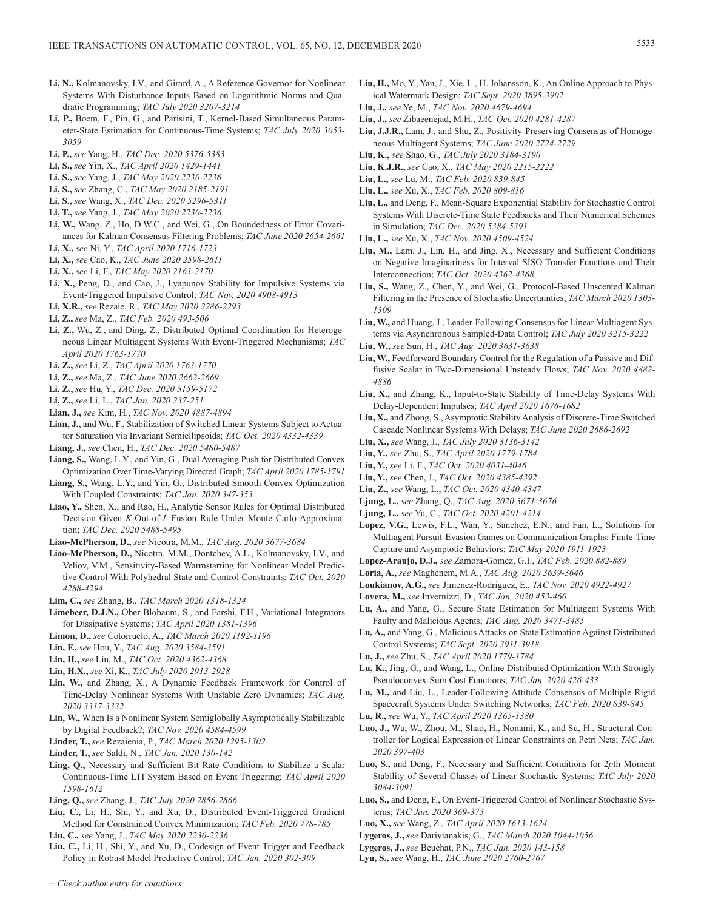**Li, N.,** Kolmanovsky, I.V., and Girard, A., A Reference Governor for Nonlinear Systems With Disturbance Inputs Based on Logarithmic Norms and Quadratic Programming; *TAC July 2020 3207-3214*

**Li, P.,** Boem, F., Pin, G., and Parisini, T., Kernel-Based Simultaneous Parameter-State Estimation for Continuous-Time Systems; *TAC July 2020 3053-3059*

**Li, P.,** *see* Yang, H., *TAC Dec. 2020 5376-5383*

**Li, S.,** *see* Yin, X., *TAC April 2020 1429-1441*

**Li, S.,** *see* Yang, J., *TAC May 2020 2230-2236*

**Li, S.,** *see* Zhang, C., *TAC May 2020 2185-2191*

**Li, S.,** *see* Wang, X., *TAC Dec. 2020 5296-5311*

**Li, T.,** *see* Yang, J., *TAC May 2020 2230-2236*

**Li, W.,** Wang, Z., Ho, D.W.C., and Wei, G., On Boundedness of Error Covariances for Kalman Consensus Filtering Problems; *TAC June 2020 2654-2661*

**Li, X.,** *see* Ni, Y., *TAC April 2020 1716-1723*

**Li, X.,** *see* Cao, K., *TAC June 2020 2598-2611*

**Li, X.,** *see* Li, F., *TAC May 2020 2163-2170*

**Li, X.,** Peng, D., and Cao, J., Lyapunov Stability for Impulsive Systems via Event-Triggered Impulsive Control; *TAC Nov. 2020 4908-4913*

**Li, X.R.,** *see* Rezaie, R., *TAC May 2020 2286-2293*

**Li, Z.,** *see* Ma, Z., *TAC Feb. 2020 493-506*

**Li, Z.,** Wu, Z., and Ding, Z., Distributed Optimal Coordination for Heterogeneous Linear Multiagent Systems With Event-Triggered Mechanisms; *TAC April 2020 1763-1770*

**Li, Z.,** *see* Li, Z., *TAC April 2020 1763-1770*

**Li, Z.,** *see* Ma, Z., *TAC June 2020 2662-2669*

**Li, Z.,** *see* Hu, Y., *TAC Dec. 2020 5159-5172*

**Li, Z.,** *see* Li, L., *TAC Jan. 2020 237-251*

**Lian, J.,** *see* Kim, H., *TAC Nov. 2020 4887-4894*

**Lian, J.,** and Wu, F., Stabilization of Switched Linear Systems Subject to Actuator Saturation via Invariant Semiellipsoids; *TAC Oct. 2020 4332-4339*

**Liang, J.,** *see* Chen, H., *TAC Dec. 2020 5480-5487*

**Liang, S.,** Wang, L.Y., and Yin, G., Dual Averaging Push for Distributed Convex Optimization Over Time-Varying Directed Graph; *TAC April 2020 1785-1791*

**Liang, S.,** Wang, L.Y., and Yin, G., Distributed Smooth Convex Optimization With Coupled Constraints; *TAC Jan. 2020 347-353*

**Liao, Y.,** Shen, X., and Rao, H., Analytic Sensor Rules for Optimal Distributed Decision Given *K*-Out-of-*L* Fusion Rule Under Monte Carlo Approximation; *TAC Dec. 2020 5488-5495*

**Liao-McPherson, D.,** *see* Nicotra, M.M., *TAC Aug. 2020 3677-3684*

**Liao-McPherson, D.,** Nicotra, M.M., Dontchev, A.L., Kolmanovsky, I.V., and Veliov, V.M., Sensitivity-Based Warmstarting for Nonlinear Model Predictive Control With Polyhedral State and Control Constraints; *TAC Oct. 2020 4288-4294*

**Lim, C.,** *see* Zhang, B., *TAC March 2020 1318-1324*

**Limebeer, D.J.N.,** Ober-Blobaum, S., and Farshi, F.H., Variational Integrators for Dissipative Systems; *TAC April 2020 1381-1396*

**Limon, D.,** *see* Cotorruelo, A., *TAC March 2020 1192-1196*

**Lin, F.,** *see* Hou, Y., *TAC Aug. 2020 3584-3591*

**Lin, H.,** *see* Liu, M., *TAC Oct. 2020 4362-4368*

**Lin, H.X.,** *see* Xi, K., *TAC July 2020 2913-2928*

**Lin, W.,** and Zhang, X., A Dynamic Feedback Framework for Control of Time-Delay Nonlinear Systems With Unstable Zero Dynamics; *TAC Aug. 2020 3317-3332*

**Lin, W.,** When Is a Nonlinear System Semiglobally Asymptotically Stabilizable by Digital Feedback?; *TAC Nov. 2020 4584-4599*

**Linder, T.,** *see* Rezaienia, P., *TAC March 2020 1295-1302*

**Linder, T.,** *see* Saldi, N., *TAC Jan. 2020 130-142*

**Ling, Q.,** Necessary and Sufficient Bit Rate Conditions to Stabilize a Scalar Continuous-Time LTI System Based on Event Triggering; *TAC April 2020 1598-1612*

**Ling, Q.,** *see* Zhang, J., *TAC July 2020 2856-2866*

**Liu, C.,** Li, H., Shi, Y., and Xu, D., Distributed Event-Triggered Gradient Method for Constrained Convex Minimization; *TAC Feb. 2020 778-785*

**Liu, C.,** *see* Yang, J., *TAC May 2020 2230-2236*

**Liu, C.,** Li, H., Shi, Y., and Xu, D., Codesign of Event Trigger and Feedback Policy in Robust Model Predictive Control; *TAC Jan. 2020 302-309*

**Liu, H.,** Mo, Y., Yan, J., Xie, L., H. Johansson, K., An Online Approach to Physical Watermark Design; *TAC Sept. 2020 3895-3902*

**Liu, J.,** *see* Ye, M., *TAC Nov. 2020 4679-4694*

**Liu, J.,** *see* Zibaeenejad, M.H., *TAC Oct. 2020 4281-4287*

**Liu, J.J.R.,** Lam, J., and Shu, Z., Positivity-Preserving Consensus of Homogeneous Multiagent Systems; *TAC June 2020 2724-2729*

**Liu, K.,** *see* Shao, G., *TAC July 2020 3184-3190*

**Liu, K.J.R.,** *see* Cao, X., *TAC May 2020 2215-2222*

**Liu, L.,** *see* Lu, M., *TAC Feb. 2020 839-845*

**Liu, L.,** *see* Xu, X., *TAC Feb. 2020 809-816*

**Liu, L.,** and Deng, F., Mean-Square Exponential Stability for Stochastic Control Systems With Discrete-Time State Feedbacks and Their Numerical Schemes in Simulation; *TAC Dec. 2020 5384-5391*

**Liu, L.,** *see* Xu, X., *TAC Nov. 2020 4509-4524*

**Liu, M.,** Lam, J., Lin, H., and Jing, X., Necessary and Sufficient Conditions on Negative Imaginariness for Interval SISO Transfer Functions and Their Interconnection; *TAC Oct. 2020 4362-4368*

**Liu, S.,** Wang, Z., Chen, Y., and Wei, G., Protocol-Based Unscented Kalman Filtering in the Presence of Stochastic Uncertainties; *TAC March 2020 1303-1309*

**Liu, W.,** and Huang, J., Leader-Following Consensus for Linear Multiagent Systems via Asynchronous Sampled-Data Control; *TAC July 2020 3215-3222*

**Liu, W.,** *see* Sun, H., *TAC Aug. 2020 3631-3638*

**Liu, W.,** Feedforward Boundary Control for the Regulation of a Passive and Diffusive Scalar in Two-Dimensional Unsteady Flows; *TAC Nov. 2020 4882-4886*

**Liu, X.,** and Zhang, K., Input-to-State Stability of Time-Delay Systems With Delay-Dependent Impulses; *TAC April 2020 1676-1682*

**Liu, X.,** and Zhong, S., Asymptotic Stability Analysis of Discrete-Time Switched Cascade Nonlinear Systems With Delays; *TAC June 2020 2686-2692*

**Liu, X.,** *see* Wang, J., *TAC July 2020 3136-3142*

**Liu, Y.,** *see* Zhu, S., *TAC April 2020 1779-1784*

**Liu, Y.,** *see* Li, F., *TAC Oct. 2020 4031-4046*

**Liu, Y.,** *see* Chen, J., *TAC Oct. 2020 4385-4392*

**Liu, Z.,** *see* Wang, L., *TAC Oct. 2020 4340-4347*

**Ljung, L.,** *see* Zhang, Q., *TAC Aug. 2020 3671-3676*

**Ljung, L.,** *see* Yu, C., *TAC Oct. 2020 4201-4214*

**Lopez, V.G.,** Lewis, F.L., Wan, Y., Sanchez, E.N., and Fan, L., Solutions for Multiagent Pursuit-Evasion Games on Communication Graphs: Finite-Time Capture and Asymptotic Behaviors; *TAC May 2020 1911-1923*

**Lopez-Araujo, D.J.,** *see* Zamora-Gomez, G.I., *TAC Feb. 2020 882-889*

**Loria, A.,** *see* Maghenem, M.A., *TAC Aug. 2020 3639-3646*

**Loukianov, A.G.,** *see* Jimenez-Rodriguez, E., *TAC Nov. 2020 4922-4927*

**Lovera, M.,** *see* Invernizzi, D., *TAC Jan. 2020 453-460*

**Lu, A.,** and Yang, G., Secure State Estimation for Multiagent Systems With Faulty and Malicious Agents; *TAC Aug. 2020 3471-3485*

**Lu, A.,** and Yang, G., Malicious Attacks on State Estimation Against Distributed Control Systems; *TAC Sept. 2020 3911-3918*

**Lu, J.,** *see* Zhu, S., *TAC April 2020 1779-1784*

**Lu, K.,** Jing, G., and Wang, L., Online Distributed Optimization With Strongly Pseudoconvex-Sum Cost Functions; *TAC Jan. 2020 426-433*

**Lu, M.,** and Liu, L., Leader-Following Attitude Consensus of Multiple Rigid Spacecraft Systems Under Switching Networks; *TAC Feb. 2020 839-845*

**Lu, R.,** *see* Wu, Y., *TAC April 2020 1365-1380*

**Luo, J.,** Wu, W., Zhou, M., Shao, H., Nonami, K., and Su, H., Structural Controller for Logical Expression of Linear Constraints on Petri Nets; *TAC Jan. 2020 397-403*

**Luo, S.,** and Deng, F., Necessary and Sufficient Conditions for 2*p*th Moment Stability of Several Classes of Linear Stochastic Systems; *TAC July 2020 3084-3091*

**Luo, S.,** and Deng, F., On Event-Triggered Control of Nonlinear Stochastic Systems; *TAC Jan. 2020 369-375*

**Luo, X.,** *see* Wang, Z., *TAC April 2020 1613-1624*

**Lygeros, J.,** *see* Darivianakis, G., *TAC March 2020 1044-1056*

**Lygeros, J.,** *see* Beuchat, P.N., *TAC Jan. 2020 143-158*

**Lyu, S.,** *see* Wang, H., *TAC June 2020 2760-2767*

*+ Check author entry for coauthors*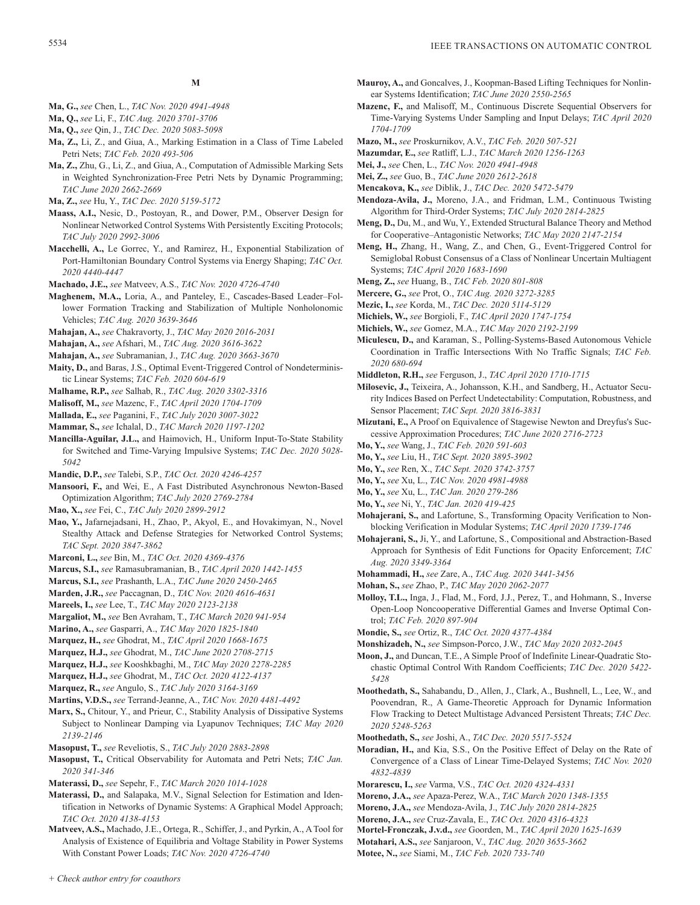## M

**Ma, G.,** *see* Chen, L., *TAC Nov. 2020 4941-4948*

**Ma, Q.,** *see* Li, F., *TAC Aug. 2020 3701-3706*

**Ma, Q.,** *see* Qin, J., *TAC Dec. 2020 5083-5098*

**Ma, Z.,** Li, Z., and Giua, A., Marking Estimation in a Class of Time Labeled Petri Nets; *TAC Feb. 2020 493-506*

**Ma, Z.,** Zhu, G., Li, Z., and Giua, A., Computation of Admissible Marking Sets in Weighted Synchronization-Free Petri Nets by Dynamic Programming; *TAC June 2020 2662-2669*

**Ma, Z.,** *see* Hu, Y., *TAC Dec. 2020 5159-5172*

**Maass, A.I.,** Nesic, D., Postoyan, R., and Dower, P.M., Observer Design for Nonlinear Networked Control Systems With Persistently Exciting Protocols; *TAC July 2020 2992-3006*

**Macchelli, A.,** Le Gorrec, Y., and Ramirez, H., Exponential Stabilization of Port-Hamiltonian Boundary Control Systems via Energy Shaping; *TAC Oct. 2020 4440-4447*

**Machado, J.E.,** *see* Matveev, A.S., *TAC Nov. 2020 4726-4740*

**Maghenem, M.A.,** Loria, A., and Panteley, E., Cascades-Based Leader–Follower Formation Tracking and Stabilization of Multiple Nonholonomic Vehicles; *TAC Aug. 2020 3639-3646*

**Mahajan, A.,** *see* Chakravorty, J., *TAC May 2020 2016-2031*

**Mahajan, A.,** *see* Afshari, M., *TAC Aug. 2020 3616-3622*

**Mahajan, A.,** *see* Subramanian, J., *TAC Aug. 2020 3663-3670*

**Maity, D.,** and Baras, J.S., Optimal Event-Triggered Control of Nondeterministic Linear Systems; *TAC Feb. 2020 604-619*

**Malhame, R.P.,** *see* Salhab, R., *TAC Aug. 2020 3302-3316*

**Malisoff, M.,** *see* Mazenc, F., *TAC April 2020 1704-1709*

**Mallada, E.,** *see* Paganini, F., *TAC July 2020 3007-3022*

**Mammar, S.,** *see* Ichalal, D., *TAC March 2020 1197-1202*

**Mancilla-Aguilar, J.L.,** and Haimovich, H., Uniform Input-To-State Stability for Switched and Time-Varying Impulsive Systems; *TAC Dec. 2020 5028-5042*

**Mandic, D.P.,** *see* Talebi, S.P., *TAC Oct. 2020 4246-4257*

**Mansoori, F.,** and Wei, E., A Fast Distributed Asynchronous Newton-Based Optimization Algorithm; *TAC July 2020 2769-2784*

**Mao, X.,** *see* Fei, C., *TAC July 2020 2899-2912*

**Mao, Y.,** Jafarnejadsani, H., Zhao, P., Akyol, E., and Hovakimyan, N., Novel Stealthy Attack and Defense Strategies for Networked Control Systems; *TAC Sept. 2020 3847-3862*

**Marconi, L.,** *see* Bin, M., *TAC Oct. 2020 4369-4376*

**Marcus, S.I.,** *see* Ramasubramanian, B., *TAC April 2020 1442-1455*

**Marcus, S.I.,** *see* Prashanth, L.A., *TAC June 2020 2450-2465*

**Marden, J.R.,** *see* Paccagnan, D., *TAC Nov. 2020 4616-4631*

**Mareels, I.,** *see* Lee, T., *TAC May 2020 2123-2138*

**Margaliot, M.,** *see* Ben Avraham, T., *TAC March 2020 941-954*

**Marino, A.,** *see* Gasparri, A., *TAC May 2020 1825-1840*

**Marquez, H.,** *see* Ghodrat, M., *TAC April 2020 1668-1675*

**Marquez, H.J.,** *see* Ghodrat, M., *TAC June 2020 2708-2715*

**Marquez, H.J.,** *see* Kooshkbaghi, M., *TAC May 2020 2278-2285*

**Marquez, H.J.,** *see* Ghodrat, M., *TAC Oct. 2020 4122-4137*

**Marquez, R.,** *see* Angulo, S., *TAC July 2020 3164-3169*

**Martins, V.D.S.,** *see* Terrand-Jeanne, A., *TAC Nov. 2020 4481-4492*

**Marx, S.,** Chitour, Y., and Prieur, C., Stability Analysis of Dissipative Systems Subject to Nonlinear Damping via Lyapunov Techniques; *TAC May 2020 2139-2146*

**Masopust, T.,** *see* Reveliotis, S., *TAC July 2020 2883-2898*

**Masopust, T.,** Critical Observability for Automata and Petri Nets; *TAC Jan. 2020 341-346*

**Materassi, D.,** *see* Sepehr, F., *TAC March 2020 1014-1028*

**Materassi, D.,** and Salapaka, M.V., Signal Selection for Estimation and Identification in Networks of Dynamic Systems: A Graphical Model Approach; *TAC Oct. 2020 4138-4153*

**Matveev, A.S.,** Machado, J.E., Ortega, R., Schiffer, J., and Pyrkin, A., A Tool for Analysis of Existence of Equilibria and Voltage Stability in Power Systems With Constant Power Loads; *TAC Nov. 2020 4726-4740*

**Mauroy, A.,** and Goncalves, J., Koopman-Based Lifting Techniques for Nonlinear Systems Identification; *TAC June 2020 2550-2565*

**Mazenc, F.,** and Malisoff, M., Continuous Discrete Sequential Observers for Time-Varying Systems Under Sampling and Input Delays; *TAC April 2020 1704-1709*

**Mazo, M.,** *see* Proskurnikov, A.V., *TAC Feb. 2020 507-521*

**Mazumdar, E.,** *see* Ratliff, L.J., *TAC March 2020 1256-1263*

**Mei, J.,** *see* Chen, L., *TAC Nov. 2020 4941-4948*

**Mei, Z.,** *see* Guo, B., *TAC June 2020 2612-2618*

**Mencakova, K.,** *see* Diblik, J., *TAC Dec. 2020 5472-5479*

**Mendoza-Avila, J.,** Moreno, J.A., and Fridman, L.M., Continuous Twisting Algorithm for Third-Order Systems; *TAC July 2020 2814-2825*

**Meng, D.,** Du, M., and Wu, Y., Extended Structural Balance Theory and Method for Cooperative–Antagonistic Networks; *TAC May 2020 2147-2154*

**Meng, H.,** Zhang, H., Wang, Z., and Chen, G., Event-Triggered Control for Semiglobal Robust Consensus of a Class of Nonlinear Uncertain Multiagent Systems; *TAC April 2020 1683-1690*

**Meng, Z.,** *see* Huang, B., *TAC Feb. 2020 801-808*

**Mercere, G.,** *see* Prot, O., *TAC Aug. 2020 3272-3285*

**Mezic, I.,** *see* Korda, M., *TAC Dec. 2020 5114-5129*

**Michiels, W.,** *see* Borgioli, F., *TAC April 2020 1747-1754*

**Michiels, W.,** *see* Gomez, M.A., *TAC May 2020 2192-2199*

**Miculescu, D.,** and Karaman, S., Polling-Systems-Based Autonomous Vehicle Coordination in Traffic Intersections With No Traffic Signals; *TAC Feb. 2020 680-694*

**Middleton, R.H.,** *see* Ferguson, J., *TAC April 2020 1710-1715*

**Milosevic, J.,** Teixeira, A., Johansson, K.H., and Sandberg, H., Actuator Security Indices Based on Perfect Undetectability: Computation, Robustness, and Sensor Placement; *TAC Sept. 2020 3816-3831*

**Mizutani, E.,** A Proof on Equivalence of Stagewise Newton and Dreyfus's Successive Approximation Procedures; *TAC June 2020 2716-2723*

**Mo, Y.,** *see* Wang, J., *TAC Feb. 2020 591-603*

**Mo, Y.,** *see* Liu, H., *TAC Sept. 2020 3895-3902*

**Mo, Y.,** *see* Ren, X., *TAC Sept. 2020 3742-3757*

**Mo, Y.,** *see* Xu, L., *TAC Nov. 2020 4981-4988*

**Mo, Y.,** *see* Xu, L., *TAC Jan. 2020 279-286*

**Mo, Y.,** *see* Ni, Y., *TAC Jan. 2020 419-425*

**Mohajerani, S.,** and Lafortune, S., Transforming Opacity Verification to Nonblocking Verification in Modular Systems; *TAC April 2020 1739-1746*

**Mohajerani, S.,** Ji, Y., and Lafortune, S., Compositional and Abstraction-Based Approach for Synthesis of Edit Functions for Opacity Enforcement; *TAC Aug. 2020 3349-3364*

**Mohammadi, H.,** *see* Zare, A., *TAC Aug. 2020 3441-3456*

**Mohan, S.,** *see* Zhao, P., *TAC May 2020 2062-2077*

**Molloy, T.L.,** Inga, J., Flad, M., Ford, J.J., Perez, T., and Hohmann, S., Inverse Open-Loop Noncooperative Differential Games and Inverse Optimal Control; *TAC Feb. 2020 897-904*

**Mondie, S.,** *see* Ortiz, R., *TAC Oct. 2020 4377-4384*

**Monshizadeh, N.,** *see* Simpson-Porco, J.W., *TAC May 2020 2032-2045*

**Moon, J.,** and Duncan, T.E., A Simple Proof of Indefinite Linear-Quadratic Stochastic Optimal Control With Random Coefficients; *TAC Dec. 2020 5422-5428*

**Moothedath, S.,** Sahabandu, D., Allen, J., Clark, A., Bushnell, L., Lee, W., and Poovendran, R., A Game-Theoretic Approach for Dynamic Information Flow Tracking to Detect Multistage Advanced Persistent Threats; *TAC Dec. 2020 5248-5263*

**Moothedath, S.,** *see* Joshi, A., *TAC Dec. 2020 5517-5524*

**Moradian, H.,** and Kia, S.S., On the Positive Effect of Delay on the Rate of Convergence of a Class of Linear Time-Delayed Systems; *TAC Nov. 2020 4832-4839*

**Morarescu, I.,** *see* Varma, V.S., *TAC Oct. 2020 4324-4331*

**Moreno, J.A.,** *see* Apaza-Perez, W.A., *TAC March 2020 1348-1355*

**Moreno, J.A.,** *see* Mendoza-Avila, J., *TAC July 2020 2814-2825*

**Moreno, J.A.,** *see* Cruz-Zavala, E., *TAC Oct. 2020 4316-4323*

**Mortel-Fronczak, J.v.d.,** *see* Goorden, M., *TAC April 2020 1625-1639*

**Motahari, A.S.,** *see* Sanjaroon, V., *TAC Aug. 2020 3655-3662*

**Motee, N.,** *see* Siami, M., *TAC Feb. 2020 733-740*

*+ Check author entry for coauthors*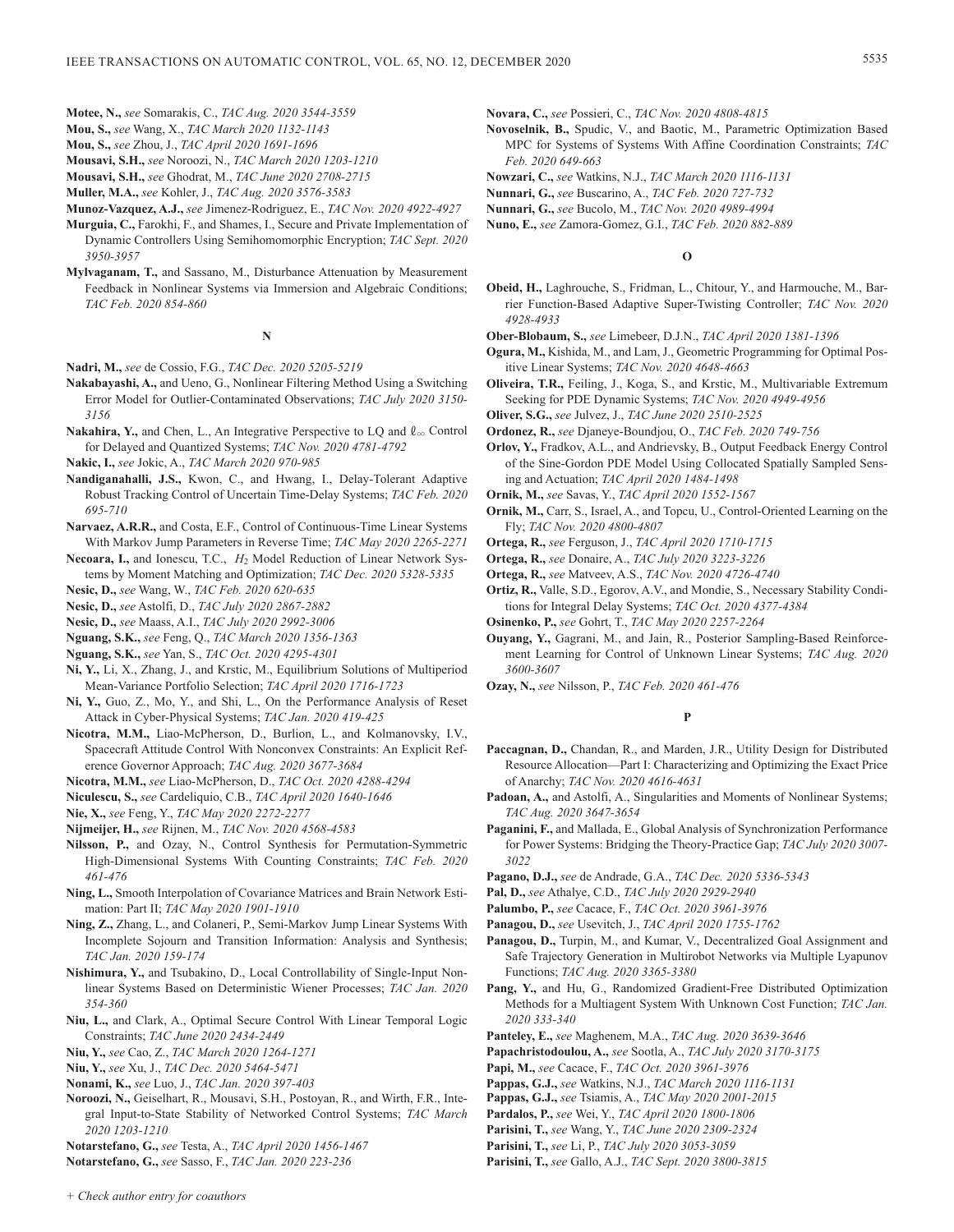**Motee, N.,** *see* Somarakis, C., *TAC Aug. 2020 3544-3559*

**Mou, S.,** *see* Wang, X., *TAC March 2020 1132-1143*

**Mou, S.,** *see* Zhou, J., *TAC April 2020 1691-1696*

**Mousavi, S.H.,** *see* Noroozi, N., *TAC March 2020 1203-1210*

**Mousavi, S.H.,** *see* Ghodrat, M., *TAC June 2020 2708-2715*

**Muller, M.A.,** *see* Kohler, J., *TAC Aug. 2020 3576-3583*

**Munoz-Vazquez, A.J.,** *see* Jimenez-Rodriguez, E., *TAC Nov. 2020 4922-4927*

**Murguia, C.,** Farokhi, F., and Shames, I., Secure and Private Implementation of Dynamic Controllers Using Semihomomorphic Encryption; *TAC Sept. 2020 3950-3957*

**Mylvaganam, T.,** and Sassano, M., Disturbance Attenuation by Measurement Feedback in Nonlinear Systems via Immersion and Algebraic Conditions; *TAC Feb. 2020 854-860*

## N

**Nadri, M.,** *see* de Cossio, F.G., *TAC Dec. 2020 5205-5219*

**Nakabayashi, A.,** and Ueno, G., Nonlinear Filtering Method Using a Switching Error Model for Outlier-Contaminated Observations; *TAC July 2020 3150-3156*

**Nakahira, Y.,** and Chen, L., An Integrative Perspective to LQ and $\ell_\infty$ Control for Delayed and Quantized Systems; *TAC Nov. 2020 4781-4792*

**Nakic, I.,** *see* Jokic, A., *TAC March 2020 970-985*

**Nandiganahalli, J.S.,** Kwon, C., and Hwang, I., Delay-Tolerant Adaptive Robust Tracking Control of Uncertain Time-Delay Systems; *TAC Feb. 2020 695-710*

**Narvaez, A.R.R.,** and Costa, E.F., Control of Continuous-Time Linear Systems With Markov Jump Parameters in Reverse Time; *TAC May 2020 2265-2271*

**Necoara, I.,** and Ionescu, T.C., $H_2$ Model Reduction of Linear Network Systems by Moment Matching and Optimization; *TAC Dec. 2020 5328-5335*

**Nesic, D.,** *see* Wang, W., *TAC Feb. 2020 620-635*

**Nesic, D.,** *see* Astolfi, D., *TAC July 2020 2867-2882*

**Nesic, D.,** *see* Maass, A.I., *TAC July 2020 2992-3006*

**Nguang, S.K.,** *see* Feng, Q., *TAC March 2020 1356-1363*

**Nguang, S.K.,** *see* Yan, S., *TAC Oct. 2020 4295-4301*

**Ni, Y.,** Li, X., Zhang, J., and Krstic, M., Equilibrium Solutions of Multiperiod Mean-Variance Portfolio Selection; *TAC April 2020 1716-1723*

**Ni, Y.,** Guo, Z., Mo, Y., and Shi, L., On the Performance Analysis of Reset Attack in Cyber-Physical Systems; *TAC Jan. 2020 419-425*

**Nicotra, M.M.,** Liao-McPherson, D., Burlion, L., and Kolmanovsky, I.V., Spacecraft Attitude Control With Nonconvex Constraints: An Explicit Reference Governor Approach; *TAC Aug. 2020 3677-3684*

**Nicotra, M.M.,** *see* Liao-McPherson, D., *TAC Oct. 2020 4288-4294*

**Niculescu, S.,** *see* Cardeliquio, C.B., *TAC April 2020 1640-1646*

**Nie, X.,** *see* Feng, Y., *TAC May 2020 2272-2277*

**Nijmeijer, H.,** *see* Rijnen, M., *TAC Nov. 2020 4568-4583*

**Nilsson, P.,** and Ozay, N., Control Synthesis for Permutation-Symmetric High-Dimensional Systems With Counting Constraints; *TAC Feb. 2020 461-476*

**Ning, L.,** Smooth Interpolation of Covariance Matrices and Brain Network Estimation: Part II; *TAC May 2020 1901-1910*

**Ning, Z.,** Zhang, L., and Colaneri, P., Semi-Markov Jump Linear Systems With Incomplete Sojourn and Transition Information: Analysis and Synthesis; *TAC Jan. 2020 159-174*

**Nishimura, Y.,** and Tsubakino, D., Local Controllability of Single-Input Nonlinear Systems Based on Deterministic Wiener Processes; *TAC Jan. 2020 354-360*

**Niu, L.,** and Clark, A., Optimal Secure Control With Linear Temporal Logic Constraints; *TAC June 2020 2434-2449*

**Niu, Y.,** *see* Cao, Z., *TAC March 2020 1264-1271*

**Niu, Y.,** *see* Xu, J., *TAC Dec. 2020 5464-5471*

**Nonami, K.,** *see* Luo, J., *TAC Jan. 2020 397-403*

**Noroozi, N.,** Geiselhart, R., Mousavi, S.H., Postoyan, R., and Wirth, F.R., Integral Input-to-State Stability of Networked Control Systems; *TAC March 2020 1203-1210*

**Notarstefano, G.,** *see* Testa, A., *TAC April 2020 1456-1467*

**Notarstefano, G.,** *see* Sasso, F., *TAC Jan. 2020 223-236*

**Novara, C.,** *see* Possieri, C., *TAC Nov. 2020 4808-4815*

**Novoselnik, B.,** Spudic, V., and Baotic, M., Parametric Optimization Based MPC for Systems of Systems With Affine Coordination Constraints; *TAC Feb. 2020 649-663*

**Nowzari, C.,** *see* Watkins, N.J., *TAC March 2020 1116-1131*

**Nunnari, G.,** *see* Buscarino, A., *TAC Feb. 2020 727-732*

**Nunnari, G.,** *see* Bucolo, M., *TAC Nov. 2020 4989-4994*

**Nuno, E.,** *see* Zamora-Gomez, G.I., *TAC Feb. 2020 882-889*

## O

**Obeid, H.,** Laghrouche, S., Fridman, L., Chitour, Y., and Harmouche, M., Barrier Function-Based Adaptive Super-Twisting Controller; *TAC Nov. 2020 4928-4933*

**Ober-Blobaum, S.,** *see* Limebeer, D.J.N., *TAC April 2020 1381-1396*

**Ogura, M.,** Kishida, M., and Lam, J., Geometric Programming for Optimal Positive Linear Systems; *TAC Nov. 2020 4648-4663*

**Oliveira, T.R.,** Feiling, J., Koga, S., and Krstic, M., Multivariable Extremum Seeking for PDE Dynamic Systems; *TAC Nov. 2020 4949-4956*

**Oliver, S.G.,** *see* Julvez, J., *TAC June 2020 2510-2525*

**Ordonez, R.,** *see* Djaneye-Boundjou, O., *TAC Feb. 2020 749-756*

**Orlov, Y.,** Fradkov, A.L., and Andrievsky, B., Output Feedback Energy Control of the Sine-Gordon PDE Model Using Collocated Spatially Sampled Sensing and Actuation; *TAC April 2020 1484-1498*

**Ornik, M.,** *see* Savas, Y., *TAC April 2020 1552-1567*

**Ornik, M.,** Carr, S., Israel, A., and Topcu, U., Control-Oriented Learning on the Fly; *TAC Nov. 2020 4800-4807*

**Ortega, R.,** *see* Ferguson, J., *TAC April 2020 1710-1715*

**Ortega, R.,** *see* Donaire, A., *TAC July 2020 3223-3226*

**Ortega, R.,** *see* Matveev, A.S., *TAC Nov. 2020 4726-4740*

**Ortiz, R.,** Valle, S.D., Egorov, A.V., and Mondie, S., Necessary Stability Conditions for Integral Delay Systems; *TAC Oct. 2020 4377-4384*

**Osinenko, P.,** *see* Gohrt, T., *TAC May 2020 2257-2264*

**Ouyang, Y.,** Gagrani, M., and Jain, R., Posterior Sampling-Based Reinforcement Learning for Control of Unknown Linear Systems; *TAC Aug. 2020 3600-3607*

**Ozay, N.,** *see* Nilsson, P., *TAC Feb. 2020 461-476*

## P

**Paccagnan, D.,** Chandan, R., and Marden, J.R., Utility Design for Distributed Resource Allocation—Part I: Characterizing and Optimizing the Exact Price of Anarchy; *TAC Nov. 2020 4616-4631*

**Padoan, A.,** and Astolfi, A., Singularities and Moments of Nonlinear Systems; *TAC Aug. 2020 3647-3654*

**Paganini, F.,** and Mallada, E., Global Analysis of Synchronization Performance for Power Systems: Bridging the Theory-Practice Gap; *TAC July 2020 3007-3022*

**Pagano, D.J.,** *see* de Andrade, G.A., *TAC Dec. 2020 5336-5343*

**Pal, D.,** *see* Athalye, C.D., *TAC July 2020 2929-2940*

**Palumbo, P.,** *see* Cacace, F., *TAC Oct. 2020 3961-3976*

**Panagou, D.,** *see* Usevitch, J., *TAC April 2020 1755-1762*

**Panagou, D.,** Turpin, M., and Kumar, V., Decentralized Goal Assignment and Safe Trajectory Generation in Multirobot Networks via Multiple Lyapunov Functions; *TAC Aug. 2020 3365-3380*

**Pang, Y.,** and Hu, G., Randomized Gradient-Free Distributed Optimization Methods for a Multiagent System With Unknown Cost Function; *TAC Jan. 2020 333-340*

**Panteley, E.,** *see* Maghenem, M.A., *TAC Aug. 2020 3639-3646*

**Papachristodoulou, A.,** *see* Sootla, A., *TAC July 2020 3170-3175*

**Papi, M.,** *see* Cacace, F., *TAC Oct. 2020 3961-3976*

**Pappas, G.J.,** *see* Watkins, N.J., *TAC March 2020 1116-1131*

**Pappas, G.J.,** *see* Tsiamis, A., *TAC May 2020 2001-2015*

**Pardalos, P.,** *see* Wei, Y., *TAC April 2020 1800-1806*

**Parisini, T.,** *see* Wang, Y., *TAC June 2020 2309-2324*

**Parisini, T.,** *see* Li, P., *TAC July 2020 3053-3059*

**Parisini, T.,** *see* Gallo, A.J., *TAC Sept. 2020 3800-3815*

*+ Check author entry for coauthors*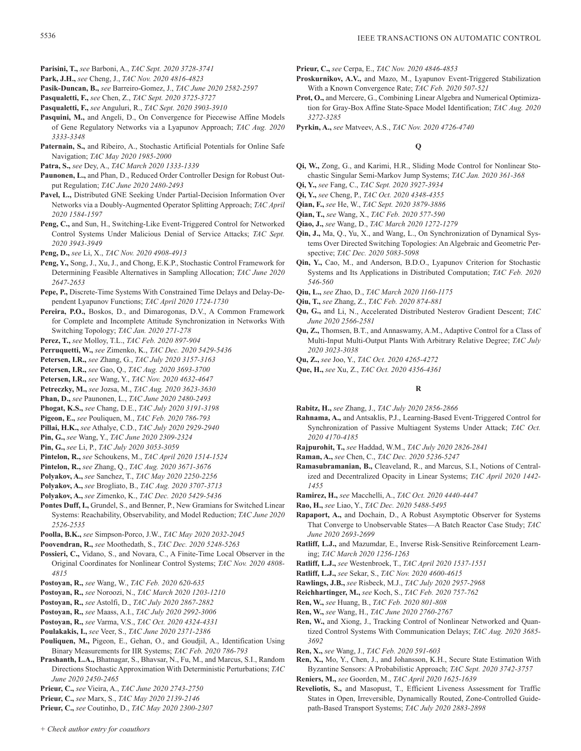**Parisini, T.,** *see* Barboni, A., *TAC Sept. 2020 3728-3741*

**Park, J.H.,** *see* Cheng, J., *TAC Nov. 2020 4816-4823*

**Pasik-Duncan, B.,** *see* Barreiro-Gomez, J., *TAC June 2020 2582-2597*

**Pasqualetti, F.,** *see* Chen, Z., *TAC Sept. 2020 3725-3727*

**Pasqualetti, F.,** *see* Anguluri, R., *TAC Sept. 2020 3903-3910*

**Pasquini, M.,** and Angeli, D., On Convergence for Piecewise Affine Models of Gene Regulatory Networks via a Lyapunov Approach; *TAC Aug. 2020 3333-3348*

**Paternain, S.,** and Ribeiro, A., Stochastic Artificial Potentials for Online Safe Navigation; *TAC May 2020 1985-2000*

**Patra, S.,** *see* Dey, A., *TAC March 2020 1333-1339*

**Paunonen, L.,** and Phan, D., Reduced Order Controller Design for Robust Output Regulation; *TAC June 2020 2480-2493*

**Pavel, L.,** Distributed GNE Seeking Under Partial-Decision Information Over Networks via a Doubly-Augmented Operator Splitting Approach; *TAC April 2020 1584-1597*

**Peng, C.,** and Sun, H., Switching-Like Event-Triggered Control for Networked Control Systems Under Malicious Denial of Service Attacks; *TAC Sept. 2020 3943-3949*

**Peng, D.,** *see* Li, X., *TAC Nov. 2020 4908-4913*

**Peng, Y.,** Song, J., Xu, J., and Chong, E.K.P., Stochastic Control Framework for Determining Feasible Alternatives in Sampling Allocation; *TAC June 2020 2647-2653*

**Pepe, P.,** Discrete-Time Systems With Constrained Time Delays and Delay-Dependent Lyapunov Functions; *TAC April 2020 1724-1730*

**Pereira, P.O.,** Boskos, D., and Dimarogonas, D.V., A Common Framework for Complete and Incomplete Attitude Synchronization in Networks With Switching Topology; *TAC Jan. 2020 271-278*

**Perez, T.,** *see* Molloy, T.L., *TAC Feb. 2020 897-904*

**Perruquetti, W.,** *see* Zimenko, K., *TAC Dec. 2020 5429-5436*

**Petersen, I.R.,** *see* Zhang, G., *TAC July 2020 3157-3163*

**Petersen, I.R.,** *see* Gao, Q., *TAC Aug. 2020 3693-3700*

**Petersen, I.R.,** *see* Wang, Y., *TAC Nov. 2020 4632-4647*

**Petreczky, M.,** *see* Jozsa, M., *TAC Aug. 2020 3623-3630*

**Phan, D.,** *see* Paunonen, L., *TAC June 2020 2480-2493*

**Phogat, K.S.,** *see* Chang, D.E., *TAC July 2020 3191-3198*

**Pigeon, E.,** *see* Pouliquen, M., *TAC Feb. 2020 786-793*

**Pillai, H.K.,** *see* Athalye, C.D., *TAC July 2020 2929-2940*

**Pin, G.,** *see* Wang, Y., *TAC June 2020 2309-2324*

**Pin, G.,** *see* Li, P., *TAC July 2020 3053-3059*

**Pintelon, R.,** *see* Schoukens, M., *TAC April 2020 1514-1524*

**Pintelon, R.,** *see* Zhang, Q., *TAC Aug. 2020 3671-3676*

**Polyakov, A.,** *see* Sanchez, T., *TAC May 2020 2250-2256*

**Polyakov, A.,** *see* Brogliato, B., *TAC Aug. 2020 3707-3713*

**Polyakov, A.,** *see* Zimenko, K., *TAC Dec. 2020 5429-5436*

**Pontes Duff, I.,** Grundel, S., and Benner, P., New Gramians for Switched Linear Systems: Reachability, Observability, and Model Reduction; *TAC June 2020 2526-2535*

**Poolla, B.K.,** *see* Simpson-Porco, J.W., *TAC May 2020 2032-2045*

**Poovendran, R.,** *see* Moothedath, S., *TAC Dec. 2020 5248-5263*

**Possieri, C.,** Vidano, S., and Novara, C., A Finite-Time Local Observer in the Original Coordinates for Nonlinear Control Systems; *TAC Nov. 2020 4808-4815*

**Postoyan, R.,** *see* Wang, W., *TAC Feb. 2020 620-635*

**Postoyan, R.,** *see* Noroozi, N., *TAC March 2020 1203-1210*

**Postoyan, R.,** *see* Astolfi, D., *TAC July 2020 2867-2882*

**Postoyan, R.,** *see* Maass, A.I., *TAC July 2020 2992-3006*

**Postoyan, R.,** *see* Varma, V.S., *TAC Oct. 2020 4324-4331*

**Poulakakis, I.,** *see* Veer, S., *TAC June 2020 2371-2386*

**Pouliquen, M.,** Pigeon, E., Gehan, O., and Goudjil, A., Identification Using Binary Measurements for IIR Systems; *TAC Feb. 2020 786-793*

**Prashanth, L.A.,** Bhatnagar, S., Bhavsar, N., Fu, M., and Marcus, S.I., Random Directions Stochastic Approximation With Deterministic Perturbations; *TAC June 2020 2450-2465*

**Prieur, C.,** *see* Vieira, A., *TAC June 2020 2743-2750*

**Prieur, C.,** *see* Marx, S., *TAC May 2020 2139-2146*

**Prieur, C.,** *see* Coutinho, D., *TAC May 2020 2300-2307*

**Prieur, C.,** *see* Cerpa, E., *TAC Nov. 2020 4846-4853*

**Proskurnikov, A.V.,** and Mazo, M., Lyapunov Event-Triggered Stabilization With a Known Convergence Rate; *TAC Feb. 2020 507-521*

**Prot, O.,** and Mercere, G., Combining Linear Algebra and Numerical Optimization for Gray-Box Affine State-Space Model Identification; *TAC Aug. 2020 3272-3285*

**Pyrkin, A.,** *see* Matveev, A.S., *TAC Nov. 2020 4726-4740*

## Q

**Qi, W.,** Zong, G., and Karimi, H.R., Sliding Mode Control for Nonlinear Stochastic Singular Semi-Markov Jump Systems; *TAC Jan. 2020 361-368*

**Qi, Y.,** *see* Fang, C., *TAC Sept. 2020 3927-3934*

**Qi, Y.,** *see* Cheng, P., *TAC Oct. 2020 4348-4355*

**Qian, F.,** *see* He, W., *TAC Sept. 2020 3879-3886*

**Qian, T.,** *see* Wang, X., *TAC Feb. 2020 577-590*

**Qiao, J.,** *see* Wang, D., *TAC March 2020 1272-1279*

**Qin, J.,** Ma, Q., Yu, X., and Wang, L., On Synchronization of Dynamical Systems Over Directed Switching Topologies: An Algebraic and Geometric Perspective; *TAC Dec. 2020 5083-5098*

**Qin, Y.,** Cao, M., and Anderson, B.D.O., Lyapunov Criterion for Stochastic Systems and Its Applications in Distributed Computation; *TAC Feb. 2020 546-560*

**Qiu, L.,** *see* Zhao, D., *TAC March 2020 1160-1175*

**Qiu, T.,** *see* Zhang, Z., *TAC Feb. 2020 874-881*

**Qu, G.,** and Li, N., Accelerated Distributed Nesterov Gradient Descent; *TAC June 2020 2566-2581*

**Qu, Z.,** Thomsen, B.T., and Annaswamy, A.M., Adaptive Control for a Class of Multi-Input Multi-Output Plants With Arbitrary Relative Degree; *TAC July 2020 3023-3038*

**Qu, Z.,** *see* Joo, Y., *TAC Oct. 2020 4265-4272*

**Que, H.,** *see* Xu, Z., *TAC Oct. 2020 4356-4361*

## R

**Rabitz, H.,** *see* Zhang, J., *TAC July 2020 2856-2866*

**Rahnama, A.,** and Antsaklis, P.J., Learning-Based Event-Triggered Control for Synchronization of Passive Multiagent Systems Under Attack; *TAC Oct. 2020 4170-4185*

**Rajpurohit, T.,** *see* Haddad, W.M., *TAC July 2020 2826-2841*

**Raman, A.,** *see* Chen, C., *TAC Dec. 2020 5236-5247*

**Ramasubramanian, B.,** Cleaveland, R., and Marcus, S.I., Notions of Centralized and Decentralized Opacity in Linear Systems; *TAC April 2020 1442-1455*

**Ramirez, H.,** *see* Macchelli, A., *TAC Oct. 2020 4440-4447*

**Rao, H.,** *see* Liao, Y., *TAC Dec. 2020 5488-5495*

**Rapaport, A.,** and Dochain, D., A Robust Asymptotic Observer for Systems That Converge to Unobservable States—A Batch Reactor Case Study; *TAC June 2020 2693-2699*

**Ratliff, L.J.,** and Mazumdar, E., Inverse Risk-Sensitive Reinforcement Learning; *TAC March 2020 1256-1263*

**Ratliff, L.J.,** *see* Westenbroek, T., *TAC April 2020 1537-1551*

**Ratliff, L.J.,** *see* Sekar, S., *TAC Nov. 2020 4600-4615*

**Rawlings, J.B.,** *see* Risbeck, M.J., *TAC July 2020 2957-2968*

**Reichhartinger, M.,** *see* Koch, S., *TAC Feb. 2020 757-762*

**Ren, W.,** *see* Huang, B., *TAC Feb. 2020 801-808*

**Ren, W.,** *see* Wang, H., *TAC June 2020 2760-2767*

**Ren, W.,** and Xiong, J., Tracking Control of Nonlinear Networked and Quantized Control Systems With Communication Delays; *TAC Aug. 2020 3685-3692*

**Ren, X.,** *see* Wang, J., *TAC Feb. 2020 591-603*

**Ren, X.,** Mo, Y., Chen, J., and Johansson, K.H., Secure State Estimation With Byzantine Sensors: A Probabilistic Approach; *TAC Sept. 2020 3742-3757*

**Reniers, M.,** *see* Goorden, M., *TAC April 2020 1625-1639*

**Reveliotis, S.,** and Masopust, T., Efficient Liveness Assessment for Traffic States in Open, Irreversible, Dynamically Routed, Zone-Controlled Guidepath-Based Transport Systems; *TAC July 2020 2883-2898*

*+ Check author entry for coauthors*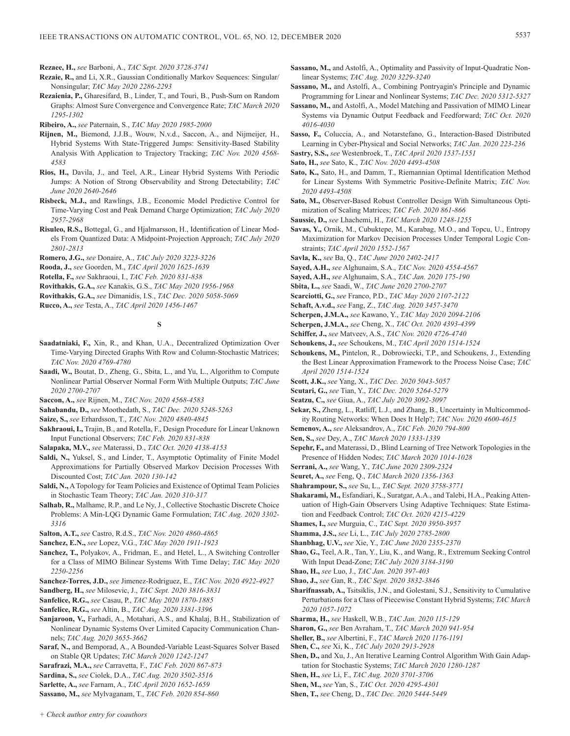**Rezaee, H.,** *see* Barboni, A., *TAC Sept. 2020 3728-3741*

**Rezaie, R.,** and Li, X.R., Gaussian Conditionally Markov Sequences: Singular/Nonsingular; *TAC May 2020 2286-2293*

**Rezaienia, P.,** Gharesifard, B., Linder, T., and Touri, B., Push-Sum on Random Graphs: Almost Sure Convergence and Convergence Rate; *TAC March 2020 1295-1302*

**Ribeiro, A.,** *see* Paternain, S., *TAC May 2020 1985-2000*

**Rijnen, M.,** Biemond, J.J.B., Wouw, N.v.d., Saccon, A., and Nijmeijer, H., Hybrid Systems With State-Triggered Jumps: Sensitivity-Based Stability Analysis With Application to Trajectory Tracking; *TAC Nov. 2020 4568-4583*

**Rios, H.,** Davila, J., and Teel, A.R., Linear Hybrid Systems With Periodic Jumps: A Notion of Strong Observability and Strong Detectability; *TAC June 2020 2640-2646*

**Risbeck, M.J.,** and Rawlings, J.B., Economic Model Predictive Control for Time-Varying Cost and Peak Demand Charge Optimization; *TAC July 2020 2957-2968*

**Risuleo, R.S.,** Bottegal, G., and Hjalmarsson, H., Identification of Linear Models From Quantized Data: A Midpoint-Projection Approach; *TAC July 2020 2801-2813*

**Romero, J.G.,** *see* Donaire, A., *TAC July 2020 3223-3226*

**Rooda, J.,** *see* Goorden, M., *TAC April 2020 1625-1639*

**Rotella, F.,** *see* Sakhraoui, I., *TAC Feb. 2020 831-838*

**Rovithakis, G.A.,** *see* Kanakis, G.S., *TAC May 2020 1956-1968*

**Rovithakis, G.A.,** *see* Dimanidis, I.S., *TAC Dec. 2020 5058-5069*

**Rucco, A.,** *see* Testa, A., *TAC April 2020 1456-1467*

## S

**Saadatniaki, F.,** Xin, R., and Khan, U.A., Decentralized Optimization Over Time-Varying Directed Graphs With Row and Column-Stochastic Matrices; *TAC Nov. 2020 4769-4780*

**Saadi, W.,** Boutat, D., Zheng, G., Sbita, L., and Yu, L., Algorithm to Compute Nonlinear Partial Observer Normal Form With Multiple Outputs; *TAC June 2020 2700-2707*

**Saccon, A.,** *see* Rijnen, M., *TAC Nov. 2020 4568-4583*

**Sahabandu, D.,** *see* Moothedath, S., *TAC Dec. 2020 5248-5263*

**Saize, S.,** *see* Erhardsson, T., *TAC Nov. 2020 4840-4845*

**Sakhraoui, I.,** Trajin, B., and Rotella, F., Design Procedure for Linear Unknown Input Functional Observers; *TAC Feb. 2020 831-838*

**Salapaka, M.V.,** *see* Materassi, D., *TAC Oct. 2020 4138-4153*

**Saldi, N.,** Yuksel, S., and Linder, T., Asymptotic Optimality of Finite Model Approximations for Partially Observed Markov Decision Processes With Discounted Cost; *TAC Jan. 2020 130-142*

**Saldi, N.,** A Topology for Team Policies and Existence of Optimal Team Policies in Stochastic Team Theory; *TAC Jan. 2020 310-317*

**Salhab, R.,** Malhame, R.P., and Le Ny, J., Collective Stochastic Discrete Choice Problems: A Min-LQG Dynamic Game Formulation; *TAC Aug. 2020 3302-3316*

**Salton, A.T.,** *see* Castro, R.d.S., *TAC Nov. 2020 4860-4865*

**Sanchez, E.N.,** *see* Lopez, V.G., *TAC May 2020 1911-1923*

**Sanchez, T.,** Polyakov, A., Fridman, E., and Hetel, L., A Switching Controller for a Class of MIMO Bilinear Systems With Time Delay; *TAC May 2020 2250-2256*

**Sanchez-Torres, J.D.,** *see* Jimenez-Rodriguez, E., *TAC Nov. 2020 4922-4927*

**Sandberg, H.,** *see* Milosevic, J., *TAC Sept. 2020 3816-3831*

**Sanfelice, R.G.,** *see* Casau, P., *TAC May 2020 1870-1885*

**Sanfelice, R.G.,** *see* Altin, B., *TAC Aug. 2020 3381-3396*

**Sanjaroon, V.,** Farhadi, A., Motahari, A.S., and Khalaj, B.H., Stabilization of Nonlinear Dynamic Systems Over Limited Capacity Communication Channels; *TAC Aug. 2020 3655-3662*

**Saraf, N.,** and Bemporad, A., A Bounded-Variable Least-Squares Solver Based on Stable QR Updates; *TAC March 2020 1242-1247*

**Sarafrazi, M.A.,** *see* Carravetta, F., *TAC Feb. 2020 867-873*

**Sardina, S.,** *see* Ciolek, D.A., *TAC Aug. 2020 3502-3516*

**Sarlette, A.,** *see* Farnam, A., *TAC April 2020 1652-1659*

**Sassano, M.,** *see* Mylvaganam, T., *TAC Feb. 2020 854-860*

**Sassano, M.,** and Astolfi, A., Optimality and Passivity of Input-Quadratic Nonlinear Systems; *TAC Aug. 2020 3229-3240*

**Sassano, M.,** and Astolfi, A., Combining Pontryagin's Principle and Dynamic Programming for Linear and Nonlinear Systems; *TAC Dec. 2020 5312-5327*

**Sassano, M.,** and Astolfi, A., Model Matching and Passivation of MIMO Linear Systems via Dynamic Output Feedback and Feedforward; *TAC Oct. 2020 4016-4030*

**Sasso, F.,** Coluccia, A., and Notarstefano, G., Interaction-Based Distributed Learning in Cyber-Physical and Social Networks; *TAC Jan. 2020 223-236*

**Sastry, S.S.,** *see* Westenbroek, T., *TAC April 2020 1537-1551*

**Sato, H.,** *see* Sato, K., *TAC Nov. 2020 4493-4508*

**Sato, K.,** Sato, H., and Damm, T., Riemannian Optimal Identification Method for Linear Systems With Symmetric Positive-Definite Matrix; *TAC Nov. 2020 4493-4508*

**Sato, M.,** Observer-Based Robust Controller Design With Simultaneous Optimization of Scaling Matrices; *TAC Feb. 2020 861-866*

**Saussie, D.,** *see* Lhachemi, H., *TAC March 2020 1248-1255*

**Savas, Y.,** Ornik, M., Cubuktepe, M., Karabag, M.O., and Topcu, U., Entropy Maximization for Markov Decision Processes Under Temporal Logic Constraints; *TAC April 2020 1552-1567*

**Savla, K.,** *see* Ba, Q., *TAC June 2020 2402-2417*

**Sayed, A.H.,** *see* Alghunaim, S.A., *TAC Nov. 2020 4554-4567*

**Sayed, A.H.,** *see* Alghunaim, S.A., *TAC Jan. 2020 175-190*

**Sbita, L.,** *see* Saadi, W., *TAC June 2020 2700-2707*

**Scarciotti, G.,** *see* Franco, P.D., *TAC May 2020 2107-2122*

**Schaft, A.v.d.,** *see* Fang, Z., *TAC Aug. 2020 3457-3470*

**Scherpen, J.M.A.,** *see* Kawano, Y., *TAC May 2020 2094-2106*

**Scherpen, J.M.A.,** *see* Cheng, X., *TAC Oct. 2020 4393-4399*

**Schiffer, J.,** *see* Matveev, A.S., *TAC Nov. 2020 4726-4740*

**Schoukens, J.,** *see* Schoukens, M., *TAC April 2020 1514-1524*

**Schoukens, M.,** Pintelon, R., Dobrowiecki, T.P., and Schoukens, J., Extending the Best Linear Approximation Framework to the Process Noise Case; *TAC April 2020 1514-1524*

**Scott, J.K.,** *see* Yang, X., *TAC Dec. 2020 5043-5057*

**Scutari, G.,** *see* Tian, Y., *TAC Dec. 2020 5264-5279*

**Seatzu, C.,** *see* Giua, A., *TAC July 2020 3092-3097*

**Sekar, S.,** Zheng, L., Ratliff, L.J., and Zhang, B., Uncertainty in Multicommodity Routing Networks: When Does It Help?; *TAC Nov. 2020 4600-4615*

**Semenov, A.,** *see* Aleksandrov, A., *TAC Feb. 2020 794-800*

**Sen, S.,** *see* Dey, A., *TAC March 2020 1333-1339*

**Sepehr, F.,** and Materassi, D., Blind Learning of Tree Network Topologies in the Presence of Hidden Nodes; *TAC March 2020 1014-1028*

**Serrani, A.,** *see* Wang, Y., *TAC June 2020 2309-2324*

**Seuret, A.,** *see* Feng, Q., *TAC March 2020 1356-1363*

**Shahrampour, S.,** *see* Su, L., *TAC Sept. 2020 3758-3771*

**Shakarami, M.,** Esfandiari, K., Suratgar, A.A., and Talebi, H.A., Peaking Attenuation of High-Gain Observers Using Adaptive Techniques: State Estimation and Feedback Control; *TAC Oct. 2020 4215-4229*

**Shames, I.,** *see* Murguia, C., *TAC Sept. 2020 3950-3957*

**Shamma, J.S.,** *see* Li, L., *TAC July 2020 2785-2800*

**Shanbhag, U.V.,** *see* Xie, Y., *TAC June 2020 2355-2370*

**Shao, G.,** Teel, A.R., Tan, Y., Liu, K., and Wang, R., Extremum Seeking Control With Input Dead-Zone; *TAC July 2020 3184-3190*

**Shao, H.,** *see* Luo, J., *TAC Jan. 2020 397-403*

**Shao, J.,** *see* Gan, R., *TAC Sept. 2020 3832-3846*

**Sharifnassab, A.,** Tsitsiklis, J.N., and Golestani, S.J., Sensitivity to Cumulative Perturbations for a Class of Piecewise Constant Hybrid Systems; *TAC March 2020 1057-1072*

**Sharma, H.,** *see* Haskell, W.B., *TAC Jan. 2020 115-129*

**Sharon, G.,** *see* Ben Avraham, T., *TAC March 2020 941-954*

**Sheller, B.,** *see* Albertini, F., *TAC March 2020 1176-1191*

**Shen, C.,** *see* Xi, K., *TAC July 2020 2913-2928*

**Shen, D.,** and Xu, J., An Iterative Learning Control Algorithm With Gain Adaptation for Stochastic Systems; *TAC March 2020 1280-1287*

**Shen, H.,** *see* Li, F., *TAC Aug. 2020 3701-3706*

**Shen, M.,** *see* Yan, S., *TAC Oct. 2020 4295-4301*

**Shen, T.,** *see* Cheng, D., *TAC Dec. 2020 5444-5449*

*+ Check author entry for coauthors*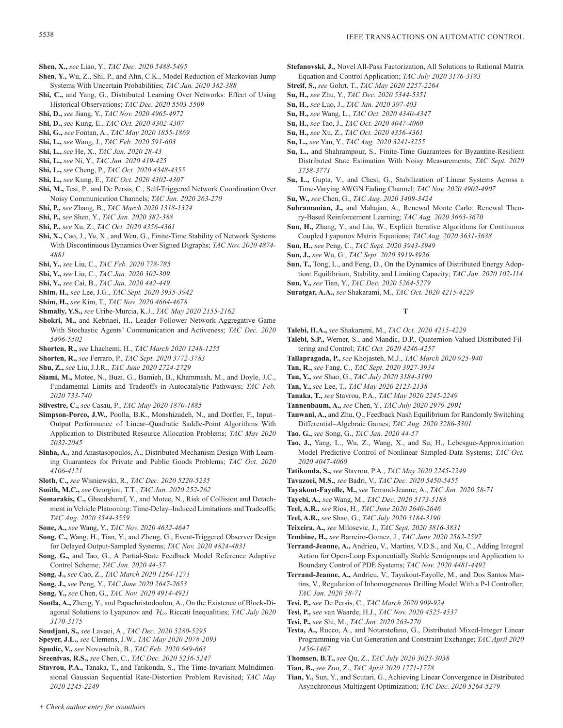**Shen, X.,** *see* Liao, Y., *TAC Dec. 2020 5488-5495*

**Shen, Y.,** Wu, Z., Shi, P., and Ahn, C.K., Model Reduction of Markovian Jump Systems With Uncertain Probabilities; *TAC Jan. 2020 382-388*

**Shi, C.,** and Yang, G., Distributed Learning Over Networks: Effect of Using Historical Observations; *TAC Dec. 2020 5503-5509*

**Shi, D.,** *see* Jiang, Y., *TAC Nov. 2020 4965-4972*

**Shi, D.,** *see* Kung, E., *TAC Oct. 2020 4302-4307*

**Shi, G.,** *see* Fontan, A., *TAC May 2020 1855-1869*

**Shi, L.,** *see* Wang, J., *TAC Feb. 2020 591-603*

**Shi, L.,** *see* He, X., *TAC Jan. 2020 28-43*

**Shi, L.,** *see* Ni, Y., *TAC Jan. 2020 419-425*

**Shi, L.,** *see* Cheng, P., *TAC Oct. 2020 4348-4355*

**Shi, L.,** *see* Kung, E., *TAC Oct. 2020 4302-4307*

**Shi, M.,** Tesi, P., and De Persis, C., Self-Triggered Network Coordination Over Noisy Communication Channels; *TAC Jan. 2020 263-270*

**Shi, P.,** *see* Zhang, B., *TAC March 2020 1318-1324*

**Shi, P.,** *see* Shen, Y., *TAC Jan. 2020 382-388*

**Shi, P.,** *see* Xu, Z., *TAC Oct. 2020 4356-4361*

**Shi, X.,** Cao, J., Yu, X., and Wen, G., Finite-Time Stability of Network Systems With Discontinuous Dynamics Over Signed Digraphs; *TAC Nov. 2020 4874-4881*

**Shi, Y.,** *see* Liu, C., *TAC Feb. 2020 778-785*

**Shi, Y.,** *see* Liu, C., *TAC Jan. 2020 302-309*

**Shi, Y.,** *see* Cai, B., *TAC Jan. 2020 442-449*

**Shim, H.,** *see* Lee, J.G., *TAC Sept. 2020 3935-3942*

**Shim, H.,** *see* Kim, T., *TAC Nov. 2020 4664-4678*

**Shmaliy, Y.S.,** *see* Uribe-Murcia, K.J., *TAC May 2020 2155-2162*

**Shokri, M.,** and Kebriaei, H., Leader–Follower Network Aggregative Game With Stochastic Agents' Communication and Activeness; *TAC Dec. 2020 5496-5502*

**Shorten, R.,** *see* Lhachemi, H., *TAC March 2020 1248-1255*

**Shorten, R.,** *see* Ferraro, P., *TAC Sept. 2020 3772-3783*

**Shu, Z.,** *see* Liu, J.J.R., *TAC June 2020 2724-2729*

**Siami, M.,** Motee, N., Buzi, G., Bamieh, B., Khammash, M., and Doyle, J.C., Fundamental Limits and Tradeoffs in Autocatalytic Pathways; *TAC Feb. 2020 733-740*

**Silvestre, C.,** *see* Casau, P., *TAC May 2020 1870-1885*

**Simpson-Porco, J.W.,** Poolla, B.K., Monshizadeh, N., and Dorfler, F., Input–Output Performance of Linear–Quadratic Saddle-Point Algorithms With Application to Distributed Resource Allocation Problems; *TAC May 2020 2032-2045*

**Sinha, A.,** and Anastasopoulos, A., Distributed Mechanism Design With Learning Guarantees for Private and Public Goods Problems; *TAC Oct. 2020 4106-4121*

**Sloth, C.,** *see* Wisniewski, R., *TAC Dec. 2020 5220-5235*

**Smith, M.C.,** *see* Georgiou, T.T., *TAC Jan. 2020 252-262*

**Somarakis, C.,** Ghaedsharaf, Y., and Motee, N., Risk of Collision and Detachment in Vehicle Platooning: Time-Delay–Induced Limitations and Tradeoffs; *TAC Aug. 2020 3544-3559*

**Sone, A.,** *see* Wang, Y., *TAC Nov. 2020 4632-4647*

**Song, C.,** Wang, H., Tian, Y., and Zheng, G., Event-Triggered Observer Design for Delayed Output-Sampled Systems; *TAC Nov. 2020 4824-4831*

**Song, G.,** and Tao, G., A Partial-State Feedback Model Reference Adaptive Control Scheme; *TAC Jan. 2020 44-57*

**Song, J.,** *see* Cao, Z., *TAC March 2020 1264-1271*

**Song, J.,** *see* Peng, Y., *TAC June 2020 2647-2653*

**Song, Y.,** *see* Chen, G., *TAC Nov. 2020 4914-4921*

**Sootla, A.,** Zheng, Y., and Papachristodoulou, A., On the Existence of Block-Diagonal Solutions to Lyapunov and $\mathcal{H}_\infty$ Riccati Inequalities; *TAC July 2020 3170-3175*

**Soudjani, S.,** *see* Lavaei, A., *TAC Dec. 2020 5280-5295*

**Speyer, J.L.,** *see* Clemens, J.W., *TAC May 2020 2078-2093*

**Spudic, V.,** *see* Novoselnik, B., *TAC Feb. 2020 649-663*

**Sreenivas, R.S.,** *see* Chen, C., *TAC Dec. 2020 5236-5247*

**Stavrou, P.A.,** Tanaka, T., and Tatikonda, S., The Time-Invariant Multidimensional Gaussian Sequential Rate-Distortion Problem Revisited; *TAC May 2020 2245-2249*

**Stefanovski, J.,** Novel All-Pass Factorization, All Solutions to Rational Matrix Equation and Control Application; *TAC July 2020 3176-3183*

**Streif, S.,** *see* Gohrt, T., *TAC May 2020 2257-2264*

**Su, H.,** *see* Zhu, Y., *TAC Dec. 2020 5344-5351*

**Su, H.,** *see* Luo, J., *TAC Jan. 2020 397-403*

**Su, H.,** *see* Wang, L., *TAC Oct. 2020 4340-4347*

**Su, H.,** *see* Tao, J., *TAC Oct. 2020 4047-4060*

**Su, H.,** *see* Xu, Z., *TAC Oct. 2020 4356-4361*

**Su, L.,** *see* Yan, Y., *TAC Aug. 2020 3241-3255*

**Su, L.,** and Shahrampour, S., Finite-Time Guarantees for Byzantine-Resilient Distributed State Estimation With Noisy Measurements; *TAC Sept. 2020 3758-3771*

**Su, L.,** Gupta, V., and Chesi, G., Stabilization of Linear Systems Across a Time-Varying AWGN Fading Channel; *TAC Nov. 2020 4902-4907*

**Su, W.,** *see* Chen, G., *TAC Aug. 2020 3409-3424*

**Subramanian, J.,** and Mahajan, A., Renewal Monte Carlo: Renewal Theory-Based Reinforcement Learning; *TAC Aug. 2020 3663-3670*

**Sun, H.,** Zhang, Y., and Liu, W., Explicit Iterative Algorithms for Continuous Coupled Lyapunov Matrix Equations; *TAC Aug. 2020 3631-3638*

**Sun, H.,** *see* Peng, C., *TAC Sept. 2020 3943-3949*

**Sun, J.,** *see* Wu, G., *TAC Sept. 2020 3919-3926*

**Sun, T.,** Tong, L., and Feng, D., On the Dynamics of Distributed Energy Adoption: Equilibrium, Stability, and Limiting Capacity; *TAC Jan. 2020 102-114*

**Sun, Y.,** *see* Tian, Y., *TAC Dec. 2020 5264-5279*

**Suratgar, A.A.,** *see* Shakarami, M., *TAC Oct. 2020 4215-4229*

## T

**Talebi, H.A.,** *see* Shakarami, M., *TAC Oct. 2020 4215-4229*

**Talebi, S.P.,** Werner, S., and Mandic, D.P., Quaternion-Valued Distributed Filtering and Control; *TAC Oct. 2020 4246-4257*

**Tallapragada, P.,** *see* Khojasteh, M.J., *TAC March 2020 925-940*

**Tan, R.,** *see* Fang, C., *TAC Sept. 2020 3927-3934*

**Tan, Y.,** *see* Shao, G., *TAC July 2020 3184-3190*

**Tan, Y.,** *see* Lee, T., *TAC May 2020 2123-2138*

**Tanaka, T.,** *see* Stavrou, P.A., *TAC May 2020 2245-2249*

**Tannenbaum, A.,** *see* Chen, Y., *TAC July 2020 2979-2991*

**Tanwani, A.,** and Zhu, Q., Feedback Nash Equilibrium for Randomly Switching Differential–Algebraic Games; *TAC Aug. 2020 3286-3301*

**Tao, G.,** *see* Song, G., *TAC Jan. 2020 44-57*

**Tao, J.,** Yang, L., Wu, Z., Wang, X., and Su, H., Lebesgue-Approximation Model Predictive Control of Nonlinear Sampled-Data Systems; *TAC Oct. 2020 4047-4060*

**Tatikonda, S.,** *see* Stavrou, P.A., *TAC May 2020 2245-2249*

**Tavazoei, M.S.,** *see* Badri, V., *TAC Dec. 2020 5450-5455*

**Tayakout-Fayolle, M.,** *see* Terrand-Jeanne, A., *TAC Jan. 2020 58-71*

**Tayebi, A.,** *see* Wang, M., *TAC Dec. 2020 5173-5188*

**Teel, A.R.,** *see* Rios, H., *TAC June 2020 2640-2646*

**Teel, A.R.,** *see* Shao, G., *TAC July 2020 3184-3190*

**Teixeira, A.,** *see* Milosevic, J., *TAC Sept. 2020 3816-3831*

**Tembine, H.,** *see* Barreiro-Gomez, J., *TAC June 2020 2582-2597*

**Terrand-Jeanne, A.,** Andrieu, V., Martins, V.D.S., and Xu, C., Adding Integral Action for Open-Loop Exponentially Stable Semigroups and Application to Boundary Control of PDE Systems; *TAC Nov. 2020 4481-4492*

**Terrand-Jeanne, A.,** Andrieu, V., Tayakout-Fayolle, M., and Dos Santos Martins, V., Regulation of Inhomogeneous Drilling Model With a P-I Controller; *TAC Jan. 2020 58-71*

**Tesi, P.,** *see* De Persis, C., *TAC March 2020 909-924*

**Tesi, P.,** *see* van Waarde, H.J., *TAC Nov. 2020 4525-4537*

**Tesi, P.,** *see* Shi, M., *TAC Jan. 2020 263-270*

**Testa, A.,** Rucco, A., and Notarstefano, G., Distributed Mixed-Integer Linear Programming via Cut Generation and Constraint Exchange; *TAC April 2020 1456-1467*

**Thomsen, B.T.,** *see* Qu, Z., *TAC July 2020 3023-3038*

**Tian, B.,** *see* Zuo, Z., *TAC April 2020 1771-1778*

**Tian, Y.,** Sun, Y., and Scutari, G., Achieving Linear Convergence in Distributed Asynchronous Multiagent Optimization; *TAC Dec. 2020 5264-5279*

*+ Check author entry for coauthors*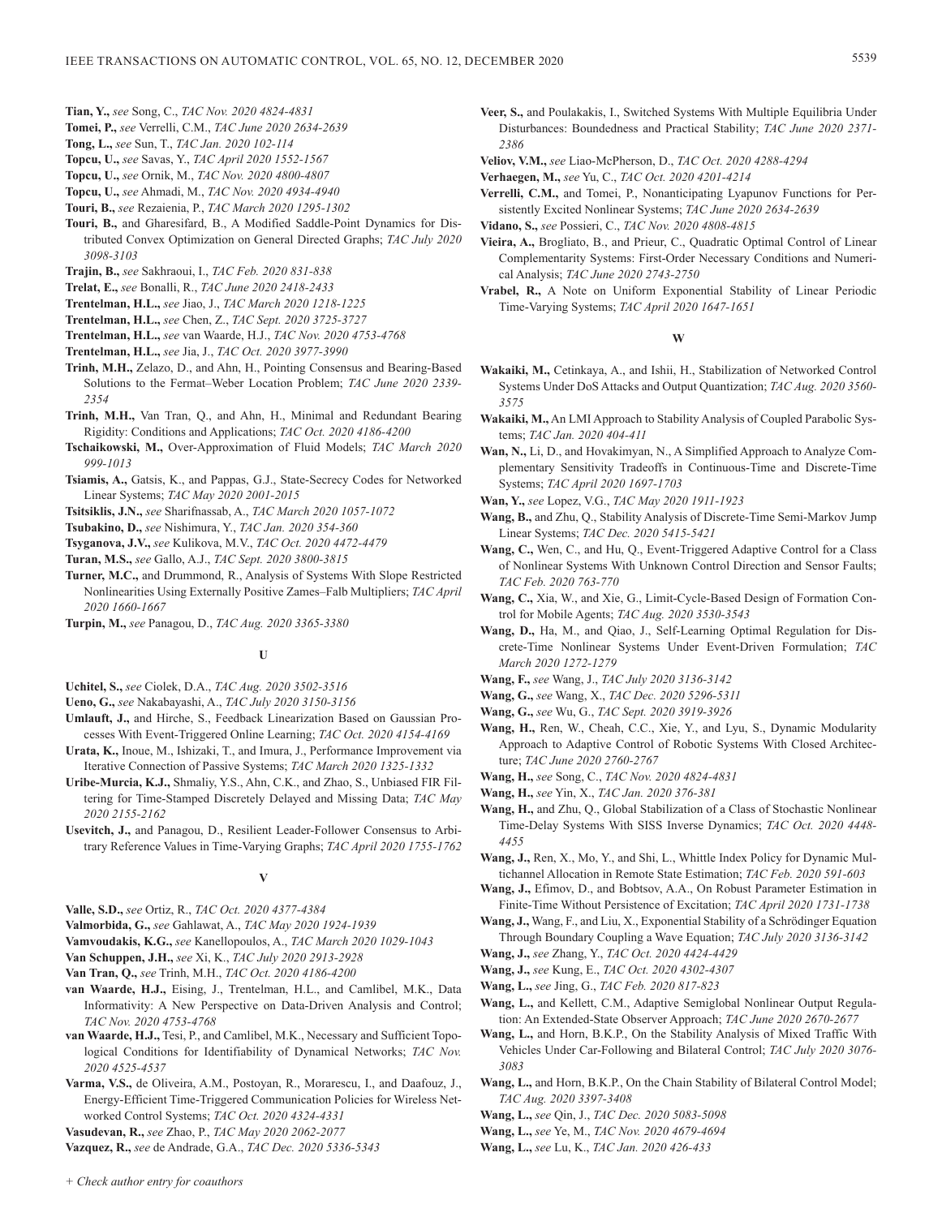**Tian, Y.,** *see* Song, C., *TAC Nov. 2020 4824-4831*

**Tomei, P.,** *see* Verrelli, C.M., *TAC June 2020 2634-2639*

**Tong, L.,** *see* Sun, T., *TAC Jan. 2020 102-114*

**Topcu, U.,** *see* Savas, Y., *TAC April 2020 1552-1567*

**Topcu, U.,** *see* Ornik, M., *TAC Nov. 2020 4800-4807*

**Topcu, U.,** *see* Ahmadi, M., *TAC Nov. 2020 4934-4940*

**Touri, B.,** *see* Rezaienia, P., *TAC March 2020 1295-1302*

**Touri, B.,** and Gharesifard, B., A Modified Saddle-Point Dynamics for Distributed Convex Optimization on General Directed Graphs; *TAC July 2020 3098-3103*

**Trajin, B.,** *see* Sakhraoui, I., *TAC Feb. 2020 831-838*

**Trelat, E.,** *see* Bonalli, R., *TAC June 2020 2418-2433*

**Trentelman, H.L.,** *see* Jiao, J., *TAC March 2020 1218-1225*

**Trentelman, H.L.,** *see* Chen, Z., *TAC Sept. 2020 3725-3727*

**Trentelman, H.L.,** *see* van Waarde, H.J., *TAC Nov. 2020 4753-4768*

**Trentelman, H.L.,** *see* Jia, J., *TAC Oct. 2020 3977-3990*

**Trinh, M.H.,** Zelazo, D., and Ahn, H., Pointing Consensus and Bearing-Based Solutions to the Fermat–Weber Location Problem; *TAC June 2020 2339-2354*

**Trinh, M.H.,** Van Tran, Q., and Ahn, H., Minimal and Redundant Bearing Rigidity: Conditions and Applications; *TAC Oct. 2020 4186-4200*

**Tschaikowski, M.,** Over-Approximation of Fluid Models; *TAC March 2020 999-1013*

**Tsiamis, A.,** Gatsis, K., and Pappas, G.J., State-Secrecy Codes for Networked Linear Systems; *TAC May 2020 2001-2015*

**Tsitsiklis, J.N.,** *see* Sharifnassab, A., *TAC March 2020 1057-1072*

**Tsubakino, D.,** *see* Nishimura, Y., *TAC Jan. 2020 354-360*

**Tsyganova, J.V.,** *see* Kulikova, M.V., *TAC Oct. 2020 4472-4479*

**Turan, M.S.,** *see* Gallo, A.J., *TAC Sept. 2020 3800-3815*

**Turner, M.C.,** and Drummond, R., Analysis of Systems With Slope Restricted Nonlinearities Using Externally Positive Zames–Falb Multipliers; *TAC April 2020 1660-1667*

**Turpin, M.,** *see* Panagou, D., *TAC Aug. 2020 3365-3380*

### U

**Uchitel, S.,** *see* Ciolek, D.A., *TAC Aug. 2020 3502-3516*

**Ueno, G.,** *see* Nakabayashi, A., *TAC July 2020 3150-3156*

**Umlauft, J.,** and Hirche, S., Feedback Linearization Based on Gaussian Processes With Event-Triggered Online Learning; *TAC Oct. 2020 4154-4169*

**Urata, K.,** Inoue, M., Ishizaki, T., and Imura, J., Performance Improvement via Iterative Connection of Passive Systems; *TAC March 2020 1325-1332*

**Uribe-Murcia, K.J.,** Shmaliy, Y.S., Ahn, C.K., and Zhao, S., Unbiased FIR Filtering for Time-Stamped Discretely Delayed and Missing Data; *TAC May 2020 2155-2162*

**Usevitch, J.,** and Panagou, D., Resilient Leader-Follower Consensus to Arbitrary Reference Values in Time-Varying Graphs; *TAC April 2020 1755-1762*

### V

**Valle, S.D.,** *see* Ortiz, R., *TAC Oct. 2020 4377-4384*

**Valmorbida, G.,** *see* Gahlawat, A., *TAC May 2020 1924-1939*

**Vamvoudakis, K.G.,** *see* Kanellopoulos, A., *TAC March 2020 1029-1043*

**Van Schuppen, J.H.,** *see* Xi, K., *TAC July 2020 2913-2928*

**Van Tran, Q.,** *see* Trinh, M.H., *TAC Oct. 2020 4186-4200*

**van Waarde, H.J.,** Eising, J., Trentelman, H.L., and Camlibel, M.K., Data Informativity: A New Perspective on Data-Driven Analysis and Control; *TAC Nov. 2020 4753-4768*

**van Waarde, H.J.,** Tesi, P., and Camlibel, M.K., Necessary and Sufficient Topological Conditions for Identifiability of Dynamical Networks; *TAC Nov. 2020 4525-4537*

**Varma, V.S.,** de Oliveira, A.M., Postoyan, R., Morarescu, I., and Daafouz, J., Energy-Efficient Time-Triggered Communication Policies for Wireless Networked Control Systems; *TAC Oct. 2020 4324-4331*

**Vasudevan, R.,** *see* Zhao, P., *TAC May 2020 2062-2077*

**Vazquez, R.,** *see* de Andrade, G.A., *TAC Dec. 2020 5336-5343*

**Veer, S.,** and Poulakakis, I., Switched Systems With Multiple Equilibria Under Disturbances: Boundedness and Practical Stability; *TAC June 2020 2371-2386*

**Veliov, V.M.,** *see* Liao-McPherson, D., *TAC Oct. 2020 4288-4294*

**Verhaegen, M.,** *see* Yu, C., *TAC Oct. 2020 4201-4214*

**Verrelli, C.M.,** and Tomei, P., Nonanticipating Lyapunov Functions for Persistently Excited Nonlinear Systems; *TAC June 2020 2634-2639*

**Vidano, S.,** *see* Possieri, C., *TAC Nov. 2020 4808-4815*

**Vieira, A.,** Brogliato, B., and Prieur, C., Quadratic Optimal Control of Linear Complementarity Systems: First-Order Necessary Conditions and Numerical Analysis; *TAC June 2020 2743-2750*

**Vrabel, R.,** A Note on Uniform Exponential Stability of Linear Periodic Time-Varying Systems; *TAC April 2020 1647-1651*

### W

**Wakaiki, M.,** Cetinkaya, A., and Ishii, H., Stabilization of Networked Control Systems Under DoS Attacks and Output Quantization; *TAC Aug. 2020 3560-3575*

**Wakaiki, M.,** An LMI Approach to Stability Analysis of Coupled Parabolic Systems; *TAC Jan. 2020 404-411*

**Wan, N.,** Li, D., and Hovakimyan, N., A Simplified Approach to Analyze Complementary Sensitivity Tradeoffs in Continuous-Time and Discrete-Time Systems; *TAC April 2020 1697-1703*

**Wan, Y.,** *see* Lopez, V.G., *TAC May 2020 1911-1923*

**Wang, B.,** and Zhu, Q., Stability Analysis of Discrete-Time Semi-Markov Jump Linear Systems; *TAC Dec. 2020 5415-5421*

**Wang, C.,** Wen, C., and Hu, Q., Event-Triggered Adaptive Control for a Class of Nonlinear Systems With Unknown Control Direction and Sensor Faults; *TAC Feb. 2020 763-770*

**Wang, C.,** Xia, W., and Xie, G., Limit-Cycle-Based Design of Formation Control for Mobile Agents; *TAC Aug. 2020 3530-3543*

**Wang, D.,** Ha, M., and Qiao, J., Self-Learning Optimal Regulation for Discrete-Time Nonlinear Systems Under Event-Driven Formulation; *TAC March 2020 1272-1279*

**Wang, F.,** *see* Wang, J., *TAC July 2020 3136-3142*

**Wang, G.,** *see* Wang, X., *TAC Dec. 2020 5296-5311*

**Wang, G.,** *see* Wu, G., *TAC Sept. 2020 3919-3926*

**Wang, H.,** Ren, W., Cheah, C.C., Xie, Y., and Lyu, S., Dynamic Modularity Approach to Adaptive Control of Robotic Systems With Closed Architecture; *TAC June 2020 2760-2767*

**Wang, H.,** *see* Song, C., *TAC Nov. 2020 4824-4831*

**Wang, H.,** *see* Yin, X., *TAC Jan. 2020 376-381*

**Wang, H.,** and Zhu, Q., Global Stabilization of a Class of Stochastic Nonlinear Time-Delay Systems With SISS Inverse Dynamics; *TAC Oct. 2020 4448-4455*

**Wang, J.,** Ren, X., Mo, Y., and Shi, L., Whittle Index Policy for Dynamic Multichannel Allocation in Remote State Estimation; *TAC Feb. 2020 591-603*

**Wang, J.,** Efimov, D., and Bobtsov, A.A., On Robust Parameter Estimation in Finite-Time Without Persistence of Excitation; *TAC April 2020 1731-1738*

**Wang, J.,** Wang, F., and Liu, X., Exponential Stability of a Schrödinger Equation Through Boundary Coupling a Wave Equation; *TAC July 2020 3136-3142*

**Wang, J.,** *see* Zhang, Y., *TAC Oct. 2020 4424-4429*

**Wang, J.,** *see* Kung, E., *TAC Oct. 2020 4302-4307*

**Wang, L.,** *see* Jing, G., *TAC Feb. 2020 817-823*

**Wang, L.,** and Kellett, C.M., Adaptive Semiglobal Nonlinear Output Regulation: An Extended-State Observer Approach; *TAC June 2020 2670-2677*

**Wang, L.,** and Horn, B.K.P., On the Stability Analysis of Mixed Traffic With Vehicles Under Car-Following and Bilateral Control; *TAC July 2020 3076-3083*

**Wang, L.,** and Horn, B.K.P., On the Chain Stability of Bilateral Control Model; *TAC Aug. 2020 3397-3408*

**Wang, L.,** *see* Qin, J., *TAC Dec. 2020 5083-5098*

**Wang, L.,** *see* Ye, M., *TAC Nov. 2020 4679-4694*

**Wang, L.,** *see* Lu, K., *TAC Jan. 2020 426-433*

*+ Check author entry for coauthors*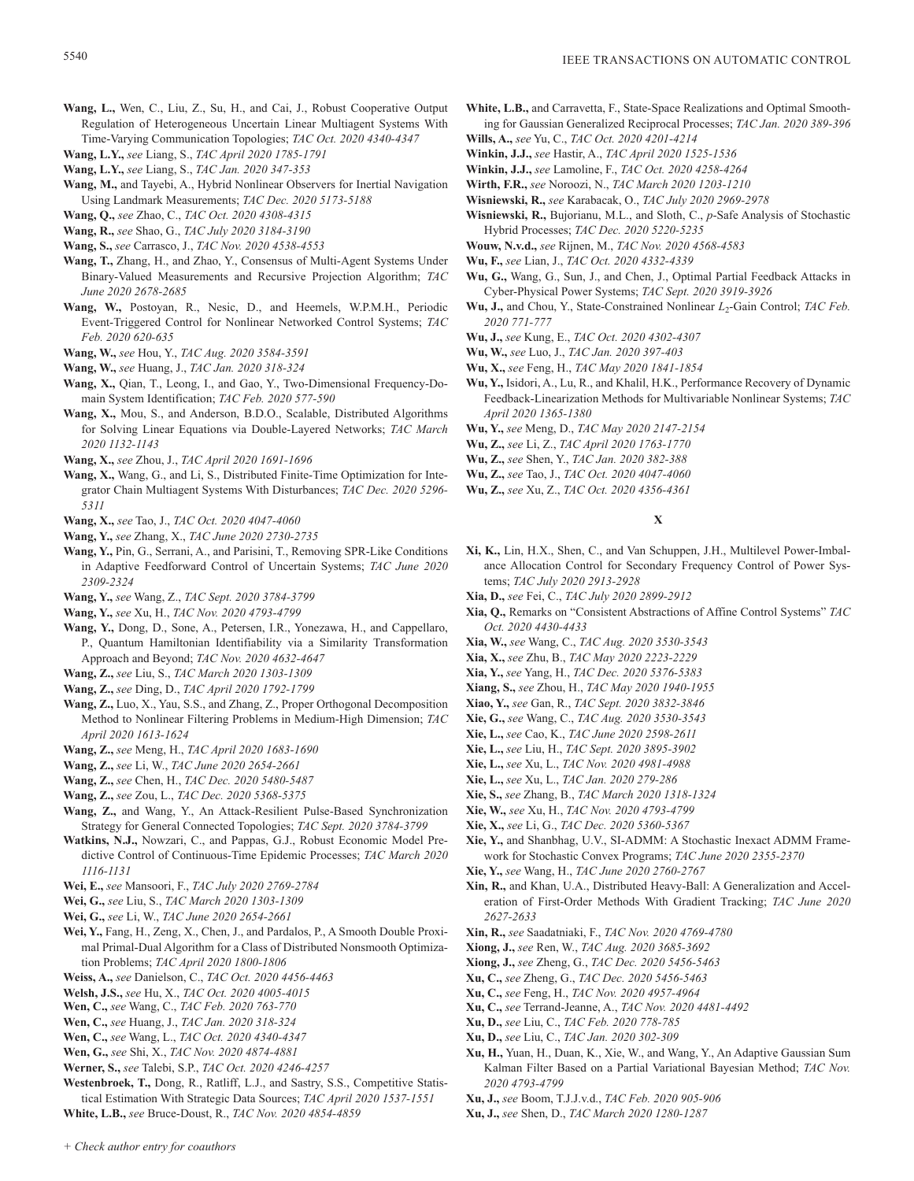**Wang, L.,** Wen, C., Liu, Z., Su, H., and Cai, J., Robust Cooperative Output Regulation of Heterogeneous Uncertain Linear Multiagent Systems With Time-Varying Communication Topologies; *TAC Oct. 2020 4340-4347*

**Wang, L.Y.,** *see* Liang, S., *TAC April 2020 1785-1791*

**Wang, L.Y.,** *see* Liang, S., *TAC Jan. 2020 347-353*

**Wang, M.,** and Tayebi, A., Hybrid Nonlinear Observers for Inertial Navigation Using Landmark Measurements; *TAC Dec. 2020 5173-5188*

**Wang, Q.,** *see* Zhao, C., *TAC Oct. 2020 4308-4315*

**Wang, R.,** *see* Shao, G., *TAC July 2020 3184-3190*

**Wang, S.,** *see* Carrasco, J., *TAC Nov. 2020 4538-4553*

**Wang, T.,** Zhang, H., and Zhao, Y., Consensus of Multi-Agent Systems Under Binary-Valued Measurements and Recursive Projection Algorithm; *TAC June 2020 2678-2685*

**Wang, W.,** Postoyan, R., Nesic, D., and Heemels, W.P.M.H., Periodic Event-Triggered Control for Nonlinear Networked Control Systems; *TAC Feb. 2020 620-635*

**Wang, W.,** *see* Hou, Y., *TAC Aug. 2020 3584-3591*

**Wang, W.,** *see* Huang, J., *TAC Jan. 2020 318-324*

**Wang, X.,** Qian, T., Leong, I., and Gao, Y., Two-Dimensional Frequency-Domain System Identification; *TAC Feb. 2020 577-590*

**Wang, X.,** Mou, S., and Anderson, B.D.O., Scalable, Distributed Algorithms for Solving Linear Equations via Double-Layered Networks; *TAC March 2020 1132-1143*

**Wang, X.,** *see* Zhou, J., *TAC April 2020 1691-1696*

**Wang, X.,** Wang, G., and Li, S., Distributed Finite-Time Optimization for Integrator Chain Multiagent Systems With Disturbances; *TAC Dec. 2020 5296-5311*

**Wang, X.,** *see* Tao, J., *TAC Oct. 2020 4047-4060*

**Wang, Y.,** *see* Zhang, X., *TAC June 2020 2730-2735*

**Wang, Y.,** Pin, G., Serrani, A., and Parisini, T., Removing SPR-Like Conditions in Adaptive Feedforward Control of Uncertain Systems; *TAC June 2020 2309-2324*

**Wang, Y.,** *see* Wang, Z., *TAC Sept. 2020 3784-3799*

**Wang, Y.,** *see* Xu, H., *TAC Nov. 2020 4793-4799*

**Wang, Y.,** Dong, D., Sone, A., Petersen, I.R., Yonezawa, H., and Cappellaro, P., Quantum Hamiltonian Identifiability via a Similarity Transformation Approach and Beyond; *TAC Nov. 2020 4632-4647*

**Wang, Z.,** *see* Liu, S., *TAC March 2020 1303-1309*

**Wang, Z.,** *see* Ding, D., *TAC April 2020 1792-1799*

**Wang, Z.,** Luo, X., Yau, S.S., and Zhang, Z., Proper Orthogonal Decomposition Method to Nonlinear Filtering Problems in Medium-High Dimension; *TAC April 2020 1613-1624*

**Wang, Z.,** *see* Meng, H., *TAC April 2020 1683-1690*

**Wang, Z.,** *see* Li, W., *TAC June 2020 2654-2661*

**Wang, Z.,** *see* Chen, H., *TAC Dec. 2020 5480-5487*

**Wang, Z.,** *see* Zou, L., *TAC Dec. 2020 5368-5375*

**Wang, Z.,** and Wang, Y., An Attack-Resilient Pulse-Based Synchronization Strategy for General Connected Topologies; *TAC Sept. 2020 3784-3799*

**Watkins, N.J.,** Nowzari, C., and Pappas, G.J., Robust Economic Model Predictive Control of Continuous-Time Epidemic Processes; *TAC March 2020 1116-1131*

**Wei, E.,** *see* Mansoori, F., *TAC July 2020 2769-2784*

**Wei, G.,** *see* Liu, S., *TAC March 2020 1303-1309*

**Wei, G.,** *see* Li, W., *TAC June 2020 2654-2661*

**Wei, Y.,** Fang, H., Zeng, X., Chen, J., and Pardalos, P., A Smooth Double Proximal Primal-Dual Algorithm for a Class of Distributed Nonsmooth Optimization Problems; *TAC April 2020 1800-1806*

**Weiss, A.,** *see* Danielson, C., *TAC Oct. 2020 4456-4463*

**Welsh, J.S.,** *see* Hu, X., *TAC Oct. 2020 4005-4015*

**Wen, C.,** *see* Wang, C., *TAC Feb. 2020 763-770*

**Wen, C.,** *see* Huang, J., *TAC Jan. 2020 318-324*

**Wen, C.,** *see* Wang, L., *TAC Oct. 2020 4340-4347*

**Wen, G.,** *see* Shi, X., *TAC Nov. 2020 4874-4881*

**Werner, S.,** *see* Talebi, S.P., *TAC Oct. 2020 4246-4257*

**Westenbroek, T.,** Dong, R., Ratliff, L.J., and Sastry, S.S., Competitive Statistical Estimation With Strategic Data Sources; *TAC April 2020 1537-1551*

**White, L.B.,** *see* Bruce-Doust, R., *TAC Nov. 2020 4854-4859*

**White, L.B.,** and Carravetta, F., State-Space Realizations and Optimal Smoothing for Gaussian Generalized Reciprocal Processes; *TAC Jan. 2020 389-396*

**Wills, A.,** *see* Yu, C., *TAC Oct. 2020 4201-4214*

**Winkin, J.J.,** *see* Hastir, A., *TAC April 2020 1525-1536*

**Winkin, J.J.,** *see* Lamoline, F., *TAC Oct. 2020 4258-4264*

**Wirth, F.R.,** *see* Noroozi, N., *TAC March 2020 1203-1210*

**Wisniewski, R.,** *see* Karabacak, O., *TAC July 2020 2969-2978*

**Wisniewski, R.,** Bujorianu, M.L., and Sloth, C., *p*-Safe Analysis of Stochastic Hybrid Processes; *TAC Dec. 2020 5220-5235*

**Wouw, N.v.d.,** *see* Rijnen, M., *TAC Nov. 2020 4568-4583*

**Wu, F.,** *see* Lian, J., *TAC Oct. 2020 4332-4339*

**Wu, G.,** Wang, G., Sun, J., and Chen, J., Optimal Partial Feedback Attacks in Cyber-Physical Power Systems; *TAC Sept. 2020 3919-3926*

**Wu, J.,** and Chou, Y., State-Constrained Nonlinear $L_2$-Gain Control; *TAC Feb. 2020 771-777*

**Wu, J.,** *see* Kung, E., *TAC Oct. 2020 4302-4307*

**Wu, W.,** *see* Luo, J., *TAC Jan. 2020 397-403*

**Wu, X.,** *see* Feng, H., *TAC May 2020 1841-1854*

**Wu, Y.,** Isidori, A., Lu, R., and Khalil, H.K., Performance Recovery of Dynamic Feedback-Linearization Methods for Multivariable Nonlinear Systems; *TAC April 2020 1365-1380*

**Wu, Y.,** *see* Meng, D., *TAC May 2020 2147-2154*

**Wu, Z.,** *see* Li, Z., *TAC April 2020 1763-1770*

**Wu, Z.,** *see* Shen, Y., *TAC Jan. 2020 382-388*

**Wu, Z.,** *see* Tao, J., *TAC Oct. 2020 4047-4060*

**Wu, Z.,** *see* Xu, Z., *TAC Oct. 2020 4356-4361*

## X

**Xi, K.,** Lin, H.X., Shen, C., and Van Schuppen, J.H., Multilevel Power-Imbalance Allocation Control for Secondary Frequency Control of Power Systems; *TAC July 2020 2913-2928*

**Xia, D.,** *see* Fei, C., *TAC July 2020 2899-2912*

**Xia, Q.,** Remarks on "Consistent Abstractions of Affine Control Systems" *TAC Oct. 2020 4430-4433*

**Xia, W.,** *see* Wang, C., *TAC Aug. 2020 3530-3543*

**Xia, X.,** *see* Zhu, B., *TAC May 2020 2223-2229*

**Xia, Y.,** *see* Yang, H., *TAC Dec. 2020 5376-5383*

**Xiang, S.,** *see* Zhou, H., *TAC May 2020 1940-1955*

**Xiao, Y.,** *see* Gan, R., *TAC Sept. 2020 3832-3846*

**Xie, G.,** *see* Wang, C., *TAC Aug. 2020 3530-3543*

**Xie, L.,** *see* Cao, K., *TAC June 2020 2598-2611*

**Xie, L.,** *see* Liu, H., *TAC Sept. 2020 3895-3902*

**Xie, L.,** *see* Xu, L., *TAC Nov. 2020 4981-4988*

**Xie, L.,** *see* Xu, L., *TAC Jan. 2020 279-286*

**Xie, S.,** *see* Zhang, B., *TAC March 2020 1318-1324*

**Xie, W.,** *see* Xu, H., *TAC Nov. 2020 4793-4799*

**Xie, X.,** *see* Li, G., *TAC Dec. 2020 5360-5367*

**Xie, Y.,** and Shanbhag, U.V., SI-ADMM: A Stochastic Inexact ADMM Framework for Stochastic Convex Programs; *TAC June 2020 2355-2370*

**Xie, Y.,** *see* Wang, H., *TAC June 2020 2760-2767*

**Xin, R.,** and Khan, U.A., Distributed Heavy-Ball: A Generalization and Acceleration of First-Order Methods With Gradient Tracking; *TAC June 2020 2627-2633*

**Xin, R.,** *see* Saadatniaki, F., *TAC Nov. 2020 4769-4780*

**Xiong, J.,** *see* Ren, W., *TAC Aug. 2020 3685-3692*

**Xiong, J.,** *see* Zheng, G., *TAC Dec. 2020 5456-5463*

**Xu, C.,** *see* Zheng, G., *TAC Dec. 2020 5456-5463*

**Xu, C.,** *see* Feng, H., *TAC Nov. 2020 4957-4964*

**Xu, C.,** *see* Terrand-Jeanne, A., *TAC Nov. 2020 4481-4492*

**Xu, D.,** *see* Liu, C., *TAC Feb. 2020 778-785*

**Xu, D.,** *see* Liu, C., *TAC Jan. 2020 302-309*

**Xu, H.,** Yuan, H., Duan, K., Xie, W., and Wang, Y., An Adaptive Gaussian Sum Kalman Filter Based on a Partial Variational Bayesian Method; *TAC Nov. 2020 4793-4799*

**Xu, J.,** *see* Boom, T.J.J.v.d., *TAC Feb. 2020 905-906*

**Xu, J.,** *see* Shen, D., *TAC March 2020 1280-1287*

*+ Check author entry for coauthors*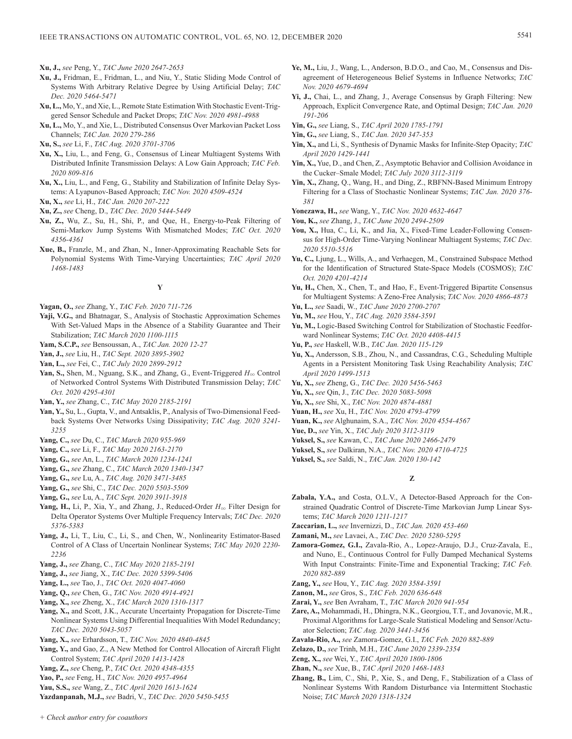**Xu, J.,** *see* Peng, Y., *TAC June 2020 2647-2653*

**Xu, J.,** Fridman, E., Fridman, L., and Niu, Y., Static Sliding Mode Control of Systems With Arbitrary Relative Degree by Using Artificial Delay; *TAC Dec. 2020 5464-5471*

**Xu, L.,** Mo, Y., and Xie, L., Remote State Estimation With Stochastic Event-Triggered Sensor Schedule and Packet Drops; *TAC Nov. 2020 4981-4988*

**Xu, L.,** Mo, Y., and Xie, L., Distributed Consensus Over Markovian Packet Loss Channels; *TAC Jan. 2020 279-286*

**Xu, S.,** *see* Li, F., *TAC Aug. 2020 3701-3706*

**Xu, X.,** Liu, L., and Feng, G., Consensus of Linear Multiagent Systems With Distributed Infinite Transmission Delays: A Low Gain Approach; *TAC Feb. 2020 809-816*

**Xu, X.,** Liu, L., and Feng, G., Stability and Stabilization of Infinite Delay Systems: A Lyapunov-Based Approach; *TAC Nov. 2020 4509-4524*

**Xu, X.,** *see* Li, H., *TAC Jan. 2020 207-222*

**Xu, Z.,** *see* Cheng, D., *TAC Dec. 2020 5444-5449*

**Xu, Z.,** Wu, Z., Su, H., Shi, P., and Que, H., Energy-to-Peak Filtering of Semi-Markov Jump Systems With Mismatched Modes; *TAC Oct. 2020 4356-4361*

**Xue, B.,** Franzle, M., and Zhan, N., Inner-Approximating Reachable Sets for Polynomial Systems With Time-Varying Uncertainties; *TAC April 2020 1468-1483*

## Y

**Yagan, O.,** *see* Zhang, Y., *TAC Feb. 2020 711-726*

**Yaji, V.G.,** and Bhatnagar, S., Analysis of Stochastic Approximation Schemes With Set-Valued Maps in the Absence of a Stability Guarantee and Their Stabilization; *TAC March 2020 1100-1115*

**Yam, S.C.P.,** *see* Bensoussan, A., *TAC Jan. 2020 12-27*

**Yan, J.,** *see* Liu, H., *TAC Sept. 2020 3895-3902*

**Yan, L.,** *see* Fei, C., *TAC July 2020 2899-2912*

**Yan, S.,** Shen, M., Nguang, S.K., and Zhang, G., Event-Triggered $H_\infty$ Control of Networked Control Systems With Distributed Transmission Delay; *TAC Oct. 2020 4295-4301*

**Yan, Y.,** *see* Zhang, C., *TAC May 2020 2185-2191*

**Yan, Y.,** Su, L., Gupta, V., and Antsaklis, P., Analysis of Two-Dimensional Feedback Systems Over Networks Using Dissipativity; *TAC Aug. 2020 3241-3255*

**Yang, C.,** *see* Du, C., *TAC March 2020 955-969*

**Yang, C.,** *see* Li, F., *TAC May 2020 2163-2170*

**Yang, G.,** *see* An, L., *TAC March 2020 1234-1241*

**Yang, G.,** *see* Zhang, C., *TAC March 2020 1340-1347*

**Yang, G.,** *see* Lu, A., *TAC Aug. 2020 3471-3485*

**Yang, G.,** *see* Shi, C., *TAC Dec. 2020 5503-5509*

**Yang, G.,** *see* Lu, A., *TAC Sept. 2020 3911-3918*

**Yang, H.,** Li, P., Xia, Y., and Zhang, J., Reduced-Order $H_\infty$ Filter Design for Delta Operator Systems Over Multiple Frequency Intervals; *TAC Dec. 2020 5376-5383*

**Yang, J.,** Li, T., Liu, C., Li, S., and Chen, W., Nonlinearity Estimator-Based Control of A Class of Uncertain Nonlinear Systems; *TAC May 2020 2230-2236*

**Yang, J.,** *see* Zhang, C., *TAC May 2020 2185-2191*

**Yang, J.,** *see* Jiang, X., *TAC Dec. 2020 5399-5406*

**Yang, L.,** *see* Tao, J., *TAC Oct. 2020 4047-4060*

**Yang, Q.,** *see* Chen, G., *TAC Nov. 2020 4914-4921*

**Yang, X.,** *see* Zheng, X., *TAC March 2020 1310-1317*

**Yang, X.,** and Scott, J.K., Accurate Uncertainty Propagation for Discrete-Time Nonlinear Systems Using Differential Inequalities With Model Redundancy; *TAC Dec. 2020 5043-5057*

**Yang, X.,** *see* Erhardsson, T., *TAC Nov. 2020 4840-4845*

**Yang, Y.,** and Gao, Z., A New Method for Control Allocation of Aircraft Flight Control System; *TAC April 2020 1413-1428*

**Yang, Z.,** *see* Cheng, P., *TAC Oct. 2020 4348-4355*

**Yao, P.,** *see* Feng, H., *TAC Nov. 2020 4957-4964*

**Yau, S.S.,** *see* Wang, Z., *TAC April 2020 1613-1624*

**Yazdanpanah, M.J.,** *see* Badri, V., *TAC Dec. 2020 5450-5455*

**Ye, M.,** Liu, J., Wang, L., Anderson, B.D.O., and Cao, M., Consensus and Disagreement of Heterogeneous Belief Systems in Influence Networks; *TAC Nov. 2020 4679-4694*

**Yi, J.,** Chai, L., and Zhang, J., Average Consensus by Graph Filtering: New Approach, Explicit Convergence Rate, and Optimal Design; *TAC Jan. 2020 191-206*

**Yin, G.,** *see* Liang, S., *TAC April 2020 1785-1791*

**Yin, G.,** *see* Liang, S., *TAC Jan. 2020 347-353*

**Yin, X.,** and Li, S., Synthesis of Dynamic Masks for Infinite-Step Opacity; *TAC April 2020 1429-1441*

**Yin, X.,** Yue, D., and Chen, Z., Asymptotic Behavior and Collision Avoidance in the Cucker–Smale Model; *TAC July 2020 3112-3119*

**Yin, X.,** Zhang, Q., Wang, H., and Ding, Z., RBFNN-Based Minimum Entropy Filtering for a Class of Stochastic Nonlinear Systems; *TAC Jan. 2020 376-381*

**Yonezawa, H.,** *see* Wang, Y., *TAC Nov. 2020 4632-4647*

**You, K.,** *see* Zhang, J., *TAC June 2020 2494-2509*

**You, X.,** Hua, C., Li, K., and Jia, X., Fixed-Time Leader-Following Consensus for High-Order Time-Varying Nonlinear Multiagent Systems; *TAC Dec. 2020 5510-5516*

**Yu, C.,** Ljung, L., Wills, A., and Verhaegen, M., Constrained Subspace Method for the Identification of Structured State-Space Models (COSMOS); *TAC Oct. 2020 4201-4214*

**Yu, H.,** Chen, X., Chen, T., and Hao, F., Event-Triggered Bipartite Consensus for Multiagent Systems: A Zeno-Free Analysis; *TAC Nov. 2020 4866-4873*

**Yu, L.,** *see* Saadi, W., *TAC June 2020 2700-2707*

**Yu, M.,** *see* Hou, Y., *TAC Aug. 2020 3584-3591*

**Yu, M.,** Logic-Based Switching Control for Stabilization of Stochastic Feedforward Nonlinear Systems; *TAC Oct. 2020 4408-4415*

**Yu, P.,** *see* Haskell, W.B., *TAC Jan. 2020 115-129*

**Yu, X.,** Andersson, S.B., Zhou, N., and Cassandras, C.G., Scheduling Multiple Agents in a Persistent Monitoring Task Using Reachability Analysis; *TAC April 2020 1499-1513*

**Yu, X.,** *see* Zheng, G., *TAC Dec. 2020 5456-5463*

**Yu, X.,** *see* Qin, J., *TAC Dec. 2020 5083-5098*

**Yu, X.,** *see* Shi, X., *TAC Nov. 2020 4874-4881*

**Yuan, H.,** *see* Xu, H., *TAC Nov. 2020 4793-4799*

**Yuan, K.,** *see* Alghunaim, S.A., *TAC Nov. 2020 4554-4567*

**Yue, D.,** *see* Yin, X., *TAC July 2020 3112-3119*

**Yuksel, S.,** *see* Kawan, C., *TAC June 2020 2466-2479*

**Yuksel, S.,** *see* Dalkiran, N.A., *TAC Nov. 2020 4710-4725*

**Yuksel, S.,** *see* Saldi, N., *TAC Jan. 2020 130-142*

## Z

**Zabala, Y.A.,** and Costa, O.L.V., A Detector-Based Approach for the Constrained Quadratic Control of Discrete-Time Markovian Jump Linear Systems; *TAC March 2020 1211-1217*

**Zaccarian, L.,** *see* Invernizzi, D., *TAC Jan. 2020 453-460*

**Zamani, M.,** *see* Lavaei, A., *TAC Dec. 2020 5280-5295*

**Zamora-Gomez, G.I.,** Zavala-Rio, A., Lopez-Araujo, D.J., Cruz-Zavala, E., and Nuno, E., Continuous Control for Fully Damped Mechanical Systems With Input Constraints: Finite-Time and Exponential Tracking; *TAC Feb. 2020 882-889*

**Zang, Y.,** *see* Hou, Y., *TAC Aug. 2020 3584-3591*

**Zanon, M.,** *see* Gros, S., *TAC Feb. 2020 636-648*

**Zarai, Y.,** *see* Ben Avraham, T., *TAC March 2020 941-954*

**Zare, A.,** Mohammadi, H., Dhingra, N.K., Georgiou, T.T., and Jovanovic, M.R., Proximal Algorithms for Large-Scale Statistical Modeling and Sensor/Actuator Selection; *TAC Aug. 2020 3441-3456*

**Zavala-Rio, A.,** *see* Zamora-Gomez, G.I., *TAC Feb. 2020 882-889*

**Zelazo, D.,** *see* Trinh, M.H., *TAC June 2020 2339-2354*

**Zeng, X.,** *see* Wei, Y., *TAC April 2020 1800-1806*

**Zhan, N.,** *see* Xue, B., *TAC April 2020 1468-1483*

**Zhang, B.,** Lim, C., Shi, P., Xie, S., and Deng, F., Stabilization of a Class of Nonlinear Systems With Random Disturbance via Intermittent Stochastic Noise; *TAC March 2020 1318-1324*

*+ Check author entry for coauthors*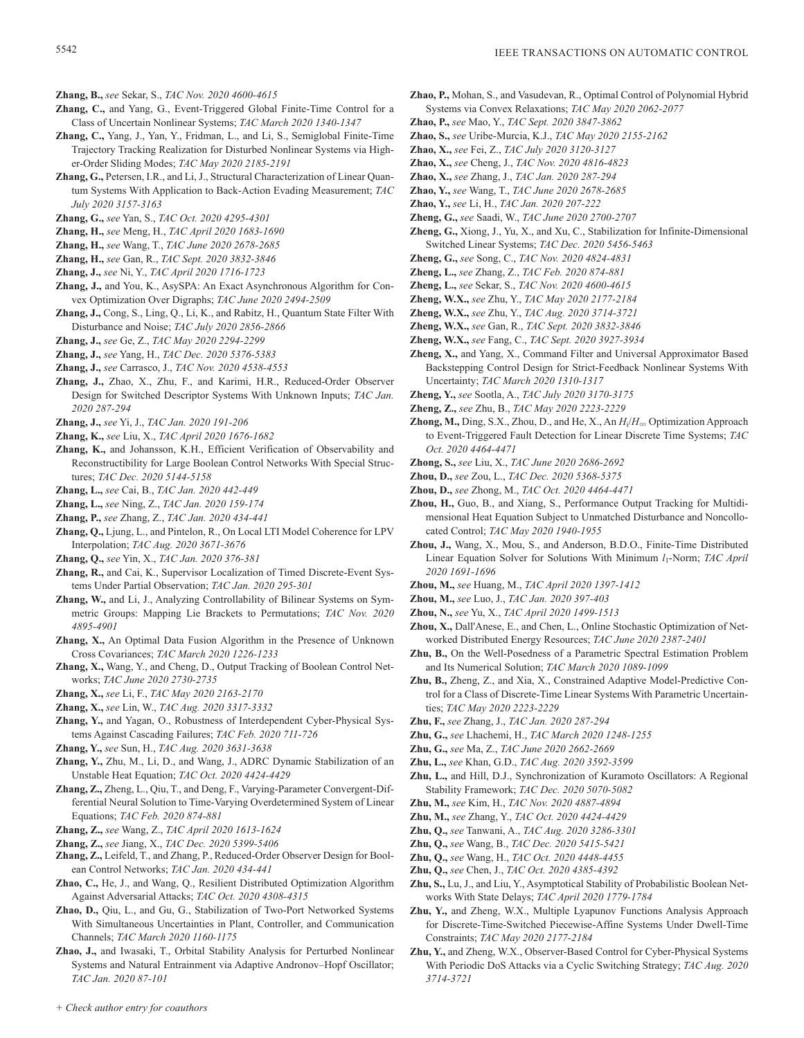**Zhang, B.,** *see* Sekar, S., *TAC Nov. 2020 4600-4615*

**Zhang, C.,** and Yang, G., Event-Triggered Global Finite-Time Control for a Class of Uncertain Nonlinear Systems; *TAC March 2020 1340-1347*

**Zhang, C.,** Yang, J., Yan, Y., Fridman, L., and Li, S., Semiglobal Finite-Time Trajectory Tracking Realization for Disturbed Nonlinear Systems via Higher-Order Sliding Modes; *TAC May 2020 2185-2191*

**Zhang, G.,** Petersen, I.R., and Li, J., Structural Characterization of Linear Quantum Systems With Application to Back-Action Evading Measurement; *TAC July 2020 3157-3163*

**Zhang, G.,** *see* Yan, S., *TAC Oct. 2020 4295-4301*

**Zhang, H.,** *see* Meng, H., *TAC April 2020 1683-1690*

**Zhang, H.,** *see* Wang, T., *TAC June 2020 2678-2685*

**Zhang, H.,** *see* Gan, R., *TAC Sept. 2020 3832-3846*

**Zhang, J.,** *see* Ni, Y., *TAC April 2020 1716-1723*

**Zhang, J.,** and You, K., AsySPA: An Exact Asynchronous Algorithm for Convex Optimization Over Digraphs; *TAC June 2020 2494-2509*

**Zhang, J.,** Cong, S., Ling, Q., Li, K., and Rabitz, H., Quantum State Filter With Disturbance and Noise; *TAC July 2020 2856-2866*

**Zhang, J.,** *see* Ge, Z., *TAC May 2020 2294-2299*

**Zhang, J.,** *see* Yang, H., *TAC Dec. 2020 5376-5383*

**Zhang, J.,** *see* Carrasco, J., *TAC Nov. 2020 4538-4553*

**Zhang, J.,** Zhao, X., Zhu, F., and Karimi, H.R., Reduced-Order Observer Design for Switched Descriptor Systems With Unknown Inputs; *TAC Jan. 2020 287-294*

**Zhang, J.,** *see* Yi, J., *TAC Jan. 2020 191-206*

**Zhang, K.,** *see* Liu, X., *TAC April 2020 1676-1682*

**Zhang, K.,** and Johansson, K.H., Efficient Verification of Observability and Reconstructibility for Large Boolean Control Networks With Special Structures; *TAC Dec. 2020 5144-5158*

**Zhang, L.,** *see* Cai, B., *TAC Jan. 2020 442-449*

**Zhang, L.,** *see* Ning, Z., *TAC Jan. 2020 159-174*

**Zhang, P.,** *see* Zhang, Z., *TAC Jan. 2020 434-441*

**Zhang, Q.,** Ljung, L., and Pintelon, R., On Local LTI Model Coherence for LPV Interpolation; *TAC Aug. 2020 3671-3676*

**Zhang, Q.,** *see* Yin, X., *TAC Jan. 2020 376-381*

**Zhang, R.,** and Cai, K., Supervisor Localization of Timed Discrete-Event Systems Under Partial Observation; *TAC Jan. 2020 295-301*

**Zhang, W.,** and Li, J., Analyzing Controllability of Bilinear Systems on Symmetric Groups: Mapping Lie Brackets to Permutations; *TAC Nov. 2020 4895-4901*

**Zhang, X.,** An Optimal Data Fusion Algorithm in the Presence of Unknown Cross Covariances; *TAC March 2020 1226-1233*

**Zhang, X.,** Wang, Y., and Cheng, D., Output Tracking of Boolean Control Networks; *TAC June 2020 2730-2735*

**Zhang, X.,** *see* Li, F., *TAC May 2020 2163-2170*

**Zhang, X.,** *see* Lin, W., *TAC Aug. 2020 3317-3332*

**Zhang, Y.,** and Yagan, O., Robustness of Interdependent Cyber-Physical Systems Against Cascading Failures; *TAC Feb. 2020 711-726*

**Zhang, Y.,** *see* Sun, H., *TAC Aug. 2020 3631-3638*

**Zhang, Y.,** Zhu, M., Li, D., and Wang, J., ADRC Dynamic Stabilization of an Unstable Heat Equation; *TAC Oct. 2020 4424-4429*

**Zhang, Z.,** Zheng, L., Qiu, T., and Deng, F., Varying-Parameter Convergent-Differential Neural Solution to Time-Varying Overdetermined System of Linear Equations; *TAC Feb. 2020 874-881*

**Zhang, Z.,** *see* Wang, Z., *TAC April 2020 1613-1624*

**Zhang, Z.,** *see* Jiang, X., *TAC Dec. 2020 5399-5406*

**Zhang, Z.,** Leifeld, T., and Zhang, P., Reduced-Order Observer Design for Boolean Control Networks; *TAC Jan. 2020 434-441*

**Zhao, C.,** He, J., and Wang, Q., Resilient Distributed Optimization Algorithm Against Adversarial Attacks; *TAC Oct. 2020 4308-4315*

**Zhao, D.,** Qiu, L., and Gu, G., Stabilization of Two-Port Networked Systems With Simultaneous Uncertainties in Plant, Controller, and Communication Channels; *TAC March 2020 1160-1175*

**Zhao, J.,** and Iwasaki, T., Orbital Stability Analysis for Perturbed Nonlinear Systems and Natural Entrainment via Adaptive Andronov–Hopf Oscillator; *TAC Jan. 2020 87-101*

**Zhao, P.,** Mohan, S., and Vasudevan, R., Optimal Control of Polynomial Hybrid Systems via Convex Relaxations; *TAC May 2020 2062-2077*

**Zhao, P.,** *see* Mao, Y., *TAC Sept. 2020 3847-3862*

**Zhao, S.,** *see* Uribe-Murcia, K.J., *TAC May 2020 2155-2162*

**Zhao, X.,** *see* Fei, Z., *TAC July 2020 3120-3127*

**Zhao, X.,** *see* Cheng, J., *TAC Nov. 2020 4816-4823*

**Zhao, X.,** *see* Zhang, J., *TAC Jan. 2020 287-294*

**Zhao, Y.,** *see* Wang, T., *TAC June 2020 2678-2685*

**Zhao, Y.,** *see* Li, H., *TAC Jan. 2020 207-222*

**Zheng, G.,** *see* Saadi, W., *TAC June 2020 2700-2707*

**Zheng, G.,** Xiong, J., Yu, X., and Xu, C., Stabilization for Infinite-Dimensional Switched Linear Systems; *TAC Dec. 2020 5456-5463*

**Zheng, G.,** *see* Song, C., *TAC Nov. 2020 4824-4831*

**Zheng, L.,** *see* Zhang, Z., *TAC Feb. 2020 874-881*

**Zheng, L.,** *see* Sekar, S., *TAC Nov. 2020 4600-4615*

**Zheng, W.X.,** *see* Zhu, Y., *TAC May 2020 2177-2184*

**Zheng, W.X.,** *see* Zhu, Y., *TAC Aug. 2020 3714-3721*

**Zheng, W.X.,** *see* Gan, R., *TAC Sept. 2020 3832-3846*

**Zheng, W.X.,** *see* Fang, C., *TAC Sept. 2020 3927-3934*

**Zheng, X.,** and Yang, X., Command Filter and Universal Approximator Based Backstepping Control Design for Strict-Feedback Nonlinear Systems With Uncertainty; *TAC March 2020 1310-1317*

**Zheng, Y.,** *see* Sootla, A., *TAC July 2020 3170-3175*

**Zheng, Z.,** *see* Zhu, B., *TAC May 2020 2223-2229*

**Zhong, M.,** Ding, S.X., Zhou, D., and He, X., An $H_i/H_\infty$ Optimization Approach to Event-Triggered Fault Detection for Linear Discrete Time Systems; *TAC Oct. 2020 4464-4471*

**Zhong, S.,** *see* Liu, X., *TAC June 2020 2686-2692*

**Zhou, D.,** *see* Zou, L., *TAC Dec. 2020 5368-5375*

**Zhou, D.,** *see* Zhong, M., *TAC Oct. 2020 4464-4471*

**Zhou, H.,** Guo, B., and Xiang, S., Performance Output Tracking for Multidimensional Heat Equation Subject to Unmatched Disturbance and Noncollocated Control; *TAC May 2020 1940-1955*

**Zhou, J.,** Wang, X., Mou, S., and Anderson, B.D.O., Finite-Time Distributed Linear Equation Solver for Solutions With Minimum $l_1$-Norm; *TAC April 2020 1691-1696*

**Zhou, M.,** *see* Huang, M., *TAC April 2020 1397-1412*

**Zhou, M.,** *see* Luo, J., *TAC Jan. 2020 397-403*

**Zhou, N.,** *see* Yu, X., *TAC April 2020 1499-1513*

**Zhou, X.,** Dall'Anese, E., and Chen, L., Online Stochastic Optimization of Networked Distributed Energy Resources; *TAC June 2020 2387-2401*

**Zhu, B.,** On the Well-Posedness of a Parametric Spectral Estimation Problem and Its Numerical Solution; *TAC March 2020 1089-1099*

**Zhu, B.,** Zheng, Z., and Xia, X., Constrained Adaptive Model-Predictive Control for a Class of Discrete-Time Linear Systems With Parametric Uncertainties; *TAC May 2020 2223-2229*

**Zhu, F.,** *see* Zhang, J., *TAC Jan. 2020 287-294*

**Zhu, G.,** *see* Lhachemi, H., *TAC March 2020 1248-1255*

**Zhu, G.,** *see* Ma, Z., *TAC June 2020 2662-2669*

**Zhu, L.,** *see* Khan, G.D., *TAC Aug. 2020 3592-3599*

**Zhu, L.,** and Hill, D.J., Synchronization of Kuramoto Oscillators: A Regional Stability Framework; *TAC Dec. 2020 5070-5082*

**Zhu, M.,** *see* Kim, H., *TAC Nov. 2020 4887-4894*

**Zhu, M.,** *see* Zhang, Y., *TAC Oct. 2020 4424-4429*

**Zhu, Q.,** *see* Tanwani, A., *TAC Aug. 2020 3286-3301*

**Zhu, Q.,** *see* Wang, B., *TAC Dec. 2020 5415-5421*

**Zhu, Q.,** *see* Wang, H., *TAC Oct. 2020 4448-4455*

**Zhu, Q.,** *see* Chen, J., *TAC Oct. 2020 4385-4392*

**Zhu, S.,** Lu, J., and Liu, Y., Asymptotical Stability of Probabilistic Boolean Networks With State Delays; *TAC April 2020 1779-1784*

**Zhu, Y.,** and Zheng, W.X., Multiple Lyapunov Functions Analysis Approach for Discrete-Time-Switched Piecewise-Affine Systems Under Dwell-Time Constraints; *TAC May 2020 2177-2184*

**Zhu, Y.,** and Zheng, W.X., Observer-Based Control for Cyber-Physical Systems With Periodic DoS Attacks via a Cyclic Switching Strategy; *TAC Aug. 2020 3714-3721*

*+ Check author entry for coauthors*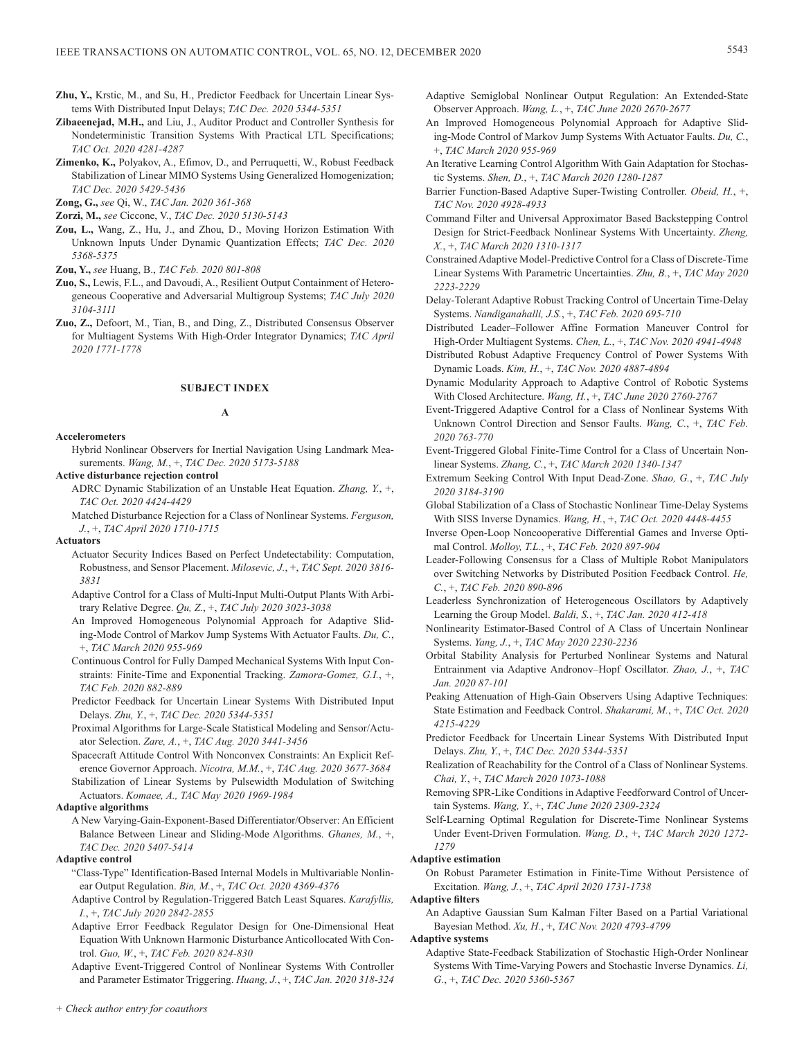**Zhu, Y.,** Krstic, M., and Su, H., Predictor Feedback for Uncertain Linear Systems With Distributed Input Delays; *TAC Dec. 2020 5344-5351*

**Zibaeenejad, M.H.,** and Liu, J., Auditor Product and Controller Synthesis for Nondeterministic Transition Systems With Practical LTL Specifications; *TAC Oct. 2020 4281-4287*

**Zimenko, K.,** Polyakov, A., Efimov, D., and Perruquetti, W., Robust Feedback Stabilization of Linear MIMO Systems Using Generalized Homogenization; *TAC Dec. 2020 5429-5436*

**Zong, G.,** *see* Qi, W., *TAC Jan. 2020 361-368*

**Zorzi, M.,** *see* Ciccone, V., *TAC Dec. 2020 5130-5143*

**Zou, L.,** Wang, Z., Hu, J., and Zhou, D., Moving Horizon Estimation With Unknown Inputs Under Dynamic Quantization Effects; *TAC Dec. 2020 5368-5375*

**Zou, Y.,** *see* Huang, B., *TAC Feb. 2020 801-808*

**Zuo, S.,** Lewis, F.L., and Davoudi, A., Resilient Output Containment of Heterogeneous Cooperative and Adversarial Multigroup Systems; *TAC July 2020 3104-3111*

**Zuo, Z.,** Defoort, M., Tian, B., and Ding, Z., Distributed Consensus Observer for Multiagent Systems With High-Order Integrator Dynamics; *TAC April 2020 1771-1778*

## SUBJECT INDEX

### A

**Accelerometers**

Hybrid Nonlinear Observers for Inertial Navigation Using Landmark Measurements. *Wang, M.*, +, *TAC Dec. 2020 5173-5188*

**Active disturbance rejection control**

ADRC Dynamic Stabilization of an Unstable Heat Equation. *Zhang, Y.*, +, *TAC Oct. 2020 4424-4429*

Matched Disturbance Rejection for a Class of Nonlinear Systems. *Ferguson, J.*, +, *TAC April 2020 1710-1715*

**Actuators**

Actuator Security Indices Based on Perfect Undetectability: Computation, Robustness, and Sensor Placement. *Milosevic, J.*, +, *TAC Sept. 2020 3816-3831*

Adaptive Control for a Class of Multi-Input Multi-Output Plants With Arbitrary Relative Degree. *Qu, Z.*, +, *TAC July 2020 3023-3038*

An Improved Homogeneous Polynomial Approach for Adaptive Sliding-Mode Control of Markov Jump Systems With Actuator Faults. *Du, C.*, +, *TAC March 2020 955-969*

Continuous Control for Fully Damped Mechanical Systems With Input Constraints: Finite-Time and Exponential Tracking. *Zamora-Gomez, G.I.*, +, *TAC Feb. 2020 882-889*

Predictor Feedback for Uncertain Linear Systems With Distributed Input Delays. *Zhu, Y.*, +, *TAC Dec. 2020 5344-5351*

Proximal Algorithms for Large-Scale Statistical Modeling and Sensor/Actuator Selection. *Zare, A.*, +, *TAC Aug. 2020 3441-3456*

Spacecraft Attitude Control With Nonconvex Constraints: An Explicit Reference Governor Approach. *Nicotra, M.M.*, +, *TAC Aug. 2020 3677-3684*

Stabilization of Linear Systems by Pulsewidth Modulation of Switching Actuators. *Komaee, A., TAC May 2020 1969-1984*

**Adaptive algorithms**

A New Varying-Gain-Exponent-Based Differentiator/Observer: An Efficient Balance Between Linear and Sliding-Mode Algorithms. *Ghanes, M.*, +, *TAC Dec. 2020 5407-5414*

**Adaptive control**

"Class-Type" Identification-Based Internal Models in Multivariable Nonlinear Output Regulation. *Bin, M.*, +, *TAC Oct. 2020 4369-4376*

Adaptive Control by Regulation-Triggered Batch Least Squares. *Karafyllis, I.*, +, *TAC July 2020 2842-2855*

Adaptive Error Feedback Regulator Design for One-Dimensional Heat Equation With Unknown Harmonic Disturbance Anticollocated With Control. *Guo, W.*, +, *TAC Feb. 2020 824-830*

Adaptive Event-Triggered Control of Nonlinear Systems With Controller and Parameter Estimator Triggering. *Huang, J.*, +, *TAC Jan. 2020 318-324*

Adaptive Semiglobal Nonlinear Output Regulation: An Extended-State Observer Approach. *Wang, L.*, +, *TAC June 2020 2670-2677*

An Improved Homogeneous Polynomial Approach for Adaptive Sliding-Mode Control of Markov Jump Systems With Actuator Faults. *Du, C.*, +, *TAC March 2020 955-969*

An Iterative Learning Control Algorithm With Gain Adaptation for Stochastic Systems. *Shen, D.*, +, *TAC March 2020 1280-1287*

Barrier Function-Based Adaptive Super-Twisting Controller. *Obeid, H.*, +, *TAC Nov. 2020 4928-4933*

Command Filter and Universal Approximator Based Backstepping Control Design for Strict-Feedback Nonlinear Systems With Uncertainty. *Zheng, X.*, +, *TAC March 2020 1310-1317*

Constrained Adaptive Model-Predictive Control for a Class of Discrete-Time Linear Systems With Parametric Uncertainties. *Zhu, B.*, +, *TAC May 2020 2223-2229*

Delay-Tolerant Adaptive Robust Tracking Control of Uncertain Time-Delay Systems. *Nandiganahalli, J.S.*, +, *TAC Feb. 2020 695-710*

Distributed Leader–Follower Affine Formation Maneuver Control for High-Order Multiagent Systems. *Chen, L.*, +, *TAC Nov. 2020 4941-4948*

Distributed Robust Adaptive Frequency Control of Power Systems With Dynamic Loads. *Kim, H.*, +, *TAC Nov. 2020 4887-4894*

Dynamic Modularity Approach to Adaptive Control of Robotic Systems With Closed Architecture. *Wang, H.*, +, *TAC June 2020 2760-2767*

Event-Triggered Adaptive Control for a Class of Nonlinear Systems With Unknown Control Direction and Sensor Faults. *Wang, C.*, +, *TAC Feb. 2020 763-770*

Event-Triggered Global Finite-Time Control for a Class of Uncertain Nonlinear Systems. *Zhang, C.*, +, *TAC March 2020 1340-1347*

Extremum Seeking Control With Input Dead-Zone. *Shao, G.*, +, *TAC July 2020 3184-3190*

Global Stabilization of a Class of Stochastic Nonlinear Time-Delay Systems With SISS Inverse Dynamics. *Wang, H.*, +, *TAC Oct. 2020 4448-4455*

Inverse Open-Loop Noncooperative Differential Games and Inverse Optimal Control. *Molloy, T.L.*, +, *TAC Feb. 2020 897-904*

Leader-Following Consensus for a Class of Multiple Robot Manipulators over Switching Networks by Distributed Position Feedback Control. *He, C.*, +, *TAC Feb. 2020 890-896*

Leaderless Synchronization of Heterogeneous Oscillators by Adaptively Learning the Group Model. *Baldi, S.*, +, *TAC Jan. 2020 412-418*

Nonlinearity Estimator-Based Control of A Class of Uncertain Nonlinear Systems. *Yang, J.*, +, *TAC May 2020 2230-2236*

Orbital Stability Analysis for Perturbed Nonlinear Systems and Natural Entrainment via Adaptive Andronov–Hopf Oscillator. *Zhao, J.*, +, *TAC Jan. 2020 87-101*

Peaking Attenuation of High-Gain Observers Using Adaptive Techniques: State Estimation and Feedback Control. *Shakarami, M.*, +, *TAC Oct. 2020 4215-4229*

Predictor Feedback for Uncertain Linear Systems With Distributed Input Delays. *Zhu, Y.*, +, *TAC Dec. 2020 5344-5351*

Realization of Reachability for the Control of a Class of Nonlinear Systems. *Chai, Y.*, +, *TAC March 2020 1073-1088*

Removing SPR-Like Conditions in Adaptive Feedforward Control of Uncertain Systems. *Wang, Y.*, +, *TAC June 2020 2309-2324*

Self-Learning Optimal Regulation for Discrete-Time Nonlinear Systems Under Event-Driven Formulation. *Wang, D.*, +, *TAC March 2020 1272-1279*

**Adaptive estimation**

On Robust Parameter Estimation in Finite-Time Without Persistence of Excitation. *Wang, J.*, +, *TAC April 2020 1731-1738*

**Adaptive filters**

An Adaptive Gaussian Sum Kalman Filter Based on a Partial Variational Bayesian Method. *Xu, H.*, +, *TAC Nov. 2020 4793-4799*

**Adaptive systems**

Adaptive State-Feedback Stabilization of Stochastic High-Order Nonlinear Systems With Time-Varying Powers and Stochastic Inverse Dynamics. *Li, G.*, +, *TAC Dec. 2020 5360-5367*

*+ Check author entry for coauthors*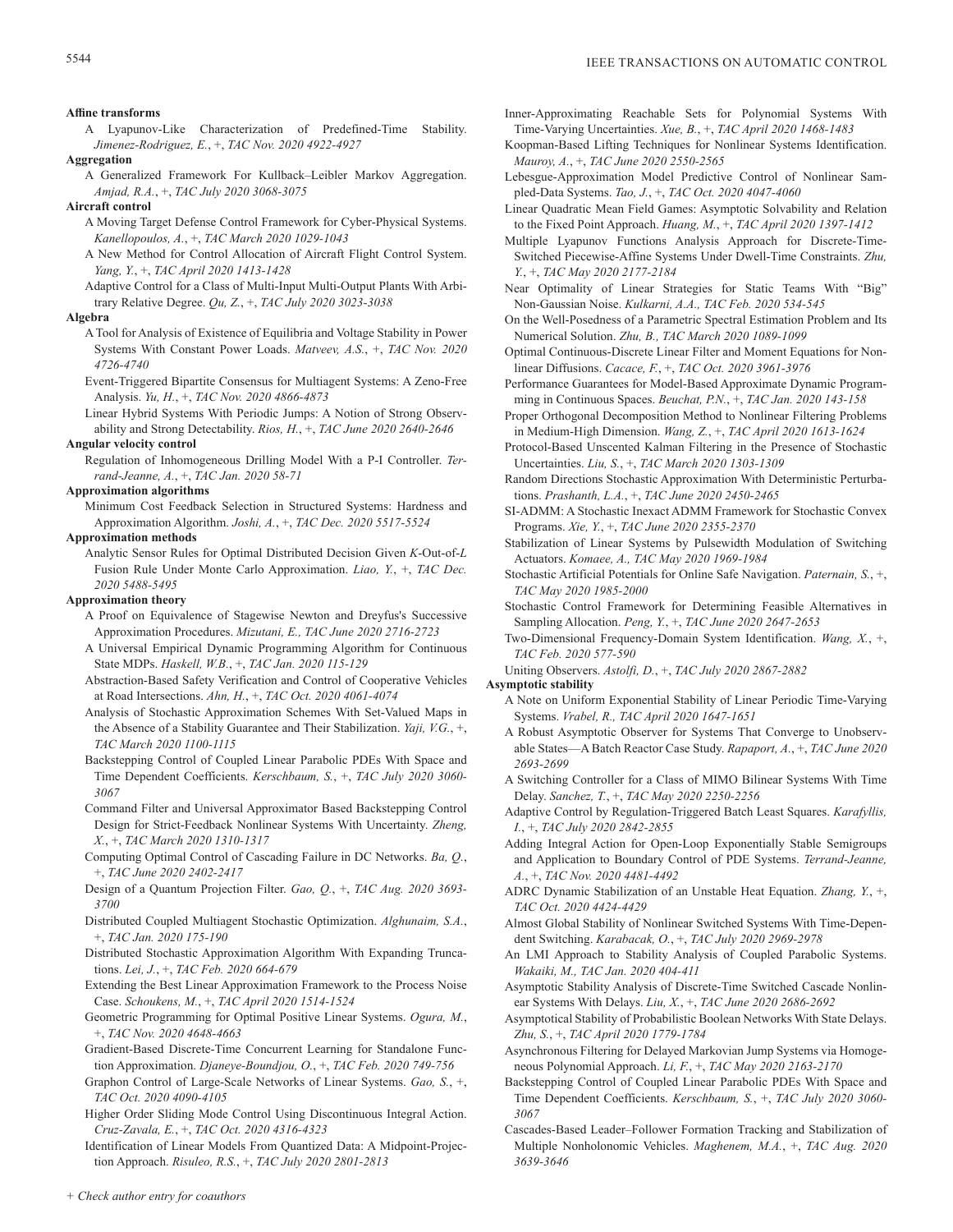**Affine transforms**

A Lyapunov-Like Characterization of Predefined-Time Stability. *Jimenez-Rodriguez, E.*, +, *TAC Nov. 2020 4922-4927*

**Aggregation**

A Generalized Framework For Kullback–Leibler Markov Aggregation. *Amjad, R.A.*, +, *TAC July 2020 3068-3075*

**Aircraft control**

A Moving Target Defense Control Framework for Cyber-Physical Systems. *Kanellopoulos, A.*, +, *TAC March 2020 1029-1043*

A New Method for Control Allocation of Aircraft Flight Control System. *Yang, Y.*, +, *TAC April 2020 1413-1428*

Adaptive Control for a Class of Multi-Input Multi-Output Plants With Arbitrary Relative Degree. *Qu, Z.*, +, *TAC July 2020 3023-3038*

**Algebra**

A Tool for Analysis of Existence of Equilibria and Voltage Stability in Power Systems With Constant Power Loads. *Matveev, A.S.*, +, *TAC Nov. 2020 4726-4740*

Event-Triggered Bipartite Consensus for Multiagent Systems: A Zeno-Free Analysis. *Yu, H.*, +, *TAC Nov. 2020 4866-4873*

Linear Hybrid Systems With Periodic Jumps: A Notion of Strong Observability and Strong Detectability. *Rios, H.*, +, *TAC June 2020 2640-2646*

**Angular velocity control**

Regulation of Inhomogeneous Drilling Model With a P-I Controller. *Terrand-Jeanne, A.*, +, *TAC Jan. 2020 58-71*

**Approximation algorithms**

Minimum Cost Feedback Selection in Structured Systems: Hardness and Approximation Algorithm. *Joshi, A.*, +, *TAC Dec. 2020 5517-5524*

**Approximation methods**

Analytic Sensor Rules for Optimal Distributed Decision Given *K*-Out-of-*L* Fusion Rule Under Monte Carlo Approximation. *Liao, Y.*, +, *TAC Dec. 2020 5488-5495*

**Approximation theory**

A Proof on Equivalence of Stagewise Newton and Dreyfus's Successive Approximation Procedures. *Mizutani, E., TAC June 2020 2716-2723*

A Universal Empirical Dynamic Programming Algorithm for Continuous State MDPs. *Haskell, W.B.*, +, *TAC Jan. 2020 115-129*

Abstraction-Based Safety Verification and Control of Cooperative Vehicles at Road Intersections. *Ahn, H.*, +, *TAC Oct. 2020 4061-4074*

Analysis of Stochastic Approximation Schemes With Set-Valued Maps in the Absence of a Stability Guarantee and Their Stabilization. *Yaji, V.G.*, +, *TAC March 2020 1100-1115*

Backstepping Control of Coupled Linear Parabolic PDEs With Space and Time Dependent Coefficients. *Kerschbaum, S.*, +, *TAC July 2020 3060-3067*

Command Filter and Universal Approximator Based Backstepping Control Design for Strict-Feedback Nonlinear Systems With Uncertainty. *Zheng, X.*, +, *TAC March 2020 1310-1317*

Computing Optimal Control of Cascading Failure in DC Networks. *Ba, Q.*, +, *TAC June 2020 2402-2417*

Design of a Quantum Projection Filter. *Gao, Q.*, +, *TAC Aug. 2020 3693-3700*

Distributed Coupled Multiagent Stochastic Optimization. *Alghunaim, S.A.*, +, *TAC Jan. 2020 175-190*

Distributed Stochastic Approximation Algorithm With Expanding Truncations. *Lei, J.*, +, *TAC Feb. 2020 664-679*

Extending the Best Linear Approximation Framework to the Process Noise Case. *Schoukens, M.*, +, *TAC April 2020 1514-1524*

Geometric Programming for Optimal Positive Linear Systems. *Ogura, M.*, +, *TAC Nov. 2020 4648-4663*

Gradient-Based Discrete-Time Concurrent Learning for Standalone Function Approximation. *Djaneye-Boundjou, O.*, +, *TAC Feb. 2020 749-756*

Graphon Control of Large-Scale Networks of Linear Systems. *Gao, S.*, +, *TAC Oct. 2020 4090-4105*

Higher Order Sliding Mode Control Using Discontinuous Integral Action. *Cruz-Zavala, E.*, +, *TAC Oct. 2020 4316-4323*

Identification of Linear Models From Quantized Data: A Midpoint-Projection Approach. *Risuleo, R.S.*, +, *TAC July 2020 2801-2813*

Inner-Approximating Reachable Sets for Polynomial Systems With Time-Varying Uncertainties. *Xue, B.*, +, *TAC April 2020 1468-1483*

Koopman-Based Lifting Techniques for Nonlinear Systems Identification. *Mauroy, A.*, +, *TAC June 2020 2550-2565*

Lebesgue-Approximation Model Predictive Control of Nonlinear Sampled-Data Systems. *Tao, J.*, +, *TAC Oct. 2020 4047-4060*

Linear Quadratic Mean Field Games: Asymptotic Solvability and Relation to the Fixed Point Approach. *Huang, M.*, +, *TAC April 2020 1397-1412*

Multiple Lyapunov Functions Analysis Approach for Discrete-Time-Switched Piecewise-Affine Systems Under Dwell-Time Constraints. *Zhu, Y.*, +, *TAC May 2020 2177-2184*

Near Optimality of Linear Strategies for Static Teams With "Big" Non-Gaussian Noise. *Kulkarni, A.A., TAC Feb. 2020 534-545*

On the Well-Posedness of a Parametric Spectral Estimation Problem and Its Numerical Solution. *Zhu, B., TAC March 2020 1089-1099*

Optimal Continuous-Discrete Linear Filter and Moment Equations for Nonlinear Diffusions. *Cacace, F.*, +, *TAC Oct. 2020 3961-3976*

Performance Guarantees for Model-Based Approximate Dynamic Programming in Continuous Spaces. *Beuchat, P.N.*, +, *TAC Jan. 2020 143-158*

Proper Orthogonal Decomposition Method to Nonlinear Filtering Problems in Medium-High Dimension. *Wang, Z.*, +, *TAC April 2020 1613-1624*

Protocol-Based Unscented Kalman Filtering in the Presence of Stochastic Uncertainties. *Liu, S.*, +, *TAC March 2020 1303-1309*

Random Directions Stochastic Approximation With Deterministic Perturbations. *Prashanth, L.A.*, +, *TAC June 2020 2450-2465*

SI-ADMM: A Stochastic Inexact ADMM Framework for Stochastic Convex Programs. *Xie, Y.*, +, *TAC June 2020 2355-2370*

Stabilization of Linear Systems by Pulsewidth Modulation of Switching Actuators. *Komaee, A., TAC May 2020 1969-1984*

Stochastic Artificial Potentials for Online Safe Navigation. *Paternain, S.*, +, *TAC May 2020 1985-2000*

Stochastic Control Framework for Determining Feasible Alternatives in Sampling Allocation. *Peng, Y.*, +, *TAC June 2020 2647-2653*

Two-Dimensional Frequency-Domain System Identification. *Wang, X.*, +, *TAC Feb. 2020 577-590*

Uniting Observers. *Astolfi, D.*, +, *TAC July 2020 2867-2882*

**Asymptotic stability**

A Note on Uniform Exponential Stability of Linear Periodic Time-Varying Systems. *Vrabel, R., TAC April 2020 1647-1651*

A Robust Asymptotic Observer for Systems That Converge to Unobservable States—A Batch Reactor Case Study. *Rapaport, A.*, +, *TAC June 2020 2693-2699*

A Switching Controller for a Class of MIMO Bilinear Systems With Time Delay. *Sanchez, T.*, +, *TAC May 2020 2250-2256*

Adaptive Control by Regulation-Triggered Batch Least Squares. *Karafyllis, I.*, +, *TAC July 2020 2842-2855*

Adding Integral Action for Open-Loop Exponentially Stable Semigroups and Application to Boundary Control of PDE Systems. *Terrand-Jeanne, A.*, +, *TAC Nov. 2020 4481-4492*

ADRC Dynamic Stabilization of an Unstable Heat Equation. *Zhang, Y.*, +, *TAC Oct. 2020 4424-4429*

Almost Global Stability of Nonlinear Switched Systems With Time-Dependent Switching. *Karabacak, O.*, +, *TAC July 2020 2969-2978*

An LMI Approach to Stability Analysis of Coupled Parabolic Systems. *Wakaiki, M., TAC Jan. 2020 404-411*

Asymptotic Stability Analysis of Discrete-Time Switched Cascade Nonlinear Systems With Delays. *Liu, X.*, +, *TAC June 2020 2686-2692*

Asymptotical Stability of Probabilistic Boolean Networks With State Delays. *Zhu, S.*, +, *TAC April 2020 1779-1784*

Asynchronous Filtering for Delayed Markovian Jump Systems via Homogeneous Polynomial Approach. *Li, F.*, +, *TAC May 2020 2163-2170*

Backstepping Control of Coupled Linear Parabolic PDEs With Space and Time Dependent Coefficients. *Kerschbaum, S.*, +, *TAC July 2020 3060-3067*

Cascades-Based Leader–Follower Formation Tracking and Stabilization of Multiple Nonholonomic Vehicles. *Maghenem, M.A.*, +, *TAC Aug. 2020 3639-3646*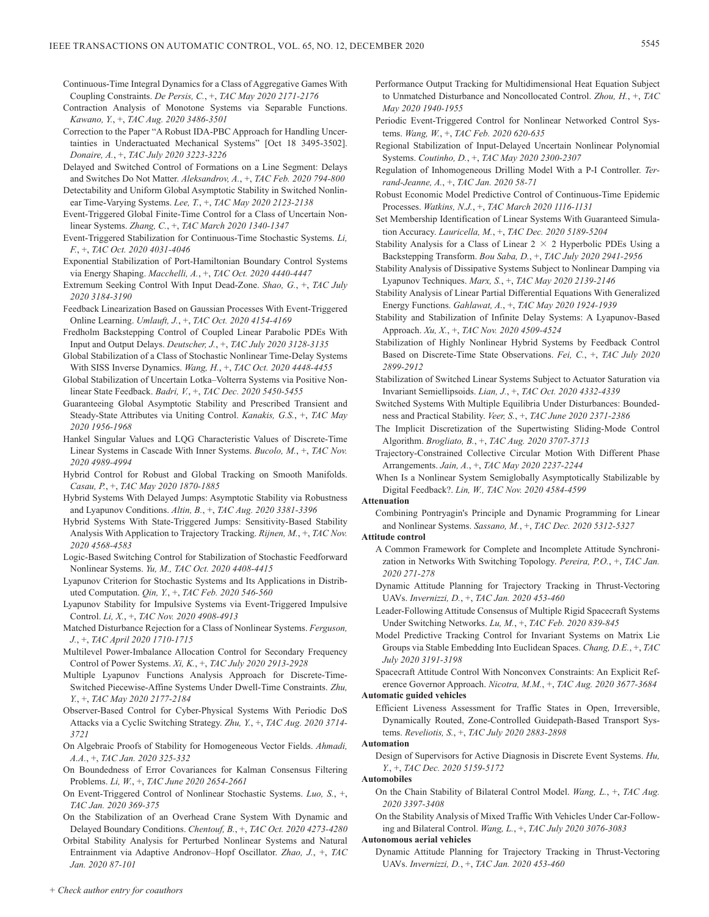Continuous-Time Integral Dynamics for a Class of Aggregative Games With Coupling Constraints. *De Persis, C.*, +, *TAC May 2020 2171-2176*

Contraction Analysis of Monotone Systems via Separable Functions. *Kawano, Y.*, +, *TAC Aug. 2020 3486-3501*

Correction to the Paper "A Robust IDA-PBC Approach for Handling Uncertainties in Underactuated Mechanical Systems" [Oct 18 3495-3502]. *Donaire, A.*, +, *TAC July 2020 3223-3226*

Delayed and Switched Control of Formations on a Line Segment: Delays and Switches Do Not Matter. *Aleksandrov, A.*, +, *TAC Feb. 2020 794-800*

Detectability and Uniform Global Asymptotic Stability in Switched Nonlinear Time-Varying Systems. *Lee, T.*, +, *TAC May 2020 2123-2138*

Event-Triggered Global Finite-Time Control for a Class of Uncertain Nonlinear Systems. *Zhang, C.*, +, *TAC March 2020 1340-1347*

Event-Triggered Stabilization for Continuous-Time Stochastic Systems. *Li, F.*, +, *TAC Oct. 2020 4031-4046*

Exponential Stabilization of Port-Hamiltonian Boundary Control Systems via Energy Shaping. *Macchelli, A.*, +, *TAC Oct. 2020 4440-4447*

Extremum Seeking Control With Input Dead-Zone. *Shao, G.*, +, *TAC July 2020 3184-3190*

Feedback Linearization Based on Gaussian Processes With Event-Triggered Online Learning. *Umlauft, J.*, +, *TAC Oct. 2020 4154-4169*

Fredholm Backstepping Control of Coupled Linear Parabolic PDEs With Input and Output Delays. *Deutscher, J.*, +, *TAC July 2020 3128-3135*

Global Stabilization of a Class of Stochastic Nonlinear Time-Delay Systems With SISS Inverse Dynamics. *Wang, H.*, +, *TAC Oct. 2020 4448-4455*

Global Stabilization of Uncertain Lotka–Volterra Systems via Positive Nonlinear State Feedback. *Badri, V.*, +, *TAC Dec. 2020 5450-5455*

Guaranteeing Global Asymptotic Stability and Prescribed Transient and Steady-State Attributes via Uniting Control. *Kanakis, G.S.*, +, *TAC May 2020 1956-1968*

Hankel Singular Values and LQG Characteristic Values of Discrete-Time Linear Systems in Cascade With Inner Systems. *Bucolo, M.*, +, *TAC Nov. 2020 4989-4994*

Hybrid Control for Robust and Global Tracking on Smooth Manifolds. *Casau, P.*, +, *TAC May 2020 1870-1885*

Hybrid Systems With Delayed Jumps: Asymptotic Stability via Robustness and Lyapunov Conditions. *Altin, B.*, +, *TAC Aug. 2020 3381-3396*

Hybrid Systems With State-Triggered Jumps: Sensitivity-Based Stability Analysis With Application to Trajectory Tracking. *Rijnen, M.*, +, *TAC Nov. 2020 4568-4583*

Logic-Based Switching Control for Stabilization of Stochastic Feedforward Nonlinear Systems. *Yu, M.*, *TAC Oct. 2020 4408-4415*

Lyapunov Criterion for Stochastic Systems and Its Applications in Distributed Computation. *Qin, Y.*, +, *TAC Feb. 2020 546-560*

Lyapunov Stability for Impulsive Systems via Event-Triggered Impulsive Control. *Li, X.*, +, *TAC Nov. 2020 4908-4913*

Matched Disturbance Rejection for a Class of Nonlinear Systems. *Ferguson, J.*, +, *TAC April 2020 1710-1715*

Multilevel Power-Imbalance Allocation Control for Secondary Frequency Control of Power Systems. *Xi, K.*, +, *TAC July 2020 2913-2928*

Multiple Lyapunov Functions Analysis Approach for Discrete-Time-Switched Piecewise-Affine Systems Under Dwell-Time Constraints. *Zhu, Y.*, +, *TAC May 2020 2177-2184*

Observer-Based Control for Cyber-Physical Systems With Periodic DoS Attacks via a Cyclic Switching Strategy. *Zhu, Y.*, +, *TAC Aug. 2020 3714-3721*

On Algebraic Proofs of Stability for Homogeneous Vector Fields. *Ahmadi, A.A.*, +, *TAC Jan. 2020 325-332*

On Boundedness of Error Covariances for Kalman Consensus Filtering Problems. *Li, W.*, +, *TAC June 2020 2654-2661*

On Event-Triggered Control of Nonlinear Stochastic Systems. *Luo, S.*, +, *TAC Jan. 2020 369-375*

On the Stabilization of an Overhead Crane System With Dynamic and Delayed Boundary Conditions. *Chentouf, B.*, +, *TAC Oct. 2020 4273-4280*

Orbital Stability Analysis for Perturbed Nonlinear Systems and Natural Entrainment via Adaptive Andronov–Hopf Oscillator. *Zhao, J.*, +, *TAC Jan. 2020 87-101*

Performance Output Tracking for Multidimensional Heat Equation Subject to Unmatched Disturbance and Noncollocated Control. *Zhou, H.*, +, *TAC May 2020 1940-1955*

Periodic Event-Triggered Control for Nonlinear Networked Control Systems. *Wang, W.*, +, *TAC Feb. 2020 620-635*

Regional Stabilization of Input-Delayed Uncertain Nonlinear Polynomial Systems. *Coutinho, D.*, +, *TAC May 2020 2300-2307*

Regulation of Inhomogeneous Drilling Model With a P-I Controller. *Terrand-Jeanne, A.*, +, *TAC Jan. 2020 58-71*

Robust Economic Model Predictive Control of Continuous-Time Epidemic Processes. *Watkins, N.J.*, +, *TAC March 2020 1116-1131*

Set Membership Identification of Linear Systems With Guaranteed Simulation Accuracy. *Lauricella, M.*, +, *TAC Dec. 2020 5189-5204*

Stability Analysis for a Class of Linear $2 \times 2$ Hyperbolic PDEs Using a Backstepping Transform. *Bou Saba, D.*, +, *TAC July 2020 2941-2956*

Stability Analysis of Dissipative Systems Subject to Nonlinear Damping via Lyapunov Techniques. *Marx, S.*, +, *TAC May 2020 2139-2146*

Stability Analysis of Linear Partial Differential Equations With Generalized Energy Functions. *Gahlawat, A.*, +, *TAC May 2020 1924-1939*

Stability and Stabilization of Infinite Delay Systems: A Lyapunov-Based Approach. *Xu, X.*, +, *TAC Nov. 2020 4509-4524*

Stabilization of Highly Nonlinear Hybrid Systems by Feedback Control Based on Discrete-Time State Observations. *Fei, C.*, +, *TAC July 2020 2899-2912*

Stabilization of Switched Linear Systems Subject to Actuator Saturation via Invariant Semiellipsoids. *Lian, J.*, +, *TAC Oct. 2020 4332-4339*

Switched Systems With Multiple Equilibria Under Disturbances: Boundedness and Practical Stability. *Veer, S.*, +, *TAC June 2020 2371-2386*

The Implicit Discretization of the Supertwisting Sliding-Mode Control Algorithm. *Brogliato, B.*, +, *TAC Aug. 2020 3707-3713*

Trajectory-Constrained Collective Circular Motion With Different Phase Arrangements. *Jain, A.*, +, *TAC May 2020 2237-2244*

When Is a Nonlinear System Semiglobally Asymptotically Stabilizable by Digital Feedback?. *Lin, W.*, *TAC Nov. 2020 4584-4599*

**Attenuation**

Combining Pontryagin's Principle and Dynamic Programming for Linear and Nonlinear Systems. *Sassano, M.*, +, *TAC Dec. 2020 5312-5327*

**Attitude control**

A Common Framework for Complete and Incomplete Attitude Synchronization in Networks With Switching Topology. *Pereira, P.O.*, +, *TAC Jan. 2020 271-278*

Dynamic Attitude Planning for Trajectory Tracking in Thrust-Vectoring UAVs. *Invernizzi, D.*, +, *TAC Jan. 2020 453-460*

Leader-Following Attitude Consensus of Multiple Rigid Spacecraft Systems Under Switching Networks. *Lu, M.*, +, *TAC Feb. 2020 839-845*

Model Predictive Tracking Control for Invariant Systems on Matrix Lie Groups via Stable Embedding Into Euclidean Spaces. *Chang, D.E.*, +, *TAC July 2020 3191-3198*

Spacecraft Attitude Control With Nonconvex Constraints: An Explicit Reference Governor Approach. *Nicotra, M.M.*, +, *TAC Aug. 2020 3677-3684*

**Automatic guided vehicles**

Efficient Liveness Assessment for Traffic States in Open, Irreversible, Dynamically Routed, Zone-Controlled Guidepath-Based Transport Systems. *Reveliotis, S.*, +, *TAC July 2020 2883-2898*

**Automation**

Design of Supervisors for Active Diagnosis in Discrete Event Systems. *Hu, Y.*, +, *TAC Dec. 2020 5159-5172*

**Automobiles**

On the Chain Stability of Bilateral Control Model. *Wang, L.*, +, *TAC Aug. 2020 3397-3408*

On the Stability Analysis of Mixed Traffic With Vehicles Under Car-Following and Bilateral Control. *Wang, L.*, +, *TAC July 2020 3076-3083*

**Autonomous aerial vehicles**

Dynamic Attitude Planning for Trajectory Tracking in Thrust-Vectoring UAVs. *Invernizzi, D.*, +, *TAC Jan. 2020 453-460*

*+ Check author entry for coauthors*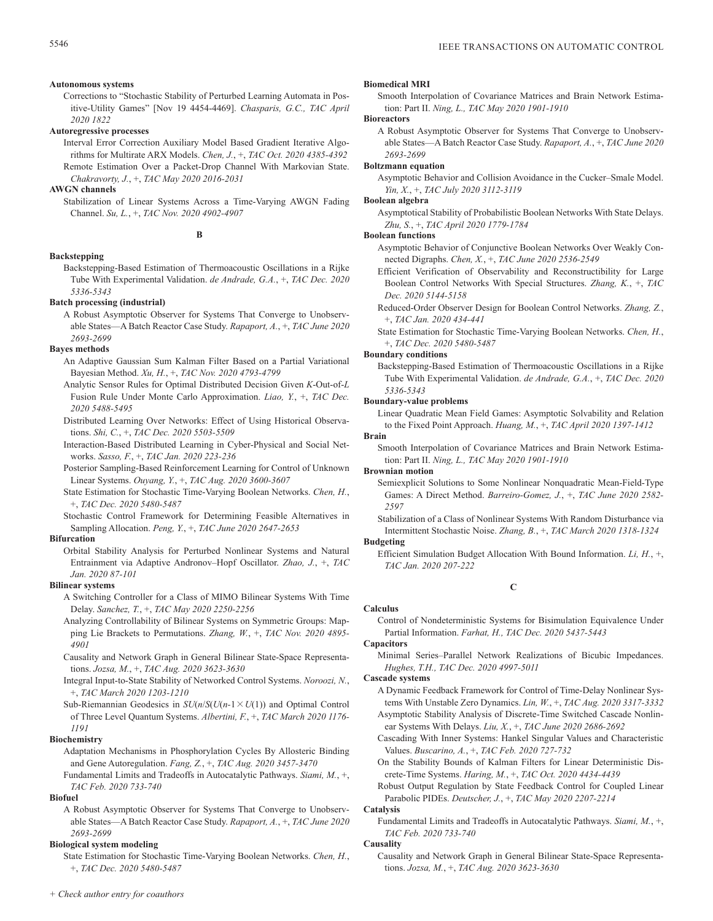**Autonomous systems**

Corrections to "Stochastic Stability of Perturbed Learning Automata in Positive-Utility Games" [Nov 19 4454-4469]. *Chasparis, G.C., TAC April 2020 1822*

**Autoregressive processes**

Interval Error Correction Auxiliary Model Based Gradient Iterative Algorithms for Multirate ARX Models. *Chen, J.*, +, *TAC Oct. 2020 4385-4392*

Remote Estimation Over a Packet-Drop Channel With Markovian State. *Chakravorty, J.*, +, *TAC May 2020 2016-2031*

**AWGN channels**

Stabilization of Linear Systems Across a Time-Varying AWGN Fading Channel. *Su, L.*, +, *TAC Nov. 2020 4902-4907*

## B

**Backstepping**

Backstepping-Based Estimation of Thermoacoustic Oscillations in a Rijke Tube With Experimental Validation. *de Andrade, G.A.*, +, *TAC Dec. 2020 5336-5343*

**Batch processing (industrial)**

A Robust Asymptotic Observer for Systems That Converge to Unobservable States—A Batch Reactor Case Study. *Rapaport, A.*, +, *TAC June 2020 2693-2699*

**Bayes methods**

An Adaptive Gaussian Sum Kalman Filter Based on a Partial Variational Bayesian Method. *Xu, H.*, +, *TAC Nov. 2020 4793-4799*

Analytic Sensor Rules for Optimal Distributed Decision Given *K*-Out-of-*L* Fusion Rule Under Monte Carlo Approximation. *Liao, Y.*, +, *TAC Dec. 2020 5488-5495*

Distributed Learning Over Networks: Effect of Using Historical Observations. *Shi, C.*, +, *TAC Dec. 2020 5503-5509*

Interaction-Based Distributed Learning in Cyber-Physical and Social Networks. *Sasso, F.*, +, *TAC Jan. 2020 223-236*

Posterior Sampling-Based Reinforcement Learning for Control of Unknown Linear Systems. *Ouyang, Y.*, +, *TAC Aug. 2020 3600-3607*

State Estimation for Stochastic Time-Varying Boolean Networks. *Chen, H.*, +, *TAC Dec. 2020 5480-5487*

Stochastic Control Framework for Determining Feasible Alternatives in Sampling Allocation. *Peng, Y.*, +, *TAC June 2020 2647-2653*

**Bifurcation**

Orbital Stability Analysis for Perturbed Nonlinear Systems and Natural Entrainment via Adaptive Andronov–Hopf Oscillator. *Zhao, J.*, +, *TAC Jan. 2020 87-101*

**Bilinear systems**

A Switching Controller for a Class of MIMO Bilinear Systems With Time Delay. *Sanchez, T.*, +, *TAC May 2020 2250-2256*

Analyzing Controllability of Bilinear Systems on Symmetric Groups: Mapping Lie Brackets to Permutations. *Zhang, W.*, +, *TAC Nov. 2020 4895-4901*

Causality and Network Graph in General Bilinear State-Space Representations. *Jozsa, M.*, +, *TAC Aug. 2020 3623-3630*

Integral Input-to-State Stability of Networked Control Systems. *Noroozi, N.*, +, *TAC March 2020 1203-1210*

Sub-Riemannian Geodesics in $SU(n/S(U(n\text{-}1\times U(1))$ and Optimal Control of Three Level Quantum Systems. *Albertini, F.*, +, *TAC March 2020 1176-1191*

**Biochemistry**

Adaptation Mechanisms in Phosphorylation Cycles By Allosteric Binding and Gene Autoregulation. *Fang, Z.*, +, *TAC Aug. 2020 3457-3470*

Fundamental Limits and Tradeoffs in Autocatalytic Pathways. *Siami, M.*, +, *TAC Feb. 2020 733-740*

**Biofuel**

A Robust Asymptotic Observer for Systems That Converge to Unobservable States—A Batch Reactor Case Study. *Rapaport, A.*, +, *TAC June 2020 2693-2699*

**Biological system modeling**

State Estimation for Stochastic Time-Varying Boolean Networks. *Chen, H.*, +, *TAC Dec. 2020 5480-5487*

**Biomedical MRI**

Smooth Interpolation of Covariance Matrices and Brain Network Estimation: Part II. *Ning, L., TAC May 2020 1901-1910*

**Bioreactors**

A Robust Asymptotic Observer for Systems That Converge to Unobservable States—A Batch Reactor Case Study. *Rapaport, A.*, +, *TAC June 2020 2693-2699*

**Boltzmann equation**

Asymptotic Behavior and Collision Avoidance in the Cucker–Smale Model. *Yin, X.*, +, *TAC July 2020 3112-3119*

**Boolean algebra**

Asymptotical Stability of Probabilistic Boolean Networks With State Delays. *Zhu, S.*, +, *TAC April 2020 1779-1784*

**Boolean functions**

Asymptotic Behavior of Conjunctive Boolean Networks Over Weakly Connected Digraphs. *Chen, X.*, +, *TAC June 2020 2536-2549*

Efficient Verification of Observability and Reconstructibility for Large Boolean Control Networks With Special Structures. *Zhang, K.*, +, *TAC Dec. 2020 5144-5158*

Reduced-Order Observer Design for Boolean Control Networks. *Zhang, Z.*, +, *TAC Jan. 2020 434-441*

State Estimation for Stochastic Time-Varying Boolean Networks. *Chen, H.*, +, *TAC Dec. 2020 5480-5487*

**Boundary conditions**

Backstepping-Based Estimation of Thermoacoustic Oscillations in a Rijke Tube With Experimental Validation. *de Andrade, G.A.*, +, *TAC Dec. 2020 5336-5343*

**Boundary-value problems**

Linear Quadratic Mean Field Games: Asymptotic Solvability and Relation to the Fixed Point Approach. *Huang, M.*, +, *TAC April 2020 1397-1412*

**Brain**

Smooth Interpolation of Covariance Matrices and Brain Network Estimation: Part II. *Ning, L., TAC May 2020 1901-1910*

**Brownian motion**

Semiexplicit Solutions to Some Nonlinear Nonquadratic Mean-Field-Type Games: A Direct Method. *Barreiro-Gomez, J.*, +, *TAC June 2020 2582-2597*

Stabilization of a Class of Nonlinear Systems With Random Disturbance via Intermittent Stochastic Noise. *Zhang, B.*, +, *TAC March 2020 1318-1324*

**Budgeting**

Efficient Simulation Budget Allocation With Bound Information. *Li, H.*, +, *TAC Jan. 2020 207-222*

## C

**Calculus**

Control of Nondeterministic Systems for Bisimulation Equivalence Under Partial Information. *Farhat, H., TAC Dec. 2020 5437-5443*

**Capacitors**

Minimal Series–Parallel Network Realizations of Bicubic Impedances. *Hughes, T.H., TAC Dec. 2020 4997-5011*

**Cascade systems**

A Dynamic Feedback Framework for Control of Time-Delay Nonlinear Systems With Unstable Zero Dynamics. *Lin, W.*, +, *TAC Aug. 2020 3317-3332*

Asymptotic Stability Analysis of Discrete-Time Switched Cascade Nonlinear Systems With Delays. *Liu, X.*, +, *TAC June 2020 2686-2692*

Cascading With Inner Systems: Hankel Singular Values and Characteristic Values. *Buscarino, A.*, +, *TAC Feb. 2020 727-732*

On the Stability Bounds of Kalman Filters for Linear Deterministic Discrete-Time Systems. *Haring, M.*, +, *TAC Oct. 2020 4434-4439*

Robust Output Regulation by State Feedback Control for Coupled Linear Parabolic PIDEs. *Deutscher, J.*, +, *TAC May 2020 2207-2214*

**Catalysis**

Fundamental Limits and Tradeoffs in Autocatalytic Pathways. *Siami, M.*, +, *TAC Feb. 2020 733-740*

**Causality**

Causality and Network Graph in General Bilinear State-Space Representations. *Jozsa, M.*, +, *TAC Aug. 2020 3623-3630*

+ Check author entry for coauthors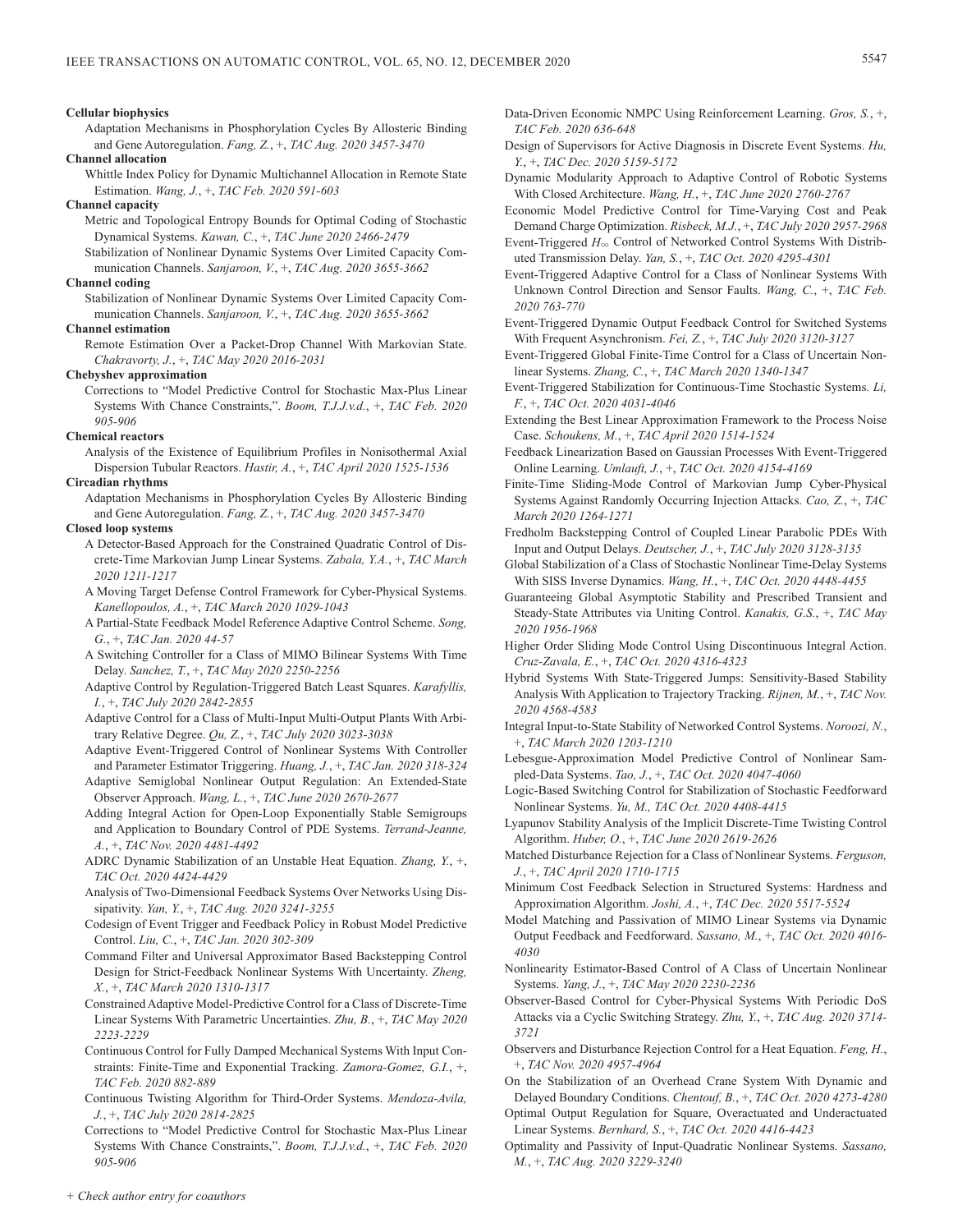**Cellular biophysics**

Adaptation Mechanisms in Phosphorylation Cycles By Allosteric Binding and Gene Autoregulation. *Fang, Z.*, +, *TAC Aug. 2020 3457-3470*

**Channel allocation**

Whittle Index Policy for Dynamic Multichannel Allocation in Remote State Estimation. *Wang, J.*, +, *TAC Feb. 2020 591-603*

**Channel capacity**

Metric and Topological Entropy Bounds for Optimal Coding of Stochastic Dynamical Systems. *Kawan, C.*, +, *TAC June 2020 2466-2479*

Stabilization of Nonlinear Dynamic Systems Over Limited Capacity Communication Channels. *Sanjaroon, V.*, +, *TAC Aug. 2020 3655-3662*

**Channel coding**

Stabilization of Nonlinear Dynamic Systems Over Limited Capacity Communication Channels. *Sanjaroon, V.*, +, *TAC Aug. 2020 3655-3662*

**Channel estimation**

Remote Estimation Over a Packet-Drop Channel With Markovian State. *Chakravorty, J.*, +, *TAC May 2020 2016-2031*

**Chebyshev approximation**

Corrections to "Model Predictive Control for Stochastic Max-Plus Linear Systems With Chance Constraints,". *Boom, T.J.J.v.d.*, +, *TAC Feb. 2020 905-906*

**Chemical reactors**

Analysis of the Existence of Equilibrium Profiles in Nonisothermal Axial Dispersion Tubular Reactors. *Hastir, A.*, +, *TAC April 2020 1525-1536*

**Circadian rhythms**

Adaptation Mechanisms in Phosphorylation Cycles By Allosteric Binding and Gene Autoregulation. *Fang, Z.*, +, *TAC Aug. 2020 3457-3470*

**Closed loop systems**

A Detector-Based Approach for the Constrained Quadratic Control of Discrete-Time Markovian Jump Linear Systems. *Zabala, Y.A.*, +, *TAC March 2020 1211-1217*

A Moving Target Defense Control Framework for Cyber-Physical Systems. *Kanellopoulos, A.*, +, *TAC March 2020 1029-1043*

A Partial-State Feedback Model Reference Adaptive Control Scheme. *Song, G.*, +, *TAC Jan. 2020 44-57*

A Switching Controller for a Class of MIMO Bilinear Systems With Time Delay. *Sanchez, T.*, +, *TAC May 2020 2250-2256*

Adaptive Control by Regulation-Triggered Batch Least Squares. *Karafyllis, I.*, +, *TAC July 2020 2842-2855*

Adaptive Control for a Class of Multi-Input Multi-Output Plants With Arbitrary Relative Degree. *Qu, Z.*, +, *TAC July 2020 3023-3038*

Adaptive Event-Triggered Control of Nonlinear Systems With Controller and Parameter Estimator Triggering. *Huang, J.*, +, *TAC Jan. 2020 318-324*

Adaptive Semiglobal Nonlinear Output Regulation: An Extended-State Observer Approach. *Wang, L.*, +, *TAC June 2020 2670-2677*

Adding Integral Action for Open-Loop Exponentially Stable Semigroups and Application to Boundary Control of PDE Systems. *Terrand-Jeanne, A.*, +, *TAC Nov. 2020 4481-4492*

ADRC Dynamic Stabilization of an Unstable Heat Equation. *Zhang, Y.*, +, *TAC Oct. 2020 4424-4429*

Analysis of Two-Dimensional Feedback Systems Over Networks Using Dissipativity. *Yan, Y.*, +, *TAC Aug. 2020 3241-3255*

Codesign of Event Trigger and Feedback Policy in Robust Model Predictive Control. *Liu, C.*, +, *TAC Jan. 2020 302-309*

Command Filter and Universal Approximator Based Backstepping Control Design for Strict-Feedback Nonlinear Systems With Uncertainty. *Zheng, X.*, +, *TAC March 2020 1310-1317*

Constrained Adaptive Model-Predictive Control for a Class of Discrete-Time Linear Systems With Parametric Uncertainties. *Zhu, B.*, +, *TAC May 2020 2223-2229*

Continuous Control for Fully Damped Mechanical Systems With Input Constraints: Finite-Time and Exponential Tracking. *Zamora-Gomez, G.I.*, +, *TAC Feb. 2020 882-889*

Continuous Twisting Algorithm for Third-Order Systems. *Mendoza-Avila, J.*, +, *TAC July 2020 2814-2825*

Corrections to "Model Predictive Control for Stochastic Max-Plus Linear Systems With Chance Constraints,". *Boom, T.J.J.v.d.*, +, *TAC Feb. 2020 905-906*

Data-Driven Economic NMPC Using Reinforcement Learning. *Gros, S.*, +, *TAC Feb. 2020 636-648*

Design of Supervisors for Active Diagnosis in Discrete Event Systems. *Hu, Y.*, +, *TAC Dec. 2020 5159-5172*

Dynamic Modularity Approach to Adaptive Control of Robotic Systems With Closed Architecture. *Wang, H.*, +, *TAC June 2020 2760-2767*

Economic Model Predictive Control for Time-Varying Cost and Peak Demand Charge Optimization. *Risbeck, M.J.*, +, *TAC July 2020 2957-2968*

Event-Triggered $H_\infty$ Control of Networked Control Systems With Distributed Transmission Delay. *Yan, S.*, +, *TAC Oct. 2020 4295-4301*

Event-Triggered Adaptive Control for a Class of Nonlinear Systems With Unknown Control Direction and Sensor Faults. *Wang, C.*, +, *TAC Feb. 2020 763-770*

Event-Triggered Dynamic Output Feedback Control for Switched Systems With Frequent Asynchronism. *Fei, Z.*, +, *TAC July 2020 3120-3127*

Event-Triggered Global Finite-Time Control for a Class of Uncertain Nonlinear Systems. *Zhang, C.*, +, *TAC March 2020 1340-1347*

Event-Triggered Stabilization for Continuous-Time Stochastic Systems. *Li, F.*, +, *TAC Oct. 2020 4031-4046*

Extending the Best Linear Approximation Framework to the Process Noise Case. *Schoukens, M.*, +, *TAC April 2020 1514-1524*

Feedback Linearization Based on Gaussian Processes With Event-Triggered Online Learning. *Umlauft, J.*, +, *TAC Oct. 2020 4154-4169*

Finite-Time Sliding-Mode Control of Markovian Jump Cyber-Physical Systems Against Randomly Occurring Injection Attacks. *Cao, Z.*, +, *TAC March 2020 1264-1271*

Fredholm Backstepping Control of Coupled Linear Parabolic PDEs With Input and Output Delays. *Deutscher, J.*, +, *TAC July 2020 3128-3135*

Global Stabilization of a Class of Stochastic Nonlinear Time-Delay Systems With SISS Inverse Dynamics. *Wang, H.*, +, *TAC Oct. 2020 4448-4455*

Guaranteeing Global Asymptotic Stability and Prescribed Transient and Steady-State Attributes via Uniting Control. *Kanakis, G.S.*, +, *TAC May 2020 1956-1968*

Higher Order Sliding Mode Control Using Discontinuous Integral Action. *Cruz-Zavala, E.*, +, *TAC Oct. 2020 4316-4323*

Hybrid Systems With State-Triggered Jumps: Sensitivity-Based Stability Analysis With Application to Trajectory Tracking. *Rijnen, M.*, +, *TAC Nov. 2020 4568-4583*

Integral Input-to-State Stability of Networked Control Systems. *Noroozi, N.*, +, *TAC March 2020 1203-1210*

Lebesgue-Approximation Model Predictive Control of Nonlinear Sampled-Data Systems. *Tao, J.*, +, *TAC Oct. 2020 4047-4060*

Logic-Based Switching Control for Stabilization of Stochastic Feedforward Nonlinear Systems. *Yu, M., TAC Oct. 2020 4408-4415*

Lyapunov Stability Analysis of the Implicit Discrete-Time Twisting Control Algorithm. *Huber, O.*, +, *TAC June 2020 2619-2626*

Matched Disturbance Rejection for a Class of Nonlinear Systems. *Ferguson, J.*, +, *TAC April 2020 1710-1715*

Minimum Cost Feedback Selection in Structured Systems: Hardness and Approximation Algorithm. *Joshi, A.*, +, *TAC Dec. 2020 5517-5524*

Model Matching and Passivation of MIMO Linear Systems via Dynamic Output Feedback and Feedforward. *Sassano, M.*, +, *TAC Oct. 2020 4016-4030*

Nonlinearity Estimator-Based Control of A Class of Uncertain Nonlinear Systems. *Yang, J.*, +, *TAC May 2020 2230-2236*

Observer-Based Control for Cyber-Physical Systems With Periodic DoS Attacks via a Cyclic Switching Strategy. *Zhu, Y.*, +, *TAC Aug. 2020 3714-3721*

Observers and Disturbance Rejection Control for a Heat Equation. *Feng, H.*, +, *TAC Nov. 2020 4957-4964*

On the Stabilization of an Overhead Crane System With Dynamic and Delayed Boundary Conditions. *Chentouf, B.*, +, *TAC Oct. 2020 4273-4280*

Optimal Output Regulation for Square, Overactuated and Underactuated Linear Systems. *Bernhard, S.*, +, *TAC Oct. 2020 4416-4423*

Optimality and Passivity of Input-Quadratic Nonlinear Systems. *Sassano, M.*, +, *TAC Aug. 2020 3229-3240*

*+ Check author entry for coauthors*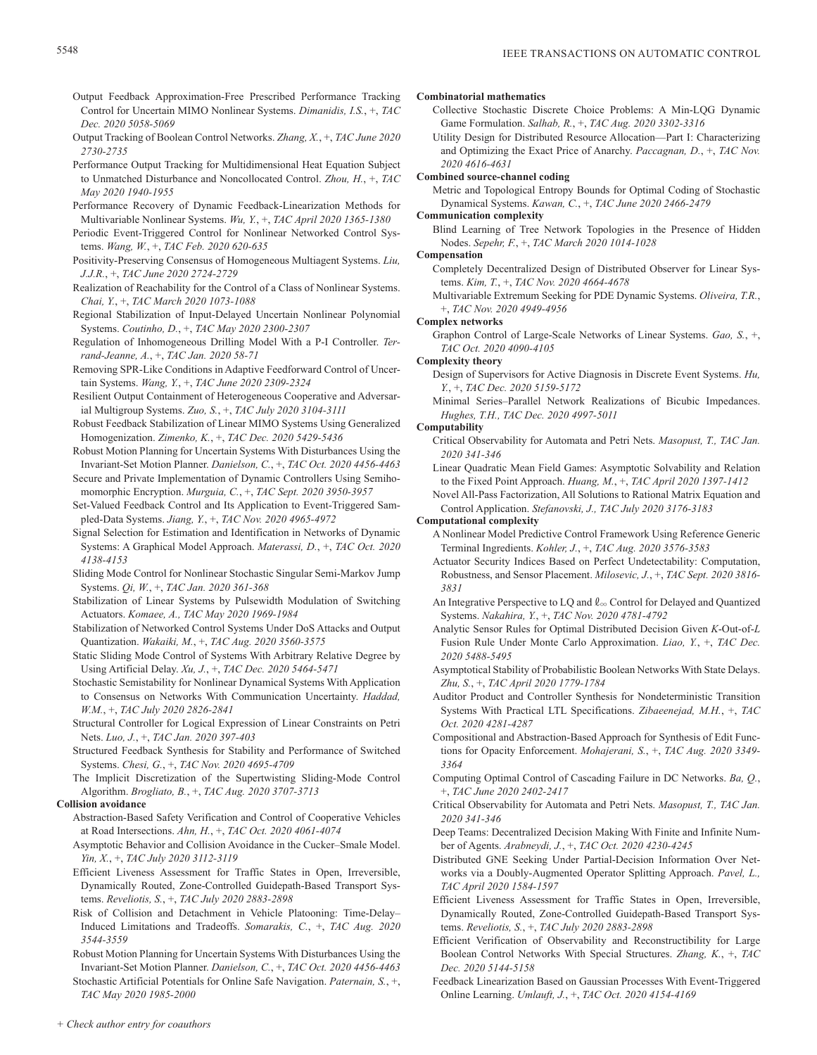Output Feedback Approximation-Free Prescribed Performance Tracking Control for Uncertain MIMO Nonlinear Systems. *Dimanidis, I.S.*, +, *TAC Dec. 2020 5058-5069*

Output Tracking of Boolean Control Networks. *Zhang, X.*, +, *TAC June 2020 2730-2735*

Performance Output Tracking for Multidimensional Heat Equation Subject to Unmatched Disturbance and Noncollocated Control. *Zhou, H.*, +, *TAC May 2020 1940-1955*

Performance Recovery of Dynamic Feedback-Linearization Methods for Multivariable Nonlinear Systems. *Wu, Y.*, +, *TAC April 2020 1365-1380*

Periodic Event-Triggered Control for Nonlinear Networked Control Systems. *Wang, W.*, +, *TAC Feb. 2020 620-635*

Positivity-Preserving Consensus of Homogeneous Multiagent Systems. *Liu, J.J.R.*, +, *TAC June 2020 2724-2729*

Realization of Reachability for the Control of a Class of Nonlinear Systems. *Chai, Y.*, +, *TAC March 2020 1073-1088*

Regional Stabilization of Input-Delayed Uncertain Nonlinear Polynomial Systems. *Coutinho, D.*, +, *TAC May 2020 2300-2307*

Regulation of Inhomogeneous Drilling Model With a P-I Controller. *Terrand-Jeanne, A.*, +, *TAC Jan. 2020 58-71*

Removing SPR-Like Conditions in Adaptive Feedforward Control of Uncertain Systems. *Wang, Y.*, +, *TAC June 2020 2309-2324*

Resilient Output Containment of Heterogeneous Cooperative and Adversarial Multigroup Systems. *Zuo, S.*, +, *TAC July 2020 3104-3111*

Robust Feedback Stabilization of Linear MIMO Systems Using Generalized Homogenization. *Zimenko, K.*, +, *TAC Dec. 2020 5429-5436*

Robust Motion Planning for Uncertain Systems With Disturbances Using the Invariant-Set Motion Planner. *Danielson, C.*, +, *TAC Oct. 2020 4456-4463*

Secure and Private Implementation of Dynamic Controllers Using Semihomomorphic Encryption. *Murguia, C.*, +, *TAC Sept. 2020 3950-3957*

Set-Valued Feedback Control and Its Application to Event-Triggered Sampled-Data Systems. *Jiang, Y.*, +, *TAC Nov. 2020 4965-4972*

Signal Selection for Estimation and Identification in Networks of Dynamic Systems: A Graphical Model Approach. *Materassi, D.*, +, *TAC Oct. 2020 4138-4153*

Sliding Mode Control for Nonlinear Stochastic Singular Semi-Markov Jump Systems. *Qi, W.*, +, *TAC Jan. 2020 361-368*

Stabilization of Linear Systems by Pulsewidth Modulation of Switching Actuators. *Komaee, A., TAC May 2020 1969-1984*

Stabilization of Networked Control Systems Under DoS Attacks and Output Quantization. *Wakaiki, M.*, +, *TAC Aug. 2020 3560-3575*

Static Sliding Mode Control of Systems With Arbitrary Relative Degree by Using Artificial Delay. *Xu, J.*, +, *TAC Dec. 2020 5464-5471*

Stochastic Semistability for Nonlinear Dynamical Systems With Application to Consensus on Networks With Communication Uncertainty. *Haddad, W.M.*, +, *TAC July 2020 2826-2841*

Structural Controller for Logical Expression of Linear Constraints on Petri Nets. *Luo, J.*, +, *TAC Jan. 2020 397-403*

Structured Feedback Synthesis for Stability and Performance of Switched Systems. *Chesi, G.*, +, *TAC Nov. 2020 4695-4709*

The Implicit Discretization of the Supertwisting Sliding-Mode Control Algorithm. *Brogliato, B.*, +, *TAC Aug. 2020 3707-3713*

**Collision avoidance**

Abstraction-Based Safety Verification and Control of Cooperative Vehicles at Road Intersections. *Ahn, H.*, +, *TAC Oct. 2020 4061-4074*

Asymptotic Behavior and Collision Avoidance in the Cucker–Smale Model. *Yin, X.*, +, *TAC July 2020 3112-3119*

Efficient Liveness Assessment for Traffic States in Open, Irreversible, Dynamically Routed, Zone-Controlled Guidepath-Based Transport Systems. *Reveliotis, S.*, +, *TAC July 2020 2883-2898*

Risk of Collision and Detachment in Vehicle Platooning: Time-Delay–Induced Limitations and Tradeoffs. *Somarakis, C.*, +, *TAC Aug. 2020 3544-3559*

Robust Motion Planning for Uncertain Systems With Disturbances Using the Invariant-Set Motion Planner. *Danielson, C.*, +, *TAC Oct. 2020 4456-4463*

Stochastic Artificial Potentials for Online Safe Navigation. *Paternain, S.*, +, *TAC May 2020 1985-2000*

**Combinatorial mathematics**

Collective Stochastic Discrete Choice Problems: A Min-LQG Dynamic Game Formulation. *Salhab, R.*, +, *TAC Aug. 2020 3302-3316*

Utility Design for Distributed Resource Allocation—Part I: Characterizing and Optimizing the Exact Price of Anarchy. *Paccagnan, D.*, +, *TAC Nov. 2020 4616-4631*

**Combined source-channel coding**

Metric and Topological Entropy Bounds for Optimal Coding of Stochastic Dynamical Systems. *Kawan, C.*, +, *TAC June 2020 2466-2479*

**Communication complexity**

Blind Learning of Tree Network Topologies in the Presence of Hidden Nodes. *Sepehr, F.*, +, *TAC March 2020 1014-1028*

**Compensation**

Completely Decentralized Design of Distributed Observer for Linear Systems. *Kim, T.*, +, *TAC Nov. 2020 4664-4678*

Multivariable Extremum Seeking for PDE Dynamic Systems. *Oliveira, T.R.*, +, *TAC Nov. 2020 4949-4956*

**Complex networks**

Graphon Control of Large-Scale Networks of Linear Systems. *Gao, S.*, +, *TAC Oct. 2020 4090-4105*

**Complexity theory**

Design of Supervisors for Active Diagnosis in Discrete Event Systems. *Hu, Y.*, +, *TAC Dec. 2020 5159-5172*

Minimal Series–Parallel Network Realizations of Bicubic Impedances. *Hughes, T.H., TAC Dec. 2020 4997-5011*

**Computability**

Critical Observability for Automata and Petri Nets. *Masopust, T., TAC Jan. 2020 341-346*

Linear Quadratic Mean Field Games: Asymptotic Solvability and Relation to the Fixed Point Approach. *Huang, M.*, +, *TAC April 2020 1397-1412*

Novel All-Pass Factorization, All Solutions to Rational Matrix Equation and Control Application. *Stefanovski, J., TAC July 2020 3176-3183*

**Computational complexity**

A Nonlinear Model Predictive Control Framework Using Reference Generic Terminal Ingredients. *Kohler, J.*, +, *TAC Aug. 2020 3576-3583*

Actuator Security Indices Based on Perfect Undetectability: Computation, Robustness, and Sensor Placement. *Milosevic, J.*, +, *TAC Sept. 2020 3816-3831*

An Integrative Perspective to LQ and $\ell_\infty$ Control for Delayed and Quantized Systems. *Nakahira, Y.*, +, *TAC Nov. 2020 4781-4792*

Analytic Sensor Rules for Optimal Distributed Decision Given *K*-Out-of-*L* Fusion Rule Under Monte Carlo Approximation. *Liao, Y.*, +, *TAC Dec. 2020 5488-5495*

Asymptotical Stability of Probabilistic Boolean Networks With State Delays. *Zhu, S.*, +, *TAC April 2020 1779-1784*

Auditor Product and Controller Synthesis for Nondeterministic Transition Systems With Practical LTL Specifications. *Zibaeenejad, M.H.*, +, *TAC Oct. 2020 4281-4287*

Compositional and Abstraction-Based Approach for Synthesis of Edit Functions for Opacity Enforcement. *Mohajerani, S.*, +, *TAC Aug. 2020 3349-3364*

Computing Optimal Control of Cascading Failure in DC Networks. *Ba, Q.*, +, *TAC June 2020 2402-2417*

Critical Observability for Automata and Petri Nets. *Masopust, T., TAC Jan. 2020 341-346*

Deep Teams: Decentralized Decision Making With Finite and Infinite Number of Agents. *Arabneydi, J.*, +, *TAC Oct. 2020 4230-4245*

Distributed GNE Seeking Under Partial-Decision Information Over Networks via a Doubly-Augmented Operator Splitting Approach. *Pavel, L., TAC April 2020 1584-1597*

Efficient Liveness Assessment for Traffic States in Open, Irreversible, Dynamically Routed, Zone-Controlled Guidepath-Based Transport Systems. *Reveliotis, S.*, +, *TAC July 2020 2883-2898*

Efficient Verification of Observability and Reconstructibility for Large Boolean Control Networks With Special Structures. *Zhang, K.*, +, *TAC Dec. 2020 5144-5158*

Feedback Linearization Based on Gaussian Processes With Event-Triggered Online Learning. *Umlauft, J.*, +, *TAC Oct. 2020 4154-4169*

*+ Check author entry for coauthors*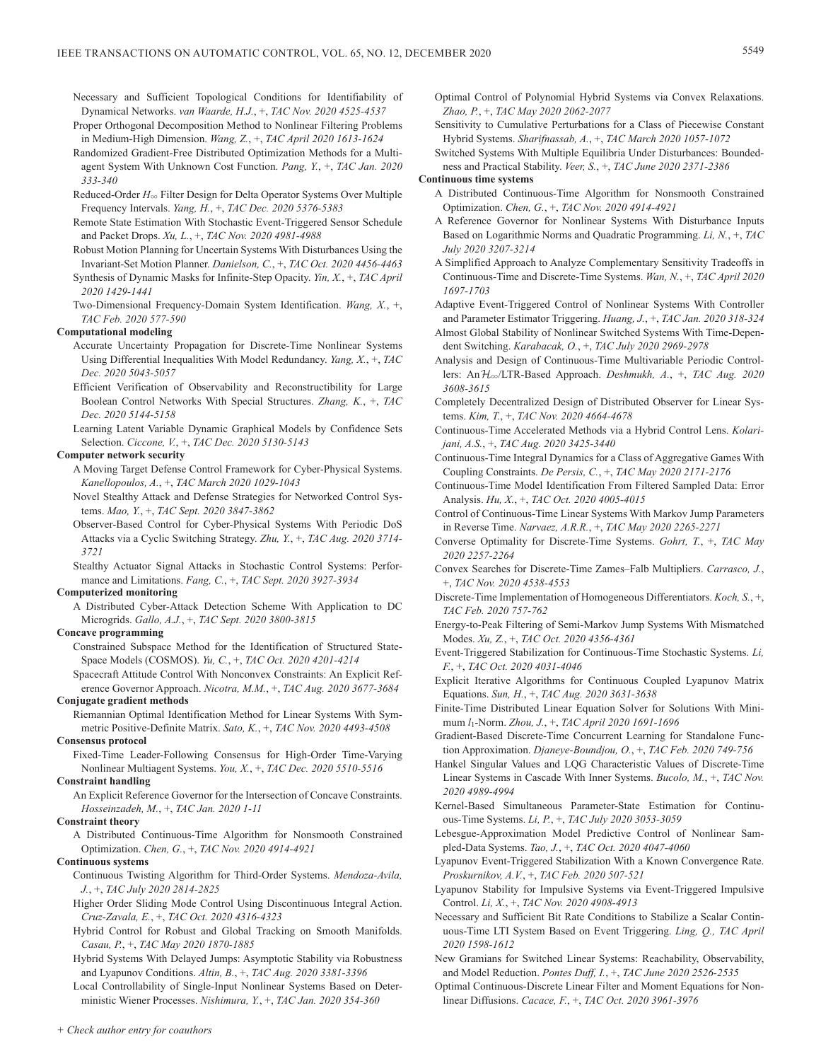Necessary and Sufficient Topological Conditions for Identifiability of Dynamical Networks. *van Waarde, H.J.*, +, *TAC Nov. 2020 4525-4537*

Proper Orthogonal Decomposition Method to Nonlinear Filtering Problems in Medium-High Dimension. *Wang, Z.*, +, *TAC April 2020 1613-1624*

Randomized Gradient-Free Distributed Optimization Methods for a Multiagent System With Unknown Cost Function. *Pang, Y.*, +, *TAC Jan. 2020 333-340*

Reduced-Order $H_\infty$ Filter Design for Delta Operator Systems Over Multiple Frequency Intervals. *Yang, H.*, +, *TAC Dec. 2020 5376-5383*

Remote State Estimation With Stochastic Event-Triggered Sensor Schedule and Packet Drops. *Xu, L.*, +, *TAC Nov. 2020 4981-4988*

Robust Motion Planning for Uncertain Systems With Disturbances Using the Invariant-Set Motion Planner. *Danielson, C.*, +, *TAC Oct. 2020 4456-4463*

Synthesis of Dynamic Masks for Infinite-Step Opacity. *Yin, X.*, +, *TAC April 2020 1429-1441*

Two-Dimensional Frequency-Domain System Identification. *Wang, X.*, +, *TAC Feb. 2020 577-590*

**Computational modeling**

Accurate Uncertainty Propagation for Discrete-Time Nonlinear Systems Using Differential Inequalities With Model Redundancy. *Yang, X.*, +, *TAC Dec. 2020 5043-5057*

Efficient Verification of Observability and Reconstructibility for Large Boolean Control Networks With Special Structures. *Zhang, K.*, +, *TAC Dec. 2020 5144-5158*

Learning Latent Variable Dynamic Graphical Models by Confidence Sets Selection. *Ciccone, V.*, +, *TAC Dec. 2020 5130-5143*

**Computer network security**

A Moving Target Defense Control Framework for Cyber-Physical Systems. *Kanellopoulos, A.*, +, *TAC March 2020 1029-1043*

Novel Stealthy Attack and Defense Strategies for Networked Control Systems. *Mao, Y.*, +, *TAC Sept. 2020 3847-3862*

Observer-Based Control for Cyber-Physical Systems With Periodic DoS Attacks via a Cyclic Switching Strategy. *Zhu, Y.*, +, *TAC Aug. 2020 3714-3721*

Stealthy Actuator Signal Attacks in Stochastic Control Systems: Performance and Limitations. *Fang, C.*, +, *TAC Sept. 2020 3927-3934*

**Computerized monitoring**

A Distributed Cyber-Attack Detection Scheme With Application to DC Microgrids. *Gallo, A.J.*, +, *TAC Sept. 2020 3800-3815*

**Concave programming**

Constrained Subspace Method for the Identification of Structured State-Space Models (COSMOS). *Yu, C.*, +, *TAC Oct. 2020 4201-4214*

Spacecraft Attitude Control With Nonconvex Constraints: An Explicit Reference Governor Approach. *Nicotra, M.M.*, +, *TAC Aug. 2020 3677-3684*

**Conjugate gradient methods**

Riemannian Optimal Identification Method for Linear Systems With Symmetric Positive-Definite Matrix. *Sato, K.*, +, *TAC Nov. 2020 4493-4508*

**Consensus protocol**

Fixed-Time Leader-Following Consensus for High-Order Time-Varying Nonlinear Multiagent Systems. *You, X.*, +, *TAC Dec. 2020 5510-5516*

**Constraint handling**

An Explicit Reference Governor for the Intersection of Concave Constraints. *Hosseinzadeh, M.*, +, *TAC Jan. 2020 1-11*

**Constraint theory**

A Distributed Continuous-Time Algorithm for Nonsmooth Constrained Optimization. *Chen, G.*, +, *TAC Nov. 2020 4914-4921*

**Continuous systems**

Continuous Twisting Algorithm for Third-Order Systems. *Mendoza-Avila, J.*, +, *TAC July 2020 2814-2825*

Higher Order Sliding Mode Control Using Discontinuous Integral Action. *Cruz-Zavala, E.*, +, *TAC Oct. 2020 4316-4323*

Hybrid Control for Robust and Global Tracking on Smooth Manifolds. *Casau, P.*, +, *TAC May 2020 1870-1885*

Hybrid Systems With Delayed Jumps: Asymptotic Stability via Robustness and Lyapunov Conditions. *Altin, B.*, +, *TAC Aug. 2020 3381-3396*

Local Controllability of Single-Input Nonlinear Systems Based on Deterministic Wiener Processes. *Nishimura, Y.*, +, *TAC Jan. 2020 354-360*

Optimal Control of Polynomial Hybrid Systems via Convex Relaxations. *Zhao, P.*, +, *TAC May 2020 2062-2077*

Sensitivity to Cumulative Perturbations for a Class of Piecewise Constant Hybrid Systems. *Sharifnassab, A.*, +, *TAC March 2020 1057-1072*

Switched Systems With Multiple Equilibria Under Disturbances: Boundedness and Practical Stability. *Veer, S.*, +, *TAC June 2020 2371-2386*

**Continuous time systems**

A Distributed Continuous-Time Algorithm for Nonsmooth Constrained Optimization. *Chen, G.*, +, *TAC Nov. 2020 4914-4921*

A Reference Governor for Nonlinear Systems With Disturbance Inputs Based on Logarithmic Norms and Quadratic Programming. *Li, N.*, +, *TAC July 2020 3207-3214*

A Simplified Approach to Analyze Complementary Sensitivity Tradeoffs in Continuous-Time and Discrete-Time Systems. *Wan, N.*, +, *TAC April 2020 1697-1703*

Adaptive Event-Triggered Control of Nonlinear Systems With Controller and Parameter Estimator Triggering. *Huang, J.*, +, *TAC Jan. 2020 318-324*

Almost Global Stability of Nonlinear Switched Systems With Time-Dependent Switching. *Karabacak, O.*, +, *TAC July 2020 2969-2978*

Analysis and Design of Continuous-Time Multivariable Periodic Controllers: An $\mathcal{H}_\infty$/LTR-Based Approach. *Deshmukh, A.*, +, *TAC Aug. 2020 3608-3615*

Completely Decentralized Design of Distributed Observer for Linear Systems. *Kim, T.*, +, *TAC Nov. 2020 4664-4678*

Continuous-Time Accelerated Methods via a Hybrid Control Lens. *Kolarijani, A.S.*, +, *TAC Aug. 2020 3425-3440*

Continuous-Time Integral Dynamics for a Class of Aggregative Games With Coupling Constraints. *De Persis, C.*, +, *TAC May 2020 2171-2176*

Continuous-Time Model Identification From Filtered Sampled Data: Error Analysis. *Hu, X.*, +, *TAC Oct. 2020 4005-4015*

Control of Continuous-Time Linear Systems With Markov Jump Parameters in Reverse Time. *Narvaez, A.R.R.*, +, *TAC May 2020 2265-2271*

Converse Optimality for Discrete-Time Systems. *Gohrt, T.*, +, *TAC May 2020 2257-2264*

Convex Searches for Discrete-Time Zames–Falb Multipliers. *Carrasco, J.*, +, *TAC Nov. 2020 4538-4553*

Discrete-Time Implementation of Homogeneous Differentiators. *Koch, S.*, +, *TAC Feb. 2020 757-762*

Energy-to-Peak Filtering of Semi-Markov Jump Systems With Mismatched Modes. *Xu, Z.*, +, *TAC Oct. 2020 4356-4361*

Event-Triggered Stabilization for Continuous-Time Stochastic Systems. *Li, F.*, +, *TAC Oct. 2020 4031-4046*

Explicit Iterative Algorithms for Continuous Coupled Lyapunov Matrix Equations. *Sun, H.*, +, *TAC Aug. 2020 3631-3638*

Finite-Time Distributed Linear Equation Solver for Solutions With Minimum $l_1$-Norm. *Zhou, J.*, +, *TAC April 2020 1691-1696*

Gradient-Based Discrete-Time Concurrent Learning for Standalone Function Approximation. *Djaneye-Boundjou, O.*, +, *TAC Feb. 2020 749-756*

Hankel Singular Values and LQG Characteristic Values of Discrete-Time Linear Systems in Cascade With Inner Systems. *Bucolo, M.*, +, *TAC Nov. 2020 4989-4994*

Kernel-Based Simultaneous Parameter-State Estimation for Continuous-Time Systems. *Li, P.*, +, *TAC July 2020 3053-3059*

Lebesgue-Approximation Model Predictive Control of Nonlinear Sampled-Data Systems. *Tao, J.*, +, *TAC Oct. 2020 4047-4060*

Lyapunov Event-Triggered Stabilization With a Known Convergence Rate. *Proskurnikov, A.V.*, +, *TAC Feb. 2020 507-521*

Lyapunov Stability for Impulsive Systems via Event-Triggered Impulsive Control. *Li, X.*, +, *TAC Nov. 2020 4908-4913*

Necessary and Sufficient Bit Rate Conditions to Stabilize a Scalar Continuous-Time LTI System Based on Event Triggering. *Ling, Q., TAC April 2020 1598-1612*

New Gramians for Switched Linear Systems: Reachability, Observability, and Model Reduction. *Pontes Duff, I.*, +, *TAC June 2020 2526-2535*

Optimal Continuous-Discrete Linear Filter and Moment Equations for Nonlinear Diffusions. *Cacace, F.*, +, *TAC Oct. 2020 3961-3976*

*+ Check author entry for coauthors*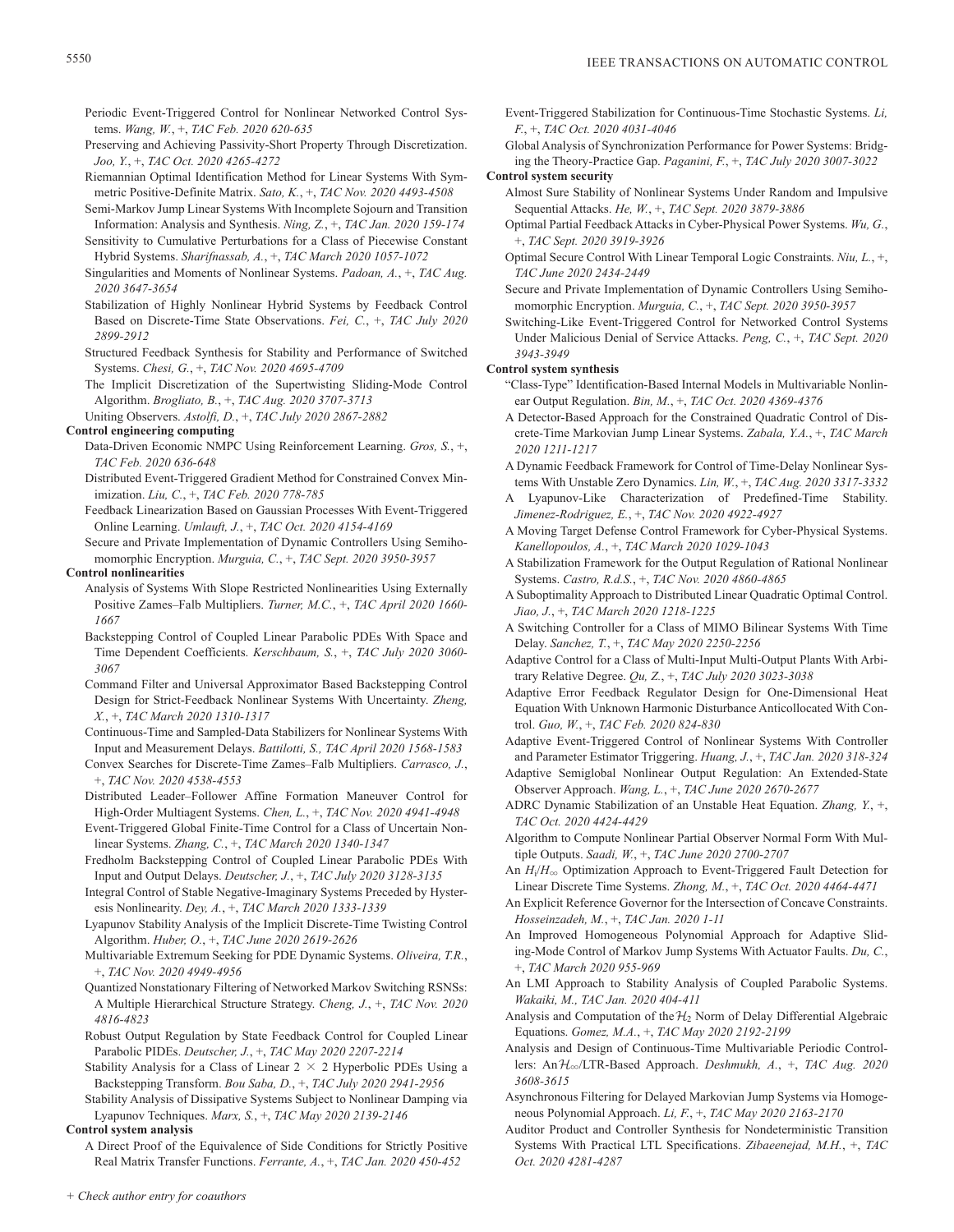Periodic Event-Triggered Control for Nonlinear Networked Control Systems. *Wang, W.*, +, *TAC Feb. 2020 620-635*

Preserving and Achieving Passivity-Short Property Through Discretization. *Joo, Y.*, +, *TAC Oct. 2020 4265-4272*

Riemannian Optimal Identification Method for Linear Systems With Symmetric Positive-Definite Matrix. *Sato, K.*, +, *TAC Nov. 2020 4493-4508*

Semi-Markov Jump Linear Systems With Incomplete Sojourn and Transition Information: Analysis and Synthesis. *Ning, Z.*, +, *TAC Jan. 2020 159-174*

Sensitivity to Cumulative Perturbations for a Class of Piecewise Constant Hybrid Systems. *Sharifnassab, A.*, +, *TAC March 2020 1057-1072*

Singularities and Moments of Nonlinear Systems. *Padoan, A.*, +, *TAC Aug. 2020 3647-3654*

Stabilization of Highly Nonlinear Hybrid Systems by Feedback Control Based on Discrete-Time State Observations. *Fei, C.*, +, *TAC July 2020 2899-2912*

Structured Feedback Synthesis for Stability and Performance of Switched Systems. *Chesi, G.*, +, *TAC Nov. 2020 4695-4709*

The Implicit Discretization of the Supertwisting Sliding-Mode Control Algorithm. *Brogliato, B.*, +, *TAC Aug. 2020 3707-3713*

Uniting Observers. *Astolfi, D.*, +, *TAC July 2020 2867-2882*

**Control engineering computing**

Data-Driven Economic NMPC Using Reinforcement Learning. *Gros, S.*, +, *TAC Feb. 2020 636-648*

Distributed Event-Triggered Gradient Method for Constrained Convex Minimization. *Liu, C.*, +, *TAC Feb. 2020 778-785*

Feedback Linearization Based on Gaussian Processes With Event-Triggered Online Learning. *Umlauft, J.*, +, *TAC Oct. 2020 4154-4169*

Secure and Private Implementation of Dynamic Controllers Using Semihomomorphic Encryption. *Murguia, C.*, +, *TAC Sept. 2020 3950-3957*

**Control nonlinearities**

Analysis of Systems With Slope Restricted Nonlinearities Using Externally Positive Zames–Falb Multipliers. *Turner, M.C.*, +, *TAC April 2020 1660-1667*

Backstepping Control of Coupled Linear Parabolic PDEs With Space and Time Dependent Coefficients. *Kerschbaum, S.*, +, *TAC July 2020 3060-3067*

Command Filter and Universal Approximator Based Backstepping Control Design for Strict-Feedback Nonlinear Systems With Uncertainty. *Zheng, X.*, +, *TAC March 2020 1310-1317*

Continuous-Time and Sampled-Data Stabilizers for Nonlinear Systems With Input and Measurement Delays. *Battilotti, S., TAC April 2020 1568-1583*

Convex Searches for Discrete-Time Zames–Falb Multipliers. *Carrasco, J.*, +, *TAC Nov. 2020 4538-4553*

Distributed Leader–Follower Affine Formation Maneuver Control for High-Order Multiagent Systems. *Chen, L.*, +, *TAC Nov. 2020 4941-4948*

Event-Triggered Global Finite-Time Control for a Class of Uncertain Nonlinear Systems. *Zhang, C.*, +, *TAC March 2020 1340-1347*

Fredholm Backstepping Control of Coupled Linear Parabolic PDEs With Input and Output Delays. *Deutscher, J.*, +, *TAC July 2020 3128-3135*

Integral Control of Stable Negative-Imaginary Systems Preceded by Hysteresis Nonlinearity. *Dey, A.*, +, *TAC March 2020 1333-1339*

Lyapunov Stability Analysis of the Implicit Discrete-Time Twisting Control Algorithm. *Huber, O.*, +, *TAC June 2020 2619-2626*

Multivariable Extremum Seeking for PDE Dynamic Systems. *Oliveira, T.R.*, +, *TAC Nov. 2020 4949-4956*

Quantized Nonstationary Filtering of Networked Markov Switching RSNSs: A Multiple Hierarchical Structure Strategy. *Cheng, J.*, +, *TAC Nov. 2020 4816-4823*

Robust Output Regulation by State Feedback Control for Coupled Linear Parabolic PIDEs. *Deutscher, J.*, +, *TAC May 2020 2207-2214*

Stability Analysis for a Class of Linear $2 \times 2$ Hyperbolic PDEs Using a Backstepping Transform. *Bou Saba, D.*, +, *TAC July 2020 2941-2956*

Stability Analysis of Dissipative Systems Subject to Nonlinear Damping via Lyapunov Techniques. *Marx, S.*, +, *TAC May 2020 2139-2146*

**Control system analysis**

A Direct Proof of the Equivalence of Side Conditions for Strictly Positive Real Matrix Transfer Functions. *Ferrante, A.*, +, *TAC Jan. 2020 450-452*

Event-Triggered Stabilization for Continuous-Time Stochastic Systems. *Li, F.*, +, *TAC Oct. 2020 4031-4046*

Global Analysis of Synchronization Performance for Power Systems: Bridging the Theory-Practice Gap. *Paganini, F.*, +, *TAC July 2020 3007-3022*

**Control system security**

Almost Sure Stability of Nonlinear Systems Under Random and Impulsive Sequential Attacks. *He, W.*, +, *TAC Sept. 2020 3879-3886*

Optimal Partial Feedback Attacks in Cyber-Physical Power Systems. *Wu, G.*, +, *TAC Sept. 2020 3919-3926*

Optimal Secure Control With Linear Temporal Logic Constraints. *Niu, L.*, +, *TAC June 2020 2434-2449*

Secure and Private Implementation of Dynamic Controllers Using Semihomomorphic Encryption. *Murguia, C.*, +, *TAC Sept. 2020 3950-3957*

Switching-Like Event-Triggered Control for Networked Control Systems Under Malicious Denial of Service Attacks. *Peng, C.*, +, *TAC Sept. 2020 3943-3949*

**Control system synthesis**

"Class-Type" Identification-Based Internal Models in Multivariable Nonlinear Output Regulation. *Bin, M.*, +, *TAC Oct. 2020 4369-4376*

A Detector-Based Approach for the Constrained Quadratic Control of Discrete-Time Markovian Jump Linear Systems. *Zabala, Y.A.*, +, *TAC March 2020 1211-1217*

A Dynamic Feedback Framework for Control of Time-Delay Nonlinear Systems With Unstable Zero Dynamics. *Lin, W.*, +, *TAC Aug. 2020 3317-3332*

A Lyapunov-Like Characterization of Predefined-Time Stability. *Jimenez-Rodriguez, E.*, +, *TAC Nov. 2020 4922-4927*

A Moving Target Defense Control Framework for Cyber-Physical Systems. *Kanellopoulos, A.*, +, *TAC March 2020 1029-1043*

A Stabilization Framework for the Output Regulation of Rational Nonlinear Systems. *Castro, R.d.S.*, +, *TAC Nov. 2020 4860-4865*

A Suboptimality Approach to Distributed Linear Quadratic Optimal Control. *Jiao, J.*, +, *TAC March 2020 1218-1225*

A Switching Controller for a Class of MIMO Bilinear Systems With Time Delay. *Sanchez, T.*, +, *TAC May 2020 2250-2256*

Adaptive Control for a Class of Multi-Input Multi-Output Plants With Arbitrary Relative Degree. *Qu, Z.*, +, *TAC July 2020 3023-3038*

Adaptive Error Feedback Regulator Design for One-Dimensional Heat Equation With Unknown Harmonic Disturbance Anticollocated With Control. *Guo, W.*, +, *TAC Feb. 2020 824-830*

Adaptive Event-Triggered Control of Nonlinear Systems With Controller and Parameter Estimator Triggering. *Huang, J.*, +, *TAC Jan. 2020 318-324*

Adaptive Semiglobal Nonlinear Output Regulation: An Extended-State Observer Approach. *Wang, L.*, +, *TAC June 2020 2670-2677*

ADRC Dynamic Stabilization of an Unstable Heat Equation. *Zhang, Y.*, +, *TAC Oct. 2020 4424-4429*

Algorithm to Compute Nonlinear Partial Observer Normal Form With Multiple Outputs. *Saadi, W.*, +, *TAC June 2020 2700-2707*

An $H_i/H_\infty$ Optimization Approach to Event-Triggered Fault Detection for Linear Discrete Time Systems. *Zhong, M.*, +, *TAC Oct. 2020 4464-4471*

An Explicit Reference Governor for the Intersection of Concave Constraints. *Hosseinzadeh, M.*, +, *TAC Jan. 2020 1-11*

An Improved Homogeneous Polynomial Approach for Adaptive Sliding-Mode Control of Markov Jump Systems With Actuator Faults. *Du, C.*, +, *TAC March 2020 955-969*

An LMI Approach to Stability Analysis of Coupled Parabolic Systems. *Wakaiki, M., TAC Jan. 2020 404-411*

Analysis and Computation of the $\mathcal{H}_2$ Norm of Delay Differential Algebraic Equations. *Gomez, M.A.*, +, *TAC May 2020 2192-2199*

Analysis and Design of Continuous-Time Multivariable Periodic Controllers: An $\mathcal{H}_\infty$/LTR-Based Approach. *Deshmukh, A.*, +, *TAC Aug. 2020 3608-3615*

Asynchronous Filtering for Delayed Markovian Jump Systems via Homogeneous Polynomial Approach. *Li, F.*, +, *TAC May 2020 2163-2170*

Auditor Product and Controller Synthesis for Nondeterministic Transition Systems With Practical LTL Specifications. *Zibaeenejad, M.H.*, +, *TAC Oct. 2020 4281-4287*

*+ Check author entry for coauthors*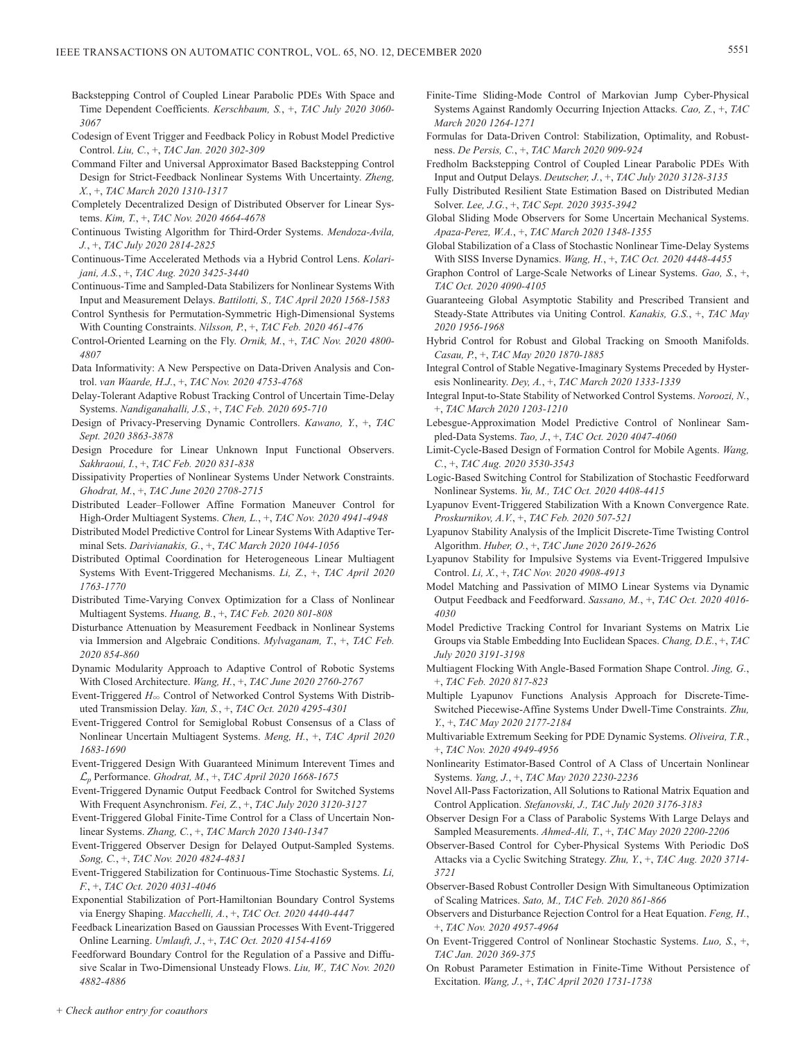Backstepping Control of Coupled Linear Parabolic PDEs With Space and Time Dependent Coefficients. *Kerschbaum, S.*, +, *TAC July 2020 3060-3067*

Codesign of Event Trigger and Feedback Policy in Robust Model Predictive Control. *Liu, C.*, +, *TAC Jan. 2020 302-309*

Command Filter and Universal Approximator Based Backstepping Control Design for Strict-Feedback Nonlinear Systems With Uncertainty. *Zheng, X.*, +, *TAC March 2020 1310-1317*

Completely Decentralized Design of Distributed Observer for Linear Systems. *Kim, T.*, +, *TAC Nov. 2020 4664-4678*

Continuous Twisting Algorithm for Third-Order Systems. *Mendoza-Avila, J.*, +, *TAC July 2020 2814-2825*

Continuous-Time Accelerated Methods via a Hybrid Control Lens. *Kolarijani, A.S.*, +, *TAC Aug. 2020 3425-3440*

Continuous-Time and Sampled-Data Stabilizers for Nonlinear Systems With Input and Measurement Delays. *Battilotti, S., TAC April 2020 1568-1583*

Control Synthesis for Permutation-Symmetric High-Dimensional Systems With Counting Constraints. *Nilsson, P.*, +, *TAC Feb. 2020 461-476*

Control-Oriented Learning on the Fly. *Ornik, M.*, +, *TAC Nov. 2020 4800-4807*

Data Informativity: A New Perspective on Data-Driven Analysis and Control. *van Waarde, H.J.*, +, *TAC Nov. 2020 4753-4768*

Delay-Tolerant Adaptive Robust Tracking Control of Uncertain Time-Delay Systems. *Nandiganahalli, J.S.*, +, *TAC Feb. 2020 695-710*

Design of Privacy-Preserving Dynamic Controllers. *Kawano, Y.*, +, *TAC Sept. 2020 3863-3878*

Design Procedure for Linear Unknown Input Functional Observers. *Sakhraoui, I.*, +, *TAC Feb. 2020 831-838*

Dissipativity Properties of Nonlinear Systems Under Network Constraints. *Ghodrat, M.*, +, *TAC June 2020 2708-2715*

Distributed Leader–Follower Affine Formation Maneuver Control for High-Order Multiagent Systems. *Chen, L.*, +, *TAC Nov. 2020 4941-4948*

Distributed Model Predictive Control for Linear Systems With Adaptive Terminal Sets. *Darivianakis, G.*, +, *TAC March 2020 1044-1056*

Distributed Optimal Coordination for Heterogeneous Linear Multiagent Systems With Event-Triggered Mechanisms. *Li, Z.*, +, *TAC April 2020 1763-1770*

Distributed Time-Varying Convex Optimization for a Class of Nonlinear Multiagent Systems. *Huang, B.*, +, *TAC Feb. 2020 801-808*

Disturbance Attenuation by Measurement Feedback in Nonlinear Systems via Immersion and Algebraic Conditions. *Mylvaganam, T.*, +, *TAC Feb. 2020 854-860*

Dynamic Modularity Approach to Adaptive Control of Robotic Systems With Closed Architecture. *Wang, H.*, +, *TAC June 2020 2760-2767*

Event-Triggered $H_\infty$ Control of Networked Control Systems With Distributed Transmission Delay. *Yan, S.*, +, *TAC Oct. 2020 4295-4301*

Event-Triggered Control for Semiglobal Robust Consensus of a Class of Nonlinear Uncertain Multiagent Systems. *Meng, H.*, +, *TAC April 2020 1683-1690*

Event-Triggered Design With Guaranteed Minimum Interevent Times and $\mathcal{L}_p$ Performance. *Ghodrat, M.*, +, *TAC April 2020 1668-1675*

Event-Triggered Dynamic Output Feedback Control for Switched Systems With Frequent Asynchronism. *Fei, Z.*, +, *TAC July 2020 3120-3127*

Event-Triggered Global Finite-Time Control for a Class of Uncertain Nonlinear Systems. *Zhang, C.*, +, *TAC March 2020 1340-1347*

Event-Triggered Observer Design for Delayed Output-Sampled Systems. *Song, C.*, +, *TAC Nov. 2020 4824-4831*

Event-Triggered Stabilization for Continuous-Time Stochastic Systems. *Li, F.*, +, *TAC Oct. 2020 4031-4046*

Exponential Stabilization of Port-Hamiltonian Boundary Control Systems via Energy Shaping. *Macchelli, A.*, +, *TAC Oct. 2020 4440-4447*

Feedback Linearization Based on Gaussian Processes With Event-Triggered Online Learning. *Umlauft, J.*, +, *TAC Oct. 2020 4154-4169*

Feedforward Boundary Control for the Regulation of a Passive and Diffusive Scalar in Two-Dimensional Unsteady Flows. *Liu, W., TAC Nov. 2020 4882-4886*

Finite-Time Sliding-Mode Control of Markovian Jump Cyber-Physical Systems Against Randomly Occurring Injection Attacks. *Cao, Z.*, +, *TAC March 2020 1264-1271*

Formulas for Data-Driven Control: Stabilization, Optimality, and Robustness. *De Persis, C.*, +, *TAC March 2020 909-924*

Fredholm Backstepping Control of Coupled Linear Parabolic PDEs With Input and Output Delays. *Deutscher, J.*, +, *TAC July 2020 3128-3135*

Fully Distributed Resilient State Estimation Based on Distributed Median Solver. *Lee, J.G.*, +, *TAC Sept. 2020 3935-3942*

Global Sliding Mode Observers for Some Uncertain Mechanical Systems. *Apaza-Perez, W.A.*, +, *TAC March 2020 1348-1355*

Global Stabilization of a Class of Stochastic Nonlinear Time-Delay Systems With SISS Inverse Dynamics. *Wang, H.*, +, *TAC Oct. 2020 4448-4455*

Graphon Control of Large-Scale Networks of Linear Systems. *Gao, S.*, +, *TAC Oct. 2020 4090-4105*

Guaranteeing Global Asymptotic Stability and Prescribed Transient and Steady-State Attributes via Uniting Control. *Kanakis, G.S.*, +, *TAC May 2020 1956-1968*

Hybrid Control for Robust and Global Tracking on Smooth Manifolds. *Casau, P.*, +, *TAC May 2020 1870-1885*

Integral Control of Stable Negative-Imaginary Systems Preceded by Hysteresis Nonlinearity. *Dey, A.*, +, *TAC March 2020 1333-1339*

Integral Input-to-State Stability of Networked Control Systems. *Noroozi, N.*, +, *TAC March 2020 1203-1210*

Lebesgue-Approximation Model Predictive Control of Nonlinear Sampled-Data Systems. *Tao, J.*, +, *TAC Oct. 2020 4047-4060*

Limit-Cycle-Based Design of Formation Control for Mobile Agents. *Wang, C.*, +, *TAC Aug. 2020 3530-3543*

Logic-Based Switching Control for Stabilization of Stochastic Feedforward Nonlinear Systems. *Yu, M., TAC Oct. 2020 4408-4415*

Lyapunov Event-Triggered Stabilization With a Known Convergence Rate. *Proskurnikov, A.V.*, +, *TAC Feb. 2020 507-521*

Lyapunov Stability Analysis of the Implicit Discrete-Time Twisting Control Algorithm. *Huber, O.*, +, *TAC June 2020 2619-2626*

Lyapunov Stability for Impulsive Systems via Event-Triggered Impulsive Control. *Li, X.*, +, *TAC Nov. 2020 4908-4913*

Model Matching and Passivation of MIMO Linear Systems via Dynamic Output Feedback and Feedforward. *Sassano, M.*, +, *TAC Oct. 2020 4016-4030*

Model Predictive Tracking Control for Invariant Systems on Matrix Lie Groups via Stable Embedding Into Euclidean Spaces. *Chang, D.E.*, +, *TAC July 2020 3191-3198*

Multiagent Flocking With Angle-Based Formation Shape Control. *Jing, G.*, +, *TAC Feb. 2020 817-823*

Multiple Lyapunov Functions Analysis Approach for Discrete-Time-Switched Piecewise-Affine Systems Under Dwell-Time Constraints. *Zhu, Y.*, +, *TAC May 2020 2177-2184*

Multivariable Extremum Seeking for PDE Dynamic Systems. *Oliveira, T.R.*, +, *TAC Nov. 2020 4949-4956*

Nonlinearity Estimator-Based Control of A Class of Uncertain Nonlinear Systems. *Yang, J.*, +, *TAC May 2020 2230-2236*

Novel All-Pass Factorization, All Solutions to Rational Matrix Equation and Control Application. *Stefanovski, J., TAC July 2020 3176-3183*

Observer Design For a Class of Parabolic Systems With Large Delays and Sampled Measurements. *Ahmed-Ali, T.*, +, *TAC May 2020 2200-2206*

Observer-Based Control for Cyber-Physical Systems With Periodic DoS Attacks via a Cyclic Switching Strategy. *Zhu, Y.*, +, *TAC Aug. 2020 3714-3721*

Observer-Based Robust Controller Design With Simultaneous Optimization of Scaling Matrices. *Sato, M., TAC Feb. 2020 861-866*

Observers and Disturbance Rejection Control for a Heat Equation. *Feng, H.*, +, *TAC Nov. 2020 4957-4964*

On Event-Triggered Control of Nonlinear Stochastic Systems. *Luo, S.*, +, *TAC Jan. 2020 369-375*

On Robust Parameter Estimation in Finite-Time Without Persistence of Excitation. *Wang, J.*, +, *TAC April 2020 1731-1738*

*+ Check author entry for coauthors*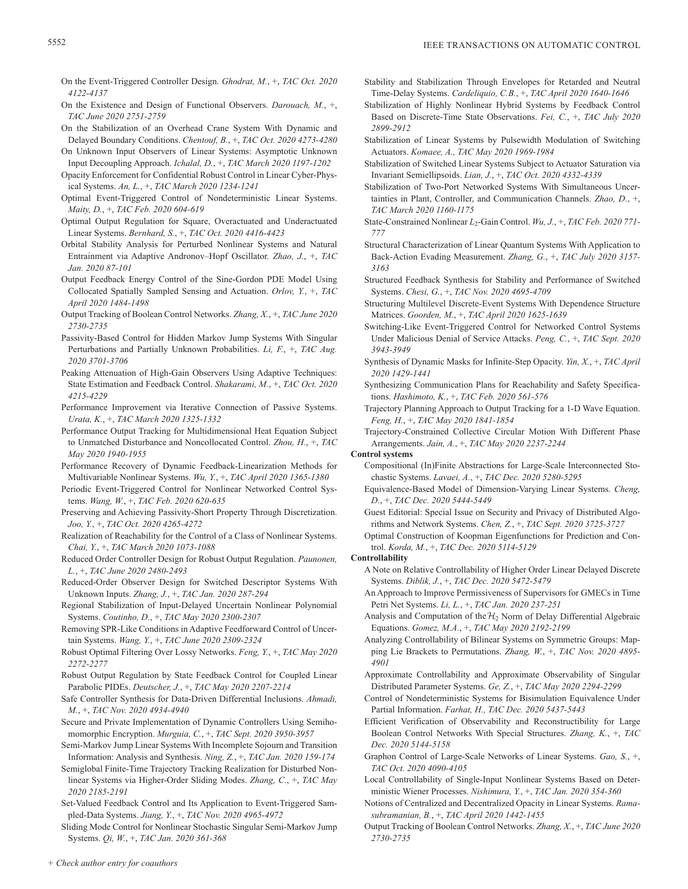On the Event-Triggered Controller Design. *Ghodrat, M.*, +, *TAC Oct. 2020 4122-4137*

On the Existence and Design of Functional Observers. *Darouach, M.*, +, *TAC June 2020 2751-2759*

On the Stabilization of an Overhead Crane System With Dynamic and Delayed Boundary Conditions. *Chentouf, B.*, +, *TAC Oct. 2020 4273-4280*

On Unknown Input Observers of Linear Systems: Asymptotic Unknown Input Decoupling Approach. *Ichalal, D.*, +, *TAC March 2020 1197-1202*

Opacity Enforcement for Confidential Robust Control in Linear Cyber-Physical Systems. *An, L.*, +, *TAC March 2020 1234-1241*

Optimal Event-Triggered Control of Nondeterministic Linear Systems. *Maity, D.*, +, *TAC Feb. 2020 604-619*

Optimal Output Regulation for Square, Overactuated and Underactuated Linear Systems. *Bernhard, S.*, +, *TAC Oct. 2020 4416-4423*

Orbital Stability Analysis for Perturbed Nonlinear Systems and Natural Entrainment via Adaptive Andronov–Hopf Oscillator. *Zhao, J.*, +, *TAC Jan. 2020 87-101*

Output Feedback Energy Control of the Sine-Gordon PDE Model Using Collocated Spatially Sampled Sensing and Actuation. *Orlov, Y.*, +, *TAC April 2020 1484-1498*

Output Tracking of Boolean Control Networks. *Zhang, X.*, +, *TAC June 2020 2730-2735*

Passivity-Based Control for Hidden Markov Jump Systems With Singular Perturbations and Partially Unknown Probabilities. *Li, F.*, +, *TAC Aug. 2020 3701-3706*

Peaking Attenuation of High-Gain Observers Using Adaptive Techniques: State Estimation and Feedback Control. *Shakarami, M.*, +, *TAC Oct. 2020 4215-4229*

Performance Improvement via Iterative Connection of Passive Systems. *Urata, K.*, +, *TAC March 2020 1325-1332*

Performance Output Tracking for Multidimensional Heat Equation Subject to Unmatched Disturbance and Noncollocated Control. *Zhou, H.*, +, *TAC May 2020 1940-1955*

Performance Recovery of Dynamic Feedback-Linearization Methods for Multivariable Nonlinear Systems. *Wu, Y.*, +, *TAC April 2020 1365-1380*

Periodic Event-Triggered Control for Nonlinear Networked Control Systems. *Wang, W.*, +, *TAC Feb. 2020 620-635*

Preserving and Achieving Passivity-Short Property Through Discretization. *Joo, Y.*, +, *TAC Oct. 2020 4265-4272*

Realization of Reachability for the Control of a Class of Nonlinear Systems. *Chai, Y.*, +, *TAC March 2020 1073-1088*

Reduced Order Controller Design for Robust Output Regulation. *Paunonen, L.*, +, *TAC June 2020 2480-2493*

Reduced-Order Observer Design for Switched Descriptor Systems With Unknown Inputs. *Zhang, J.*, +, *TAC Jan. 2020 287-294*

Regional Stabilization of Input-Delayed Uncertain Nonlinear Polynomial Systems. *Coutinho, D.*, +, *TAC May 2020 2300-2307*

Removing SPR-Like Conditions in Adaptive Feedforward Control of Uncertain Systems. *Wang, Y.*, +, *TAC June 2020 2309-2324*

Robust Optimal Filtering Over Lossy Networks. *Feng, Y.*, +, *TAC May 2020 2272-2277*

Robust Output Regulation by State Feedback Control for Coupled Linear Parabolic PIDEs. *Deutscher, J.*, +, *TAC May 2020 2207-2214*

Safe Controller Synthesis for Data-Driven Differential Inclusions. *Ahmadi, M.*, +, *TAC Nov. 2020 4934-4940*

Secure and Private Implementation of Dynamic Controllers Using Semihomomorphic Encryption. *Murguia, C.*, +, *TAC Sept. 2020 3950-3957*

Semi-Markov Jump Linear Systems With Incomplete Sojourn and Transition Information: Analysis and Synthesis. *Ning, Z.*, +, *TAC Jan. 2020 159-174*

Semiglobal Finite-Time Trajectory Tracking Realization for Disturbed Nonlinear Systems via Higher-Order Sliding Modes. *Zhang, C.*, +, *TAC May 2020 2185-2191*

Set-Valued Feedback Control and Its Application to Event-Triggered Sampled-Data Systems. *Jiang, Y.*, +, *TAC Nov. 2020 4965-4972*

Sliding Mode Control for Nonlinear Stochastic Singular Semi-Markov Jump Systems. *Qi, W.*, +, *TAC Jan. 2020 361-368*

Stability and Stabilization Through Envelopes for Retarded and Neutral Time-Delay Systems. *Cardeliquio, C.B.*, +, *TAC April 2020 1640-1646*

Stabilization of Highly Nonlinear Hybrid Systems by Feedback Control Based on Discrete-Time State Observations. *Fei, C.*, +, *TAC July 2020 2899-2912*

Stabilization of Linear Systems by Pulsewidth Modulation of Switching Actuators. *Komaee, A.*, *TAC May 2020 1969-1984*

Stabilization of Switched Linear Systems Subject to Actuator Saturation via Invariant Semiellipsoids. *Lian, J.*, +, *TAC Oct. 2020 4332-4339*

Stabilization of Two-Port Networked Systems With Simultaneous Uncertainties in Plant, Controller, and Communication Channels. *Zhao, D.*, +, *TAC March 2020 1160-1175*

State-Constrained Nonlinear $L_2$-Gain Control. *Wu, J.*, +, *TAC Feb. 2020 771-777*

Structural Characterization of Linear Quantum Systems With Application to Back-Action Evading Measurement. *Zhang, G.*, +, *TAC July 2020 3157-3163*

Structured Feedback Synthesis for Stability and Performance of Switched Systems. *Chesi, G.*, +, *TAC Nov. 2020 4695-4709*

Structuring Multilevel Discrete-Event Systems With Dependence Structure Matrices. *Goorden, M.*, +, *TAC April 2020 1625-1639*

Switching-Like Event-Triggered Control for Networked Control Systems Under Malicious Denial of Service Attacks. *Peng, C.*, +, *TAC Sept. 2020 3943-3949*

Synthesis of Dynamic Masks for Infinite-Step Opacity. *Yin, X.*, +, *TAC April 2020 1429-1441*

Synthesizing Communication Plans for Reachability and Safety Specifications. *Hashimoto, K.*, +, *TAC Feb. 2020 561-576*

Trajectory Planning Approach to Output Tracking for a 1-D Wave Equation. *Feng, H.*, +, *TAC May 2020 1841-1854*

Trajectory-Constrained Collective Circular Motion With Different Phase Arrangements. *Jain, A.*, +, *TAC May 2020 2237-2244*

**Control systems**

Compositional (In)Finite Abstractions for Large-Scale Interconnected Stochastic Systems. *Lavaei, A.*, +, *TAC Dec. 2020 5280-5295*

Equivalence-Based Model of Dimension-Varying Linear Systems. *Cheng, D.*, +, *TAC Dec. 2020 5444-5449*

Guest Editorial: Special Issue on Security and Privacy of Distributed Algorithms and Network Systems. *Chen, Z.*, +, *TAC Sept. 2020 3725-3727*

Optimal Construction of Koopman Eigenfunctions for Prediction and Control. *Korda, M.*, +, *TAC Dec. 2020 5114-5129*

**Controllability**

A Note on Relative Controllability of Higher Order Linear Delayed Discrete Systems. *Diblik, J.*, +, *TAC Dec. 2020 5472-5479*

An Approach to Improve Permissiveness of Supervisors for GMECs in Time Petri Net Systems. *Li, L.*, +, *TAC Jan. 2020 237-251*

Analysis and Computation of the $\mathcal{H}_2$ Norm of Delay Differential Algebraic Equations. *Gomez, M.A.*, +, *TAC May 2020 2192-2199*

Analyzing Controllability of Bilinear Systems on Symmetric Groups: Mapping Lie Brackets to Permutations. *Zhang, W.*, +, *TAC Nov. 2020 4895-4901*

Approximate Controllability and Approximate Observability of Singular Distributed Parameter Systems. *Ge, Z.*, +, *TAC May 2020 2294-2299*

Control of Nondeterministic Systems for Bisimulation Equivalence Under Partial Information. *Farhat, H.*, *TAC Dec. 2020 5437-5443*

Efficient Verification of Observability and Reconstructibility for Large Boolean Control Networks With Special Structures. *Zhang, K.*, +, *TAC Dec. 2020 5144-5158*

Graphon Control of Large-Scale Networks of Linear Systems. *Gao, S.*, +, *TAC Oct. 2020 4090-4105*

Local Controllability of Single-Input Nonlinear Systems Based on Deterministic Wiener Processes. *Nishimura, Y.*, +, *TAC Jan. 2020 354-360*

Notions of Centralized and Decentralized Opacity in Linear Systems. *Ramasubramanian, B.*, +, *TAC April 2020 1442-1455*

Output Tracking of Boolean Control Networks. *Zhang, X.*, +, *TAC June 2020 2730-2735*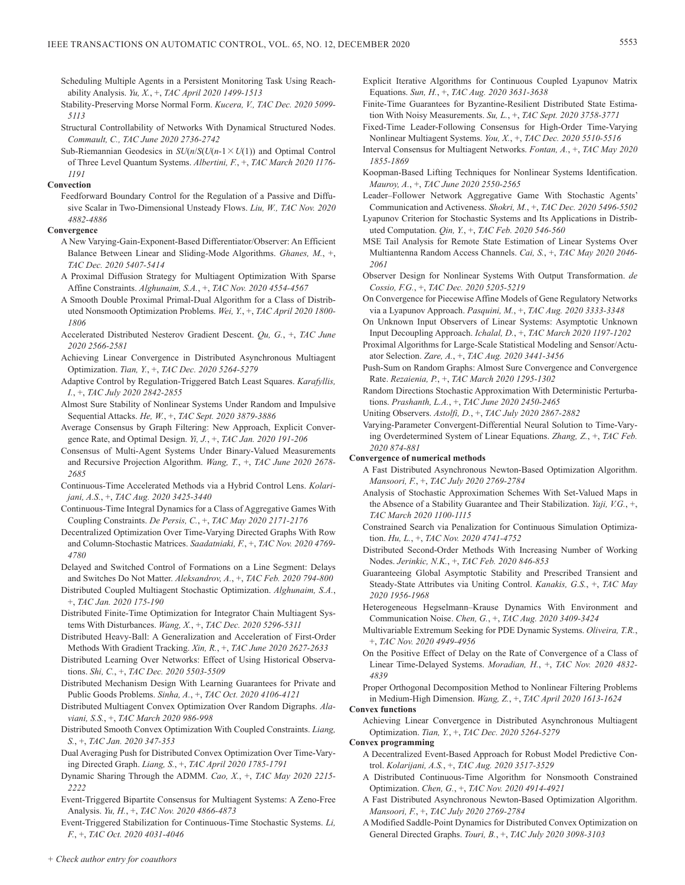Scheduling Multiple Agents in a Persistent Monitoring Task Using Reachability Analysis. *Yu, X.*, +, *TAC April 2020 1499-1513*

Stability-Preserving Morse Normal Form. *Kucera, V., TAC Dec. 2020 5099-5113*

Structural Controllability of Networks With Dynamical Structured Nodes. *Commault, C., TAC June 2020 2736-2742*

Sub-Riemannian Geodesics in $SU(n/S(U(n\text{-}1 \times U(1))$ and Optimal Control of Three Level Quantum Systems. *Albertini, F.*, +, *TAC March 2020 1176-1191*

**Convection**

Feedforward Boundary Control for the Regulation of a Passive and Diffusive Scalar in Two-Dimensional Unsteady Flows. *Liu, W., TAC Nov. 2020 4882-4886*

**Convergence**

A New Varying-Gain-Exponent-Based Differentiator/Observer: An Efficient Balance Between Linear and Sliding-Mode Algorithms. *Ghanes, M.*, +, *TAC Dec. 2020 5407-5414*

A Proximal Diffusion Strategy for Multiagent Optimization With Sparse Affine Constraints. *Alghunaim, S.A.*, +, *TAC Nov. 2020 4554-4567*

A Smooth Double Proximal Primal-Dual Algorithm for a Class of Distributed Nonsmooth Optimization Problems. *Wei, Y.*, +, *TAC April 2020 1800-1806*

Accelerated Distributed Nesterov Gradient Descent. *Qu, G.*, +, *TAC June 2020 2566-2581*

Achieving Linear Convergence in Distributed Asynchronous Multiagent Optimization. *Tian, Y.*, +, *TAC Dec. 2020 5264-5279*

Adaptive Control by Regulation-Triggered Batch Least Squares. *Karafyllis, I.*, +, *TAC July 2020 2842-2855*

Almost Sure Stability of Nonlinear Systems Under Random and Impulsive Sequential Attacks. *He, W.*, +, *TAC Sept. 2020 3879-3886*

Average Consensus by Graph Filtering: New Approach, Explicit Convergence Rate, and Optimal Design. *Yi, J.*, +, *TAC Jan. 2020 191-206*

Consensus of Multi-Agent Systems Under Binary-Valued Measurements and Recursive Projection Algorithm. *Wang, T.*, +, *TAC June 2020 2678-2685*

Continuous-Time Accelerated Methods via a Hybrid Control Lens. *Kolarijani, A.S.*, +, *TAC Aug. 2020 3425-3440*

Continuous-Time Integral Dynamics for a Class of Aggregative Games With Coupling Constraints. *De Persis, C.*, +, *TAC May 2020 2171-2176*

Decentralized Optimization Over Time-Varying Directed Graphs With Row and Column-Stochastic Matrices. *Saadatniaki, F.*, +, *TAC Nov. 2020 4769-4780*

Delayed and Switched Control of Formations on a Line Segment: Delays and Switches Do Not Matter. *Aleksandrov, A.*, +, *TAC Feb. 2020 794-800*

Distributed Coupled Multiagent Stochastic Optimization. *Alghunaim, S.A.*, +, *TAC Jan. 2020 175-190*

Distributed Finite-Time Optimization for Integrator Chain Multiagent Systems With Disturbances. *Wang, X.*, +, *TAC Dec. 2020 5296-5311*

Distributed Heavy-Ball: A Generalization and Acceleration of First-Order Methods With Gradient Tracking. *Xin, R.*, +, *TAC June 2020 2627-2633*

Distributed Learning Over Networks: Effect of Using Historical Observations. *Shi, C.*, +, *TAC Dec. 2020 5503-5509*

Distributed Mechanism Design With Learning Guarantees for Private and Public Goods Problems. *Sinha, A.*, +, *TAC Oct. 2020 4106-4121*

Distributed Multiagent Convex Optimization Over Random Digraphs. *Alaviani, S.S.*, +, *TAC March 2020 986-998*

Distributed Smooth Convex Optimization With Coupled Constraints. *Liang, S.*, +, *TAC Jan. 2020 347-353*

Dual Averaging Push for Distributed Convex Optimization Over Time-Varying Directed Graph. *Liang, S.*, +, *TAC April 2020 1785-1791*

Dynamic Sharing Through the ADMM. *Cao, X.*, +, *TAC May 2020 2215-2222*

Event-Triggered Bipartite Consensus for Multiagent Systems: A Zeno-Free Analysis. *Yu, H.*, +, *TAC Nov. 2020 4866-4873*

Event-Triggered Stabilization for Continuous-Time Stochastic Systems. *Li, F.*, +, *TAC Oct. 2020 4031-4046*

Explicit Iterative Algorithms for Continuous Coupled Lyapunov Matrix Equations. *Sun, H.*, +, *TAC Aug. 2020 3631-3638*

Finite-Time Guarantees for Byzantine-Resilient Distributed State Estimation With Noisy Measurements. *Su, L.*, +, *TAC Sept. 2020 3758-3771*

Fixed-Time Leader-Following Consensus for High-Order Time-Varying Nonlinear Multiagent Systems. *You, X.*, +, *TAC Dec. 2020 5510-5516*

Interval Consensus for Multiagent Networks. *Fontan, A.*, +, *TAC May 2020 1855-1869*

Koopman-Based Lifting Techniques for Nonlinear Systems Identification. *Mauroy, A.*, +, *TAC June 2020 2550-2565*

Leader–Follower Network Aggregative Game With Stochastic Agents' Communication and Activeness. *Shokri, M.*, +, *TAC Dec. 2020 5496-5502*

Lyapunov Criterion for Stochastic Systems and Its Applications in Distributed Computation. *Qin, Y.*, +, *TAC Feb. 2020 546-560*

MSE Tail Analysis for Remote State Estimation of Linear Systems Over Multiantenna Random Access Channels. *Cai, S.*, +, *TAC May 2020 2046-2061*

Observer Design for Nonlinear Systems With Output Transformation. *de Cossio, F.G.*, +, *TAC Dec. 2020 5205-5219*

On Convergence for Piecewise Affine Models of Gene Regulatory Networks via a Lyapunov Approach. *Pasquini, M.*, +, *TAC Aug. 2020 3333-3348*

On Unknown Input Observers of Linear Systems: Asymptotic Unknown Input Decoupling Approach. *Ichalal, D.*, +, *TAC March 2020 1197-1202*

Proximal Algorithms for Large-Scale Statistical Modeling and Sensor/Actuator Selection. *Zare, A.*, +, *TAC Aug. 2020 3441-3456*

Push-Sum on Random Graphs: Almost Sure Convergence and Convergence Rate. *Rezaienia, P.*, +, *TAC March 2020 1295-1302*

Random Directions Stochastic Approximation With Deterministic Perturbations. *Prashanth, L.A.*, +, *TAC June 2020 2450-2465*

Uniting Observers. *Astolfi, D.*, +, *TAC July 2020 2867-2882*

Varying-Parameter Convergent-Differential Neural Solution to Time-Varying Overdetermined System of Linear Equations. *Zhang, Z.*, +, *TAC Feb. 2020 874-881*

**Convergence of numerical methods**

A Fast Distributed Asynchronous Newton-Based Optimization Algorithm. *Mansoori, F.*, +, *TAC July 2020 2769-2784*

Analysis of Stochastic Approximation Schemes With Set-Valued Maps in the Absence of a Stability Guarantee and Their Stabilization. *Yaji, V.G.*, +, *TAC March 2020 1100-1115*

Constrained Search via Penalization for Continuous Simulation Optimization. *Hu, L.*, +, *TAC Nov. 2020 4741-4752*

Distributed Second-Order Methods With Increasing Number of Working Nodes. *Jerinkic, N.K.*, +, *TAC Feb. 2020 846-853*

Guaranteeing Global Asymptotic Stability and Prescribed Transient and Steady-State Attributes via Uniting Control. *Kanakis, G.S.*, +, *TAC May 2020 1956-1968*

Heterogeneous Hegselmann–Krause Dynamics With Environment and Communication Noise. *Chen, G.*, +, *TAC Aug. 2020 3409-3424*

Multivariable Extremum Seeking for PDE Dynamic Systems. *Oliveira, T.R.*, +, *TAC Nov. 2020 4949-4956*

On the Positive Effect of Delay on the Rate of Convergence of a Class of Linear Time-Delayed Systems. *Moradian, H.*, +, *TAC Nov. 2020 4832-4839*

Proper Orthogonal Decomposition Method to Nonlinear Filtering Problems in Medium-High Dimension. *Wang, Z.*, +, *TAC April 2020 1613-1624*

**Convex functions**

Achieving Linear Convergence in Distributed Asynchronous Multiagent Optimization. *Tian, Y.*, +, *TAC Dec. 2020 5264-5279*

**Convex programming**

A Decentralized Event-Based Approach for Robust Model Predictive Control. *Kolarijani, A.S.*, +, *TAC Aug. 2020 3517-3529*

A Distributed Continuous-Time Algorithm for Nonsmooth Constrained Optimization. *Chen, G.*, +, *TAC Nov. 2020 4914-4921*

A Fast Distributed Asynchronous Newton-Based Optimization Algorithm. *Mansoori, F.*, +, *TAC July 2020 2769-2784*

A Modified Saddle-Point Dynamics for Distributed Convex Optimization on General Directed Graphs. *Touri, B.*, +, *TAC July 2020 3098-3103*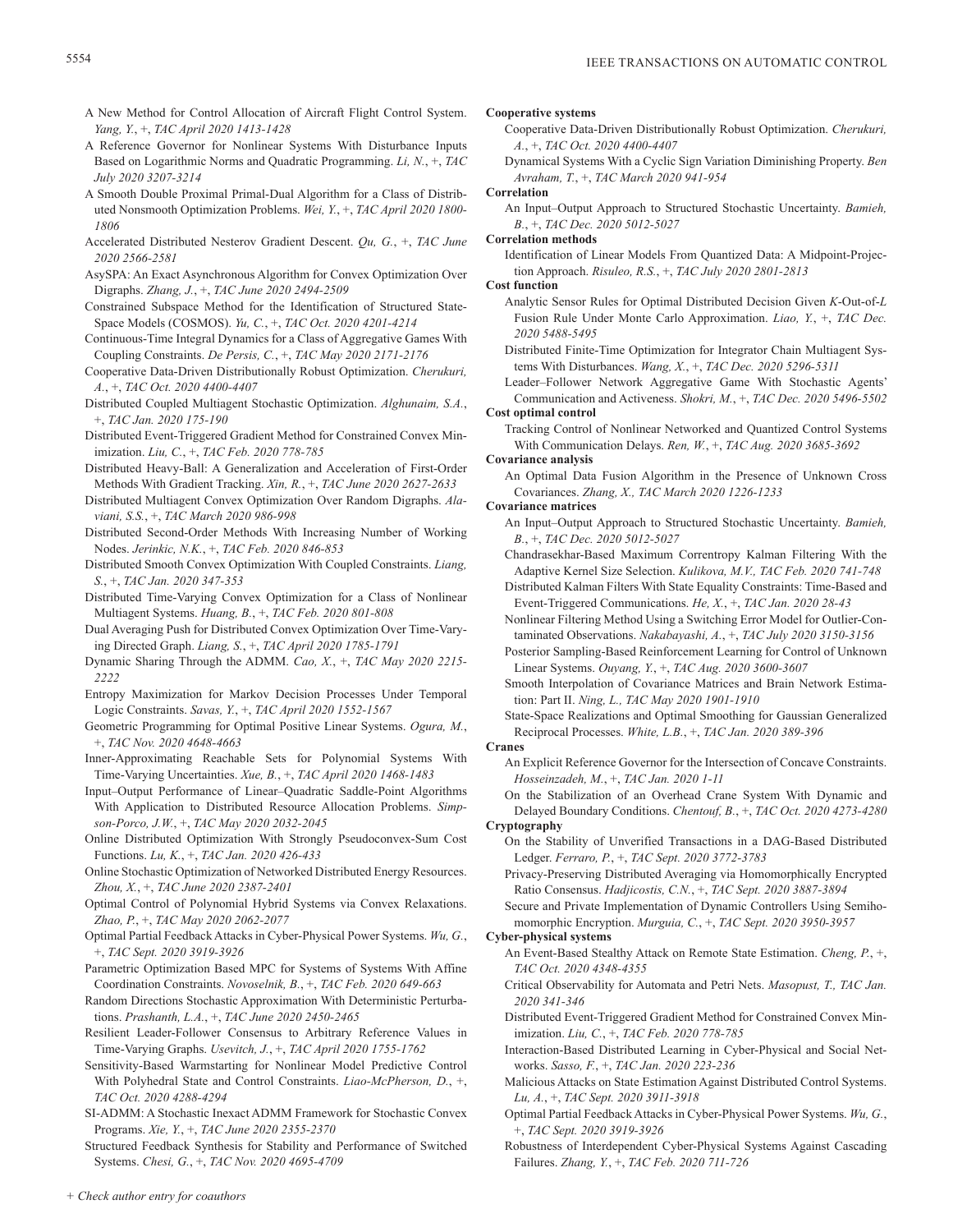A New Method for Control Allocation of Aircraft Flight Control System. *Yang, Y.*, +, *TAC April 2020 1413-1428*

A Reference Governor for Nonlinear Systems With Disturbance Inputs Based on Logarithmic Norms and Quadratic Programming. *Li, N.*, +, *TAC July 2020 3207-3214*

A Smooth Double Proximal Primal-Dual Algorithm for a Class of Distributed Nonsmooth Optimization Problems. *Wei, Y.*, +, *TAC April 2020 1800-1806*

Accelerated Distributed Nesterov Gradient Descent. *Qu, G.*, +, *TAC June 2020 2566-2581*

AsySPA: An Exact Asynchronous Algorithm for Convex Optimization Over Digraphs. *Zhang, J.*, +, *TAC June 2020 2494-2509*

Constrained Subspace Method for the Identification of Structured State-Space Models (COSMOS). *Yu, C.*, +, *TAC Oct. 2020 4201-4214*

Continuous-Time Integral Dynamics for a Class of Aggregative Games With Coupling Constraints. *De Persis, C.*, +, *TAC May 2020 2171-2176*

Cooperative Data-Driven Distributionally Robust Optimization. *Cherukuri, A.*, +, *TAC Oct. 2020 4400-4407*

Distributed Coupled Multiagent Stochastic Optimization. *Alghunaim, S.A.*, +, *TAC Jan. 2020 175-190*

Distributed Event-Triggered Gradient Method for Constrained Convex Minimization. *Liu, C.*, +, *TAC Feb. 2020 778-785*

Distributed Heavy-Ball: A Generalization and Acceleration of First-Order Methods With Gradient Tracking. *Xin, R.*, +, *TAC June 2020 2627-2633*

Distributed Multiagent Convex Optimization Over Random Digraphs. *Alaviani, S.S.*, +, *TAC March 2020 986-998*

Distributed Second-Order Methods With Increasing Number of Working Nodes. *Jerinkic, N.K.*, +, *TAC Feb. 2020 846-853*

Distributed Smooth Convex Optimization With Coupled Constraints. *Liang, S.*, +, *TAC Jan. 2020 347-353*

Distributed Time-Varying Convex Optimization for a Class of Nonlinear Multiagent Systems. *Huang, B.*, +, *TAC Feb. 2020 801-808*

Dual Averaging Push for Distributed Convex Optimization Over Time-Varying Directed Graph. *Liang, S.*, +, *TAC April 2020 1785-1791*

Dynamic Sharing Through the ADMM. *Cao, X.*, +, *TAC May 2020 2215-2222*

Entropy Maximization for Markov Decision Processes Under Temporal Logic Constraints. *Savas, Y.*, +, *TAC April 2020 1552-1567*

Geometric Programming for Optimal Positive Linear Systems. *Ogura, M.*, +, *TAC Nov. 2020 4648-4663*

Inner-Approximating Reachable Sets for Polynomial Systems With Time-Varying Uncertainties. *Xue, B.*, +, *TAC April 2020 1468-1483*

Input–Output Performance of Linear–Quadratic Saddle-Point Algorithms With Application to Distributed Resource Allocation Problems. *Simpson-Porco, J.W.*, +, *TAC May 2020 2032-2045*

Online Distributed Optimization With Strongly Pseudoconvex-Sum Cost Functions. *Lu, K.*, +, *TAC Jan. 2020 426-433*

Online Stochastic Optimization of Networked Distributed Energy Resources. *Zhou, X.*, +, *TAC June 2020 2387-2401*

Optimal Control of Polynomial Hybrid Systems via Convex Relaxations. *Zhao, P.*, +, *TAC May 2020 2062-2077*

Optimal Partial Feedback Attacks in Cyber-Physical Power Systems. *Wu, G.*, +, *TAC Sept. 2020 3919-3926*

Parametric Optimization Based MPC for Systems of Systems With Affine Coordination Constraints. *Novoselnik, B.*, +, *TAC Feb. 2020 649-663*

Random Directions Stochastic Approximation With Deterministic Perturbations. *Prashanth, L.A.*, +, *TAC June 2020 2450-2465*

Resilient Leader-Follower Consensus to Arbitrary Reference Values in Time-Varying Graphs. *Usevitch, J.*, +, *TAC April 2020 1755-1762*

Sensitivity-Based Warmstarting for Nonlinear Model Predictive Control With Polyhedral State and Control Constraints. *Liao-McPherson, D.*, +, *TAC Oct. 2020 4288-4294*

SI-ADMM: A Stochastic Inexact ADMM Framework for Stochastic Convex Programs. *Xie, Y.*, +, *TAC June 2020 2355-2370*

Structured Feedback Synthesis for Stability and Performance of Switched Systems. *Chesi, G.*, +, *TAC Nov. 2020 4695-4709*

**Cooperative systems**

Cooperative Data-Driven Distributionally Robust Optimization. *Cherukuri, A.*, +, *TAC Oct. 2020 4400-4407*

Dynamical Systems With a Cyclic Sign Variation Diminishing Property. *Ben Avraham, T.*, +, *TAC March 2020 941-954*

**Correlation**

An Input–Output Approach to Structured Stochastic Uncertainty. *Bamieh, B.*, +, *TAC Dec. 2020 5012-5027*

**Correlation methods**

Identification of Linear Models From Quantized Data: A Midpoint-Projection Approach. *Risuleo, R.S.*, +, *TAC July 2020 2801-2813*

**Cost function**

Analytic Sensor Rules for Optimal Distributed Decision Given *K*-Out-of-*L* Fusion Rule Under Monte Carlo Approximation. *Liao, Y.*, +, *TAC Dec. 2020 5488-5495*

Distributed Finite-Time Optimization for Integrator Chain Multiagent Systems With Disturbances. *Wang, X.*, +, *TAC Dec. 2020 5296-5311*

Leader–Follower Network Aggregative Game With Stochastic Agents' Communication and Activeness. *Shokri, M.*, +, *TAC Dec. 2020 5496-5502*

**Cost optimal control**

Tracking Control of Nonlinear Networked and Quantized Control Systems With Communication Delays. *Ren, W.*, +, *TAC Aug. 2020 3685-3692*

**Covariance analysis**

An Optimal Data Fusion Algorithm in the Presence of Unknown Cross Covariances. *Zhang, X.*, *TAC March 2020 1226-1233*

**Covariance matrices**

An Input–Output Approach to Structured Stochastic Uncertainty. *Bamieh, B.*, +, *TAC Dec. 2020 5012-5027*

Chandrasekhar-Based Maximum Correntropy Kalman Filtering With the Adaptive Kernel Size Selection. *Kulikova, M.V.*, *TAC Feb. 2020 741-748*

Distributed Kalman Filters With State Equality Constraints: Time-Based and Event-Triggered Communications. *He, X.*, +, *TAC Jan. 2020 28-43*

Nonlinear Filtering Method Using a Switching Error Model for Outlier-Contaminated Observations. *Nakabayashi, A.*, +, *TAC July 2020 3150-3156*

Posterior Sampling-Based Reinforcement Learning for Control of Unknown Linear Systems. *Ouyang, Y.*, +, *TAC Aug. 2020 3600-3607*

Smooth Interpolation of Covariance Matrices and Brain Network Estimation: Part II. *Ning, L.*, *TAC May 2020 1901-1910*

State-Space Realizations and Optimal Smoothing for Gaussian Generalized Reciprocal Processes. *White, L.B.*, +, *TAC Jan. 2020 389-396*

**Cranes**

An Explicit Reference Governor for the Intersection of Concave Constraints. *Hosseinzadeh, M.*, +, *TAC Jan. 2020 1-11*

On the Stabilization of an Overhead Crane System With Dynamic and Delayed Boundary Conditions. *Chentouf, B.*, +, *TAC Oct. 2020 4273-4280*

**Cryptography**

On the Stability of Unverified Transactions in a DAG-Based Distributed Ledger. *Ferraro, P.*, +, *TAC Sept. 2020 3772-3783*

Privacy-Preserving Distributed Averaging via Homomorphically Encrypted Ratio Consensus. *Hadjicostis, C.N.*, +, *TAC Sept. 2020 3887-3894*

Secure and Private Implementation of Dynamic Controllers Using Semihomomorphic Encryption. *Murguia, C.*, +, *TAC Sept. 2020 3950-3957*

**Cyber-physical systems**

An Event-Based Stealthy Attack on Remote State Estimation. *Cheng, P.*, +, *TAC Oct. 2020 4348-4355*

Critical Observability for Automata and Petri Nets. *Masopust, T.*, *TAC Jan. 2020 341-346*

Distributed Event-Triggered Gradient Method for Constrained Convex Minimization. *Liu, C.*, +, *TAC Feb. 2020 778-785*

Interaction-Based Distributed Learning in Cyber-Physical and Social Networks. *Sasso, F.*, +, *TAC Jan. 2020 223-236*

Malicious Attacks on State Estimation Against Distributed Control Systems. *Lu, A.*, +, *TAC Sept. 2020 3911-3918*

Optimal Partial Feedback Attacks in Cyber-Physical Power Systems. *Wu, G.*, +, *TAC Sept. 2020 3919-3926*

Robustness of Interdependent Cyber-Physical Systems Against Cascading Failures. *Zhang, Y.*, +, *TAC Feb. 2020 711-726*

*+ Check author entry for coauthors*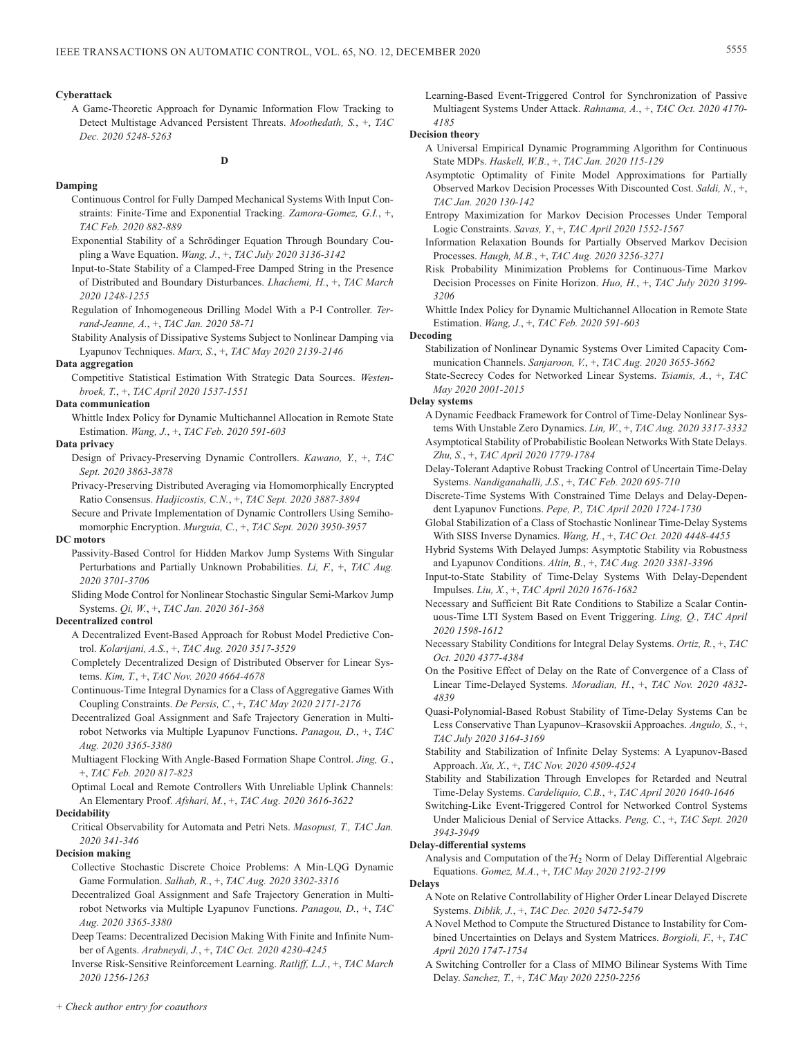**Cyberattack**

A Game-Theoretic Approach for Dynamic Information Flow Tracking to Detect Multistage Advanced Persistent Threats. *Moothedath, S.*, +, *TAC Dec. 2020 5248-5263*

## D

**Damping**

Continuous Control for Fully Damped Mechanical Systems With Input Constraints: Finite-Time and Exponential Tracking. *Zamora-Gomez, G.I.*, +, *TAC Feb. 2020 882-889*

Exponential Stability of a Schrödinger Equation Through Boundary Coupling a Wave Equation. *Wang, J.*, +, *TAC July 2020 3136-3142*

Input-to-State Stability of a Clamped-Free Damped String in the Presence of Distributed and Boundary Disturbances. *Lhachemi, H.*, +, *TAC March 2020 1248-1255*

Regulation of Inhomogeneous Drilling Model With a P-I Controller. *Terrand-Jeanne, A.*, +, *TAC Jan. 2020 58-71*

Stability Analysis of Dissipative Systems Subject to Nonlinear Damping via Lyapunov Techniques. *Marx, S.*, +, *TAC May 2020 2139-2146*

**Data aggregation**

Competitive Statistical Estimation With Strategic Data Sources. *Westenbroek, T.*, +, *TAC April 2020 1537-1551*

**Data communication**

Whittle Index Policy for Dynamic Multichannel Allocation in Remote State Estimation. *Wang, J.*, +, *TAC Feb. 2020 591-603*

**Data privacy**

Design of Privacy-Preserving Dynamic Controllers. *Kawano, Y.*, +, *TAC Sept. 2020 3863-3878*

Privacy-Preserving Distributed Averaging via Homomorphically Encrypted Ratio Consensus. *Hadjicostis, C.N.*, +, *TAC Sept. 2020 3887-3894*

Secure and Private Implementation of Dynamic Controllers Using Semihomomorphic Encryption. *Murguia, C.*, +, *TAC Sept. 2020 3950-3957*

**DC motors**

Passivity-Based Control for Hidden Markov Jump Systems With Singular Perturbations and Partially Unknown Probabilities. *Li, F.*, +, *TAC Aug. 2020 3701-3706*

Sliding Mode Control for Nonlinear Stochastic Singular Semi-Markov Jump Systems. *Qi, W.*, +, *TAC Jan. 2020 361-368*

**Decentralized control**

A Decentralized Event-Based Approach for Robust Model Predictive Control. *Kolarijani, A.S.*, +, *TAC Aug. 2020 3517-3529*

Completely Decentralized Design of Distributed Observer for Linear Systems. *Kim, T.*, +, *TAC Nov. 2020 4664-4678*

Continuous-Time Integral Dynamics for a Class of Aggregative Games With Coupling Constraints. *De Persis, C.*, +, *TAC May 2020 2171-2176*

Decentralized Goal Assignment and Safe Trajectory Generation in Multirobot Networks via Multiple Lyapunov Functions. *Panagou, D.*, +, *TAC Aug. 2020 3365-3380*

Multiagent Flocking With Angle-Based Formation Shape Control. *Jing, G.*, +, *TAC Feb. 2020 817-823*

Optimal Local and Remote Controllers With Unreliable Uplink Channels: An Elementary Proof. *Afshari, M.*, +, *TAC Aug. 2020 3616-3622*

**Decidability**

Critical Observability for Automata and Petri Nets. *Masopust, T., TAC Jan. 2020 341-346*

**Decision making**

Collective Stochastic Discrete Choice Problems: A Min-LQG Dynamic Game Formulation. *Salhab, R.*, +, *TAC Aug. 2020 3302-3316*

Decentralized Goal Assignment and Safe Trajectory Generation in Multirobot Networks via Multiple Lyapunov Functions. *Panagou, D.*, +, *TAC Aug. 2020 3365-3380*

Deep Teams: Decentralized Decision Making With Finite and Infinite Number of Agents. *Arabneydi, J.*, +, *TAC Oct. 2020 4230-4245*

Inverse Risk-Sensitive Reinforcement Learning. *Ratliff, L.J.*, +, *TAC March 2020 1256-1263*

Learning-Based Event-Triggered Control for Synchronization of Passive Multiagent Systems Under Attack. *Rahnama, A.*, +, *TAC Oct. 2020 4170-4185*

**Decision theory**

A Universal Empirical Dynamic Programming Algorithm for Continuous State MDPs. *Haskell, W.B.*, +, *TAC Jan. 2020 115-129*

Asymptotic Optimality of Finite Model Approximations for Partially Observed Markov Decision Processes With Discounted Cost. *Saldi, N.*, +, *TAC Jan. 2020 130-142*

Entropy Maximization for Markov Decision Processes Under Temporal Logic Constraints. *Savas, Y.*, +, *TAC April 2020 1552-1567*

Information Relaxation Bounds for Partially Observed Markov Decision Processes. *Haugh, M.B.*, +, *TAC Aug. 2020 3256-3271*

Risk Probability Minimization Problems for Continuous-Time Markov Decision Processes on Finite Horizon. *Huo, H.*, +, *TAC July 2020 3199-3206*

Whittle Index Policy for Dynamic Multichannel Allocation in Remote State Estimation. *Wang, J.*, +, *TAC Feb. 2020 591-603*

**Decoding**

Stabilization of Nonlinear Dynamic Systems Over Limited Capacity Communication Channels. *Sanjaroon, V.*, +, *TAC Aug. 2020 3655-3662*

State-Secrecy Codes for Networked Linear Systems. *Tsiamis, A.*, +, *TAC May 2020 2001-2015*

**Delay systems**

A Dynamic Feedback Framework for Control of Time-Delay Nonlinear Systems With Unstable Zero Dynamics. *Lin, W.*, +, *TAC Aug. 2020 3317-3332*

Asymptotical Stability of Probabilistic Boolean Networks With State Delays. *Zhu, S.*, +, *TAC April 2020 1779-1784*

Delay-Tolerant Adaptive Robust Tracking Control of Uncertain Time-Delay Systems. *Nandiganahalli, J.S.*, +, *TAC Feb. 2020 695-710*

Discrete-Time Systems With Constrained Time Delays and Delay-Dependent Lyapunov Functions. *Pepe, P., TAC April 2020 1724-1730*

Global Stabilization of a Class of Stochastic Nonlinear Time-Delay Systems With SISS Inverse Dynamics. *Wang, H.*, +, *TAC Oct. 2020 4448-4455*

Hybrid Systems With Delayed Jumps: Asymptotic Stability via Robustness and Lyapunov Conditions. *Altin, B.*, +, *TAC Aug. 2020 3381-3396*

Input-to-State Stability of Time-Delay Systems With Delay-Dependent Impulses. *Liu, X.*, +, *TAC April 2020 1676-1682*

Necessary and Sufficient Bit Rate Conditions to Stabilize a Scalar Continuous-Time LTI System Based on Event Triggering. *Ling, Q., TAC April 2020 1598-1612*

Necessary Stability Conditions for Integral Delay Systems. *Ortiz, R.*, +, *TAC Oct. 2020 4377-4384*

On the Positive Effect of Delay on the Rate of Convergence of a Class of Linear Time-Delayed Systems. *Moradian, H.*, +, *TAC Nov. 2020 4832-4839*

Quasi-Polynomial-Based Robust Stability of Time-Delay Systems Can be Less Conservative Than Lyapunov–Krasovskii Approaches. *Angulo, S.*, +, *TAC July 2020 3164-3169*

Stability and Stabilization of Infinite Delay Systems: A Lyapunov-Based Approach. *Xu, X.*, +, *TAC Nov. 2020 4509-4524*

Stability and Stabilization Through Envelopes for Retarded and Neutral Time-Delay Systems. *Cardeliquio, C.B.*, +, *TAC April 2020 1640-1646*

Switching-Like Event-Triggered Control for Networked Control Systems Under Malicious Denial of Service Attacks. *Peng, C.*, +, *TAC Sept. 2020 3943-3949*

**Delay-differential systems**

Analysis and Computation of the $\mathcal{H}_2$ Norm of Delay Differential Algebraic Equations. *Gomez, M.A.*, +, *TAC May 2020 2192-2199*

**Delays**

A Note on Relative Controllability of Higher Order Linear Delayed Discrete Systems. *Diblik, J.*, +, *TAC Dec. 2020 5472-5479*

A Novel Method to Compute the Structured Distance to Instability for Combined Uncertainties on Delays and System Matrices. *Borgioli, F.*, +, *TAC April 2020 1747-1754*

A Switching Controller for a Class of MIMO Bilinear Systems With Time Delay. *Sanchez, T.*, +, *TAC May 2020 2250-2256*

*+ Check author entry for coauthors*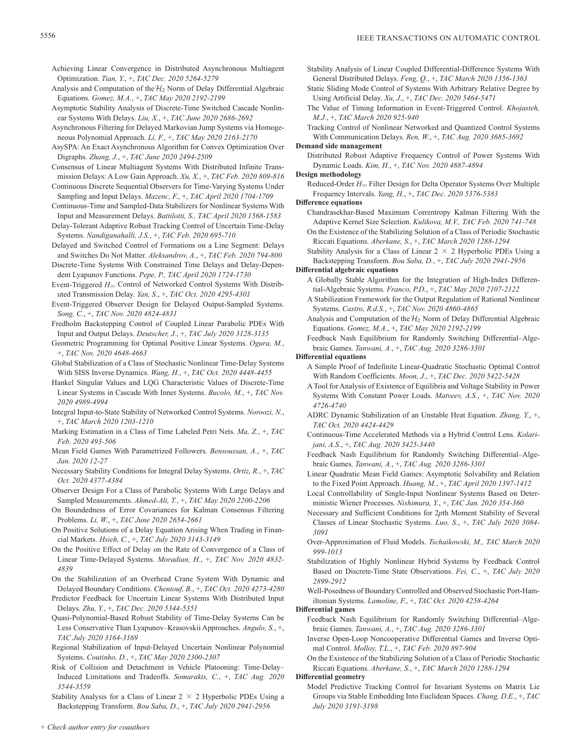Achieving Linear Convergence in Distributed Asynchronous Multiagent Optimization. *Tian, Y.*, +, *TAC Dec. 2020 5264-5279*

Analysis and Computation of the $\mathcal{H}_2$ Norm of Delay Differential Algebraic Equations. *Gomez, M.A.*, +, *TAC May 2020 2192-2199*

Asymptotic Stability Analysis of Discrete-Time Switched Cascade Nonlinear Systems With Delays. *Liu, X.*, +, *TAC June 2020 2686-2692*

Asynchronous Filtering for Delayed Markovian Jump Systems via Homogeneous Polynomial Approach. *Li, F.*, +, *TAC May 2020 2163-2170*

AsySPA: An Exact Asynchronous Algorithm for Convex Optimization Over Digraphs. *Zhang, J.*, +, *TAC June 2020 2494-2509*

Consensus of Linear Multiagent Systems With Distributed Infinite Transmission Delays: A Low Gain Approach. *Xu, X.*, +, *TAC Feb. 2020 809-816*

Continuous Discrete Sequential Observers for Time-Varying Systems Under Sampling and Input Delays. *Mazenc, F.*, +, *TAC April 2020 1704-1709*

Continuous-Time and Sampled-Data Stabilizers for Nonlinear Systems With Input and Measurement Delays. *Battilotti, S., TAC April 2020 1568-1583*

Delay-Tolerant Adaptive Robust Tracking Control of Uncertain Time-Delay Systems. *Nandiganahalli, J.S.*, +, *TAC Feb. 2020 695-710*

Delayed and Switched Control of Formations on a Line Segment: Delays and Switches Do Not Matter. *Aleksandrov, A.*, +, *TAC Feb. 2020 794-800*

Discrete-Time Systems With Constrained Time Delays and Delay-Dependent Lyapunov Functions. *Pepe, P., TAC April 2020 1724-1730*

Event-Triggered $H_\infty$ Control of Networked Control Systems With Distributed Transmission Delay. *Yan, S.*, +, *TAC Oct. 2020 4295-4301*

Event-Triggered Observer Design for Delayed Output-Sampled Systems. *Song, C.*, +, *TAC Nov. 2020 4824-4831*

Fredholm Backstepping Control of Coupled Linear Parabolic PDEs With Input and Output Delays. *Deutscher, J.*, +, *TAC July 2020 3128-3135*

Geometric Programming for Optimal Positive Linear Systems. *Ogura, M.*, +, *TAC Nov. 2020 4648-4663*

Global Stabilization of a Class of Stochastic Nonlinear Time-Delay Systems With SISS Inverse Dynamics. *Wang, H.*, +, *TAC Oct. 2020 4448-4455*

Hankel Singular Values and LQG Characteristic Values of Discrete-Time Linear Systems in Cascade With Inner Systems. *Bucolo, M.*, +, *TAC Nov. 2020 4989-4994*

Integral Input-to-State Stability of Networked Control Systems. *Noroozi, N.*, +, *TAC March 2020 1203-1210*

Marking Estimation in a Class of Time Labeled Petri Nets. *Ma, Z.*, +, *TAC Feb. 2020 493-506*

Mean Field Games With Parametrized Followers. *Bensoussan, A.*, +, *TAC Jan. 2020 12-27*

Necessary Stability Conditions for Integral Delay Systems. *Ortiz, R.*, +, *TAC Oct. 2020 4377-4384*

Observer Design For a Class of Parabolic Systems With Large Delays and Sampled Measurements. *Ahmed-Ali, T.*, +, *TAC May 2020 2200-2206*

On Boundedness of Error Covariances for Kalman Consensus Filtering Problems. *Li, W.*, +, *TAC June 2020 2654-2661*

On Positive Solutions of a Delay Equation Arising When Trading in Financial Markets. *Hsieh, C.*, +, *TAC July 2020 3143-3149*

On the Positive Effect of Delay on the Rate of Convergence of a Class of Linear Time-Delayed Systems. *Moradian, H.*, +, *TAC Nov. 2020 4832-4839*

On the Stabilization of an Overhead Crane System With Dynamic and Delayed Boundary Conditions. *Chentouf, B.*, +, *TAC Oct. 2020 4273-4280*

Predictor Feedback for Uncertain Linear Systems With Distributed Input Delays. *Zhu, Y.*, +, *TAC Dec. 2020 5344-5351*

Quasi-Polynomial-Based Robust Stability of Time-Delay Systems Can be Less Conservative Than Lyapunov–Krasovskii Approaches. *Angulo, S.*, +, *TAC July 2020 3164-3169*

Regional Stabilization of Input-Delayed Uncertain Nonlinear Polynomial Systems. *Coutinho, D.*, +, *TAC May 2020 2300-2307*

Risk of Collision and Detachment in Vehicle Platooning: Time-Delay–Induced Limitations and Tradeoffs. *Somarakis, C.*, +, *TAC Aug. 2020 3544-3559*

Stability Analysis for a Class of Linear 2 × 2 Hyperbolic PDEs Using a Backstepping Transform. *Bou Saba, D.*, +, *TAC July 2020 2941-2956*

Stability Analysis of Linear Coupled Differential-Difference Systems With General Distributed Delays. *Feng, Q.*, +, *TAC March 2020 1356-1363*

Static Sliding Mode Control of Systems With Arbitrary Relative Degree by Using Artificial Delay. *Xu, J.*, +, *TAC Dec. 2020 5464-5471*

The Value of Timing Information in Event-Triggered Control. *Khojasteh, M.J.*, +, *TAC March 2020 925-940*

Tracking Control of Nonlinear Networked and Quantized Control Systems With Communication Delays. *Ren, W.*, +, *TAC Aug. 2020 3685-3692*

**Demand side management**

Distributed Robust Adaptive Frequency Control of Power Systems With Dynamic Loads. *Kim, H.*, +, *TAC Nov. 2020 4887-4894*

**Design methodology**

Reduced-Order $H_\infty$ Filter Design for Delta Operator Systems Over Multiple Frequency Intervals. *Yang, H.*, +, *TAC Dec. 2020 5376-5383*

**Difference equations**

Chandrasekhar-Based Maximum Correntropy Kalman Filtering With the Adaptive Kernel Size Selection. *Kulikova, M.V., TAC Feb. 2020 741-748*

On the Existence of the Stabilizing Solution of a Class of Periodic Stochastic Riccati Equations. *Aberkane, S.*, +, *TAC March 2020 1288-1294*

Stability Analysis for a Class of Linear 2 × 2 Hyperbolic PDEs Using a Backstepping Transform. *Bou Saba, D.*, +, *TAC July 2020 2941-2956*

**Differential algebraic equations**

A Globally Stable Algorithm for the Integration of High-Index Differential-Algebraic Systems. *Franco, P.D.*, +, *TAC May 2020 2107-2122*

A Stabilization Framework for the Output Regulation of Rational Nonlinear Systems. *Castro, R.d.S.*, +, *TAC Nov. 2020 4860-4865*

Analysis and Computation of the $\mathcal{H}_2$ Norm of Delay Differential Algebraic Equations. *Gomez, M.A.*, +, *TAC May 2020 2192-2199*

Feedback Nash Equilibrium for Randomly Switching Differential–Algebraic Games. *Tanwani, A.*, +, *TAC Aug. 2020 3286-3301*

**Differential equations**

A Simple Proof of Indefinite Linear-Quadratic Stochastic Optimal Control With Random Coefficients. *Moon, J.*, +, *TAC Dec. 2020 5422-5428*

A Tool for Analysis of Existence of Equilibria and Voltage Stability in Power Systems With Constant Power Loads. *Matveev, A.S.*, +, *TAC Nov. 2020 4726-4740*

ADRC Dynamic Stabilization of an Unstable Heat Equation. *Zhang, Y.*, +, *TAC Oct. 2020 4424-4429*

Continuous-Time Accelerated Methods via a Hybrid Control Lens. *Kolarijani, A.S.*, +, *TAC Aug. 2020 3425-3440*

Feedback Nash Equilibrium for Randomly Switching Differential–Algebraic Games. *Tanwani, A.*, +, *TAC Aug. 2020 3286-3301*

Linear Quadratic Mean Field Games: Asymptotic Solvability and Relation to the Fixed Point Approach. *Huang, M.*, +, *TAC April 2020 1397-1412*

Local Controllability of Single-Input Nonlinear Systems Based on Deterministic Wiener Processes. *Nishimura, Y.*, +, *TAC Jan. 2020 354-360*

Necessary and Sufficient Conditions for 2*p*th Moment Stability of Several Classes of Linear Stochastic Systems. *Luo, S.*, +, *TAC July 2020 3084-3091*

Over-Approximation of Fluid Models. *Tschaikowski, M., TAC March 2020 999-1013*

Stabilization of Highly Nonlinear Hybrid Systems by Feedback Control Based on Discrete-Time State Observations. *Fei, C.*, +, *TAC July 2020 2899-2912*

Well-Posedness of Boundary Controlled and Observed Stochastic Port-Hamiltonian Systems. *Lamoline, F.*, +, *TAC Oct. 2020 4258-4264*

**Differential games**

Feedback Nash Equilibrium for Randomly Switching Differential–Algebraic Games. *Tanwani, A.*, +, *TAC Aug. 2020 3286-3301*

Inverse Open-Loop Noncooperative Differential Games and Inverse Optimal Control. *Molloy, T.L.*, +, *TAC Feb. 2020 897-904*

On the Existence of the Stabilizing Solution of a Class of Periodic Stochastic Riccati Equations. *Aberkane, S.*, +, *TAC March 2020 1288-1294*

**Differential geometry**

Model Predictive Tracking Control for Invariant Systems on Matrix Lie Groups via Stable Embedding Into Euclidean Spaces. *Chang, D.E.*, +, *TAC July 2020 3191-3198*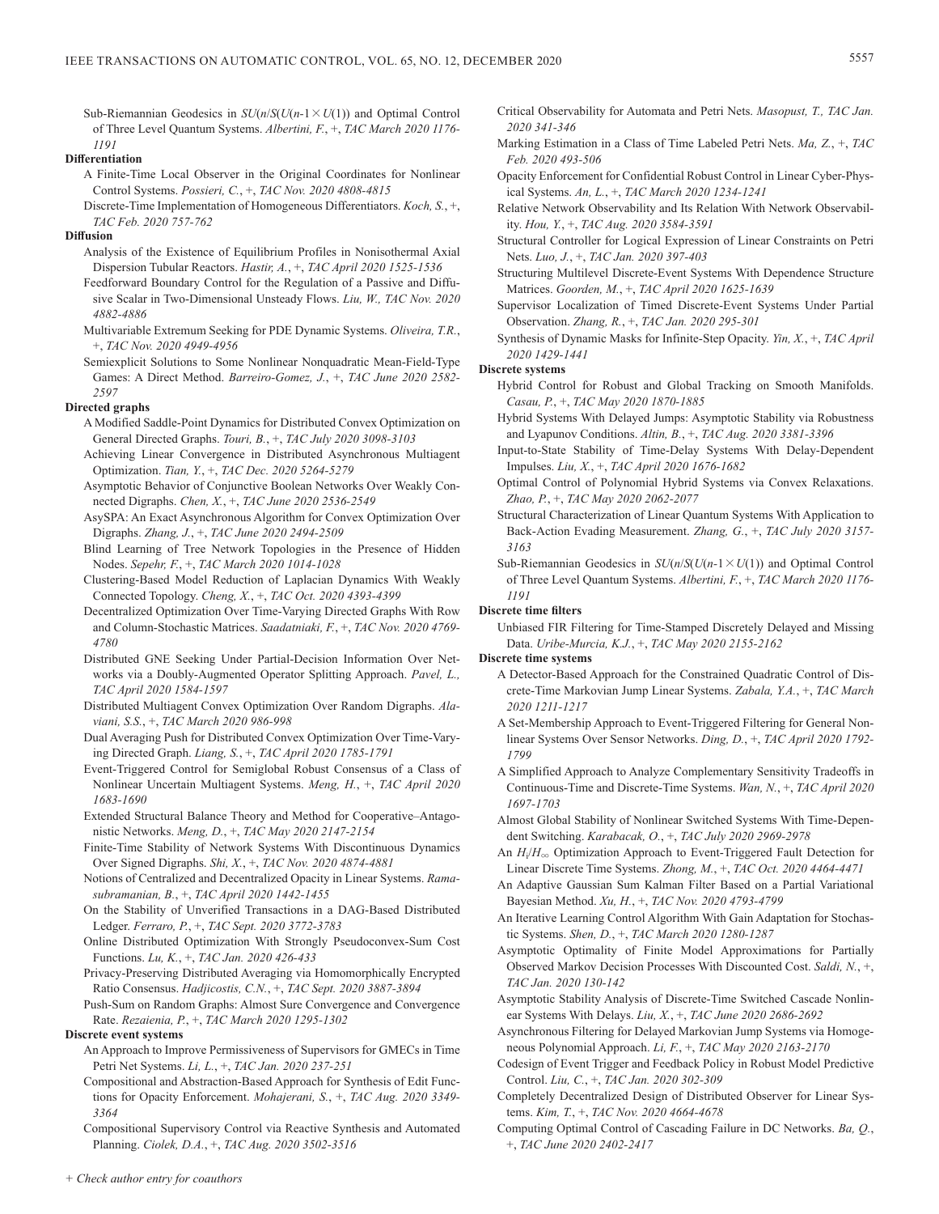Sub-Riemannian Geodesics in $SU(n/S(U(n\text{-}1 \times U(1))$ and Optimal Control of Three Level Quantum Systems. *Albertini, F.*, +, *TAC March 2020 1176-1191*

**Differentiation**

A Finite-Time Local Observer in the Original Coordinates for Nonlinear Control Systems. *Possieri, C.*, +, *TAC Nov. 2020 4808-4815*

Discrete-Time Implementation of Homogeneous Differentiators. *Koch, S.*, +, *TAC Feb. 2020 757-762*

**Diffusion**

Analysis of the Existence of Equilibrium Profiles in Nonisothermal Axial Dispersion Tubular Reactors. *Hastir, A.*, +, *TAC April 2020 1525-1536*

Feedforward Boundary Control for the Regulation of a Passive and Diffusive Scalar in Two-Dimensional Unsteady Flows. *Liu, W., TAC Nov. 2020 4882-4886*

Multivariable Extremum Seeking for PDE Dynamic Systems. *Oliveira, T.R.*, +, *TAC Nov. 2020 4949-4956*

Semiexplicit Solutions to Some Nonlinear Nonquadratic Mean-Field-Type Games: A Direct Method. *Barreiro-Gomez, J.*, +, *TAC June 2020 2582-2597*

**Directed graphs**

A Modified Saddle-Point Dynamics for Distributed Convex Optimization on General Directed Graphs. *Touri, B.*, +, *TAC July 2020 3098-3103*

Achieving Linear Convergence in Distributed Asynchronous Multiagent Optimization. *Tian, Y.*, +, *TAC Dec. 2020 5264-5279*

Asymptotic Behavior of Conjunctive Boolean Networks Over Weakly Connected Digraphs. *Chen, X.*, +, *TAC June 2020 2536-2549*

AsySPA: An Exact Asynchronous Algorithm for Convex Optimization Over Digraphs. *Zhang, J.*, +, *TAC June 2020 2494-2509*

Blind Learning of Tree Network Topologies in the Presence of Hidden Nodes. *Sepehr, F.*, +, *TAC March 2020 1014-1028*

Clustering-Based Model Reduction of Laplacian Dynamics With Weakly Connected Topology. *Cheng, X.*, +, *TAC Oct. 2020 4393-4399*

Decentralized Optimization Over Time-Varying Directed Graphs With Row and Column-Stochastic Matrices. *Saadatniaki, F.*, +, *TAC Nov. 2020 4769-4780*

Distributed GNE Seeking Under Partial-Decision Information Over Networks via a Doubly-Augmented Operator Splitting Approach. *Pavel, L., TAC April 2020 1584-1597*

Distributed Multiagent Convex Optimization Over Random Digraphs. *Alaviani, S.S.*, +, *TAC March 2020 986-998*

Dual Averaging Push for Distributed Convex Optimization Over Time-Varying Directed Graph. *Liang, S.*, +, *TAC April 2020 1785-1791*

Event-Triggered Control for Semiglobal Robust Consensus of a Class of Nonlinear Uncertain Multiagent Systems. *Meng, H.*, +, *TAC April 2020 1683-1690*

Extended Structural Balance Theory and Method for Cooperative–Antagonistic Networks. *Meng, D.*, +, *TAC May 2020 2147-2154*

Finite-Time Stability of Network Systems With Discontinuous Dynamics Over Signed Digraphs. *Shi, X.*, +, *TAC Nov. 2020 4874-4881*

Notions of Centralized and Decentralized Opacity in Linear Systems. *Ramasubramanian, B.*, +, *TAC April 2020 1442-1455*

On the Stability of Unverified Transactions in a DAG-Based Distributed Ledger. *Ferraro, P.*, +, *TAC Sept. 2020 3772-3783*

Online Distributed Optimization With Strongly Pseudoconvex-Sum Cost Functions. *Lu, K.*, +, *TAC Jan. 2020 426-433*

Privacy-Preserving Distributed Averaging via Homomorphically Encrypted Ratio Consensus. *Hadjicostis, C.N.*, +, *TAC Sept. 2020 3887-3894*

Push-Sum on Random Graphs: Almost Sure Convergence and Convergence Rate. *Rezaienia, P.*, +, *TAC March 2020 1295-1302*

**Discrete event systems**

An Approach to Improve Permissiveness of Supervisors for GMECs in Time Petri Net Systems. *Li, L.*, +, *TAC Jan. 2020 237-251*

Compositional and Abstraction-Based Approach for Synthesis of Edit Functions for Opacity Enforcement. *Mohajerani, S.*, +, *TAC Aug. 2020 3349-3364*

Compositional Supervisory Control via Reactive Synthesis and Automated Planning. *Ciolek, D.A.*, +, *TAC Aug. 2020 3502-3516*

Critical Observability for Automata and Petri Nets. *Masopust, T., TAC Jan. 2020 341-346*

Marking Estimation in a Class of Time Labeled Petri Nets. *Ma, Z.*, +, *TAC Feb. 2020 493-506*

Opacity Enforcement for Confidential Robust Control in Linear Cyber-Physical Systems. *An, L.*, +, *TAC March 2020 1234-1241*

Relative Network Observability and Its Relation With Network Observability. *Hou, Y.*, +, *TAC Aug. 2020 3584-3591*

Structural Controller for Logical Expression of Linear Constraints on Petri Nets. *Luo, J.*, +, *TAC Jan. 2020 397-403*

Structuring Multilevel Discrete-Event Systems With Dependence Structure Matrices. *Goorden, M.*, +, *TAC April 2020 1625-1639*

Supervisor Localization of Timed Discrete-Event Systems Under Partial Observation. *Zhang, R.*, +, *TAC Jan. 2020 295-301*

Synthesis of Dynamic Masks for Infinite-Step Opacity. *Yin, X.*, +, *TAC April 2020 1429-1441*

**Discrete systems**

Hybrid Control for Robust and Global Tracking on Smooth Manifolds. *Casau, P.*, +, *TAC May 2020 1870-1885*

Hybrid Systems With Delayed Jumps: Asymptotic Stability via Robustness and Lyapunov Conditions. *Altin, B.*, +, *TAC Aug. 2020 3381-3396*

Input-to-State Stability of Time-Delay Systems With Delay-Dependent Impulses. *Liu, X.*, +, *TAC April 2020 1676-1682*

Optimal Control of Polynomial Hybrid Systems via Convex Relaxations. *Zhao, P.*, +, *TAC May 2020 2062-2077*

Structural Characterization of Linear Quantum Systems With Application to Back-Action Evading Measurement. *Zhang, G.*, +, *TAC July 2020 3157-3163*

Sub-Riemannian Geodesics in $SU(n/S(U(n\text{-}1 \times U(1))$ and Optimal Control of Three Level Quantum Systems. *Albertini, F.*, +, *TAC March 2020 1176-1191*

**Discrete time filters**

Unbiased FIR Filtering for Time-Stamped Discretely Delayed and Missing Data. *Uribe-Murcia, K.J.*, +, *TAC May 2020 2155-2162*

**Discrete time systems**

A Detector-Based Approach for the Constrained Quadratic Control of Discrete-Time Markovian Jump Linear Systems. *Zabala, Y.A.*, +, *TAC March 2020 1211-1217*

A Set-Membership Approach to Event-Triggered Filtering for General Nonlinear Systems Over Sensor Networks. *Ding, D.*, +, *TAC April 2020 1792-1799*

A Simplified Approach to Analyze Complementary Sensitivity Tradeoffs in Continuous-Time and Discrete-Time Systems. *Wan, N.*, +, *TAC April 2020 1697-1703*

Almost Global Stability of Nonlinear Switched Systems With Time-Dependent Switching. *Karabacak, O.*, +, *TAC July 2020 2969-2978*

An $H_i/H_\infty$ Optimization Approach to Event-Triggered Fault Detection for Linear Discrete Time Systems. *Zhong, M.*, +, *TAC Oct. 2020 4464-4471*

An Adaptive Gaussian Sum Kalman Filter Based on a Partial Variational Bayesian Method. *Xu, H.*, +, *TAC Nov. 2020 4793-4799*

An Iterative Learning Control Algorithm With Gain Adaptation for Stochastic Systems. *Shen, D.*, +, *TAC March 2020 1280-1287*

Asymptotic Optimality of Finite Model Approximations for Partially Observed Markov Decision Processes With Discounted Cost. *Saldi, N.*, +, *TAC Jan. 2020 130-142*

Asymptotic Stability Analysis of Discrete-Time Switched Cascade Nonlinear Systems With Delays. *Liu, X.*, +, *TAC June 2020 2686-2692*

Asynchronous Filtering for Delayed Markovian Jump Systems via Homogeneous Polynomial Approach. *Li, F.*, +, *TAC May 2020 2163-2170*

Codesign of Event Trigger and Feedback Policy in Robust Model Predictive Control. *Liu, C.*, +, *TAC Jan. 2020 302-309*

Completely Decentralized Design of Distributed Observer for Linear Systems. *Kim, T.*, +, *TAC Nov. 2020 4664-4678*

Computing Optimal Control of Cascading Failure in DC Networks. *Ba, Q.*, +, *TAC June 2020 2402-2417*

*+ Check author entry for coauthors*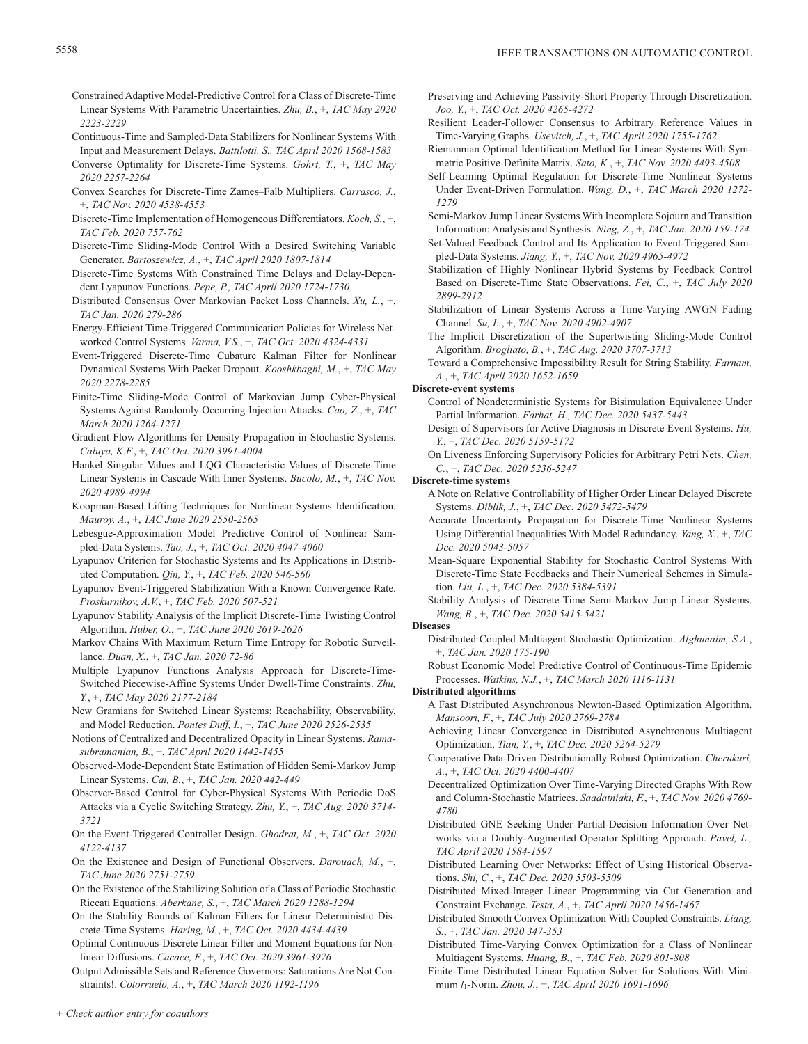Constrained Adaptive Model-Predictive Control for a Class of Discrete-Time Linear Systems With Parametric Uncertainties. *Zhu, B.*, +, *TAC May 2020 2223-2229*

Continuous-Time and Sampled-Data Stabilizers for Nonlinear Systems With Input and Measurement Delays. *Battilotti, S., TAC April 2020 1568-1583*

Converse Optimality for Discrete-Time Systems. *Gohrt, T.*, +, *TAC May 2020 2257-2264*

Convex Searches for Discrete-Time Zames–Falb Multipliers. *Carrasco, J.*, +, *TAC Nov. 2020 4538-4553*

Discrete-Time Implementation of Homogeneous Differentiators. *Koch, S.*, +, *TAC Feb. 2020 757-762*

Discrete-Time Sliding-Mode Control With a Desired Switching Variable Generator. *Bartoszewicz, A.*, +, *TAC April 2020 1807-1814*

Discrete-Time Systems With Constrained Time Delays and Delay-Dependent Lyapunov Functions. *Pepe, P., TAC April 2020 1724-1730*

Distributed Consensus Over Markovian Packet Loss Channels. *Xu, L.*, +, *TAC Jan. 2020 279-286*

Energy-Efficient Time-Triggered Communication Policies for Wireless Networked Control Systems. *Varma, V.S.*, +, *TAC Oct. 2020 4324-4331*

Event-Triggered Discrete-Time Cubature Kalman Filter for Nonlinear Dynamical Systems With Packet Dropout. *Kooshkbaghi, M.*, +, *TAC May 2020 2278-2285*

Finite-Time Sliding-Mode Control of Markovian Jump Cyber-Physical Systems Against Randomly Occurring Injection Attacks. *Cao, Z.*, +, *TAC March 2020 1264-1271*

Gradient Flow Algorithms for Density Propagation in Stochastic Systems. *Caluya, K.F.*, +, *TAC Oct. 2020 3991-4004*

Hankel Singular Values and LQG Characteristic Values of Discrete-Time Linear Systems in Cascade With Inner Systems. *Bucolo, M.*, +, *TAC Nov. 2020 4989-4994*

Koopman-Based Lifting Techniques for Nonlinear Systems Identification. *Mauroy, A.*, +, *TAC June 2020 2550-2565*

Lebesgue-Approximation Model Predictive Control of Nonlinear Sampled-Data Systems. *Tao, J.*, +, *TAC Oct. 2020 4047-4060*

Lyapunov Criterion for Stochastic Systems and Its Applications in Distributed Computation. *Qin, Y.*, +, *TAC Feb. 2020 546-560*

Lyapunov Event-Triggered Stabilization With a Known Convergence Rate. *Proskurnikov, A.V.*, +, *TAC Feb. 2020 507-521*

Lyapunov Stability Analysis of the Implicit Discrete-Time Twisting Control Algorithm. *Huber, O.*, +, *TAC June 2020 2619-2626*

Markov Chains With Maximum Return Time Entropy for Robotic Surveillance. *Duan, X.*, +, *TAC Jan. 2020 72-86*

Multiple Lyapunov Functions Analysis Approach for Discrete-Time-Switched Piecewise-Affine Systems Under Dwell-Time Constraints. *Zhu, Y.*, +, *TAC May 2020 2177-2184*

New Gramians for Switched Linear Systems: Reachability, Observability, and Model Reduction. *Pontes Duff, I.*, +, *TAC June 2020 2526-2535*

Notions of Centralized and Decentralized Opacity in Linear Systems. *Ramasubramanian, B.*, +, *TAC April 2020 1442-1455*

Observed-Mode-Dependent State Estimation of Hidden Semi-Markov Jump Linear Systems. *Cai, B.*, +, *TAC Jan. 2020 442-449*

Observer-Based Control for Cyber-Physical Systems With Periodic DoS Attacks via a Cyclic Switching Strategy. *Zhu, Y.*, +, *TAC Aug. 2020 3714-3721*

On the Event-Triggered Controller Design. *Ghodrat, M.*, +, *TAC Oct. 2020 4122-4137*

On the Existence and Design of Functional Observers. *Darouach, M.*, +, *TAC June 2020 2751-2759*

On the Existence of the Stabilizing Solution of a Class of Periodic Stochastic Riccati Equations. *Aberkane, S.*, +, *TAC March 2020 1288-1294*

On the Stability Bounds of Kalman Filters for Linear Deterministic Discrete-Time Systems. *Haring, M.*, +, *TAC Oct. 2020 4434-4439*

Optimal Continuous-Discrete Linear Filter and Moment Equations for Nonlinear Diffusions. *Cacace, F.*, +, *TAC Oct. 2020 3961-3976*

Output Admissible Sets and Reference Governors: Saturations Are Not Constraints!. *Cotorruelo, A.*, +, *TAC March 2020 1192-1196*

Preserving and Achieving Passivity-Short Property Through Discretization. *Joo, Y.*, +, *TAC Oct. 2020 4265-4272*

Resilient Leader-Follower Consensus to Arbitrary Reference Values in Time-Varying Graphs. *Usevitch, J.*, +, *TAC April 2020 1755-1762*

Riemannian Optimal Identification Method for Linear Systems With Symmetric Positive-Definite Matrix. *Sato, K.*, +, *TAC Nov. 2020 4493-4508*

Self-Learning Optimal Regulation for Discrete-Time Nonlinear Systems Under Event-Driven Formulation. *Wang, D.*, +, *TAC March 2020 1272-1279*

Semi-Markov Jump Linear Systems With Incomplete Sojourn and Transition Information: Analysis and Synthesis. *Ning, Z.*, +, *TAC Jan. 2020 159-174*

Set-Valued Feedback Control and Its Application to Event-Triggered Sampled-Data Systems. *Jiang, Y.*, +, *TAC Nov. 2020 4965-4972*

Stabilization of Highly Nonlinear Hybrid Systems by Feedback Control Based on Discrete-Time State Observations. *Fei, C.*, +, *TAC July 2020 2899-2912*

Stabilization of Linear Systems Across a Time-Varying AWGN Fading Channel. *Su, L.*, +, *TAC Nov. 2020 4902-4907*

The Implicit Discretization of the Supertwisting Sliding-Mode Control Algorithm. *Brogliato, B.*, +, *TAC Aug. 2020 3707-3713*

Toward a Comprehensive Impossibility Result for String Stability. *Farnam, A.*, +, *TAC April 2020 1652-1659*

**Discrete-event systems**

Control of Nondeterministic Systems for Bisimulation Equivalence Under Partial Information. *Farhat, H., TAC Dec. 2020 5437-5443*

Design of Supervisors for Active Diagnosis in Discrete Event Systems. *Hu, Y.*, +, *TAC Dec. 2020 5159-5172*

On Liveness Enforcing Supervisory Policies for Arbitrary Petri Nets. *Chen, C.*, +, *TAC Dec. 2020 5236-5247*

**Discrete-time systems**

A Note on Relative Controllability of Higher Order Linear Delayed Discrete Systems. *Diblik, J.*, +, *TAC Dec. 2020 5472-5479*

Accurate Uncertainty Propagation for Discrete-Time Nonlinear Systems Using Differential Inequalities With Model Redundancy. *Yang, X.*, +, *TAC Dec. 2020 5043-5057*

Mean-Square Exponential Stability for Stochastic Control Systems With Discrete-Time State Feedbacks and Their Numerical Schemes in Simulation. *Liu, L.*, +, *TAC Dec. 2020 5384-5391*

Stability Analysis of Discrete-Time Semi-Markov Jump Linear Systems. *Wang, B.*, +, *TAC Dec. 2020 5415-5421*

**Diseases**

Distributed Coupled Multiagent Stochastic Optimization. *Alghunaim, S.A.*, +, *TAC Jan. 2020 175-190*

Robust Economic Model Predictive Control of Continuous-Time Epidemic Processes. *Watkins, N.J.*, +, *TAC March 2020 1116-1131*

**Distributed algorithms**

A Fast Distributed Asynchronous Newton-Based Optimization Algorithm. *Mansoori, F.*, +, *TAC July 2020 2769-2784*

Achieving Linear Convergence in Distributed Asynchronous Multiagent Optimization. *Tian, Y.*, +, *TAC Dec. 2020 5264-5279*

Cooperative Data-Driven Distributionally Robust Optimization. *Cherukuri, A.*, +, *TAC Oct. 2020 4400-4407*

Decentralized Optimization Over Time-Varying Directed Graphs With Row and Column-Stochastic Matrices. *Saadatniaki, F.*, +, *TAC Nov. 2020 4769-4780*

Distributed GNE Seeking Under Partial-Decision Information Over Networks via a Doubly-Augmented Operator Splitting Approach. *Pavel, L., TAC April 2020 1584-1597*

Distributed Learning Over Networks: Effect of Using Historical Observations. *Shi, C.*, +, *TAC Dec. 2020 5503-5509*

Distributed Mixed-Integer Linear Programming via Cut Generation and Constraint Exchange. *Testa, A.*, +, *TAC April 2020 1456-1467*

Distributed Smooth Convex Optimization With Coupled Constraints. *Liang, S.*, +, *TAC Jan. 2020 347-353*

Distributed Time-Varying Convex Optimization for a Class of Nonlinear Multiagent Systems. *Huang, B.*, +, *TAC Feb. 2020 801-808*

Finite-Time Distributed Linear Equation Solver for Solutions With Minimum $l_1$-Norm. *Zhou, J.*, +, *TAC April 2020 1691-1696*

+ *Check author entry for coauthors*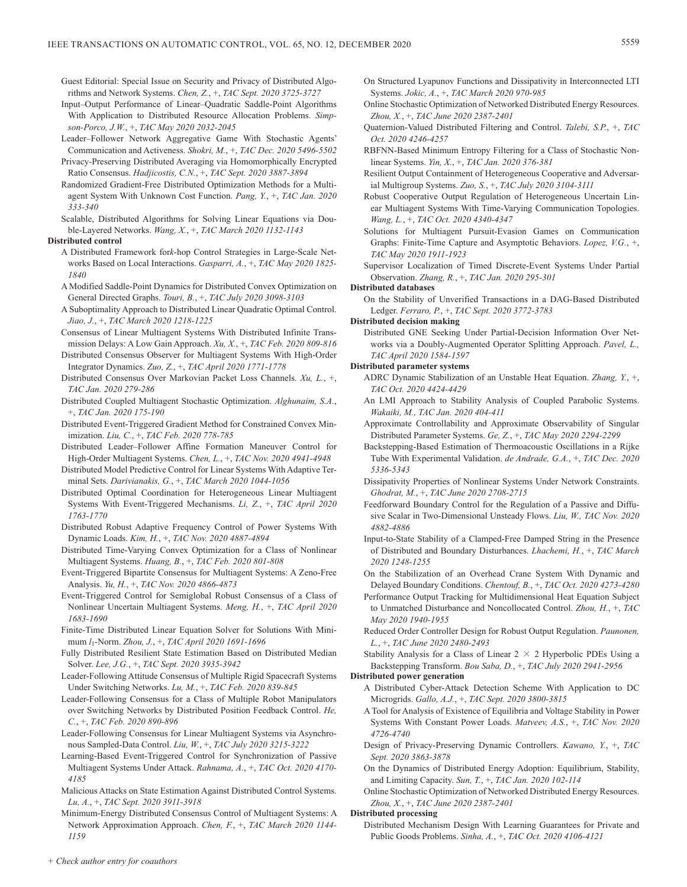Guest Editorial: Special Issue on Security and Privacy of Distributed Algorithms and Network Systems. *Chen, Z.*, +, *TAC Sept. 2020 3725-3727*

Input–Output Performance of Linear–Quadratic Saddle-Point Algorithms With Application to Distributed Resource Allocation Problems. *Simpson-Porco, J.W.*, +, *TAC May 2020 2032-2045*

Leader–Follower Network Aggregative Game With Stochastic Agents' Communication and Activeness. *Shokri, M.*, +, *TAC Dec. 2020 5496-5502*

Privacy-Preserving Distributed Averaging via Homomorphically Encrypted Ratio Consensus. *Hadjicostis, C.N.*, +, *TAC Sept. 2020 3887-3894*

Randomized Gradient-Free Distributed Optimization Methods for a Multiagent System With Unknown Cost Function. *Pang, Y.*, +, *TAC Jan. 2020 333-340*

Scalable, Distributed Algorithms for Solving Linear Equations via Double-Layered Networks. *Wang, X.*, +, *TAC March 2020 1132-1143*

**Distributed control**

A Distributed Framework for*k*-hop Control Strategies in Large-Scale Networks Based on Local Interactions. *Gasparri, A.*, +, *TAC May 2020 1825-1840*

A Modified Saddle-Point Dynamics for Distributed Convex Optimization on General Directed Graphs. *Touri, B.*, +, *TAC July 2020 3098-3103*

A Suboptimality Approach to Distributed Linear Quadratic Optimal Control. *Jiao, J.*, +, *TAC March 2020 1218-1225*

Consensus of Linear Multiagent Systems With Distributed Infinite Transmission Delays: A Low Gain Approach. *Xu, X.*, +, *TAC Feb. 2020 809-816*

Distributed Consensus Observer for Multiagent Systems With High-Order Integrator Dynamics. *Zuo, Z.*, +, *TAC April 2020 1771-1778*

Distributed Consensus Over Markovian Packet Loss Channels. *Xu, L.*, +, *TAC Jan. 2020 279-286*

Distributed Coupled Multiagent Stochastic Optimization. *Alghunaim, S.A.*, +, *TAC Jan. 2020 175-190*

Distributed Event-Triggered Gradient Method for Constrained Convex Minimization. *Liu, C.*, +, *TAC Feb. 2020 778-785*

Distributed Leader–Follower Affine Formation Maneuver Control for High-Order Multiagent Systems. *Chen, L.*, +, *TAC Nov. 2020 4941-4948*

Distributed Model Predictive Control for Linear Systems With Adaptive Terminal Sets. *Darivianakis, G.*, +, *TAC March 2020 1044-1056*

Distributed Optimal Coordination for Heterogeneous Linear Multiagent Systems With Event-Triggered Mechanisms. *Li, Z.*, +, *TAC April 2020 1763-1770*

Distributed Robust Adaptive Frequency Control of Power Systems With Dynamic Loads. *Kim, H.*, +, *TAC Nov. 2020 4887-4894*

Distributed Time-Varying Convex Optimization for a Class of Nonlinear Multiagent Systems. *Huang, B.*, +, *TAC Feb. 2020 801-808*

Event-Triggered Bipartite Consensus for Multiagent Systems: A Zeno-Free Analysis. *Yu, H.*, +, *TAC Nov. 2020 4866-4873*

Event-Triggered Control for Semiglobal Robust Consensus of a Class of Nonlinear Uncertain Multiagent Systems. *Meng, H.*, +, *TAC April 2020 1683-1690*

Finite-Time Distributed Linear Equation Solver for Solutions With Minimum $l_1$-Norm. *Zhou, J.*, +, *TAC April 2020 1691-1696*

Fully Distributed Resilient State Estimation Based on Distributed Median Solver. *Lee, J.G.*, +, *TAC Sept. 2020 3935-3942*

Leader-Following Attitude Consensus of Multiple Rigid Spacecraft Systems Under Switching Networks. *Lu, M.*, +, *TAC Feb. 2020 839-845*

Leader-Following Consensus for a Class of Multiple Robot Manipulators over Switching Networks by Distributed Position Feedback Control. *He, C.*, +, *TAC Feb. 2020 890-896*

Leader-Following Consensus for Linear Multiagent Systems via Asynchronous Sampled-Data Control. *Liu, W.*, +, *TAC July 2020 3215-3222*

Learning-Based Event-Triggered Control for Synchronization of Passive Multiagent Systems Under Attack. *Rahnama, A.*, +, *TAC Oct. 2020 4170-4185*

Malicious Attacks on State Estimation Against Distributed Control Systems. *Lu, A.*, +, *TAC Sept. 2020 3911-3918*

Minimum-Energy Distributed Consensus Control of Multiagent Systems: A Network Approximation Approach. *Chen, F.*, +, *TAC March 2020 1144-1159*

On Structured Lyapunov Functions and Dissipativity in Interconnected LTI Systems. *Jokic, A.*, +, *TAC March 2020 970-985*

Online Stochastic Optimization of Networked Distributed Energy Resources. *Zhou, X.*, +, *TAC June 2020 2387-2401*

Quaternion-Valued Distributed Filtering and Control. *Talebi, S.P.*, +, *TAC Oct. 2020 4246-4257*

RBFNN-Based Minimum Entropy Filtering for a Class of Stochastic Nonlinear Systems. *Yin, X.*, +, *TAC Jan. 2020 376-381*

Resilient Output Containment of Heterogeneous Cooperative and Adversarial Multigroup Systems. *Zuo, S.*, +, *TAC July 2020 3104-3111*

Robust Cooperative Output Regulation of Heterogeneous Uncertain Linear Multiagent Systems With Time-Varying Communication Topologies. *Wang, L.*, +, *TAC Oct. 2020 4340-4347*

Solutions for Multiagent Pursuit-Evasion Games on Communication Graphs: Finite-Time Capture and Asymptotic Behaviors. *Lopez, V.G.*, +, *TAC May 2020 1911-1923*

Supervisor Localization of Timed Discrete-Event Systems Under Partial Observation. *Zhang, R.*, +, *TAC Jan. 2020 295-301*

**Distributed databases**

On the Stability of Unverified Transactions in a DAG-Based Distributed Ledger. *Ferraro, P.*, +, *TAC Sept. 2020 3772-3783*

**Distributed decision making**

Distributed GNE Seeking Under Partial-Decision Information Over Networks via a Doubly-Augmented Operator Splitting Approach. *Pavel, L., TAC April 2020 1584-1597*

**Distributed parameter systems**

ADRC Dynamic Stabilization of an Unstable Heat Equation. *Zhang, Y.*, +, *TAC Oct. 2020 4424-4429*

An LMI Approach to Stability Analysis of Coupled Parabolic Systems. *Wakaiki, M., TAC Jan. 2020 404-411*

Approximate Controllability and Approximate Observability of Singular Distributed Parameter Systems. *Ge, Z.*, +, *TAC May 2020 2294-2299*

Backstepping-Based Estimation of Thermoacoustic Oscillations in a Rijke Tube With Experimental Validation. *de Andrade, G.A.*, +, *TAC Dec. 2020 5336-5343*

Dissipativity Properties of Nonlinear Systems Under Network Constraints. *Ghodrat, M.*, +, *TAC June 2020 2708-2715*

Feedforward Boundary Control for the Regulation of a Passive and Diffusive Scalar in Two-Dimensional Unsteady Flows. *Liu, W., TAC Nov. 2020 4882-4886*

Input-to-State Stability of a Clamped-Free Damped String in the Presence of Distributed and Boundary Disturbances. *Lhachemi, H.*, +, *TAC March 2020 1248-1255*

On the Stabilization of an Overhead Crane System With Dynamic and Delayed Boundary Conditions. *Chentouf, B.*, +, *TAC Oct. 2020 4273-4280*

Performance Output Tracking for Multidimensional Heat Equation Subject to Unmatched Disturbance and Noncollocated Control. *Zhou, H.*, +, *TAC May 2020 1940-1955*

Reduced Order Controller Design for Robust Output Regulation. *Paunonen, L.*, +, *TAC June 2020 2480-2493*

Stability Analysis for a Class of Linear $2 \times 2$ Hyperbolic PDEs Using a Backstepping Transform. *Bou Saba, D.*, +, *TAC July 2020 2941-2956*

**Distributed power generation**

A Distributed Cyber-Attack Detection Scheme With Application to DC Microgrids. *Gallo, A.J.*, +, *TAC Sept. 2020 3800-3815*

A Tool for Analysis of Existence of Equilibria and Voltage Stability in Power Systems With Constant Power Loads. *Matveev, A.S.*, +, *TAC Nov. 2020 4726-4740*

Design of Privacy-Preserving Dynamic Controllers. *Kawano, Y.*, +, *TAC Sept. 2020 3863-3878*

On the Dynamics of Distributed Energy Adoption: Equilibrium, Stability, and Limiting Capacity. *Sun, T.*, +, *TAC Jan. 2020 102-114*

Online Stochastic Optimization of Networked Distributed Energy Resources. *Zhou, X.*, +, *TAC June 2020 2387-2401*

**Distributed processing**

Distributed Mechanism Design With Learning Guarantees for Private and Public Goods Problems. *Sinha, A.*, +, *TAC Oct. 2020 4106-4121*

*+ Check author entry for coauthors*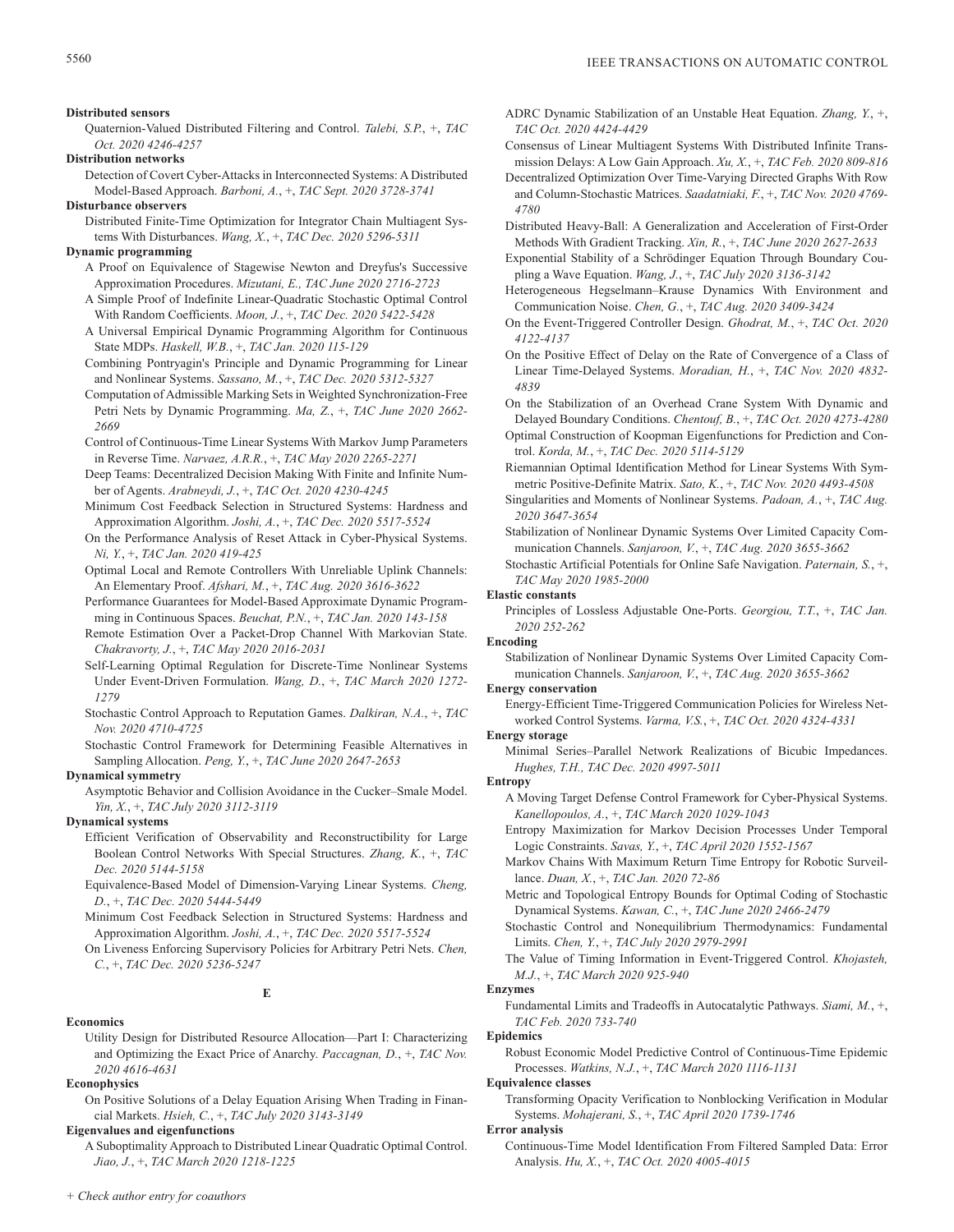**Distributed sensors**

Quaternion-Valued Distributed Filtering and Control. *Talebi, S.P.*, +, *TAC Oct. 2020 4246-4257*

**Distribution networks**

Detection of Covert Cyber-Attacks in Interconnected Systems: A Distributed Model-Based Approach. *Barboni, A.*, +, *TAC Sept. 2020 3728-3741*

**Disturbance observers**

Distributed Finite-Time Optimization for Integrator Chain Multiagent Systems With Disturbances. *Wang, X.*, +, *TAC Dec. 2020 5296-5311*

**Dynamic programming**

A Proof on Equivalence of Stagewise Newton and Dreyfus's Successive Approximation Procedures. *Mizutani, E., TAC June 2020 2716-2723*

A Simple Proof of Indefinite Linear-Quadratic Stochastic Optimal Control With Random Coefficients. *Moon, J.*, +, *TAC Dec. 2020 5422-5428*

A Universal Empirical Dynamic Programming Algorithm for Continuous State MDPs. *Haskell, W.B.*, +, *TAC Jan. 2020 115-129*

Combining Pontryagin's Principle and Dynamic Programming for Linear and Nonlinear Systems. *Sassano, M.*, +, *TAC Dec. 2020 5312-5327*

Computation of Admissible Marking Sets in Weighted Synchronization-Free Petri Nets by Dynamic Programming. *Ma, Z.*, +, *TAC June 2020 2662-2669*

Control of Continuous-Time Linear Systems With Markov Jump Parameters in Reverse Time. *Narvaez, A.R.R.*, +, *TAC May 2020 2265-2271*

Deep Teams: Decentralized Decision Making With Finite and Infinite Number of Agents. *Arabneydi, J.*, +, *TAC Oct. 2020 4230-4245*

Minimum Cost Feedback Selection in Structured Systems: Hardness and Approximation Algorithm. *Joshi, A.*, +, *TAC Dec. 2020 5517-5524*

On the Performance Analysis of Reset Attack in Cyber-Physical Systems. *Ni, Y.*, +, *TAC Jan. 2020 419-425*

Optimal Local and Remote Controllers With Unreliable Uplink Channels: An Elementary Proof. *Afshari, M.*, +, *TAC Aug. 2020 3616-3622*

Performance Guarantees for Model-Based Approximate Dynamic Programming in Continuous Spaces. *Beuchat, P.N.*, +, *TAC Jan. 2020 143-158*

Remote Estimation Over a Packet-Drop Channel With Markovian State. *Chakravorty, J.*, +, *TAC May 2020 2016-2031*

Self-Learning Optimal Regulation for Discrete-Time Nonlinear Systems Under Event-Driven Formulation. *Wang, D.*, +, *TAC March 2020 1272-1279*

Stochastic Control Approach to Reputation Games. *Dalkiran, N.A.*, +, *TAC Nov. 2020 4710-4725*

Stochastic Control Framework for Determining Feasible Alternatives in Sampling Allocation. *Peng, Y.*, +, *TAC June 2020 2647-2653*

**Dynamical symmetry**

Asymptotic Behavior and Collision Avoidance in the Cucker–Smale Model. *Yin, X.*, +, *TAC July 2020 3112-3119*

**Dynamical systems**

Efficient Verification of Observability and Reconstructibility for Large Boolean Control Networks With Special Structures. *Zhang, K.*, +, *TAC Dec. 2020 5144-5158*

Equivalence-Based Model of Dimension-Varying Linear Systems. *Cheng, D.*, +, *TAC Dec. 2020 5444-5449*

Minimum Cost Feedback Selection in Structured Systems: Hardness and Approximation Algorithm. *Joshi, A.*, +, *TAC Dec. 2020 5517-5524*

On Liveness Enforcing Supervisory Policies for Arbitrary Petri Nets. *Chen, C.*, +, *TAC Dec. 2020 5236-5247*

## E

**Economics**

Utility Design for Distributed Resource Allocation—Part I: Characterizing and Optimizing the Exact Price of Anarchy. *Paccagnan, D.*, +, *TAC Nov. 2020 4616-4631*

**Econophysics**

On Positive Solutions of a Delay Equation Arising When Trading in Financial Markets. *Hsieh, C.*, +, *TAC July 2020 3143-3149*

**Eigenvalues and eigenfunctions**

A Suboptimality Approach to Distributed Linear Quadratic Optimal Control. *Jiao, J.*, +, *TAC March 2020 1218-1225*

ADRC Dynamic Stabilization of an Unstable Heat Equation. *Zhang, Y.*, +, *TAC Oct. 2020 4424-4429*

Consensus of Linear Multiagent Systems With Distributed Infinite Transmission Delays: A Low Gain Approach. *Xu, X.*, +, *TAC Feb. 2020 809-816*

Decentralized Optimization Over Time-Varying Directed Graphs With Row and Column-Stochastic Matrices. *Saadatniaki, F.*, +, *TAC Nov. 2020 4769-4780*

Distributed Heavy-Ball: A Generalization and Acceleration of First-Order Methods With Gradient Tracking. *Xin, R.*, +, *TAC June 2020 2627-2633*

Exponential Stability of a Schrödinger Equation Through Boundary Coupling a Wave Equation. *Wang, J.*, +, *TAC July 2020 3136-3142*

Heterogeneous Hegselmann–Krause Dynamics With Environment and Communication Noise. *Chen, G.*, +, *TAC Aug. 2020 3409-3424*

On the Event-Triggered Controller Design. *Ghodrat, M.*, +, *TAC Oct. 2020 4122-4137*

On the Positive Effect of Delay on the Rate of Convergence of a Class of Linear Time-Delayed Systems. *Moradian, H.*, +, *TAC Nov. 2020 4832-4839*

On the Stabilization of an Overhead Crane System With Dynamic and Delayed Boundary Conditions. *Chentouf, B.*, +, *TAC Oct. 2020 4273-4280*

Optimal Construction of Koopman Eigenfunctions for Prediction and Control. *Korda, M.*, +, *TAC Dec. 2020 5114-5129*

Riemannian Optimal Identification Method for Linear Systems With Symmetric Positive-Definite Matrix. *Sato, K.*, +, *TAC Nov. 2020 4493-4508*

Singularities and Moments of Nonlinear Systems. *Padoan, A.*, +, *TAC Aug. 2020 3647-3654*

Stabilization of Nonlinear Dynamic Systems Over Limited Capacity Communication Channels. *Sanjaroon, V.*, +, *TAC Aug. 2020 3655-3662*

Stochastic Artificial Potentials for Online Safe Navigation. *Paternain, S.*, +, *TAC May 2020 1985-2000*

**Elastic constants**

Principles of Lossless Adjustable One-Ports. *Georgiou, T.T.*, +, *TAC Jan. 2020 252-262*

**Encoding**

Stabilization of Nonlinear Dynamic Systems Over Limited Capacity Communication Channels. *Sanjaroon, V.*, +, *TAC Aug. 2020 3655-3662*

**Energy conservation**

Energy-Efficient Time-Triggered Communication Policies for Wireless Networked Control Systems. *Varma, V.S.*, +, *TAC Oct. 2020 4324-4331*

**Energy storage**

Minimal Series–Parallel Network Realizations of Bicubic Impedances. *Hughes, T.H., TAC Dec. 2020 4997-5011*

**Entropy**

A Moving Target Defense Control Framework for Cyber-Physical Systems. *Kanellopoulos, A.*, +, *TAC March 2020 1029-1043*

Entropy Maximization for Markov Decision Processes Under Temporal Logic Constraints. *Savas, Y.*, +, *TAC April 2020 1552-1567*

Markov Chains With Maximum Return Time Entropy for Robotic Surveillance. *Duan, X.*, +, *TAC Jan. 2020 72-86*

Metric and Topological Entropy Bounds for Optimal Coding of Stochastic Dynamical Systems. *Kawan, C.*, +, *TAC June 2020 2466-2479*

Stochastic Control and Nonequilibrium Thermodynamics: Fundamental Limits. *Chen, Y.*, +, *TAC July 2020 2979-2991*

The Value of Timing Information in Event-Triggered Control. *Khojasteh, M.J.*, +, *TAC March 2020 925-940*

**Enzymes**

Fundamental Limits and Tradeoffs in Autocatalytic Pathways. *Siami, M.*, +, *TAC Feb. 2020 733-740*

**Epidemics**

Robust Economic Model Predictive Control of Continuous-Time Epidemic Processes. *Watkins, N.J.*, +, *TAC March 2020 1116-1131*

**Equivalence classes**

Transforming Opacity Verification to Nonblocking Verification in Modular Systems. *Mohajerani, S.*, +, *TAC April 2020 1739-1746*

**Error analysis**

Continuous-Time Model Identification From Filtered Sampled Data: Error Analysis. *Hu, X.*, +, *TAC Oct. 2020 4005-4015*

*+ Check author entry for coauthors*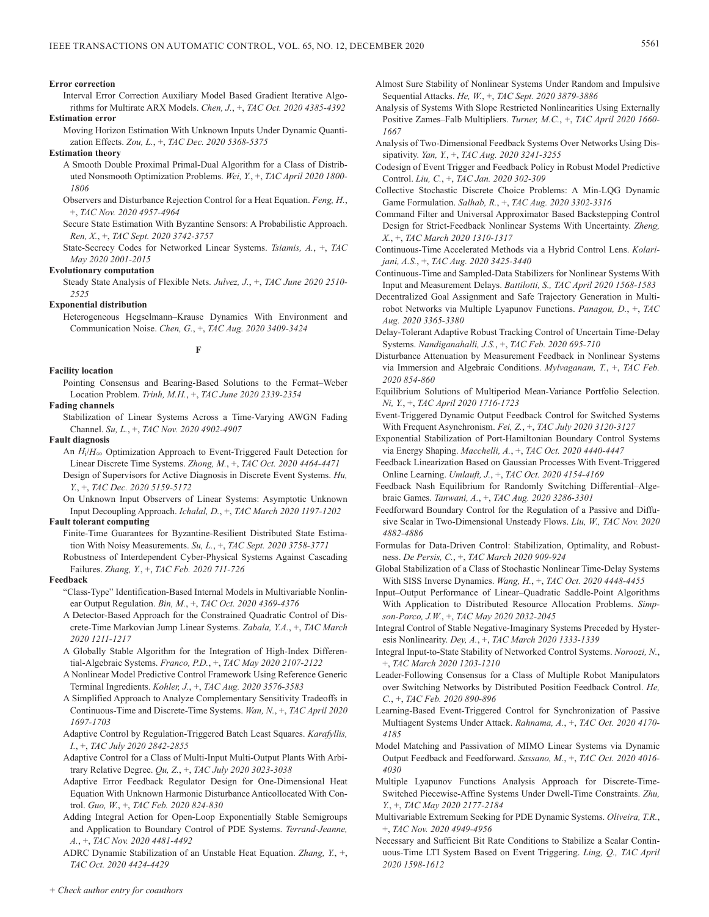**Error correction**

Interval Error Correction Auxiliary Model Based Gradient Iterative Algorithms for Multirate ARX Models. *Chen, J.*, +, *TAC Oct. 2020 4385-4392*

**Estimation error**

Moving Horizon Estimation With Unknown Inputs Under Dynamic Quantization Effects. *Zou, L.*, +, *TAC Dec. 2020 5368-5375*

**Estimation theory**

A Smooth Double Proximal Primal-Dual Algorithm for a Class of Distributed Nonsmooth Optimization Problems. *Wei, Y.*, +, *TAC April 2020 1800-1806*

Observers and Disturbance Rejection Control for a Heat Equation. *Feng, H.*, +, *TAC Nov. 2020 4957-4964*

Secure State Estimation With Byzantine Sensors: A Probabilistic Approach. *Ren, X.*, +, *TAC Sept. 2020 3742-3757*

State-Secrecy Codes for Networked Linear Systems. *Tsiamis, A.*, +, *TAC May 2020 2001-2015*

**Evolutionary computation**

Steady State Analysis of Flexible Nets. *Julvez, J.*, +, *TAC June 2020 2510-2525*

**Exponential distribution**

Heterogeneous Hegselmann–Krause Dynamics With Environment and Communication Noise. *Chen, G.*, +, *TAC Aug. 2020 3409-3424*

## F

**Facility location**

Pointing Consensus and Bearing-Based Solutions to the Fermat–Weber Location Problem. *Trinh, M.H.*, +, *TAC June 2020 2339-2354*

**Fading channels**

Stabilization of Linear Systems Across a Time-Varying AWGN Fading Channel. *Su, L.*, +, *TAC Nov. 2020 4902-4907*

**Fault diagnosis**

An $H_i/H_\infty$ Optimization Approach to Event-Triggered Fault Detection for Linear Discrete Time Systems. *Zhong, M.*, +, *TAC Oct. 2020 4464-4471*

Design of Supervisors for Active Diagnosis in Discrete Event Systems. *Hu, Y.*, +, *TAC Dec. 2020 5159-5172*

On Unknown Input Observers of Linear Systems: Asymptotic Unknown Input Decoupling Approach. *Ichalal, D.*, +, *TAC March 2020 1197-1202*

**Fault tolerant computing**

Finite-Time Guarantees for Byzantine-Resilient Distributed State Estimation With Noisy Measurements. *Su, L.*, +, *TAC Sept. 2020 3758-3771*

Robustness of Interdependent Cyber-Physical Systems Against Cascading Failures. *Zhang, Y.*, +, *TAC Feb. 2020 711-726*

**Feedback**

"Class-Type" Identification-Based Internal Models in Multivariable Nonlinear Output Regulation. *Bin, M.*, +, *TAC Oct. 2020 4369-4376*

A Detector-Based Approach for the Constrained Quadratic Control of Discrete-Time Markovian Jump Linear Systems. *Zabala, Y.A.*, +, *TAC March 2020 1211-1217*

A Globally Stable Algorithm for the Integration of High-Index Differential-Algebraic Systems. *Franco, P.D.*, +, *TAC May 2020 2107-2122*

A Nonlinear Model Predictive Control Framework Using Reference Generic Terminal Ingredients. *Kohler, J.*, +, *TAC Aug. 2020 3576-3583*

A Simplified Approach to Analyze Complementary Sensitivity Tradeoffs in Continuous-Time and Discrete-Time Systems. *Wan, N.*, +, *TAC April 2020 1697-1703*

Adaptive Control by Regulation-Triggered Batch Least Squares. *Karafyllis, I.*, +, *TAC July 2020 2842-2855*

Adaptive Control for a Class of Multi-Input Multi-Output Plants With Arbitrary Relative Degree. *Qu, Z.*, +, *TAC July 2020 3023-3038*

Adaptive Error Feedback Regulator Design for One-Dimensional Heat Equation With Unknown Harmonic Disturbance Anticollocated With Control. *Guo, W.*, +, *TAC Feb. 2020 824-830*

Adding Integral Action for Open-Loop Exponentially Stable Semigroups and Application to Boundary Control of PDE Systems. *Terrand-Jeanne, A.*, +, *TAC Nov. 2020 4481-4492*

ADRC Dynamic Stabilization of an Unstable Heat Equation. *Zhang, Y.*, +, *TAC Oct. 2020 4424-4429*

Almost Sure Stability of Nonlinear Systems Under Random and Impulsive Sequential Attacks. *He, W.*, +, *TAC Sept. 2020 3879-3886*

Analysis of Systems With Slope Restricted Nonlinearities Using Externally Positive Zames–Falb Multipliers. *Turner, M.C.*, +, *TAC April 2020 1660-1667*

Analysis of Two-Dimensional Feedback Systems Over Networks Using Dissipativity. *Yan, Y.*, +, *TAC Aug. 2020 3241-3255*

Codesign of Event Trigger and Feedback Policy in Robust Model Predictive Control. *Liu, C.*, +, *TAC Jan. 2020 302-309*

Collective Stochastic Discrete Choice Problems: A Min-LQG Dynamic Game Formulation. *Salhab, R.*, +, *TAC Aug. 2020 3302-3316*

Command Filter and Universal Approximator Based Backstepping Control Design for Strict-Feedback Nonlinear Systems With Uncertainty. *Zheng, X.*, +, *TAC March 2020 1310-1317*

Continuous-Time Accelerated Methods via a Hybrid Control Lens. *Kolarijani, A.S.*, +, *TAC Aug. 2020 3425-3440*

Continuous-Time and Sampled-Data Stabilizers for Nonlinear Systems With Input and Measurement Delays. *Battilotti, S., TAC April 2020 1568-1583*

Decentralized Goal Assignment and Safe Trajectory Generation in Multirobot Networks via Multiple Lyapunov Functions. *Panagou, D.*, +, *TAC Aug. 2020 3365-3380*

Delay-Tolerant Adaptive Robust Tracking Control of Uncertain Time-Delay Systems. *Nandiganahalli, J.S.*, +, *TAC Feb. 2020 695-710*

Disturbance Attenuation by Measurement Feedback in Nonlinear Systems via Immersion and Algebraic Conditions. *Mylvaganam, T.*, +, *TAC Feb. 2020 854-860*

Equilibrium Solutions of Multiperiod Mean-Variance Portfolio Selection. *Ni, Y.*, +, *TAC April 2020 1716-1723*

Event-Triggered Dynamic Output Feedback Control for Switched Systems With Frequent Asynchronism. *Fei, Z.*, +, *TAC July 2020 3120-3127*

Exponential Stabilization of Port-Hamiltonian Boundary Control Systems via Energy Shaping. *Macchelli, A.*, +, *TAC Oct. 2020 4440-4447*

Feedback Linearization Based on Gaussian Processes With Event-Triggered Online Learning. *Umlauft, J.*, +, *TAC Oct. 2020 4154-4169*

Feedback Nash Equilibrium for Randomly Switching Differential–Algebraic Games. *Tanwani, A.*, +, *TAC Aug. 2020 3286-3301*

Feedforward Boundary Control for the Regulation of a Passive and Diffusive Scalar in Two-Dimensional Unsteady Flows. *Liu, W., TAC Nov. 2020 4882-4886*

Formulas for Data-Driven Control: Stabilization, Optimality, and Robustness. *De Persis, C.*, +, *TAC March 2020 909-924*

Global Stabilization of a Class of Stochastic Nonlinear Time-Delay Systems With SISS Inverse Dynamics. *Wang, H.*, +, *TAC Oct. 2020 4448-4455*

Input–Output Performance of Linear–Quadratic Saddle-Point Algorithms With Application to Distributed Resource Allocation Problems. *Simpson-Porco, J.W.*, +, *TAC May 2020 2032-2045*

Integral Control of Stable Negative-Imaginary Systems Preceded by Hysteresis Nonlinearity. *Dey, A.*, +, *TAC March 2020 1333-1339*

Integral Input-to-State Stability of Networked Control Systems. *Noroozi, N.*, +, *TAC March 2020 1203-1210*

Leader-Following Consensus for a Class of Multiple Robot Manipulators over Switching Networks by Distributed Position Feedback Control. *He, C.*, +, *TAC Feb. 2020 890-896*

Learning-Based Event-Triggered Control for Synchronization of Passive Multiagent Systems Under Attack. *Rahnama, A.*, +, *TAC Oct. 2020 4170-4185*

Model Matching and Passivation of MIMO Linear Systems via Dynamic Output Feedback and Feedforward. *Sassano, M.*, +, *TAC Oct. 2020 4016-4030*

Multiple Lyapunov Functions Analysis Approach for Discrete-Time-Switched Piecewise-Affine Systems Under Dwell-Time Constraints. *Zhu, Y.*, +, *TAC May 2020 2177-2184*

Multivariable Extremum Seeking for PDE Dynamic Systems. *Oliveira, T.R.*, +, *TAC Nov. 2020 4949-4956*

Necessary and Sufficient Bit Rate Conditions to Stabilize a Scalar Continuous-Time LTI System Based on Event Triggering. *Ling, Q., TAC April 2020 1598-1612*

+ Check author entry for coauthors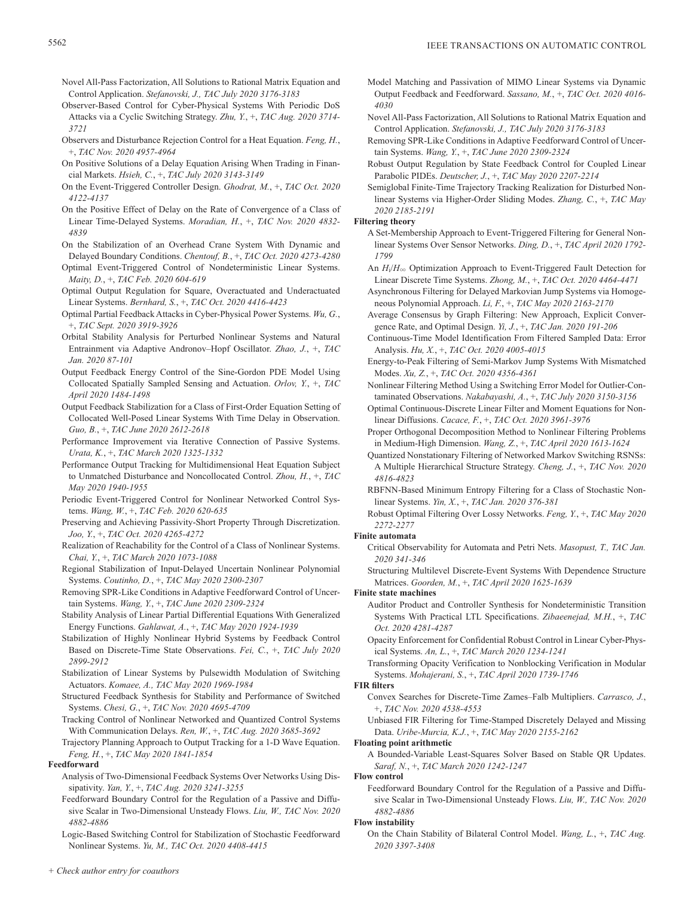Novel All-Pass Factorization, All Solutions to Rational Matrix Equation and Control Application. *Stefanovski, J., TAC July 2020 3176-3183*

Observer-Based Control for Cyber-Physical Systems With Periodic DoS Attacks via a Cyclic Switching Strategy. *Zhu, Y., +, TAC Aug. 2020 3714-3721*

Observers and Disturbance Rejection Control for a Heat Equation. *Feng, H., +, TAC Nov. 2020 4957-4964*

On Positive Solutions of a Delay Equation Arising When Trading in Financial Markets. *Hsieh, C., +, TAC July 2020 3143-3149*

On the Event-Triggered Controller Design. *Ghodrat, M., +, TAC Oct. 2020 4122-4137*

On the Positive Effect of Delay on the Rate of Convergence of a Class of Linear Time-Delayed Systems. *Moradian, H., +, TAC Nov. 2020 4832-4839*

On the Stabilization of an Overhead Crane System With Dynamic and Delayed Boundary Conditions. *Chentouf, B., +, TAC Oct. 2020 4273-4280*

Optimal Event-Triggered Control of Nondeterministic Linear Systems. *Maity, D., +, TAC Feb. 2020 604-619*

Optimal Output Regulation for Square, Overactuated and Underactuated Linear Systems. *Bernhard, S., +, TAC Oct. 2020 4416-4423*

Optimal Partial Feedback Attacks in Cyber-Physical Power Systems. *Wu, G., +, TAC Sept. 2020 3919-3926*

Orbital Stability Analysis for Perturbed Nonlinear Systems and Natural Entrainment via Adaptive Andronov–Hopf Oscillator. *Zhao, J., +, TAC Jan. 2020 87-101*

Output Feedback Energy Control of the Sine-Gordon PDE Model Using Collocated Spatially Sampled Sensing and Actuation. *Orlov, Y., +, TAC April 2020 1484-1498*

Output Feedback Stabilization for a Class of First-Order Equation Setting of Collocated Well-Posed Linear Systems With Time Delay in Observation. *Guo, B., +, TAC June 2020 2612-2618*

Performance Improvement via Iterative Connection of Passive Systems. *Urata, K., +, TAC March 2020 1325-1332*

Performance Output Tracking for Multidimensional Heat Equation Subject to Unmatched Disturbance and Noncollocated Control. *Zhou, H., +, TAC May 2020 1940-1955*

Periodic Event-Triggered Control for Nonlinear Networked Control Systems. *Wang, W., +, TAC Feb. 2020 620-635*

Preserving and Achieving Passivity-Short Property Through Discretization. *Joo, Y., +, TAC Oct. 2020 4265-4272*

Realization of Reachability for the Control of a Class of Nonlinear Systems. *Chai, Y., +, TAC March 2020 1073-1088*

Regional Stabilization of Input-Delayed Uncertain Nonlinear Polynomial Systems. *Coutinho, D., +, TAC May 2020 2300-2307*

Removing SPR-Like Conditions in Adaptive Feedforward Control of Uncertain Systems. *Wang, Y., +, TAC June 2020 2309-2324*

Stability Analysis of Linear Partial Differential Equations With Generalized Energy Functions. *Gahlawat, A., +, TAC May 2020 1924-1939*

Stabilization of Highly Nonlinear Hybrid Systems by Feedback Control Based on Discrete-Time State Observations. *Fei, C., +, TAC July 2020 2899-2912*

Stabilization of Linear Systems by Pulsewidth Modulation of Switching Actuators. *Komaee, A., TAC May 2020 1969-1984*

Structured Feedback Synthesis for Stability and Performance of Switched Systems. *Chesi, G., +, TAC Nov. 2020 4695-4709*

Tracking Control of Nonlinear Networked and Quantized Control Systems With Communication Delays. *Ren, W., +, TAC Aug. 2020 3685-3692*

Trajectory Planning Approach to Output Tracking for a 1-D Wave Equation. *Feng, H., +, TAC May 2020 1841-1854*

**Feedforward**

Analysis of Two-Dimensional Feedback Systems Over Networks Using Dissipativity. *Yan, Y., +, TAC Aug. 2020 3241-3255*

Feedforward Boundary Control for the Regulation of a Passive and Diffusive Scalar in Two-Dimensional Unsteady Flows. *Liu, W., TAC Nov. 2020 4882-4886*

Logic-Based Switching Control for Stabilization of Stochastic Feedforward Nonlinear Systems. *Yu, M., TAC Oct. 2020 4408-4415*

Model Matching and Passivation of MIMO Linear Systems via Dynamic Output Feedback and Feedforward. *Sassano, M., +, TAC Oct. 2020 4016-4030*

Novel All-Pass Factorization, All Solutions to Rational Matrix Equation and Control Application. *Stefanovski, J., TAC July 2020 3176-3183*

Removing SPR-Like Conditions in Adaptive Feedforward Control of Uncertain Systems. *Wang, Y., +, TAC June 2020 2309-2324*

Robust Output Regulation by State Feedback Control for Coupled Linear Parabolic PIDEs. *Deutscher, J., +, TAC May 2020 2207-2214*

Semiglobal Finite-Time Trajectory Tracking Realization for Disturbed Nonlinear Systems via Higher-Order Sliding Modes. *Zhang, C., +, TAC May 2020 2185-2191*

**Filtering theory**

A Set-Membership Approach to Event-Triggered Filtering for General Nonlinear Systems Over Sensor Networks. *Ding, D., +, TAC April 2020 1792-1799*

An $H_i/H_\infty$ Optimization Approach to Event-Triggered Fault Detection for Linear Discrete Time Systems. *Zhong, M., +, TAC Oct. 2020 4464-4471*

Asynchronous Filtering for Delayed Markovian Jump Systems via Homogeneous Polynomial Approach. *Li, F., +, TAC May 2020 2163-2170*

Average Consensus by Graph Filtering: New Approach, Explicit Convergence Rate, and Optimal Design. *Yi, J., +, TAC Jan. 2020 191-206*

Continuous-Time Model Identification From Filtered Sampled Data: Error Analysis. *Hu, X., +, TAC Oct. 2020 4005-4015*

Energy-to-Peak Filtering of Semi-Markov Jump Systems With Mismatched Modes. *Xu, Z., +, TAC Oct. 2020 4356-4361*

Nonlinear Filtering Method Using a Switching Error Model for Outlier-Contaminated Observations. *Nakabayashi, A., +, TAC July 2020 3150-3156*

Optimal Continuous-Discrete Linear Filter and Moment Equations for Nonlinear Diffusions. *Cacace, F., +, TAC Oct. 2020 3961-3976*

Proper Orthogonal Decomposition Method to Nonlinear Filtering Problems in Medium-High Dimension. *Wang, Z., +, TAC April 2020 1613-1624*

Quantized Nonstationary Filtering of Networked Markov Switching RSNSs: A Multiple Hierarchical Structure Strategy. *Cheng, J., +, TAC Nov. 2020 4816-4823*

RBFNN-Based Minimum Entropy Filtering for a Class of Stochastic Nonlinear Systems. *Yin, X., +, TAC Jan. 2020 376-381*

Robust Optimal Filtering Over Lossy Networks. *Feng, Y., +, TAC May 2020 2272-2277*

**Finite automata**

Critical Observability for Automata and Petri Nets. *Masopust, T., TAC Jan. 2020 341-346*

Structuring Multilevel Discrete-Event Systems With Dependence Structure Matrices. *Goorden, M., +, TAC April 2020 1625-1639*

**Finite state machines**

Auditor Product and Controller Synthesis for Nondeterministic Transition Systems With Practical LTL Specifications. *Zibaeenejad, M.H., +, TAC Oct. 2020 4281-4287*

Opacity Enforcement for Confidential Robust Control in Linear Cyber-Physical Systems. *An, L., +, TAC March 2020 1234-1241*

Transforming Opacity Verification to Nonblocking Verification in Modular Systems. *Mohajerani, S., +, TAC April 2020 1739-1746*

**FIR filters**

Convex Searches for Discrete-Time Zames–Falb Multipliers. *Carrasco, J., +, TAC Nov. 2020 4538-4553*

Unbiased FIR Filtering for Time-Stamped Discretely Delayed and Missing Data. *Uribe-Murcia, K.J., +, TAC May 2020 2155-2162*

**Floating point arithmetic**

A Bounded-Variable Least-Squares Solver Based on Stable QR Updates. *Saraf, N., +, TAC March 2020 1242-1247*

**Flow control**

Feedforward Boundary Control for the Regulation of a Passive and Diffusive Scalar in Two-Dimensional Unsteady Flows. *Liu, W., TAC Nov. 2020 4882-4886*

**Flow instability**

On the Chain Stability of Bilateral Control Model. *Wang, L., +, TAC Aug. 2020 3397-3408*

*+ Check author entry for coauthors*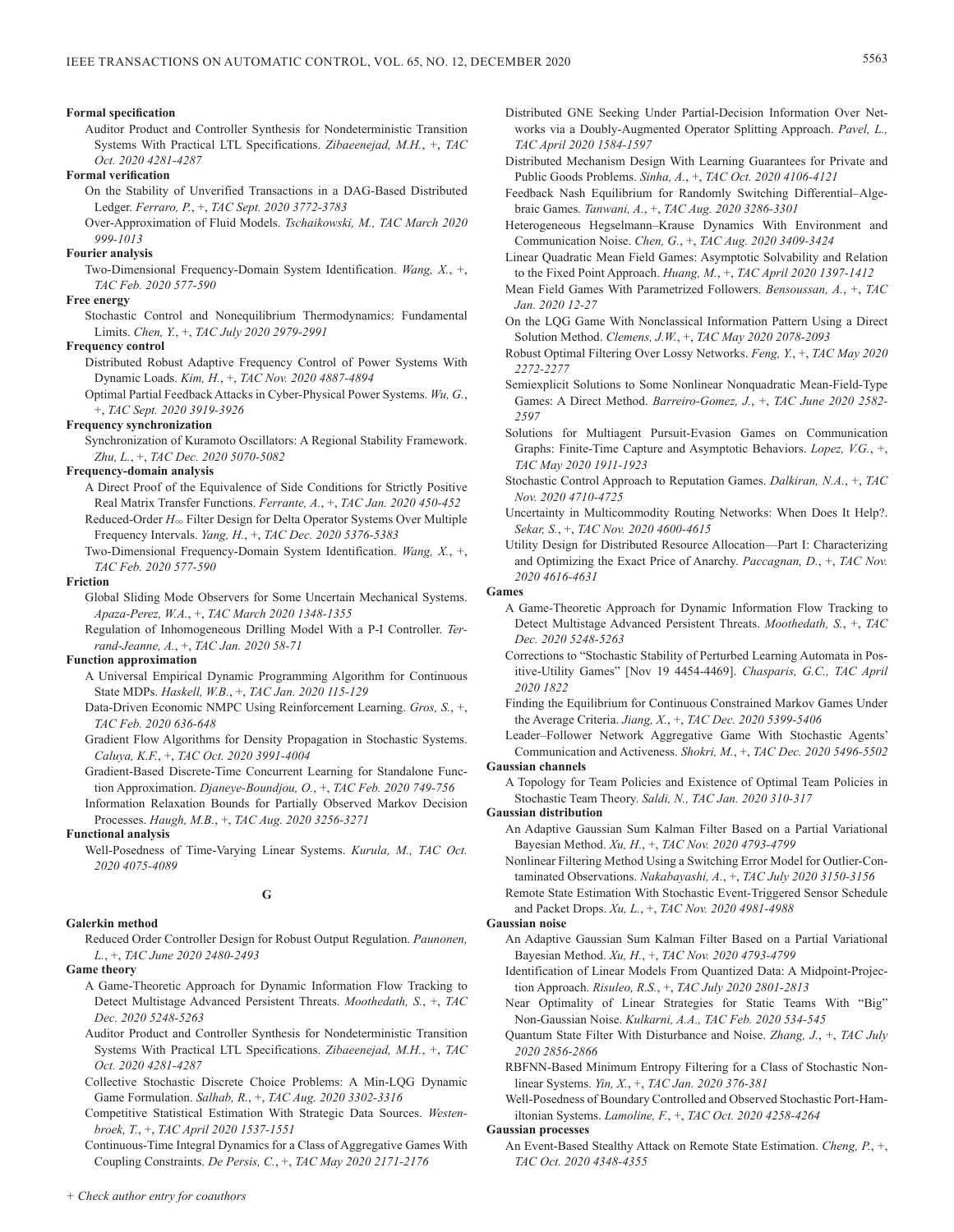**Formal specification**

Auditor Product and Controller Synthesis for Nondeterministic Transition Systems With Practical LTL Specifications. *Zibaeenejad, M.H.*, +, *TAC Oct. 2020 4281-4287*

**Formal verification**

On the Stability of Unverified Transactions in a DAG-Based Distributed Ledger. *Ferraro, P.*, +, *TAC Sept. 2020 3772-3783*

Over-Approximation of Fluid Models. *Tschaikowski, M., TAC March 2020 999-1013*

**Fourier analysis**

Two-Dimensional Frequency-Domain System Identification. *Wang, X.*, +, *TAC Feb. 2020 577-590*

**Free energy**

Stochastic Control and Nonequilibrium Thermodynamics: Fundamental Limits. *Chen, Y.*, +, *TAC July 2020 2979-2991*

**Frequency control**

Distributed Robust Adaptive Frequency Control of Power Systems With Dynamic Loads. *Kim, H.*, +, *TAC Nov. 2020 4887-4894*

Optimal Partial Feedback Attacks in Cyber-Physical Power Systems. *Wu, G.*, +, *TAC Sept. 2020 3919-3926*

**Frequency synchronization**

Synchronization of Kuramoto Oscillators: A Regional Stability Framework. *Zhu, L.*, +, *TAC Dec. 2020 5070-5082*

**Frequency-domain analysis**

A Direct Proof of the Equivalence of Side Conditions for Strictly Positive Real Matrix Transfer Functions. *Ferrante, A.*, +, *TAC Jan. 2020 450-452*

Reduced-Order $H_\infty$ Filter Design for Delta Operator Systems Over Multiple Frequency Intervals. *Yang, H.*, +, *TAC Dec. 2020 5376-5383*

Two-Dimensional Frequency-Domain System Identification. *Wang, X.*, +, *TAC Feb. 2020 577-590*

**Friction**

Global Sliding Mode Observers for Some Uncertain Mechanical Systems. *Apaza-Perez, W.A.*, +, *TAC March 2020 1348-1355*

Regulation of Inhomogeneous Drilling Model With a P-I Controller. *Terrand-Jeanne, A.*, +, *TAC Jan. 2020 58-71*

**Function approximation**

A Universal Empirical Dynamic Programming Algorithm for Continuous State MDPs. *Haskell, W.B.*, +, *TAC Jan. 2020 115-129*

Data-Driven Economic NMPC Using Reinforcement Learning. *Gros, S.*, +, *TAC Feb. 2020 636-648*

Gradient Flow Algorithms for Density Propagation in Stochastic Systems. *Caluya, K.F.*, +, *TAC Oct. 2020 3991-4004*

Gradient-Based Discrete-Time Concurrent Learning for Standalone Function Approximation. *Djaneye-Boundjou, O.*, +, *TAC Feb. 2020 749-756*

Information Relaxation Bounds for Partially Observed Markov Decision Processes. *Haugh, M.B.*, +, *TAC Aug. 2020 3256-3271*

**Functional analysis**

Well-Posedness of Time-Varying Linear Systems. *Kurula, M., TAC Oct. 2020 4075-4089*

## G

**Galerkin method**

Reduced Order Controller Design for Robust Output Regulation. *Paunonen, L.*, +, *TAC June 2020 2480-2493*

**Game theory**

A Game-Theoretic Approach for Dynamic Information Flow Tracking to Detect Multistage Advanced Persistent Threats. *Moothedath, S.*, +, *TAC Dec. 2020 5248-5263*

Auditor Product and Controller Synthesis for Nondeterministic Transition Systems With Practical LTL Specifications. *Zibaeenejad, M.H.*, +, *TAC Oct. 2020 4281-4287*

Collective Stochastic Discrete Choice Problems: A Min-LQG Dynamic Game Formulation. *Salhab, R.*, +, *TAC Aug. 2020 3302-3316*

Competitive Statistical Estimation With Strategic Data Sources. *Westenbroek, T.*, +, *TAC April 2020 1537-1551*

Continuous-Time Integral Dynamics for a Class of Aggregative Games With Coupling Constraints. *De Persis, C.*, +, *TAC May 2020 2171-2176*

Distributed GNE Seeking Under Partial-Decision Information Over Networks via a Doubly-Augmented Operator Splitting Approach. *Pavel, L., TAC April 2020 1584-1597*

Distributed Mechanism Design With Learning Guarantees for Private and Public Goods Problems. *Sinha, A.*, +, *TAC Oct. 2020 4106-4121*

Feedback Nash Equilibrium for Randomly Switching Differential–Algebraic Games. *Tanwani, A.*, +, *TAC Aug. 2020 3286-3301*

Heterogeneous Hegselmann–Krause Dynamics With Environment and Communication Noise. *Chen, G.*, +, *TAC Aug. 2020 3409-3424*

Linear Quadratic Mean Field Games: Asymptotic Solvability and Relation to the Fixed Point Approach. *Huang, M.*, +, *TAC April 2020 1397-1412*

Mean Field Games With Parametrized Followers. *Bensoussan, A.*, +, *TAC Jan. 2020 12-27*

On the LQG Game With Nonclassical Information Pattern Using a Direct Solution Method. *Clemens, J.W.*, +, *TAC May 2020 2078-2093*

Robust Optimal Filtering Over Lossy Networks. *Feng, Y.*, +, *TAC May 2020 2272-2277*

Semiexplicit Solutions to Some Nonlinear Nonquadratic Mean-Field-Type Games: A Direct Method. *Barreiro-Gomez, J.*, +, *TAC June 2020 2582-2597*

Solutions for Multiagent Pursuit-Evasion Games on Communication Graphs: Finite-Time Capture and Asymptotic Behaviors. *Lopez, V.G.*, +, *TAC May 2020 1911-1923*

Stochastic Control Approach to Reputation Games. *Dalkiran, N.A.*, +, *TAC Nov. 2020 4710-4725*

Uncertainty in Multicommodity Routing Networks: When Does It Help?. *Sekar, S.*, +, *TAC Nov. 2020 4600-4615*

Utility Design for Distributed Resource Allocation—Part I: Characterizing and Optimizing the Exact Price of Anarchy. *Paccagnan, D.*, +, *TAC Nov. 2020 4616-4631*

**Games**

A Game-Theoretic Approach for Dynamic Information Flow Tracking to Detect Multistage Advanced Persistent Threats. *Moothedath, S.*, +, *TAC Dec. 2020 5248-5263*

Corrections to "Stochastic Stability of Perturbed Learning Automata in Positive-Utility Games" [Nov 19 4454-4469]. *Chasparis, G.C., TAC April 2020 1822*

Finding the Equilibrium for Continuous Constrained Markov Games Under the Average Criteria. *Jiang, X.*, +, *TAC Dec. 2020 5399-5406*

Leader–Follower Network Aggregative Game With Stochastic Agents' Communication and Activeness. *Shokri, M.*, +, *TAC Dec. 2020 5496-5502*

**Gaussian channels**

A Topology for Team Policies and Existence of Optimal Team Policies in Stochastic Team Theory. *Saldi, N., TAC Jan. 2020 310-317*

**Gaussian distribution**

An Adaptive Gaussian Sum Kalman Filter Based on a Partial Variational Bayesian Method. *Xu, H.*, +, *TAC Nov. 2020 4793-4799*

Nonlinear Filtering Method Using a Switching Error Model for Outlier-Contaminated Observations. *Nakabayashi, A.*, +, *TAC July 2020 3150-3156*

Remote State Estimation With Stochastic Event-Triggered Sensor Schedule and Packet Drops. *Xu, L.*, +, *TAC Nov. 2020 4981-4988*

**Gaussian noise**

An Adaptive Gaussian Sum Kalman Filter Based on a Partial Variational Bayesian Method. *Xu, H.*, +, *TAC Nov. 2020 4793-4799*

Identification of Linear Models From Quantized Data: A Midpoint-Projection Approach. *Risuleo, R.S.*, +, *TAC July 2020 2801-2813*

Near Optimality of Linear Strategies for Static Teams With "Big" Non-Gaussian Noise. *Kulkarni, A.A., TAC Feb. 2020 534-545*

Quantum State Filter With Disturbance and Noise. *Zhang, J.*, +, *TAC July 2020 2856-2866*

RBFNN-Based Minimum Entropy Filtering for a Class of Stochastic Nonlinear Systems. *Yin, X.*, +, *TAC Jan. 2020 376-381*

Well-Posedness of Boundary Controlled and Observed Stochastic Port-Hamiltonian Systems. *Lamoline, F.*, +, *TAC Oct. 2020 4258-4264*

**Gaussian processes**

An Event-Based Stealthy Attack on Remote State Estimation. *Cheng, P.*, +, *TAC Oct. 2020 4348-4355*

+ Check author entry for coauthors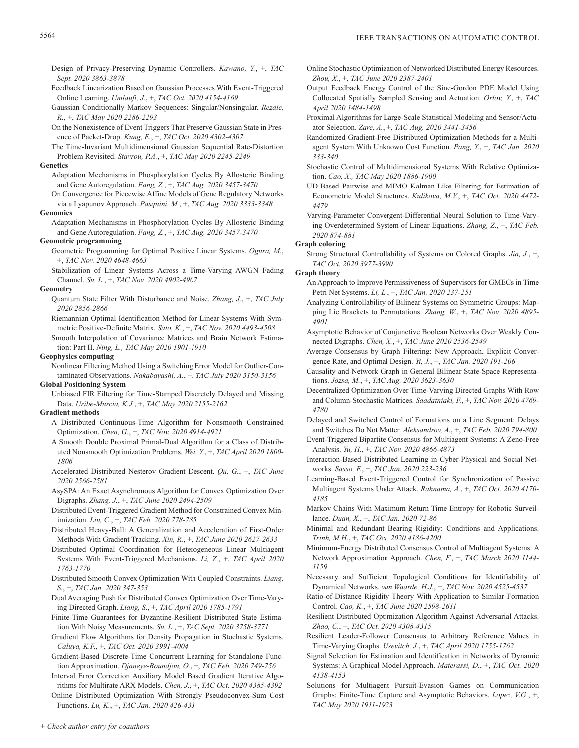Design of Privacy-Preserving Dynamic Controllers. *Kawano, Y.*, +, *TAC Sept. 2020 3863-3878*

Feedback Linearization Based on Gaussian Processes With Event-Triggered Online Learning. *Umlauft, J.*, +, *TAC Oct. 2020 4154-4169*

Gaussian Conditionally Markov Sequences: Singular/Nonsingular. *Rezaie, R.*, +, *TAC May 2020 2286-2293*

On the Nonexistence of Event Triggers That Preserve Gaussian State in Presence of Packet-Drop. *Kung, E.*, +, *TAC Oct. 2020 4302-4307*

The Time-Invariant Multidimensional Gaussian Sequential Rate-Distortion Problem Revisited. *Stavrou, P.A.*, +, *TAC May 2020 2245-2249*

**Genetics**

Adaptation Mechanisms in Phosphorylation Cycles By Allosteric Binding and Gene Autoregulation. *Fang, Z.*, +, *TAC Aug. 2020 3457-3470*

On Convergence for Piecewise Affine Models of Gene Regulatory Networks via a Lyapunov Approach. *Pasquini, M.*, +, *TAC Aug. 2020 3333-3348*

**Genomics**

Adaptation Mechanisms in Phosphorylation Cycles By Allosteric Binding and Gene Autoregulation. *Fang, Z.*, +, *TAC Aug. 2020 3457-3470*

**Geometric programming**

Geometric Programming for Optimal Positive Linear Systems. *Ogura, M.*, +, *TAC Nov. 2020 4648-4663*

Stabilization of Linear Systems Across a Time-Varying AWGN Fading Channel. *Su, L.*, +, *TAC Nov. 2020 4902-4907*

**Geometry**

Quantum State Filter With Disturbance and Noise. *Zhang, J.*, +, *TAC July 2020 2856-2866*

Riemannian Optimal Identification Method for Linear Systems With Symmetric Positive-Definite Matrix. *Sato, K.*, +, *TAC Nov. 2020 4493-4508*

Smooth Interpolation of Covariance Matrices and Brain Network Estimation: Part II. *Ning, L.*, *TAC May 2020 1901-1910*

**Geophysics computing**

Nonlinear Filtering Method Using a Switching Error Model for Outlier-Contaminated Observations. *Nakabayashi, A.*, +, *TAC July 2020 3150-3156*

**Global Positioning System**

Unbiased FIR Filtering for Time-Stamped Discretely Delayed and Missing Data. *Uribe-Murcia, K.J.*, +, *TAC May 2020 2155-2162*

**Gradient methods**

A Distributed Continuous-Time Algorithm for Nonsmooth Constrained Optimization. *Chen, G.*, +, *TAC Nov. 2020 4914-4921*

A Smooth Double Proximal Primal-Dual Algorithm for a Class of Distributed Nonsmooth Optimization Problems. *Wei, Y.*, +, *TAC April 2020 1800-1806*

Accelerated Distributed Nesterov Gradient Descent. *Qu, G.*, +, *TAC June 2020 2566-2581*

AsySPA: An Exact Asynchronous Algorithm for Convex Optimization Over Digraphs. *Zhang, J.*, +, *TAC June 2020 2494-2509*

Distributed Event-Triggered Gradient Method for Constrained Convex Minimization. *Liu, C.*, +, *TAC Feb. 2020 778-785*

Distributed Heavy-Ball: A Generalization and Acceleration of First-Order Methods With Gradient Tracking. *Xin, R.*, +, *TAC June 2020 2627-2633*

Distributed Optimal Coordination for Heterogeneous Linear Multiagent Systems With Event-Triggered Mechanisms. *Li, Z.*, +, *TAC April 2020 1763-1770*

Distributed Smooth Convex Optimization With Coupled Constraints. *Liang, S.*, +, *TAC Jan. 2020 347-353*

Dual Averaging Push for Distributed Convex Optimization Over Time-Varying Directed Graph. *Liang, S.*, +, *TAC April 2020 1785-1791*

Finite-Time Guarantees for Byzantine-Resilient Distributed State Estimation With Noisy Measurements. *Su, L.*, +, *TAC Sept. 2020 3758-3771*

Gradient Flow Algorithms for Density Propagation in Stochastic Systems. *Caluya, K.F.*, +, *TAC Oct. 2020 3991-4004*

Gradient-Based Discrete-Time Concurrent Learning for Standalone Function Approximation. *Djaneye-Boundjou, O.*, +, *TAC Feb. 2020 749-756*

Interval Error Correction Auxiliary Model Based Gradient Iterative Algorithms for Multirate ARX Models. *Chen, J.*, +, *TAC Oct. 2020 4385-4392*

Online Distributed Optimization With Strongly Pseudoconvex-Sum Cost Functions. *Lu, K.*, +, *TAC Jan. 2020 426-433*

Online Stochastic Optimization of Networked Distributed Energy Resources. *Zhou, X.*, +, *TAC June 2020 2387-2401*

Output Feedback Energy Control of the Sine-Gordon PDE Model Using Collocated Spatially Sampled Sensing and Actuation. *Orlov, Y.*, +, *TAC April 2020 1484-1498*

Proximal Algorithms for Large-Scale Statistical Modeling and Sensor/Actuator Selection. *Zare, A.*, +, *TAC Aug. 2020 3441-3456*

Randomized Gradient-Free Distributed Optimization Methods for a Multiagent System With Unknown Cost Function. *Pang, Y.*, +, *TAC Jan. 2020 333-340*

Stochastic Control of Multidimensional Systems With Relative Optimization. *Cao, X.*, *TAC May 2020 1886-1900*

UD-Based Pairwise and MIMO Kalman-Like Filtering for Estimation of Econometric Model Structures. *Kulikova, M.V.*, +, *TAC Oct. 2020 4472-4479*

Varying-Parameter Convergent-Differential Neural Solution to Time-Varying Overdetermined System of Linear Equations. *Zhang, Z.*, +, *TAC Feb. 2020 874-881*

**Graph coloring**

Strong Structural Controllability of Systems on Colored Graphs. *Jia, J.*, +, *TAC Oct. 2020 3977-3990*

**Graph theory**

An Approach to Improve Permissiveness of Supervisors for GMECs in Time Petri Net Systems. *Li, L.*, +, *TAC Jan. 2020 237-251*

Analyzing Controllability of Bilinear Systems on Symmetric Groups: Mapping Lie Brackets to Permutations. *Zhang, W.*, +, *TAC Nov. 2020 4895-4901*

Asymptotic Behavior of Conjunctive Boolean Networks Over Weakly Connected Digraphs. *Chen, X.*, +, *TAC June 2020 2536-2549*

Average Consensus by Graph Filtering: New Approach, Explicit Convergence Rate, and Optimal Design. *Yi, J.*, +, *TAC Jan. 2020 191-206*

Causality and Network Graph in General Bilinear State-Space Representations. *Jozsa, M.*, +, *TAC Aug. 2020 3623-3630*

Decentralized Optimization Over Time-Varying Directed Graphs With Row and Column-Stochastic Matrices. *Saadatniaki, F.*, +, *TAC Nov. 2020 4769-4780*

Delayed and Switched Control of Formations on a Line Segment: Delays and Switches Do Not Matter. *Aleksandrov, A.*, +, *TAC Feb. 2020 794-800*

Event-Triggered Bipartite Consensus for Multiagent Systems: A Zeno-Free Analysis. *Yu, H.*, +, *TAC Nov. 2020 4866-4873*

Interaction-Based Distributed Learning in Cyber-Physical and Social Networks. *Sasso, F.*, +, *TAC Jan. 2020 223-236*

Learning-Based Event-Triggered Control for Synchronization of Passive Multiagent Systems Under Attack. *Rahnama, A.*, +, *TAC Oct. 2020 4170-4185*

Markov Chains With Maximum Return Time Entropy for Robotic Surveillance. *Duan, X.*, +, *TAC Jan. 2020 72-86*

Minimal and Redundant Bearing Rigidity: Conditions and Applications. *Trinh, M.H.*, +, *TAC Oct. 2020 4186-4200*

Minimum-Energy Distributed Consensus Control of Multiagent Systems: A Network Approximation Approach. *Chen, F.*, +, *TAC March 2020 1144-1159*

Necessary and Sufficient Topological Conditions for Identifiability of Dynamical Networks. *van Waarde, H.J.*, +, *TAC Nov. 2020 4525-4537*

Ratio-of-Distance Rigidity Theory With Application to Similar Formation Control. *Cao, K.*, +, *TAC June 2020 2598-2611*

Resilient Distributed Optimization Algorithm Against Adversarial Attacks. *Zhao, C.*, +, *TAC Oct. 2020 4308-4315*

Resilient Leader-Follower Consensus to Arbitrary Reference Values in Time-Varying Graphs. *Usevitch, J.*, +, *TAC April 2020 1755-1762*

Signal Selection for Estimation and Identification in Networks of Dynamic Systems: A Graphical Model Approach. *Materassi, D.*, +, *TAC Oct. 2020 4138-4153*

Solutions for Multiagent Pursuit-Evasion Games on Communication Graphs: Finite-Time Capture and Asymptotic Behaviors. *Lopez, V.G.*, +, *TAC May 2020 1911-1923*

*+ Check author entry for coauthors*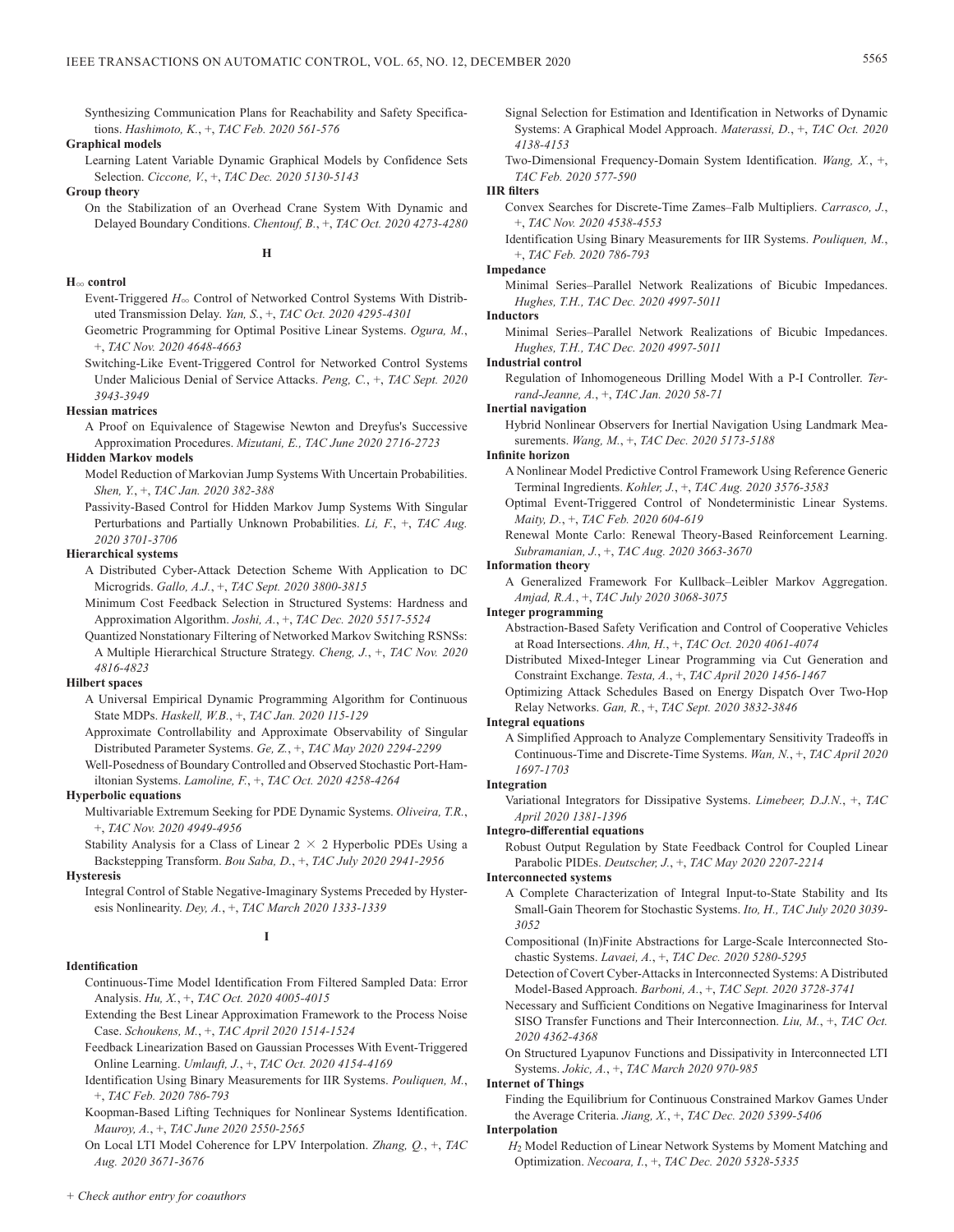Synthesizing Communication Plans for Reachability and Safety Specifications. *Hashimoto, K.*, +, *TAC Feb. 2020 561-576*

**Graphical models**

Learning Latent Variable Dynamic Graphical Models by Confidence Sets Selection. *Ciccone, V.*, +, *TAC Dec. 2020 5130-5143*

**Group theory**

On the Stabilization of an Overhead Crane System With Dynamic and Delayed Boundary Conditions. *Chentouf, B.*, +, *TAC Oct. 2020 4273-4280*

## H

**$H_\infty$ control**

Event-Triggered $H_\infty$ Control of Networked Control Systems With Distributed Transmission Delay. *Yan, S.*, +, *TAC Oct. 2020 4295-4301*

Geometric Programming for Optimal Positive Linear Systems. *Ogura, M.*, +, *TAC Nov. 2020 4648-4663*

Switching-Like Event-Triggered Control for Networked Control Systems Under Malicious Denial of Service Attacks. *Peng, C.*, +, *TAC Sept. 2020 3943-3949*

**Hessian matrices**

A Proof on Equivalence of Stagewise Newton and Dreyfus's Successive Approximation Procedures. *Mizutani, E., TAC June 2020 2716-2723*

**Hidden Markov models**

Model Reduction of Markovian Jump Systems With Uncertain Probabilities. *Shen, Y.*, +, *TAC Jan. 2020 382-388*

Passivity-Based Control for Hidden Markov Jump Systems With Singular Perturbations and Partially Unknown Probabilities. *Li, F.*, +, *TAC Aug. 2020 3701-3706*

**Hierarchical systems**

A Distributed Cyber-Attack Detection Scheme With Application to DC Microgrids. *Gallo, A.J.*, +, *TAC Sept. 2020 3800-3815*

Minimum Cost Feedback Selection in Structured Systems: Hardness and Approximation Algorithm. *Joshi, A.*, +, *TAC Dec. 2020 5517-5524*

Quantized Nonstationary Filtering of Networked Markov Switching RSNSs: A Multiple Hierarchical Structure Strategy. *Cheng, J.*, +, *TAC Nov. 2020 4816-4823*

**Hilbert spaces**

A Universal Empirical Dynamic Programming Algorithm for Continuous State MDPs. *Haskell, W.B.*, +, *TAC Jan. 2020 115-129*

Approximate Controllability and Approximate Observability of Singular Distributed Parameter Systems. *Ge, Z.*, +, *TAC May 2020 2294-2299*

Well-Posedness of Boundary Controlled and Observed Stochastic Port-Hamiltonian Systems. *Lamoline, F.*, +, *TAC Oct. 2020 4258-4264*

**Hyperbolic equations**

Multivariable Extremum Seeking for PDE Dynamic Systems. *Oliveira, T.R.*, +, *TAC Nov. 2020 4949-4956*

Stability Analysis for a Class of Linear 2 $\times$ 2 Hyperbolic PDEs Using a Backstepping Transform. *Bou Saba, D.*, +, *TAC July 2020 2941-2956*

**Hysteresis**

Integral Control of Stable Negative-Imaginary Systems Preceded by Hysteresis Nonlinearity. *Dey, A.*, +, *TAC March 2020 1333-1339*

## I

**Identification**

Continuous-Time Model Identification From Filtered Sampled Data: Error Analysis. *Hu, X.*, +, *TAC Oct. 2020 4005-4015*

Extending the Best Linear Approximation Framework to the Process Noise Case. *Schoukens, M.*, +, *TAC April 2020 1514-1524*

Feedback Linearization Based on Gaussian Processes With Event-Triggered Online Learning. *Umlauft, J.*, +, *TAC Oct. 2020 4154-4169*

Identification Using Binary Measurements for IIR Systems. *Pouliquen, M.*, +, *TAC Feb. 2020 786-793*

Koopman-Based Lifting Techniques for Nonlinear Systems Identification. *Mauroy, A.*, +, *TAC June 2020 2550-2565*

On Local LTI Model Coherence for LPV Interpolation. *Zhang, Q.*, +, *TAC Aug. 2020 3671-3676*

Signal Selection for Estimation and Identification in Networks of Dynamic Systems: A Graphical Model Approach. *Materassi, D.*, +, *TAC Oct. 2020 4138-4153*

Two-Dimensional Frequency-Domain System Identification. *Wang, X.*, +, *TAC Feb. 2020 577-590*

**IIR filters**

Convex Searches for Discrete-Time Zames–Falb Multipliers. *Carrasco, J.*, +, *TAC Nov. 2020 4538-4553*

Identification Using Binary Measurements for IIR Systems. *Pouliquen, M.*, +, *TAC Feb. 2020 786-793*

**Impedance**

Minimal Series–Parallel Network Realizations of Bicubic Impedances. *Hughes, T.H., TAC Dec. 2020 4997-5011*

**Inductors**

Minimal Series–Parallel Network Realizations of Bicubic Impedances. *Hughes, T.H., TAC Dec. 2020 4997-5011*

**Industrial control**

Regulation of Inhomogeneous Drilling Model With a P-I Controller. *Terrand-Jeanne, A.*, +, *TAC Jan. 2020 58-71*

**Inertial navigation**

Hybrid Nonlinear Observers for Inertial Navigation Using Landmark Measurements. *Wang, M.*, +, *TAC Dec. 2020 5173-5188*

**Infinite horizon**

A Nonlinear Model Predictive Control Framework Using Reference Generic Terminal Ingredients. *Kohler, J.*, +, *TAC Aug. 2020 3576-3583*

Optimal Event-Triggered Control of Nondeterministic Linear Systems. *Maity, D.*, +, *TAC Feb. 2020 604-619*

Renewal Monte Carlo: Renewal Theory-Based Reinforcement Learning. *Subramanian, J.*, +, *TAC Aug. 2020 3663-3670*

**Information theory**

A Generalized Framework For Kullback–Leibler Markov Aggregation. *Amjad, R.A.*, +, *TAC July 2020 3068-3075*

**Integer programming**

Abstraction-Based Safety Verification and Control of Cooperative Vehicles at Road Intersections. *Ahn, H.*, +, *TAC Oct. 2020 4061-4074*

Distributed Mixed-Integer Linear Programming via Cut Generation and Constraint Exchange. *Testa, A.*, +, *TAC April 2020 1456-1467*

Optimizing Attack Schedules Based on Energy Dispatch Over Two-Hop Relay Networks. *Gan, R.*, +, *TAC Sept. 2020 3832-3846*

**Integral equations**

A Simplified Approach to Analyze Complementary Sensitivity Tradeoffs in Continuous-Time and Discrete-Time Systems. *Wan, N.*, +, *TAC April 2020 1697-1703*

**Integration**

Variational Integrators for Dissipative Systems. *Limebeer, D.J.N.*, +, *TAC April 2020 1381-1396*

**Integro-differential equations**

Robust Output Regulation by State Feedback Control for Coupled Linear Parabolic PIDEs. *Deutscher, J.*, +, *TAC May 2020 2207-2214*

**Interconnected systems**

A Complete Characterization of Integral Input-to-State Stability and Its Small-Gain Theorem for Stochastic Systems. *Ito, H., TAC July 2020 3039-3052*

Compositional (In)Finite Abstractions for Large-Scale Interconnected Stochastic Systems. *Lavaei, A.*, +, *TAC Dec. 2020 5280-5295*

Detection of Covert Cyber-Attacks in Interconnected Systems: A Distributed Model-Based Approach. *Barboni, A.*, +, *TAC Sept. 2020 3728-3741*

Necessary and Sufficient Conditions on Negative Imaginariness for Interval SISO Transfer Functions and Their Interconnection. *Liu, M.*, +, *TAC Oct. 2020 4362-4368*

On Structured Lyapunov Functions and Dissipativity in Interconnected LTI Systems. *Jokic, A.*, +, *TAC March 2020 970-985*

**Internet of Things**

Finding the Equilibrium for Continuous Constrained Markov Games Under the Average Criteria. *Jiang, X.*, +, *TAC Dec. 2020 5399-5406*

**Interpolation**

$H_2$ Model Reduction of Linear Network Systems by Moment Matching and Optimization. *Necoara, I.*, +, *TAC Dec. 2020 5328-5335*

+ Check author entry for coauthors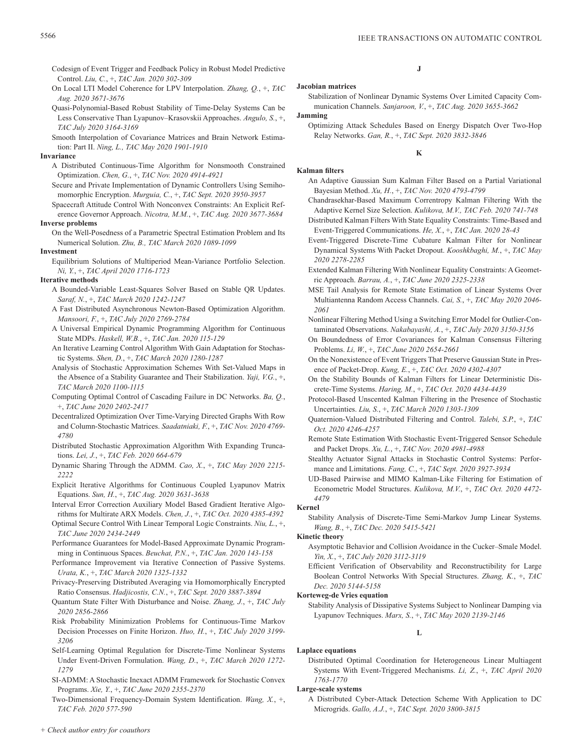Codesign of Event Trigger and Feedback Policy in Robust Model Predictive Control. *Liu, C.*, +, *TAC Jan. 2020 302-309*

On Local LTI Model Coherence for LPV Interpolation. *Zhang, Q.*, +, *TAC Aug. 2020 3671-3676*

Quasi-Polynomial-Based Robust Stability of Time-Delay Systems Can be Less Conservative Than Lyapunov–Krasovskii Approaches. *Angulo, S.*, +, *TAC July 2020 3164-3169*

Smooth Interpolation of Covariance Matrices and Brain Network Estimation: Part II. *Ning, L., TAC May 2020 1901-1910*

**Invariance**

A Distributed Continuous-Time Algorithm for Nonsmooth Constrained Optimization. *Chen, G.*, +, *TAC Nov. 2020 4914-4921*

Secure and Private Implementation of Dynamic Controllers Using Semihomomorphic Encryption. *Murguia, C.*, +, *TAC Sept. 2020 3950-3957*

Spacecraft Attitude Control With Nonconvex Constraints: An Explicit Reference Governor Approach. *Nicotra, M.M.*, +, *TAC Aug. 2020 3677-3684*

**Inverse problems**

On the Well-Posedness of a Parametric Spectral Estimation Problem and Its Numerical Solution. *Zhu, B., TAC March 2020 1089-1099*

**Investment**

Equilibrium Solutions of Multiperiod Mean-Variance Portfolio Selection. *Ni, Y.*, +, *TAC April 2020 1716-1723*

**Iterative methods**

A Bounded-Variable Least-Squares Solver Based on Stable QR Updates. *Saraf, N.*, +, *TAC March 2020 1242-1247*

A Fast Distributed Asynchronous Newton-Based Optimization Algorithm. *Mansoori, F.*, +, *TAC July 2020 2769-2784*

A Universal Empirical Dynamic Programming Algorithm for Continuous State MDPs. *Haskell, W.B.*, +, *TAC Jan. 2020 115-129*

An Iterative Learning Control Algorithm With Gain Adaptation for Stochastic Systems. *Shen, D.*, +, *TAC March 2020 1280-1287*

Analysis of Stochastic Approximation Schemes With Set-Valued Maps in the Absence of a Stability Guarantee and Their Stabilization. *Yaji, V.G.*, +, *TAC March 2020 1100-1115*

Computing Optimal Control of Cascading Failure in DC Networks. *Ba, Q.*, +, *TAC June 2020 2402-2417*

Decentralized Optimization Over Time-Varying Directed Graphs With Row and Column-Stochastic Matrices. *Saadatniaki, F.*, +, *TAC Nov. 2020 4769-4780*

Distributed Stochastic Approximation Algorithm With Expanding Truncations. *Lei, J.*, +, *TAC Feb. 2020 664-679*

Dynamic Sharing Through the ADMM. *Cao, X.*, +, *TAC May 2020 2215-2222*

Explicit Iterative Algorithms for Continuous Coupled Lyapunov Matrix Equations. *Sun, H.*, +, *TAC Aug. 2020 3631-3638*

Interval Error Correction Auxiliary Model Based Gradient Iterative Algorithms for Multirate ARX Models. *Chen, J.*, +, *TAC Oct. 2020 4385-4392*

Optimal Secure Control With Linear Temporal Logic Constraints. *Niu, L.*, +, *TAC June 2020 2434-2449*

Performance Guarantees for Model-Based Approximate Dynamic Programming in Continuous Spaces. *Beuchat, P.N.*, +, *TAC Jan. 2020 143-158*

Performance Improvement via Iterative Connection of Passive Systems. *Urata, K.*, +, *TAC March 2020 1325-1332*

Privacy-Preserving Distributed Averaging via Homomorphically Encrypted Ratio Consensus. *Hadjicostis, C.N.*, +, *TAC Sept. 2020 3887-3894*

Quantum State Filter With Disturbance and Noise. *Zhang, J.*, +, *TAC July 2020 2856-2866*

Risk Probability Minimization Problems for Continuous-Time Markov Decision Processes on Finite Horizon. *Huo, H.*, +, *TAC July 2020 3199-3206*

Self-Learning Optimal Regulation for Discrete-Time Nonlinear Systems Under Event-Driven Formulation. *Wang, D.*, +, *TAC March 2020 1272-1279*

SI-ADMM: A Stochastic Inexact ADMM Framework for Stochastic Convex Programs. *Xie, Y.*, +, *TAC June 2020 2355-2370*

Two-Dimensional Frequency-Domain System Identification. *Wang, X.*, +, *TAC Feb. 2020 577-590*

## J

**Jacobian matrices**

Stabilization of Nonlinear Dynamic Systems Over Limited Capacity Communication Channels. *Sanjaroon, V.*, +, *TAC Aug. 2020 3655-3662*

**Jamming**

Optimizing Attack Schedules Based on Energy Dispatch Over Two-Hop Relay Networks. *Gan, R.*, +, *TAC Sept. 2020 3832-3846*

## K

**Kalman filters**

An Adaptive Gaussian Sum Kalman Filter Based on a Partial Variational Bayesian Method. *Xu, H.*, +, *TAC Nov. 2020 4793-4799*

Chandrasekhar-Based Maximum Correntropy Kalman Filtering With the Adaptive Kernel Size Selection. *Kulikova, M.V., TAC Feb. 2020 741-748*

Distributed Kalman Filters With State Equality Constraints: Time-Based and Event-Triggered Communications. *He, X.*, +, *TAC Jan. 2020 28-43*

Event-Triggered Discrete-Time Cubature Kalman Filter for Nonlinear Dynamical Systems With Packet Dropout. *Kooshkbaghi, M.*, +, *TAC May 2020 2278-2285*

Extended Kalman Filtering With Nonlinear Equality Constraints: A Geometric Approach. *Barrau, A.*, +, *TAC June 2020 2325-2338*

MSE Tail Analysis for Remote State Estimation of Linear Systems Over Multiantenna Random Access Channels. *Cai, S.*, +, *TAC May 2020 2046-2061*

Nonlinear Filtering Method Using a Switching Error Model for Outlier-Contaminated Observations. *Nakabayashi, A.*, +, *TAC July 2020 3150-3156*

On Boundedness of Error Covariances for Kalman Consensus Filtering Problems. *Li, W.*, +, *TAC June 2020 2654-2661*

On the Nonexistence of Event Triggers That Preserve Gaussian State in Presence of Packet-Drop. *Kung, E.*, +, *TAC Oct. 2020 4302-4307*

On the Stability Bounds of Kalman Filters for Linear Deterministic Discrete-Time Systems. *Haring, M.*, +, *TAC Oct. 2020 4434-4439*

Protocol-Based Unscented Kalman Filtering in the Presence of Stochastic Uncertainties. *Liu, S.*, +, *TAC March 2020 1303-1309*

Quaternion-Valued Distributed Filtering and Control. *Talebi, S.P.*, +, *TAC Oct. 2020 4246-4257*

Remote State Estimation With Stochastic Event-Triggered Sensor Schedule and Packet Drops. *Xu, L.*, +, *TAC Nov. 2020 4981-4988*

Stealthy Actuator Signal Attacks in Stochastic Control Systems: Performance and Limitations. *Fang, C.*, +, *TAC Sept. 2020 3927-3934*

UD-Based Pairwise and MIMO Kalman-Like Filtering for Estimation of Econometric Model Structures. *Kulikova, M.V.*, +, *TAC Oct. 2020 4472-4479*

**Kernel**

Stability Analysis of Discrete-Time Semi-Markov Jump Linear Systems. *Wang, B.*, +, *TAC Dec. 2020 5415-5421*

**Kinetic theory**

Asymptotic Behavior and Collision Avoidance in the Cucker–Smale Model. *Yin, X.*, +, *TAC July 2020 3112-3119*

Efficient Verification of Observability and Reconstructibility for Large Boolean Control Networks With Special Structures. *Zhang, K.*, +, *TAC Dec. 2020 5144-5158*

**Korteweg-de Vries equation**

Stability Analysis of Dissipative Systems Subject to Nonlinear Damping via Lyapunov Techniques. *Marx, S.*, +, *TAC May 2020 2139-2146*

## L

**Laplace equations**

Distributed Optimal Coordination for Heterogeneous Linear Multiagent Systems With Event-Triggered Mechanisms. *Li, Z.*, +, *TAC April 2020 1763-1770*

**Large-scale systems**

A Distributed Cyber-Attack Detection Scheme With Application to DC Microgrids. *Gallo, A.J.*, +, *TAC Sept. 2020 3800-3815*

*+ Check author entry for coauthors*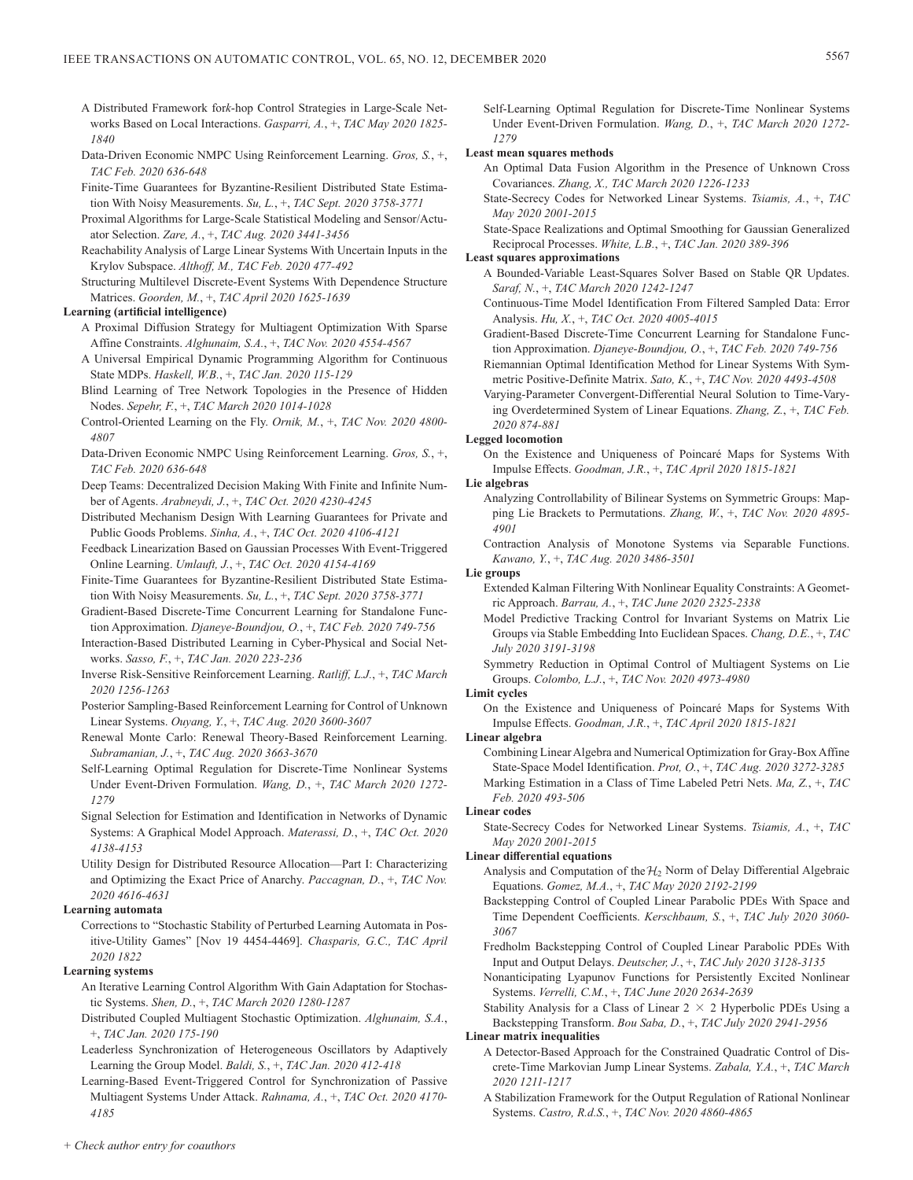A Distributed Framework for *k*-hop Control Strategies in Large-Scale Networks Based on Local Interactions. *Gasparri, A.*, +, *TAC May 2020 1825-1840*

Data-Driven Economic NMPC Using Reinforcement Learning. *Gros, S.*, +, *TAC Feb. 2020 636-648*

Finite-Time Guarantees for Byzantine-Resilient Distributed State Estimation With Noisy Measurements. *Su, L.*, +, *TAC Sept. 2020 3758-3771*

Proximal Algorithms for Large-Scale Statistical Modeling and Sensor/Actuator Selection. *Zare, A.*, +, *TAC Aug. 2020 3441-3456*

Reachability Analysis of Large Linear Systems With Uncertain Inputs in the Krylov Subspace. *Althoff, M., TAC Feb. 2020 477-492*

Structuring Multilevel Discrete-Event Systems With Dependence Structure Matrices. *Goorden, M.*, +, *TAC April 2020 1625-1639*

**Learning (artificial intelligence)**

A Proximal Diffusion Strategy for Multiagent Optimization With Sparse Affine Constraints. *Alghunaim, S.A.*, +, *TAC Nov. 2020 4554-4567*

A Universal Empirical Dynamic Programming Algorithm for Continuous State MDPs. *Haskell, W.B.*, +, *TAC Jan. 2020 115-129*

Blind Learning of Tree Network Topologies in the Presence of Hidden Nodes. *Sepehr, F.*, +, *TAC March 2020 1014-1028*

Control-Oriented Learning on the Fly. *Ornik, M.*, +, *TAC Nov. 2020 4800-4807*

Data-Driven Economic NMPC Using Reinforcement Learning. *Gros, S.*, +, *TAC Feb. 2020 636-648*

Deep Teams: Decentralized Decision Making With Finite and Infinite Number of Agents. *Arabneydi, J.*, +, *TAC Oct. 2020 4230-4245*

Distributed Mechanism Design With Learning Guarantees for Private and Public Goods Problems. *Sinha, A.*, +, *TAC Oct. 2020 4106-4121*

Feedback Linearization Based on Gaussian Processes With Event-Triggered Online Learning. *Umlauft, J.*, +, *TAC Oct. 2020 4154-4169*

Finite-Time Guarantees for Byzantine-Resilient Distributed State Estimation With Noisy Measurements. *Su, L.*, +, *TAC Sept. 2020 3758-3771*

Gradient-Based Discrete-Time Concurrent Learning for Standalone Function Approximation. *Djaneye-Boundjou, O.*, +, *TAC Feb. 2020 749-756*

Interaction-Based Distributed Learning in Cyber-Physical and Social Networks. *Sasso, F.*, +, *TAC Jan. 2020 223-236*

Inverse Risk-Sensitive Reinforcement Learning. *Ratliff, L.J.*, +, *TAC March 2020 1256-1263*

Posterior Sampling-Based Reinforcement Learning for Control of Unknown Linear Systems. *Ouyang, Y.*, +, *TAC Aug. 2020 3600-3607*

Renewal Monte Carlo: Renewal Theory-Based Reinforcement Learning. *Subramanian, J.*, +, *TAC Aug. 2020 3663-3670*

Self-Learning Optimal Regulation for Discrete-Time Nonlinear Systems Under Event-Driven Formulation. *Wang, D.*, +, *TAC March 2020 1272-1279*

Signal Selection for Estimation and Identification in Networks of Dynamic Systems: A Graphical Model Approach. *Materassi, D.*, +, *TAC Oct. 2020 4138-4153*

Utility Design for Distributed Resource Allocation—Part I: Characterizing and Optimizing the Exact Price of Anarchy. *Paccagnan, D.*, +, *TAC Nov. 2020 4616-4631*

**Learning automata**

Corrections to "Stochastic Stability of Perturbed Learning Automata in Positive-Utility Games" [Nov 19 4454-4469]. *Chasparis, G.C., TAC April 2020 1822*

**Learning systems**

An Iterative Learning Control Algorithm With Gain Adaptation for Stochastic Systems. *Shen, D.*, +, *TAC March 2020 1280-1287*

Distributed Coupled Multiagent Stochastic Optimization. *Alghunaim, S.A.*, +, *TAC Jan. 2020 175-190*

Leaderless Synchronization of Heterogeneous Oscillators by Adaptively Learning the Group Model. *Baldi, S.*, +, *TAC Jan. 2020 412-418*

Learning-Based Event-Triggered Control for Synchronization of Passive Multiagent Systems Under Attack. *Rahnama, A.*, +, *TAC Oct. 2020 4170-4185*

Self-Learning Optimal Regulation for Discrete-Time Nonlinear Systems Under Event-Driven Formulation. *Wang, D.*, +, *TAC March 2020 1272-1279*

**Least mean squares methods**

An Optimal Data Fusion Algorithm in the Presence of Unknown Cross Covariances. *Zhang, X., TAC March 2020 1226-1233*

State-Secrecy Codes for Networked Linear Systems. *Tsiamis, A.*, +, *TAC May 2020 2001-2015*

State-Space Realizations and Optimal Smoothing for Gaussian Generalized Reciprocal Processes. *White, L.B.*, +, *TAC Jan. 2020 389-396*

**Least squares approximations**

A Bounded-Variable Least-Squares Solver Based on Stable QR Updates. *Saraf, N.*, +, *TAC March 2020 1242-1247*

Continuous-Time Model Identification From Filtered Sampled Data: Error Analysis. *Hu, X.*, +, *TAC Oct. 2020 4005-4015*

Gradient-Based Discrete-Time Concurrent Learning for Standalone Function Approximation. *Djaneye-Boundjou, O.*, +, *TAC Feb. 2020 749-756*

Riemannian Optimal Identification Method for Linear Systems With Symmetric Positive-Definite Matrix. *Sato, K.*, +, *TAC Nov. 2020 4493-4508*

Varying-Parameter Convergent-Differential Neural Solution to Time-Varying Overdetermined System of Linear Equations. *Zhang, Z.*, +, *TAC Feb. 2020 874-881*

**Legged locomotion**

On the Existence and Uniqueness of Poincaré Maps for Systems With Impulse Effects. *Goodman, J.R.*, +, *TAC April 2020 1815-1821*

**Lie algebras**

Analyzing Controllability of Bilinear Systems on Symmetric Groups: Mapping Lie Brackets to Permutations. *Zhang, W.*, +, *TAC Nov. 2020 4895-4901*

Contraction Analysis of Monotone Systems via Separable Functions. *Kawano, Y.*, +, *TAC Aug. 2020 3486-3501*

**Lie groups**

Extended Kalman Filtering With Nonlinear Equality Constraints: A Geometric Approach. *Barrau, A.*, +, *TAC June 2020 2325-2338*

Model Predictive Tracking Control for Invariant Systems on Matrix Lie Groups via Stable Embedding Into Euclidean Spaces. *Chang, D.E.*, +, *TAC July 2020 3191-3198*

Symmetry Reduction in Optimal Control of Multiagent Systems on Lie Groups. *Colombo, L.J.*, +, *TAC Nov. 2020 4973-4980*

**Limit cycles**

On the Existence and Uniqueness of Poincaré Maps for Systems With Impulse Effects. *Goodman, J.R.*, +, *TAC April 2020 1815-1821*

**Linear algebra**

Combining Linear Algebra and Numerical Optimization for Gray-Box Affine State-Space Model Identification. *Prot, O.*, +, *TAC Aug. 2020 3272-3285*

Marking Estimation in a Class of Time Labeled Petri Nets. *Ma, Z.*, +, *TAC Feb. 2020 493-506*

**Linear codes**

State-Secrecy Codes for Networked Linear Systems. *Tsiamis, A.*, +, *TAC May 2020 2001-2015*

**Linear differential equations**

Analysis and Computation of the $\mathcal{H}_2$ Norm of Delay Differential Algebraic Equations. *Gomez, M.A.*, +, *TAC May 2020 2192-2199*

Backstepping Control of Coupled Linear Parabolic PDEs With Space and Time Dependent Coefficients. *Kerschbaum, S.*, +, *TAC July 2020 3060-3067*

Fredholm Backstepping Control of Coupled Linear Parabolic PDEs With Input and Output Delays. *Deutscher, J.*, +, *TAC July 2020 3128-3135*

Nonanticipating Lyapunov Functions for Persistently Excited Nonlinear Systems. *Verrelli, C.M.*, +, *TAC June 2020 2634-2639*

Stability Analysis for a Class of Linear 2 $\times$ 2 Hyperbolic PDEs Using a Backstepping Transform. *Bou Saba, D.*, +, *TAC July 2020 2941-2956*

**Linear matrix inequalities**

A Detector-Based Approach for the Constrained Quadratic Control of Discrete-Time Markovian Jump Linear Systems. *Zabala, Y.A.*, +, *TAC March 2020 1211-1217*

A Stabilization Framework for the Output Regulation of Rational Nonlinear Systems. *Castro, R.d.S.*, +, *TAC Nov. 2020 4860-4865*

*+ Check author entry for coauthors*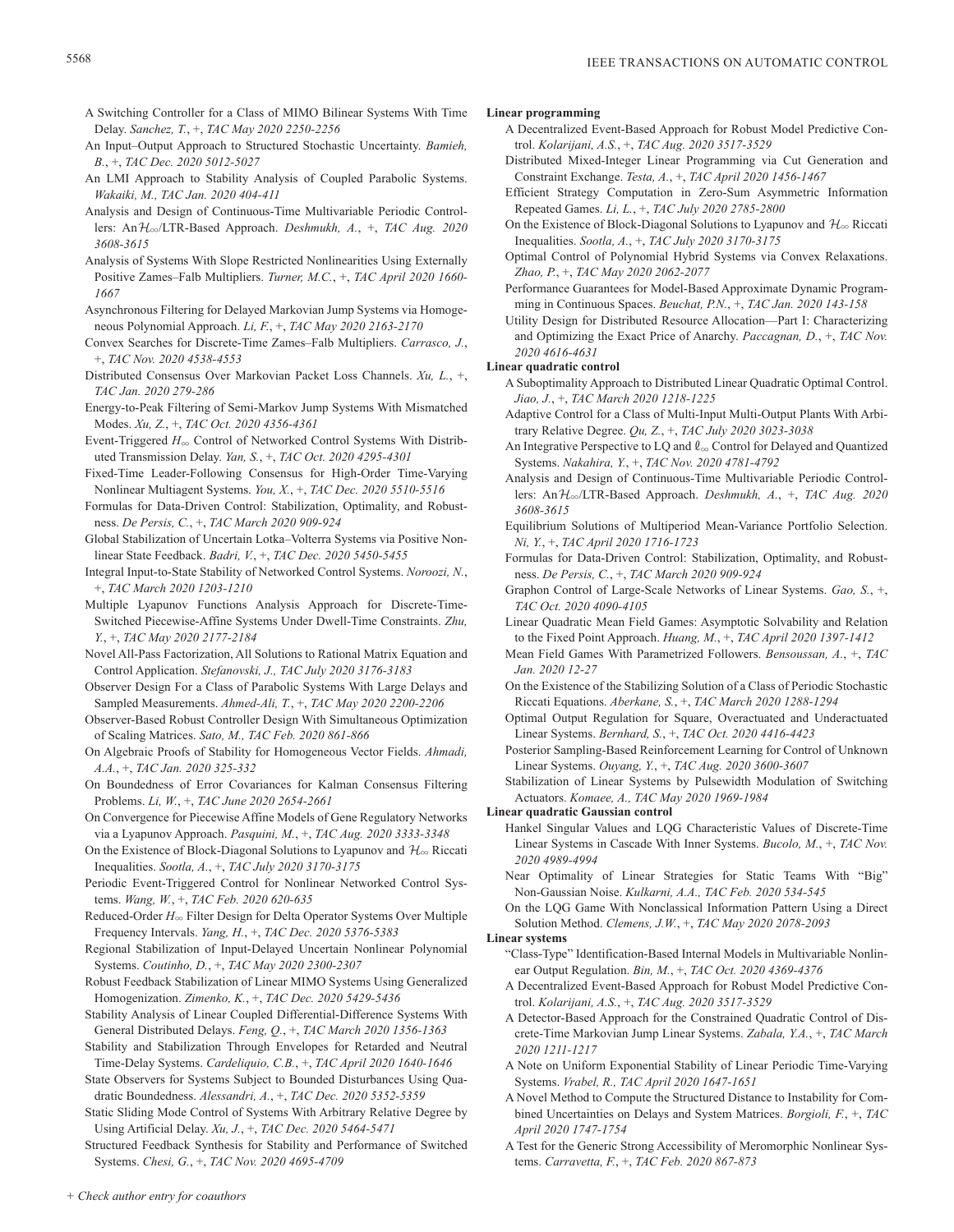A Switching Controller for a Class of MIMO Bilinear Systems With Time Delay. *Sanchez, T.*, +, *TAC May 2020 2250-2256*

An Input–Output Approach to Structured Stochastic Uncertainty. *Bamieh, B.*, +, *TAC Dec. 2020 5012-5027*

An LMI Approach to Stability Analysis of Coupled Parabolic Systems. *Wakaiki, M., TAC Jan. 2020 404-411*

Analysis and Design of Continuous-Time Multivariable Periodic Controllers: An $\mathcal{H}_\infty$/LTR-Based Approach. *Deshmukh, A.*, +, *TAC Aug. 2020 3608-3615*

Analysis of Systems With Slope Restricted Nonlinearities Using Externally Positive Zames–Falb Multipliers. *Turner, M.C.*, +, *TAC April 2020 1660-1667*

Asynchronous Filtering for Delayed Markovian Jump Systems via Homogeneous Polynomial Approach. *Li, F.*, +, *TAC May 2020 2163-2170*

Convex Searches for Discrete-Time Zames–Falb Multipliers. *Carrasco, J.*, +, *TAC Nov. 2020 4538-4553*

Distributed Consensus Over Markovian Packet Loss Channels. *Xu, L.*, +, *TAC Jan. 2020 279-286*

Energy-to-Peak Filtering of Semi-Markov Jump Systems With Mismatched Modes. *Xu, Z.*, +, *TAC Oct. 2020 4356-4361*

Event-Triggered $H_\infty$ Control of Networked Control Systems With Distributed Transmission Delay. *Yan, S.*, +, *TAC Oct. 2020 4295-4301*

Fixed-Time Leader-Following Consensus for High-Order Time-Varying Nonlinear Multiagent Systems. *You, X.*, +, *TAC Dec. 2020 5510-5516*

Formulas for Data-Driven Control: Stabilization, Optimality, and Robustness. *De Persis, C.*, +, *TAC March 2020 909-924*

Global Stabilization of Uncertain Lotka–Volterra Systems via Positive Nonlinear State Feedback. *Badri, V.*, +, *TAC Dec. 2020 5450-5455*

Integral Input-to-State Stability of Networked Control Systems. *Noroozi, N.*, +, *TAC March 2020 1203-1210*

Multiple Lyapunov Functions Analysis Approach for Discrete-Time-Switched Piecewise-Affine Systems Under Dwell-Time Constraints. *Zhu, Y.*, +, *TAC May 2020 2177-2184*

Novel All-Pass Factorization, All Solutions to Rational Matrix Equation and Control Application. *Stefanovski, J., TAC July 2020 3176-3183*

Observer Design For a Class of Parabolic Systems With Large Delays and Sampled Measurements. *Ahmed-Ali, T.*, +, *TAC May 2020 2200-2206*

Observer-Based Robust Controller Design With Simultaneous Optimization of Scaling Matrices. *Sato, M., TAC Feb. 2020 861-866*

On Algebraic Proofs of Stability for Homogeneous Vector Fields. *Ahmadi, A.A.*, +, *TAC Jan. 2020 325-332*

On Boundedness of Error Covariances for Kalman Consensus Filtering Problems. *Li, W.*, +, *TAC June 2020 2654-2661*

On Convergence for Piecewise Affine Models of Gene Regulatory Networks via a Lyapunov Approach. *Pasquini, M.*, +, *TAC Aug. 2020 3333-3348*

On the Existence of Block-Diagonal Solutions to Lyapunov and $\mathcal{H}_\infty$ Riccati Inequalities. *Sootla, A.*, +, *TAC July 2020 3170-3175*

Periodic Event-Triggered Control for Nonlinear Networked Control Systems. *Wang, W.*, +, *TAC Feb. 2020 620-635*

Reduced-Order $H_\infty$ Filter Design for Delta Operator Systems Over Multiple Frequency Intervals. *Yang, H.*, +, *TAC Dec. 2020 5376-5383*

Regional Stabilization of Input-Delayed Uncertain Nonlinear Polynomial Systems. *Coutinho, D.*, +, *TAC May 2020 2300-2307*

Robust Feedback Stabilization of Linear MIMO Systems Using Generalized Homogenization. *Zimenko, K.*, +, *TAC Dec. 2020 5429-5436*

Stability Analysis of Linear Coupled Differential-Difference Systems With General Distributed Delays. *Feng, Q.*, +, *TAC March 2020 1356-1363*

Stability and Stabilization Through Envelopes for Retarded and Neutral Time-Delay Systems. *Cardeliquio, C.B.*, +, *TAC April 2020 1640-1646*

State Observers for Systems Subject to Bounded Disturbances Using Quadratic Boundedness. *Alessandri, A.*, +, *TAC Dec. 2020 5352-5359*

Static Sliding Mode Control of Systems With Arbitrary Relative Degree by Using Artificial Delay. *Xu, J.*, +, *TAC Dec. 2020 5464-5471*

Structured Feedback Synthesis for Stability and Performance of Switched Systems. *Chesi, G.*, +, *TAC Nov. 2020 4695-4709*

**Linear programming**

A Decentralized Event-Based Approach for Robust Model Predictive Control. *Kolarijani, A.S.*, +, *TAC Aug. 2020 3517-3529*

Distributed Mixed-Integer Linear Programming via Cut Generation and Constraint Exchange. *Testa, A.*, +, *TAC April 2020 1456-1467*

Efficient Strategy Computation in Zero-Sum Asymmetric Information Repeated Games. *Li, L.*, +, *TAC July 2020 2785-2800*

On the Existence of Block-Diagonal Solutions to Lyapunov and $\mathcal{H}_\infty$ Riccati Inequalities. *Sootla, A.*, +, *TAC July 2020 3170-3175*

Optimal Control of Polynomial Hybrid Systems via Convex Relaxations. *Zhao, P.*, +, *TAC May 2020 2062-2077*

Performance Guarantees for Model-Based Approximate Dynamic Programming in Continuous Spaces. *Beuchat, P.N.*, +, *TAC Jan. 2020 143-158*

Utility Design for Distributed Resource Allocation—Part I: Characterizing and Optimizing the Exact Price of Anarchy. *Paccagnan, D.*, +, *TAC Nov. 2020 4616-4631*

**Linear quadratic control**

A Suboptimality Approach to Distributed Linear Quadratic Optimal Control. *Jiao, J.*, +, *TAC March 2020 1218-1225*

Adaptive Control for a Class of Multi-Input Multi-Output Plants With Arbitrary Relative Degree. *Qu, Z.*, +, *TAC July 2020 3023-3038*

An Integrative Perspective to LQ and $\ell_\infty$ Control for Delayed and Quantized Systems. *Nakahira, Y.*, +, *TAC Nov. 2020 4781-4792*

Analysis and Design of Continuous-Time Multivariable Periodic Controllers: An $\mathcal{H}_\infty$/LTR-Based Approach. *Deshmukh, A.*, +, *TAC Aug. 2020 3608-3615*

Equilibrium Solutions of Multiperiod Mean-Variance Portfolio Selection. *Ni, Y.*, +, *TAC April 2020 1716-1723*

Formulas for Data-Driven Control: Stabilization, Optimality, and Robustness. *De Persis, C.*, +, *TAC March 2020 909-924*

Graphon Control of Large-Scale Networks of Linear Systems. *Gao, S.*, +, *TAC Oct. 2020 4090-4105*

Linear Quadratic Mean Field Games: Asymptotic Solvability and Relation to the Fixed Point Approach. *Huang, M.*, +, *TAC April 2020 1397-1412*

Mean Field Games With Parametrized Followers. *Bensoussan, A.*, +, *TAC Jan. 2020 12-27*

On the Existence of the Stabilizing Solution of a Class of Periodic Stochastic Riccati Equations. *Aberkane, S.*, +, *TAC March 2020 1288-1294*

Optimal Output Regulation for Square, Overactuated and Underactuated Linear Systems. *Bernhard, S.*, +, *TAC Oct. 2020 4416-4423*

Posterior Sampling-Based Reinforcement Learning for Control of Unknown Linear Systems. *Ouyang, Y.*, +, *TAC Aug. 2020 3600-3607*

Stabilization of Linear Systems by Pulsewidth Modulation of Switching Actuators. *Komaee, A., TAC May 2020 1969-1984*

**Linear quadratic Gaussian control**

Hankel Singular Values and LQG Characteristic Values of Discrete-Time Linear Systems in Cascade With Inner Systems. *Bucolo, M.*, +, *TAC Nov. 2020 4989-4994*

Near Optimality of Linear Strategies for Static Teams With "Big" Non-Gaussian Noise. *Kulkarni, A.A., TAC Feb. 2020 534-545*

On the LQG Game With Nonclassical Information Pattern Using a Direct Solution Method. *Clemens, J.W.*, +, *TAC May 2020 2078-2093*

**Linear systems**

"Class-Type" Identification-Based Internal Models in Multivariable Nonlinear Output Regulation. *Bin, M.*, +, *TAC Oct. 2020 4369-4376*

A Decentralized Event-Based Approach for Robust Model Predictive Control. *Kolarijani, A.S.*, +, *TAC Aug. 2020 3517-3529*

A Detector-Based Approach for the Constrained Quadratic Control of Discrete-Time Markovian Jump Linear Systems. *Zabala, Y.A.*, +, *TAC March 2020 1211-1217*

A Note on Uniform Exponential Stability of Linear Periodic Time-Varying Systems. *Vrabel, R., TAC April 2020 1647-1651*

A Novel Method to Compute the Structured Distance to Instability for Combined Uncertainties on Delays and System Matrices. *Borgioli, F.*, +, *TAC April 2020 1747-1754*

A Test for the Generic Strong Accessibility of Meromorphic Nonlinear Systems. *Carravetta, F.*, +, *TAC Feb. 2020 867-873*

+ Check author entry for coauthors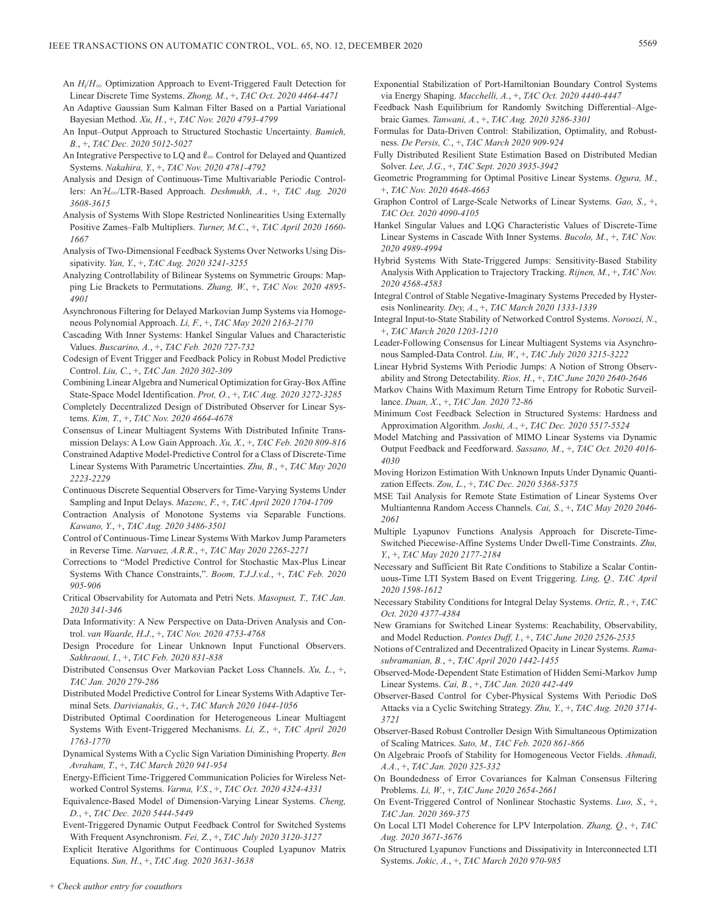An $H_i/H_\infty$ Optimization Approach to Event-Triggered Fault Detection for Linear Discrete Time Systems. *Zhong, M.*, +, *TAC Oct. 2020 4464-4471*

An Adaptive Gaussian Sum Kalman Filter Based on a Partial Variational Bayesian Method. *Xu, H.*, +, *TAC Nov. 2020 4793-4799*

An Input–Output Approach to Structured Stochastic Uncertainty. *Bamieh, B.*, +, *TAC Dec. 2020 5012-5027*

An Integrative Perspective to LQ and $\ell_\infty$ Control for Delayed and Quantized Systems. *Nakahira, Y.*, +, *TAC Nov. 2020 4781-4792*

Analysis and Design of Continuous-Time Multivariable Periodic Controllers: An $\mathcal{H}_\infty$/LTR-Based Approach. *Deshmukh, A.*, +, *TAC Aug. 2020 3608-3615*

Analysis of Systems With Slope Restricted Nonlinearities Using Externally Positive Zames–Falb Multipliers. *Turner, M.C.*, +, *TAC April 2020 1660-1667*

Analysis of Two-Dimensional Feedback Systems Over Networks Using Dissipativity. *Yan, Y.*, +, *TAC Aug. 2020 3241-3255*

Analyzing Controllability of Bilinear Systems on Symmetric Groups: Mapping Lie Brackets to Permutations. *Zhang, W.*, +, *TAC Nov. 2020 4895-4901*

Asynchronous Filtering for Delayed Markovian Jump Systems via Homogeneous Polynomial Approach. *Li, F.*, +, *TAC May 2020 2163-2170*

Cascading With Inner Systems: Hankel Singular Values and Characteristic Values. *Buscarino, A.*, +, *TAC Feb. 2020 727-732*

Codesign of Event Trigger and Feedback Policy in Robust Model Predictive Control. *Liu, C.*, +, *TAC Jan. 2020 302-309*

Combining Linear Algebra and Numerical Optimization for Gray-Box Affine State-Space Model Identification. *Prot, O.*, +, *TAC Aug. 2020 3272-3285*

Completely Decentralized Design of Distributed Observer for Linear Systems. *Kim, T.*, +, *TAC Nov. 2020 4664-4678*

Consensus of Linear Multiagent Systems With Distributed Infinite Transmission Delays: A Low Gain Approach. *Xu, X.*, +, *TAC Feb. 2020 809-816*

Constrained Adaptive Model-Predictive Control for a Class of Discrete-Time Linear Systems With Parametric Uncertainties. *Zhu, B.*, +, *TAC May 2020 2223-2229*

Continuous Discrete Sequential Observers for Time-Varying Systems Under Sampling and Input Delays. *Mazenc, F.*, +, *TAC April 2020 1704-1709*

Contraction Analysis of Monotone Systems via Separable Functions. *Kawano, Y.*, +, *TAC Aug. 2020 3486-3501*

Control of Continuous-Time Linear Systems With Markov Jump Parameters in Reverse Time. *Narvaez, A.R.R.*, +, *TAC May 2020 2265-2271*

Corrections to "Model Predictive Control for Stochastic Max-Plus Linear Systems With Chance Constraints,". *Boom, T.J.J.v.d.*, +, *TAC Feb. 2020 905-906*

Critical Observability for Automata and Petri Nets. *Masopust, T., TAC Jan. 2020 341-346*

Data Informativity: A New Perspective on Data-Driven Analysis and Control. *van Waarde, H.J.*, +, *TAC Nov. 2020 4753-4768*

Design Procedure for Linear Unknown Input Functional Observers. *Sakhraoui, I.*, +, *TAC Feb. 2020 831-838*

Distributed Consensus Over Markovian Packet Loss Channels. *Xu, L.*, +, *TAC Jan. 2020 279-286*

Distributed Model Predictive Control for Linear Systems With Adaptive Terminal Sets. *Darivianakis, G.*, +, *TAC March 2020 1044-1056*

Distributed Optimal Coordination for Heterogeneous Linear Multiagent Systems With Event-Triggered Mechanisms. *Li, Z.*, +, *TAC April 2020 1763-1770*

Dynamical Systems With a Cyclic Sign Variation Diminishing Property. *Ben Avraham, T.*, +, *TAC March 2020 941-954*

Energy-Efficient Time-Triggered Communication Policies for Wireless Networked Control Systems. *Varma, V.S.*, +, *TAC Oct. 2020 4324-4331*

Equivalence-Based Model of Dimension-Varying Linear Systems. *Cheng, D.*, +, *TAC Dec. 2020 5444-5449*

Event-Triggered Dynamic Output Feedback Control for Switched Systems With Frequent Asynchronism. *Fei, Z.*, +, *TAC July 2020 3120-3127*

Explicit Iterative Algorithms for Continuous Coupled Lyapunov Matrix Equations. *Sun, H.*, +, *TAC Aug. 2020 3631-3638*

Exponential Stabilization of Port-Hamiltonian Boundary Control Systems via Energy Shaping. *Macchelli, A.*, +, *TAC Oct. 2020 4440-4447*

Feedback Nash Equilibrium for Randomly Switching Differential–Algebraic Games. *Tanwani, A.*, +, *TAC Aug. 2020 3286-3301*

Formulas for Data-Driven Control: Stabilization, Optimality, and Robustness. *De Persis, C.*, +, *TAC March 2020 909-924*

Fully Distributed Resilient State Estimation Based on Distributed Median Solver. *Lee, J.G.*, +, *TAC Sept. 2020 3935-3942*

Geometric Programming for Optimal Positive Linear Systems. *Ogura, M.*, +, *TAC Nov. 2020 4648-4663*

Graphon Control of Large-Scale Networks of Linear Systems. *Gao, S.*, +, *TAC Oct. 2020 4090-4105*

Hankel Singular Values and LQG Characteristic Values of Discrete-Time Linear Systems in Cascade With Inner Systems. *Bucolo, M.*, +, *TAC Nov. 2020 4989-4994*

Hybrid Systems With State-Triggered Jumps: Sensitivity-Based Stability Analysis With Application to Trajectory Tracking. *Rijnen, M.*, +, *TAC Nov. 2020 4568-4583*

Integral Control of Stable Negative-Imaginary Systems Preceded by Hysteresis Nonlinearity. *Dey, A.*, +, *TAC March 2020 1333-1339*

Integral Input-to-State Stability of Networked Control Systems. *Noroozi, N.*, +, *TAC March 2020 1203-1210*

Leader-Following Consensus for Linear Multiagent Systems via Asynchronous Sampled-Data Control. *Liu, W.*, +, *TAC July 2020 3215-3222*

Linear Hybrid Systems With Periodic Jumps: A Notion of Strong Observability and Strong Detectability. *Rios, H.*, +, *TAC June 2020 2640-2646*

Markov Chains With Maximum Return Time Entropy for Robotic Surveillance. *Duan, X.*, +, *TAC Jan. 2020 72-86*

Minimum Cost Feedback Selection in Structured Systems: Hardness and Approximation Algorithm. *Joshi, A.*, +, *TAC Dec. 2020 5517-5524*

Model Matching and Passivation of MIMO Linear Systems via Dynamic Output Feedback and Feedforward. *Sassano, M.*, +, *TAC Oct. 2020 4016-4030*

Moving Horizon Estimation With Unknown Inputs Under Dynamic Quantization Effects. *Zou, L.*, +, *TAC Dec. 2020 5368-5375*

MSE Tail Analysis for Remote State Estimation of Linear Systems Over Multiantenna Random Access Channels. *Cai, S.*, +, *TAC May 2020 2046-2061*

Multiple Lyapunov Functions Analysis Approach for Discrete-Time-Switched Piecewise-Affine Systems Under Dwell-Time Constraints. *Zhu, Y.*, +, *TAC May 2020 2177-2184*

Necessary and Sufficient Bit Rate Conditions to Stabilize a Scalar Continuous-Time LTI System Based on Event Triggering. *Ling, Q., TAC April 2020 1598-1612*

Necessary Stability Conditions for Integral Delay Systems. *Ortiz, R.*, +, *TAC Oct. 2020 4377-4384*

New Gramians for Switched Linear Systems: Reachability, Observability, and Model Reduction. *Pontes Duff, I.*, +, *TAC June 2020 2526-2535*

Notions of Centralized and Decentralized Opacity in Linear Systems. *Ramasubramanian, B.*, +, *TAC April 2020 1442-1455*

Observed-Mode-Dependent State Estimation of Hidden Semi-Markov Jump Linear Systems. *Cai, B.*, +, *TAC Jan. 2020 442-449*

Observer-Based Control for Cyber-Physical Systems With Periodic DoS Attacks via a Cyclic Switching Strategy. *Zhu, Y.*, +, *TAC Aug. 2020 3714-3721*

Observer-Based Robust Controller Design With Simultaneous Optimization of Scaling Matrices. *Sato, M., TAC Feb. 2020 861-866*

On Algebraic Proofs of Stability for Homogeneous Vector Fields. *Ahmadi, A.A.*, +, *TAC Jan. 2020 325-332*

On Boundedness of Error Covariances for Kalman Consensus Filtering Problems. *Li, W.*, +, *TAC June 2020 2654-2661*

On Event-Triggered Control of Nonlinear Stochastic Systems. *Luo, S.*, +, *TAC Jan. 2020 369-375*

On Local LTI Model Coherence for LPV Interpolation. *Zhang, Q.*, +, *TAC Aug. 2020 3671-3676*

On Structured Lyapunov Functions and Dissipativity in Interconnected LTI Systems. *Jokic, A.*, +, *TAC March 2020 970-985*

*+ Check author entry for coauthors*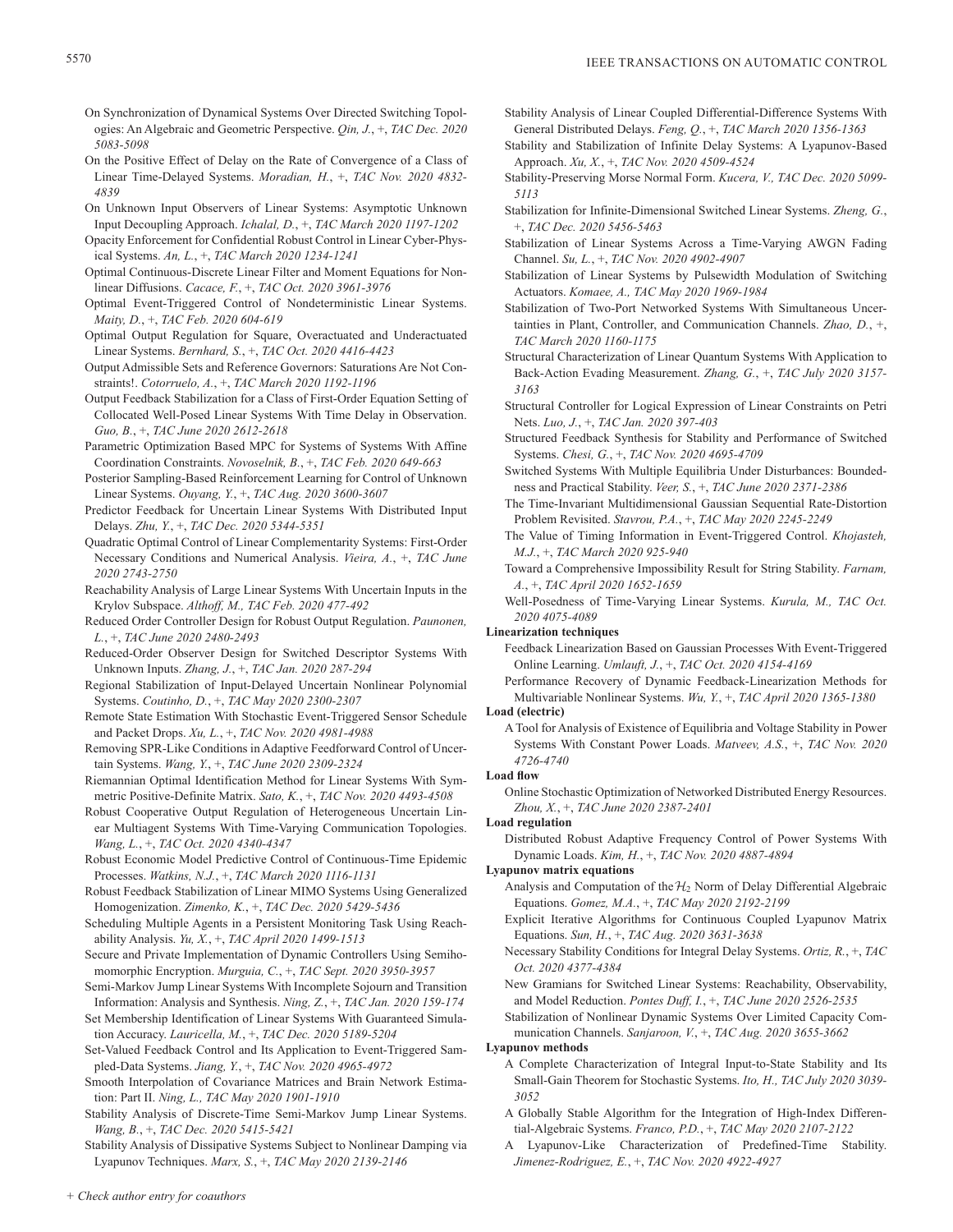On Synchronization of Dynamical Systems Over Directed Switching Topologies: An Algebraic and Geometric Perspective. *Qin, J.*, +, *TAC Dec. 2020 5083-5098*

On the Positive Effect of Delay on the Rate of Convergence of a Class of Linear Time-Delayed Systems. *Moradian, H.*, +, *TAC Nov. 2020 4832-4839*

On Unknown Input Observers of Linear Systems: Asymptotic Unknown Input Decoupling Approach. *Ichalal, D.*, +, *TAC March 2020 1197-1202*

Opacity Enforcement for Confidential Robust Control in Linear Cyber-Physical Systems. *An, L.*, +, *TAC March 2020 1234-1241*

Optimal Continuous-Discrete Linear Filter and Moment Equations for Nonlinear Diffusions. *Cacace, F.*, +, *TAC Oct. 2020 3961-3976*

Optimal Event-Triggered Control of Nondeterministic Linear Systems. *Maity, D.*, +, *TAC Feb. 2020 604-619*

Optimal Output Regulation for Square, Overactuated and Underactuated Linear Systems. *Bernhard, S.*, +, *TAC Oct. 2020 4416-4423*

Output Admissible Sets and Reference Governors: Saturations Are Not Constraints!. *Cotorruelo, A.*, +, *TAC March 2020 1192-1196*

Output Feedback Stabilization for a Class of First-Order Equation Setting of Collocated Well-Posed Linear Systems With Time Delay in Observation. *Guo, B.*, +, *TAC June 2020 2612-2618*

Parametric Optimization Based MPC for Systems of Systems With Affine Coordination Constraints. *Novoselnik, B.*, +, *TAC Feb. 2020 649-663*

Posterior Sampling-Based Reinforcement Learning for Control of Unknown Linear Systems. *Ouyang, Y.*, +, *TAC Aug. 2020 3600-3607*

Predictor Feedback for Uncertain Linear Systems With Distributed Input Delays. *Zhu, Y.*, +, *TAC Dec. 2020 5344-5351*

Quadratic Optimal Control of Linear Complementarity Systems: First-Order Necessary Conditions and Numerical Analysis. *Vieira, A.*, +, *TAC June 2020 2743-2750*

Reachability Analysis of Large Linear Systems With Uncertain Inputs in the Krylov Subspace. *Althoff, M., TAC Feb. 2020 477-492*

Reduced Order Controller Design for Robust Output Regulation. *Paunonen, L.*, +, *TAC June 2020 2480-2493*

Reduced-Order Observer Design for Switched Descriptor Systems With Unknown Inputs. *Zhang, J.*, +, *TAC Jan. 2020 287-294*

Regional Stabilization of Input-Delayed Uncertain Nonlinear Polynomial Systems. *Coutinho, D.*, +, *TAC May 2020 2300-2307*

Remote State Estimation With Stochastic Event-Triggered Sensor Schedule and Packet Drops. *Xu, L.*, +, *TAC Nov. 2020 4981-4988*

Removing SPR-Like Conditions in Adaptive Feedforward Control of Uncertain Systems. *Wang, Y.*, +, *TAC June 2020 2309-2324*

Riemannian Optimal Identification Method for Linear Systems With Symmetric Positive-Definite Matrix. *Sato, K.*, +, *TAC Nov. 2020 4493-4508*

Robust Cooperative Output Regulation of Heterogeneous Uncertain Linear Multiagent Systems With Time-Varying Communication Topologies. *Wang, L.*, +, *TAC Oct. 2020 4340-4347*

Robust Economic Model Predictive Control of Continuous-Time Epidemic Processes. *Watkins, N.J.*, +, *TAC March 2020 1116-1131*

Robust Feedback Stabilization of Linear MIMO Systems Using Generalized Homogenization. *Zimenko, K.*, +, *TAC Dec. 2020 5429-5436*

Scheduling Multiple Agents in a Persistent Monitoring Task Using Reachability Analysis. *Yu, X.*, +, *TAC April 2020 1499-1513*

Secure and Private Implementation of Dynamic Controllers Using Semihomomorphic Encryption. *Murguia, C.*, +, *TAC Sept. 2020 3950-3957*

Semi-Markov Jump Linear Systems With Incomplete Sojourn and Transition Information: Analysis and Synthesis. *Ning, Z.*, +, *TAC Jan. 2020 159-174*

Set Membership Identification of Linear Systems With Guaranteed Simulation Accuracy. *Lauricella, M.*, +, *TAC Dec. 2020 5189-5204*

Set-Valued Feedback Control and Its Application to Event-Triggered Sampled-Data Systems. *Jiang, Y.*, +, *TAC Nov. 2020 4965-4972*

Smooth Interpolation of Covariance Matrices and Brain Network Estimation: Part II. *Ning, L., TAC May 2020 1901-1910*

Stability Analysis of Discrete-Time Semi-Markov Jump Linear Systems. *Wang, B.*, +, *TAC Dec. 2020 5415-5421*

Stability Analysis of Dissipative Systems Subject to Nonlinear Damping via Lyapunov Techniques. *Marx, S.*, +, *TAC May 2020 2139-2146*

Stability Analysis of Linear Coupled Differential-Difference Systems With General Distributed Delays. *Feng, Q.*, +, *TAC March 2020 1356-1363*

Stability and Stabilization of Infinite Delay Systems: A Lyapunov-Based Approach. *Xu, X.*, +, *TAC Nov. 2020 4509-4524*

Stability-Preserving Morse Normal Form. *Kucera, V., TAC Dec. 2020 5099-5113*

Stabilization for Infinite-Dimensional Switched Linear Systems. *Zheng, G.*, +, *TAC Dec. 2020 5456-5463*

Stabilization of Linear Systems Across a Time-Varying AWGN Fading Channel. *Su, L.*, +, *TAC Nov. 2020 4902-4907*

Stabilization of Linear Systems by Pulsewidth Modulation of Switching Actuators. *Komaee, A., TAC May 2020 1969-1984*

Stabilization of Two-Port Networked Systems With Simultaneous Uncertainties in Plant, Controller, and Communication Channels. *Zhao, D.*, +, *TAC March 2020 1160-1175*

Structural Characterization of Linear Quantum Systems With Application to Back-Action Evading Measurement. *Zhang, G.*, +, *TAC July 2020 3157-3163*

Structural Controller for Logical Expression of Linear Constraints on Petri Nets. *Luo, J.*, +, *TAC Jan. 2020 397-403*

Structured Feedback Synthesis for Stability and Performance of Switched Systems. *Chesi, G.*, +, *TAC Nov. 2020 4695-4709*

Switched Systems With Multiple Equilibria Under Disturbances: Boundedness and Practical Stability. *Veer, S.*, +, *TAC June 2020 2371-2386*

The Time-Invariant Multidimensional Gaussian Sequential Rate-Distortion Problem Revisited. *Stavrou, P.A.*, +, *TAC May 2020 2245-2249*

The Value of Timing Information in Event-Triggered Control. *Khojasteh, M.J.*, +, *TAC March 2020 925-940*

Toward a Comprehensive Impossibility Result for String Stability. *Farnam, A.*, +, *TAC April 2020 1652-1659*

Well-Posedness of Time-Varying Linear Systems. *Kurula, M., TAC Oct. 2020 4075-4089*

**Linearization techniques**

Feedback Linearization Based on Gaussian Processes With Event-Triggered Online Learning. *Umlauft, J.*, +, *TAC Oct. 2020 4154-4169*

Performance Recovery of Dynamic Feedback-Linearization Methods for Multivariable Nonlinear Systems. *Wu, Y.*, +, *TAC April 2020 1365-1380*

**Load (electric)**

A Tool for Analysis of Existence of Equilibria and Voltage Stability in Power Systems With Constant Power Loads. *Matveev, A.S.*, +, *TAC Nov. 2020 4726-4740*

**Load flow**

Online Stochastic Optimization of Networked Distributed Energy Resources. *Zhou, X.*, +, *TAC June 2020 2387-2401*

**Load regulation**

Distributed Robust Adaptive Frequency Control of Power Systems With Dynamic Loads. *Kim, H.*, +, *TAC Nov. 2020 4887-4894*

**Lyapunov matrix equations**

Analysis and Computation of the $\mathcal{H}_2$ Norm of Delay Differential Algebraic Equations. *Gomez, M.A.*, +, *TAC May 2020 2192-2199*

Explicit Iterative Algorithms for Continuous Coupled Lyapunov Matrix Equations. *Sun, H.*, +, *TAC Aug. 2020 3631-3638*

Necessary Stability Conditions for Integral Delay Systems. *Ortiz, R.*, +, *TAC Oct. 2020 4377-4384*

New Gramians for Switched Linear Systems: Reachability, Observability, and Model Reduction. *Pontes Duff, I.*, +, *TAC June 2020 2526-2535*

Stabilization of Nonlinear Dynamic Systems Over Limited Capacity Communication Channels. *Sanjaroon, V.*, +, *TAC Aug. 2020 3655-3662*

**Lyapunov methods**

A Complete Characterization of Integral Input-to-State Stability and Its Small-Gain Theorem for Stochastic Systems. *Ito, H., TAC July 2020 3039-3052*

A Globally Stable Algorithm for the Integration of High-Index Differential-Algebraic Systems. *Franco, P.D.*, +, *TAC May 2020 2107-2122*

A Lyapunov-Like Characterization of Predefined-Time Stability. *Jimenez-Rodriguez, E.*, +, *TAC Nov. 2020 4922-4927*

+ Check author entry for coauthors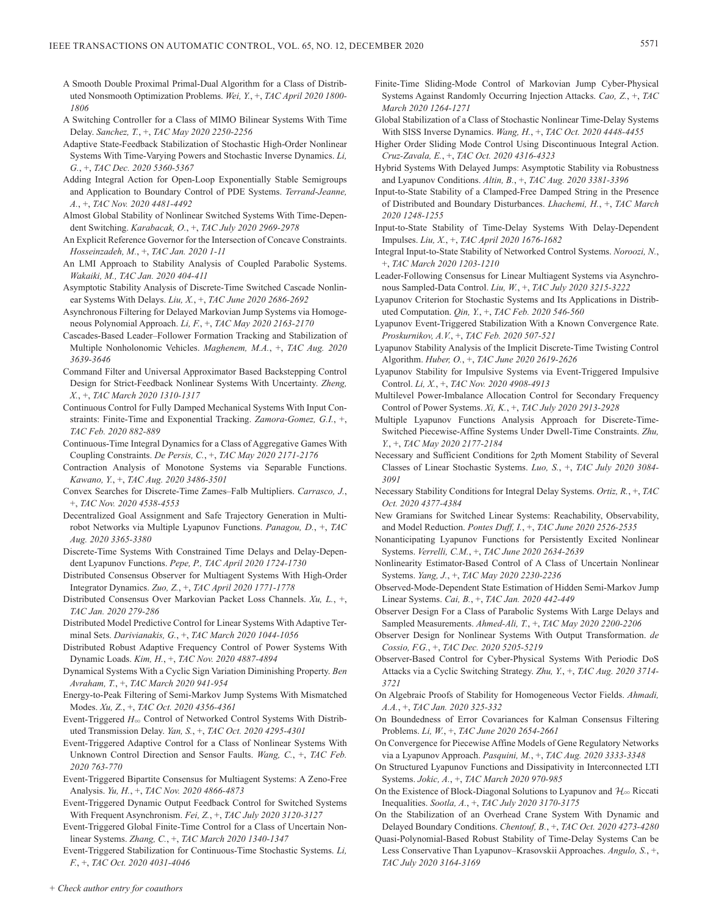A Smooth Double Proximal Primal-Dual Algorithm for a Class of Distributed Nonsmooth Optimization Problems. *Wei, Y.*, +, *TAC April 2020 1800-1806*

A Switching Controller for a Class of MIMO Bilinear Systems With Time Delay. *Sanchez, T.*, +, *TAC May 2020 2250-2256*

Adaptive State-Feedback Stabilization of Stochastic High-Order Nonlinear Systems With Time-Varying Powers and Stochastic Inverse Dynamics. *Li, G.*, +, *TAC Dec. 2020 5360-5367*

Adding Integral Action for Open-Loop Exponentially Stable Semigroups and Application to Boundary Control of PDE Systems. *Terrand-Jeanne, A.*, +, *TAC Nov. 2020 4481-4492*

Almost Global Stability of Nonlinear Switched Systems With Time-Dependent Switching. *Karabacak, O.*, +, *TAC July 2020 2969-2978*

An Explicit Reference Governor for the Intersection of Concave Constraints. *Hosseinzadeh, M.*, +, *TAC Jan. 2020 1-11*

An LMI Approach to Stability Analysis of Coupled Parabolic Systems. *Wakaiki, M., TAC Jan. 2020 404-411*

Asymptotic Stability Analysis of Discrete-Time Switched Cascade Nonlinear Systems With Delays. *Liu, X.*, +, *TAC June 2020 2686-2692*

Asynchronous Filtering for Delayed Markovian Jump Systems via Homogeneous Polynomial Approach. *Li, F.*, +, *TAC May 2020 2163-2170*

Cascades-Based Leader–Follower Formation Tracking and Stabilization of Multiple Nonholonomic Vehicles. *Maghenem, M.A.*, +, *TAC Aug. 2020 3639-3646*

Command Filter and Universal Approximator Based Backstepping Control Design for Strict-Feedback Nonlinear Systems With Uncertainty. *Zheng, X.*, +, *TAC March 2020 1310-1317*

Continuous Control for Fully Damped Mechanical Systems With Input Constraints: Finite-Time and Exponential Tracking. *Zamora-Gomez, G.I.*, +, *TAC Feb. 2020 882-889*

Continuous-Time Integral Dynamics for a Class of Aggregative Games With Coupling Constraints. *De Persis, C.*, +, *TAC May 2020 2171-2176*

Contraction Analysis of Monotone Systems via Separable Functions. *Kawano, Y.*, +, *TAC Aug. 2020 3486-3501*

Convex Searches for Discrete-Time Zames–Falb Multipliers. *Carrasco, J.*, +, *TAC Nov. 2020 4538-4553*

Decentralized Goal Assignment and Safe Trajectory Generation in Multirobot Networks via Multiple Lyapunov Functions. *Panagou, D.*, +, *TAC Aug. 2020 3365-3380*

Discrete-Time Systems With Constrained Time Delays and Delay-Dependent Lyapunov Functions. *Pepe, P., TAC April 2020 1724-1730*

Distributed Consensus Observer for Multiagent Systems With High-Order Integrator Dynamics. *Zuo, Z.*, +, *TAC April 2020 1771-1778*

Distributed Consensus Over Markovian Packet Loss Channels. *Xu, L.*, +, *TAC Jan. 2020 279-286*

Distributed Model Predictive Control for Linear Systems With Adaptive Terminal Sets. *Darivianakis, G.*, +, *TAC March 2020 1044-1056*

Distributed Robust Adaptive Frequency Control of Power Systems With Dynamic Loads. *Kim, H.*, +, *TAC Nov. 2020 4887-4894*

Dynamical Systems With a Cyclic Sign Variation Diminishing Property. *Ben Avraham, T.*, +, *TAC March 2020 941-954*

Energy-to-Peak Filtering of Semi-Markov Jump Systems With Mismatched Modes. *Xu, Z.*, +, *TAC Oct. 2020 4356-4361*

Event-Triggered $H_\infty$ Control of Networked Control Systems With Distributed Transmission Delay. *Yan, S.*, +, *TAC Oct. 2020 4295-4301*

Event-Triggered Adaptive Control for a Class of Nonlinear Systems With Unknown Control Direction and Sensor Faults. *Wang, C.*, +, *TAC Feb. 2020 763-770*

Event-Triggered Bipartite Consensus for Multiagent Systems: A Zeno-Free Analysis. *Yu, H.*, +, *TAC Nov. 2020 4866-4873*

Event-Triggered Dynamic Output Feedback Control for Switched Systems With Frequent Asynchronism. *Fei, Z.*, +, *TAC July 2020 3120-3127*

Event-Triggered Global Finite-Time Control for a Class of Uncertain Nonlinear Systems. *Zhang, C.*, +, *TAC March 2020 1340-1347*

Event-Triggered Stabilization for Continuous-Time Stochastic Systems. *Li, F.*, +, *TAC Oct. 2020 4031-4046*

Finite-Time Sliding-Mode Control of Markovian Jump Cyber-Physical Systems Against Randomly Occurring Injection Attacks. *Cao, Z.*, +, *TAC March 2020 1264-1271*

Global Stabilization of a Class of Stochastic Nonlinear Time-Delay Systems With SISS Inverse Dynamics. *Wang, H.*, +, *TAC Oct. 2020 4448-4455*

Higher Order Sliding Mode Control Using Discontinuous Integral Action. *Cruz-Zavala, E.*, +, *TAC Oct. 2020 4316-4323*

Hybrid Systems With Delayed Jumps: Asymptotic Stability via Robustness and Lyapunov Conditions. *Altin, B.*, +, *TAC Aug. 2020 3381-3396*

Input-to-State Stability of a Clamped-Free Damped String in the Presence of Distributed and Boundary Disturbances. *Lhachemi, H.*, +, *TAC March 2020 1248-1255*

Input-to-State Stability of Time-Delay Systems With Delay-Dependent Impulses. *Liu, X.*, +, *TAC April 2020 1676-1682*

Integral Input-to-State Stability of Networked Control Systems. *Noroozi, N.*, +, *TAC March 2020 1203-1210*

Leader-Following Consensus for Linear Multiagent Systems via Asynchronous Sampled-Data Control. *Liu, W.*, +, *TAC July 2020 3215-3222*

Lyapunov Criterion for Stochastic Systems and Its Applications in Distributed Computation. *Qin, Y.*, +, *TAC Feb. 2020 546-560*

Lyapunov Event-Triggered Stabilization With a Known Convergence Rate. *Proskurnikov, A.V.*, +, *TAC Feb. 2020 507-521*

Lyapunov Stability Analysis of the Implicit Discrete-Time Twisting Control Algorithm. *Huber, O.*, +, *TAC June 2020 2619-2626*

Lyapunov Stability for Impulsive Systems via Event-Triggered Impulsive Control. *Li, X.*, +, *TAC Nov. 2020 4908-4913*

Multilevel Power-Imbalance Allocation Control for Secondary Frequency Control of Power Systems. *Xi, K.*, +, *TAC July 2020 2913-2928*

Multiple Lyapunov Functions Analysis Approach for Discrete-Time-Switched Piecewise-Affine Systems Under Dwell-Time Constraints. *Zhu, Y.*, +, *TAC May 2020 2177-2184*

Necessary and Sufficient Conditions for 2$p$th Moment Stability of Several Classes of Linear Stochastic Systems. *Luo, S.*, +, *TAC July 2020 3084-3091*

Necessary Stability Conditions for Integral Delay Systems. *Ortiz, R.*, +, *TAC Oct. 2020 4377-4384*

New Gramians for Switched Linear Systems: Reachability, Observability, and Model Reduction. *Pontes Duff, I.*, +, *TAC June 2020 2526-2535*

Nonanticipating Lyapunov Functions for Persistently Excited Nonlinear Systems. *Verrelli, C.M.*, +, *TAC June 2020 2634-2639*

Nonlinearity Estimator-Based Control of A Class of Uncertain Nonlinear Systems. *Yang, J.*, +, *TAC May 2020 2230-2236*

Observed-Mode-Dependent State Estimation of Hidden Semi-Markov Jump Linear Systems. *Cai, B.*, +, *TAC Jan. 2020 442-449*

Observer Design For a Class of Parabolic Systems With Large Delays and Sampled Measurements. *Ahmed-Ali, T.*, +, *TAC May 2020 2200-2206*

Observer Design for Nonlinear Systems With Output Transformation. *de Cossio, F.G.*, +, *TAC Dec. 2020 5205-5219*

Observer-Based Control for Cyber-Physical Systems With Periodic DoS Attacks via a Cyclic Switching Strategy. *Zhu, Y.*, +, *TAC Aug. 2020 3714-3721*

On Algebraic Proofs of Stability for Homogeneous Vector Fields. *Ahmadi, A.A.*, +, *TAC Jan. 2020 325-332*

On Boundedness of Error Covariances for Kalman Consensus Filtering Problems. *Li, W.*, +, *TAC June 2020 2654-2661*

On Convergence for Piecewise Affine Models of Gene Regulatory Networks via a Lyapunov Approach. *Pasquini, M.*, +, *TAC Aug. 2020 3333-3348*

On Structured Lyapunov Functions and Dissipativity in Interconnected LTI Systems. *Jokic, A.*, +, *TAC March 2020 970-985*

On the Existence of Block-Diagonal Solutions to Lyapunov and $\mathcal{H}_\infty$ Riccati Inequalities. *Sootla, A.*, +, *TAC July 2020 3170-3175*

On the Stabilization of an Overhead Crane System With Dynamic and Delayed Boundary Conditions. *Chentouf, B.*, +, *TAC Oct. 2020 4273-4280*

Quasi-Polynomial-Based Robust Stability of Time-Delay Systems Can be Less Conservative Than Lyapunov–Krasovskii Approaches. *Angulo, S.*, +, *TAC July 2020 3164-3169*

*+ Check author entry for coauthors*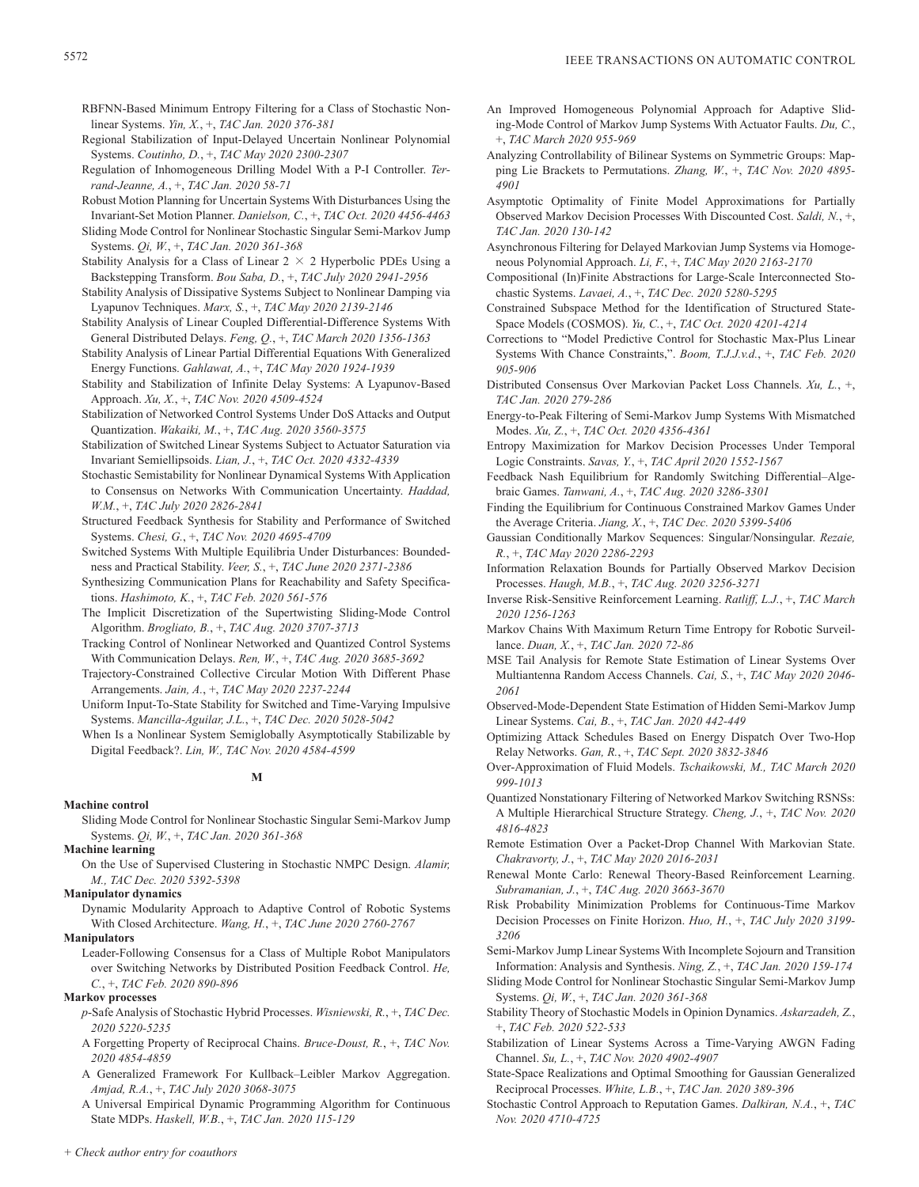RBFNN-Based Minimum Entropy Filtering for a Class of Stochastic Nonlinear Systems. *Yin, X.*, +, *TAC Jan. 2020 376-381*

Regional Stabilization of Input-Delayed Uncertain Nonlinear Polynomial Systems. *Coutinho, D.*, +, *TAC May 2020 2300-2307*

Regulation of Inhomogeneous Drilling Model With a P-I Controller. *Terrand-Jeanne, A.*, +, *TAC Jan. 2020 58-71*

Robust Motion Planning for Uncertain Systems With Disturbances Using the Invariant-Set Motion Planner. *Danielson, C.*, +, *TAC Oct. 2020 4456-4463*

Sliding Mode Control for Nonlinear Stochastic Singular Semi-Markov Jump Systems. *Qi, W.*, +, *TAC Jan. 2020 361-368*

Stability Analysis for a Class of Linear 2 $\times$ 2 Hyperbolic PDEs Using a Backstepping Transform. *Bou Saba, D.*, +, *TAC July 2020 2941-2956*

Stability Analysis of Dissipative Systems Subject to Nonlinear Damping via Lyapunov Techniques. *Marx, S.*, +, *TAC May 2020 2139-2146*

Stability Analysis of Linear Coupled Differential-Difference Systems With General Distributed Delays. *Feng, Q.*, +, *TAC March 2020 1356-1363*

Stability Analysis of Linear Partial Differential Equations With Generalized Energy Functions. *Gahlawat, A.*, +, *TAC May 2020 1924-1939*

Stability and Stabilization of Infinite Delay Systems: A Lyapunov-Based Approach. *Xu, X.*, +, *TAC Nov. 2020 4509-4524*

Stabilization of Networked Control Systems Under DoS Attacks and Output Quantization. *Wakaiki, M.*, +, *TAC Aug. 2020 3560-3575*

Stabilization of Switched Linear Systems Subject to Actuator Saturation via Invariant Semiellipsoids. *Lian, J.*, +, *TAC Oct. 2020 4332-4339*

Stochastic Semistability for Nonlinear Dynamical Systems With Application to Consensus on Networks With Communication Uncertainty. *Haddad, W.M.*, +, *TAC July 2020 2826-2841*

Structured Feedback Synthesis for Stability and Performance of Switched Systems. *Chesi, G.*, +, *TAC Nov. 2020 4695-4709*

Switched Systems With Multiple Equilibria Under Disturbances: Boundedness and Practical Stability. *Veer, S.*, +, *TAC June 2020 2371-2386*

Synthesizing Communication Plans for Reachability and Safety Specifications. *Hashimoto, K.*, +, *TAC Feb. 2020 561-576*

The Implicit Discretization of the Supertwisting Sliding-Mode Control Algorithm. *Brogliato, B.*, +, *TAC Aug. 2020 3707-3713*

Tracking Control of Nonlinear Networked and Quantized Control Systems With Communication Delays. *Ren, W.*, +, *TAC Aug. 2020 3685-3692*

Trajectory-Constrained Collective Circular Motion With Different Phase Arrangements. *Jain, A.*, +, *TAC May 2020 2237-2244*

Uniform Input-To-State Stability for Switched and Time-Varying Impulsive Systems. *Mancilla-Aguilar, J.L.*, +, *TAC Dec. 2020 5028-5042*

When Is a Nonlinear System Semiglobally Asymptotically Stabilizable by Digital Feedback?. *Lin, W., TAC Nov. 2020 4584-4599*

## M

**Machine control**

Sliding Mode Control for Nonlinear Stochastic Singular Semi-Markov Jump Systems. *Qi, W.*, +, *TAC Jan. 2020 361-368*

**Machine learning**

On the Use of Supervised Clustering in Stochastic NMPC Design. *Alamir, M., TAC Dec. 2020 5392-5398*

**Manipulator dynamics**

Dynamic Modularity Approach to Adaptive Control of Robotic Systems With Closed Architecture. *Wang, H.*, +, *TAC June 2020 2760-2767*

**Manipulators**

Leader-Following Consensus for a Class of Multiple Robot Manipulators over Switching Networks by Distributed Position Feedback Control. *He, C.*, +, *TAC Feb. 2020 890-896*

**Markov processes**

*p*-Safe Analysis of Stochastic Hybrid Processes. *Wisniewski, R.*, +, *TAC Dec. 2020 5220-5235*

A Forgetting Property of Reciprocal Chains. *Bruce-Doust, R.*, +, *TAC Nov. 2020 4854-4859*

A Generalized Framework For Kullback–Leibler Markov Aggregation. *Amjad, R.A.*, +, *TAC July 2020 3068-3075*

A Universal Empirical Dynamic Programming Algorithm for Continuous State MDPs. *Haskell, W.B.*, +, *TAC Jan. 2020 115-129*

An Improved Homogeneous Polynomial Approach for Adaptive Sliding-Mode Control of Markov Jump Systems With Actuator Faults. *Du, C.*, +, *TAC March 2020 955-969*

Analyzing Controllability of Bilinear Systems on Symmetric Groups: Mapping Lie Brackets to Permutations. *Zhang, W.*, +, *TAC Nov. 2020 4895-4901*

Asymptotic Optimality of Finite Model Approximations for Partially Observed Markov Decision Processes With Discounted Cost. *Saldi, N.*, +, *TAC Jan. 2020 130-142*

Asynchronous Filtering for Delayed Markovian Jump Systems via Homogeneous Polynomial Approach. *Li, F.*, +, *TAC May 2020 2163-2170*

Compositional (In)Finite Abstractions for Large-Scale Interconnected Stochastic Systems. *Lavaei, A.*, +, *TAC Dec. 2020 5280-5295*

Constrained Subspace Method for the Identification of Structured State-Space Models (COSMOS). *Yu, C.*, +, *TAC Oct. 2020 4201-4214*

Corrections to "Model Predictive Control for Stochastic Max-Plus Linear Systems With Chance Constraints,". *Boom, T.J.J.v.d.*, +, *TAC Feb. 2020 905-906*

Distributed Consensus Over Markovian Packet Loss Channels. *Xu, L.*, +, *TAC Jan. 2020 279-286*

Energy-to-Peak Filtering of Semi-Markov Jump Systems With Mismatched Modes. *Xu, Z.*, +, *TAC Oct. 2020 4356-4361*

Entropy Maximization for Markov Decision Processes Under Temporal Logic Constraints. *Savas, Y.*, +, *TAC April 2020 1552-1567*

Feedback Nash Equilibrium for Randomly Switching Differential–Algebraic Games. *Tanwani, A.*, +, *TAC Aug. 2020 3286-3301*

Finding the Equilibrium for Continuous Constrained Markov Games Under the Average Criteria. *Jiang, X.*, +, *TAC Dec. 2020 5399-5406*

Gaussian Conditionally Markov Sequences: Singular/Nonsingular. *Rezaie, R.*, +, *TAC May 2020 2286-2293*

Information Relaxation Bounds for Partially Observed Markov Decision Processes. *Haugh, M.B.*, +, *TAC Aug. 2020 3256-3271*

Inverse Risk-Sensitive Reinforcement Learning. *Ratliff, L.J.*, +, *TAC March 2020 1256-1263*

Markov Chains With Maximum Return Time Entropy for Robotic Surveillance. *Duan, X.*, +, *TAC Jan. 2020 72-86*

MSE Tail Analysis for Remote State Estimation of Linear Systems Over Multiantenna Random Access Channels. *Cai, S.*, +, *TAC May 2020 2046-2061*

Observed-Mode-Dependent State Estimation of Hidden Semi-Markov Jump Linear Systems. *Cai, B.*, +, *TAC Jan. 2020 442-449*

Optimizing Attack Schedules Based on Energy Dispatch Over Two-Hop Relay Networks. *Gan, R.*, +, *TAC Sept. 2020 3832-3846*

Over-Approximation of Fluid Models. *Tschaikowski, M., TAC March 2020 999-1013*

Quantized Nonstationary Filtering of Networked Markov Switching RSNSs: A Multiple Hierarchical Structure Strategy. *Cheng, J.*, +, *TAC Nov. 2020 4816-4823*

Remote Estimation Over a Packet-Drop Channel With Markovian State. *Chakravorty, J.*, +, *TAC May 2020 2016-2031*

Renewal Monte Carlo: Renewal Theory-Based Reinforcement Learning. *Subramanian, J.*, +, *TAC Aug. 2020 3663-3670*

Risk Probability Minimization Problems for Continuous-Time Markov Decision Processes on Finite Horizon. *Huo, H.*, +, *TAC July 2020 3199-3206*

Semi-Markov Jump Linear Systems With Incomplete Sojourn and Transition Information: Analysis and Synthesis. *Ning, Z.*, +, *TAC Jan. 2020 159-174*

Sliding Mode Control for Nonlinear Stochastic Singular Semi-Markov Jump Systems. *Qi, W.*, +, *TAC Jan. 2020 361-368*

Stability Theory of Stochastic Models in Opinion Dynamics. *Askarzadeh, Z.*, +, *TAC Feb. 2020 522-533*

Stabilization of Linear Systems Across a Time-Varying AWGN Fading Channel. *Su, L.*, +, *TAC Nov. 2020 4902-4907*

State-Space Realizations and Optimal Smoothing for Gaussian Generalized Reciprocal Processes. *White, L.B.*, +, *TAC Jan. 2020 389-396*

Stochastic Control Approach to Reputation Games. *Dalkiran, N.A.*, +, *TAC Nov. 2020 4710-4725*

+ Check author entry for coauthors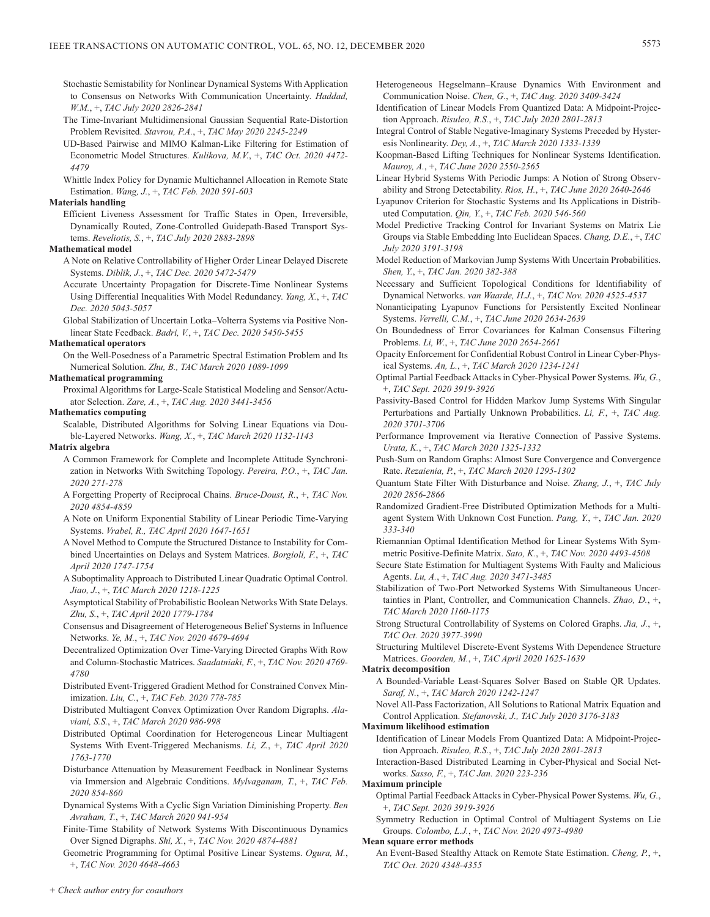Stochastic Semistability for Nonlinear Dynamical Systems With Application to Consensus on Networks With Communication Uncertainty. *Haddad, W.M.*, +, *TAC July 2020 2826-2841*

The Time-Invariant Multidimensional Gaussian Sequential Rate-Distortion Problem Revisited. *Stavrou, P.A.*, +, *TAC May 2020 2245-2249*

UD-Based Pairwise and MIMO Kalman-Like Filtering for Estimation of Econometric Model Structures. *Kulikova, M.V.*, +, *TAC Oct. 2020 4472-4479*

Whittle Index Policy for Dynamic Multichannel Allocation in Remote State Estimation. *Wang, J.*, +, *TAC Feb. 2020 591-603*

**Materials handling**

Efficient Liveness Assessment for Traffic States in Open, Irreversible, Dynamically Routed, Zone-Controlled Guidepath-Based Transport Systems. *Reveliotis, S.*, +, *TAC July 2020 2883-2898*

**Mathematical model**

A Note on Relative Controllability of Higher Order Linear Delayed Discrete Systems. *Diblik, J.*, +, *TAC Dec. 2020 5472-5479*

Accurate Uncertainty Propagation for Discrete-Time Nonlinear Systems Using Differential Inequalities With Model Redundancy. *Yang, X.*, +, *TAC Dec. 2020 5043-5057*

Global Stabilization of Uncertain Lotka–Volterra Systems via Positive Nonlinear State Feedback. *Badri, V.*, +, *TAC Dec. 2020 5450-5455*

**Mathematical operators**

On the Well-Posedness of a Parametric Spectral Estimation Problem and Its Numerical Solution. *Zhu, B., TAC March 2020 1089-1099*

**Mathematical programming**

Proximal Algorithms for Large-Scale Statistical Modeling and Sensor/Actuator Selection. *Zare, A.*, +, *TAC Aug. 2020 3441-3456*

**Mathematics computing**

Scalable, Distributed Algorithms for Solving Linear Equations via Double-Layered Networks. *Wang, X.*, +, *TAC March 2020 1132-1143*

**Matrix algebra**

A Common Framework for Complete and Incomplete Attitude Synchronization in Networks With Switching Topology. *Pereira, P.O.*, +, *TAC Jan. 2020 271-278*

A Forgetting Property of Reciprocal Chains. *Bruce-Doust, R.*, +, *TAC Nov. 2020 4854-4859*

A Note on Uniform Exponential Stability of Linear Periodic Time-Varying Systems. *Vrabel, R., TAC April 2020 1647-1651*

A Novel Method to Compute the Structured Distance to Instability for Combined Uncertainties on Delays and System Matrices. *Borgioli, F.*, +, *TAC April 2020 1747-1754*

A Suboptimality Approach to Distributed Linear Quadratic Optimal Control. *Jiao, J.*, +, *TAC March 2020 1218-1225*

Asymptotical Stability of Probabilistic Boolean Networks With State Delays. *Zhu, S.*, +, *TAC April 2020 1779-1784*

Consensus and Disagreement of Heterogeneous Belief Systems in Influence Networks. *Ye, M.*, +, *TAC Nov. 2020 4679-4694*

Decentralized Optimization Over Time-Varying Directed Graphs With Row and Column-Stochastic Matrices. *Saadatniaki, F.*, +, *TAC Nov. 2020 4769-4780*

Distributed Event-Triggered Gradient Method for Constrained Convex Minimization. *Liu, C.*, +, *TAC Feb. 2020 778-785*

Distributed Multiagent Convex Optimization Over Random Digraphs. *Alaviani, S.S.*, +, *TAC March 2020 986-998*

Distributed Optimal Coordination for Heterogeneous Linear Multiagent Systems With Event-Triggered Mechanisms. *Li, Z.*, +, *TAC April 2020 1763-1770*

Disturbance Attenuation by Measurement Feedback in Nonlinear Systems via Immersion and Algebraic Conditions. *Mylvaganam, T.*, +, *TAC Feb. 2020 854-860*

Dynamical Systems With a Cyclic Sign Variation Diminishing Property. *Ben Avraham, T.*, +, *TAC March 2020 941-954*

Finite-Time Stability of Network Systems With Discontinuous Dynamics Over Signed Digraphs. *Shi, X.*, +, *TAC Nov. 2020 4874-4881*

Geometric Programming for Optimal Positive Linear Systems. *Ogura, M.*, +, *TAC Nov. 2020 4648-4663*

Heterogeneous Hegselmann–Krause Dynamics With Environment and Communication Noise. *Chen, G.*, +, *TAC Aug. 2020 3409-3424*

Identification of Linear Models From Quantized Data: A Midpoint-Projection Approach. *Risuleo, R.S.*, +, *TAC July 2020 2801-2813*

Integral Control of Stable Negative-Imaginary Systems Preceded by Hysteresis Nonlinearity. *Dey, A.*, +, *TAC March 2020 1333-1339*

Koopman-Based Lifting Techniques for Nonlinear Systems Identification. *Mauroy, A.*, +, *TAC June 2020 2550-2565*

Linear Hybrid Systems With Periodic Jumps: A Notion of Strong Observability and Strong Detectability. *Rios, H.*, +, *TAC June 2020 2640-2646*

Lyapunov Criterion for Stochastic Systems and Its Applications in Distributed Computation. *Qin, Y.*, +, *TAC Feb. 2020 546-560*

Model Predictive Tracking Control for Invariant Systems on Matrix Lie Groups via Stable Embedding Into Euclidean Spaces. *Chang, D.E.*, +, *TAC July 2020 3191-3198*

Model Reduction of Markovian Jump Systems With Uncertain Probabilities. *Shen, Y.*, +, *TAC Jan. 2020 382-388*

Necessary and Sufficient Topological Conditions for Identifiability of Dynamical Networks. *van Waarde, H.J.*, +, *TAC Nov. 2020 4525-4537*

Nonanticipating Lyapunov Functions for Persistently Excited Nonlinear Systems. *Verrelli, C.M.*, +, *TAC June 2020 2634-2639*

On Boundedness of Error Covariances for Kalman Consensus Filtering Problems. *Li, W.*, +, *TAC June 2020 2654-2661*

Opacity Enforcement for Confidential Robust Control in Linear Cyber-Physical Systems. *An, L.*, +, *TAC March 2020 1234-1241*

Optimal Partial Feedback Attacks in Cyber-Physical Power Systems. *Wu, G.*, +, *TAC Sept. 2020 3919-3926*

Passivity-Based Control for Hidden Markov Jump Systems With Singular Perturbations and Partially Unknown Probabilities. *Li, F.*, +, *TAC Aug. 2020 3701-3706*

Performance Improvement via Iterative Connection of Passive Systems. *Urata, K.*, +, *TAC March 2020 1325-1332*

Push-Sum on Random Graphs: Almost Sure Convergence and Convergence Rate. *Rezaienia, P.*, +, *TAC March 2020 1295-1302*

Quantum State Filter With Disturbance and Noise. *Zhang, J.*, +, *TAC July 2020 2856-2866*

Randomized Gradient-Free Distributed Optimization Methods for a Multiagent System With Unknown Cost Function. *Pang, Y.*, +, *TAC Jan. 2020 333-340*

Riemannian Optimal Identification Method for Linear Systems With Symmetric Positive-Definite Matrix. *Sato, K.*, +, *TAC Nov. 2020 4493-4508*

Secure State Estimation for Multiagent Systems With Faulty and Malicious Agents. *Lu, A.*, +, *TAC Aug. 2020 3471-3485*

Stabilization of Two-Port Networked Systems With Simultaneous Uncertainties in Plant, Controller, and Communication Channels. *Zhao, D.*, +, *TAC March 2020 1160-1175*

Strong Structural Controllability of Systems on Colored Graphs. *Jia, J.*, +, *TAC Oct. 2020 3977-3990*

Structuring Multilevel Discrete-Event Systems With Dependence Structure Matrices. *Goorden, M.*, +, *TAC April 2020 1625-1639*

**Matrix decomposition**

A Bounded-Variable Least-Squares Solver Based on Stable QR Updates. *Saraf, N.*, +, *TAC March 2020 1242-1247*

Novel All-Pass Factorization, All Solutions to Rational Matrix Equation and Control Application. *Stefanovski, J., TAC July 2020 3176-3183*

**Maximum likelihood estimation**

Identification of Linear Models From Quantized Data: A Midpoint-Projection Approach. *Risuleo, R.S.*, +, *TAC July 2020 2801-2813*

Interaction-Based Distributed Learning in Cyber-Physical and Social Networks. *Sasso, F.*, +, *TAC Jan. 2020 223-236*

**Maximum principle**

Optimal Partial Feedback Attacks in Cyber-Physical Power Systems. *Wu, G.*, +, *TAC Sept. 2020 3919-3926*

Symmetry Reduction in Optimal Control of Multiagent Systems on Lie Groups. *Colombo, L.J.*, +, *TAC Nov. 2020 4973-4980*

**Mean square error methods**

An Event-Based Stealthy Attack on Remote State Estimation. *Cheng, P.*, +, *TAC Oct. 2020 4348-4355*

*+ Check author entry for coauthors*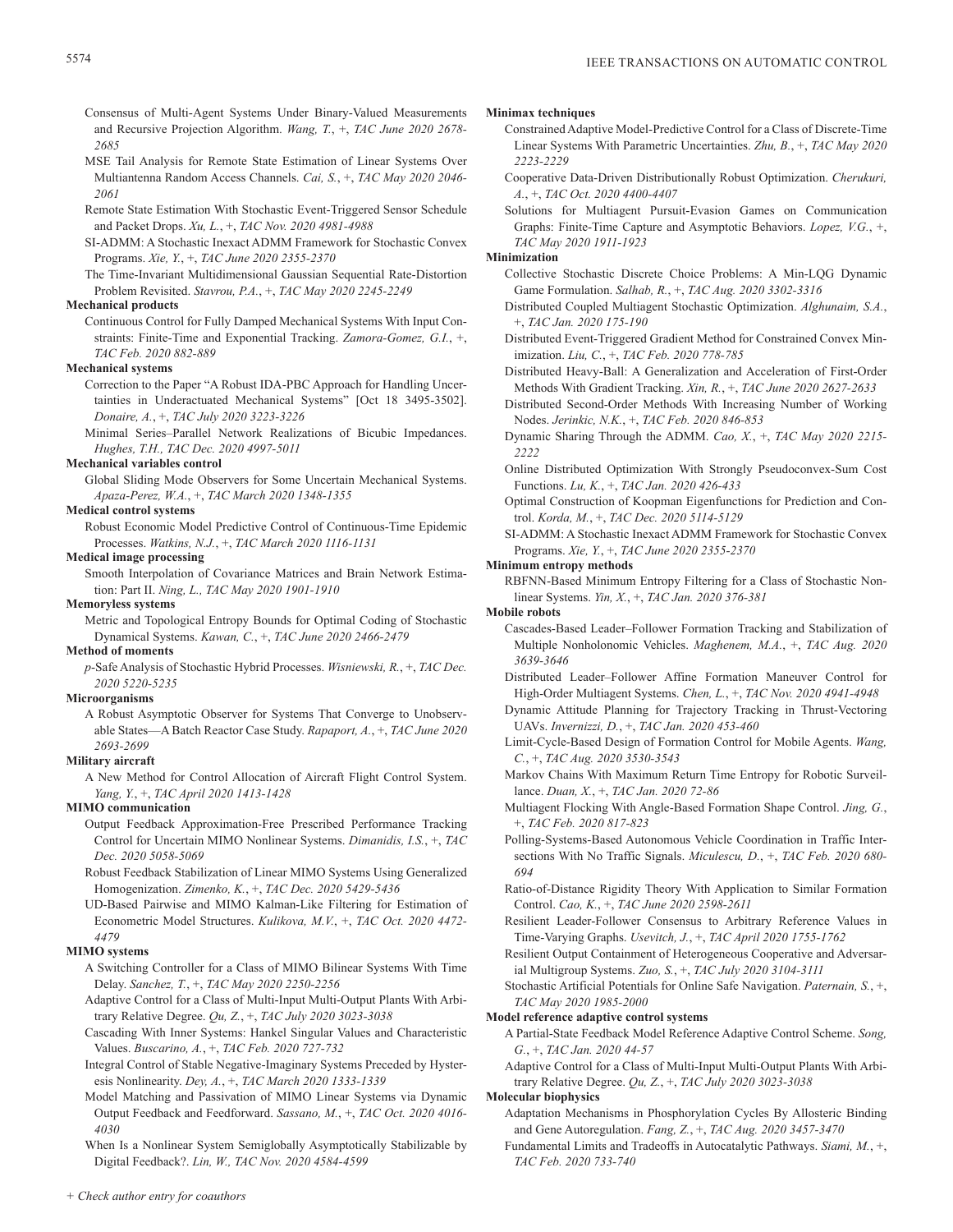Consensus of Multi-Agent Systems Under Binary-Valued Measurements and Recursive Projection Algorithm. *Wang, T.*, +, *TAC June 2020 2678-2685*

MSE Tail Analysis for Remote State Estimation of Linear Systems Over Multiantenna Random Access Channels. *Cai, S.*, +, *TAC May 2020 2046-2061*

Remote State Estimation With Stochastic Event-Triggered Sensor Schedule and Packet Drops. *Xu, L.*, +, *TAC Nov. 2020 4981-4988*

SI-ADMM: A Stochastic Inexact ADMM Framework for Stochastic Convex Programs. *Xie, Y.*, +, *TAC June 2020 2355-2370*

The Time-Invariant Multidimensional Gaussian Sequential Rate-Distortion Problem Revisited. *Stavrou, P.A.*, +, *TAC May 2020 2245-2249*

**Mechanical products**

Continuous Control for Fully Damped Mechanical Systems With Input Constraints: Finite-Time and Exponential Tracking. *Zamora-Gomez, G.I.*, +, *TAC Feb. 2020 882-889*

**Mechanical systems**

Correction to the Paper "A Robust IDA-PBC Approach for Handling Uncertainties in Underactuated Mechanical Systems" [Oct 18 3495-3502]. *Donaire, A.*, +, *TAC July 2020 3223-3226*

Minimal Series–Parallel Network Realizations of Bicubic Impedances. *Hughes, T.H., TAC Dec. 2020 4997-5011*

**Mechanical variables control**

Global Sliding Mode Observers for Some Uncertain Mechanical Systems. *Apaza-Perez, W.A.*, +, *TAC March 2020 1348-1355*

**Medical control systems**

Robust Economic Model Predictive Control of Continuous-Time Epidemic Processes. *Watkins, N.J.*, +, *TAC March 2020 1116-1131*

**Medical image processing**

Smooth Interpolation of Covariance Matrices and Brain Network Estimation: Part II. *Ning, L., TAC May 2020 1901-1910*

**Memoryless systems**

Metric and Topological Entropy Bounds for Optimal Coding of Stochastic Dynamical Systems. *Kawan, C.*, +, *TAC June 2020 2466-2479*

**Method of moments**

*p*-Safe Analysis of Stochastic Hybrid Processes. *Wisniewski, R.*, +, *TAC Dec. 2020 5220-5235*

**Microorganisms**

A Robust Asymptotic Observer for Systems That Converge to Unobservable States—A Batch Reactor Case Study. *Rapaport, A.*, +, *TAC June 2020 2693-2699*

**Military aircraft**

A New Method for Control Allocation of Aircraft Flight Control System. *Yang, Y.*, +, *TAC April 2020 1413-1428*

**MIMO communication**

Output Feedback Approximation-Free Prescribed Performance Tracking Control for Uncertain MIMO Nonlinear Systems. *Dimanidis, I.S.*, +, *TAC Dec. 2020 5058-5069*

Robust Feedback Stabilization of Linear MIMO Systems Using Generalized Homogenization. *Zimenko, K.*, +, *TAC Dec. 2020 5429-5436*

UD-Based Pairwise and MIMO Kalman-Like Filtering for Estimation of Econometric Model Structures. *Kulikova, M.V.*, +, *TAC Oct. 2020 4472-4479*

**MIMO systems**

A Switching Controller for a Class of MIMO Bilinear Systems With Time Delay. *Sanchez, T.*, +, *TAC May 2020 2250-2256*

Adaptive Control for a Class of Multi-Input Multi-Output Plants With Arbitrary Relative Degree. *Qu, Z.*, +, *TAC July 2020 3023-3038*

Cascading With Inner Systems: Hankel Singular Values and Characteristic Values. *Buscarino, A.*, +, *TAC Feb. 2020 727-732*

Integral Control of Stable Negative-Imaginary Systems Preceded by Hysteresis Nonlinearity. *Dey, A.*, +, *TAC March 2020 1333-1339*

Model Matching and Passivation of MIMO Linear Systems via Dynamic Output Feedback and Feedforward. *Sassano, M.*, +, *TAC Oct. 2020 4016-4030*

When Is a Nonlinear System Semiglobally Asymptotically Stabilizable by Digital Feedback?. *Lin, W., TAC Nov. 2020 4584-4599*

**Minimax techniques**

Constrained Adaptive Model-Predictive Control for a Class of Discrete-Time Linear Systems With Parametric Uncertainties. *Zhu, B.*, +, *TAC May 2020 2223-2229*

Cooperative Data-Driven Distributionally Robust Optimization. *Cherukuri, A.*, +, *TAC Oct. 2020 4400-4407*

Solutions for Multiagent Pursuit-Evasion Games on Communication Graphs: Finite-Time Capture and Asymptotic Behaviors. *Lopez, V.G.*, +, *TAC May 2020 1911-1923*

**Minimization**

Collective Stochastic Discrete Choice Problems: A Min-LQG Dynamic Game Formulation. *Salhab, R.*, +, *TAC Aug. 2020 3302-3316*

Distributed Coupled Multiagent Stochastic Optimization. *Alghunaim, S.A.*, +, *TAC Jan. 2020 175-190*

Distributed Event-Triggered Gradient Method for Constrained Convex Minimization. *Liu, C.*, +, *TAC Feb. 2020 778-785*

Distributed Heavy-Ball: A Generalization and Acceleration of First-Order Methods With Gradient Tracking. *Xin, R.*, +, *TAC June 2020 2627-2633*

Distributed Second-Order Methods With Increasing Number of Working Nodes. *Jerinkic, N.K.*, +, *TAC Feb. 2020 846-853*

Dynamic Sharing Through the ADMM. *Cao, X.*, +, *TAC May 2020 2215-2222*

Online Distributed Optimization With Strongly Pseudoconvex-Sum Cost Functions. *Lu, K.*, +, *TAC Jan. 2020 426-433*

Optimal Construction of Koopman Eigenfunctions for Prediction and Control. *Korda, M.*, +, *TAC Dec. 2020 5114-5129*

SI-ADMM: A Stochastic Inexact ADMM Framework for Stochastic Convex Programs. *Xie, Y.*, +, *TAC June 2020 2355-2370*

**Minimum entropy methods**

RBFNN-Based Minimum Entropy Filtering for a Class of Stochastic Nonlinear Systems. *Yin, X.*, +, *TAC Jan. 2020 376-381*

**Mobile robots**

Cascades-Based Leader–Follower Formation Tracking and Stabilization of Multiple Nonholonomic Vehicles. *Maghenem, M.A.*, +, *TAC Aug. 2020 3639-3646*

Distributed Leader–Follower Affine Formation Maneuver Control for High-Order Multiagent Systems. *Chen, L.*, +, *TAC Nov. 2020 4941-4948*

Dynamic Attitude Planning for Trajectory Tracking in Thrust-Vectoring UAVs. *Invernizzi, D.*, +, *TAC Jan. 2020 453-460*

Limit-Cycle-Based Design of Formation Control for Mobile Agents. *Wang, C.*, +, *TAC Aug. 2020 3530-3543*

Markov Chains With Maximum Return Time Entropy for Robotic Surveillance. *Duan, X.*, +, *TAC Jan. 2020 72-86*

Multiagent Flocking With Angle-Based Formation Shape Control. *Jing, G.*, +, *TAC Feb. 2020 817-823*

Polling-Systems-Based Autonomous Vehicle Coordination in Traffic Intersections With No Traffic Signals. *Miculescu, D.*, +, *TAC Feb. 2020 680-694*

Ratio-of-Distance Rigidity Theory With Application to Similar Formation Control. *Cao, K.*, +, *TAC June 2020 2598-2611*

Resilient Leader-Follower Consensus to Arbitrary Reference Values in Time-Varying Graphs. *Usevitch, J.*, +, *TAC April 2020 1755-1762*

Resilient Output Containment of Heterogeneous Cooperative and Adversarial Multigroup Systems. *Zuo, S.*, +, *TAC July 2020 3104-3111*

Stochastic Artificial Potentials for Online Safe Navigation. *Paternain, S.*, +, *TAC May 2020 1985-2000*

**Model reference adaptive control systems**

A Partial-State Feedback Model Reference Adaptive Control Scheme. *Song, G.*, +, *TAC Jan. 2020 44-57*

Adaptive Control for a Class of Multi-Input Multi-Output Plants With Arbitrary Relative Degree. *Qu, Z.*, +, *TAC July 2020 3023-3038*

**Molecular biophysics**

Adaptation Mechanisms in Phosphorylation Cycles By Allosteric Binding and Gene Autoregulation. *Fang, Z.*, +, *TAC Aug. 2020 3457-3470*

Fundamental Limits and Tradeoffs in Autocatalytic Pathways. *Siami, M.*, +, *TAC Feb. 2020 733-740*

*+ Check author entry for coauthors*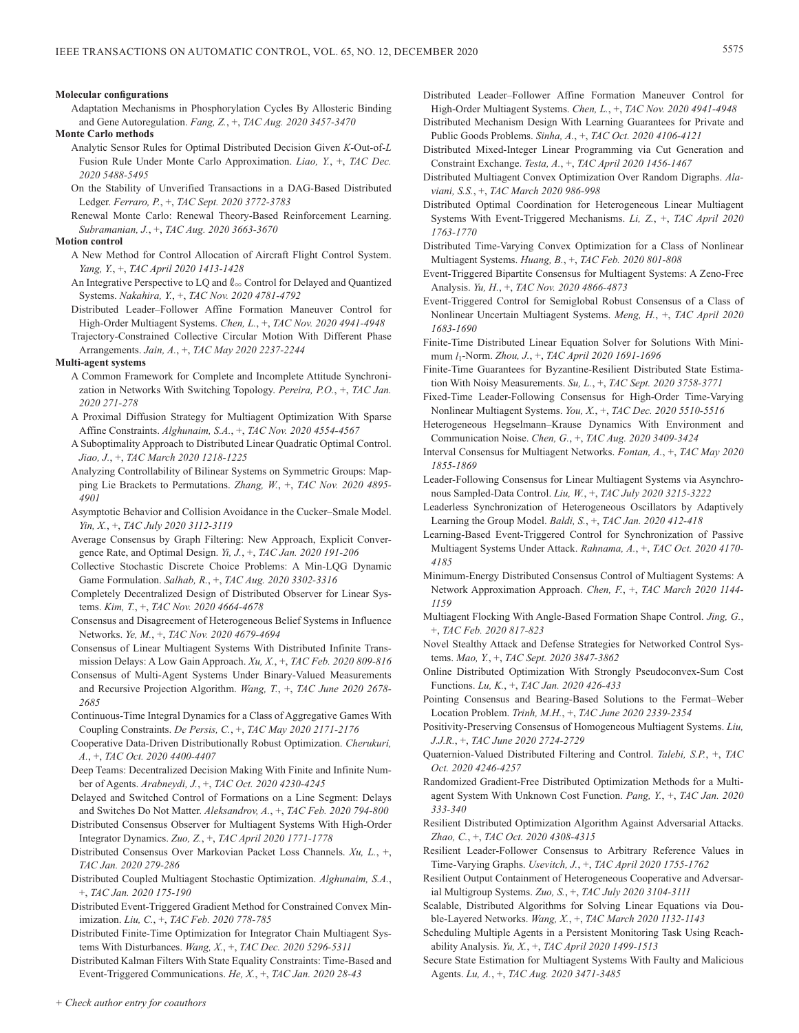**Molecular configurations**

Adaptation Mechanisms in Phosphorylation Cycles By Allosteric Binding and Gene Autoregulation. *Fang, Z.*, +, *TAC Aug. 2020 3457-3470*

**Monte Carlo methods**

Analytic Sensor Rules for Optimal Distributed Decision Given *K*-Out-of-*L* Fusion Rule Under Monte Carlo Approximation. *Liao, Y.*, +, *TAC Dec. 2020 5488-5495*

On the Stability of Unverified Transactions in a DAG-Based Distributed Ledger. *Ferraro, P.*, +, *TAC Sept. 2020 3772-3783*

Renewal Monte Carlo: Renewal Theory-Based Reinforcement Learning. *Subramanian, J.*, +, *TAC Aug. 2020 3663-3670*

**Motion control**

A New Method for Control Allocation of Aircraft Flight Control System. *Yang, Y.*, +, *TAC April 2020 1413-1428*

An Integrative Perspective to LQ and $\ell_\infty$ Control for Delayed and Quantized Systems. *Nakahira, Y.*, +, *TAC Nov. 2020 4781-4792*

Distributed Leader–Follower Affine Formation Maneuver Control for High-Order Multiagent Systems. *Chen, L.*, +, *TAC Nov. 2020 4941-4948*

Trajectory-Constrained Collective Circular Motion With Different Phase Arrangements. *Jain, A.*, +, *TAC May 2020 2237-2244*

**Multi-agent systems**

A Common Framework for Complete and Incomplete Attitude Synchronization in Networks With Switching Topology. *Pereira, P.O.*, +, *TAC Jan. 2020 271-278*

A Proximal Diffusion Strategy for Multiagent Optimization With Sparse Affine Constraints. *Alghunaim, S.A.*, +, *TAC Nov. 2020 4554-4567*

A Suboptimality Approach to Distributed Linear Quadratic Optimal Control. *Jiao, J.*, +, *TAC March 2020 1218-1225*

Analyzing Controllability of Bilinear Systems on Symmetric Groups: Mapping Lie Brackets to Permutations. *Zhang, W.*, +, *TAC Nov. 2020 4895-4901*

Asymptotic Behavior and Collision Avoidance in the Cucker–Smale Model. *Yin, X.*, +, *TAC July 2020 3112-3119*

Average Consensus by Graph Filtering: New Approach, Explicit Convergence Rate, and Optimal Design. *Yi, J.*, +, *TAC Jan. 2020 191-206*

Collective Stochastic Discrete Choice Problems: A Min-LQG Dynamic Game Formulation. *Salhab, R.*, +, *TAC Aug. 2020 3302-3316*

Completely Decentralized Design of Distributed Observer for Linear Systems. *Kim, T.*, +, *TAC Nov. 2020 4664-4678*

Consensus and Disagreement of Heterogeneous Belief Systems in Influence Networks. *Ye, M.*, +, *TAC Nov. 2020 4679-4694*

Consensus of Linear Multiagent Systems With Distributed Infinite Transmission Delays: A Low Gain Approach. *Xu, X.*, +, *TAC Feb. 2020 809-816*

Consensus of Multi-Agent Systems Under Binary-Valued Measurements and Recursive Projection Algorithm. *Wang, T.*, +, *TAC June 2020 2678-2685*

Continuous-Time Integral Dynamics for a Class of Aggregative Games With Coupling Constraints. *De Persis, C.*, +, *TAC May 2020 2171-2176*

Cooperative Data-Driven Distributionally Robust Optimization. *Cherukuri, A.*, +, *TAC Oct. 2020 4400-4407*

Deep Teams: Decentralized Decision Making With Finite and Infinite Number of Agents. *Arabneydi, J.*, +, *TAC Oct. 2020 4230-4245*

Delayed and Switched Control of Formations on a Line Segment: Delays and Switches Do Not Matter. *Aleksandrov, A.*, +, *TAC Feb. 2020 794-800*

Distributed Consensus Observer for Multiagent Systems With High-Order Integrator Dynamics. *Zuo, Z.*, +, *TAC April 2020 1771-1778*

Distributed Consensus Over Markovian Packet Loss Channels. *Xu, L.*, +, *TAC Jan. 2020 279-286*

Distributed Coupled Multiagent Stochastic Optimization. *Alghunaim, S.A.*, +, *TAC Jan. 2020 175-190*

Distributed Event-Triggered Gradient Method for Constrained Convex Minimization. *Liu, C.*, +, *TAC Feb. 2020 778-785*

Distributed Finite-Time Optimization for Integrator Chain Multiagent Systems With Disturbances. *Wang, X.*, +, *TAC Dec. 2020 5296-5311*

Distributed Kalman Filters With State Equality Constraints: Time-Based and Event-Triggered Communications. *He, X.*, +, *TAC Jan. 2020 28-43*

Distributed Leader–Follower Affine Formation Maneuver Control for High-Order Multiagent Systems. *Chen, L.*, +, *TAC Nov. 2020 4941-4948*

Distributed Mechanism Design With Learning Guarantees for Private and Public Goods Problems. *Sinha, A.*, +, *TAC Oct. 2020 4106-4121*

Distributed Mixed-Integer Linear Programming via Cut Generation and Constraint Exchange. *Testa, A.*, +, *TAC April 2020 1456-1467*

Distributed Multiagent Convex Optimization Over Random Digraphs. *Alaviani, S.S.*, +, *TAC March 2020 986-998*

Distributed Optimal Coordination for Heterogeneous Linear Multiagent Systems With Event-Triggered Mechanisms. *Li, Z.*, +, *TAC April 2020 1763-1770*

Distributed Time-Varying Convex Optimization for a Class of Nonlinear Multiagent Systems. *Huang, B.*, +, *TAC Feb. 2020 801-808*

Event-Triggered Bipartite Consensus for Multiagent Systems: A Zeno-Free Analysis. *Yu, H.*, +, *TAC Nov. 2020 4866-4873*

Event-Triggered Control for Semiglobal Robust Consensus of a Class of Nonlinear Uncertain Multiagent Systems. *Meng, H.*, +, *TAC April 2020 1683-1690*

Finite-Time Distributed Linear Equation Solver for Solutions With Minimum $l_1$-Norm. *Zhou, J.*, +, *TAC April 2020 1691-1696*

Finite-Time Guarantees for Byzantine-Resilient Distributed State Estimation With Noisy Measurements. *Su, L.*, +, *TAC Sept. 2020 3758-3771*

Fixed-Time Leader-Following Consensus for High-Order Time-Varying Nonlinear Multiagent Systems. *You, X.*, +, *TAC Dec. 2020 5510-5516*

Heterogeneous Hegselmann–Krause Dynamics With Environment and Communication Noise. *Chen, G.*, +, *TAC Aug. 2020 3409-3424*

Interval Consensus for Multiagent Networks. *Fontan, A.*, +, *TAC May 2020 1855-1869*

Leader-Following Consensus for Linear Multiagent Systems via Asynchronous Sampled-Data Control. *Liu, W.*, +, *TAC July 2020 3215-3222*

Leaderless Synchronization of Heterogeneous Oscillators by Adaptively Learning the Group Model. *Baldi, S.*, +, *TAC Jan. 2020 412-418*

Learning-Based Event-Triggered Control for Synchronization of Passive Multiagent Systems Under Attack. *Rahnama, A.*, +, *TAC Oct. 2020 4170-4185*

Minimum-Energy Distributed Consensus Control of Multiagent Systems: A Network Approximation Approach. *Chen, F.*, +, *TAC March 2020 1144-1159*

Multiagent Flocking With Angle-Based Formation Shape Control. *Jing, G.*, +, *TAC Feb. 2020 817-823*

Novel Stealthy Attack and Defense Strategies for Networked Control Systems. *Mao, Y.*, +, *TAC Sept. 2020 3847-3862*

Online Distributed Optimization With Strongly Pseudoconvex-Sum Cost Functions. *Lu, K.*, +, *TAC Jan. 2020 426-433*

Pointing Consensus and Bearing-Based Solutions to the Fermat–Weber Location Problem. *Trinh, M.H.*, +, *TAC June 2020 2339-2354*

Positivity-Preserving Consensus of Homogeneous Multiagent Systems. *Liu, J.J.R.*, +, *TAC June 2020 2724-2729*

Quaternion-Valued Distributed Filtering and Control. *Talebi, S.P.*, +, *TAC Oct. 2020 4246-4257*

Randomized Gradient-Free Distributed Optimization Methods for a Multiagent System With Unknown Cost Function. *Pang, Y.*, +, *TAC Jan. 2020 333-340*

Resilient Distributed Optimization Algorithm Against Adversarial Attacks. *Zhao, C.*, +, *TAC Oct. 2020 4308-4315*

Resilient Leader-Follower Consensus to Arbitrary Reference Values in Time-Varying Graphs. *Usevitch, J.*, +, *TAC April 2020 1755-1762*

Resilient Output Containment of Heterogeneous Cooperative and Adversarial Multigroup Systems. *Zuo, S.*, +, *TAC July 2020 3104-3111*

Scalable, Distributed Algorithms for Solving Linear Equations via Double-Layered Networks. *Wang, X.*, +, *TAC March 2020 1132-1143*

Scheduling Multiple Agents in a Persistent Monitoring Task Using Reachability Analysis. *Yu, X.*, +, *TAC April 2020 1499-1513*

Secure State Estimation for Multiagent Systems With Faulty and Malicious Agents. *Lu, A.*, +, *TAC Aug. 2020 3471-3485*

*+ Check author entry for coauthors*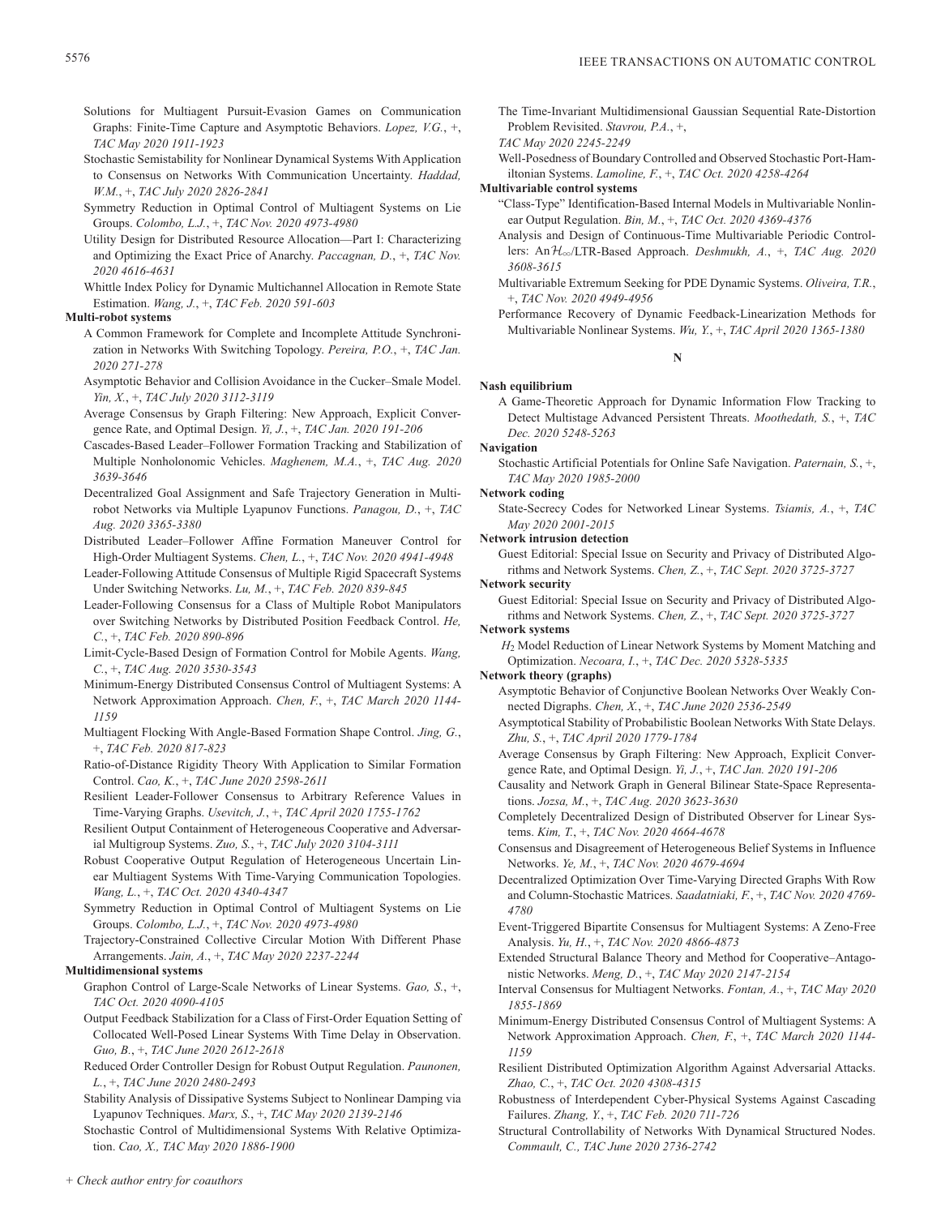Solutions for Multiagent Pursuit-Evasion Games on Communication Graphs: Finite-Time Capture and Asymptotic Behaviors. *Lopez, V.G.*, +, *TAC May 2020 1911-1923*

Stochastic Semistability for Nonlinear Dynamical Systems With Application to Consensus on Networks With Communication Uncertainty. *Haddad, W.M.*, +, *TAC July 2020 2826-2841*

Symmetry Reduction in Optimal Control of Multiagent Systems on Lie Groups. *Colombo, L.J.*, +, *TAC Nov. 2020 4973-4980*

Utility Design for Distributed Resource Allocation—Part I: Characterizing and Optimizing the Exact Price of Anarchy. *Paccagnan, D.*, +, *TAC Nov. 2020 4616-4631*

Whittle Index Policy for Dynamic Multichannel Allocation in Remote State Estimation. *Wang, J.*, +, *TAC Feb. 2020 591-603*

**Multi-robot systems**

A Common Framework for Complete and Incomplete Attitude Synchronization in Networks With Switching Topology. *Pereira, P.O.*, +, *TAC Jan. 2020 271-278*

Asymptotic Behavior and Collision Avoidance in the Cucker–Smale Model. *Yin, X.*, +, *TAC July 2020 3112-3119*

Average Consensus by Graph Filtering: New Approach, Explicit Convergence Rate, and Optimal Design. *Yi, J.*, +, *TAC Jan. 2020 191-206*

Cascades-Based Leader–Follower Formation Tracking and Stabilization of Multiple Nonholonomic Vehicles. *Maghenem, M.A.*, +, *TAC Aug. 2020 3639-3646*

Decentralized Goal Assignment and Safe Trajectory Generation in Multirobot Networks via Multiple Lyapunov Functions. *Panagou, D.*, +, *TAC Aug. 2020 3365-3380*

Distributed Leader–Follower Affine Formation Maneuver Control for High-Order Multiagent Systems. *Chen, L.*, +, *TAC Nov. 2020 4941-4948*

Leader-Following Attitude Consensus of Multiple Rigid Spacecraft Systems Under Switching Networks. *Lu, M.*, +, *TAC Feb. 2020 839-845*

Leader-Following Consensus for a Class of Multiple Robot Manipulators over Switching Networks by Distributed Position Feedback Control. *He, C.*, +, *TAC Feb. 2020 890-896*

Limit-Cycle-Based Design of Formation Control for Mobile Agents. *Wang, C.*, +, *TAC Aug. 2020 3530-3543*

Minimum-Energy Distributed Consensus Control of Multiagent Systems: A Network Approximation Approach. *Chen, F.*, +, *TAC March 2020 1144-1159*

Multiagent Flocking With Angle-Based Formation Shape Control. *Jing, G.*, +, *TAC Feb. 2020 817-823*

Ratio-of-Distance Rigidity Theory With Application to Similar Formation Control. *Cao, K.*, +, *TAC June 2020 2598-2611*

Resilient Leader-Follower Consensus to Arbitrary Reference Values in Time-Varying Graphs. *Usevitch, J.*, +, *TAC April 2020 1755-1762*

Resilient Output Containment of Heterogeneous Cooperative and Adversarial Multigroup Systems. *Zuo, S.*, +, *TAC July 2020 3104-3111*

Robust Cooperative Output Regulation of Heterogeneous Uncertain Linear Multiagent Systems With Time-Varying Communication Topologies. *Wang, L.*, +, *TAC Oct. 2020 4340-4347*

Symmetry Reduction in Optimal Control of Multiagent Systems on Lie Groups. *Colombo, L.J.*, +, *TAC Nov. 2020 4973-4980*

Trajectory-Constrained Collective Circular Motion With Different Phase Arrangements. *Jain, A.*, +, *TAC May 2020 2237-2244*

**Multidimensional systems**

Graphon Control of Large-Scale Networks of Linear Systems. *Gao, S.*, +, *TAC Oct. 2020 4090-4105*

Output Feedback Stabilization for a Class of First-Order Equation Setting of Collocated Well-Posed Linear Systems With Time Delay in Observation. *Guo, B.*, +, *TAC June 2020 2612-2618*

Reduced Order Controller Design for Robust Output Regulation. *Paunonen, L.*, +, *TAC June 2020 2480-2493*

Stability Analysis of Dissipative Systems Subject to Nonlinear Damping via Lyapunov Techniques. *Marx, S.*, +, *TAC May 2020 2139-2146*

Stochastic Control of Multidimensional Systems With Relative Optimization. *Cao, X.*, *TAC May 2020 1886-1900*

The Time-Invariant Multidimensional Gaussian Sequential Rate-Distortion Problem Revisited. *Stavrou, P.A.*, +, *TAC May 2020 2245-2249*

Well-Posedness of Boundary Controlled and Observed Stochastic Port-Hamiltonian Systems. *Lamoline, F.*, +, *TAC Oct. 2020 4258-4264*

**Multivariable control systems**

"Class-Type" Identification-Based Internal Models in Multivariable Nonlinear Output Regulation. *Bin, M.*, +, *TAC Oct. 2020 4369-4376*

Analysis and Design of Continuous-Time Multivariable Periodic Controllers: An $\mathcal{H}_\infty$/LTR-Based Approach. *Deshmukh, A.*, +, *TAC Aug. 2020 3608-3615*

Multivariable Extremum Seeking for PDE Dynamic Systems. *Oliveira, T.R.*, +, *TAC Nov. 2020 4949-4956*

Performance Recovery of Dynamic Feedback-Linearization Methods for Multivariable Nonlinear Systems. *Wu, Y.*, +, *TAC April 2020 1365-1380*

## N

**Nash equilibrium**

A Game-Theoretic Approach for Dynamic Information Flow Tracking to Detect Multistage Advanced Persistent Threats. *Moothedath, S.*, +, *TAC Dec. 2020 5248-5263*

**Navigation**

Stochastic Artificial Potentials for Online Safe Navigation. *Paternain, S.*, +, *TAC May 2020 1985-2000*

**Network coding**

State-Secrecy Codes for Networked Linear Systems. *Tsiamis, A.*, +, *TAC May 2020 2001-2015*

**Network intrusion detection**

Guest Editorial: Special Issue on Security and Privacy of Distributed Algorithms and Network Systems. *Chen, Z.*, +, *TAC Sept. 2020 3725-3727*

**Network security**

Guest Editorial: Special Issue on Security and Privacy of Distributed Algorithms and Network Systems. *Chen, Z.*, +, *TAC Sept. 2020 3725-3727*

**Network systems**

$H_2$ Model Reduction of Linear Network Systems by Moment Matching and Optimization. *Necoara, I.*, +, *TAC Dec. 2020 5328-5335*

**Network theory (graphs)**

Asymptotic Behavior of Conjunctive Boolean Networks Over Weakly Connected Digraphs. *Chen, X.*, +, *TAC June 2020 2536-2549*

Asymptotical Stability of Probabilistic Boolean Networks With State Delays. *Zhu, S.*, +, *TAC April 2020 1779-1784*

Average Consensus by Graph Filtering: New Approach, Explicit Convergence Rate, and Optimal Design. *Yi, J.*, +, *TAC Jan. 2020 191-206*

Causality and Network Graph in General Bilinear State-Space Representations. *Jozsa, M.*, +, *TAC Aug. 2020 3623-3630*

Completely Decentralized Design of Distributed Observer for Linear Systems. *Kim, T.*, +, *TAC Nov. 2020 4664-4678*

Consensus and Disagreement of Heterogeneous Belief Systems in Influence Networks. *Ye, M.*, +, *TAC Nov. 2020 4679-4694*

Decentralized Optimization Over Time-Varying Directed Graphs With Row and Column-Stochastic Matrices. *Saadatniaki, F.*, +, *TAC Nov. 2020 4769-4780*

Event-Triggered Bipartite Consensus for Multiagent Systems: A Zeno-Free Analysis. *Yu, H.*, +, *TAC Nov. 2020 4866-4873*

Extended Structural Balance Theory and Method for Cooperative–Antagonistic Networks. *Meng, D.*, +, *TAC May 2020 2147-2154*

Interval Consensus for Multiagent Networks. *Fontan, A.*, +, *TAC May 2020 1855-1869*

Minimum-Energy Distributed Consensus Control of Multiagent Systems: A Network Approximation Approach. *Chen, F.*, +, *TAC March 2020 1144-1159*

Resilient Distributed Optimization Algorithm Against Adversarial Attacks. *Zhao, C.*, +, *TAC Oct. 2020 4308-4315*

Robustness of Interdependent Cyber-Physical Systems Against Cascading Failures. *Zhang, Y.*, +, *TAC Feb. 2020 711-726*

Structural Controllability of Networks With Dynamical Structured Nodes. *Commault, C.*, *TAC June 2020 2736-2742*

+ Check author entry for coauthors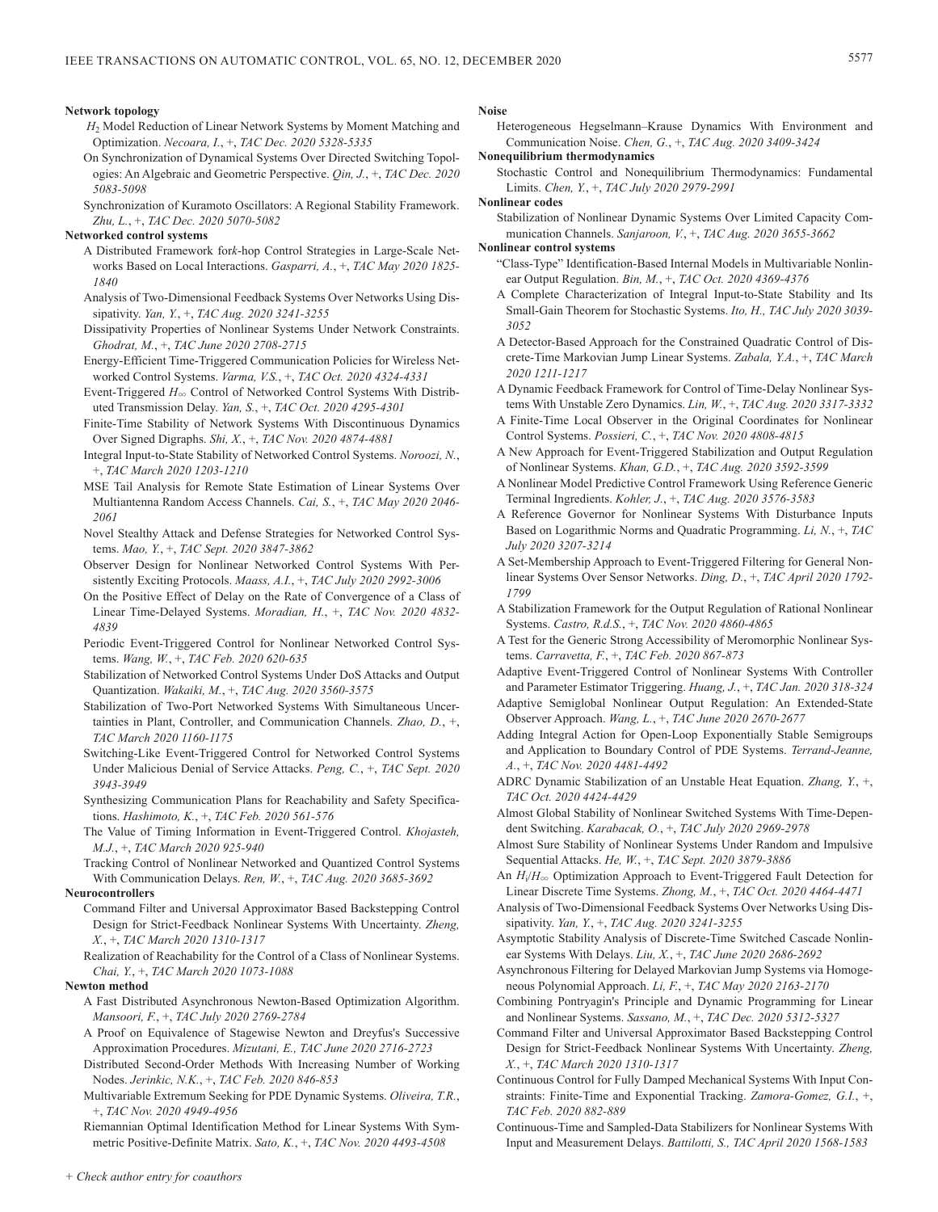**Network topology**

$H_2$ Model Reduction of Linear Network Systems by Moment Matching and Optimization. *Necoara, I.*, +, *TAC Dec. 2020 5328-5335*

On Synchronization of Dynamical Systems Over Directed Switching Topologies: An Algebraic and Geometric Perspective. *Qin, J.*, +, *TAC Dec. 2020 5083-5098*

Synchronization of Kuramoto Oscillators: A Regional Stability Framework. *Zhu, L.*, +, *TAC Dec. 2020 5070-5082*

**Networked control systems**

A Distributed Framework for *k*-hop Control Strategies in Large-Scale Networks Based on Local Interactions. *Gasparri, A.*, +, *TAC May 2020 1825-1840*

Analysis of Two-Dimensional Feedback Systems Over Networks Using Dissipativity. *Yan, Y.*, +, *TAC Aug. 2020 3241-3255*

Dissipativity Properties of Nonlinear Systems Under Network Constraints. *Ghodrat, M.*, +, *TAC June 2020 2708-2715*

Energy-Efficient Time-Triggered Communication Policies for Wireless Networked Control Systems. *Varma, V.S.*, +, *TAC Oct. 2020 4324-4331*

Event-Triggered $H_\infty$ Control of Networked Control Systems With Distributed Transmission Delay. *Yan, S.*, +, *TAC Oct. 2020 4295-4301*

Finite-Time Stability of Network Systems With Discontinuous Dynamics Over Signed Digraphs. *Shi, X.*, +, *TAC Nov. 2020 4874-4881*

Integral Input-to-State Stability of Networked Control Systems. *Noroozi, N.*, +, *TAC March 2020 1203-1210*

MSE Tail Analysis for Remote State Estimation of Linear Systems Over Multiantenna Random Access Channels. *Cai, S.*, +, *TAC May 2020 2046-2061*

Novel Stealthy Attack and Defense Strategies for Networked Control Systems. *Mao, Y.*, +, *TAC Sept. 2020 3847-3862*

Observer Design for Nonlinear Networked Control Systems With Persistently Exciting Protocols. *Maass, A.I.*, +, *TAC July 2020 2992-3006*

On the Positive Effect of Delay on the Rate of Convergence of a Class of Linear Time-Delayed Systems. *Moradian, H.*, +, *TAC Nov. 2020 4832-4839*

Periodic Event-Triggered Control for Nonlinear Networked Control Systems. *Wang, W.*, +, *TAC Feb. 2020 620-635*

Stabilization of Networked Control Systems Under DoS Attacks and Output Quantization. *Wakaiki, M.*, +, *TAC Aug. 2020 3560-3575*

Stabilization of Two-Port Networked Systems With Simultaneous Uncertainties in Plant, Controller, and Communication Channels. *Zhao, D.*, +, *TAC March 2020 1160-1175*

Switching-Like Event-Triggered Control for Networked Control Systems Under Malicious Denial of Service Attacks. *Peng, C.*, +, *TAC Sept. 2020 3943-3949*

Synthesizing Communication Plans for Reachability and Safety Specifications. *Hashimoto, K.*, +, *TAC Feb. 2020 561-576*

The Value of Timing Information in Event-Triggered Control. *Khojasteh, M.J.*, +, *TAC March 2020 925-940*

Tracking Control of Nonlinear Networked and Quantized Control Systems With Communication Delays. *Ren, W.*, +, *TAC Aug. 2020 3685-3692*

**Neurocontrollers**

Command Filter and Universal Approximator Based Backstepping Control Design for Strict-Feedback Nonlinear Systems With Uncertainty. *Zheng, X.*, +, *TAC March 2020 1310-1317*

Realization of Reachability for the Control of a Class of Nonlinear Systems. *Chai, Y.*, +, *TAC March 2020 1073-1088*

**Newton method**

A Fast Distributed Asynchronous Newton-Based Optimization Algorithm. *Mansoori, F.*, +, *TAC July 2020 2769-2784*

A Proof on Equivalence of Stagewise Newton and Dreyfus's Successive Approximation Procedures. *Mizutani, E., TAC June 2020 2716-2723*

Distributed Second-Order Methods With Increasing Number of Working Nodes. *Jerinkic, N.K.*, +, *TAC Feb. 2020 846-853*

Multivariable Extremum Seeking for PDE Dynamic Systems. *Oliveira, T.R.*, +, *TAC Nov. 2020 4949-4956*

Riemannian Optimal Identification Method for Linear Systems With Symmetric Positive-Definite Matrix. *Sato, K.*, +, *TAC Nov. 2020 4493-4508*

**Noise**

Heterogeneous Hegselmann–Krause Dynamics With Environment and Communication Noise. *Chen, G.*, +, *TAC Aug. 2020 3409-3424*

**Nonequilibrium thermodynamics**

Stochastic Control and Nonequilibrium Thermodynamics: Fundamental Limits. *Chen, Y.*, +, *TAC July 2020 2979-2991*

**Nonlinear codes**

Stabilization of Nonlinear Dynamic Systems Over Limited Capacity Communication Channels. *Sanjaroon, V.*, +, *TAC Aug. 2020 3655-3662*

**Nonlinear control systems**

"Class-Type" Identification-Based Internal Models in Multivariable Nonlinear Output Regulation. *Bin, M.*, +, *TAC Oct. 2020 4369-4376*

A Complete Characterization of Integral Input-to-State Stability and Its Small-Gain Theorem for Stochastic Systems. *Ito, H., TAC July 2020 3039-3052*

A Detector-Based Approach for the Constrained Quadratic Control of Discrete-Time Markovian Jump Linear Systems. *Zabala, Y.A.*, +, *TAC March 2020 1211-1217*

A Dynamic Feedback Framework for Control of Time-Delay Nonlinear Systems With Unstable Zero Dynamics. *Lin, W.*, +, *TAC Aug. 2020 3317-3332*

A Finite-Time Local Observer in the Original Coordinates for Nonlinear Control Systems. *Possieri, C.*, +, *TAC Nov. 2020 4808-4815*

A New Approach for Event-Triggered Stabilization and Output Regulation of Nonlinear Systems. *Khan, G.D.*, +, *TAC Aug. 2020 3592-3599*

A Nonlinear Model Predictive Control Framework Using Reference Generic Terminal Ingredients. *Kohler, J.*, +, *TAC Aug. 2020 3576-3583*

A Reference Governor for Nonlinear Systems With Disturbance Inputs Based on Logarithmic Norms and Quadratic Programming. *Li, N.*, +, *TAC July 2020 3207-3214*

A Set-Membership Approach to Event-Triggered Filtering for General Nonlinear Systems Over Sensor Networks. *Ding, D.*, +, *TAC April 2020 1792-1799*

A Stabilization Framework for the Output Regulation of Rational Nonlinear Systems. *Castro, R.d.S.*, +, *TAC Nov. 2020 4860-4865*

A Test for the Generic Strong Accessibility of Meromorphic Nonlinear Systems. *Carravetta, F.*, +, *TAC Feb. 2020 867-873*

Adaptive Event-Triggered Control of Nonlinear Systems With Controller and Parameter Estimator Triggering. *Huang, J.*, +, *TAC Jan. 2020 318-324*

Adaptive Semiglobal Nonlinear Output Regulation: An Extended-State Observer Approach. *Wang, L.*, +, *TAC June 2020 2670-2677*

Adding Integral Action for Open-Loop Exponentially Stable Semigroups and Application to Boundary Control of PDE Systems. *Terrand-Jeanne, A.*, +, *TAC Nov. 2020 4481-4492*

ADRC Dynamic Stabilization of an Unstable Heat Equation. *Zhang, Y.*, +, *TAC Oct. 2020 4424-4429*

Almost Global Stability of Nonlinear Switched Systems With Time-Dependent Switching. *Karabacak, O.*, +, *TAC July 2020 2969-2978*

Almost Sure Stability of Nonlinear Systems Under Random and Impulsive Sequential Attacks. *He, W.*, +, *TAC Sept. 2020 3879-3886*

An $H_i/H_\infty$ Optimization Approach to Event-Triggered Fault Detection for Linear Discrete Time Systems. *Zhong, M.*, +, *TAC Oct. 2020 4464-4471*

Analysis of Two-Dimensional Feedback Systems Over Networks Using Dissipativity. *Yan, Y.*, +, *TAC Aug. 2020 3241-3255*

Asymptotic Stability Analysis of Discrete-Time Switched Cascade Nonlinear Systems With Delays. *Liu, X.*, +, *TAC June 2020 2686-2692*

Asynchronous Filtering for Delayed Markovian Jump Systems via Homogeneous Polynomial Approach. *Li, F.*, +, *TAC May 2020 2163-2170*

Combining Pontryagin's Principle and Dynamic Programming for Linear and Nonlinear Systems. *Sassano, M.*, +, *TAC Dec. 2020 5312-5327*

Command Filter and Universal Approximator Based Backstepping Control Design for Strict-Feedback Nonlinear Systems With Uncertainty. *Zheng, X.*, +, *TAC March 2020 1310-1317*

Continuous Control for Fully Damped Mechanical Systems With Input Constraints: Finite-Time and Exponential Tracking. *Zamora-Gomez, G.I.*, +, *TAC Feb. 2020 882-889*

Continuous-Time and Sampled-Data Stabilizers for Nonlinear Systems With Input and Measurement Delays. *Battilotti, S., TAC April 2020 1568-1583*

+ Check author entry for coauthors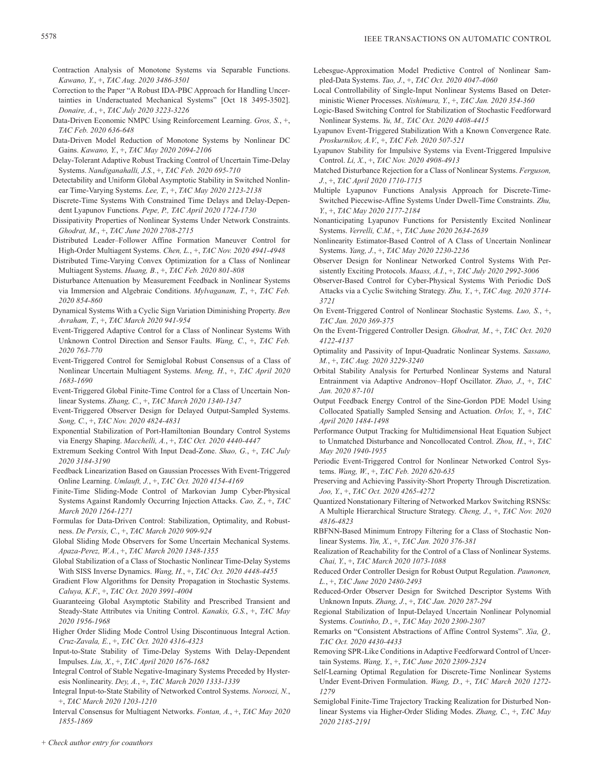Contraction Analysis of Monotone Systems via Separable Functions. *Kawano, Y.*, +, *TAC Aug. 2020 3486-3501*

Correction to the Paper "A Robust IDA-PBC Approach for Handling Uncertainties in Underactuated Mechanical Systems" [Oct 18 3495-3502]. *Donaire, A.*, +, *TAC July 2020 3223-3226*

Data-Driven Economic NMPC Using Reinforcement Learning. *Gros, S.*, +, *TAC Feb. 2020 636-648*

Data-Driven Model Reduction of Monotone Systems by Nonlinear DC Gains. *Kawano, Y.*, +, *TAC May 2020 2094-2106*

Delay-Tolerant Adaptive Robust Tracking Control of Uncertain Time-Delay Systems. *Nandiganahalli, J.S.*, +, *TAC Feb. 2020 695-710*

Detectability and Uniform Global Asymptotic Stability in Switched Nonlinear Time-Varying Systems. *Lee, T.*, +, *TAC May 2020 2123-2138*

Discrete-Time Systems With Constrained Time Delays and Delay-Dependent Lyapunov Functions. *Pepe, P., TAC April 2020 1724-1730*

Dissipativity Properties of Nonlinear Systems Under Network Constraints. *Ghodrat, M.*, +, *TAC June 2020 2708-2715*

Distributed Leader–Follower Affine Formation Maneuver Control for High-Order Multiagent Systems. *Chen, L.*, +, *TAC Nov. 2020 4941-4948*

Distributed Time-Varying Convex Optimization for a Class of Nonlinear Multiagent Systems. *Huang, B.*, +, *TAC Feb. 2020 801-808*

Disturbance Attenuation by Measurement Feedback in Nonlinear Systems via Immersion and Algebraic Conditions. *Mylvaganam, T.*, +, *TAC Feb. 2020 854-860*

Dynamical Systems With a Cyclic Sign Variation Diminishing Property. *Ben Avraham, T.*, +, *TAC March 2020 941-954*

Event-Triggered Adaptive Control for a Class of Nonlinear Systems With Unknown Control Direction and Sensor Faults. *Wang, C.*, +, *TAC Feb. 2020 763-770*

Event-Triggered Control for Semiglobal Robust Consensus of a Class of Nonlinear Uncertain Multiagent Systems. *Meng, H.*, +, *TAC April 2020 1683-1690*

Event-Triggered Global Finite-Time Control for a Class of Uncertain Nonlinear Systems. *Zhang, C.*, +, *TAC March 2020 1340-1347*

Event-Triggered Observer Design for Delayed Output-Sampled Systems. *Song, C.*, +, *TAC Nov. 2020 4824-4831*

Exponential Stabilization of Port-Hamiltonian Boundary Control Systems via Energy Shaping. *Macchelli, A.*, +, *TAC Oct. 2020 4440-4447*

Extremum Seeking Control With Input Dead-Zone. *Shao, G.*, +, *TAC July 2020 3184-3190*

Feedback Linearization Based on Gaussian Processes With Event-Triggered Online Learning. *Umlauft, J.*, +, *TAC Oct. 2020 4154-4169*

Finite-Time Sliding-Mode Control of Markovian Jump Cyber-Physical Systems Against Randomly Occurring Injection Attacks. *Cao, Z.*, +, *TAC March 2020 1264-1271*

Formulas for Data-Driven Control: Stabilization, Optimality, and Robustness. *De Persis, C.*, +, *TAC March 2020 909-924*

Global Sliding Mode Observers for Some Uncertain Mechanical Systems. *Apaza-Perez, W.A.*, +, *TAC March 2020 1348-1355*

Global Stabilization of a Class of Stochastic Nonlinear Time-Delay Systems With SISS Inverse Dynamics. *Wang, H.*, +, *TAC Oct. 2020 4448-4455*

Gradient Flow Algorithms for Density Propagation in Stochastic Systems. *Caluya, K.F.*, +, *TAC Oct. 2020 3991-4004*

Guaranteeing Global Asymptotic Stability and Prescribed Transient and Steady-State Attributes via Uniting Control. *Kanakis, G.S.*, +, *TAC May 2020 1956-1968*

Higher Order Sliding Mode Control Using Discontinuous Integral Action. *Cruz-Zavala, E.*, +, *TAC Oct. 2020 4316-4323*

Input-to-State Stability of Time-Delay Systems With Delay-Dependent Impulses. *Liu, X.*, +, *TAC April 2020 1676-1682*

Integral Control of Stable Negative-Imaginary Systems Preceded by Hysteresis Nonlinearity. *Dey, A.*, +, *TAC March 2020 1333-1339*

Integral Input-to-State Stability of Networked Control Systems. *Noroozi, N.*, +, *TAC March 2020 1203-1210*

Interval Consensus for Multiagent Networks. *Fontan, A.*, +, *TAC May 2020 1855-1869*

Lebesgue-Approximation Model Predictive Control of Nonlinear Sampled-Data Systems. *Tao, J.*, +, *TAC Oct. 2020 4047-4060*

Local Controllability of Single-Input Nonlinear Systems Based on Deterministic Wiener Processes. *Nishimura, Y.*, +, *TAC Jan. 2020 354-360*

Logic-Based Switching Control for Stabilization of Stochastic Feedforward Nonlinear Systems. *Yu, M., TAC Oct. 2020 4408-4415*

Lyapunov Event-Triggered Stabilization With a Known Convergence Rate. *Proskurnikov, A.V.*, +, *TAC Feb. 2020 507-521*

Lyapunov Stability for Impulsive Systems via Event-Triggered Impulsive Control. *Li, X.*, +, *TAC Nov. 2020 4908-4913*

Matched Disturbance Rejection for a Class of Nonlinear Systems. *Ferguson, J.*, +, *TAC April 2020 1710-1715*

Multiple Lyapunov Functions Analysis Approach for Discrete-Time-Switched Piecewise-Affine Systems Under Dwell-Time Constraints. *Zhu, Y.*, +, *TAC May 2020 2177-2184*

Nonanticipating Lyapunov Functions for Persistently Excited Nonlinear Systems. *Verrelli, C.M.*, +, *TAC June 2020 2634-2639*

Nonlinearity Estimator-Based Control of A Class of Uncertain Nonlinear Systems. *Yang, J.*, +, *TAC May 2020 2230-2236*

Observer Design for Nonlinear Networked Control Systems With Persistently Exciting Protocols. *Maass, A.I.*, +, *TAC July 2020 2992-3006*

Observer-Based Control for Cyber-Physical Systems With Periodic DoS Attacks via a Cyclic Switching Strategy. *Zhu, Y.*, +, *TAC Aug. 2020 3714-3721*

On Event-Triggered Control of Nonlinear Stochastic Systems. *Luo, S.*, +, *TAC Jan. 2020 369-375*

On the Event-Triggered Controller Design. *Ghodrat, M.*, +, *TAC Oct. 2020 4122-4137*

Optimality and Passivity of Input-Quadratic Nonlinear Systems. *Sassano, M.*, +, *TAC Aug. 2020 3229-3240*

Orbital Stability Analysis for Perturbed Nonlinear Systems and Natural Entrainment via Adaptive Andronov–Hopf Oscillator. *Zhao, J.*, +, *TAC Jan. 2020 87-101*

Output Feedback Energy Control of the Sine-Gordon PDE Model Using Collocated Spatially Sampled Sensing and Actuation. *Orlov, Y.*, +, *TAC April 2020 1484-1498*

Performance Output Tracking for Multidimensional Heat Equation Subject to Unmatched Disturbance and Noncollocated Control. *Zhou, H.*, +, *TAC May 2020 1940-1955*

Periodic Event-Triggered Control for Nonlinear Networked Control Systems. *Wang, W.*, +, *TAC Feb. 2020 620-635*

Preserving and Achieving Passivity-Short Property Through Discretization. *Joo, Y.*, +, *TAC Oct. 2020 4265-4272*

Quantized Nonstationary Filtering of Networked Markov Switching RSNSs: A Multiple Hierarchical Structure Strategy. *Cheng, J.*, +, *TAC Nov. 2020 4816-4823*

RBFNN-Based Minimum Entropy Filtering for a Class of Stochastic Nonlinear Systems. *Yin, X.*, +, *TAC Jan. 2020 376-381*

Realization of Reachability for the Control of a Class of Nonlinear Systems. *Chai, Y.*, +, *TAC March 2020 1073-1088*

Reduced Order Controller Design for Robust Output Regulation. *Paunonen, L.*, +, *TAC June 2020 2480-2493*

Reduced-Order Observer Design for Switched Descriptor Systems With Unknown Inputs. *Zhang, J.*, +, *TAC Jan. 2020 287-294*

Regional Stabilization of Input-Delayed Uncertain Nonlinear Polynomial Systems. *Coutinho, D.*, +, *TAC May 2020 2300-2307*

Remarks on "Consistent Abstractions of Affine Control Systems". *Xia, Q., TAC Oct. 2020 4430-4433*

Removing SPR-Like Conditions in Adaptive Feedforward Control of Uncertain Systems. *Wang, Y.*, +, *TAC June 2020 2309-2324*

Self-Learning Optimal Regulation for Discrete-Time Nonlinear Systems Under Event-Driven Formulation. *Wang, D.*, +, *TAC March 2020 1272-1279*

Semiglobal Finite-Time Trajectory Tracking Realization for Disturbed Nonlinear Systems via Higher-Order Sliding Modes. *Zhang, C.*, +, *TAC May 2020 2185-2191*

*+ Check author entry for coauthors*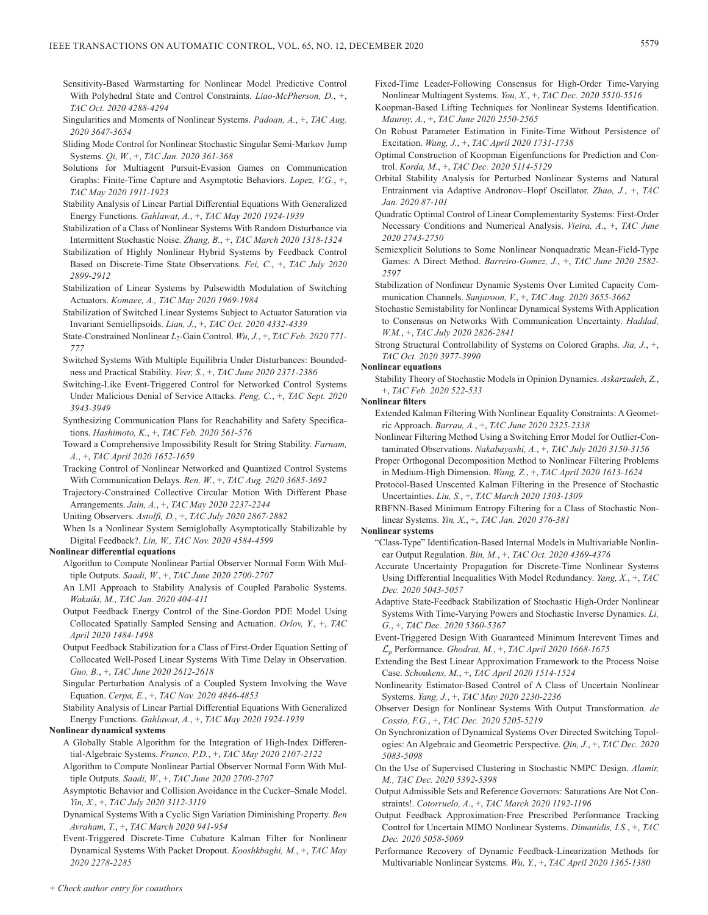Sensitivity-Based Warmstarting for Nonlinear Model Predictive Control With Polyhedral State and Control Constraints. *Liao-McPherson, D.*, +, *TAC Oct. 2020 4288-4294*

Singularities and Moments of Nonlinear Systems. *Padoan, A.*, +, *TAC Aug. 2020 3647-3654*

Sliding Mode Control for Nonlinear Stochastic Singular Semi-Markov Jump Systems. *Qi, W.*, +, *TAC Jan. 2020 361-368*

Solutions for Multiagent Pursuit-Evasion Games on Communication Graphs: Finite-Time Capture and Asymptotic Behaviors. *Lopez, V.G.*, +, *TAC May 2020 1911-1923*

Stability Analysis of Linear Partial Differential Equations With Generalized Energy Functions. *Gahlawat, A.*, +, *TAC May 2020 1924-1939*

Stabilization of a Class of Nonlinear Systems With Random Disturbance via Intermittent Stochastic Noise. *Zhang, B.*, +, *TAC March 2020 1318-1324*

Stabilization of Highly Nonlinear Hybrid Systems by Feedback Control Based on Discrete-Time State Observations. *Fei, C.*, +, *TAC July 2020 2899-2912*

Stabilization of Linear Systems by Pulsewidth Modulation of Switching Actuators. *Komaee, A., TAC May 2020 1969-1984*

Stabilization of Switched Linear Systems Subject to Actuator Saturation via Invariant Semiellipsoids. *Lian, J.*, +, *TAC Oct. 2020 4332-4339*

State-Constrained Nonlinear $L_2$-Gain Control. *Wu, J.*, +, *TAC Feb. 2020 771-777*

Switched Systems With Multiple Equilibria Under Disturbances: Boundedness and Practical Stability. *Veer, S.*, +, *TAC June 2020 2371-2386*

Switching-Like Event-Triggered Control for Networked Control Systems Under Malicious Denial of Service Attacks. *Peng, C.*, +, *TAC Sept. 2020 3943-3949*

Synthesizing Communication Plans for Reachability and Safety Specifications. *Hashimoto, K.*, +, *TAC Feb. 2020 561-576*

Toward a Comprehensive Impossibility Result for String Stability. *Farnam, A.*, +, *TAC April 2020 1652-1659*

Tracking Control of Nonlinear Networked and Quantized Control Systems With Communication Delays. *Ren, W.*, +, *TAC Aug. 2020 3685-3692*

Trajectory-Constrained Collective Circular Motion With Different Phase Arrangements. *Jain, A.*, +, *TAC May 2020 2237-2244*

Uniting Observers. *Astolfi, D.*, +, *TAC July 2020 2867-2882*

When Is a Nonlinear System Semiglobally Asymptotically Stabilizable by Digital Feedback?. *Lin, W., TAC Nov. 2020 4584-4599*

**Nonlinear differential equations**

Algorithm to Compute Nonlinear Partial Observer Normal Form With Multiple Outputs. *Saadi, W.*, +, *TAC June 2020 2700-2707*

An LMI Approach to Stability Analysis of Coupled Parabolic Systems. *Wakaiki, M., TAC Jan. 2020 404-411*

Output Feedback Energy Control of the Sine-Gordon PDE Model Using Collocated Spatially Sampled Sensing and Actuation. *Orlov, Y.*, +, *TAC April 2020 1484-1498*

Output Feedback Stabilization for a Class of First-Order Equation Setting of Collocated Well-Posed Linear Systems With Time Delay in Observation. *Guo, B.*, +, *TAC June 2020 2612-2618*

Singular Perturbation Analysis of a Coupled System Involving the Wave Equation. *Cerpa, E.*, +, *TAC Nov. 2020 4846-4853*

Stability Analysis of Linear Partial Differential Equations With Generalized Energy Functions. *Gahlawat, A.*, +, *TAC May 2020 1924-1939*

**Nonlinear dynamical systems**

A Globally Stable Algorithm for the Integration of High-Index Differential-Algebraic Systems. *Franco, P.D.*, +, *TAC May 2020 2107-2122*

Algorithm to Compute Nonlinear Partial Observer Normal Form With Multiple Outputs. *Saadi, W.*, +, *TAC June 2020 2700-2707*

Asymptotic Behavior and Collision Avoidance in the Cucker–Smale Model. *Yin, X.*, +, *TAC July 2020 3112-3119*

Dynamical Systems With a Cyclic Sign Variation Diminishing Property. *Ben Avraham, T.*, +, *TAC March 2020 941-954*

Event-Triggered Discrete-Time Cubature Kalman Filter for Nonlinear Dynamical Systems With Packet Dropout. *Kooshkbaghi, M.*, +, *TAC May 2020 2278-2285*

Fixed-Time Leader-Following Consensus for High-Order Time-Varying Nonlinear Multiagent Systems. *You, X.*, +, *TAC Dec. 2020 5510-5516*

Koopman-Based Lifting Techniques for Nonlinear Systems Identification. *Mauroy, A.*, +, *TAC June 2020 2550-2565*

On Robust Parameter Estimation in Finite-Time Without Persistence of Excitation. *Wang, J.*, +, *TAC April 2020 1731-1738*

Optimal Construction of Koopman Eigenfunctions for Prediction and Control. *Korda, M.*, +, *TAC Dec. 2020 5114-5129*

Orbital Stability Analysis for Perturbed Nonlinear Systems and Natural Entrainment via Adaptive Andronov–Hopf Oscillator. *Zhao, J.*, +, *TAC Jan. 2020 87-101*

Quadratic Optimal Control of Linear Complementarity Systems: First-Order Necessary Conditions and Numerical Analysis. *Vieira, A.*, +, *TAC June 2020 2743-2750*

Semiexplicit Solutions to Some Nonlinear Nonquadratic Mean-Field-Type Games: A Direct Method. *Barreiro-Gomez, J.*, +, *TAC June 2020 2582-2597*

Stabilization of Nonlinear Dynamic Systems Over Limited Capacity Communication Channels. *Sanjaroon, V.*, +, *TAC Aug. 2020 3655-3662*

Stochastic Semistability for Nonlinear Dynamical Systems With Application to Consensus on Networks With Communication Uncertainty. *Haddad, W.M.*, +, *TAC July 2020 2826-2841*

Strong Structural Controllability of Systems on Colored Graphs. *Jia, J.*, +, *TAC Oct. 2020 3977-3990*

**Nonlinear equations**

Stability Theory of Stochastic Models in Opinion Dynamics. *Askarzadeh, Z.*, +, *TAC Feb. 2020 522-533*

**Nonlinear filters**

Extended Kalman Filtering With Nonlinear Equality Constraints: A Geometric Approach. *Barrau, A.*, +, *TAC June 2020 2325-2338*

Nonlinear Filtering Method Using a Switching Error Model for Outlier-Contaminated Observations. *Nakabayashi, A.*, +, *TAC July 2020 3150-3156*

Proper Orthogonal Decomposition Method to Nonlinear Filtering Problems in Medium-High Dimension. *Wang, Z.*, +, *TAC April 2020 1613-1624*

Protocol-Based Unscented Kalman Filtering in the Presence of Stochastic Uncertainties. *Liu, S.*, +, *TAC March 2020 1303-1309*

RBFNN-Based Minimum Entropy Filtering for a Class of Stochastic Nonlinear Systems. *Yin, X.*, +, *TAC Jan. 2020 376-381*

**Nonlinear systems**

"Class-Type" Identification-Based Internal Models in Multivariable Nonlinear Output Regulation. *Bin, M.*, +, *TAC Oct. 2020 4369-4376*

Accurate Uncertainty Propagation for Discrete-Time Nonlinear Systems Using Differential Inequalities With Model Redundancy. *Yang, X.*, +, *TAC Dec. 2020 5043-5057*

Adaptive State-Feedback Stabilization of Stochastic High-Order Nonlinear Systems With Time-Varying Powers and Stochastic Inverse Dynamics. *Li, G.*, +, *TAC Dec. 2020 5360-5367*

Event-Triggered Design With Guaranteed Minimum Interevent Times and $\mathcal{L}_p$ Performance. *Ghodrat, M.*, +, *TAC April 2020 1668-1675*

Extending the Best Linear Approximation Framework to the Process Noise Case. *Schoukens, M.*, +, *TAC April 2020 1514-1524*

Nonlinearity Estimator-Based Control of A Class of Uncertain Nonlinear Systems. *Yang, J.*, +, *TAC May 2020 2230-2236*

Observer Design for Nonlinear Systems With Output Transformation. *de Cossio, F.G.*, +, *TAC Dec. 2020 5205-5219*

On Synchronization of Dynamical Systems Over Directed Switching Topologies: An Algebraic and Geometric Perspective. *Qin, J.*, +, *TAC Dec. 2020 5083-5098*

On the Use of Supervised Clustering in Stochastic NMPC Design. *Alamir, M., TAC Dec. 2020 5392-5398*

Output Admissible Sets and Reference Governors: Saturations Are Not Constraints!. *Cotorruelo, A.*, +, *TAC March 2020 1192-1196*

Output Feedback Approximation-Free Prescribed Performance Tracking Control for Uncertain MIMO Nonlinear Systems. *Dimanidis, I.S.*, +, *TAC Dec. 2020 5058-5069*

Performance Recovery of Dynamic Feedback-Linearization Methods for Multivariable Nonlinear Systems. *Wu, Y.*, +, *TAC April 2020 1365-1380*

*+ Check author entry for coauthors*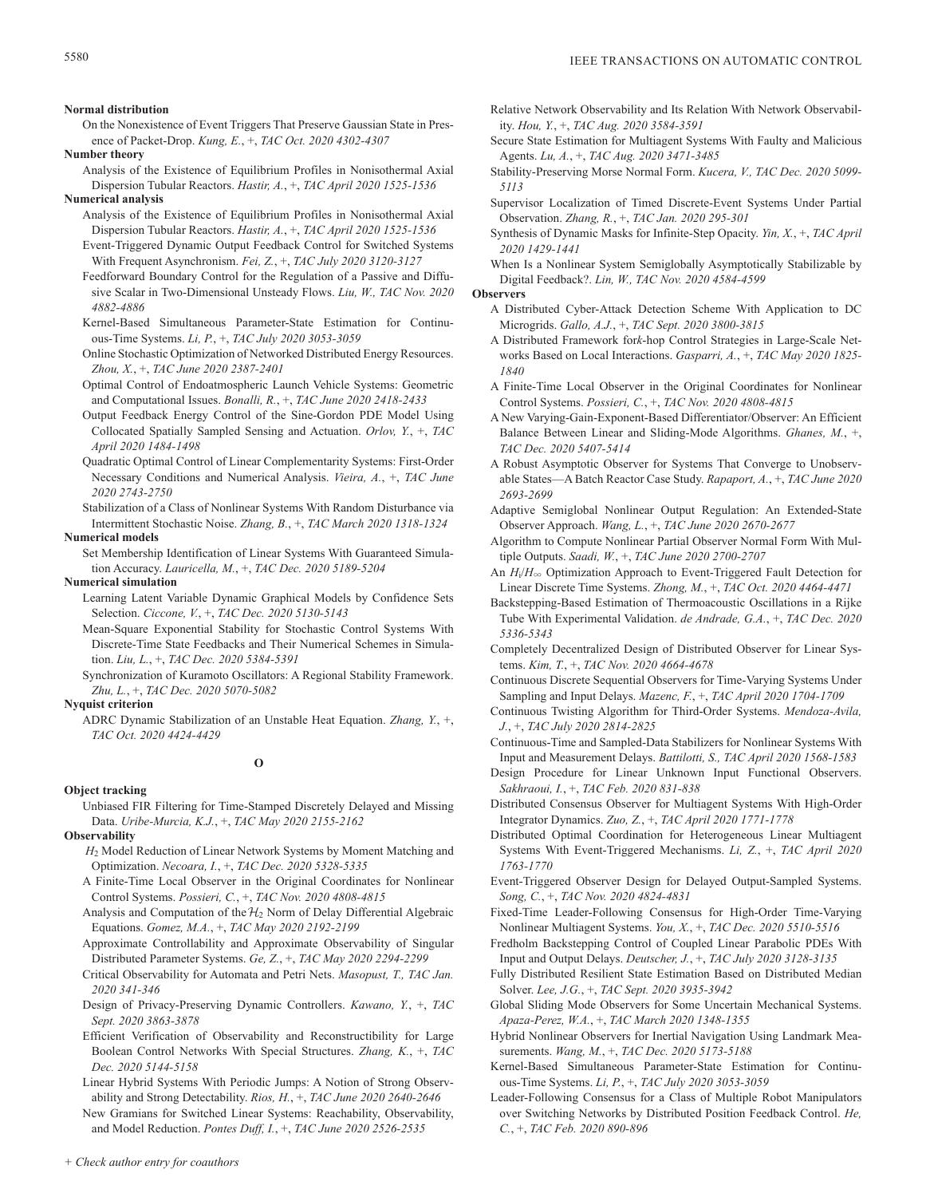**Normal distribution**

On the Nonexistence of Event Triggers That Preserve Gaussian State in Presence of Packet-Drop. *Kung, E.*, +, *TAC Oct. 2020 4302-4307*

**Number theory**

Analysis of the Existence of Equilibrium Profiles in Nonisothermal Axial Dispersion Tubular Reactors. *Hastir, A.*, +, *TAC April 2020 1525-1536*

**Numerical analysis**

Analysis of the Existence of Equilibrium Profiles in Nonisothermal Axial Dispersion Tubular Reactors. *Hastir, A.*, +, *TAC April 2020 1525-1536*

Event-Triggered Dynamic Output Feedback Control for Switched Systems With Frequent Asynchronism. *Fei, Z.*, +, *TAC July 2020 3120-3127*

Feedforward Boundary Control for the Regulation of a Passive and Diffusive Scalar in Two-Dimensional Unsteady Flows. *Liu, W., TAC Nov. 2020 4882-4886*

Kernel-Based Simultaneous Parameter-State Estimation for Continuous-Time Systems. *Li, P.*, +, *TAC July 2020 3053-3059*

Online Stochastic Optimization of Networked Distributed Energy Resources. *Zhou, X.*, +, *TAC June 2020 2387-2401*

Optimal Control of Endoatmospheric Launch Vehicle Systems: Geometric and Computational Issues. *Bonalli, R.*, +, *TAC June 2020 2418-2433*

Output Feedback Energy Control of the Sine-Gordon PDE Model Using Collocated Spatially Sampled Sensing and Actuation. *Orlov, Y.*, +, *TAC April 2020 1484-1498*

Quadratic Optimal Control of Linear Complementarity Systems: First-Order Necessary Conditions and Numerical Analysis. *Vieira, A.*, +, *TAC June 2020 2743-2750*

Stabilization of a Class of Nonlinear Systems With Random Disturbance via Intermittent Stochastic Noise. *Zhang, B.*, +, *TAC March 2020 1318-1324*

**Numerical models**

Set Membership Identification of Linear Systems With Guaranteed Simulation Accuracy. *Lauricella, M.*, +, *TAC Dec. 2020 5189-5204*

**Numerical simulation**

Learning Latent Variable Dynamic Graphical Models by Confidence Sets Selection. *Ciccone, V.*, +, *TAC Dec. 2020 5130-5143*

Mean-Square Exponential Stability for Stochastic Control Systems With Discrete-Time State Feedbacks and Their Numerical Schemes in Simulation. *Liu, L.*, +, *TAC Dec. 2020 5384-5391*

Synchronization of Kuramoto Oscillators: A Regional Stability Framework. *Zhu, L.*, +, *TAC Dec. 2020 5070-5082*

**Nyquist criterion**

ADRC Dynamic Stabilization of an Unstable Heat Equation. *Zhang, Y.*, +, *TAC Oct. 2020 4424-4429*

## O

**Object tracking**

Unbiased FIR Filtering for Time-Stamped Discretely Delayed and Missing Data. *Uribe-Murcia, K.J.*, +, *TAC May 2020 2155-2162*

**Observability**

$H_2$ Model Reduction of Linear Network Systems by Moment Matching and Optimization. *Necoara, I.*, +, *TAC Dec. 2020 5328-5335*

A Finite-Time Local Observer in the Original Coordinates for Nonlinear Control Systems. *Possieri, C.*, +, *TAC Nov. 2020 4808-4815*

Analysis and Computation of the $\mathcal{H}_2$ Norm of Delay Differential Algebraic Equations. *Gomez, M.A.*, +, *TAC May 2020 2192-2199*

Approximate Controllability and Approximate Observability of Singular Distributed Parameter Systems. *Ge, Z.*, +, *TAC May 2020 2294-2299*

Critical Observability for Automata and Petri Nets. *Masopust, T., TAC Jan. 2020 341-346*

Design of Privacy-Preserving Dynamic Controllers. *Kawano, Y.*, +, *TAC Sept. 2020 3863-3878*

Efficient Verification of Observability and Reconstructibility for Large Boolean Control Networks With Special Structures. *Zhang, K.*, +, *TAC Dec. 2020 5144-5158*

Linear Hybrid Systems With Periodic Jumps: A Notion of Strong Observability and Strong Detectability. *Rios, H.*, +, *TAC June 2020 2640-2646*

New Gramians for Switched Linear Systems: Reachability, Observability, and Model Reduction. *Pontes Duff, I.*, +, *TAC June 2020 2526-2535*

Relative Network Observability and Its Relation With Network Observability. *Hou, Y.*, +, *TAC Aug. 2020 3584-3591*

Secure State Estimation for Multiagent Systems With Faulty and Malicious Agents. *Lu, A.*, +, *TAC Aug. 2020 3471-3485*

Stability-Preserving Morse Normal Form. *Kucera, V., TAC Dec. 2020 5099-5113*

Supervisor Localization of Timed Discrete-Event Systems Under Partial Observation. *Zhang, R.*, +, *TAC Jan. 2020 295-301*

Synthesis of Dynamic Masks for Infinite-Step Opacity. *Yin, X.*, +, *TAC April 2020 1429-1441*

When Is a Nonlinear System Semiglobally Asymptotically Stabilizable by Digital Feedback?. *Lin, W., TAC Nov. 2020 4584-4599*

**Observers**

A Distributed Cyber-Attack Detection Scheme With Application to DC Microgrids. *Gallo, A.J.*, +, *TAC Sept. 2020 3800-3815*

A Distributed Framework for*k*-hop Control Strategies in Large-Scale Networks Based on Local Interactions. *Gasparri, A.*, +, *TAC May 2020 1825-1840*

A Finite-Time Local Observer in the Original Coordinates for Nonlinear Control Systems. *Possieri, C.*, +, *TAC Nov. 2020 4808-4815*

A New Varying-Gain-Exponent-Based Differentiator/Observer: An Efficient Balance Between Linear and Sliding-Mode Algorithms. *Ghanes, M.*, +, *TAC Dec. 2020 5407-5414*

A Robust Asymptotic Observer for Systems That Converge to Unobservable States—A Batch Reactor Case Study. *Rapaport, A.*, +, *TAC June 2020 2693-2699*

Adaptive Semiglobal Nonlinear Output Regulation: An Extended-State Observer Approach. *Wang, L.*, +, *TAC June 2020 2670-2677*

Algorithm to Compute Nonlinear Partial Observer Normal Form With Multiple Outputs. *Saadi, W.*, +, *TAC June 2020 2700-2707*

An $H_i/H_\infty$ Optimization Approach to Event-Triggered Fault Detection for Linear Discrete Time Systems. *Zhong, M.*, +, *TAC Oct. 2020 4464-4471*

Backstepping-Based Estimation of Thermoacoustic Oscillations in a Rijke Tube With Experimental Validation. *de Andrade, G.A.*, +, *TAC Dec. 2020 5336-5343*

Completely Decentralized Design of Distributed Observer for Linear Systems. *Kim, T.*, +, *TAC Nov. 2020 4664-4678*

Continuous Discrete Sequential Observers for Time-Varying Systems Under Sampling and Input Delays. *Mazenc, F.*, +, *TAC April 2020 1704-1709*

Continuous Twisting Algorithm for Third-Order Systems. *Mendoza-Avila, J.*, +, *TAC July 2020 2814-2825*

Continuous-Time and Sampled-Data Stabilizers for Nonlinear Systems With Input and Measurement Delays. *Battilotti, S., TAC April 2020 1568-1583*

Design Procedure for Linear Unknown Input Functional Observers. *Sakhraoui, I.*, +, *TAC Feb. 2020 831-838*

Distributed Consensus Observer for Multiagent Systems With High-Order Integrator Dynamics. *Zuo, Z.*, +, *TAC April 2020 1771-1778*

Distributed Optimal Coordination for Heterogeneous Linear Multiagent Systems With Event-Triggered Mechanisms. *Li, Z.*, +, *TAC April 2020 1763-1770*

Event-Triggered Observer Design for Delayed Output-Sampled Systems. *Song, C.*, +, *TAC Nov. 2020 4824-4831*

Fixed-Time Leader-Following Consensus for High-Order Time-Varying Nonlinear Multiagent Systems. *You, X.*, +, *TAC Dec. 2020 5510-5516*

Fredholm Backstepping Control of Coupled Linear Parabolic PDEs With Input and Output Delays. *Deutscher, J.*, +, *TAC July 2020 3128-3135*

Fully Distributed Resilient State Estimation Based on Distributed Median Solver. *Lee, J.G.*, +, *TAC Sept. 2020 3935-3942*

Global Sliding Mode Observers for Some Uncertain Mechanical Systems. *Apaza-Perez, W.A.*, +, *TAC March 2020 1348-1355*

Hybrid Nonlinear Observers for Inertial Navigation Using Landmark Measurements. *Wang, M.*, +, *TAC Dec. 2020 5173-5188*

Kernel-Based Simultaneous Parameter-State Estimation for Continuous-Time Systems. *Li, P.*, +, *TAC July 2020 3053-3059*

Leader-Following Consensus for a Class of Multiple Robot Manipulators over Switching Networks by Distributed Position Feedback Control. *He, C.*, +, *TAC Feb. 2020 890-896*

+ Check author entry for coauthors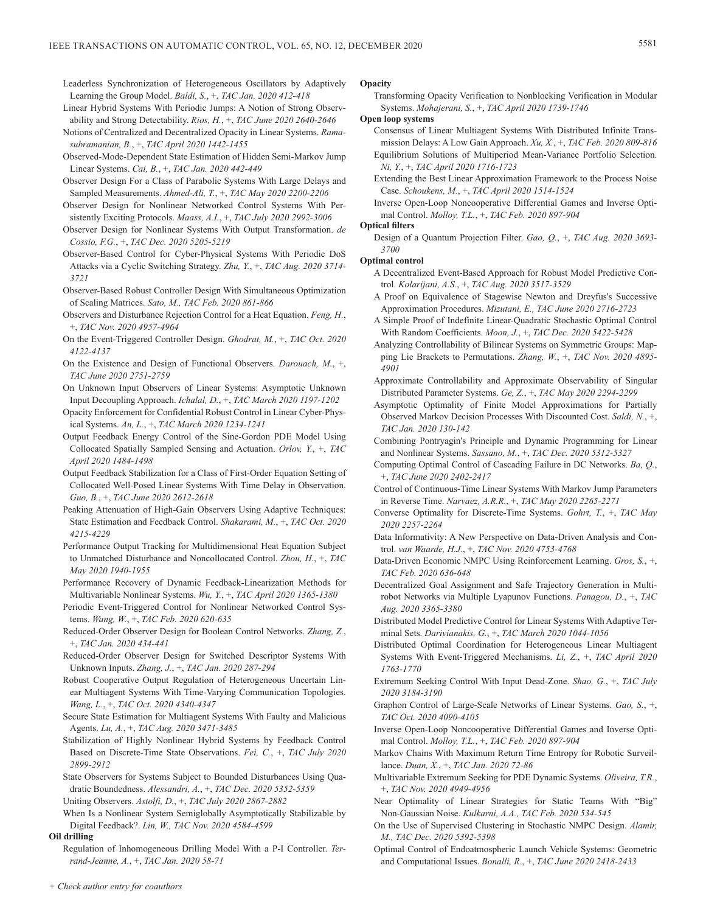Leaderless Synchronization of Heterogeneous Oscillators by Adaptively Learning the Group Model. *Baldi, S.*, +, *TAC Jan. 2020 412-418*

Linear Hybrid Systems With Periodic Jumps: A Notion of Strong Observability and Strong Detectability. *Rios, H.*, +, *TAC June 2020 2640-2646*

Notions of Centralized and Decentralized Opacity in Linear Systems. *Ramasubramanian, B.*, +, *TAC April 2020 1442-1455*

Observed-Mode-Dependent State Estimation of Hidden Semi-Markov Jump Linear Systems. *Cai, B.*, +, *TAC Jan. 2020 442-449*

Observer Design For a Class of Parabolic Systems With Large Delays and Sampled Measurements. *Ahmed-Ali, T.*, +, *TAC May 2020 2200-2206*

Observer Design for Nonlinear Networked Control Systems With Persistently Exciting Protocols. *Maass, A.I.*, +, *TAC July 2020 2992-3006*

Observer Design for Nonlinear Systems With Output Transformation. *de Cossio, F.G.*, +, *TAC Dec. 2020 5205-5219*

Observer-Based Control for Cyber-Physical Systems With Periodic DoS Attacks via a Cyclic Switching Strategy. *Zhu, Y.*, +, *TAC Aug. 2020 3714-3721*

Observer-Based Robust Controller Design With Simultaneous Optimization of Scaling Matrices. *Sato, M., TAC Feb. 2020 861-866*

Observers and Disturbance Rejection Control for a Heat Equation. *Feng, H.*, +, *TAC Nov. 2020 4957-4964*

On the Event-Triggered Controller Design. *Ghodrat, M.*, +, *TAC Oct. 2020 4122-4137*

On the Existence and Design of Functional Observers. *Darouach, M.*, +, *TAC June 2020 2751-2759*

On Unknown Input Observers of Linear Systems: Asymptotic Unknown Input Decoupling Approach. *Ichalal, D.*, +, *TAC March 2020 1197-1202*

Opacity Enforcement for Confidential Robust Control in Linear Cyber-Physical Systems. *An, L.*, +, *TAC March 2020 1234-1241*

Output Feedback Energy Control of the Sine-Gordon PDE Model Using Collocated Spatially Sampled Sensing and Actuation. *Orlov, Y.*, +, *TAC April 2020 1484-1498*

Output Feedback Stabilization for a Class of First-Order Equation Setting of Collocated Well-Posed Linear Systems With Time Delay in Observation. *Guo, B.*, +, *TAC June 2020 2612-2618*

Peaking Attenuation of High-Gain Observers Using Adaptive Techniques: State Estimation and Feedback Control. *Shakarami, M.*, +, *TAC Oct. 2020 4215-4229*

Performance Output Tracking for Multidimensional Heat Equation Subject to Unmatched Disturbance and Noncollocated Control. *Zhou, H.*, +, *TAC May 2020 1940-1955*

Performance Recovery of Dynamic Feedback-Linearization Methods for Multivariable Nonlinear Systems. *Wu, Y.*, +, *TAC April 2020 1365-1380*

Periodic Event-Triggered Control for Nonlinear Networked Control Systems. *Wang, W.*, +, *TAC Feb. 2020 620-635*

Reduced-Order Observer Design for Boolean Control Networks. *Zhang, Z.*, +, *TAC Jan. 2020 434-441*

Reduced-Order Observer Design for Switched Descriptor Systems With Unknown Inputs. *Zhang, J.*, +, *TAC Jan. 2020 287-294*

Robust Cooperative Output Regulation of Heterogeneous Uncertain Linear Multiagent Systems With Time-Varying Communication Topologies. *Wang, L.*, +, *TAC Oct. 2020 4340-4347*

Secure State Estimation for Multiagent Systems With Faulty and Malicious Agents. *Lu, A.*, +, *TAC Aug. 2020 3471-3485*

Stabilization of Highly Nonlinear Hybrid Systems by Feedback Control Based on Discrete-Time State Observations. *Fei, C.*, +, *TAC July 2020 2899-2912*

State Observers for Systems Subject to Bounded Disturbances Using Quadratic Boundedness. *Alessandri, A.*, +, *TAC Dec. 2020 5352-5359*

Uniting Observers. *Astolfi, D.*, +, *TAC July 2020 2867-2882*

When Is a Nonlinear System Semiglobally Asymptotically Stabilizable by Digital Feedback?. *Lin, W., TAC Nov. 2020 4584-4599*

**Oil drilling**

Regulation of Inhomogeneous Drilling Model With a P-I Controller. *Terrand-Jeanne, A.*, +, *TAC Jan. 2020 58-71*

**Opacity**

Transforming Opacity Verification to Nonblocking Verification in Modular Systems. *Mohajerani, S.*, +, *TAC April 2020 1739-1746*

**Open loop systems**

Consensus of Linear Multiagent Systems With Distributed Infinite Transmission Delays: A Low Gain Approach. *Xu, X.*, +, *TAC Feb. 2020 809-816*

Equilibrium Solutions of Multiperiod Mean-Variance Portfolio Selection. *Ni, Y.*, +, *TAC April 2020 1716-1723*

Extending the Best Linear Approximation Framework to the Process Noise Case. *Schoukens, M.*, +, *TAC April 2020 1514-1524*

Inverse Open-Loop Noncooperative Differential Games and Inverse Optimal Control. *Molloy, T.L.*, +, *TAC Feb. 2020 897-904*

**Optical filters**

Design of a Quantum Projection Filter. *Gao, Q.*, +, *TAC Aug. 2020 3693-3700*

**Optimal control**

A Decentralized Event-Based Approach for Robust Model Predictive Control. *Kolarijani, A.S.*, +, *TAC Aug. 2020 3517-3529*

A Proof on Equivalence of Stagewise Newton and Dreyfus's Successive Approximation Procedures. *Mizutani, E., TAC June 2020 2716-2723*

A Simple Proof of Indefinite Linear-Quadratic Stochastic Optimal Control With Random Coefficients. *Moon, J.*, +, *TAC Dec. 2020 5422-5428*

Analyzing Controllability of Bilinear Systems on Symmetric Groups: Mapping Lie Brackets to Permutations. *Zhang, W.*, +, *TAC Nov. 2020 4895-4901*

Approximate Controllability and Approximate Observability of Singular Distributed Parameter Systems. *Ge, Z.*, +, *TAC May 2020 2294-2299*

Asymptotic Optimality of Finite Model Approximations for Partially Observed Markov Decision Processes With Discounted Cost. *Saldi, N.*, +, *TAC Jan. 2020 130-142*

Combining Pontryagin's Principle and Dynamic Programming for Linear and Nonlinear Systems. *Sassano, M.*, +, *TAC Dec. 2020 5312-5327*

Computing Optimal Control of Cascading Failure in DC Networks. *Ba, Q.*, +, *TAC June 2020 2402-2417*

Control of Continuous-Time Linear Systems With Markov Jump Parameters in Reverse Time. *Narvaez, A.R.R.*, +, *TAC May 2020 2265-2271*

Converse Optimality for Discrete-Time Systems. *Gohrt, T.*, +, *TAC May 2020 2257-2264*

Data Informativity: A New Perspective on Data-Driven Analysis and Control. *van Waarde, H.J.*, +, *TAC Nov. 2020 4753-4768*

Data-Driven Economic NMPC Using Reinforcement Learning. *Gros, S.*, +, *TAC Feb. 2020 636-648*

Decentralized Goal Assignment and Safe Trajectory Generation in Multirobot Networks via Multiple Lyapunov Functions. *Panagou, D.*, +, *TAC Aug. 2020 3365-3380*

Distributed Model Predictive Control for Linear Systems With Adaptive Terminal Sets. *Darivianakis, G.*, +, *TAC March 2020 1044-1056*

Distributed Optimal Coordination for Heterogeneous Linear Multiagent Systems With Event-Triggered Mechanisms. *Li, Z.*, +, *TAC April 2020 1763-1770*

Extremum Seeking Control With Input Dead-Zone. *Shao, G.*, +, *TAC July 2020 3184-3190*

Graphon Control of Large-Scale Networks of Linear Systems. *Gao, S.*, +, *TAC Oct. 2020 4090-4105*

Inverse Open-Loop Noncooperative Differential Games and Inverse Optimal Control. *Molloy, T.L.*, +, *TAC Feb. 2020 897-904*

Markov Chains With Maximum Return Time Entropy for Robotic Surveillance. *Duan, X.*, +, *TAC Jan. 2020 72-86*

Multivariable Extremum Seeking for PDE Dynamic Systems. *Oliveira, T.R.*, +, *TAC Nov. 2020 4949-4956*

Near Optimality of Linear Strategies for Static Teams With "Big" Non-Gaussian Noise. *Kulkarni, A.A., TAC Feb. 2020 534-545*

On the Use of Supervised Clustering in Stochastic NMPC Design. *Alamir, M., TAC Dec. 2020 5392-5398*

Optimal Control of Endoatmospheric Launch Vehicle Systems: Geometric and Computational Issues. *Bonalli, R.*, +, *TAC June 2020 2418-2433*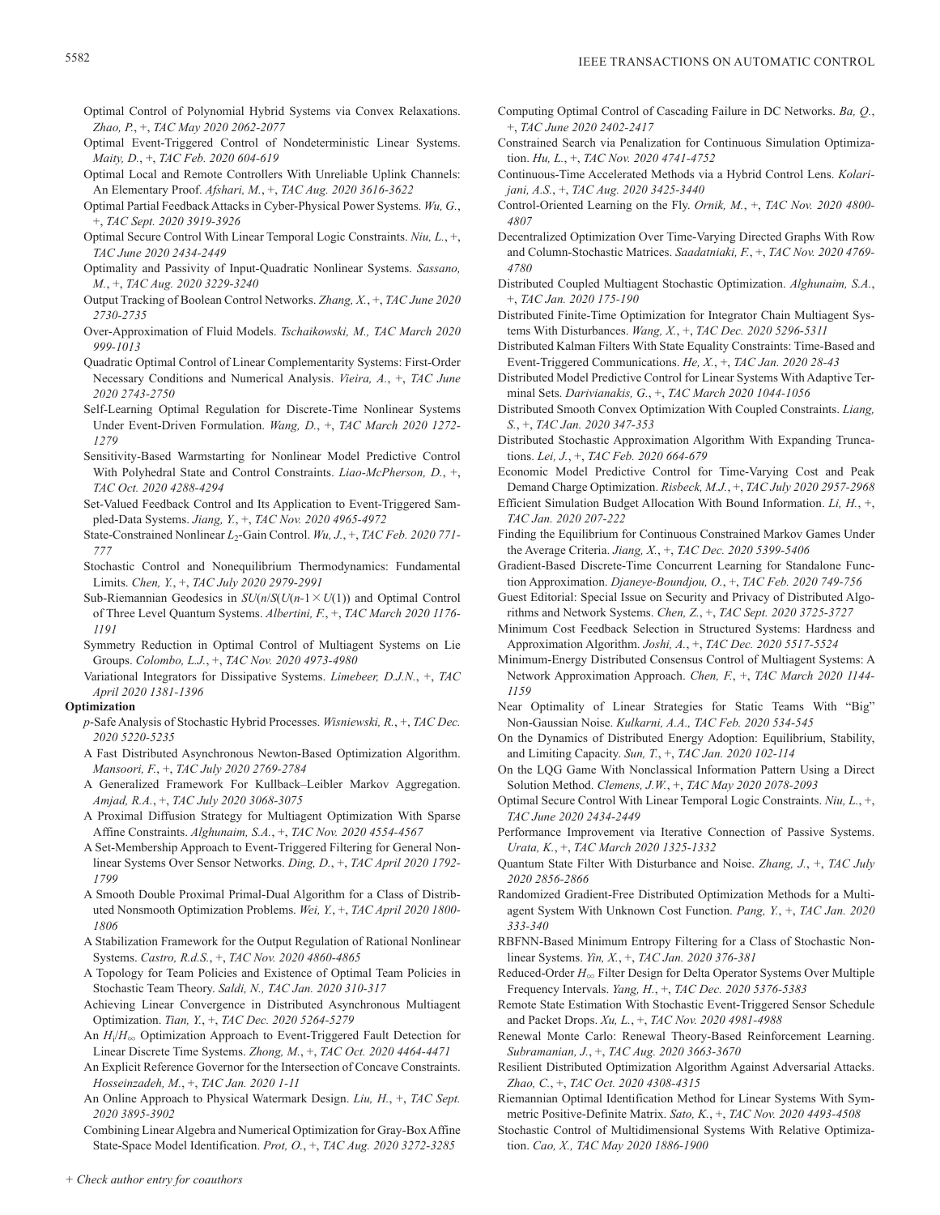Optimal Control of Polynomial Hybrid Systems via Convex Relaxations. *Zhao, P.*, +, *TAC May 2020 2062-2077*

Optimal Event-Triggered Control of Nondeterministic Linear Systems. *Maity, D.*, +, *TAC Feb. 2020 604-619*

Optimal Local and Remote Controllers With Unreliable Uplink Channels: An Elementary Proof. *Afshari, M.*, +, *TAC Aug. 2020 3616-3622*

Optimal Partial Feedback Attacks in Cyber-Physical Power Systems. *Wu, G.*, +, *TAC Sept. 2020 3919-3926*

Optimal Secure Control With Linear Temporal Logic Constraints. *Niu, L.*, +, *TAC June 2020 2434-2449*

Optimality and Passivity of Input-Quadratic Nonlinear Systems. *Sassano, M.*, +, *TAC Aug. 2020 3229-3240*

Output Tracking of Boolean Control Networks. *Zhang, X.*, +, *TAC June 2020 2730-2735*

Over-Approximation of Fluid Models. *Tschaikowski, M., TAC March 2020 999-1013*

Quadratic Optimal Control of Linear Complementarity Systems: First-Order Necessary Conditions and Numerical Analysis. *Vieira, A.*, +, *TAC June 2020 2743-2750*

Self-Learning Optimal Regulation for Discrete-Time Nonlinear Systems Under Event-Driven Formulation. *Wang, D.*, +, *TAC March 2020 1272-1279*

Sensitivity-Based Warmstarting for Nonlinear Model Predictive Control With Polyhedral State and Control Constraints. *Liao-McPherson, D.*, +, *TAC Oct. 2020 4288-4294*

Set-Valued Feedback Control and Its Application to Event-Triggered Sampled-Data Systems. *Jiang, Y.*, +, *TAC Nov. 2020 4965-4972*

State-Constrained Nonlinear $L_2$-Gain Control. *Wu, J.*, +, *TAC Feb. 2020 771-777*

Stochastic Control and Nonequilibrium Thermodynamics: Fundamental Limits. *Chen, Y.*, +, *TAC July 2020 2979-2991*

Sub-Riemannian Geodesics in $SU(n)/S(U(n-1 \times U(1))$ and Optimal Control of Three Level Quantum Systems. *Albertini, F.*, +, *TAC March 2020 1176-1191*

Symmetry Reduction in Optimal Control of Multiagent Systems on Lie Groups. *Colombo, L.J.*, +, *TAC Nov. 2020 4973-4980*

Variational Integrators for Dissipative Systems. *Limebeer, D.J.N.*, +, *TAC April 2020 1381-1396*

**Optimization**

*p*-Safe Analysis of Stochastic Hybrid Processes. *Wisniewski, R.*, +, *TAC Dec. 2020 5220-5235*

A Fast Distributed Asynchronous Newton-Based Optimization Algorithm. *Mansoori, F.*, +, *TAC July 2020 2769-2784*

A Generalized Framework For Kullback–Leibler Markov Aggregation. *Amjad, R.A.*, +, *TAC July 2020 3068-3075*

A Proximal Diffusion Strategy for Multiagent Optimization With Sparse Affine Constraints. *Alghunaim, S.A.*, +, *TAC Nov. 2020 4554-4567*

A Set-Membership Approach to Event-Triggered Filtering for General Nonlinear Systems Over Sensor Networks. *Ding, D.*, +, *TAC April 2020 1792-1799*

A Smooth Double Proximal Primal-Dual Algorithm for a Class of Distributed Nonsmooth Optimization Problems. *Wei, Y.*, +, *TAC April 2020 1800-1806*

A Stabilization Framework for the Output Regulation of Rational Nonlinear Systems. *Castro, R.d.S.*, +, *TAC Nov. 2020 4860-4865*

A Topology for Team Policies and Existence of Optimal Team Policies in Stochastic Team Theory. *Saldi, N., TAC Jan. 2020 310-317*

Achieving Linear Convergence in Distributed Asynchronous Multiagent Optimization. *Tian, Y.*, +, *TAC Dec. 2020 5264-5279*

An $H_i/H_\infty$ Optimization Approach to Event-Triggered Fault Detection for Linear Discrete Time Systems. *Zhong, M.*, +, *TAC Oct. 2020 4464-4471*

An Explicit Reference Governor for the Intersection of Concave Constraints. *Hosseinzadeh, M.*, +, *TAC Jan. 2020 1-11*

An Online Approach to Physical Watermark Design. *Liu, H.*, +, *TAC Sept. 2020 3895-3902*

Combining Linear Algebra and Numerical Optimization for Gray-Box Affine State-Space Model Identification. *Prot, O.*, +, *TAC Aug. 2020 3272-3285*

Computing Optimal Control of Cascading Failure in DC Networks. *Ba, Q.*, +, *TAC June 2020 2402-2417*

Constrained Search via Penalization for Continuous Simulation Optimization. *Hu, L.*, +, *TAC Nov. 2020 4741-4752*

Continuous-Time Accelerated Methods via a Hybrid Control Lens. *Kolarijani, A.S.*, +, *TAC Aug. 2020 3425-3440*

Control-Oriented Learning on the Fly. *Ornik, M.*, +, *TAC Nov. 2020 4800-4807*

Decentralized Optimization Over Time-Varying Directed Graphs With Row and Column-Stochastic Matrices. *Saadatniaki, F.*, +, *TAC Nov. 2020 4769-4780*

Distributed Coupled Multiagent Stochastic Optimization. *Alghunaim, S.A.*, +, *TAC Jan. 2020 175-190*

Distributed Finite-Time Optimization for Integrator Chain Multiagent Systems With Disturbances. *Wang, X.*, +, *TAC Dec. 2020 5296-5311*

Distributed Kalman Filters With State Equality Constraints: Time-Based and Event-Triggered Communications. *He, X.*, +, *TAC Jan. 2020 28-43*

Distributed Model Predictive Control for Linear Systems With Adaptive Terminal Sets. *Darivianakis, G.*, +, *TAC March 2020 1044-1056*

Distributed Smooth Convex Optimization With Coupled Constraints. *Liang, S.*, +, *TAC Jan. 2020 347-353*

Distributed Stochastic Approximation Algorithm With Expanding Truncations. *Lei, J.*, +, *TAC Feb. 2020 664-679*

Economic Model Predictive Control for Time-Varying Cost and Peak Demand Charge Optimization. *Risbeck, M.J.*, +, *TAC July 2020 2957-2968*

Efficient Simulation Budget Allocation With Bound Information. *Li, H.*, +, *TAC Jan. 2020 207-222*

Finding the Equilibrium for Continuous Constrained Markov Games Under the Average Criteria. *Jiang, X.*, +, *TAC Dec. 2020 5399-5406*

Gradient-Based Discrete-Time Concurrent Learning for Standalone Function Approximation. *Djaneye-Boundjou, O.*, +, *TAC Feb. 2020 749-756*

Guest Editorial: Special Issue on Security and Privacy of Distributed Algorithms and Network Systems. *Chen, Z.*, +, *TAC Sept. 2020 3725-3727*

Minimum Cost Feedback Selection in Structured Systems: Hardness and Approximation Algorithm. *Joshi, A.*, +, *TAC Dec. 2020 5517-5524*

Minimum-Energy Distributed Consensus Control of Multiagent Systems: A Network Approximation Approach. *Chen, F.*, +, *TAC March 2020 1144-1159*

Near Optimality of Linear Strategies for Static Teams With "Big" Non-Gaussian Noise. *Kulkarni, A.A., TAC Feb. 2020 534-545*

On the Dynamics of Distributed Energy Adoption: Equilibrium, Stability, and Limiting Capacity. *Sun, T.*, +, *TAC Jan. 2020 102-114*

On the LQG Game With Nonclassical Information Pattern Using a Direct Solution Method. *Clemens, J.W.*, +, *TAC May 2020 2078-2093*

Optimal Secure Control With Linear Temporal Logic Constraints. *Niu, L.*, +, *TAC June 2020 2434-2449*

Performance Improvement via Iterative Connection of Passive Systems. *Urata, K.*, +, *TAC March 2020 1325-1332*

Quantum State Filter With Disturbance and Noise. *Zhang, J.*, +, *TAC July 2020 2856-2866*

Randomized Gradient-Free Distributed Optimization Methods for a Multiagent System With Unknown Cost Function. *Pang, Y.*, +, *TAC Jan. 2020 333-340*

RBFNN-Based Minimum Entropy Filtering for a Class of Stochastic Nonlinear Systems. *Yin, X.*, +, *TAC Jan. 2020 376-381*

Reduced-Order $H_\infty$ Filter Design for Delta Operator Systems Over Multiple Frequency Intervals. *Yang, H.*, +, *TAC Dec. 2020 5376-5383*

Remote State Estimation With Stochastic Event-Triggered Sensor Schedule and Packet Drops. *Xu, L.*, +, *TAC Nov. 2020 4981-4988*

Renewal Monte Carlo: Renewal Theory-Based Reinforcement Learning. *Subramanian, J.*, +, *TAC Aug. 2020 3663-3670*

Resilient Distributed Optimization Algorithm Against Adversarial Attacks. *Zhao, C.*, +, *TAC Oct. 2020 4308-4315*

Riemannian Optimal Identification Method for Linear Systems With Symmetric Positive-Definite Matrix. *Sato, K.*, +, *TAC Nov. 2020 4493-4508*

Stochastic Control of Multidimensional Systems With Relative Optimization. *Cao, X., TAC May 2020 1886-1900*

*+ Check author entry for coauthors*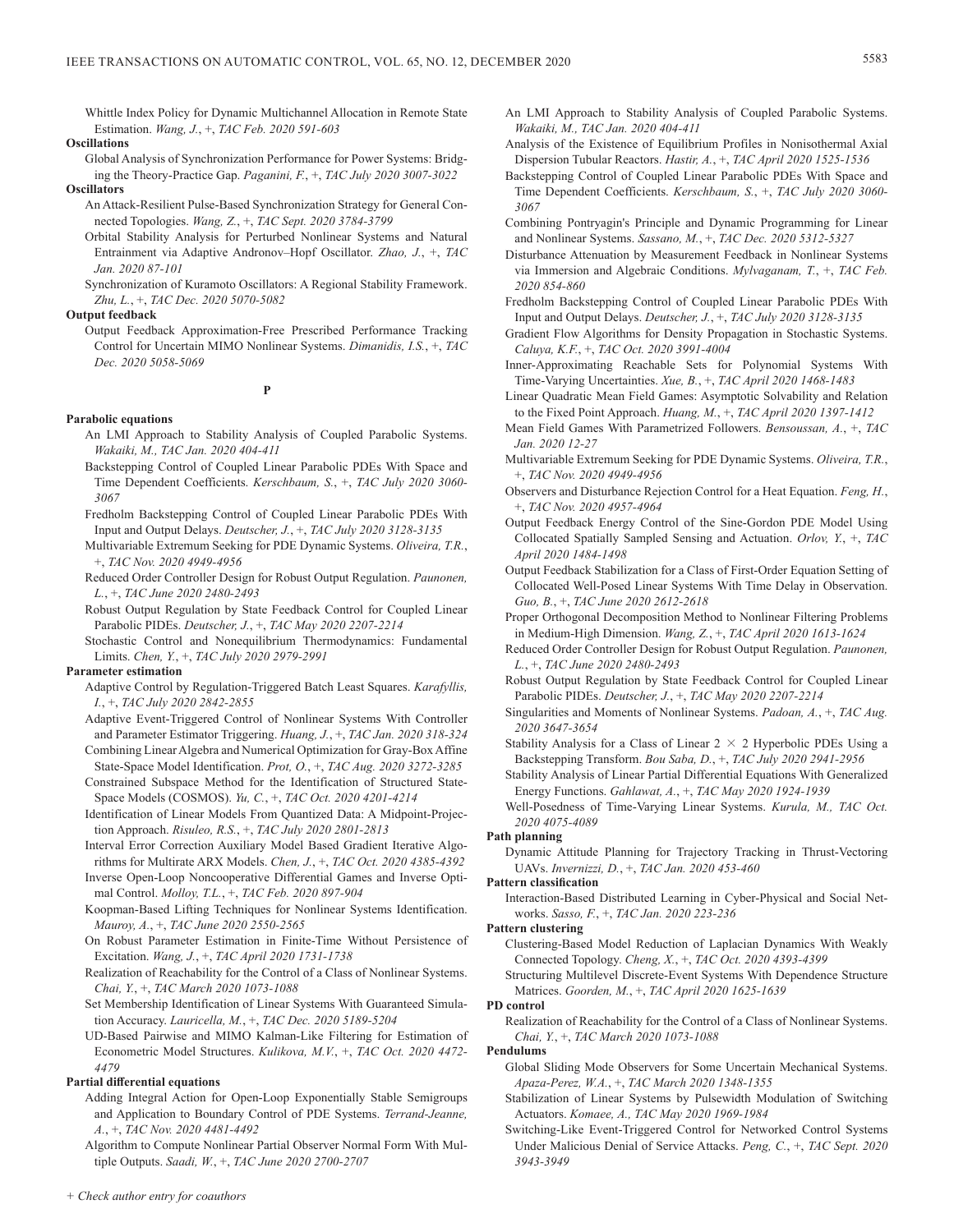Whittle Index Policy for Dynamic Multichannel Allocation in Remote State Estimation. *Wang, J.*, +, *TAC Feb. 2020 591-603*

**Oscillations**

Global Analysis of Synchronization Performance for Power Systems: Bridging the Theory-Practice Gap. *Paganini, F.*, +, *TAC July 2020 3007-3022*

**Oscillators**

An Attack-Resilient Pulse-Based Synchronization Strategy for General Connected Topologies. *Wang, Z.*, +, *TAC Sept. 2020 3784-3799*

Orbital Stability Analysis for Perturbed Nonlinear Systems and Natural Entrainment via Adaptive Andronov–Hopf Oscillator. *Zhao, J.*, +, *TAC Jan. 2020 87-101*

Synchronization of Kuramoto Oscillators: A Regional Stability Framework. *Zhu, L.*, +, *TAC Dec. 2020 5070-5082*

**Output feedback**

Output Feedback Approximation-Free Prescribed Performance Tracking Control for Uncertain MIMO Nonlinear Systems. *Dimanidis, I.S.*, +, *TAC Dec. 2020 5058-5069*

## P

**Parabolic equations**

An LMI Approach to Stability Analysis of Coupled Parabolic Systems. *Wakaiki, M., TAC Jan. 2020 404-411*

Backstepping Control of Coupled Linear Parabolic PDEs With Space and Time Dependent Coefficients. *Kerschbaum, S.*, +, *TAC July 2020 3060-3067*

Fredholm Backstepping Control of Coupled Linear Parabolic PDEs With Input and Output Delays. *Deutscher, J.*, +, *TAC July 2020 3128-3135*

Multivariable Extremum Seeking for PDE Dynamic Systems. *Oliveira, T.R.*, +, *TAC Nov. 2020 4949-4956*

Reduced Order Controller Design for Robust Output Regulation. *Paunonen, L.*, +, *TAC June 2020 2480-2493*

Robust Output Regulation by State Feedback Control for Coupled Linear Parabolic PIDEs. *Deutscher, J.*, +, *TAC May 2020 2207-2214*

Stochastic Control and Nonequilibrium Thermodynamics: Fundamental Limits. *Chen, Y.*, +, *TAC July 2020 2979-2991*

**Parameter estimation**

Adaptive Control by Regulation-Triggered Batch Least Squares. *Karafyllis, I.*, +, *TAC July 2020 2842-2855*

Adaptive Event-Triggered Control of Nonlinear Systems With Controller and Parameter Estimator Triggering. *Huang, J.*, +, *TAC Jan. 2020 318-324*

Combining Linear Algebra and Numerical Optimization for Gray-Box Affine State-Space Model Identification. *Prot, O.*, +, *TAC Aug. 2020 3272-3285*

Constrained Subspace Method for the Identification of Structured State-Space Models (COSMOS). *Yu, C.*, +, *TAC Oct. 2020 4201-4214*

Identification of Linear Models From Quantized Data: A Midpoint-Projection Approach. *Risuleo, R.S.*, +, *TAC July 2020 2801-2813*

Interval Error Correction Auxiliary Model Based Gradient Iterative Algorithms for Multirate ARX Models. *Chen, J.*, +, *TAC Oct. 2020 4385-4392*

Inverse Open-Loop Noncooperative Differential Games and Inverse Optimal Control. *Molloy, T.L.*, +, *TAC Feb. 2020 897-904*

Koopman-Based Lifting Techniques for Nonlinear Systems Identification. *Mauroy, A.*, +, *TAC June 2020 2550-2565*

On Robust Parameter Estimation in Finite-Time Without Persistence of Excitation. *Wang, J.*, +, *TAC April 2020 1731-1738*

Realization of Reachability for the Control of a Class of Nonlinear Systems. *Chai, Y.*, +, *TAC March 2020 1073-1088*

Set Membership Identification of Linear Systems With Guaranteed Simulation Accuracy. *Lauricella, M.*, +, *TAC Dec. 2020 5189-5204*

UD-Based Pairwise and MIMO Kalman-Like Filtering for Estimation of Econometric Model Structures. *Kulikova, M.V.*, +, *TAC Oct. 2020 4472-4479*

**Partial differential equations**

Adding Integral Action for Open-Loop Exponentially Stable Semigroups and Application to Boundary Control of PDE Systems. *Terrand-Jeanne, A.*, +, *TAC Nov. 2020 4481-4492*

Algorithm to Compute Nonlinear Partial Observer Normal Form With Multiple Outputs. *Saadi, W.*, +, *TAC June 2020 2700-2707*

An LMI Approach to Stability Analysis of Coupled Parabolic Systems. *Wakaiki, M., TAC Jan. 2020 404-411*

Analysis of the Existence of Equilibrium Profiles in Nonisothermal Axial Dispersion Tubular Reactors. *Hastir, A.*, +, *TAC April 2020 1525-1536*

Backstepping Control of Coupled Linear Parabolic PDEs With Space and Time Dependent Coefficients. *Kerschbaum, S.*, +, *TAC July 2020 3060-3067*

Combining Pontryagin's Principle and Dynamic Programming for Linear and Nonlinear Systems. *Sassano, M.*, +, *TAC Dec. 2020 5312-5327*

Disturbance Attenuation by Measurement Feedback in Nonlinear Systems via Immersion and Algebraic Conditions. *Mylvaganam, T.*, +, *TAC Feb. 2020 854-860*

Fredholm Backstepping Control of Coupled Linear Parabolic PDEs With Input and Output Delays. *Deutscher, J.*, +, *TAC July 2020 3128-3135*

Gradient Flow Algorithms for Density Propagation in Stochastic Systems. *Caluya, K.F.*, +, *TAC Oct. 2020 3991-4004*

Inner-Approximating Reachable Sets for Polynomial Systems With Time-Varying Uncertainties. *Xue, B.*, +, *TAC April 2020 1468-1483*

Linear Quadratic Mean Field Games: Asymptotic Solvability and Relation to the Fixed Point Approach. *Huang, M.*, +, *TAC April 2020 1397-1412*

Mean Field Games With Parametrized Followers. *Bensoussan, A.*, +, *TAC Jan. 2020 12-27*

Multivariable Extremum Seeking for PDE Dynamic Systems. *Oliveira, T.R.*, +, *TAC Nov. 2020 4949-4956*

Observers and Disturbance Rejection Control for a Heat Equation. *Feng, H.*, +, *TAC Nov. 2020 4957-4964*

Output Feedback Energy Control of the Sine-Gordon PDE Model Using Collocated Spatially Sampled Sensing and Actuation. *Orlov, Y.*, +, *TAC April 2020 1484-1498*

Output Feedback Stabilization for a Class of First-Order Equation Setting of Collocated Well-Posed Linear Systems With Time Delay in Observation. *Guo, B.*, +, *TAC June 2020 2612-2618*

Proper Orthogonal Decomposition Method to Nonlinear Filtering Problems in Medium-High Dimension. *Wang, Z.*, +, *TAC April 2020 1613-1624*

Reduced Order Controller Design for Robust Output Regulation. *Paunonen, L.*, +, *TAC June 2020 2480-2493*

Robust Output Regulation by State Feedback Control for Coupled Linear Parabolic PIDEs. *Deutscher, J.*, +, *TAC May 2020 2207-2214*

Singularities and Moments of Nonlinear Systems. *Padoan, A.*, +, *TAC Aug. 2020 3647-3654*

Stability Analysis for a Class of Linear $2 \times 2$ Hyperbolic PDEs Using a Backstepping Transform. *Bou Saba, D.*, +, *TAC July 2020 2941-2956*

Stability Analysis of Linear Partial Differential Equations With Generalized Energy Functions. *Gahlawat, A.*, +, *TAC May 2020 1924-1939*

Well-Posedness of Time-Varying Linear Systems. *Kurula, M., TAC Oct. 2020 4075-4089*

**Path planning**

Dynamic Attitude Planning for Trajectory Tracking in Thrust-Vectoring UAVs. *Invernizzi, D.*, +, *TAC Jan. 2020 453-460*

**Pattern classification**

Interaction-Based Distributed Learning in Cyber-Physical and Social Networks. *Sasso, F.*, +, *TAC Jan. 2020 223-236*

**Pattern clustering**

Clustering-Based Model Reduction of Laplacian Dynamics With Weakly Connected Topology. *Cheng, X.*, +, *TAC Oct. 2020 4393-4399*

Structuring Multilevel Discrete-Event Systems With Dependence Structure Matrices. *Goorden, M.*, +, *TAC April 2020 1625-1639*

**PD control**

Realization of Reachability for the Control of a Class of Nonlinear Systems. *Chai, Y.*, +, *TAC March 2020 1073-1088*

**Pendulums**

Global Sliding Mode Observers for Some Uncertain Mechanical Systems. *Apaza-Perez, W.A.*, +, *TAC March 2020 1348-1355*

Stabilization of Linear Systems by Pulsewidth Modulation of Switching Actuators. *Komaee, A., TAC May 2020 1969-1984*

Switching-Like Event-Triggered Control for Networked Control Systems Under Malicious Denial of Service Attacks. *Peng, C.*, +, *TAC Sept. 2020 3943-3949*

*+ Check author entry for coauthors*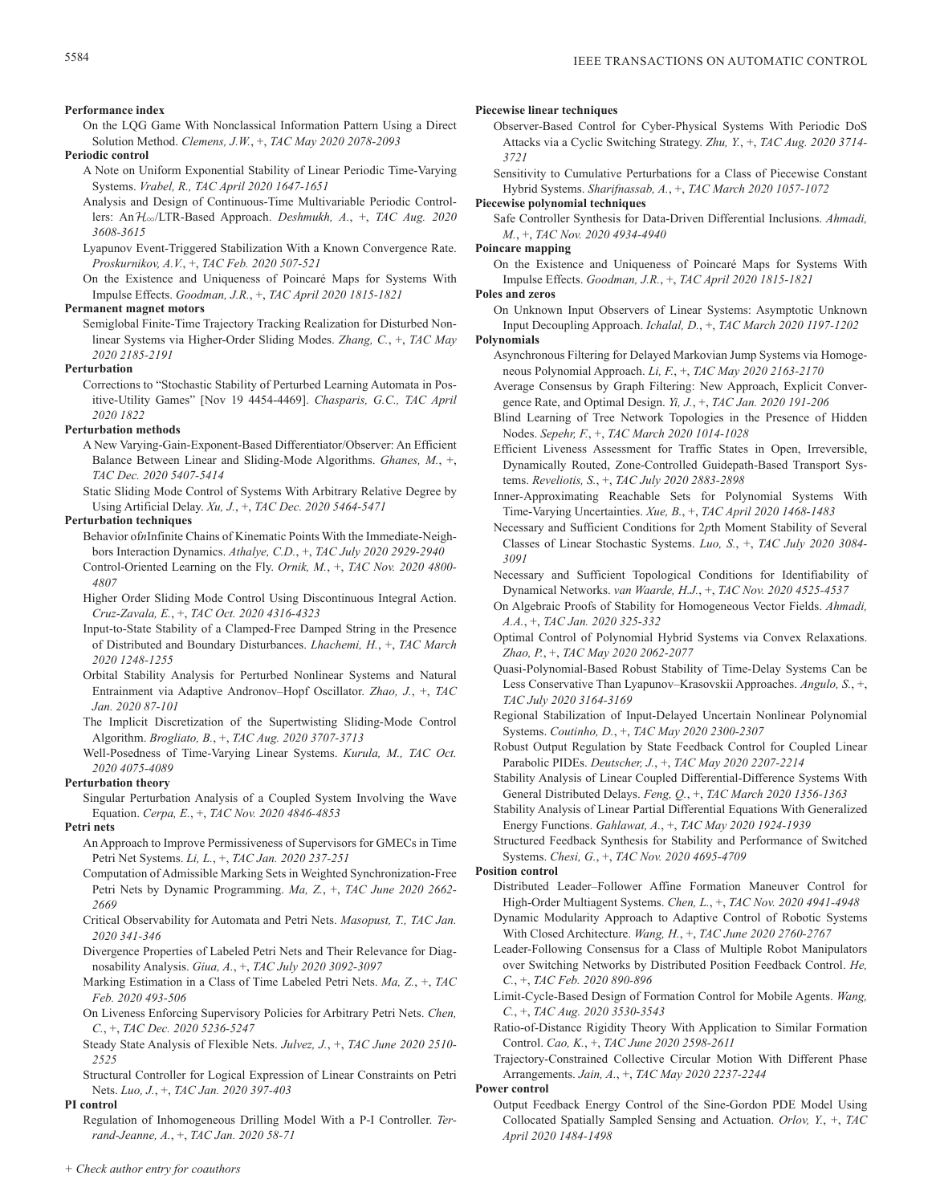**Performance index**

On the LQG Game With Nonclassical Information Pattern Using a Direct Solution Method. *Clemens, J.W.*, +, *TAC May 2020 2078-2093*

**Periodic control**

A Note on Uniform Exponential Stability of Linear Periodic Time-Varying Systems. *Vrabel, R., TAC April 2020 1647-1651*

Analysis and Design of Continuous-Time Multivariable Periodic Controllers: An $\mathcal{H}_\infty$/LTR-Based Approach. *Deshmukh, A.*, +, *TAC Aug. 2020 3608-3615*

Lyapunov Event-Triggered Stabilization With a Known Convergence Rate. *Proskurnikov, A.V.*, +, *TAC Feb. 2020 507-521*

On the Existence and Uniqueness of Poincaré Maps for Systems With Impulse Effects. *Goodman, J.R.*, +, *TAC April 2020 1815-1821*

**Permanent magnet motors**

Semiglobal Finite-Time Trajectory Tracking Realization for Disturbed Nonlinear Systems via Higher-Order Sliding Modes. *Zhang, C.*, +, *TAC May 2020 2185-2191*

**Perturbation**

Corrections to "Stochastic Stability of Perturbed Learning Automata in Positive-Utility Games" [Nov 19 4454-4469]. *Chasparis, G.C., TAC April 2020 1822*

**Perturbation methods**

A New Varying-Gain-Exponent-Based Differentiator/Observer: An Efficient Balance Between Linear and Sliding-Mode Algorithms. *Ghanes, M.*, +, *TAC Dec. 2020 5407-5414*

Static Sliding Mode Control of Systems With Arbitrary Relative Degree by Using Artificial Delay. *Xu, J.*, +, *TAC Dec. 2020 5464-5471*

**Perturbation techniques**

Behavior of $n$ Infinite Chains of Kinematic Points With the Immediate-Neighbors Interaction Dynamics. *Athalye, C.D.*, +, *TAC July 2020 2929-2940*

Control-Oriented Learning on the Fly. *Ornik, M.*, +, *TAC Nov. 2020 4800-4807*

Higher Order Sliding Mode Control Using Discontinuous Integral Action. *Cruz-Zavala, E.*, +, *TAC Oct. 2020 4316-4323*

Input-to-State Stability of a Clamped-Free Damped String in the Presence of Distributed and Boundary Disturbances. *Lhachemi, H.*, +, *TAC March 2020 1248-1255*

Orbital Stability Analysis for Perturbed Nonlinear Systems and Natural Entrainment via Adaptive Andronov–Hopf Oscillator. *Zhao, J.*, +, *TAC Jan. 2020 87-101*

The Implicit Discretization of the Supertwisting Sliding-Mode Control Algorithm. *Brogliato, B.*, +, *TAC Aug. 2020 3707-3713*

Well-Posedness of Time-Varying Linear Systems. *Kurula, M., TAC Oct. 2020 4075-4089*

**Perturbation theory**

Singular Perturbation Analysis of a Coupled System Involving the Wave Equation. *Cerpa, E.*, +, *TAC Nov. 2020 4846-4853*

**Petri nets**

An Approach to Improve Permissiveness of Supervisors for GMECs in Time Petri Net Systems. *Li, L.*, +, *TAC Jan. 2020 237-251*

Computation of Admissible Marking Sets in Weighted Synchronization-Free Petri Nets by Dynamic Programming. *Ma, Z.*, +, *TAC June 2020 2662-2669*

Critical Observability for Automata and Petri Nets. *Masopust, T., TAC Jan. 2020 341-346*

Divergence Properties of Labeled Petri Nets and Their Relevance for Diagnosability Analysis. *Giua, A.*, +, *TAC July 2020 3092-3097*

Marking Estimation in a Class of Time Labeled Petri Nets. *Ma, Z.*, +, *TAC Feb. 2020 493-506*

On Liveness Enforcing Supervisory Policies for Arbitrary Petri Nets. *Chen, C.*, +, *TAC Dec. 2020 5236-5247*

Steady State Analysis of Flexible Nets. *Julvez, J.*, +, *TAC June 2020 2510-2525*

Structural Controller for Logical Expression of Linear Constraints on Petri Nets. *Luo, J.*, +, *TAC Jan. 2020 397-403*

**PI control**

Regulation of Inhomogeneous Drilling Model With a P-I Controller. *Terrand-Jeanne, A.*, +, *TAC Jan. 2020 58-71*

**Piecewise linear techniques**

Observer-Based Control for Cyber-Physical Systems With Periodic DoS Attacks via a Cyclic Switching Strategy. *Zhu, Y.*, +, *TAC Aug. 2020 3714-3721*

Sensitivity to Cumulative Perturbations for a Class of Piecewise Constant Hybrid Systems. *Sharifnassab, A.*, +, *TAC March 2020 1057-1072*

**Piecewise polynomial techniques**

Safe Controller Synthesis for Data-Driven Differential Inclusions. *Ahmadi, M.*, +, *TAC Nov. 2020 4934-4940*

**Poincare mapping**

On the Existence and Uniqueness of Poincaré Maps for Systems With Impulse Effects. *Goodman, J.R.*, +, *TAC April 2020 1815-1821*

**Poles and zeros**

On Unknown Input Observers of Linear Systems: Asymptotic Unknown Input Decoupling Approach. *Ichalal, D.*, +, *TAC March 2020 1197-1202*

**Polynomials**

Asynchronous Filtering for Delayed Markovian Jump Systems via Homogeneous Polynomial Approach. *Li, F.*, +, *TAC May 2020 2163-2170*

Average Consensus by Graph Filtering: New Approach, Explicit Convergence Rate, and Optimal Design. *Yi, J.*, +, *TAC Jan. 2020 191-206*

Blind Learning of Tree Network Topologies in the Presence of Hidden Nodes. *Sepehr, F.*, +, *TAC March 2020 1014-1028*

Efficient Liveness Assessment for Traffic States in Open, Irreversible, Dynamically Routed, Zone-Controlled Guidepath-Based Transport Systems. *Reveliotis, S.*, +, *TAC July 2020 2883-2898*

Inner-Approximating Reachable Sets for Polynomial Systems With Time-Varying Uncertainties. *Xue, B.*, +, *TAC April 2020 1468-1483*

Necessary and Sufficient Conditions for 2$p$th Moment Stability of Several Classes of Linear Stochastic Systems. *Luo, S.*, +, *TAC July 2020 3084-3091*

Necessary and Sufficient Topological Conditions for Identifiability of Dynamical Networks. *van Waarde, H.J.*, +, *TAC Nov. 2020 4525-4537*

On Algebraic Proofs of Stability for Homogeneous Vector Fields. *Ahmadi, A.A.*, +, *TAC Jan. 2020 325-332*

Optimal Control of Polynomial Hybrid Systems via Convex Relaxations. *Zhao, P.*, +, *TAC May 2020 2062-2077*

Quasi-Polynomial-Based Robust Stability of Time-Delay Systems Can be Less Conservative Than Lyapunov–Krasovskii Approaches. *Angulo, S.*, +, *TAC July 2020 3164-3169*

Regional Stabilization of Input-Delayed Uncertain Nonlinear Polynomial Systems. *Coutinho, D.*, +, *TAC May 2020 2300-2307*

Robust Output Regulation by State Feedback Control for Coupled Linear Parabolic PIDEs. *Deutscher, J.*, +, *TAC May 2020 2207-2214*

Stability Analysis of Linear Coupled Differential-Difference Systems With General Distributed Delays. *Feng, Q.*, +, *TAC March 2020 1356-1363*

Stability Analysis of Linear Partial Differential Equations With Generalized Energy Functions. *Gahlawat, A.*, +, *TAC May 2020 1924-1939*

Structured Feedback Synthesis for Stability and Performance of Switched Systems. *Chesi, G.*, +, *TAC Nov. 2020 4695-4709*

**Position control**

Distributed Leader–Follower Affine Formation Maneuver Control for High-Order Multiagent Systems. *Chen, L.*, +, *TAC Nov. 2020 4941-4948*

Dynamic Modularity Approach to Adaptive Control of Robotic Systems With Closed Architecture. *Wang, H.*, +, *TAC June 2020 2760-2767*

Leader-Following Consensus for a Class of Multiple Robot Manipulators over Switching Networks by Distributed Position Feedback Control. *He, C.*, +, *TAC Feb. 2020 890-896*

Limit-Cycle-Based Design of Formation Control for Mobile Agents. *Wang, C.*, +, *TAC Aug. 2020 3530-3543*

Ratio-of-Distance Rigidity Theory With Application to Similar Formation Control. *Cao, K.*, +, *TAC June 2020 2598-2611*

Trajectory-Constrained Collective Circular Motion With Different Phase Arrangements. *Jain, A.*, +, *TAC May 2020 2237-2244*

**Power control**

Output Feedback Energy Control of the Sine-Gordon PDE Model Using Collocated Spatially Sampled Sensing and Actuation. *Orlov, Y.*, +, *TAC April 2020 1484-1498*

*+ Check author entry for coauthors*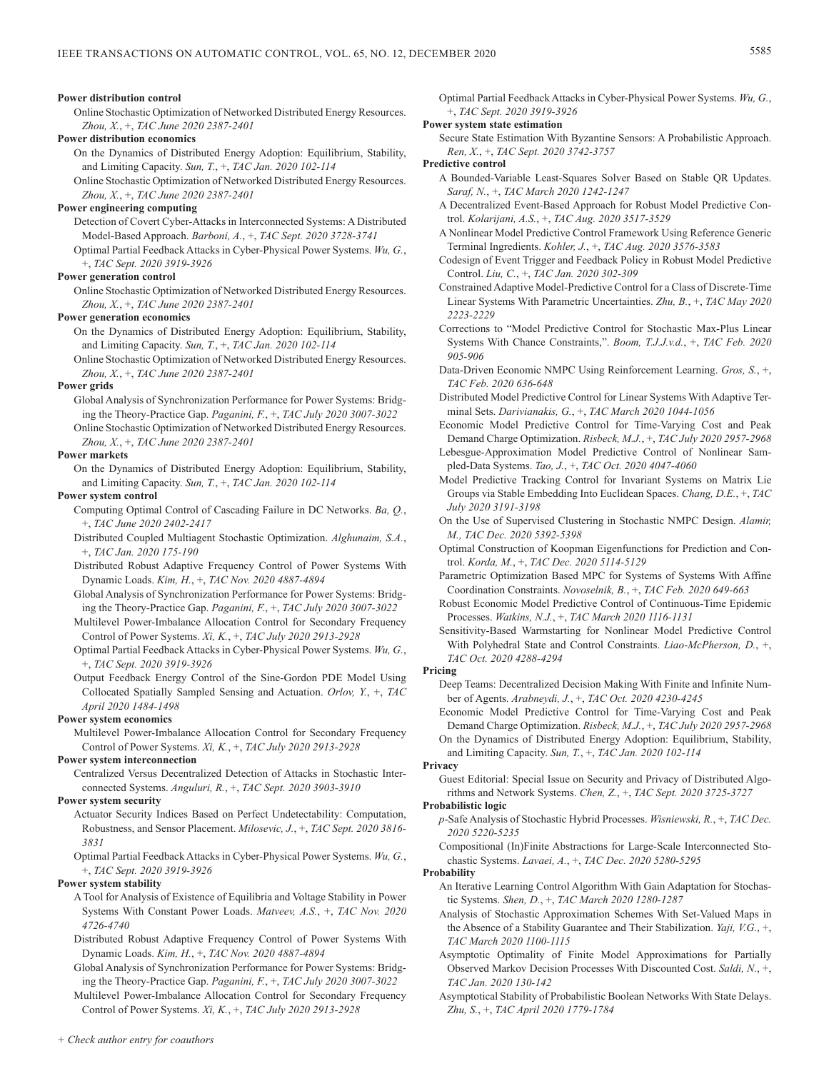**Power distribution control**

Online Stochastic Optimization of Networked Distributed Energy Resources. *Zhou, X.*, +, *TAC June 2020 2387-2401*

**Power distribution economics**

On the Dynamics of Distributed Energy Adoption: Equilibrium, Stability, and Limiting Capacity. *Sun, T.*, +, *TAC Jan. 2020 102-114*

Online Stochastic Optimization of Networked Distributed Energy Resources. *Zhou, X.*, +, *TAC June 2020 2387-2401*

**Power engineering computing**

Detection of Covert Cyber-Attacks in Interconnected Systems: A Distributed Model-Based Approach. *Barboni, A.*, +, *TAC Sept. 2020 3728-3741*

Optimal Partial Feedback Attacks in Cyber-Physical Power Systems. *Wu, G.*, +, *TAC Sept. 2020 3919-3926*

**Power generation control**

Online Stochastic Optimization of Networked Distributed Energy Resources. *Zhou, X.*, +, *TAC June 2020 2387-2401*

**Power generation economics**

On the Dynamics of Distributed Energy Adoption: Equilibrium, Stability, and Limiting Capacity. *Sun, T.*, +, *TAC Jan. 2020 102-114*

Online Stochastic Optimization of Networked Distributed Energy Resources. *Zhou, X.*, +, *TAC June 2020 2387-2401*

**Power grids**

Global Analysis of Synchronization Performance for Power Systems: Bridging the Theory-Practice Gap. *Paganini, F.*, +, *TAC July 2020 3007-3022*

Online Stochastic Optimization of Networked Distributed Energy Resources. *Zhou, X.*, +, *TAC June 2020 2387-2401*

**Power markets**

On the Dynamics of Distributed Energy Adoption: Equilibrium, Stability, and Limiting Capacity. *Sun, T.*, +, *TAC Jan. 2020 102-114*

**Power system control**

Computing Optimal Control of Cascading Failure in DC Networks. *Ba, Q.*, +, *TAC June 2020 2402-2417*

Distributed Coupled Multiagent Stochastic Optimization. *Alghunaim, S.A.*, +, *TAC Jan. 2020 175-190*

Distributed Robust Adaptive Frequency Control of Power Systems With Dynamic Loads. *Kim, H.*, +, *TAC Nov. 2020 4887-4894*

Global Analysis of Synchronization Performance for Power Systems: Bridging the Theory-Practice Gap. *Paganini, F.*, +, *TAC July 2020 3007-3022*

Multilevel Power-Imbalance Allocation Control for Secondary Frequency Control of Power Systems. *Xi, K.*, +, *TAC July 2020 2913-2928*

Optimal Partial Feedback Attacks in Cyber-Physical Power Systems. *Wu, G.*, +, *TAC Sept. 2020 3919-3926*

Output Feedback Energy Control of the Sine-Gordon PDE Model Using Collocated Spatially Sampled Sensing and Actuation. *Orlov, Y.*, +, *TAC April 2020 1484-1498*

**Power system economics**

Multilevel Power-Imbalance Allocation Control for Secondary Frequency Control of Power Systems. *Xi, K.*, +, *TAC July 2020 2913-2928*

**Power system interconnection**

Centralized Versus Decentralized Detection of Attacks in Stochastic Interconnected Systems. *Anguluri, R.*, +, *TAC Sept. 2020 3903-3910*

**Power system security**

Actuator Security Indices Based on Perfect Undetectability: Computation, Robustness, and Sensor Placement. *Milosevic, J.*, +, *TAC Sept. 2020 3816-3831*

Optimal Partial Feedback Attacks in Cyber-Physical Power Systems. *Wu, G.*, +, *TAC Sept. 2020 3919-3926*

**Power system stability**

A Tool for Analysis of Existence of Equilibria and Voltage Stability in Power Systems With Constant Power Loads. *Matveev, A.S.*, +, *TAC Nov. 2020 4726-4740*

Distributed Robust Adaptive Frequency Control of Power Systems With Dynamic Loads. *Kim, H.*, +, *TAC Nov. 2020 4887-4894*

Global Analysis of Synchronization Performance for Power Systems: Bridging the Theory-Practice Gap. *Paganini, F.*, +, *TAC July 2020 3007-3022*

Multilevel Power-Imbalance Allocation Control for Secondary Frequency Control of Power Systems. *Xi, K.*, +, *TAC July 2020 2913-2928*

Optimal Partial Feedback Attacks in Cyber-Physical Power Systems. *Wu, G.*, +, *TAC Sept. 2020 3919-3926*

**Power system state estimation**

Secure State Estimation With Byzantine Sensors: A Probabilistic Approach. *Ren, X.*, +, *TAC Sept. 2020 3742-3757*

**Predictive control**

A Bounded-Variable Least-Squares Solver Based on Stable QR Updates. *Saraf, N.*, +, *TAC March 2020 1242-1247*

A Decentralized Event-Based Approach for Robust Model Predictive Control. *Kolarijani, A.S.*, +, *TAC Aug. 2020 3517-3529*

A Nonlinear Model Predictive Control Framework Using Reference Generic Terminal Ingredients. *Kohler, J.*, +, *TAC Aug. 2020 3576-3583*

Codesign of Event Trigger and Feedback Policy in Robust Model Predictive Control. *Liu, C.*, +, *TAC Jan. 2020 302-309*

Constrained Adaptive Model-Predictive Control for a Class of Discrete-Time Linear Systems With Parametric Uncertainties. *Zhu, B.*, +, *TAC May 2020 2223-2229*

Corrections to "Model Predictive Control for Stochastic Max-Plus Linear Systems With Chance Constraints,". *Boom, T.J.J.v.d.*, +, *TAC Feb. 2020 905-906*

Data-Driven Economic NMPC Using Reinforcement Learning. *Gros, S.*, +, *TAC Feb. 2020 636-648*

Distributed Model Predictive Control for Linear Systems With Adaptive Terminal Sets. *Darivianakis, G.*, +, *TAC March 2020 1044-1056*

Economic Model Predictive Control for Time-Varying Cost and Peak Demand Charge Optimization. *Risbeck, M.J.*, +, *TAC July 2020 2957-2968*

Lebesgue-Approximation Model Predictive Control of Nonlinear Sampled-Data Systems. *Tao, J.*, +, *TAC Oct. 2020 4047-4060*

Model Predictive Tracking Control for Invariant Systems on Matrix Lie Groups via Stable Embedding Into Euclidean Spaces. *Chang, D.E.*, +, *TAC July 2020 3191-3198*

On the Use of Supervised Clustering in Stochastic NMPC Design. *Alamir, M., TAC Dec. 2020 5392-5398*

Optimal Construction of Koopman Eigenfunctions for Prediction and Control. *Korda, M.*, +, *TAC Dec. 2020 5114-5129*

Parametric Optimization Based MPC for Systems of Systems With Affine Coordination Constraints. *Novoselnik, B.*, +, *TAC Feb. 2020 649-663*

Robust Economic Model Predictive Control of Continuous-Time Epidemic Processes. *Watkins, N.J.*, +, *TAC March 2020 1116-1131*

Sensitivity-Based Warmstarting for Nonlinear Model Predictive Control With Polyhedral State and Control Constraints. *Liao-McPherson, D.*, +, *TAC Oct. 2020 4288-4294*

**Pricing**

Deep Teams: Decentralized Decision Making With Finite and Infinite Number of Agents. *Arabneydi, J.*, +, *TAC Oct. 2020 4230-4245*

Economic Model Predictive Control for Time-Varying Cost and Peak Demand Charge Optimization. *Risbeck, M.J.*, +, *TAC July 2020 2957-2968*

On the Dynamics of Distributed Energy Adoption: Equilibrium, Stability, and Limiting Capacity. *Sun, T.*, +, *TAC Jan. 2020 102-114*

**Privacy**

Guest Editorial: Special Issue on Security and Privacy of Distributed Algorithms and Network Systems. *Chen, Z.*, +, *TAC Sept. 2020 3725-3727*

**Probabilistic logic**

*p*-Safe Analysis of Stochastic Hybrid Processes. *Wisniewski, R.*, +, *TAC Dec. 2020 5220-5235*

Compositional (In)Finite Abstractions for Large-Scale Interconnected Stochastic Systems. *Lavaei, A.*, +, *TAC Dec. 2020 5280-5295*

**Probability**

An Iterative Learning Control Algorithm With Gain Adaptation for Stochastic Systems. *Shen, D.*, +, *TAC March 2020 1280-1287*

Analysis of Stochastic Approximation Schemes With Set-Valued Maps in the Absence of a Stability Guarantee and Their Stabilization. *Yaji, V.G.*, +, *TAC March 2020 1100-1115*

Asymptotic Optimality of Finite Model Approximations for Partially Observed Markov Decision Processes With Discounted Cost. *Saldi, N.*, +, *TAC Jan. 2020 130-142*

Asymptotical Stability of Probabilistic Boolean Networks With State Delays. *Zhu, S.*, +, *TAC April 2020 1779-1784*

+ *Check author entry for coauthors*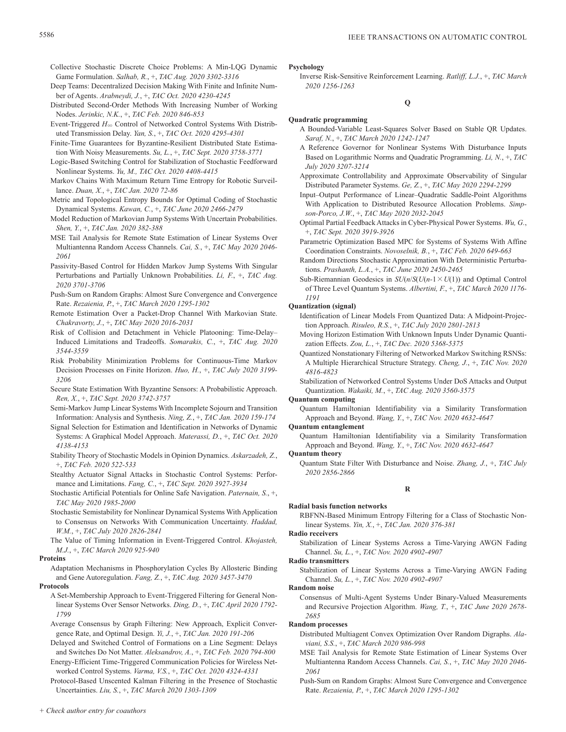Collective Stochastic Discrete Choice Problems: A Min-LQG Dynamic Game Formulation. *Salhab, R.*, +, *TAC Aug. 2020 3302-3316*

Deep Teams: Decentralized Decision Making With Finite and Infinite Number of Agents. *Arabneydi, J.*, +, *TAC Oct. 2020 4230-4245*

Distributed Second-Order Methods With Increasing Number of Working Nodes. *Jerinkic, N.K.*, +, *TAC Feb. 2020 846-853*

Event-Triggered $H_\infty$ Control of Networked Control Systems With Distributed Transmission Delay. *Yan, S.*, +, *TAC Oct. 2020 4295-4301*

Finite-Time Guarantees for Byzantine-Resilient Distributed State Estimation With Noisy Measurements. *Su, L.*, +, *TAC Sept. 2020 3758-3771*

Logic-Based Switching Control for Stabilization of Stochastic Feedforward Nonlinear Systems. *Yu, M.*, *TAC Oct. 2020 4408-4415*

Markov Chains With Maximum Return Time Entropy for Robotic Surveillance. *Duan, X.*, +, *TAC Jan. 2020 72-86*

Metric and Topological Entropy Bounds for Optimal Coding of Stochastic Dynamical Systems. *Kawan, C.*, +, *TAC June 2020 2466-2479*

Model Reduction of Markovian Jump Systems With Uncertain Probabilities. *Shen, Y.*, +, *TAC Jan. 2020 382-388*

MSE Tail Analysis for Remote State Estimation of Linear Systems Over Multiantenna Random Access Channels. *Cai, S.*, +, *TAC May 2020 2046-2061*

Passivity-Based Control for Hidden Markov Jump Systems With Singular Perturbations and Partially Unknown Probabilities. *Li, F.*, +, *TAC Aug. 2020 3701-3706*

Push-Sum on Random Graphs: Almost Sure Convergence and Convergence Rate. *Rezaienia, P.*, +, *TAC March 2020 1295-1302*

Remote Estimation Over a Packet-Drop Channel With Markovian State. *Chakravorty, J.*, +, *TAC May 2020 2016-2031*

Risk of Collision and Detachment in Vehicle Platooning: Time-Delay–Induced Limitations and Tradeoffs. *Somarakis, C.*, +, *TAC Aug. 2020 3544-3559*

Risk Probability Minimization Problems for Continuous-Time Markov Decision Processes on Finite Horizon. *Huo, H.*, +, *TAC July 2020 3199-3206*

Secure State Estimation With Byzantine Sensors: A Probabilistic Approach. *Ren, X.*, +, *TAC Sept. 2020 3742-3757*

Semi-Markov Jump Linear Systems With Incomplete Sojourn and Transition Information: Analysis and Synthesis. *Ning, Z.*, +, *TAC Jan. 2020 159-174*

Signal Selection for Estimation and Identification in Networks of Dynamic Systems: A Graphical Model Approach. *Materassi, D.*, +, *TAC Oct. 2020 4138-4153*

Stability Theory of Stochastic Models in Opinion Dynamics. *Askarzadeh, Z.*, +, *TAC Feb. 2020 522-533*

Stealthy Actuator Signal Attacks in Stochastic Control Systems: Performance and Limitations. *Fang, C.*, +, *TAC Sept. 2020 3927-3934*

Stochastic Artificial Potentials for Online Safe Navigation. *Paternain, S.*, +, *TAC May 2020 1985-2000*

Stochastic Semistability for Nonlinear Dynamical Systems With Application to Consensus on Networks With Communication Uncertainty. *Haddad, W.M.*, +, *TAC July 2020 2826-2841*

The Value of Timing Information in Event-Triggered Control. *Khojasteh, M.J.*, +, *TAC March 2020 925-940*

**Proteins**

Adaptation Mechanisms in Phosphorylation Cycles By Allosteric Binding and Gene Autoregulation. *Fang, Z.*, +, *TAC Aug. 2020 3457-3470*

**Protocols**

A Set-Membership Approach to Event-Triggered Filtering for General Nonlinear Systems Over Sensor Networks. *Ding, D.*, +, *TAC April 2020 1792-1799*

Average Consensus by Graph Filtering: New Approach, Explicit Convergence Rate, and Optimal Design. *Yi, J.*, +, *TAC Jan. 2020 191-206*

Delayed and Switched Control of Formations on a Line Segment: Delays and Switches Do Not Matter. *Aleksandrov, A.*, +, *TAC Feb. 2020 794-800*

Energy-Efficient Time-Triggered Communication Policies for Wireless Networked Control Systems. *Varma, V.S.*, +, *TAC Oct. 2020 4324-4331*

Protocol-Based Unscented Kalman Filtering in the Presence of Stochastic Uncertainties. *Liu, S.*, +, *TAC March 2020 1303-1309*

**Psychology**

Inverse Risk-Sensitive Reinforcement Learning. *Ratliff, L.J.*, +, *TAC March 2020 1256-1263*

## Q

**Quadratic programming**

A Bounded-Variable Least-Squares Solver Based on Stable QR Updates. *Saraf, N.*, +, *TAC March 2020 1242-1247*

A Reference Governor for Nonlinear Systems With Disturbance Inputs Based on Logarithmic Norms and Quadratic Programming. *Li, N.*, +, *TAC July 2020 3207-3214*

Approximate Controllability and Approximate Observability of Singular Distributed Parameter Systems. *Ge, Z.*, +, *TAC May 2020 2294-2299*

Input–Output Performance of Linear–Quadratic Saddle-Point Algorithms With Application to Distributed Resource Allocation Problems. *Simpson-Porco, J.W.*, +, *TAC May 2020 2032-2045*

Optimal Partial Feedback Attacks in Cyber-Physical Power Systems. *Wu, G.*, +, *TAC Sept. 2020 3919-3926*

Parametric Optimization Based MPC for Systems of Systems With Affine Coordination Constraints. *Novoselnik, B.*, +, *TAC Feb. 2020 649-663*

Random Directions Stochastic Approximation With Deterministic Perturbations. *Prashanth, L.A.*, +, *TAC June 2020 2450-2465*

Sub-Riemannian Geodesics in $SU(n)/S(U(n\text{-}1\times U(1))$ and Optimal Control of Three Level Quantum Systems. *Albertini, F.*, +, *TAC March 2020 1176-1191*

**Quantization (signal)**

Identification of Linear Models From Quantized Data: A Midpoint-Projection Approach. *Risuleo, R.S.*, +, *TAC July 2020 2801-2813*

Moving Horizon Estimation With Unknown Inputs Under Dynamic Quantization Effects. *Zou, L.*, +, *TAC Dec. 2020 5368-5375*

Quantized Nonstationary Filtering of Networked Markov Switching RSNSs: A Multiple Hierarchical Structure Strategy. *Cheng, J.*, +, *TAC Nov. 2020 4816-4823*

Stabilization of Networked Control Systems Under DoS Attacks and Output Quantization. *Wakaiki, M.*, +, *TAC Aug. 2020 3560-3575*

**Quantum computing**

Quantum Hamiltonian Identifiability via a Similarity Transformation Approach and Beyond. *Wang, Y.*, +, *TAC Nov. 2020 4632-4647*

**Quantum entanglement**

Quantum Hamiltonian Identifiability via a Similarity Transformation Approach and Beyond. *Wang, Y.*, +, *TAC Nov. 2020 4632-4647*

**Quantum theory**

Quantum State Filter With Disturbance and Noise. *Zhang, J.*, +, *TAC July 2020 2856-2866*

## R

**Radial basis function networks**

RBFNN-Based Minimum Entropy Filtering for a Class of Stochastic Nonlinear Systems. *Yin, X.*, +, *TAC Jan. 2020 376-381*

**Radio receivers**

Stabilization of Linear Systems Across a Time-Varying AWGN Fading Channel. *Su, L.*, +, *TAC Nov. 2020 4902-4907*

**Radio transmitters**

Stabilization of Linear Systems Across a Time-Varying AWGN Fading Channel. *Su, L.*, +, *TAC Nov. 2020 4902-4907*

**Random noise**

Consensus of Multi-Agent Systems Under Binary-Valued Measurements and Recursive Projection Algorithm. *Wang, T.*, +, *TAC June 2020 2678-2685*

**Random processes**

Distributed Multiagent Convex Optimization Over Random Digraphs. *Alaviani, S.S.*, +, *TAC March 2020 986-998*

MSE Tail Analysis for Remote State Estimation of Linear Systems Over Multiantenna Random Access Channels. *Cai, S.*, +, *TAC May 2020 2046-2061*

Push-Sum on Random Graphs: Almost Sure Convergence and Convergence Rate. *Rezaienia, P.*, +, *TAC March 2020 1295-1302*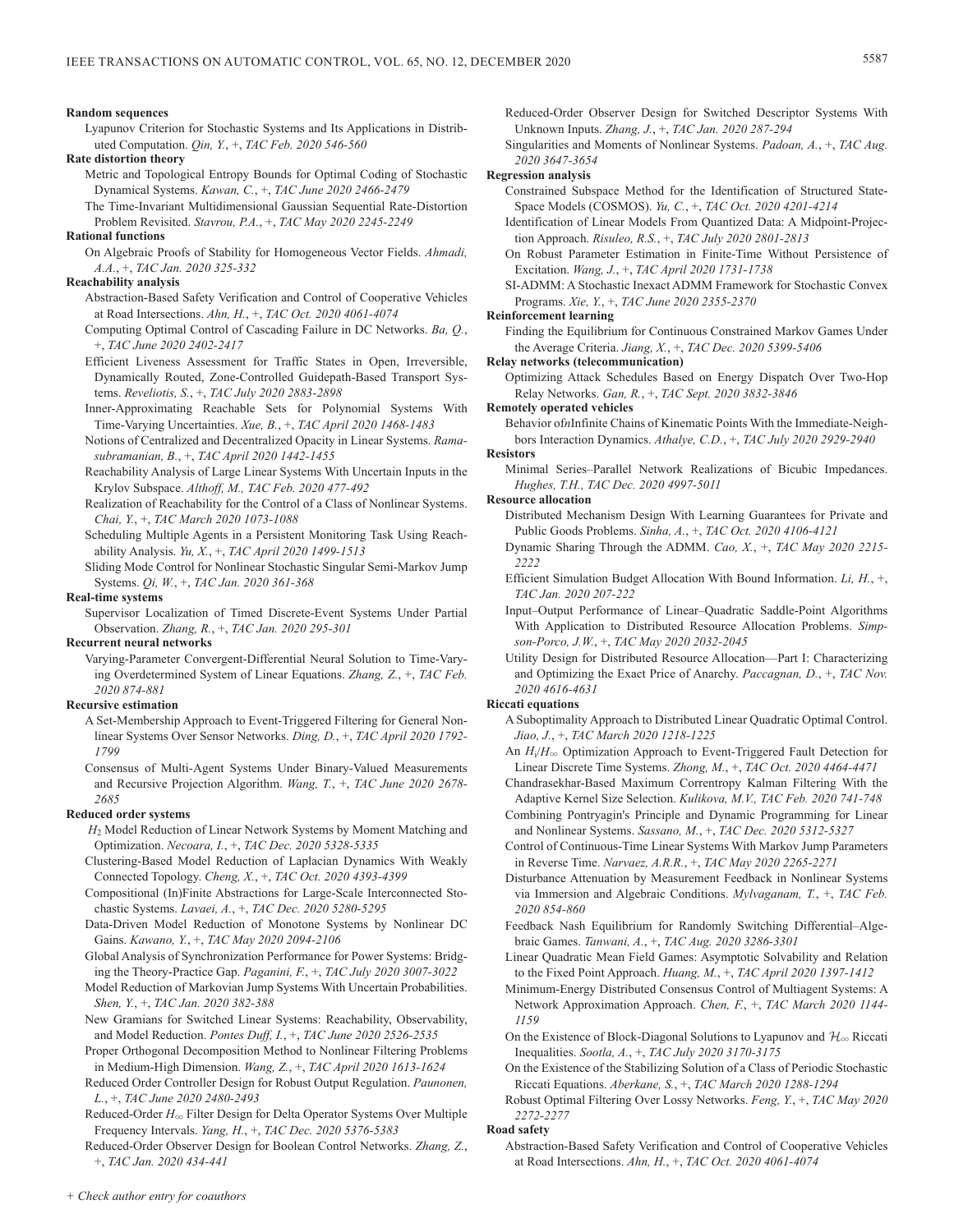**Random sequences**

Lyapunov Criterion for Stochastic Systems and Its Applications in Distributed Computation. *Qin, Y.*, +, *TAC Feb. 2020 546-560*

**Rate distortion theory**

Metric and Topological Entropy Bounds for Optimal Coding of Stochastic Dynamical Systems. *Kawan, C.*, +, *TAC June 2020 2466-2479*

The Time-Invariant Multidimensional Gaussian Sequential Rate-Distortion Problem Revisited. *Stavrou, P.A.*, +, *TAC May 2020 2245-2249*

**Rational functions**

On Algebraic Proofs of Stability for Homogeneous Vector Fields. *Ahmadi, A.A.*, +, *TAC Jan. 2020 325-332*

**Reachability analysis**

Abstraction-Based Safety Verification and Control of Cooperative Vehicles at Road Intersections. *Ahn, H.*, +, *TAC Oct. 2020 4061-4074*

Computing Optimal Control of Cascading Failure in DC Networks. *Ba, Q.*, +, *TAC June 2020 2402-2417*

Efficient Liveness Assessment for Traffic States in Open, Irreversible, Dynamically Routed, Zone-Controlled Guidepath-Based Transport Systems. *Reveliotis, S.*, +, *TAC July 2020 2883-2898*

Inner-Approximating Reachable Sets for Polynomial Systems With Time-Varying Uncertainties. *Xue, B.*, +, *TAC April 2020 1468-1483*

Notions of Centralized and Decentralized Opacity in Linear Systems. *Ramasubramanian, B.*, +, *TAC April 2020 1442-1455*

Reachability Analysis of Large Linear Systems With Uncertain Inputs in the Krylov Subspace. *Althoff, M., TAC Feb. 2020 477-492*

Realization of Reachability for the Control of a Class of Nonlinear Systems. *Chai, Y.*, +, *TAC March 2020 1073-1088*

Scheduling Multiple Agents in a Persistent Monitoring Task Using Reachability Analysis. *Yu, X.*, +, *TAC April 2020 1499-1513*

Sliding Mode Control for Nonlinear Stochastic Singular Semi-Markov Jump Systems. *Qi, W.*, +, *TAC Jan. 2020 361-368*

**Real-time systems**

Supervisor Localization of Timed Discrete-Event Systems Under Partial Observation. *Zhang, R.*, +, *TAC Jan. 2020 295-301*

**Recurrent neural networks**

Varying-Parameter Convergent-Differential Neural Solution to Time-Varying Overdetermined System of Linear Equations. *Zhang, Z.*, +, *TAC Feb. 2020 874-881*

**Recursive estimation**

A Set-Membership Approach to Event-Triggered Filtering for General Nonlinear Systems Over Sensor Networks. *Ding, D.*, +, *TAC April 2020 1792-1799*

Consensus of Multi-Agent Systems Under Binary-Valued Measurements and Recursive Projection Algorithm. *Wang, T.*, +, *TAC June 2020 2678-2685*

**Reduced order systems**

$H_2$ Model Reduction of Linear Network Systems by Moment Matching and Optimization. *Necoara, I.*, +, *TAC Dec. 2020 5328-5335*

Clustering-Based Model Reduction of Laplacian Dynamics With Weakly Connected Topology. *Cheng, X.*, +, *TAC Oct. 2020 4393-4399*

Compositional (In)Finite Abstractions for Large-Scale Interconnected Stochastic Systems. *Lavaei, A.*, +, *TAC Dec. 2020 5280-5295*

Data-Driven Model Reduction of Monotone Systems by Nonlinear DC Gains. *Kawano, Y.*, +, *TAC May 2020 2094-2106*

Global Analysis of Synchronization Performance for Power Systems: Bridging the Theory-Practice Gap. *Paganini, F.*, +, *TAC July 2020 3007-3022*

Model Reduction of Markovian Jump Systems With Uncertain Probabilities. *Shen, Y.*, +, *TAC Jan. 2020 382-388*

New Gramians for Switched Linear Systems: Reachability, Observability, and Model Reduction. *Pontes Duff, I.*, +, *TAC June 2020 2526-2535*

Proper Orthogonal Decomposition Method to Nonlinear Filtering Problems in Medium-High Dimension. *Wang, Z.*, +, *TAC April 2020 1613-1624*

Reduced Order Controller Design for Robust Output Regulation. *Paunonen, L.*, +, *TAC June 2020 2480-2493*

Reduced-Order $H_\infty$ Filter Design for Delta Operator Systems Over Multiple Frequency Intervals. *Yang, H.*, +, *TAC Dec. 2020 5376-5383*

Reduced-Order Observer Design for Boolean Control Networks. *Zhang, Z.*, +, *TAC Jan. 2020 434-441*

Reduced-Order Observer Design for Switched Descriptor Systems With Unknown Inputs. *Zhang, J.*, +, *TAC Jan. 2020 287-294*

Singularities and Moments of Nonlinear Systems. *Padoan, A.*, +, *TAC Aug. 2020 3647-3654*

**Regression analysis**

Constrained Subspace Method for the Identification of Structured State-Space Models (COSMOS). *Yu, C.*, +, *TAC Oct. 2020 4201-4214*

Identification of Linear Models From Quantized Data: A Midpoint-Projection Approach. *Risuleo, R.S.*, +, *TAC July 2020 2801-2813*

On Robust Parameter Estimation in Finite-Time Without Persistence of Excitation. *Wang, J.*, +, *TAC April 2020 1731-1738*

SI-ADMM: A Stochastic Inexact ADMM Framework for Stochastic Convex Programs. *Xie, Y.*, +, *TAC June 2020 2355-2370*

**Reinforcement learning**

Finding the Equilibrium for Continuous Constrained Markov Games Under the Average Criteria. *Jiang, X.*, +, *TAC Dec. 2020 5399-5406*

**Relay networks (telecommunication)**

Optimizing Attack Schedules Based on Energy Dispatch Over Two-Hop Relay Networks. *Gan, R.*, +, *TAC Sept. 2020 3832-3846*

**Remotely operated vehicles**

Behavior of $n$ Infinite Chains of Kinematic Points With the Immediate-Neighbors Interaction Dynamics. *Athalye, C.D.*, +, *TAC July 2020 2929-2940*

**Resistors**

Minimal Series–Parallel Network Realizations of Bicubic Impedances. *Hughes, T.H., TAC Dec. 2020 4997-5011*

**Resource allocation**

Distributed Mechanism Design With Learning Guarantees for Private and Public Goods Problems. *Sinha, A.*, +, *TAC Oct. 2020 4106-4121*

Dynamic Sharing Through the ADMM. *Cao, X.*, +, *TAC May 2020 2215-2222*

Efficient Simulation Budget Allocation With Bound Information. *Li, H.*, +, *TAC Jan. 2020 207-222*

Input–Output Performance of Linear–Quadratic Saddle-Point Algorithms With Application to Distributed Resource Allocation Problems. *Simpson-Porco, J.W.*, +, *TAC May 2020 2032-2045*

Utility Design for Distributed Resource Allocation—Part I: Characterizing and Optimizing the Exact Price of Anarchy. *Paccagnan, D.*, +, *TAC Nov. 2020 4616-4631*

**Riccati equations**

A Suboptimality Approach to Distributed Linear Quadratic Optimal Control. *Jiao, J.*, +, *TAC March 2020 1218-1225*

An $H_i/H_\infty$ Optimization Approach to Event-Triggered Fault Detection for Linear Discrete Time Systems. *Zhong, M.*, +, *TAC Oct. 2020 4464-4471*

Chandrasekhar-Based Maximum Correntropy Kalman Filtering With the Adaptive Kernel Size Selection. *Kulikova, M.V., TAC Feb. 2020 741-748*

Combining Pontryagin's Principle and Dynamic Programming for Linear and Nonlinear Systems. *Sassano, M.*, +, *TAC Dec. 2020 5312-5327*

Control of Continuous-Time Linear Systems With Markov Jump Parameters in Reverse Time. *Narvaez, A.R.R.*, +, *TAC May 2020 2265-2271*

Disturbance Attenuation by Measurement Feedback in Nonlinear Systems via Immersion and Algebraic Conditions. *Mylvaganam, T.*, +, *TAC Feb. 2020 854-860*

Feedback Nash Equilibrium for Randomly Switching Differential–Algebraic Games. *Tanwani, A.*, +, *TAC Aug. 2020 3286-3301*

Linear Quadratic Mean Field Games: Asymptotic Solvability and Relation to the Fixed Point Approach. *Huang, M.*, +, *TAC April 2020 1397-1412*

Minimum-Energy Distributed Consensus Control of Multiagent Systems: A Network Approximation Approach. *Chen, F.*, +, *TAC March 2020 1144-1159*

On the Existence of Block-Diagonal Solutions to Lyapunov and $\mathcal{H}_\infty$ Riccati Inequalities. *Sootla, A.*, +, *TAC July 2020 3170-3175*

On the Existence of the Stabilizing Solution of a Class of Periodic Stochastic Riccati Equations. *Aberkane, S.*, +, *TAC March 2020 1288-1294*

Robust Optimal Filtering Over Lossy Networks. *Feng, Y.*, +, *TAC May 2020 2272-2277*

**Road safety**

Abstraction-Based Safety Verification and Control of Cooperative Vehicles at Road Intersections. *Ahn, H.*, +, *TAC Oct. 2020 4061-4074*

*+ Check author entry for coauthors*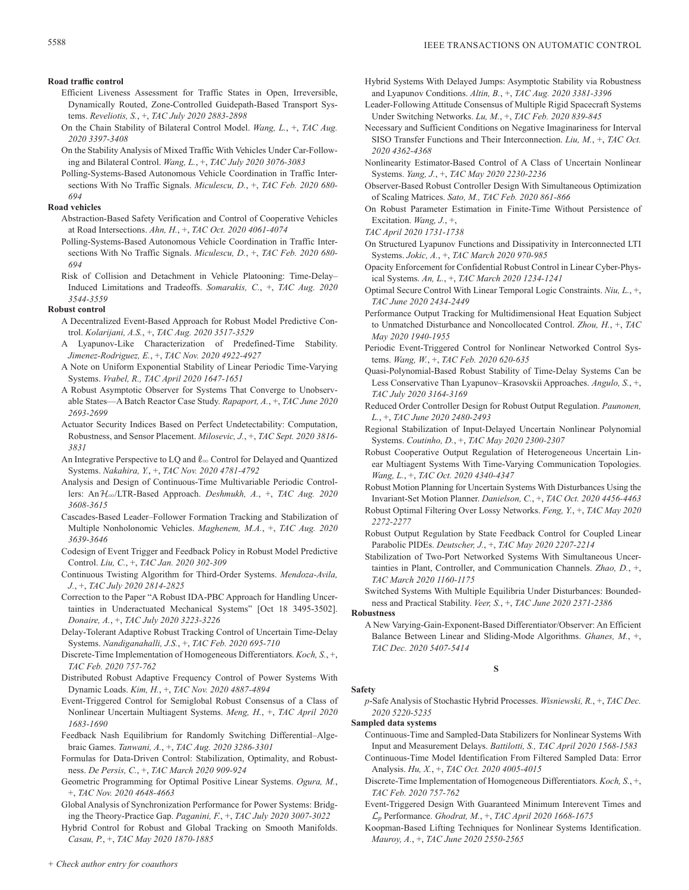**Road traffic control**

Efficient Liveness Assessment for Traffic States in Open, Irreversible, Dynamically Routed, Zone-Controlled Guidepath-Based Transport Systems. *Reveliotis, S.*, +, *TAC July 2020 2883-2898*

On the Chain Stability of Bilateral Control Model. *Wang, L.*, +, *TAC Aug. 2020 3397-3408*

On the Stability Analysis of Mixed Traffic With Vehicles Under Car-Following and Bilateral Control. *Wang, L.*, +, *TAC July 2020 3076-3083*

Polling-Systems-Based Autonomous Vehicle Coordination in Traffic Intersections With No Traffic Signals. *Miculescu, D.*, +, *TAC Feb. 2020 680-694*

**Road vehicles**

Abstraction-Based Safety Verification and Control of Cooperative Vehicles at Road Intersections. *Ahn, H.*, +, *TAC Oct. 2020 4061-4074*

Polling-Systems-Based Autonomous Vehicle Coordination in Traffic Intersections With No Traffic Signals. *Miculescu, D.*, +, *TAC Feb. 2020 680-694*

Risk of Collision and Detachment in Vehicle Platooning: Time-Delay–Induced Limitations and Tradeoffs. *Somarakis, C.*, +, *TAC Aug. 2020 3544-3559*

**Robust control**

A Decentralized Event-Based Approach for Robust Model Predictive Control. *Kolarijani, A.S.*, +, *TAC Aug. 2020 3517-3529*

A Lyapunov-Like Characterization of Predefined-Time Stability. *Jimenez-Rodriguez, E.*, +, *TAC Nov. 2020 4922-4927*

A Note on Uniform Exponential Stability of Linear Periodic Time-Varying Systems. *Vrabel, R., TAC April 2020 1647-1651*

A Robust Asymptotic Observer for Systems That Converge to Unobservable States—A Batch Reactor Case Study. *Rapaport, A.*, +, *TAC June 2020 2693-2699*

Actuator Security Indices Based on Perfect Undetectability: Computation, Robustness, and Sensor Placement. *Milosevic, J.*, +, *TAC Sept. 2020 3816-3831*

An Integrative Perspective to LQ and $\ell_\infty$ Control for Delayed and Quantized Systems. *Nakahira, Y.*, +, *TAC Nov. 2020 4781-4792*

Analysis and Design of Continuous-Time Multivariable Periodic Controllers: An $\mathcal{H}_\infty$/LTR-Based Approach. *Deshmukh, A.*, +, *TAC Aug. 2020 3608-3615*

Cascades-Based Leader–Follower Formation Tracking and Stabilization of Multiple Nonholonomic Vehicles. *Maghenem, M.A.*, +, *TAC Aug. 2020 3639-3646*

Codesign of Event Trigger and Feedback Policy in Robust Model Predictive Control. *Liu, C.*, +, *TAC Jan. 2020 302-309*

Continuous Twisting Algorithm for Third-Order Systems. *Mendoza-Avila, J.*, +, *TAC July 2020 2814-2825*

Correction to the Paper "A Robust IDA-PBC Approach for Handling Uncertainties in Underactuated Mechanical Systems" [Oct 18 3495-3502]. *Donaire, A.*, +, *TAC July 2020 3223-3226*

Delay-Tolerant Adaptive Robust Tracking Control of Uncertain Time-Delay Systems. *Nandiganahalli, J.S.*, +, *TAC Feb. 2020 695-710*

Discrete-Time Implementation of Homogeneous Differentiators. *Koch, S.*, +, *TAC Feb. 2020 757-762*

Distributed Robust Adaptive Frequency Control of Power Systems With Dynamic Loads. *Kim, H.*, +, *TAC Nov. 2020 4887-4894*

Event-Triggered Control for Semiglobal Robust Consensus of a Class of Nonlinear Uncertain Multiagent Systems. *Meng, H.*, +, *TAC April 2020 1683-1690*

Feedback Nash Equilibrium for Randomly Switching Differential–Algebraic Games. *Tanwani, A.*, +, *TAC Aug. 2020 3286-3301*

Formulas for Data-Driven Control: Stabilization, Optimality, and Robustness. *De Persis, C.*, +, *TAC March 2020 909-924*

Geometric Programming for Optimal Positive Linear Systems. *Ogura, M.*, +, *TAC Nov. 2020 4648-4663*

Global Analysis of Synchronization Performance for Power Systems: Bridging the Theory-Practice Gap. *Paganini, F.*, +, *TAC July 2020 3007-3022*

Hybrid Control for Robust and Global Tracking on Smooth Manifolds. *Casau, P.*, +, *TAC May 2020 1870-1885*

Hybrid Systems With Delayed Jumps: Asymptotic Stability via Robustness and Lyapunov Conditions. *Altin, B.*, +, *TAC Aug. 2020 3381-3396*

Leader-Following Attitude Consensus of Multiple Rigid Spacecraft Systems Under Switching Networks. *Lu, M.*, +, *TAC Feb. 2020 839-845*

Necessary and Sufficient Conditions on Negative Imaginariness for Interval SISO Transfer Functions and Their Interconnection. *Liu, M.*, +, *TAC Oct. 2020 4362-4368*

Nonlinearity Estimator-Based Control of A Class of Uncertain Nonlinear Systems. *Yang, J.*, +, *TAC May 2020 2230-2236*

Observer-Based Robust Controller Design With Simultaneous Optimization of Scaling Matrices. *Sato, M., TAC Feb. 2020 861-866*

On Robust Parameter Estimation in Finite-Time Without Persistence of Excitation. *Wang, J.*, +, *TAC April 2020 1731-1738*

On Structured Lyapunov Functions and Dissipativity in Interconnected LTI Systems. *Jokic, A.*, +, *TAC March 2020 970-985*

Opacity Enforcement for Confidential Robust Control in Linear Cyber-Physical Systems. *An, L.*, +, *TAC March 2020 1234-1241*

Optimal Secure Control With Linear Temporal Logic Constraints. *Niu, L.*, +, *TAC June 2020 2434-2449*

Performance Output Tracking for Multidimensional Heat Equation Subject to Unmatched Disturbance and Noncollocated Control. *Zhou, H.*, +, *TAC May 2020 1940-1955*

Periodic Event-Triggered Control for Nonlinear Networked Control Systems. *Wang, W.*, +, *TAC Feb. 2020 620-635*

Quasi-Polynomial-Based Robust Stability of Time-Delay Systems Can be Less Conservative Than Lyapunov–Krasovskii Approaches. *Angulo, S.*, +, *TAC July 2020 3164-3169*

Reduced Order Controller Design for Robust Output Regulation. *Paunonen, L.*, +, *TAC June 2020 2480-2493*

Regional Stabilization of Input-Delayed Uncertain Nonlinear Polynomial Systems. *Coutinho, D.*, +, *TAC May 2020 2300-2307*

Robust Cooperative Output Regulation of Heterogeneous Uncertain Linear Multiagent Systems With Time-Varying Communication Topologies. *Wang, L.*, +, *TAC Oct. 2020 4340-4347*

Robust Motion Planning for Uncertain Systems With Disturbances Using the Invariant-Set Motion Planner. *Danielson, C.*, +, *TAC Oct. 2020 4456-4463*

Robust Optimal Filtering Over Lossy Networks. *Feng, Y.*, +, *TAC May 2020 2272-2277*

Robust Output Regulation by State Feedback Control for Coupled Linear Parabolic PIDEs. *Deutscher, J.*, +, *TAC May 2020 2207-2214*

Stabilization of Two-Port Networked Systems With Simultaneous Uncertainties in Plant, Controller, and Communication Channels. *Zhao, D.*, +, *TAC March 2020 1160-1175*

Switched Systems With Multiple Equilibria Under Disturbances: Boundedness and Practical Stability. *Veer, S.*, +, *TAC June 2020 2371-2386*

**Robustness**

A New Varying-Gain-Exponent-Based Differentiator/Observer: An Efficient Balance Between Linear and Sliding-Mode Algorithms. *Ghanes, M.*, +, *TAC Dec. 2020 5407-5414*

## S

**Safety**

*p*-Safe Analysis of Stochastic Hybrid Processes. *Wisniewski, R.*, +, *TAC Dec. 2020 5220-5235*

**Sampled data systems**

Continuous-Time and Sampled-Data Stabilizers for Nonlinear Systems With Input and Measurement Delays. *Battilotti, S., TAC April 2020 1568-1583*

Continuous-Time Model Identification From Filtered Sampled Data: Error Analysis. *Hu, X.*, +, *TAC Oct. 2020 4005-4015*

Discrete-Time Implementation of Homogeneous Differentiators. *Koch, S.*, +, *TAC Feb. 2020 757-762*

Event-Triggered Design With Guaranteed Minimum Interevent Times and $\mathcal{L}_p$ Performance. *Ghodrat, M.*, +, *TAC April 2020 1668-1675*

Koopman-Based Lifting Techniques for Nonlinear Systems Identification. *Mauroy, A.*, +, *TAC June 2020 2550-2565*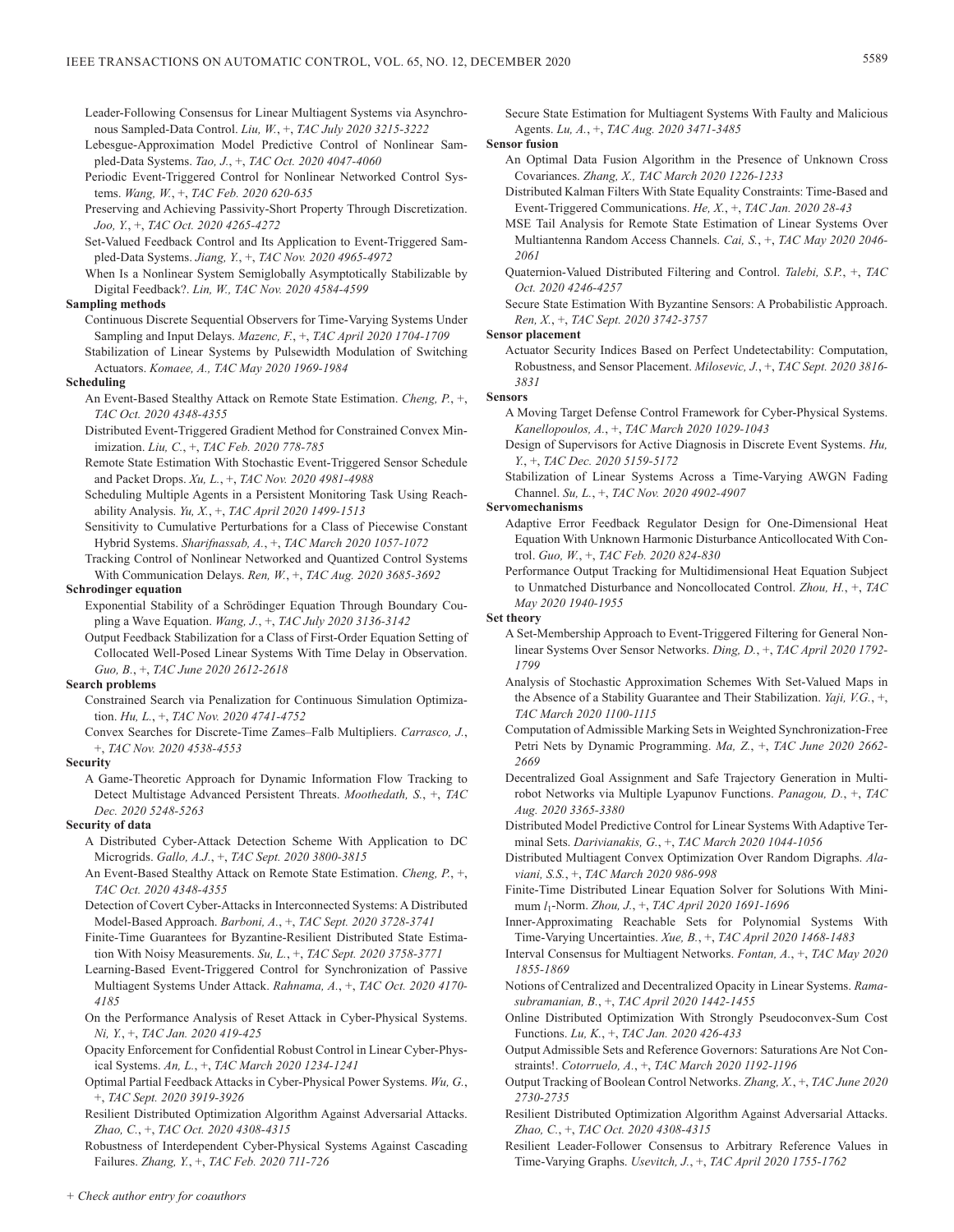Leader-Following Consensus for Linear Multiagent Systems via Asynchronous Sampled-Data Control. *Liu, W.*, +, *TAC July 2020 3215-3222*

Lebesgue-Approximation Model Predictive Control of Nonlinear Sampled-Data Systems. *Tao, J.*, +, *TAC Oct. 2020 4047-4060*

Periodic Event-Triggered Control for Nonlinear Networked Control Systems. *Wang, W.*, +, *TAC Feb. 2020 620-635*

Preserving and Achieving Passivity-Short Property Through Discretization. *Joo, Y.*, +, *TAC Oct. 2020 4265-4272*

Set-Valued Feedback Control and Its Application to Event-Triggered Sampled-Data Systems. *Jiang, Y.*, +, *TAC Nov. 2020 4965-4972*

When Is a Nonlinear System Semiglobally Asymptotically Stabilizable by Digital Feedback?. *Lin, W., TAC Nov. 2020 4584-4599*

**Sampling methods**

Continuous Discrete Sequential Observers for Time-Varying Systems Under Sampling and Input Delays. *Mazenc, F.*, +, *TAC April 2020 1704-1709*

Stabilization of Linear Systems by Pulsewidth Modulation of Switching Actuators. *Komaee, A., TAC May 2020 1969-1984*

**Scheduling**

An Event-Based Stealthy Attack on Remote State Estimation. *Cheng, P.*, +, *TAC Oct. 2020 4348-4355*

Distributed Event-Triggered Gradient Method for Constrained Convex Minimization. *Liu, C.*, +, *TAC Feb. 2020 778-785*

Remote State Estimation With Stochastic Event-Triggered Sensor Schedule and Packet Drops. *Xu, L.*, +, *TAC Nov. 2020 4981-4988*

Scheduling Multiple Agents in a Persistent Monitoring Task Using Reachability Analysis. *Yu, X.*, +, *TAC April 2020 1499-1513*

Sensitivity to Cumulative Perturbations for a Class of Piecewise Constant Hybrid Systems. *Sharifnassab, A.*, +, *TAC March 2020 1057-1072*

Tracking Control of Nonlinear Networked and Quantized Control Systems With Communication Delays. *Ren, W.*, +, *TAC Aug. 2020 3685-3692*

**Schrodinger equation**

Exponential Stability of a Schrödinger Equation Through Boundary Coupling a Wave Equation. *Wang, J.*, +, *TAC July 2020 3136-3142*

Output Feedback Stabilization for a Class of First-Order Equation Setting of Collocated Well-Posed Linear Systems With Time Delay in Observation. *Guo, B.*, +, *TAC June 2020 2612-2618*

**Search problems**

Constrained Search via Penalization for Continuous Simulation Optimization. *Hu, L.*, +, *TAC Nov. 2020 4741-4752*

Convex Searches for Discrete-Time Zames–Falb Multipliers. *Carrasco, J.*, +, *TAC Nov. 2020 4538-4553*

**Security**

A Game-Theoretic Approach for Dynamic Information Flow Tracking to Detect Multistage Advanced Persistent Threats. *Moothedath, S.*, +, *TAC Dec. 2020 5248-5263*

**Security of data**

A Distributed Cyber-Attack Detection Scheme With Application to DC Microgrids. *Gallo, A.J.*, +, *TAC Sept. 2020 3800-3815*

An Event-Based Stealthy Attack on Remote State Estimation. *Cheng, P.*, +, *TAC Oct. 2020 4348-4355*

Detection of Covert Cyber-Attacks in Interconnected Systems: A Distributed Model-Based Approach. *Barboni, A.*, +, *TAC Sept. 2020 3728-3741*

Finite-Time Guarantees for Byzantine-Resilient Distributed State Estimation With Noisy Measurements. *Su, L.*, +, *TAC Sept. 2020 3758-3771*

Learning-Based Event-Triggered Control for Synchronization of Passive Multiagent Systems Under Attack. *Rahnama, A.*, +, *TAC Oct. 2020 4170-4185*

On the Performance Analysis of Reset Attack in Cyber-Physical Systems. *Ni, Y.*, +, *TAC Jan. 2020 419-425*

Opacity Enforcement for Confidential Robust Control in Linear Cyber-Physical Systems. *An, L.*, +, *TAC March 2020 1234-1241*

Optimal Partial Feedback Attacks in Cyber-Physical Power Systems. *Wu, G.*, +, *TAC Sept. 2020 3919-3926*

Resilient Distributed Optimization Algorithm Against Adversarial Attacks. *Zhao, C.*, +, *TAC Oct. 2020 4308-4315*

Robustness of Interdependent Cyber-Physical Systems Against Cascading Failures. *Zhang, Y.*, +, *TAC Feb. 2020 711-726*

Secure State Estimation for Multiagent Systems With Faulty and Malicious Agents. *Lu, A.*, +, *TAC Aug. 2020 3471-3485*

**Sensor fusion**

An Optimal Data Fusion Algorithm in the Presence of Unknown Cross Covariances. *Zhang, X., TAC March 2020 1226-1233*

Distributed Kalman Filters With State Equality Constraints: Time-Based and Event-Triggered Communications. *He, X.*, +, *TAC Jan. 2020 28-43*

MSE Tail Analysis for Remote State Estimation of Linear Systems Over Multiantenna Random Access Channels. *Cai, S.*, +, *TAC May 2020 2046-2061*

Quaternion-Valued Distributed Filtering and Control. *Talebi, S.P.*, +, *TAC Oct. 2020 4246-4257*

Secure State Estimation With Byzantine Sensors: A Probabilistic Approach. *Ren, X.*, +, *TAC Sept. 2020 3742-3757*

**Sensor placement**

Actuator Security Indices Based on Perfect Undetectability: Computation, Robustness, and Sensor Placement. *Milosevic, J.*, +, *TAC Sept. 2020 3816-3831*

**Sensors**

A Moving Target Defense Control Framework for Cyber-Physical Systems. *Kanellopoulos, A.*, +, *TAC March 2020 1029-1043*

Design of Supervisors for Active Diagnosis in Discrete Event Systems. *Hu, Y.*, +, *TAC Dec. 2020 5159-5172*

Stabilization of Linear Systems Across a Time-Varying AWGN Fading Channel. *Su, L.*, +, *TAC Nov. 2020 4902-4907*

**Servomechanisms**

Adaptive Error Feedback Regulator Design for One-Dimensional Heat Equation With Unknown Harmonic Disturbance Anticollocated With Control. *Guo, W.*, +, *TAC Feb. 2020 824-830*

Performance Output Tracking for Multidimensional Heat Equation Subject to Unmatched Disturbance and Noncollocated Control. *Zhou, H.*, +, *TAC May 2020 1940-1955*

**Set theory**

A Set-Membership Approach to Event-Triggered Filtering for General Nonlinear Systems Over Sensor Networks. *Ding, D.*, +, *TAC April 2020 1792-1799*

Analysis of Stochastic Approximation Schemes With Set-Valued Maps in the Absence of a Stability Guarantee and Their Stabilization. *Yaji, V.G.*, +, *TAC March 2020 1100-1115*

Computation of Admissible Marking Sets in Weighted Synchronization-Free Petri Nets by Dynamic Programming. *Ma, Z.*, +, *TAC June 2020 2662-2669*

Decentralized Goal Assignment and Safe Trajectory Generation in Multirobot Networks via Multiple Lyapunov Functions. *Panagou, D.*, +, *TAC Aug. 2020 3365-3380*

Distributed Model Predictive Control for Linear Systems With Adaptive Terminal Sets. *Darivianakis, G.*, +, *TAC March 2020 1044-1056*

Distributed Multiagent Convex Optimization Over Random Digraphs. *Alaviani, S.S.*, +, *TAC March 2020 986-998*

Finite-Time Distributed Linear Equation Solver for Solutions With Minimum $l_1$-Norm. *Zhou, J.*, +, *TAC April 2020 1691-1696*

Inner-Approximating Reachable Sets for Polynomial Systems With Time-Varying Uncertainties. *Xue, B.*, +, *TAC April 2020 1468-1483*

Interval Consensus for Multiagent Networks. *Fontan, A.*, +, *TAC May 2020 1855-1869*

Notions of Centralized and Decentralized Opacity in Linear Systems. *Ramasubramanian, B.*, +, *TAC April 2020 1442-1455*

Online Distributed Optimization With Strongly Pseudoconvex-Sum Cost Functions. *Lu, K.*, +, *TAC Jan. 2020 426-433*

Output Admissible Sets and Reference Governors: Saturations Are Not Constraints!. *Cotorruelo, A.*, +, *TAC March 2020 1192-1196*

Output Tracking of Boolean Control Networks. *Zhang, X.*, +, *TAC June 2020 2730-2735*

Resilient Distributed Optimization Algorithm Against Adversarial Attacks. *Zhao, C.*, +, *TAC Oct. 2020 4308-4315*

Resilient Leader-Follower Consensus to Arbitrary Reference Values in Time-Varying Graphs. *Usevitch, J.*, +, *TAC April 2020 1755-1762*

*+ Check author entry for coauthors*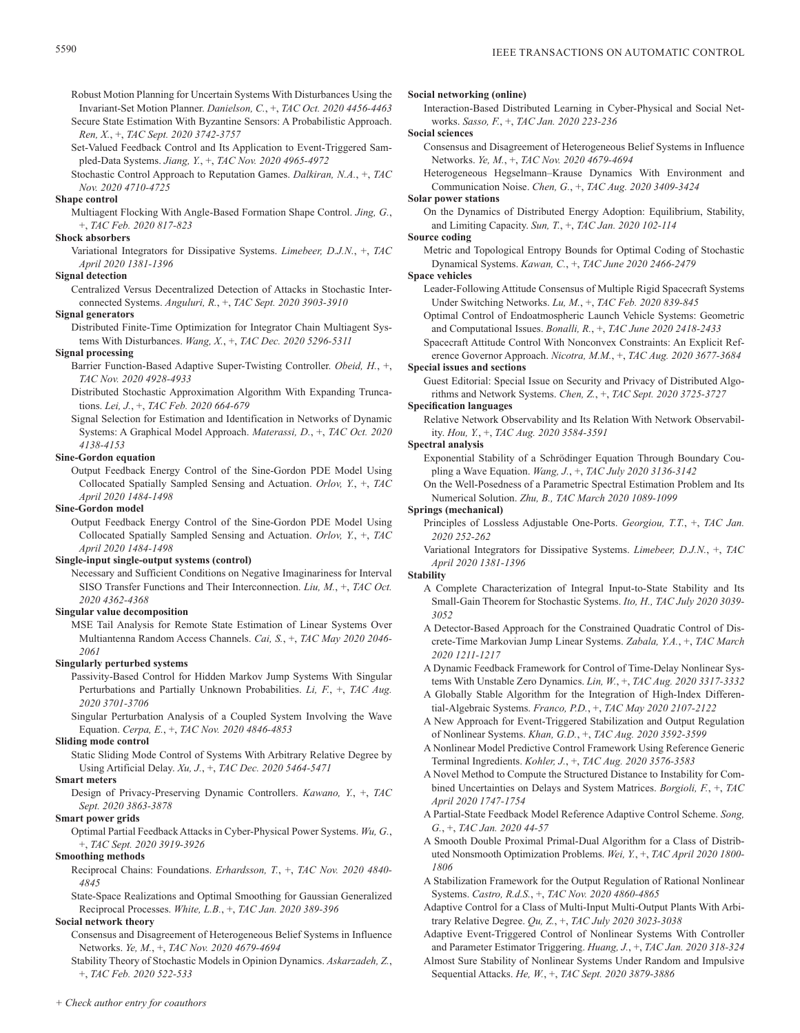Robust Motion Planning for Uncertain Systems With Disturbances Using the Invariant-Set Motion Planner. *Danielson, C.*, +, *TAC Oct. 2020 4456-4463*

Secure State Estimation With Byzantine Sensors: A Probabilistic Approach. *Ren, X.*, +, *TAC Sept. 2020 3742-3757*

Set-Valued Feedback Control and Its Application to Event-Triggered Sampled-Data Systems. *Jiang, Y.*, +, *TAC Nov. 2020 4965-4972*

Stochastic Control Approach to Reputation Games. *Dalkiran, N.A.*, +, *TAC Nov. 2020 4710-4725*

**Shape control**

Multiagent Flocking With Angle-Based Formation Shape Control. *Jing, G.*, +, *TAC Feb. 2020 817-823*

**Shock absorbers**

Variational Integrators for Dissipative Systems. *Limebeer, D.J.N.*, +, *TAC April 2020 1381-1396*

**Signal detection**

Centralized Versus Decentralized Detection of Attacks in Stochastic Interconnected Systems. *Anguluri, R.*, +, *TAC Sept. 2020 3903-3910*

**Signal generators**

Distributed Finite-Time Optimization for Integrator Chain Multiagent Systems With Disturbances. *Wang, X.*, +, *TAC Dec. 2020 5296-5311*

**Signal processing**

Barrier Function-Based Adaptive Super-Twisting Controller. *Obeid, H.*, +, *TAC Nov. 2020 4928-4933*

Distributed Stochastic Approximation Algorithm With Expanding Truncations. *Lei, J.*, +, *TAC Feb. 2020 664-679*

Signal Selection for Estimation and Identification in Networks of Dynamic Systems: A Graphical Model Approach. *Materassi, D.*, +, *TAC Oct. 2020 4138-4153*

**Sine-Gordon equation**

Output Feedback Energy Control of the Sine-Gordon PDE Model Using Collocated Spatially Sampled Sensing and Actuation. *Orlov, Y.*, +, *TAC April 2020 1484-1498*

**Sine-Gordon model**

Output Feedback Energy Control of the Sine-Gordon PDE Model Using Collocated Spatially Sampled Sensing and Actuation. *Orlov, Y.*, +, *TAC April 2020 1484-1498*

**Single-input single-output systems (control)**

Necessary and Sufficient Conditions on Negative Imaginariness for Interval SISO Transfer Functions and Their Interconnection. *Liu, M.*, +, *TAC Oct. 2020 4362-4368*

**Singular value decomposition**

MSE Tail Analysis for Remote State Estimation of Linear Systems Over Multiantenna Random Access Channels. *Cai, S.*, +, *TAC May 2020 2046-2061*

**Singularly perturbed systems**

Passivity-Based Control for Hidden Markov Jump Systems With Singular Perturbations and Partially Unknown Probabilities. *Li, F.*, +, *TAC Aug. 2020 3701-3706*

Singular Perturbation Analysis of a Coupled System Involving the Wave Equation. *Cerpa, E.*, +, *TAC Nov. 2020 4846-4853*

**Sliding mode control**

Static Sliding Mode Control of Systems With Arbitrary Relative Degree by Using Artificial Delay. *Xu, J.*, +, *TAC Dec. 2020 5464-5471*

**Smart meters**

Design of Privacy-Preserving Dynamic Controllers. *Kawano, Y.*, +, *TAC Sept. 2020 3863-3878*

**Smart power grids**

Optimal Partial Feedback Attacks in Cyber-Physical Power Systems. *Wu, G.*, +, *TAC Sept. 2020 3919-3926*

**Smoothing methods**

Reciprocal Chains: Foundations. *Erhardsson, T.*, +, *TAC Nov. 2020 4840-4845*

State-Space Realizations and Optimal Smoothing for Gaussian Generalized Reciprocal Processes. *White, L.B.*, +, *TAC Jan. 2020 389-396*

**Social network theory**

Consensus and Disagreement of Heterogeneous Belief Systems in Influence Networks. *Ye, M.*, +, *TAC Nov. 2020 4679-4694*

Stability Theory of Stochastic Models in Opinion Dynamics. *Askarzadeh, Z.*, +, *TAC Feb. 2020 522-533*

**Social networking (online)**

Interaction-Based Distributed Learning in Cyber-Physical and Social Networks. *Sasso, F.*, +, *TAC Jan. 2020 223-236*

**Social sciences**

Consensus and Disagreement of Heterogeneous Belief Systems in Influence Networks. *Ye, M.*, +, *TAC Nov. 2020 4679-4694*

Heterogeneous Hegselmann–Krause Dynamics With Environment and Communication Noise. *Chen, G.*, +, *TAC Aug. 2020 3409-3424*

**Solar power stations**

On the Dynamics of Distributed Energy Adoption: Equilibrium, Stability, and Limiting Capacity. *Sun, T.*, +, *TAC Jan. 2020 102-114*

**Source coding**

Metric and Topological Entropy Bounds for Optimal Coding of Stochastic Dynamical Systems. *Kawan, C.*, +, *TAC June 2020 2466-2479*

**Space vehicles**

Leader-Following Attitude Consensus of Multiple Rigid Spacecraft Systems Under Switching Networks. *Lu, M.*, +, *TAC Feb. 2020 839-845*

Optimal Control of Endoatmospheric Launch Vehicle Systems: Geometric and Computational Issues. *Bonalli, R.*, +, *TAC June 2020 2418-2433*

Spacecraft Attitude Control With Nonconvex Constraints: An Explicit Reference Governor Approach. *Nicotra, M.M.*, +, *TAC Aug. 2020 3677-3684*

**Special issues and sections**

Guest Editorial: Special Issue on Security and Privacy of Distributed Algorithms and Network Systems. *Chen, Z.*, +, *TAC Sept. 2020 3725-3727*

**Specification languages**

Relative Network Observability and Its Relation With Network Observability. *Hou, Y.*, +, *TAC Aug. 2020 3584-3591*

**Spectral analysis**

Exponential Stability of a Schrödinger Equation Through Boundary Coupling a Wave Equation. *Wang, J.*, +, *TAC July 2020 3136-3142*

On the Well-Posedness of a Parametric Spectral Estimation Problem and Its Numerical Solution. *Zhu, B.*, *TAC March 2020 1089-1099*

**Springs (mechanical)**

Principles of Lossless Adjustable One-Ports. *Georgiou, T.T.*, +, *TAC Jan. 2020 252-262*

Variational Integrators for Dissipative Systems. *Limebeer, D.J.N.*, +, *TAC April 2020 1381-1396*

**Stability**

A Complete Characterization of Integral Input-to-State Stability and Its Small-Gain Theorem for Stochastic Systems. *Ito, H.*, *TAC July 2020 3039-3052*

A Detector-Based Approach for the Constrained Quadratic Control of Discrete-Time Markovian Jump Linear Systems. *Zabala, Y.A.*, +, *TAC March 2020 1211-1217*

A Dynamic Feedback Framework for Control of Time-Delay Nonlinear Systems With Unstable Zero Dynamics. *Lin, W.*, +, *TAC Aug. 2020 3317-3332*

A Globally Stable Algorithm for the Integration of High-Index Differential-Algebraic Systems. *Franco, P.D.*, +, *TAC May 2020 2107-2122*

A New Approach for Event-Triggered Stabilization and Output Regulation of Nonlinear Systems. *Khan, G.D.*, +, *TAC Aug. 2020 3592-3599*

A Nonlinear Model Predictive Control Framework Using Reference Generic Terminal Ingredients. *Kohler, J.*, +, *TAC Aug. 2020 3576-3583*

A Novel Method to Compute the Structured Distance to Instability for Combined Uncertainties on Delays and System Matrices. *Borgioli, F.*, +, *TAC April 2020 1747-1754*

A Partial-State Feedback Model Reference Adaptive Control Scheme. *Song, G.*, +, *TAC Jan. 2020 44-57*

A Smooth Double Proximal Primal-Dual Algorithm for a Class of Distributed Nonsmooth Optimization Problems. *Wei, Y.*, +, *TAC April 2020 1800-1806*

A Stabilization Framework for the Output Regulation of Rational Nonlinear Systems. *Castro, R.d.S.*, +, *TAC Nov. 2020 4860-4865*

Adaptive Control for a Class of Multi-Input Multi-Output Plants With Arbitrary Relative Degree. *Qu, Z.*, +, *TAC July 2020 3023-3038*

Adaptive Event-Triggered Control of Nonlinear Systems With Controller and Parameter Estimator Triggering. *Huang, J.*, +, *TAC Jan. 2020 318-324*

Almost Sure Stability of Nonlinear Systems Under Random and Impulsive Sequential Attacks. *He, W.*, +, *TAC Sept. 2020 3879-3886*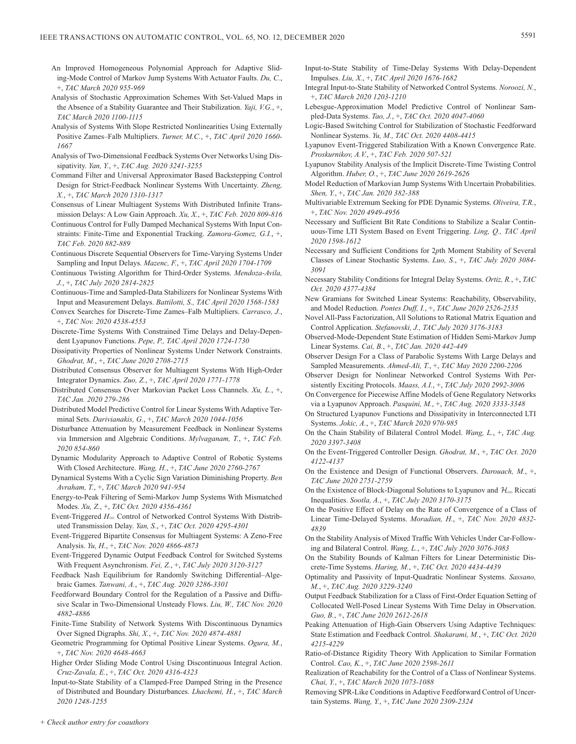An Improved Homogeneous Polynomial Approach for Adaptive Sliding-Mode Control of Markov Jump Systems With Actuator Faults. *Du, C.*, +, *TAC March 2020 955-969*

Analysis of Stochastic Approximation Schemes With Set-Valued Maps in the Absence of a Stability Guarantee and Their Stabilization. *Yaji, V.G.*, +, *TAC March 2020 1100-1115*

Analysis of Systems With Slope Restricted Nonlinearities Using Externally Positive Zames–Falb Multipliers. *Turner, M.C.*, +, *TAC April 2020 1660-1667*

Analysis of Two-Dimensional Feedback Systems Over Networks Using Dissipativity. *Yan, Y.*, +, *TAC Aug. 2020 3241-3255*

Command Filter and Universal Approximator Based Backstepping Control Design for Strict-Feedback Nonlinear Systems With Uncertainty. *Zheng, X.*, +, *TAC March 2020 1310-1317*

Consensus of Linear Multiagent Systems With Distributed Infinite Transmission Delays: A Low Gain Approach. *Xu, X.*, +, *TAC Feb. 2020 809-816*

Continuous Control for Fully Damped Mechanical Systems With Input Constraints: Finite-Time and Exponential Tracking. *Zamora-Gomez, G.I.*, +, *TAC Feb. 2020 882-889*

Continuous Discrete Sequential Observers for Time-Varying Systems Under Sampling and Input Delays. *Mazenc, F.*, +, *TAC April 2020 1704-1709*

Continuous Twisting Algorithm for Third-Order Systems. *Mendoza-Avila, J.*, +, *TAC July 2020 2814-2825*

Continuous-Time and Sampled-Data Stabilizers for Nonlinear Systems With Input and Measurement Delays. *Battilotti, S., TAC April 2020 1568-1583*

Convex Searches for Discrete-Time Zames–Falb Multipliers. *Carrasco, J.*, +, *TAC Nov. 2020 4538-4553*

Discrete-Time Systems With Constrained Time Delays and Delay-Dependent Lyapunov Functions. *Pepe, P., TAC April 2020 1724-1730*

Dissipativity Properties of Nonlinear Systems Under Network Constraints. *Ghodrat, M.*, +, *TAC June 2020 2708-2715*

Distributed Consensus Observer for Multiagent Systems With High-Order Integrator Dynamics. *Zuo, Z.*, +, *TAC April 2020 1771-1778*

Distributed Consensus Over Markovian Packet Loss Channels. *Xu, L.*, +, *TAC Jan. 2020 279-286*

Distributed Model Predictive Control for Linear Systems With Adaptive Terminal Sets. *Darivianakis, G.*, +, *TAC March 2020 1044-1056*

Disturbance Attenuation by Measurement Feedback in Nonlinear Systems via Immersion and Algebraic Conditions. *Mylvaganam, T.*, +, *TAC Feb. 2020 854-860*

Dynamic Modularity Approach to Adaptive Control of Robotic Systems With Closed Architecture. *Wang, H.*, +, *TAC June 2020 2760-2767*

Dynamical Systems With a Cyclic Sign Variation Diminishing Property. *Ben Avraham, T.*, +, *TAC March 2020 941-954*

Energy-to-Peak Filtering of Semi-Markov Jump Systems With Mismatched Modes. *Xu, Z.*, +, *TAC Oct. 2020 4356-4361*

Event-Triggered $H_\infty$ Control of Networked Control Systems With Distributed Transmission Delay. *Yan, S.*, +, *TAC Oct. 2020 4295-4301*

Event-Triggered Bipartite Consensus for Multiagent Systems: A Zeno-Free Analysis. *Yu, H.*, +, *TAC Nov. 2020 4866-4873*

Event-Triggered Dynamic Output Feedback Control for Switched Systems With Frequent Asynchronism. *Fei, Z.*, +, *TAC July 2020 3120-3127*

Feedback Nash Equilibrium for Randomly Switching Differential–Algebraic Games. *Tanwani, A.*, +, *TAC Aug. 2020 3286-3301*

Feedforward Boundary Control for the Regulation of a Passive and Diffusive Scalar in Two-Dimensional Unsteady Flows. *Liu, W., TAC Nov. 2020 4882-4886*

Finite-Time Stability of Network Systems With Discontinuous Dynamics Over Signed Digraphs. *Shi, X.*, +, *TAC Nov. 2020 4874-4881*

Geometric Programming for Optimal Positive Linear Systems. *Ogura, M.*, +, *TAC Nov. 2020 4648-4663*

Higher Order Sliding Mode Control Using Discontinuous Integral Action. *Cruz-Zavala, E.*, +, *TAC Oct. 2020 4316-4323*

Input-to-State Stability of a Clamped-Free Damped String in the Presence of Distributed and Boundary Disturbances. *Lhachemi, H.*, +, *TAC March 2020 1248-1255*

Input-to-State Stability of Time-Delay Systems With Delay-Dependent Impulses. *Liu, X.*, +, *TAC April 2020 1676-1682*

Integral Input-to-State Stability of Networked Control Systems. *Noroozi, N.*, +, *TAC March 2020 1203-1210*

Lebesgue-Approximation Model Predictive Control of Nonlinear Sampled-Data Systems. *Tao, J.*, +, *TAC Oct. 2020 4047-4060*

Logic-Based Switching Control for Stabilization of Stochastic Feedforward Nonlinear Systems. *Yu, M., TAC Oct. 2020 4408-4415*

Lyapunov Event-Triggered Stabilization With a Known Convergence Rate. *Proskurnikov, A.V.*, +, *TAC Feb. 2020 507-521*

Lyapunov Stability Analysis of the Implicit Discrete-Time Twisting Control Algorithm. *Huber, O.*, +, *TAC June 2020 2619-2626*

Model Reduction of Markovian Jump Systems With Uncertain Probabilities. *Shen, Y.*, +, *TAC Jan. 2020 382-388*

Multivariable Extremum Seeking for PDE Dynamic Systems. *Oliveira, T.R.*, +, *TAC Nov. 2020 4949-4956*

Necessary and Sufficient Bit Rate Conditions to Stabilize a Scalar Continuous-Time LTI System Based on Event Triggering. *Ling, Q., TAC April 2020 1598-1612*

Necessary and Sufficient Conditions for 2*p*th Moment Stability of Several Classes of Linear Stochastic Systems. *Luo, S.*, +, *TAC July 2020 3084-3091*

Necessary Stability Conditions for Integral Delay Systems. *Ortiz, R.*, +, *TAC Oct. 2020 4377-4384*

New Gramians for Switched Linear Systems: Reachability, Observability, and Model Reduction. *Pontes Duff, I.*, +, *TAC June 2020 2526-2535*

Novel All-Pass Factorization, All Solutions to Rational Matrix Equation and Control Application. *Stefanovski, J., TAC July 2020 3176-3183*

Observed-Mode-Dependent State Estimation of Hidden Semi-Markov Jump Linear Systems. *Cai, B.*, +, *TAC Jan. 2020 442-449*

Observer Design For a Class of Parabolic Systems With Large Delays and Sampled Measurements. *Ahmed-Ali, T.*, +, *TAC May 2020 2200-2206*

Observer Design for Nonlinear Networked Control Systems With Persistently Exciting Protocols. *Maass, A.I.*, +, *TAC July 2020 2992-3006*

On Convergence for Piecewise Affine Models of Gene Regulatory Networks via a Lyapunov Approach. *Pasquini, M.*, +, *TAC Aug. 2020 3333-3348*

On Structured Lyapunov Functions and Dissipativity in Interconnected LTI Systems. *Jokic, A.*, +, *TAC March 2020 970-985*

On the Chain Stability of Bilateral Control Model. *Wang, L.*, +, *TAC Aug. 2020 3397-3408*

On the Event-Triggered Controller Design. *Ghodrat, M.*, +, *TAC Oct. 2020 4122-4137*

On the Existence and Design of Functional Observers. *Darouach, M.*, +, *TAC June 2020 2751-2759*

On the Existence of Block-Diagonal Solutions to Lyapunov and $\mathcal{H}_\infty$ Riccati Inequalities. *Sootla, A.*, +, *TAC July 2020 3170-3175*

On the Positive Effect of Delay on the Rate of Convergence of a Class of Linear Time-Delayed Systems. *Moradian, H.*, +, *TAC Nov. 2020 4832-4839*

On the Stability Analysis of Mixed Traffic With Vehicles Under Car-Following and Bilateral Control. *Wang, L.*, +, *TAC July 2020 3076-3083*

On the Stability Bounds of Kalman Filters for Linear Deterministic Discrete-Time Systems. *Haring, M.*, +, *TAC Oct. 2020 4434-4439*

Optimality and Passivity of Input-Quadratic Nonlinear Systems. *Sassano, M.*, +, *TAC Aug. 2020 3229-3240*

Output Feedback Stabilization for a Class of First-Order Equation Setting of Collocated Well-Posed Linear Systems With Time Delay in Observation. *Guo, B.*, +, *TAC June 2020 2612-2618*

Peaking Attenuation of High-Gain Observers Using Adaptive Techniques: State Estimation and Feedback Control. *Shakarami, M.*, +, *TAC Oct. 2020 4215-4229*

Ratio-of-Distance Rigidity Theory With Application to Similar Formation Control. *Cao, K.*, +, *TAC June 2020 2598-2611*

Realization of Reachability for the Control of a Class of Nonlinear Systems. *Chai, Y.*, +, *TAC March 2020 1073-1088*

Removing SPR-Like Conditions in Adaptive Feedforward Control of Uncertain Systems. *Wang, Y.*, +, *TAC June 2020 2309-2324*

*+ Check author entry for coauthors*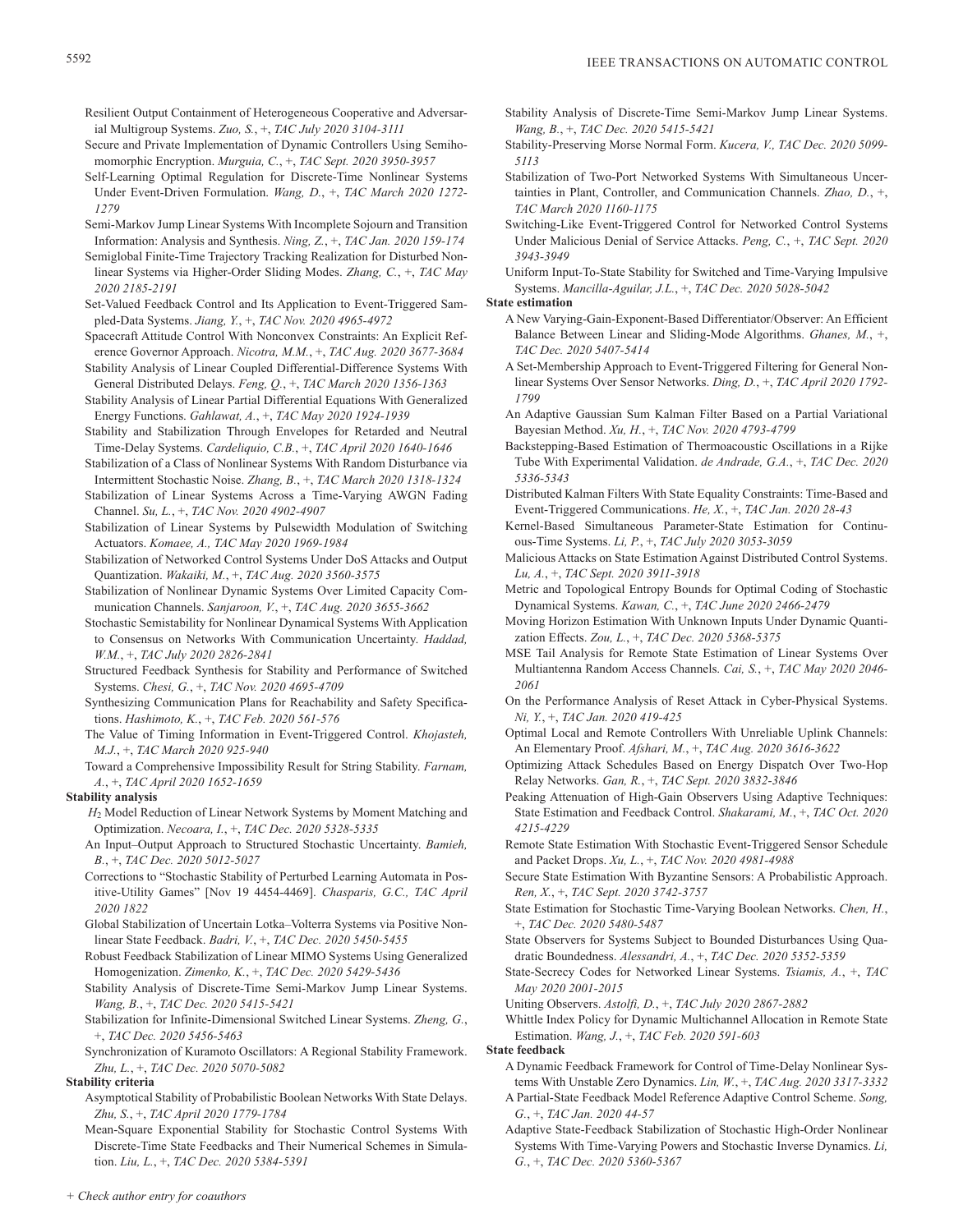Resilient Output Containment of Heterogeneous Cooperative and Adversarial Multigroup Systems. *Zuo, S.*, +, *TAC July 2020 3104-3111*

Secure and Private Implementation of Dynamic Controllers Using Semihomomorphic Encryption. *Murguia, C.*, +, *TAC Sept. 2020 3950-3957*

Self-Learning Optimal Regulation for Discrete-Time Nonlinear Systems Under Event-Driven Formulation. *Wang, D.*, +, *TAC March 2020 1272-1279*

Semi-Markov Jump Linear Systems With Incomplete Sojourn and Transition Information: Analysis and Synthesis. *Ning, Z.*, +, *TAC Jan. 2020 159-174*

Semiglobal Finite-Time Trajectory Tracking Realization for Disturbed Nonlinear Systems via Higher-Order Sliding Modes. *Zhang, C.*, +, *TAC May 2020 2185-2191*

Set-Valued Feedback Control and Its Application to Event-Triggered Sampled-Data Systems. *Jiang, Y.*, +, *TAC Nov. 2020 4965-4972*

Spacecraft Attitude Control With Nonconvex Constraints: An Explicit Reference Governor Approach. *Nicotra, M.M.*, +, *TAC Aug. 2020 3677-3684*

Stability Analysis of Linear Coupled Differential-Difference Systems With General Distributed Delays. *Feng, Q.*, +, *TAC March 2020 1356-1363*

Stability Analysis of Linear Partial Differential Equations With Generalized Energy Functions. *Gahlawat, A.*, +, *TAC May 2020 1924-1939*

Stability and Stabilization Through Envelopes for Retarded and Neutral Time-Delay Systems. *Cardeliquio, C.B.*, +, *TAC April 2020 1640-1646*

Stabilization of a Class of Nonlinear Systems With Random Disturbance via Intermittent Stochastic Noise. *Zhang, B.*, +, *TAC March 2020 1318-1324*

Stabilization of Linear Systems Across a Time-Varying AWGN Fading Channel. *Su, L.*, +, *TAC Nov. 2020 4902-4907*

Stabilization of Linear Systems by Pulsewidth Modulation of Switching Actuators. *Komaee, A., TAC May 2020 1969-1984*

Stabilization of Networked Control Systems Under DoS Attacks and Output Quantization. *Wakaiki, M.*, +, *TAC Aug. 2020 3560-3575*

Stabilization of Nonlinear Dynamic Systems Over Limited Capacity Communication Channels. *Sanjaroon, V.*, +, *TAC Aug. 2020 3655-3662*

Stochastic Semistability for Nonlinear Dynamical Systems With Application to Consensus on Networks With Communication Uncertainty. *Haddad, W.M.*, +, *TAC July 2020 2826-2841*

Structured Feedback Synthesis for Stability and Performance of Switched Systems. *Chesi, G.*, +, *TAC Nov. 2020 4695-4709*

Synthesizing Communication Plans for Reachability and Safety Specifications. *Hashimoto, K.*, +, *TAC Feb. 2020 561-576*

The Value of Timing Information in Event-Triggered Control. *Khojasteh, M.J.*, +, *TAC March 2020 925-940*

Toward a Comprehensive Impossibility Result for String Stability. *Farnam, A.*, +, *TAC April 2020 1652-1659*

**Stability analysis**

$H_2$ Model Reduction of Linear Network Systems by Moment Matching and Optimization. *Necoara, I.*, +, *TAC Dec. 2020 5328-5335*

An Input–Output Approach to Structured Stochastic Uncertainty. *Bamieh, B.*, +, *TAC Dec. 2020 5012-5027*

Corrections to "Stochastic Stability of Perturbed Learning Automata in Positive-Utility Games" [Nov 19 4454-4469]. *Chasparis, G.C., TAC April 2020 1822*

Global Stabilization of Uncertain Lotka–Volterra Systems via Positive Nonlinear State Feedback. *Badri, V.*, +, *TAC Dec. 2020 5450-5455*

Robust Feedback Stabilization of Linear MIMO Systems Using Generalized Homogenization. *Zimenko, K.*, +, *TAC Dec. 2020 5429-5436*

Stability Analysis of Discrete-Time Semi-Markov Jump Linear Systems. *Wang, B.*, +, *TAC Dec. 2020 5415-5421*

Stabilization for Infinite-Dimensional Switched Linear Systems. *Zheng, G.*, +, *TAC Dec. 2020 5456-5463*

Synchronization of Kuramoto Oscillators: A Regional Stability Framework. *Zhu, L.*, +, *TAC Dec. 2020 5070-5082*

**Stability criteria**

Asymptotical Stability of Probabilistic Boolean Networks With State Delays. *Zhu, S.*, +, *TAC April 2020 1779-1784*

Mean-Square Exponential Stability for Stochastic Control Systems With Discrete-Time State Feedbacks and Their Numerical Schemes in Simulation. *Liu, L.*, +, *TAC Dec. 2020 5384-5391*

Stability Analysis of Discrete-Time Semi-Markov Jump Linear Systems. *Wang, B.*, +, *TAC Dec. 2020 5415-5421*

Stability-Preserving Morse Normal Form. *Kucera, V., TAC Dec. 2020 5099-5113*

Stabilization of Two-Port Networked Systems With Simultaneous Uncertainties in Plant, Controller, and Communication Channels. *Zhao, D.*, +, *TAC March 2020 1160-1175*

Switching-Like Event-Triggered Control for Networked Control Systems Under Malicious Denial of Service Attacks. *Peng, C.*, +, *TAC Sept. 2020 3943-3949*

Uniform Input-To-State Stability for Switched and Time-Varying Impulsive Systems. *Mancilla-Aguilar, J.L.*, +, *TAC Dec. 2020 5028-5042*

**State estimation**

A New Varying-Gain-Exponent-Based Differentiator/Observer: An Efficient Balance Between Linear and Sliding-Mode Algorithms. *Ghanes, M.*, +, *TAC Dec. 2020 5407-5414*

A Set-Membership Approach to Event-Triggered Filtering for General Nonlinear Systems Over Sensor Networks. *Ding, D.*, +, *TAC April 2020 1792-1799*

An Adaptive Gaussian Sum Kalman Filter Based on a Partial Variational Bayesian Method. *Xu, H.*, +, *TAC Nov. 2020 4793-4799*

Backstepping-Based Estimation of Thermoacoustic Oscillations in a Rijke Tube With Experimental Validation. *de Andrade, G.A.*, +, *TAC Dec. 2020 5336-5343*

Distributed Kalman Filters With State Equality Constraints: Time-Based and Event-Triggered Communications. *He, X.*, +, *TAC Jan. 2020 28-43*

Kernel-Based Simultaneous Parameter-State Estimation for Continuous-Time Systems. *Li, P.*, +, *TAC July 2020 3053-3059*

Malicious Attacks on State Estimation Against Distributed Control Systems. *Lu, A.*, +, *TAC Sept. 2020 3911-3918*

Metric and Topological Entropy Bounds for Optimal Coding of Stochastic Dynamical Systems. *Kawan, C.*, +, *TAC June 2020 2466-2479*

Moving Horizon Estimation With Unknown Inputs Under Dynamic Quantization Effects. *Zou, L.*, +, *TAC Dec. 2020 5368-5375*

MSE Tail Analysis for Remote State Estimation of Linear Systems Over Multiantenna Random Access Channels. *Cai, S.*, +, *TAC May 2020 2046-2061*

On the Performance Analysis of Reset Attack in Cyber-Physical Systems. *Ni, Y.*, +, *TAC Jan. 2020 419-425*

Optimal Local and Remote Controllers With Unreliable Uplink Channels: An Elementary Proof. *Afshari, M.*, +, *TAC Aug. 2020 3616-3622*

Optimizing Attack Schedules Based on Energy Dispatch Over Two-Hop Relay Networks. *Gan, R.*, +, *TAC Sept. 2020 3832-3846*

Peaking Attenuation of High-Gain Observers Using Adaptive Techniques: State Estimation and Feedback Control. *Shakarami, M.*, +, *TAC Oct. 2020 4215-4229*

Remote State Estimation With Stochastic Event-Triggered Sensor Schedule and Packet Drops. *Xu, L.*, +, *TAC Nov. 2020 4981-4988*

Secure State Estimation With Byzantine Sensors: A Probabilistic Approach. *Ren, X.*, +, *TAC Sept. 2020 3742-3757*

State Estimation for Stochastic Time-Varying Boolean Networks. *Chen, H.*, +, *TAC Dec. 2020 5480-5487*

State Observers for Systems Subject to Bounded Disturbances Using Quadratic Boundedness. *Alessandri, A.*, +, *TAC Dec. 2020 5352-5359*

State-Secrecy Codes for Networked Linear Systems. *Tsiamis, A.*, +, *TAC May 2020 2001-2015*

Uniting Observers. *Astolfi, D.*, +, *TAC July 2020 2867-2882*

Whittle Index Policy for Dynamic Multichannel Allocation in Remote State Estimation. *Wang, J.*, +, *TAC Feb. 2020 591-603*

**State feedback**

A Dynamic Feedback Framework for Control of Time-Delay Nonlinear Systems With Unstable Zero Dynamics. *Lin, W.*, +, *TAC Aug. 2020 3317-3332*

A Partial-State Feedback Model Reference Adaptive Control Scheme. *Song, G.*, +, *TAC Jan. 2020 44-57*

Adaptive State-Feedback Stabilization of Stochastic High-Order Nonlinear Systems With Time-Varying Powers and Stochastic Inverse Dynamics. *Li, G.*, +, *TAC Dec. 2020 5360-5367*

+ Check author entry for coauthors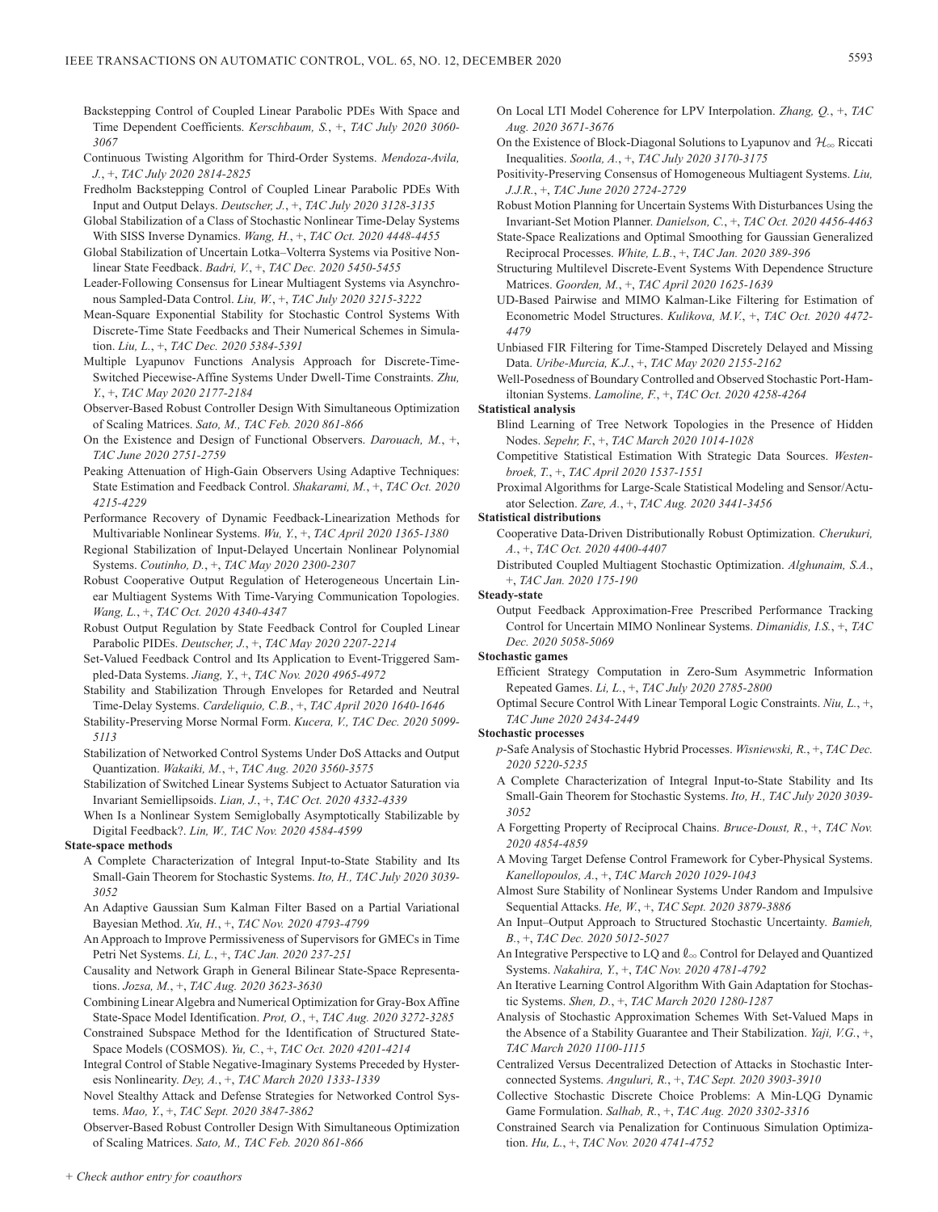Backstepping Control of Coupled Linear Parabolic PDEs With Space and Time Dependent Coefficients. *Kerschbaum, S.*, +, *TAC July 2020 3060-3067*

Continuous Twisting Algorithm for Third-Order Systems. *Mendoza-Avila, J.*, +, *TAC July 2020 2814-2825*

Fredholm Backstepping Control of Coupled Linear Parabolic PDEs With Input and Output Delays. *Deutscher, J.*, +, *TAC July 2020 3128-3135*

Global Stabilization of a Class of Stochastic Nonlinear Time-Delay Systems With SISS Inverse Dynamics. *Wang, H.*, +, *TAC Oct. 2020 4448-4455*

Global Stabilization of Uncertain Lotka–Volterra Systems via Positive Nonlinear State Feedback. *Badri, V.*, +, *TAC Dec. 2020 5450-5455*

Leader-Following Consensus for Linear Multiagent Systems via Asynchronous Sampled-Data Control. *Liu, W.*, +, *TAC July 2020 3215-3222*

Mean-Square Exponential Stability for Stochastic Control Systems With Discrete-Time State Feedbacks and Their Numerical Schemes in Simulation. *Liu, L.*, +, *TAC Dec. 2020 5384-5391*

Multiple Lyapunov Functions Analysis Approach for Discrete-Time-Switched Piecewise-Affine Systems Under Dwell-Time Constraints. *Zhu, Y.*, +, *TAC May 2020 2177-2184*

Observer-Based Robust Controller Design With Simultaneous Optimization of Scaling Matrices. *Sato, M., TAC Feb. 2020 861-866*

On the Existence and Design of Functional Observers. *Darouach, M.*, +, *TAC June 2020 2751-2759*

Peaking Attenuation of High-Gain Observers Using Adaptive Techniques: State Estimation and Feedback Control. *Shakarami, M.*, +, *TAC Oct. 2020 4215-4229*

Performance Recovery of Dynamic Feedback-Linearization Methods for Multivariable Nonlinear Systems. *Wu, Y.*, +, *TAC April 2020 1365-1380*

Regional Stabilization of Input-Delayed Uncertain Nonlinear Polynomial Systems. *Coutinho, D.*, +, *TAC May 2020 2300-2307*

Robust Cooperative Output Regulation of Heterogeneous Uncertain Linear Multiagent Systems With Time-Varying Communication Topologies. *Wang, L.*, +, *TAC Oct. 2020 4340-4347*

Robust Output Regulation by State Feedback Control for Coupled Linear Parabolic PIDEs. *Deutscher, J.*, +, *TAC May 2020 2207-2214*

Set-Valued Feedback Control and Its Application to Event-Triggered Sampled-Data Systems. *Jiang, Y.*, +, *TAC Nov. 2020 4965-4972*

Stability and Stabilization Through Envelopes for Retarded and Neutral Time-Delay Systems. *Cardeliquio, C.B.*, +, *TAC April 2020 1640-1646*

Stability-Preserving Morse Normal Form. *Kucera, V., TAC Dec. 2020 5099-5113*

Stabilization of Networked Control Systems Under DoS Attacks and Output Quantization. *Wakaiki, M.*, +, *TAC Aug. 2020 3560-3575*

Stabilization of Switched Linear Systems Subject to Actuator Saturation via Invariant Semiellipsoids. *Lian, J.*, +, *TAC Oct. 2020 4332-4339*

When Is a Nonlinear System Semiglobally Asymptotically Stabilizable by Digital Feedback?. *Lin, W., TAC Nov. 2020 4584-4599*

**State-space methods**

A Complete Characterization of Integral Input-to-State Stability and Its Small-Gain Theorem for Stochastic Systems. *Ito, H., TAC July 2020 3039-3052*

An Adaptive Gaussian Sum Kalman Filter Based on a Partial Variational Bayesian Method. *Xu, H.*, +, *TAC Nov. 2020 4793-4799*

An Approach to Improve Permissiveness of Supervisors for GMECs in Time Petri Net Systems. *Li, L.*, +, *TAC Jan. 2020 237-251*

Causality and Network Graph in General Bilinear State-Space Representations. *Jozsa, M.*, +, *TAC Aug. 2020 3623-3630*

Combining Linear Algebra and Numerical Optimization for Gray-Box Affine State-Space Model Identification. *Prot, O.*, +, *TAC Aug. 2020 3272-3285*

Constrained Subspace Method for the Identification of Structured State-Space Models (COSMOS). *Yu, C.*, +, *TAC Oct. 2020 4201-4214*

Integral Control of Stable Negative-Imaginary Systems Preceded by Hysteresis Nonlinearity. *Dey, A.*, +, *TAC March 2020 1333-1339*

Novel Stealthy Attack and Defense Strategies for Networked Control Systems. *Mao, Y.*, +, *TAC Sept. 2020 3847-3862*

Observer-Based Robust Controller Design With Simultaneous Optimization of Scaling Matrices. *Sato, M., TAC Feb. 2020 861-866*

On Local LTI Model Coherence for LPV Interpolation. *Zhang, Q.*, +, *TAC Aug. 2020 3671-3676*

On the Existence of Block-Diagonal Solutions to Lyapunov and $\mathcal{H}_\infty$ Riccati Inequalities. *Sootla, A.*, +, *TAC July 2020 3170-3175*

Positivity-Preserving Consensus of Homogeneous Multiagent Systems. *Liu, J.J.R.*, +, *TAC June 2020 2724-2729*

Robust Motion Planning for Uncertain Systems With Disturbances Using the Invariant-Set Motion Planner. *Danielson, C.*, +, *TAC Oct. 2020 4456-4463*

State-Space Realizations and Optimal Smoothing for Gaussian Generalized Reciprocal Processes. *White, L.B.*, +, *TAC Jan. 2020 389-396*

Structuring Multilevel Discrete-Event Systems With Dependence Structure Matrices. *Goorden, M.*, +, *TAC April 2020 1625-1639*

UD-Based Pairwise and MIMO Kalman-Like Filtering for Estimation of Econometric Model Structures. *Kulikova, M.V.*, +, *TAC Oct. 2020 4472-4479*

Unbiased FIR Filtering for Time-Stamped Discretely Delayed and Missing Data. *Uribe-Murcia, K.J.*, +, *TAC May 2020 2155-2162*

Well-Posedness of Boundary Controlled and Observed Stochastic Port-Hamiltonian Systems. *Lamoline, F.*, +, *TAC Oct. 2020 4258-4264*

**Statistical analysis**

Blind Learning of Tree Network Topologies in the Presence of Hidden Nodes. *Sepehr, F.*, +, *TAC March 2020 1014-1028*

Competitive Statistical Estimation With Strategic Data Sources. *Westenbroek, T.*, +, *TAC April 2020 1537-1551*

Proximal Algorithms for Large-Scale Statistical Modeling and Sensor/Actuator Selection. *Zare, A.*, +, *TAC Aug. 2020 3441-3456*

**Statistical distributions**

Cooperative Data-Driven Distributionally Robust Optimization. *Cherukuri, A.*, +, *TAC Oct. 2020 4400-4407*

Distributed Coupled Multiagent Stochastic Optimization. *Alghunaim, S.A.*, +, *TAC Jan. 2020 175-190*

**Steady-state**

Output Feedback Approximation-Free Prescribed Performance Tracking Control for Uncertain MIMO Nonlinear Systems. *Dimanidis, I.S.*, +, *TAC Dec. 2020 5058-5069*

**Stochastic games**

Efficient Strategy Computation in Zero-Sum Asymmetric Information Repeated Games. *Li, L.*, +, *TAC July 2020 2785-2800*

Optimal Secure Control With Linear Temporal Logic Constraints. *Niu, L.*, +, *TAC June 2020 2434-2449*

**Stochastic processes**

*p*-Safe Analysis of Stochastic Hybrid Processes. *Wisniewski, R.*, +, *TAC Dec. 2020 5220-5235*

A Complete Characterization of Integral Input-to-State Stability and Its Small-Gain Theorem for Stochastic Systems. *Ito, H., TAC July 2020 3039-3052*

A Forgetting Property of Reciprocal Chains. *Bruce-Doust, R.*, +, *TAC Nov. 2020 4854-4859*

A Moving Target Defense Control Framework for Cyber-Physical Systems. *Kanellopoulos, A.*, +, *TAC March 2020 1029-1043*

Almost Sure Stability of Nonlinear Systems Under Random and Impulsive Sequential Attacks. *He, W.*, +, *TAC Sept. 2020 3879-3886*

An Input–Output Approach to Structured Stochastic Uncertainty. *Bamieh, B.*, +, *TAC Dec. 2020 5012-5027*

An Integrative Perspective to LQ and $\ell_\infty$ Control for Delayed and Quantized Systems. *Nakahira, Y.*, +, *TAC Nov. 2020 4781-4792*

An Iterative Learning Control Algorithm With Gain Adaptation for Stochastic Systems. *Shen, D.*, +, *TAC March 2020 1280-1287*

Analysis of Stochastic Approximation Schemes With Set-Valued Maps in the Absence of a Stability Guarantee and Their Stabilization. *Yaji, V.G.*, +, *TAC March 2020 1100-1115*

Centralized Versus Decentralized Detection of Attacks in Stochastic Interconnected Systems. *Anguluri, R.*, +, *TAC Sept. 2020 3903-3910*

Collective Stochastic Discrete Choice Problems: A Min-LQG Dynamic Game Formulation. *Salhab, R.*, +, *TAC Aug. 2020 3302-3316*

Constrained Search via Penalization for Continuous Simulation Optimization. *Hu, L.*, +, *TAC Nov. 2020 4741-4752*

+ Check author entry for coauthors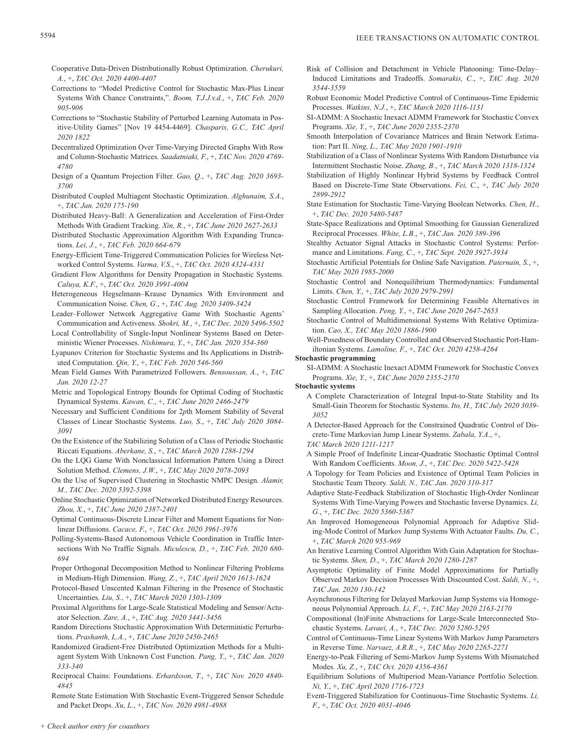Cooperative Data-Driven Distributionally Robust Optimization. *Cherukuri, A.*, +, *TAC Oct. 2020 4400-4407*

Corrections to "Model Predictive Control for Stochastic Max-Plus Linear Systems With Chance Constraints,". *Boom, T.J.J.v.d.*, +, *TAC Feb. 2020 905-906*

Corrections to "Stochastic Stability of Perturbed Learning Automata in Positive-Utility Games" [Nov 19 4454-4469]. *Chasparis, G.C., TAC April 2020 1822*

Decentralized Optimization Over Time-Varying Directed Graphs With Row and Column-Stochastic Matrices. *Saadatniaki, F.*, +, *TAC Nov. 2020 4769-4780*

Design of a Quantum Projection Filter. *Gao, Q.*, +, *TAC Aug. 2020 3693-3700*

Distributed Coupled Multiagent Stochastic Optimization. *Alghunaim, S.A.*, +, *TAC Jan. 2020 175-190*

Distributed Heavy-Ball: A Generalization and Acceleration of First-Order Methods With Gradient Tracking. *Xin, R.*, +, *TAC June 2020 2627-2633*

Distributed Stochastic Approximation Algorithm With Expanding Truncations. *Lei, J.*, +, *TAC Feb. 2020 664-679*

Energy-Efficient Time-Triggered Communication Policies for Wireless Networked Control Systems. *Varma, V.S.*, +, *TAC Oct. 2020 4324-4331*

Gradient Flow Algorithms for Density Propagation in Stochastic Systems. *Caluya, K.F.*, +, *TAC Oct. 2020 3991-4004*

Heterogeneous Hegselmann–Krause Dynamics With Environment and Communication Noise. *Chen, G.*, +, *TAC Aug. 2020 3409-3424*

Leader–Follower Network Aggregative Game With Stochastic Agents' Communication and Activeness. *Shokri, M.*, +, *TAC Dec. 2020 5496-5502*

Local Controllability of Single-Input Nonlinear Systems Based on Deterministic Wiener Processes. *Nishimura, Y.*, +, *TAC Jan. 2020 354-360*

Lyapunov Criterion for Stochastic Systems and Its Applications in Distributed Computation. *Qin, Y.*, +, *TAC Feb. 2020 546-560*

Mean Field Games With Parametrized Followers. *Bensoussan, A.*, +, *TAC Jan. 2020 12-27*

Metric and Topological Entropy Bounds for Optimal Coding of Stochastic Dynamical Systems. *Kawan, C.*, +, *TAC June 2020 2466-2479*

Necessary and Sufficient Conditions for 2*p*th Moment Stability of Several Classes of Linear Stochastic Systems. *Luo, S.*, +, *TAC July 2020 3084-3091*

On the Existence of the Stabilizing Solution of a Class of Periodic Stochastic Riccati Equations. *Aberkane, S.*, +, *TAC March 2020 1288-1294*

On the LQG Game With Nonclassical Information Pattern Using a Direct Solution Method. *Clemens, J.W.*, +, *TAC May 2020 2078-2093*

On the Use of Supervised Clustering in Stochastic NMPC Design. *Alamir, M., TAC Dec. 2020 5392-5398*

Online Stochastic Optimization of Networked Distributed Energy Resources. *Zhou, X.*, +, *TAC June 2020 2387-2401*

Optimal Continuous-Discrete Linear Filter and Moment Equations for Nonlinear Diffusions. *Cacace, F.*, +, *TAC Oct. 2020 3961-3976*

Polling-Systems-Based Autonomous Vehicle Coordination in Traffic Intersections With No Traffic Signals. *Miculescu, D.*, +, *TAC Feb. 2020 680-694*

Proper Orthogonal Decomposition Method to Nonlinear Filtering Problems in Medium-High Dimension. *Wang, Z.*, +, *TAC April 2020 1613-1624*

Protocol-Based Unscented Kalman Filtering in the Presence of Stochastic Uncertainties. *Liu, S.*, +, *TAC March 2020 1303-1309*

Proximal Algorithms for Large-Scale Statistical Modeling and Sensor/Actuator Selection. *Zare, A.*, +, *TAC Aug. 2020 3441-3456*

Random Directions Stochastic Approximation With Deterministic Perturbations. *Prashanth, L.A.*, +, *TAC June 2020 2450-2465*

Randomized Gradient-Free Distributed Optimization Methods for a Multiagent System With Unknown Cost Function. *Pang, Y.*, +, *TAC Jan. 2020 333-340*

Reciprocal Chains: Foundations. *Erhardsson, T.*, +, *TAC Nov. 2020 4840-4845*

Remote State Estimation With Stochastic Event-Triggered Sensor Schedule and Packet Drops. *Xu, L.*, +, *TAC Nov. 2020 4981-4988*

Risk of Collision and Detachment in Vehicle Platooning: Time-Delay–Induced Limitations and Tradeoffs. *Somarakis, C.*, +, *TAC Aug. 2020 3544-3559*

Robust Economic Model Predictive Control of Continuous-Time Epidemic Processes. *Watkins, N.J.*, +, *TAC March 2020 1116-1131*

SI-ADMM: A Stochastic Inexact ADMM Framework for Stochastic Convex Programs. *Xie, Y.*, +, *TAC June 2020 2355-2370*

Smooth Interpolation of Covariance Matrices and Brain Network Estimation: Part II. *Ning, L., TAC May 2020 1901-1910*

Stabilization of a Class of Nonlinear Systems With Random Disturbance via Intermittent Stochastic Noise. *Zhang, B.*, +, *TAC March 2020 1318-1324*

Stabilization of Highly Nonlinear Hybrid Systems by Feedback Control Based on Discrete-Time State Observations. *Fei, C.*, +, *TAC July 2020 2899-2912*

State Estimation for Stochastic Time-Varying Boolean Networks. *Chen, H.*, +, *TAC Dec. 2020 5480-5487*

State-Space Realizations and Optimal Smoothing for Gaussian Generalized Reciprocal Processes. *White, L.B.*, +, *TAC Jan. 2020 389-396*

Stealthy Actuator Signal Attacks in Stochastic Control Systems: Performance and Limitations. *Fang, C.*, +, *TAC Sept. 2020 3927-3934*

Stochastic Artificial Potentials for Online Safe Navigation. *Paternain, S.*, +, *TAC May 2020 1985-2000*

Stochastic Control and Nonequilibrium Thermodynamics: Fundamental Limits. *Chen, Y.*, +, *TAC July 2020 2979-2991*

Stochastic Control Framework for Determining Feasible Alternatives in Sampling Allocation. *Peng, Y.*, +, *TAC June 2020 2647-2653*

Stochastic Control of Multidimensional Systems With Relative Optimization. *Cao, X., TAC May 2020 1886-1900*

Well-Posedness of Boundary Controlled and Observed Stochastic Port-Hamiltonian Systems. *Lamoline, F.*, +, *TAC Oct. 2020 4258-4264*

**Stochastic programming**

SI-ADMM: A Stochastic Inexact ADMM Framework for Stochastic Convex Programs. *Xie, Y.*, +, *TAC June 2020 2355-2370*

**Stochastic systems**

A Complete Characterization of Integral Input-to-State Stability and Its Small-Gain Theorem for Stochastic Systems. *Ito, H., TAC July 2020 3039-3052*

A Detector-Based Approach for the Constrained Quadratic Control of Discrete-Time Markovian Jump Linear Systems. *Zabala, Y.A.*, +, *TAC March 2020 1211-1217*

A Simple Proof of Indefinite Linear-Quadratic Stochastic Optimal Control With Random Coefficients. *Moon, J.*, +, *TAC Dec. 2020 5422-5428*

A Topology for Team Policies and Existence of Optimal Team Policies in Stochastic Team Theory. *Saldi, N., TAC Jan. 2020 310-317*

Adaptive State-Feedback Stabilization of Stochastic High-Order Nonlinear Systems With Time-Varying Powers and Stochastic Inverse Dynamics. *Li, G.*, +, *TAC Dec. 2020 5360-5367*

An Improved Homogeneous Polynomial Approach for Adaptive Sliding-Mode Control of Markov Jump Systems With Actuator Faults. *Du, C.*, +, *TAC March 2020 955-969*

An Iterative Learning Control Algorithm With Gain Adaptation for Stochastic Systems. *Shen, D.*, +, *TAC March 2020 1280-1287*

Asymptotic Optimality of Finite Model Approximations for Partially Observed Markov Decision Processes With Discounted Cost. *Saldi, N.*, +, *TAC Jan. 2020 130-142*

Asynchronous Filtering for Delayed Markovian Jump Systems via Homogeneous Polynomial Approach. *Li, F.*, +, *TAC May 2020 2163-2170*

Compositional (In)Finite Abstractions for Large-Scale Interconnected Stochastic Systems. *Lavaei, A.*, +, *TAC Dec. 2020 5280-5295*

Control of Continuous-Time Linear Systems With Markov Jump Parameters in Reverse Time. *Narvaez, A.R.R.*, +, *TAC May 2020 2265-2271*

Energy-to-Peak Filtering of Semi-Markov Jump Systems With Mismatched Modes. *Xu, Z.*, +, *TAC Oct. 2020 4356-4361*

Equilibrium Solutions of Multiperiod Mean-Variance Portfolio Selection. *Ni, Y.*, +, *TAC April 2020 1716-1723*

Event-Triggered Stabilization for Continuous-Time Stochastic Systems. *Li, F.*, +, *TAC Oct. 2020 4031-4046*

+ Check author entry for coauthors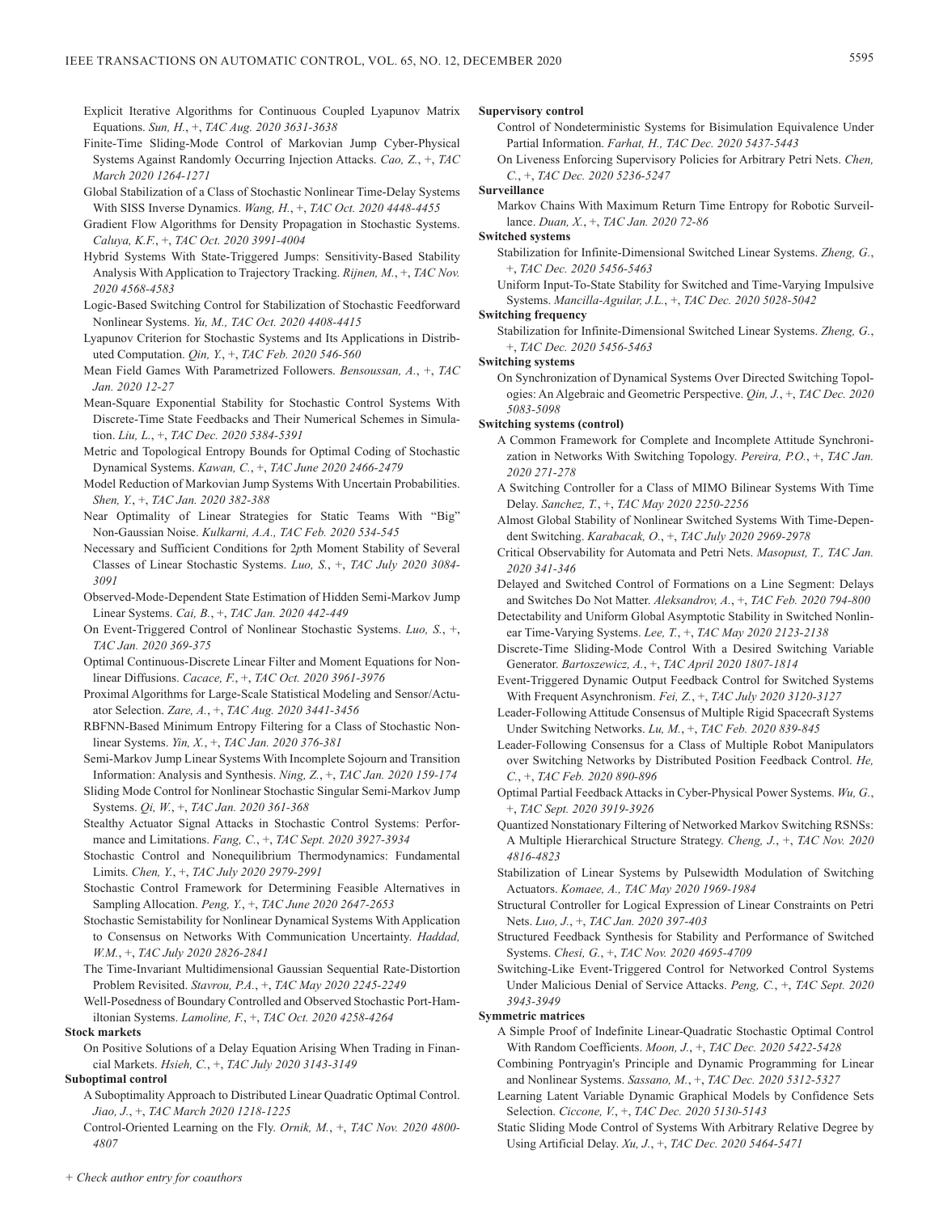Explicit Iterative Algorithms for Continuous Coupled Lyapunov Matrix Equations. *Sun, H.*, +, *TAC Aug. 2020 3631-3638*

Finite-Time Sliding-Mode Control of Markovian Jump Cyber-Physical Systems Against Randomly Occurring Injection Attacks. *Cao, Z.*, +, *TAC March 2020 1264-1271*

Global Stabilization of a Class of Stochastic Nonlinear Time-Delay Systems With SISS Inverse Dynamics. *Wang, H.*, +, *TAC Oct. 2020 4448-4455*

Gradient Flow Algorithms for Density Propagation in Stochastic Systems. *Caluya, K.F.*, +, *TAC Oct. 2020 3991-4004*

Hybrid Systems With State-Triggered Jumps: Sensitivity-Based Stability Analysis With Application to Trajectory Tracking. *Rijnen, M.*, +, *TAC Nov. 2020 4568-4583*

Logic-Based Switching Control for Stabilization of Stochastic Feedforward Nonlinear Systems. *Yu, M., TAC Oct. 2020 4408-4415*

Lyapunov Criterion for Stochastic Systems and Its Applications in Distributed Computation. *Qin, Y.*, +, *TAC Feb. 2020 546-560*

Mean Field Games With Parametrized Followers. *Bensoussan, A.*, +, *TAC Jan. 2020 12-27*

Mean-Square Exponential Stability for Stochastic Control Systems With Discrete-Time State Feedbacks and Their Numerical Schemes in Simulation. *Liu, L.*, +, *TAC Dec. 2020 5384-5391*

Metric and Topological Entropy Bounds for Optimal Coding of Stochastic Dynamical Systems. *Kawan, C.*, +, *TAC June 2020 2466-2479*

Model Reduction of Markovian Jump Systems With Uncertain Probabilities. *Shen, Y.*, +, *TAC Jan. 2020 382-388*

Near Optimality of Linear Strategies for Static Teams With "Big" Non-Gaussian Noise. *Kulkarni, A.A., TAC Feb. 2020 534-545*

Necessary and Sufficient Conditions for 2*p*th Moment Stability of Several Classes of Linear Stochastic Systems. *Luo, S.*, +, *TAC July 2020 3084-3091*

Observed-Mode-Dependent State Estimation of Hidden Semi-Markov Jump Linear Systems. *Cai, B.*, +, *TAC Jan. 2020 442-449*

On Event-Triggered Control of Nonlinear Stochastic Systems. *Luo, S.*, +, *TAC Jan. 2020 369-375*

Optimal Continuous-Discrete Linear Filter and Moment Equations for Nonlinear Diffusions. *Cacace, F.*, +, *TAC Oct. 2020 3961-3976*

Proximal Algorithms for Large-Scale Statistical Modeling and Sensor/Actuator Selection. *Zare, A.*, +, *TAC Aug. 2020 3441-3456*

RBFNN-Based Minimum Entropy Filtering for a Class of Stochastic Nonlinear Systems. *Yin, X.*, +, *TAC Jan. 2020 376-381*

Semi-Markov Jump Linear Systems With Incomplete Sojourn and Transition Information: Analysis and Synthesis. *Ning, Z.*, +, *TAC Jan. 2020 159-174*

Sliding Mode Control for Nonlinear Stochastic Singular Semi-Markov Jump Systems. *Qi, W.*, +, *TAC Jan. 2020 361-368*

Stealthy Actuator Signal Attacks in Stochastic Control Systems: Performance and Limitations. *Fang, C.*, +, *TAC Sept. 2020 3927-3934*

Stochastic Control and Nonequilibrium Thermodynamics: Fundamental Limits. *Chen, Y.*, +, *TAC July 2020 2979-2991*

Stochastic Control Framework for Determining Feasible Alternatives in Sampling Allocation. *Peng, Y.*, +, *TAC June 2020 2647-2653*

Stochastic Semistability for Nonlinear Dynamical Systems With Application to Consensus on Networks With Communication Uncertainty. *Haddad, W.M.*, +, *TAC July 2020 2826-2841*

The Time-Invariant Multidimensional Gaussian Sequential Rate-Distortion Problem Revisited. *Stavrou, P.A.*, +, *TAC May 2020 2245-2249*

Well-Posedness of Boundary Controlled and Observed Stochastic Port-Hamiltonian Systems. *Lamoline, F.*, +, *TAC Oct. 2020 4258-4264*

**Stock markets**

On Positive Solutions of a Delay Equation Arising When Trading in Financial Markets. *Hsieh, C.*, +, *TAC July 2020 3143-3149*

**Suboptimal control**

A Suboptimality Approach to Distributed Linear Quadratic Optimal Control. *Jiao, J.*, +, *TAC March 2020 1218-1225*

Control-Oriented Learning on the Fly. *Ornik, M.*, +, *TAC Nov. 2020 4800-4807*

**Supervisory control**

Control of Nondeterministic Systems for Bisimulation Equivalence Under Partial Information. *Farhat, H., TAC Dec. 2020 5437-5443*

On Liveness Enforcing Supervisory Policies for Arbitrary Petri Nets. *Chen, C.*, +, *TAC Dec. 2020 5236-5247*

**Surveillance**

Markov Chains With Maximum Return Time Entropy for Robotic Surveillance. *Duan, X.*, +, *TAC Jan. 2020 72-86*

**Switched systems**

Stabilization for Infinite-Dimensional Switched Linear Systems. *Zheng, G.*, +, *TAC Dec. 2020 5456-5463*

Uniform Input-To-State Stability for Switched and Time-Varying Impulsive Systems. *Mancilla-Aguilar, J.L.*, +, *TAC Dec. 2020 5028-5042*

**Switching frequency**

Stabilization for Infinite-Dimensional Switched Linear Systems. *Zheng, G.*, +, *TAC Dec. 2020 5456-5463*

**Switching systems**

On Synchronization of Dynamical Systems Over Directed Switching Topologies: An Algebraic and Geometric Perspective. *Qin, J.*, +, *TAC Dec. 2020 5083-5098*

**Switching systems (control)**

A Common Framework for Complete and Incomplete Attitude Synchronization in Networks With Switching Topology. *Pereira, P.O.*, +, *TAC Jan. 2020 271-278*

A Switching Controller for a Class of MIMO Bilinear Systems With Time Delay. *Sanchez, T.*, +, *TAC May 2020 2250-2256*

Almost Global Stability of Nonlinear Switched Systems With Time-Dependent Switching. *Karabacak, O.*, +, *TAC July 2020 2969-2978*

Critical Observability for Automata and Petri Nets. *Masopust, T., TAC Jan. 2020 341-346*

Delayed and Switched Control of Formations on a Line Segment: Delays and Switches Do Not Matter. *Aleksandrov, A.*, +, *TAC Feb. 2020 794-800*

Detectability and Uniform Global Asymptotic Stability in Switched Nonlinear Time-Varying Systems. *Lee, T.*, +, *TAC May 2020 2123-2138*

Discrete-Time Sliding-Mode Control With a Desired Switching Variable Generator. *Bartoszewicz, A.*, +, *TAC April 2020 1807-1814*

Event-Triggered Dynamic Output Feedback Control for Switched Systems With Frequent Asynchronism. *Fei, Z.*, +, *TAC July 2020 3120-3127*

Leader-Following Attitude Consensus of Multiple Rigid Spacecraft Systems Under Switching Networks. *Lu, M.*, +, *TAC Feb. 2020 839-845*

Leader-Following Consensus for a Class of Multiple Robot Manipulators over Switching Networks by Distributed Position Feedback Control. *He, C.*, +, *TAC Feb. 2020 890-896*

Optimal Partial Feedback Attacks in Cyber-Physical Power Systems. *Wu, G.*, +, *TAC Sept. 2020 3919-3926*

Quantized Nonstationary Filtering of Networked Markov Switching RSNSs: A Multiple Hierarchical Structure Strategy. *Cheng, J.*, +, *TAC Nov. 2020 4816-4823*

Stabilization of Linear Systems by Pulsewidth Modulation of Switching Actuators. *Komaee, A., TAC May 2020 1969-1984*

Structural Controller for Logical Expression of Linear Constraints on Petri Nets. *Luo, J.*, +, *TAC Jan. 2020 397-403*

Structured Feedback Synthesis for Stability and Performance of Switched Systems. *Chesi, G.*, +, *TAC Nov. 2020 4695-4709*

Switching-Like Event-Triggered Control for Networked Control Systems Under Malicious Denial of Service Attacks. *Peng, C.*, +, *TAC Sept. 2020 3943-3949*

**Symmetric matrices**

A Simple Proof of Indefinite Linear-Quadratic Stochastic Optimal Control With Random Coefficients. *Moon, J.*, +, *TAC Dec. 2020 5422-5428*

Combining Pontryagin's Principle and Dynamic Programming for Linear and Nonlinear Systems. *Sassano, M.*, +, *TAC Dec. 2020 5312-5327*

Learning Latent Variable Dynamic Graphical Models by Confidence Sets Selection. *Ciccone, V.*, +, *TAC Dec. 2020 5130-5143*

Static Sliding Mode Control of Systems With Arbitrary Relative Degree by Using Artificial Delay. *Xu, J.*, +, *TAC Dec. 2020 5464-5471*

*+ Check author entry for coauthors*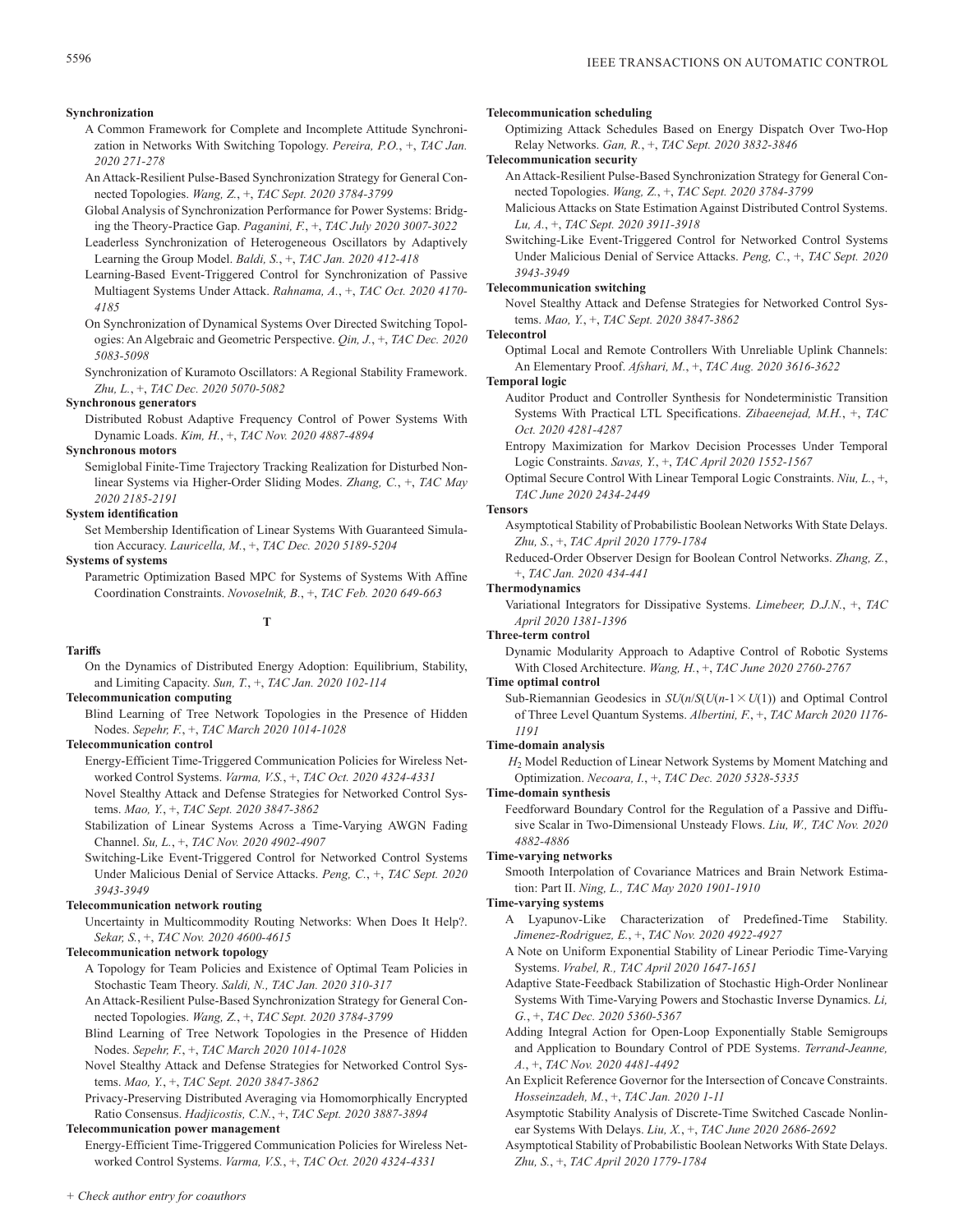**Synchronization**

A Common Framework for Complete and Incomplete Attitude Synchronization in Networks With Switching Topology. *Pereira, P.O.*, +, *TAC Jan. 2020 271-278*

An Attack-Resilient Pulse-Based Synchronization Strategy for General Connected Topologies. *Wang, Z.*, +, *TAC Sept. 2020 3784-3799*

Global Analysis of Synchronization Performance for Power Systems: Bridging the Theory-Practice Gap. *Paganini, F.*, +, *TAC July 2020 3007-3022*

Leaderless Synchronization of Heterogeneous Oscillators by Adaptively Learning the Group Model. *Baldi, S.*, +, *TAC Jan. 2020 412-418*

Learning-Based Event-Triggered Control for Synchronization of Passive Multiagent Systems Under Attack. *Rahnama, A.*, +, *TAC Oct. 2020 4170-4185*

On Synchronization of Dynamical Systems Over Directed Switching Topologies: An Algebraic and Geometric Perspective. *Qin, J.*, +, *TAC Dec. 2020 5083-5098*

Synchronization of Kuramoto Oscillators: A Regional Stability Framework. *Zhu, L.*, +, *TAC Dec. 2020 5070-5082*

**Synchronous generators**

Distributed Robust Adaptive Frequency Control of Power Systems With Dynamic Loads. *Kim, H.*, +, *TAC Nov. 2020 4887-4894*

**Synchronous motors**

Semiglobal Finite-Time Trajectory Tracking Realization for Disturbed Nonlinear Systems via Higher-Order Sliding Modes. *Zhang, C.*, +, *TAC May 2020 2185-2191*

**System identification**

Set Membership Identification of Linear Systems With Guaranteed Simulation Accuracy. *Lauricella, M.*, +, *TAC Dec. 2020 5189-5204*

**Systems of systems**

Parametric Optimization Based MPC for Systems of Systems With Affine Coordination Constraints. *Novoselnik, B.*, +, *TAC Feb. 2020 649-663*

## T

**Tariffs**

On the Dynamics of Distributed Energy Adoption: Equilibrium, Stability, and Limiting Capacity. *Sun, T.*, +, *TAC Jan. 2020 102-114*

**Telecommunication computing**

Blind Learning of Tree Network Topologies in the Presence of Hidden Nodes. *Sepehr, F.*, +, *TAC March 2020 1014-1028*

**Telecommunication control**

Energy-Efficient Time-Triggered Communication Policies for Wireless Networked Control Systems. *Varma, V.S.*, +, *TAC Oct. 2020 4324-4331*

Novel Stealthy Attack and Defense Strategies for Networked Control Systems. *Mao, Y.*, +, *TAC Sept. 2020 3847-3862*

Stabilization of Linear Systems Across a Time-Varying AWGN Fading Channel. *Su, L.*, +, *TAC Nov. 2020 4902-4907*

Switching-Like Event-Triggered Control for Networked Control Systems Under Malicious Denial of Service Attacks. *Peng, C.*, +, *TAC Sept. 2020 3943-3949*

**Telecommunication network routing**

Uncertainty in Multicommodity Routing Networks: When Does It Help?. *Sekar, S.*, +, *TAC Nov. 2020 4600-4615*

**Telecommunication network topology**

A Topology for Team Policies and Existence of Optimal Team Policies in Stochastic Team Theory. *Saldi, N.*, *TAC Jan. 2020 310-317*

An Attack-Resilient Pulse-Based Synchronization Strategy for General Connected Topologies. *Wang, Z.*, +, *TAC Sept. 2020 3784-3799*

Blind Learning of Tree Network Topologies in the Presence of Hidden Nodes. *Sepehr, F.*, +, *TAC March 2020 1014-1028*

Novel Stealthy Attack and Defense Strategies for Networked Control Systems. *Mao, Y.*, +, *TAC Sept. 2020 3847-3862*

Privacy-Preserving Distributed Averaging via Homomorphically Encrypted Ratio Consensus. *Hadjicostis, C.N.*, +, *TAC Sept. 2020 3887-3894*

**Telecommunication power management**

Energy-Efficient Time-Triggered Communication Policies for Wireless Networked Control Systems. *Varma, V.S.*, +, *TAC Oct. 2020 4324-4331*

**Telecommunication scheduling**

Optimizing Attack Schedules Based on Energy Dispatch Over Two-Hop Relay Networks. *Gan, R.*, +, *TAC Sept. 2020 3832-3846*

**Telecommunication security**

An Attack-Resilient Pulse-Based Synchronization Strategy for General Connected Topologies. *Wang, Z.*, +, *TAC Sept. 2020 3784-3799*

Malicious Attacks on State Estimation Against Distributed Control Systems. *Lu, A.*, +, *TAC Sept. 2020 3911-3918*

Switching-Like Event-Triggered Control for Networked Control Systems Under Malicious Denial of Service Attacks. *Peng, C.*, +, *TAC Sept. 2020 3943-3949*

**Telecommunication switching**

Novel Stealthy Attack and Defense Strategies for Networked Control Systems. *Mao, Y.*, +, *TAC Sept. 2020 3847-3862*

**Telecontrol**

Optimal Local and Remote Controllers With Unreliable Uplink Channels: An Elementary Proof. *Afshari, M.*, +, *TAC Aug. 2020 3616-3622*

**Temporal logic**

Auditor Product and Controller Synthesis for Nondeterministic Transition Systems With Practical LTL Specifications. *Zibaeenejad, M.H.*, +, *TAC Oct. 2020 4281-4287*

Entropy Maximization for Markov Decision Processes Under Temporal Logic Constraints. *Savas, Y.*, +, *TAC April 2020 1552-1567*

Optimal Secure Control With Linear Temporal Logic Constraints. *Niu, L.*, +, *TAC June 2020 2434-2449*

**Tensors**

Asymptotical Stability of Probabilistic Boolean Networks With State Delays. *Zhu, S.*, +, *TAC April 2020 1779-1784*

Reduced-Order Observer Design for Boolean Control Networks. *Zhang, Z.*, +, *TAC Jan. 2020 434-441*

**Thermodynamics**

Variational Integrators for Dissipative Systems. *Limebeer, D.J.N.*, +, *TAC April 2020 1381-1396*

**Three-term control**

Dynamic Modularity Approach to Adaptive Control of Robotic Systems With Closed Architecture. *Wang, H.*, +, *TAC June 2020 2760-2767*

**Time optimal control**

Sub-Riemannian Geodesics in $SU(n)/S(U(n\text{-}1\times U(1))$ and Optimal Control of Three Level Quantum Systems. *Albertini, F.*, +, *TAC March 2020 1176-1191*

**Time-domain analysis**

$H_2$ Model Reduction of Linear Network Systems by Moment Matching and Optimization. *Necoara, I.*, +, *TAC Dec. 2020 5328-5335*

**Time-domain synthesis**

Feedforward Boundary Control for the Regulation of a Passive and Diffusive Scalar in Two-Dimensional Unsteady Flows. *Liu, W.*, *TAC Nov. 2020 4882-4886*

**Time-varying networks**

Smooth Interpolation of Covariance Matrices and Brain Network Estimation: Part II. *Ning, L.*, *TAC May 2020 1901-1910*

**Time-varying systems**

A Lyapunov-Like Characterization of Predefined-Time Stability. *Jimenez-Rodriguez, E.*, +, *TAC Nov. 2020 4922-4927*

A Note on Uniform Exponential Stability of Linear Periodic Time-Varying Systems. *Vrabel, R.*, *TAC April 2020 1647-1651*

Adaptive State-Feedback Stabilization of Stochastic High-Order Nonlinear Systems With Time-Varying Powers and Stochastic Inverse Dynamics. *Li, G.*, +, *TAC Dec. 2020 5360-5367*

Adding Integral Action for Open-Loop Exponentially Stable Semigroups and Application to Boundary Control of PDE Systems. *Terrand-Jeanne, A.*, +, *TAC Nov. 2020 4481-4492*

An Explicit Reference Governor for the Intersection of Concave Constraints. *Hosseinzadeh, M.*, +, *TAC Jan. 2020 1-11*

Asymptotic Stability Analysis of Discrete-Time Switched Cascade Nonlinear Systems With Delays. *Liu, X.*, +, *TAC June 2020 2686-2692*

Asymptotical Stability of Probabilistic Boolean Networks With State Delays. *Zhu, S.*, +, *TAC April 2020 1779-1784*

+ Check author entry for coauthors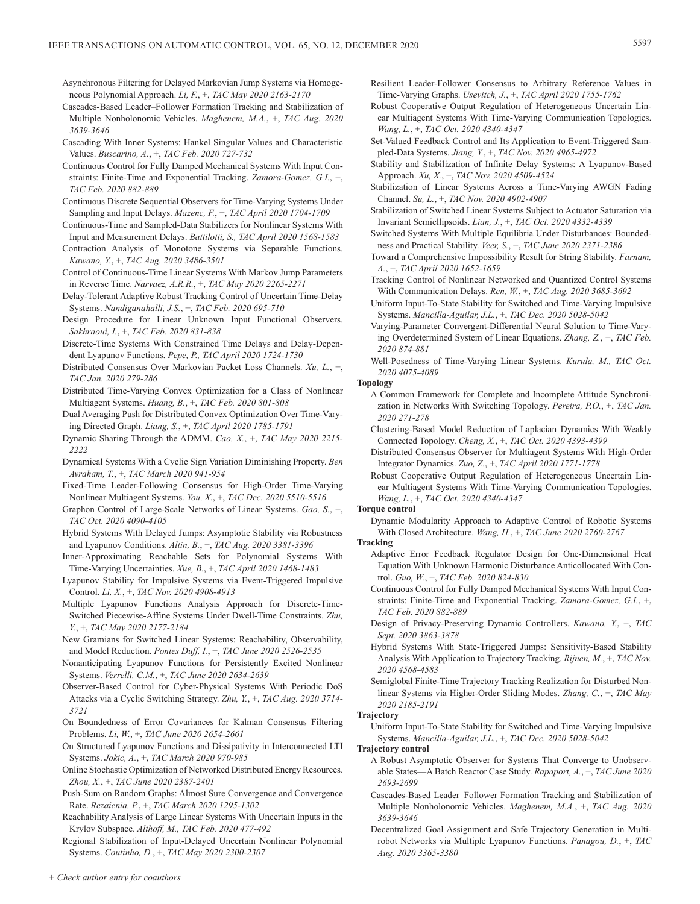Asynchronous Filtering for Delayed Markovian Jump Systems via Homogeneous Polynomial Approach. *Li, F.*, +, *TAC May 2020 2163-2170*

Cascades-Based Leader–Follower Formation Tracking and Stabilization of Multiple Nonholonomic Vehicles. *Maghenem, M.A.*, +, *TAC Aug. 2020 3639-3646*

Cascading With Inner Systems: Hankel Singular Values and Characteristic Values. *Buscarino, A.*, +, *TAC Feb. 2020 727-732*

Continuous Control for Fully Damped Mechanical Systems With Input Constraints: Finite-Time and Exponential Tracking. *Zamora-Gomez, G.I.*, +, *TAC Feb. 2020 882-889*

Continuous Discrete Sequential Observers for Time-Varying Systems Under Sampling and Input Delays. *Mazenc, F.*, +, *TAC April 2020 1704-1709*

Continuous-Time and Sampled-Data Stabilizers for Nonlinear Systems With Input and Measurement Delays. *Battilotti, S., TAC April 2020 1568-1583*

Contraction Analysis of Monotone Systems via Separable Functions. *Kawano, Y.*, +, *TAC Aug. 2020 3486-3501*

Control of Continuous-Time Linear Systems With Markov Jump Parameters in Reverse Time. *Narvaez, A.R.R.*, +, *TAC May 2020 2265-2271*

Delay-Tolerant Adaptive Robust Tracking Control of Uncertain Time-Delay Systems. *Nandiganahalli, J.S.*, +, *TAC Feb. 2020 695-710*

Design Procedure for Linear Unknown Input Functional Observers. *Sakhraoui, I.*, +, *TAC Feb. 2020 831-838*

Discrete-Time Systems With Constrained Time Delays and Delay-Dependent Lyapunov Functions. *Pepe, P., TAC April 2020 1724-1730*

Distributed Consensus Over Markovian Packet Loss Channels. *Xu, L.*, +, *TAC Jan. 2020 279-286*

Distributed Time-Varying Convex Optimization for a Class of Nonlinear Multiagent Systems. *Huang, B.*, +, *TAC Feb. 2020 801-808*

Dual Averaging Push for Distributed Convex Optimization Over Time-Varying Directed Graph. *Liang, S.*, +, *TAC April 2020 1785-1791*

Dynamic Sharing Through the ADMM. *Cao, X.*, +, *TAC May 2020 2215-2222*

Dynamical Systems With a Cyclic Sign Variation Diminishing Property. *Ben Avraham, T.*, +, *TAC March 2020 941-954*

Fixed-Time Leader-Following Consensus for High-Order Time-Varying Nonlinear Multiagent Systems. *You, X.*, +, *TAC Dec. 2020 5510-5516*

Graphon Control of Large-Scale Networks of Linear Systems. *Gao, S.*, +, *TAC Oct. 2020 4090-4105*

Hybrid Systems With Delayed Jumps: Asymptotic Stability via Robustness and Lyapunov Conditions. *Altin, B.*, +, *TAC Aug. 2020 3381-3396*

Inner-Approximating Reachable Sets for Polynomial Systems With Time-Varying Uncertainties. *Xue, B.*, +, *TAC April 2020 1468-1483*

Lyapunov Stability for Impulsive Systems via Event-Triggered Impulsive Control. *Li, X.*, +, *TAC Nov. 2020 4908-4913*

Multiple Lyapunov Functions Analysis Approach for Discrete-Time-Switched Piecewise-Affine Systems Under Dwell-Time Constraints. *Zhu, Y.*, +, *TAC May 2020 2177-2184*

New Gramians for Switched Linear Systems: Reachability, Observability, and Model Reduction. *Pontes Duff, I.*, +, *TAC June 2020 2526-2535*

Nonanticipating Lyapunov Functions for Persistently Excited Nonlinear Systems. *Verrelli, C.M.*, +, *TAC June 2020 2634-2639*

Observer-Based Control for Cyber-Physical Systems With Periodic DoS Attacks via a Cyclic Switching Strategy. *Zhu, Y.*, +, *TAC Aug. 2020 3714-3721*

On Boundedness of Error Covariances for Kalman Consensus Filtering Problems. *Li, W.*, +, *TAC June 2020 2654-2661*

On Structured Lyapunov Functions and Dissipativity in Interconnected LTI Systems. *Jokic, A.*, +, *TAC March 2020 970-985*

Online Stochastic Optimization of Networked Distributed Energy Resources. *Zhou, X.*, +, *TAC June 2020 2387-2401*

Push-Sum on Random Graphs: Almost Sure Convergence and Convergence Rate. *Rezaienia, P.*, +, *TAC March 2020 1295-1302*

Reachability Analysis of Large Linear Systems With Uncertain Inputs in the Krylov Subspace. *Althoff, M., TAC Feb. 2020 477-492*

Regional Stabilization of Input-Delayed Uncertain Nonlinear Polynomial Systems. *Coutinho, D.*, +, *TAC May 2020 2300-2307*

Resilient Leader-Follower Consensus to Arbitrary Reference Values in Time-Varying Graphs. *Usevitch, J.*, +, *TAC April 2020 1755-1762*

Robust Cooperative Output Regulation of Heterogeneous Uncertain Linear Multiagent Systems With Time-Varying Communication Topologies. *Wang, L.*, +, *TAC Oct. 2020 4340-4347*

Set-Valued Feedback Control and Its Application to Event-Triggered Sampled-Data Systems. *Jiang, Y.*, +, *TAC Nov. 2020 4965-4972*

Stability and Stabilization of Infinite Delay Systems: A Lyapunov-Based Approach. *Xu, X.*, +, *TAC Nov. 2020 4509-4524*

Stabilization of Linear Systems Across a Time-Varying AWGN Fading Channel. *Su, L.*, +, *TAC Nov. 2020 4902-4907*

Stabilization of Switched Linear Systems Subject to Actuator Saturation via Invariant Semiellipsoids. *Lian, J.*, +, *TAC Oct. 2020 4332-4339*

Switched Systems With Multiple Equilibria Under Disturbances: Boundedness and Practical Stability. *Veer, S.*, +, *TAC June 2020 2371-2386*

Toward a Comprehensive Impossibility Result for String Stability. *Farnam, A.*, +, *TAC April 2020 1652-1659*

Tracking Control of Nonlinear Networked and Quantized Control Systems With Communication Delays. *Ren, W.*, +, *TAC Aug. 2020 3685-3692*

Uniform Input-To-State Stability for Switched and Time-Varying Impulsive Systems. *Mancilla-Aguilar, J.L.*, +, *TAC Dec. 2020 5028-5042*

Varying-Parameter Convergent-Differential Neural Solution to Time-Varying Overdetermined System of Linear Equations. *Zhang, Z.*, +, *TAC Feb. 2020 874-881*

Well-Posedness of Time-Varying Linear Systems. *Kurula, M., TAC Oct. 2020 4075-4089*

**Topology**

A Common Framework for Complete and Incomplete Attitude Synchronization in Networks With Switching Topology. *Pereira, P.O.*, +, *TAC Jan. 2020 271-278*

Clustering-Based Model Reduction of Laplacian Dynamics With Weakly Connected Topology. *Cheng, X.*, +, *TAC Oct. 2020 4393-4399*

Distributed Consensus Observer for Multiagent Systems With High-Order Integrator Dynamics. *Zuo, Z.*, +, *TAC April 2020 1771-1778*

Robust Cooperative Output Regulation of Heterogeneous Uncertain Linear Multiagent Systems With Time-Varying Communication Topologies. *Wang, L.*, +, *TAC Oct. 2020 4340-4347*

**Torque control**

Dynamic Modularity Approach to Adaptive Control of Robotic Systems With Closed Architecture. *Wang, H.*, +, *TAC June 2020 2760-2767*

**Tracking**

Adaptive Error Feedback Regulator Design for One-Dimensional Heat Equation With Unknown Harmonic Disturbance Anticollocated With Control. *Guo, W.*, +, *TAC Feb. 2020 824-830*

Continuous Control for Fully Damped Mechanical Systems With Input Constraints: Finite-Time and Exponential Tracking. *Zamora-Gomez, G.I.*, +, *TAC Feb. 2020 882-889*

Design of Privacy-Preserving Dynamic Controllers. *Kawano, Y.*, +, *TAC Sept. 2020 3863-3878*

Hybrid Systems With State-Triggered Jumps: Sensitivity-Based Stability Analysis With Application to Trajectory Tracking. *Rijnen, M.*, +, *TAC Nov. 2020 4568-4583*

Semiglobal Finite-Time Trajectory Tracking Realization for Disturbed Nonlinear Systems via Higher-Order Sliding Modes. *Zhang, C.*, +, *TAC May 2020 2185-2191*

**Trajectory**

Uniform Input-To-State Stability for Switched and Time-Varying Impulsive Systems. *Mancilla-Aguilar, J.L.*, +, *TAC Dec. 2020 5028-5042*

**Trajectory control**

A Robust Asymptotic Observer for Systems That Converge to Unobservable States—A Batch Reactor Case Study. *Rapaport, A.*, +, *TAC June 2020 2693-2699*

Cascades-Based Leader–Follower Formation Tracking and Stabilization of Multiple Nonholonomic Vehicles. *Maghenem, M.A.*, +, *TAC Aug. 2020 3639-3646*

Decentralized Goal Assignment and Safe Trajectory Generation in Multi-robot Networks via Multiple Lyapunov Functions. *Panagou, D.*, +, *TAC Aug. 2020 3365-3380*

*+ Check author entry for coauthors*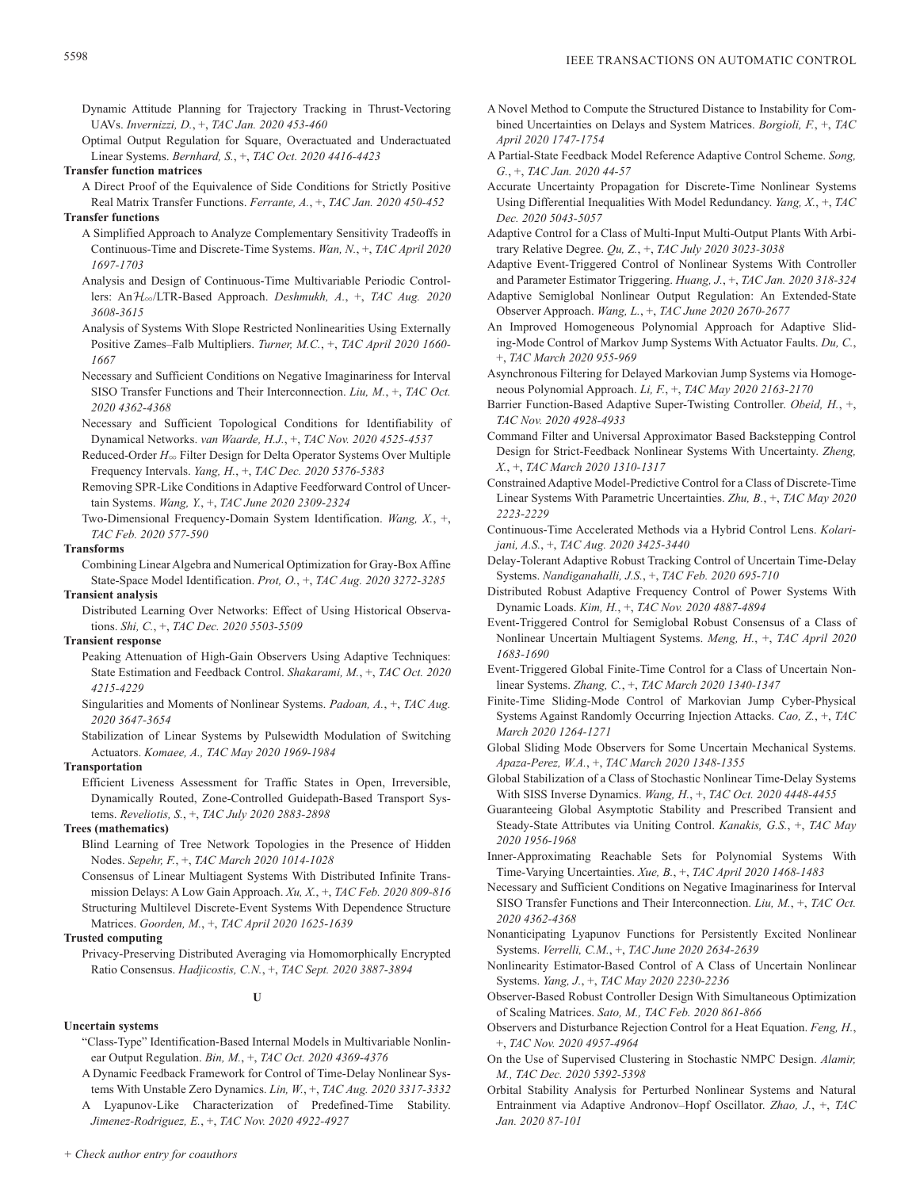Dynamic Attitude Planning for Trajectory Tracking in Thrust-Vectoring UAVs. *Invernizzi, D.*, +, *TAC Jan. 2020 453-460*

Optimal Output Regulation for Square, Overactuated and Underactuated Linear Systems. *Bernhard, S.*, +, *TAC Oct. 2020 4416-4423*

**Transfer function matrices**

A Direct Proof of the Equivalence of Side Conditions for Strictly Positive Real Matrix Transfer Functions. *Ferrante, A.*, +, *TAC Jan. 2020 450-452*

**Transfer functions**

A Simplified Approach to Analyze Complementary Sensitivity Tradeoffs in Continuous-Time and Discrete-Time Systems. *Wan, N.*, +, *TAC April 2020 1697-1703*

Analysis and Design of Continuous-Time Multivariable Periodic Controllers: An $\mathcal{H}_\infty$/LTR-Based Approach. *Deshmukh, A.*, +, *TAC Aug. 2020 3608-3615*

Analysis of Systems With Slope Restricted Nonlinearities Using Externally Positive Zames–Falb Multipliers. *Turner, M.C.*, +, *TAC April 2020 1660-1667*

Necessary and Sufficient Conditions on Negative Imaginariness for Interval SISO Transfer Functions and Their Interconnection. *Liu, M.*, +, *TAC Oct. 2020 4362-4368*

Necessary and Sufficient Topological Conditions for Identifiability of Dynamical Networks. *van Waarde, H.J.*, +, *TAC Nov. 2020 4525-4537*

Reduced-Order $H_\infty$ Filter Design for Delta Operator Systems Over Multiple Frequency Intervals. *Yang, H.*, +, *TAC Dec. 2020 5376-5383*

Removing SPR-Like Conditions in Adaptive Feedforward Control of Uncertain Systems. *Wang, Y.*, +, *TAC June 2020 2309-2324*

Two-Dimensional Frequency-Domain System Identification. *Wang, X.*, +, *TAC Feb. 2020 577-590*

**Transforms**

Combining Linear Algebra and Numerical Optimization for Gray-Box Affine State-Space Model Identification. *Prot, O.*, +, *TAC Aug. 2020 3272-3285*

**Transient analysis**

Distributed Learning Over Networks: Effect of Using Historical Observations. *Shi, C.*, +, *TAC Dec. 2020 5503-5509*

**Transient response**

Peaking Attenuation of High-Gain Observers Using Adaptive Techniques: State Estimation and Feedback Control. *Shakarami, M.*, +, *TAC Oct. 2020 4215-4229*

Singularities and Moments of Nonlinear Systems. *Padoan, A.*, +, *TAC Aug. 2020 3647-3654*

Stabilization of Linear Systems by Pulsewidth Modulation of Switching Actuators. *Komaee, A.*, *TAC May 2020 1969-1984*

**Transportation**

Efficient Liveness Assessment for Traffic States in Open, Irreversible, Dynamically Routed, Zone-Controlled Guidepath-Based Transport Systems. *Reveliotis, S.*, +, *TAC July 2020 2883-2898*

**Trees (mathematics)**

Blind Learning of Tree Network Topologies in the Presence of Hidden Nodes. *Sepehr, F.*, +, *TAC March 2020 1014-1028*

Consensus of Linear Multiagent Systems With Distributed Infinite Transmission Delays: A Low Gain Approach. *Xu, X.*, +, *TAC Feb. 2020 809-816*

Structuring Multilevel Discrete-Event Systems With Dependence Structure Matrices. *Goorden, M.*, +, *TAC April 2020 1625-1639*

**Trusted computing**

Privacy-Preserving Distributed Averaging via Homomorphically Encrypted Ratio Consensus. *Hadjicostis, C.N.*, +, *TAC Sept. 2020 3887-3894*

## U

**Uncertain systems**

"Class-Type" Identification-Based Internal Models in Multivariable Nonlinear Output Regulation. *Bin, M.*, +, *TAC Oct. 2020 4369-4376*

A Dynamic Feedback Framework for Control of Time-Delay Nonlinear Systems With Unstable Zero Dynamics. *Lin, W.*, +, *TAC Aug. 2020 3317-3332*

A Lyapunov-Like Characterization of Predefined-Time Stability. *Jimenez-Rodriguez, E.*, +, *TAC Nov. 2020 4922-4927*

A Novel Method to Compute the Structured Distance to Instability for Combined Uncertainties on Delays and System Matrices. *Borgioli, F.*, +, *TAC April 2020 1747-1754*

A Partial-State Feedback Model Reference Adaptive Control Scheme. *Song, G.*, +, *TAC Jan. 2020 44-57*

Accurate Uncertainty Propagation for Discrete-Time Nonlinear Systems Using Differential Inequalities With Model Redundancy. *Yang, X.*, +, *TAC Dec. 2020 5043-5057*

Adaptive Control for a Class of Multi-Input Multi-Output Plants With Arbitrary Relative Degree. *Qu, Z.*, +, *TAC July 2020 3023-3038*

Adaptive Event-Triggered Control of Nonlinear Systems With Controller and Parameter Estimator Triggering. *Huang, J.*, +, *TAC Jan. 2020 318-324*

Adaptive Semiglobal Nonlinear Output Regulation: An Extended-State Observer Approach. *Wang, L.*, +, *TAC June 2020 2670-2677*

An Improved Homogeneous Polynomial Approach for Adaptive Sliding-Mode Control of Markov Jump Systems With Actuator Faults. *Du, C.*, +, *TAC March 2020 955-969*

Asynchronous Filtering for Delayed Markovian Jump Systems via Homogeneous Polynomial Approach. *Li, F.*, +, *TAC May 2020 2163-2170*

Barrier Function-Based Adaptive Super-Twisting Controller. *Obeid, H.*, +, *TAC Nov. 2020 4928-4933*

Command Filter and Universal Approximator Based Backstepping Control Design for Strict-Feedback Nonlinear Systems With Uncertainty. *Zheng, X.*, +, *TAC March 2020 1310-1317*

Constrained Adaptive Model-Predictive Control for a Class of Discrete-Time Linear Systems With Parametric Uncertainties. *Zhu, B.*, +, *TAC May 2020 2223-2229*

Continuous-Time Accelerated Methods via a Hybrid Control Lens. *Kolarijani, A.S.*, +, *TAC Aug. 2020 3425-3440*

Delay-Tolerant Adaptive Robust Tracking Control of Uncertain Time-Delay Systems. *Nandiganahalli, J.S.*, +, *TAC Feb. 2020 695-710*

Distributed Robust Adaptive Frequency Control of Power Systems With Dynamic Loads. *Kim, H.*, +, *TAC Nov. 2020 4887-4894*

Event-Triggered Control for Semiglobal Robust Consensus of a Class of Nonlinear Uncertain Multiagent Systems. *Meng, H.*, +, *TAC April 2020 1683-1690*

Event-Triggered Global Finite-Time Control for a Class of Uncertain Nonlinear Systems. *Zhang, C.*, +, *TAC March 2020 1340-1347*

Finite-Time Sliding-Mode Control of Markovian Jump Cyber-Physical Systems Against Randomly Occurring Injection Attacks. *Cao, Z.*, +, *TAC March 2020 1264-1271*

Global Sliding Mode Observers for Some Uncertain Mechanical Systems. *Apaza-Perez, W.A.*, +, *TAC March 2020 1348-1355*

Global Stabilization of a Class of Stochastic Nonlinear Time-Delay Systems With SISS Inverse Dynamics. *Wang, H.*, +, *TAC Oct. 2020 4448-4455*

Guaranteeing Global Asymptotic Stability and Prescribed Transient and Steady-State Attributes via Uniting Control. *Kanakis, G.S.*, +, *TAC May 2020 1956-1968*

Inner-Approximating Reachable Sets for Polynomial Systems With Time-Varying Uncertainties. *Xue, B.*, +, *TAC April 2020 1468-1483*

Necessary and Sufficient Conditions on Negative Imaginariness for Interval SISO Transfer Functions and Their Interconnection. *Liu, M.*, +, *TAC Oct. 2020 4362-4368*

Nonanticipating Lyapunov Functions for Persistently Excited Nonlinear Systems. *Verrelli, C.M.*, +, *TAC June 2020 2634-2639*

Nonlinearity Estimator-Based Control of A Class of Uncertain Nonlinear Systems. *Yang, J.*, +, *TAC May 2020 2230-2236*

Observer-Based Robust Controller Design With Simultaneous Optimization of Scaling Matrices. *Sato, M.*, *TAC Feb. 2020 861-866*

Observers and Disturbance Rejection Control for a Heat Equation. *Feng, H.*, +, *TAC Nov. 2020 4957-4964*

On the Use of Supervised Clustering in Stochastic NMPC Design. *Alamir, M.*, *TAC Dec. 2020 5392-5398*

Orbital Stability Analysis for Perturbed Nonlinear Systems and Natural Entrainment via Adaptive Andronov–Hopf Oscillator. *Zhao, J.*, +, *TAC Jan. 2020 87-101*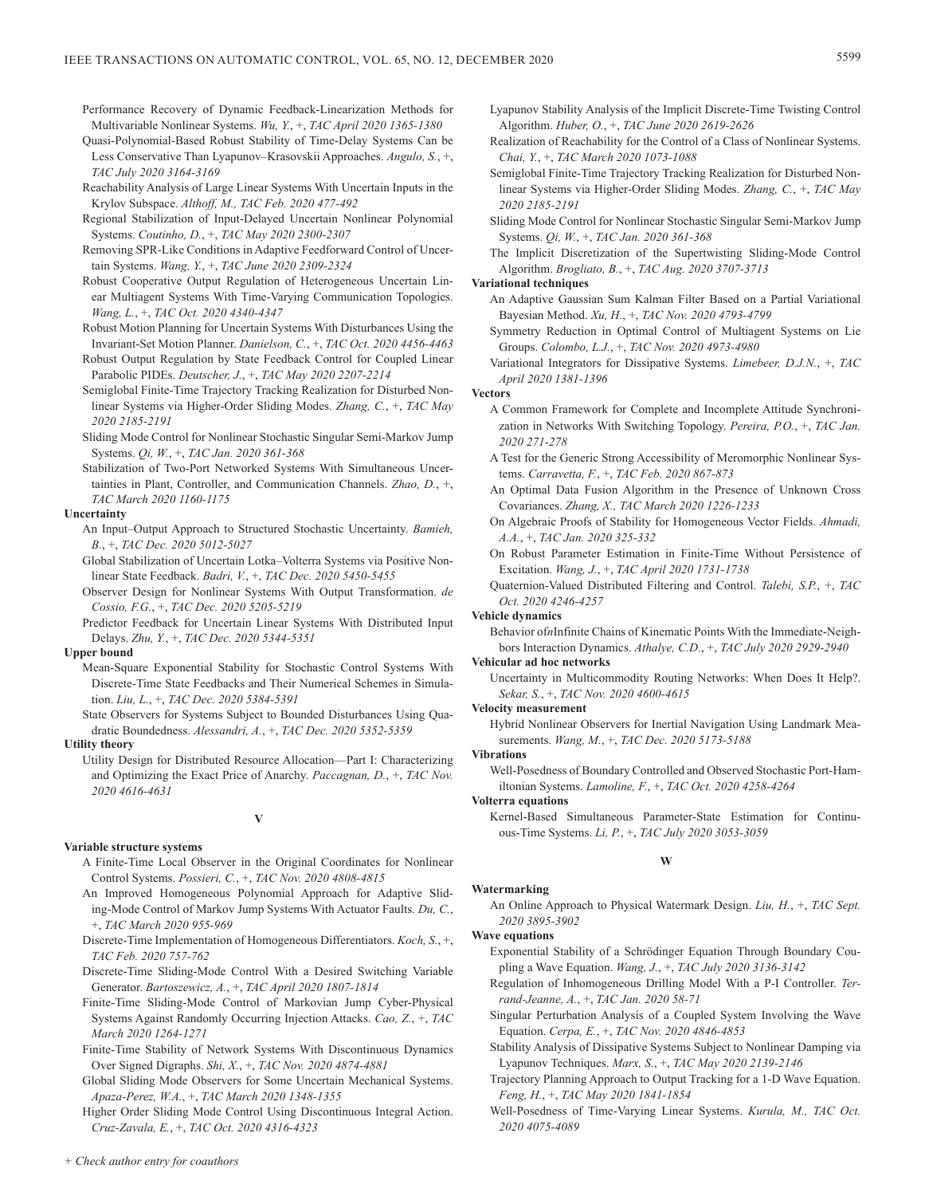Performance Recovery of Dynamic Feedback-Linearization Methods for Multivariable Nonlinear Systems. *Wu, Y.*, +, *TAC April 2020 1365-1380*

Quasi-Polynomial-Based Robust Stability of Time-Delay Systems Can be Less Conservative Than Lyapunov–Krasovskii Approaches. *Angulo, S.*, +, *TAC July 2020 3164-3169*

Reachability Analysis of Large Linear Systems With Uncertain Inputs in the Krylov Subspace. *Althoff, M., TAC Feb. 2020 477-492*

Regional Stabilization of Input-Delayed Uncertain Nonlinear Polynomial Systems. *Coutinho, D.*, +, *TAC May 2020 2300-2307*

Removing SPR-Like Conditions in Adaptive Feedforward Control of Uncertain Systems. *Wang, Y.*, +, *TAC June 2020 2309-2324*

Robust Cooperative Output Regulation of Heterogeneous Uncertain Linear Multiagent Systems With Time-Varying Communication Topologies. *Wang, L.*, +, *TAC Oct. 2020 4340-4347*

Robust Motion Planning for Uncertain Systems With Disturbances Using the Invariant-Set Motion Planner. *Danielson, C.*, +, *TAC Oct. 2020 4456-4463*

Robust Output Regulation by State Feedback Control for Coupled Linear Parabolic PIDEs. *Deutscher, J.*, +, *TAC May 2020 2207-2214*

Semiglobal Finite-Time Trajectory Tracking Realization for Disturbed Nonlinear Systems via Higher-Order Sliding Modes. *Zhang, C.*, +, *TAC May 2020 2185-2191*

Sliding Mode Control for Nonlinear Stochastic Singular Semi-Markov Jump Systems. *Qi, W.*, +, *TAC Jan. 2020 361-368*

Stabilization of Two-Port Networked Systems With Simultaneous Uncertainties in Plant, Controller, and Communication Channels. *Zhao, D.*, +, *TAC March 2020 1160-1175*

**Uncertainty**

An Input–Output Approach to Structured Stochastic Uncertainty. *Bamieh, B.*, +, *TAC Dec. 2020 5012-5027*

Global Stabilization of Uncertain Lotka–Volterra Systems via Positive Nonlinear State Feedback. *Badri, V.*, +, *TAC Dec. 2020 5450-5455*

Observer Design for Nonlinear Systems With Output Transformation. *de Cossio, F.G.*, +, *TAC Dec. 2020 5205-5219*

Predictor Feedback for Uncertain Linear Systems With Distributed Input Delays. *Zhu, Y.*, +, *TAC Dec. 2020 5344-5351*

**Upper bound**

Mean-Square Exponential Stability for Stochastic Control Systems With Discrete-Time State Feedbacks and Their Numerical Schemes in Simulation. *Liu, L.*, +, *TAC Dec. 2020 5384-5391*

State Observers for Systems Subject to Bounded Disturbances Using Quadratic Boundedness. *Alessandri, A.*, +, *TAC Dec. 2020 5352-5359*

**Utility theory**

Utility Design for Distributed Resource Allocation—Part I: Characterizing and Optimizing the Exact Price of Anarchy. *Paccagnan, D.*, +, *TAC Nov. 2020 4616-4631*

## V

**Variable structure systems**

A Finite-Time Local Observer in the Original Coordinates for Nonlinear Control Systems. *Possieri, C.*, +, *TAC Nov. 2020 4808-4815*

An Improved Homogeneous Polynomial Approach for Adaptive Sliding-Mode Control of Markov Jump Systems With Actuator Faults. *Du, C.*, +, *TAC March 2020 955-969*

Discrete-Time Implementation of Homogeneous Differentiators. *Koch, S.*, +, *TAC Feb. 2020 757-762*

Discrete-Time Sliding-Mode Control With a Desired Switching Variable Generator. *Bartoszewicz, A.*, +, *TAC April 2020 1807-1814*

Finite-Time Sliding-Mode Control of Markovian Jump Cyber-Physical Systems Against Randomly Occurring Injection Attacks. *Cao, Z.*, +, *TAC March 2020 1264-1271*

Finite-Time Stability of Network Systems With Discontinuous Dynamics Over Signed Digraphs. *Shi, X.*, +, *TAC Nov. 2020 4874-4881*

Global Sliding Mode Observers for Some Uncertain Mechanical Systems. *Apaza-Perez, W.A.*, +, *TAC March 2020 1348-1355*

Higher Order Sliding Mode Control Using Discontinuous Integral Action. *Cruz-Zavala, E.*, +, *TAC Oct. 2020 4316-4323*

Lyapunov Stability Analysis of the Implicit Discrete-Time Twisting Control Algorithm. *Huber, O.*, +, *TAC June 2020 2619-2626*

Realization of Reachability for the Control of a Class of Nonlinear Systems. *Chai, Y.*, +, *TAC March 2020 1073-1088*

Semiglobal Finite-Time Trajectory Tracking Realization for Disturbed Nonlinear Systems via Higher-Order Sliding Modes. *Zhang, C.*, +, *TAC May 2020 2185-2191*

Sliding Mode Control for Nonlinear Stochastic Singular Semi-Markov Jump Systems. *Qi, W.*, +, *TAC Jan. 2020 361-368*

The Implicit Discretization of the Supertwisting Sliding-Mode Control Algorithm. *Brogliato, B.*, +, *TAC Aug. 2020 3707-3713*

**Variational techniques**

An Adaptive Gaussian Sum Kalman Filter Based on a Partial Variational Bayesian Method. *Xu, H.*, +, *TAC Nov. 2020 4793-4799*

Symmetry Reduction in Optimal Control of Multiagent Systems on Lie Groups. *Colombo, L.J.*, +, *TAC Nov. 2020 4973-4980*

Variational Integrators for Dissipative Systems. *Limebeer, D.J.N.*, +, *TAC April 2020 1381-1396*

**Vectors**

A Common Framework for Complete and Incomplete Attitude Synchronization in Networks With Switching Topology. *Pereira, P.O.*, +, *TAC Jan. 2020 271-278*

A Test for the Generic Strong Accessibility of Meromorphic Nonlinear Systems. *Carravetta, F.*, +, *TAC Feb. 2020 867-873*

An Optimal Data Fusion Algorithm in the Presence of Unknown Cross Covariances. *Zhang, X., TAC March 2020 1226-1233*

On Algebraic Proofs of Stability for Homogeneous Vector Fields. *Ahmadi, A.A.*, +, *TAC Jan. 2020 325-332*

On Robust Parameter Estimation in Finite-Time Without Persistence of Excitation. *Wang, J.*, +, *TAC April 2020 1731-1738*

Quaternion-Valued Distributed Filtering and Control. *Talebi, S.P.*, +, *TAC Oct. 2020 4246-4257*

**Vehicle dynamics**

Behavior of$n$Infinite Chains of Kinematic Points With the Immediate-Neighbors Interaction Dynamics. *Athalye, C.D.*, +, *TAC July 2020 2929-2940*

**Vehicular ad hoc networks**

Uncertainty in Multicommodity Routing Networks: When Does It Help?. *Sekar, S.*, +, *TAC Nov. 2020 4600-4615*

**Velocity measurement**

Hybrid Nonlinear Observers for Inertial Navigation Using Landmark Measurements. *Wang, M.*, +, *TAC Dec. 2020 5173-5188*

**Vibrations**

Well-Posedness of Boundary Controlled and Observed Stochastic Port-Hamiltonian Systems. *Lamoline, F.*, +, *TAC Oct. 2020 4258-4264*

**Volterra equations**

Kernel-Based Simultaneous Parameter-State Estimation for Continuous-Time Systems. *Li, P.*, +, *TAC July 2020 3053-3059*

## W

**Watermarking**

An Online Approach to Physical Watermark Design. *Liu, H.*, +, *TAC Sept. 2020 3895-3902*

**Wave equations**

Exponential Stability of a Schrödinger Equation Through Boundary Coupling a Wave Equation. *Wang, J.*, +, *TAC July 2020 3136-3142*

Regulation of Inhomogeneous Drilling Model With a P-I Controller. *Terrand-Jeanne, A.*, +, *TAC Jan. 2020 58-71*

Singular Perturbation Analysis of a Coupled System Involving the Wave Equation. *Cerpa, E.*, +, *TAC Nov. 2020 4846-4853*

Stability Analysis of Dissipative Systems Subject to Nonlinear Damping via Lyapunov Techniques. *Marx, S.*, +, *TAC May 2020 2139-2146*

Trajectory Planning Approach to Output Tracking for a 1-D Wave Equation. *Feng, H.*, +, *TAC May 2020 1841-1854*

Well-Posedness of Time-Varying Linear Systems. *Kurula, M., TAC Oct. 2020 4075-4089*

*+ Check author entry for coauthors*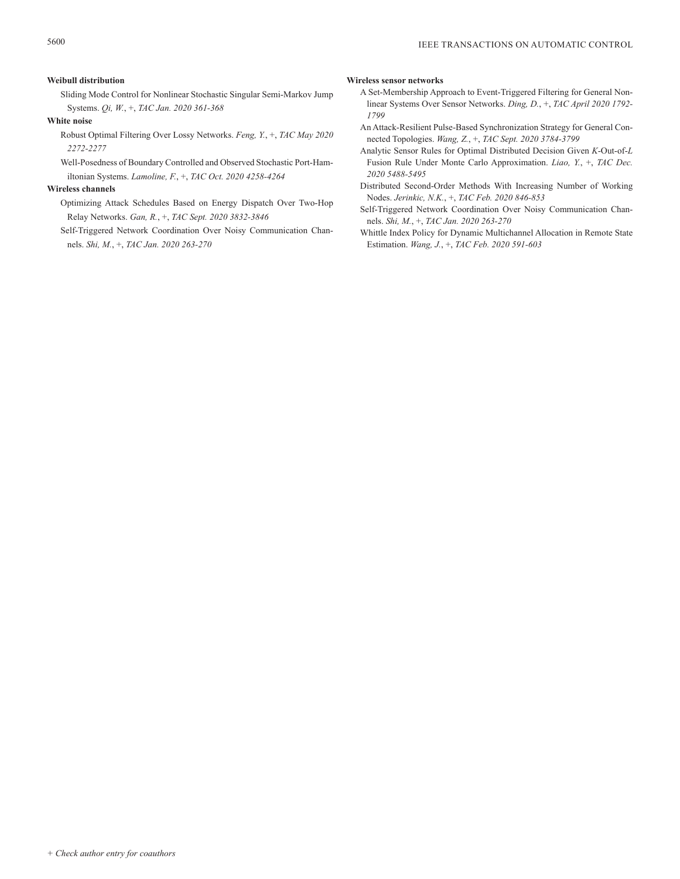**Weibull distribution**

Sliding Mode Control for Nonlinear Stochastic Singular Semi-Markov Jump Systems. *Qi, W.*, +, *TAC Jan. 2020 361-368*

**White noise**

Robust Optimal Filtering Over Lossy Networks. *Feng, Y.*, +, *TAC May 2020 2272-2277*

Well-Posedness of Boundary Controlled and Observed Stochastic Port-Hamiltonian Systems. *Lamoline, F.*, +, *TAC Oct. 2020 4258-4264*

**Wireless channels**

Optimizing Attack Schedules Based on Energy Dispatch Over Two-Hop Relay Networks. *Gan, R.*, +, *TAC Sept. 2020 3832-3846*

Self-Triggered Network Coordination Over Noisy Communication Channels. *Shi, M.*, +, *TAC Jan. 2020 263-270*

**Wireless sensor networks**

A Set-Membership Approach to Event-Triggered Filtering for General Nonlinear Systems Over Sensor Networks. *Ding, D.*, +, *TAC April 2020 1792-1799*

An Attack-Resilient Pulse-Based Synchronization Strategy for General Connected Topologies. *Wang, Z.*, +, *TAC Sept. 2020 3784-3799*

Analytic Sensor Rules for Optimal Distributed Decision Given *K*-Out-of-*L* Fusion Rule Under Monte Carlo Approximation. *Liao, Y.*, +, *TAC Dec. 2020 5488-5495*

Distributed Second-Order Methods With Increasing Number of Working Nodes. *Jerinkic, N.K.*, +, *TAC Feb. 2020 846-853*

Self-Triggered Network Coordination Over Noisy Communication Channels. *Shi, M.*, +, *TAC Jan. 2020 263-270*

Whittle Index Policy for Dynamic Multichannel Allocation in Remote State Estimation. *Wang, J.*, +, *TAC Feb. 2020 591-603*

*+ Check author entry for coauthors*